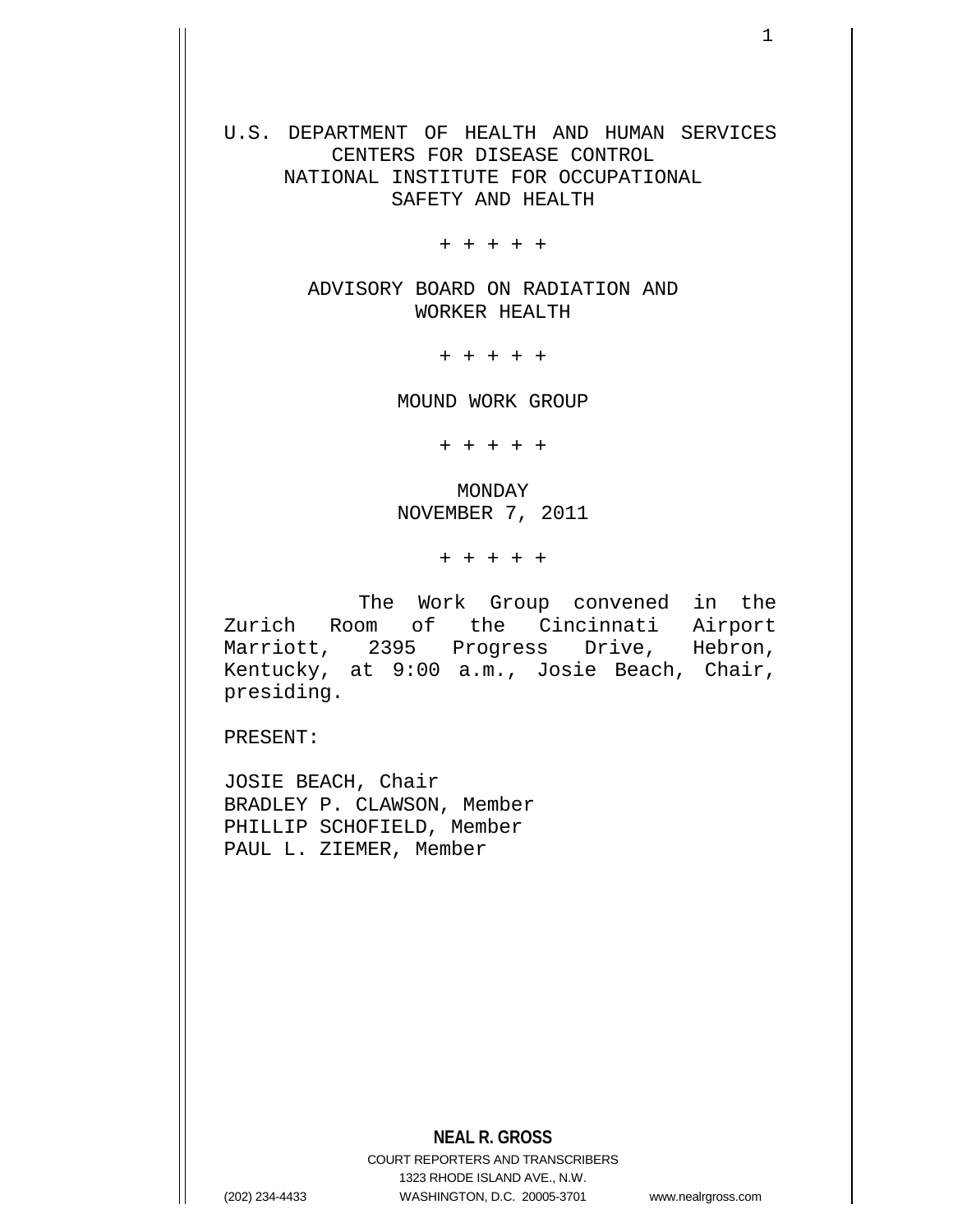U.S. DEPARTMENT OF HEALTH AND HUMAN SERVICES
CENTERS FOR DISEASE CONTROL
NATIONAL INSTITUTE FOR OCCUPATIONAL
SAFETY AND HEALTH

+ + + + +

ADVISORY BOARD ON RADIATION AND
WORKER HEALTH

+ + + + +

MOUND WORK GROUP

+ + + + +

MONDAY
NOVEMBER 7, 2011

+ + + + +

The Work Group convened in the Zurich Room of the Cincinnati Airport Marriott, 2395 Progress Drive, Hebron, Kentucky, at 9:00 a.m., Josie Beach, Chair, presiding.

PRESENT:

JOSIE BEACH, Chair
BRADLEY P. CLAWSON, Member
PHILLIP SCHOFIELD, Member
PAUL L. ZIEMER, Member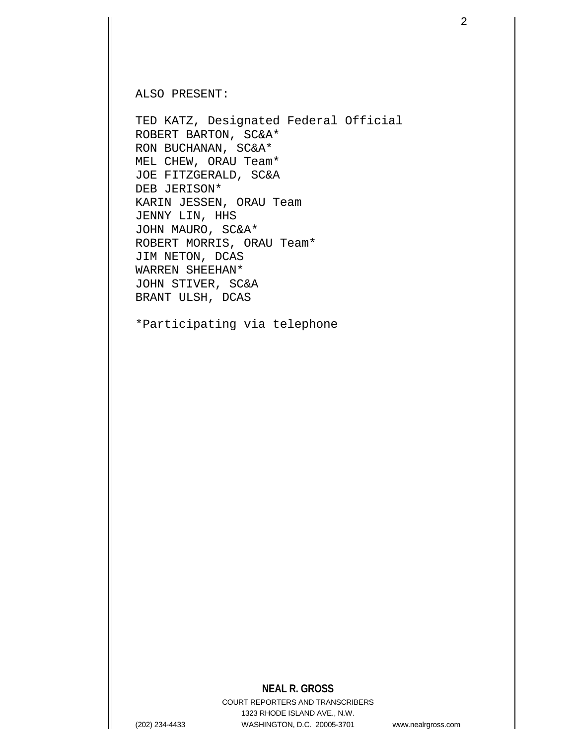ALSO PRESENT:

TED KATZ, Designated Federal Official
ROBERT BARTON, SC&A*
RON BUCHANAN, SC&A*
MEL CHEW, ORAU Team*
JOE FITZGERALD, SC&A
DEB JERISON*
KARIN JESSEN, ORAU Team
JENNY LIN, HHS
JOHN MAURO, SC&A*
ROBERT MORRIS, ORAU Team*
JIM NETON, DCAS
WARREN SHEEHAN*
JOHN STIVER, SC&A
BRANT ULSH, DCAS

*Participating via telephone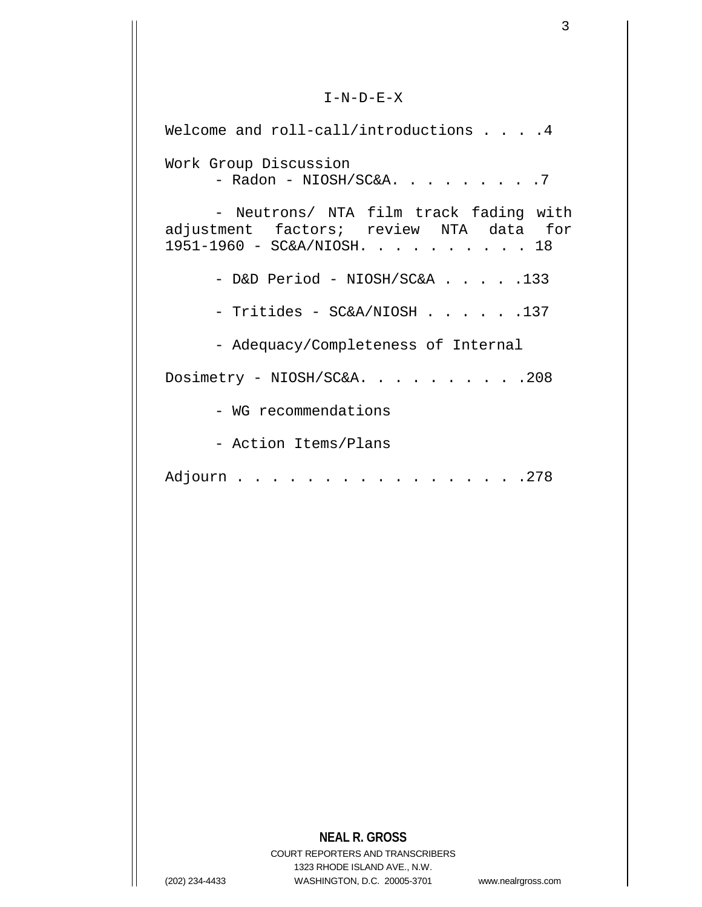# I-N-D-E-X

Welcome and roll-call/introductions . . . .4

Work Group Discussion

- Radon - NIOSH/SC&A. . . . . . . . .7

- Neutrons/ NTA film track fading with adjustment factors; review NTA data for 1951-1960 - SC&A/NIOSH. . . . . . . . . . 18

- D&D Period - NIOSH/SC&A . . . . .133

- Tritides - SC&A/NIOSH . . . . . .137

- Adequacy/Completeness of Internal Dosimetry - NIOSH/SC&A. . . . . . . . . .208

- WG recommendations

- Action Items/Plans

Adjourn . . . . . . . . . . . . . . . . .278

**NEAL R. GROSS**

COURT REPORTERS AND TRANSCRIBERS

1323 RHODE ISLAND AVE., N.W.

(202) 234-4433 WASHINGTON, D.C. 20005-3701 www.nealrgross.com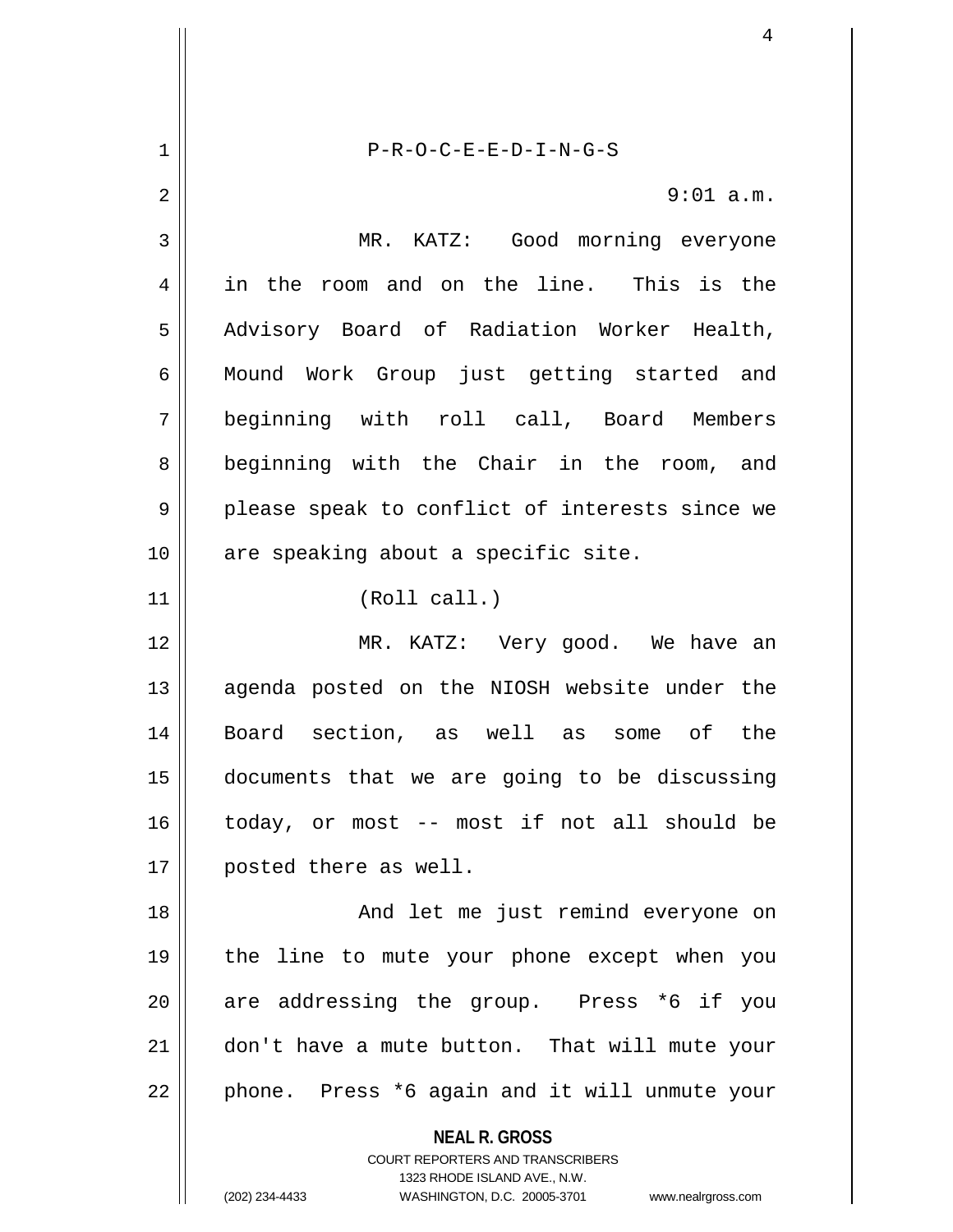P-R-O-C-E-E-D-I-N-G-S

9:01 a.m.

MR. KATZ: Good morning everyone in the room and on the line. This is the Advisory Board of Radiation Worker Health, Mound Work Group just getting started and beginning with roll call, Board Members beginning with the Chair in the room, and please speak to conflict of interests since we are speaking about a specific site.

(Roll call.)

MR. KATZ: Very good. We have an agenda posted on the NIOSH website under the Board section, as well as some of the documents that we are going to be discussing today, or most -- most if not all should be posted there as well.

And let me just remind everyone on the line to mute your phone except when you are addressing the group. Press *6 if you don't have a mute button. That will mute your phone. Press *6 again and it will unmute your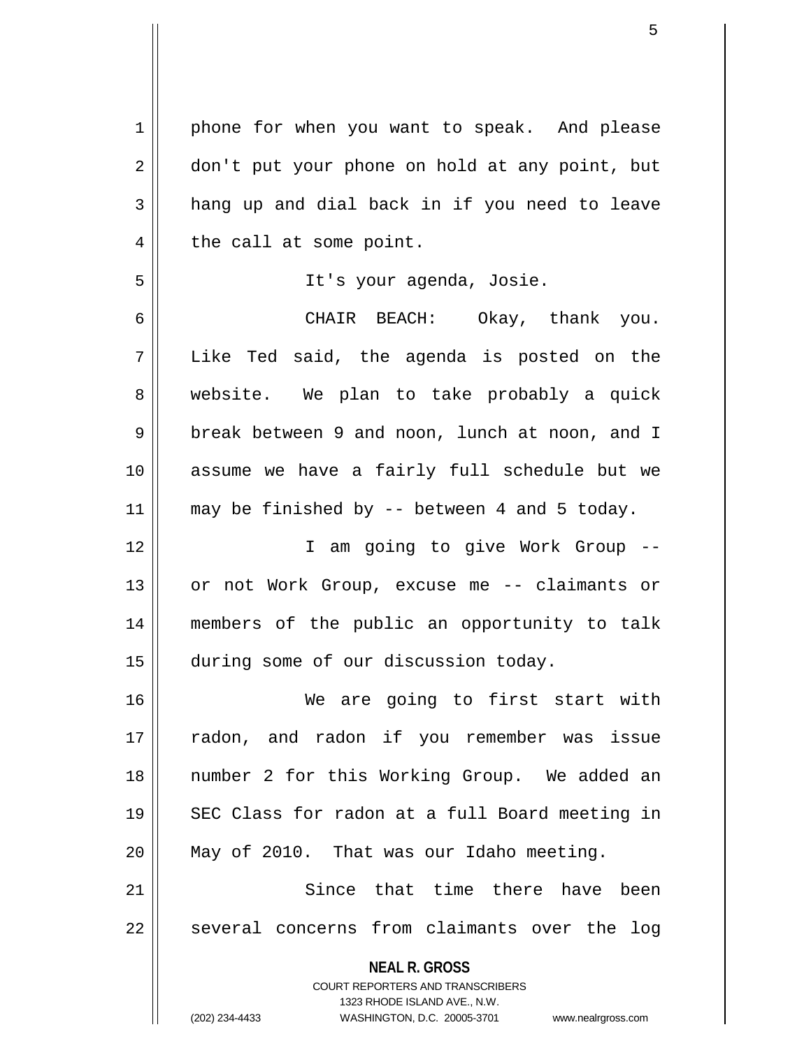phone for when you want to speak. And please don't put your phone on hold at any point, but hang up and dial back in if you need to leave the call at some point.

It's your agenda, Josie.

CHAIR BEACH: Okay, thank you. Like Ted said, the agenda is posted on the website. We plan to take probably a quick break between 9 and noon, lunch at noon, and I assume we have a fairly full schedule but we may be finished by -- between 4 and 5 today.

I am going to give Work Group -- or not Work Group, excuse me -- claimants or members of the public an opportunity to talk during some of our discussion today.

We are going to first start with radon, and radon if you remember was issue number 2 for this Working Group. We added an SEC Class for radon at a full Board meeting in May of 2010. That was our Idaho meeting.

Since that time there have been several concerns from claimants over the log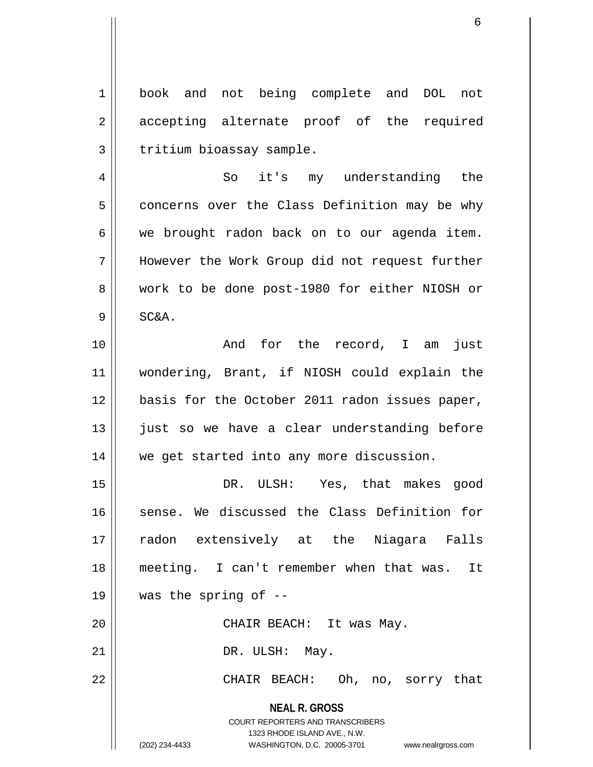book and not being complete and DOL not accepting alternate proof of the required tritium bioassay sample.

So it's my understanding the concerns over the Class Definition may be why we brought radon back on to our agenda item. However the Work Group did not request further work to be done post-1980 for either NIOSH or SC&A.

And for the record, I am just wondering, Brant, if NIOSH could explain the basis for the October 2011 radon issues paper, just so we have a clear understanding before we get started into any more discussion.

DR. ULSH: Yes, that makes good sense. We discussed the Class Definition for radon extensively at the Niagara Falls meeting. I can't remember when that was. It was the spring of --

CHAIR BEACH: It was May.

DR. ULSH: May.

CHAIR BEACH: Oh, no, sorry that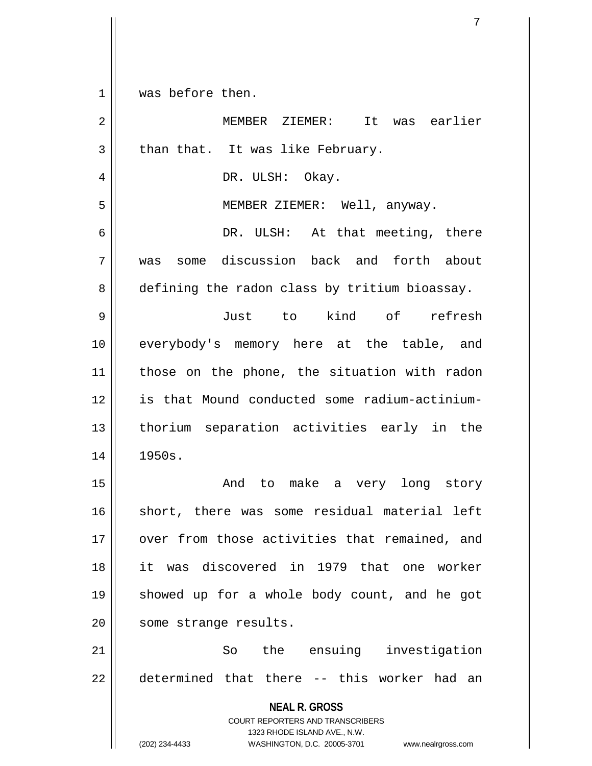was before then.

MEMBER ZIEMER: It was earlier than that. It was like February.

DR. ULSH: Okay.

MEMBER ZIEMER: Well, anyway.

DR. ULSH: At that meeting, there was some discussion back and forth about defining the radon class by tritium bioassay.

Just to kind of refresh everybody's memory here at the table, and those on the phone, the situation with radon is that Mound conducted some radium-actinium-thorium separation activities early in the 1950s.

And to make a very long story short, there was some residual material left over from those activities that remained, and it was discovered in 1979 that one worker showed up for a whole body count, and he got some strange results.

So the ensuing investigation determined that there -- this worker had an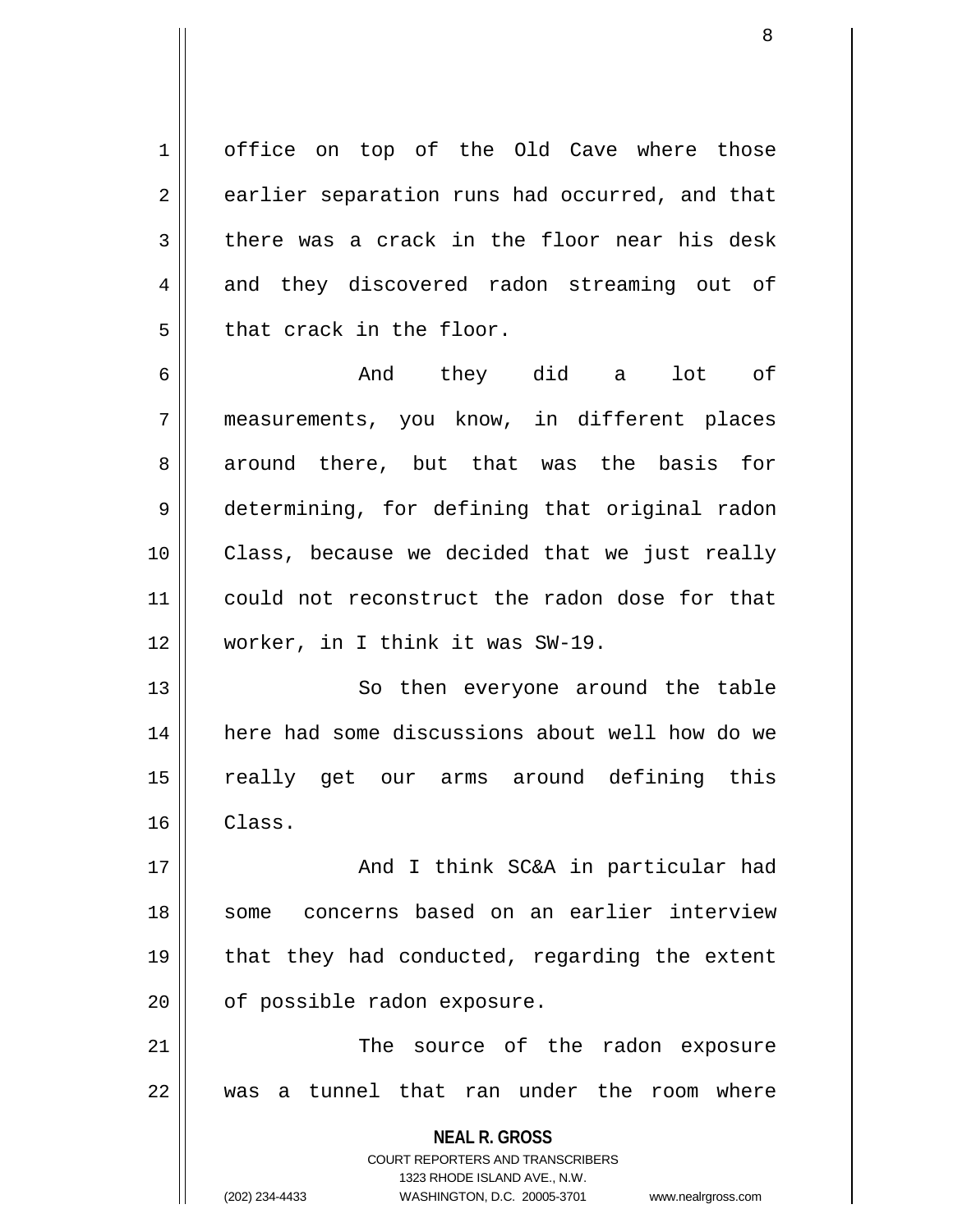office on top of the Old Cave where those earlier separation runs had occurred, and that there was a crack in the floor near his desk and they discovered radon streaming out of that crack in the floor.

And they did a lot of measurements, you know, in different places around there, but that was the basis for determining, for defining that original radon Class, because we decided that we just really could not reconstruct the radon dose for that worker, in I think it was SW-19.

So then everyone around the table here had some discussions about well how do we really get our arms around defining this Class.

And I think SC&A in particular had some concerns based on an earlier interview that they had conducted, regarding the extent of possible radon exposure.

The source of the radon exposure was a tunnel that ran under the room where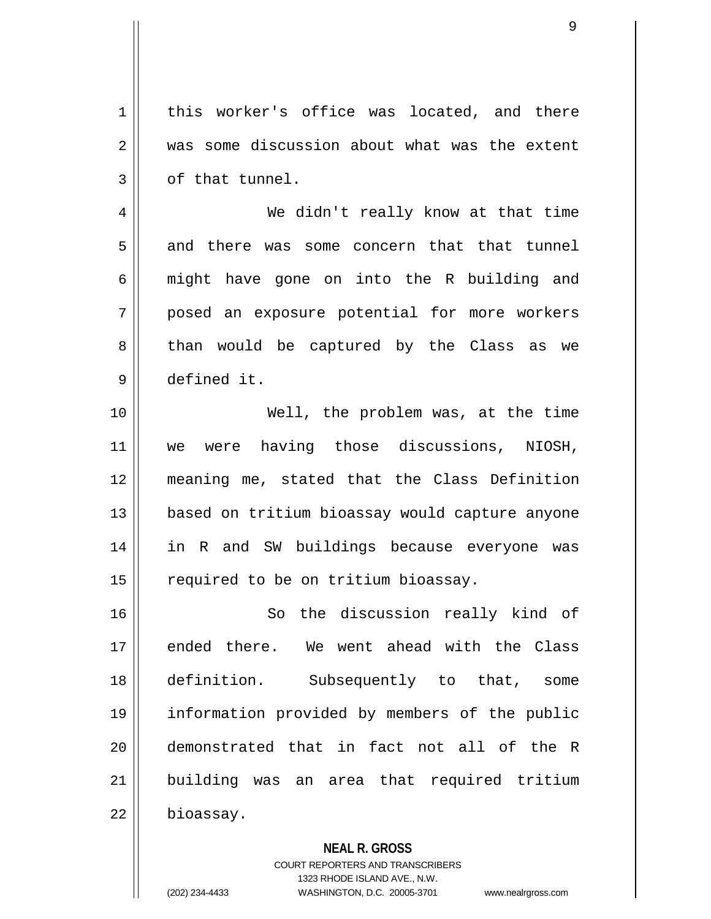this worker's office was located, and there was some discussion about what was the extent of that tunnel.

We didn't really know at that time and there was some concern that that tunnel might have gone on into the R building and posed an exposure potential for more workers than would be captured by the Class as we defined it.

Well, the problem was, at the time we were having those discussions, NIOSH, meaning me, stated that the Class Definition based on tritium bioassay would capture anyone in R and SW buildings because everyone was required to be on tritium bioassay.

So the discussion really kind of ended there. We went ahead with the Class definition. Subsequently to that, some information provided by members of the public demonstrated that in fact not all of the R building was an area that required tritium bioassay.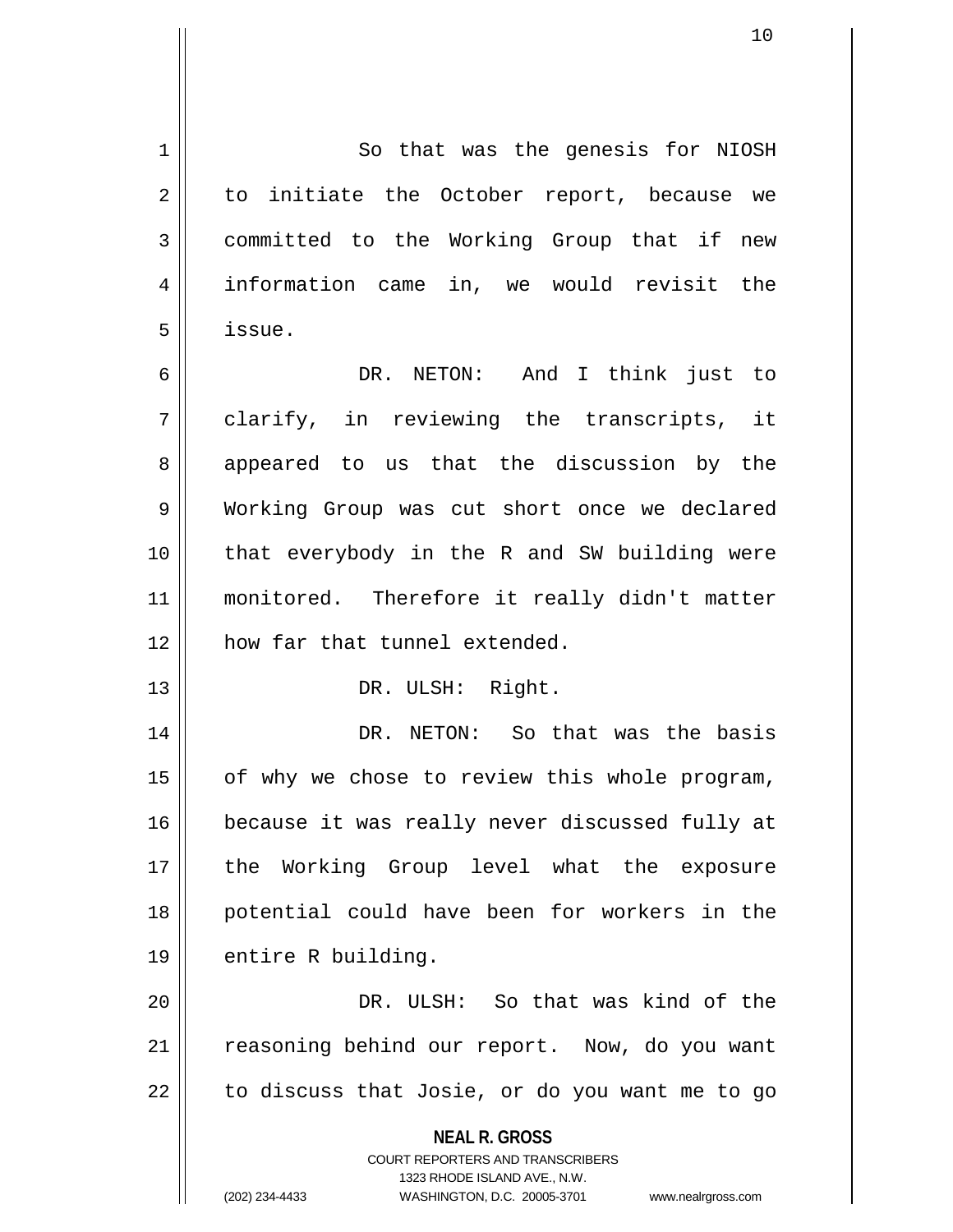So that was the genesis for NIOSH to initiate the October report, because we committed to the Working Group that if new information came in, we would revisit the issue.

DR. NETON: And I think just to clarify, in reviewing the transcripts, it appeared to us that the discussion by the Working Group was cut short once we declared that everybody in the R and SW building were monitored. Therefore it really didn't matter how far that tunnel extended.

DR. ULSH: Right.

DR. NETON: So that was the basis of why we chose to review this whole program, because it was really never discussed fully at the Working Group level what the exposure potential could have been for workers in the entire R building.

DR. ULSH: So that was kind of the reasoning behind our report. Now, do you want to discuss that Josie, or do you want me to go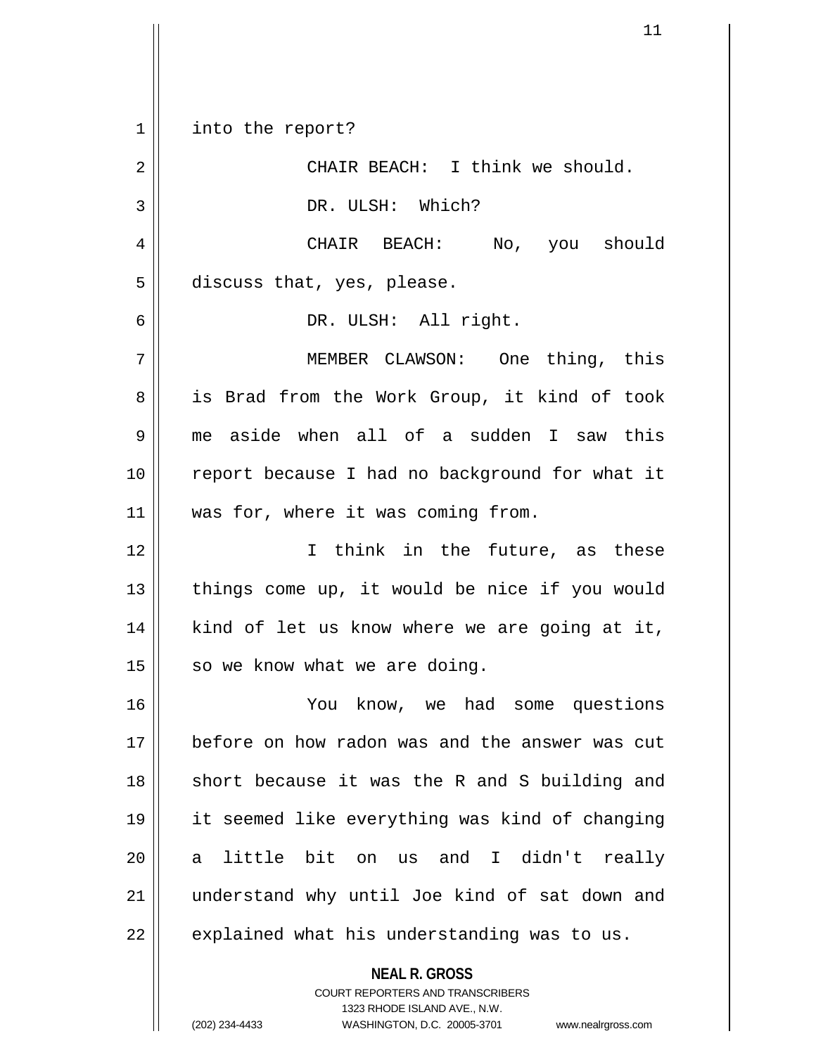into the report?

CHAIR BEACH: I think we should.

DR. ULSH: Which?

CHAIR BEACH: No, you should discuss that, yes, please.

DR. ULSH: All right.

MEMBER CLAWSON: One thing, this is Brad from the Work Group, it kind of took me aside when all of a sudden I saw this report because I had no background for what it was for, where it was coming from.

I think in the future, as these things come up, it would be nice if you would kind of let us know where we are going at it, so we know what we are doing.

You know, we had some questions before on how radon was and the answer was cut short because it was the R and S building and it seemed like everything was kind of changing a little bit on us and I didn't really understand why until Joe kind of sat down and explained what his understanding was to us.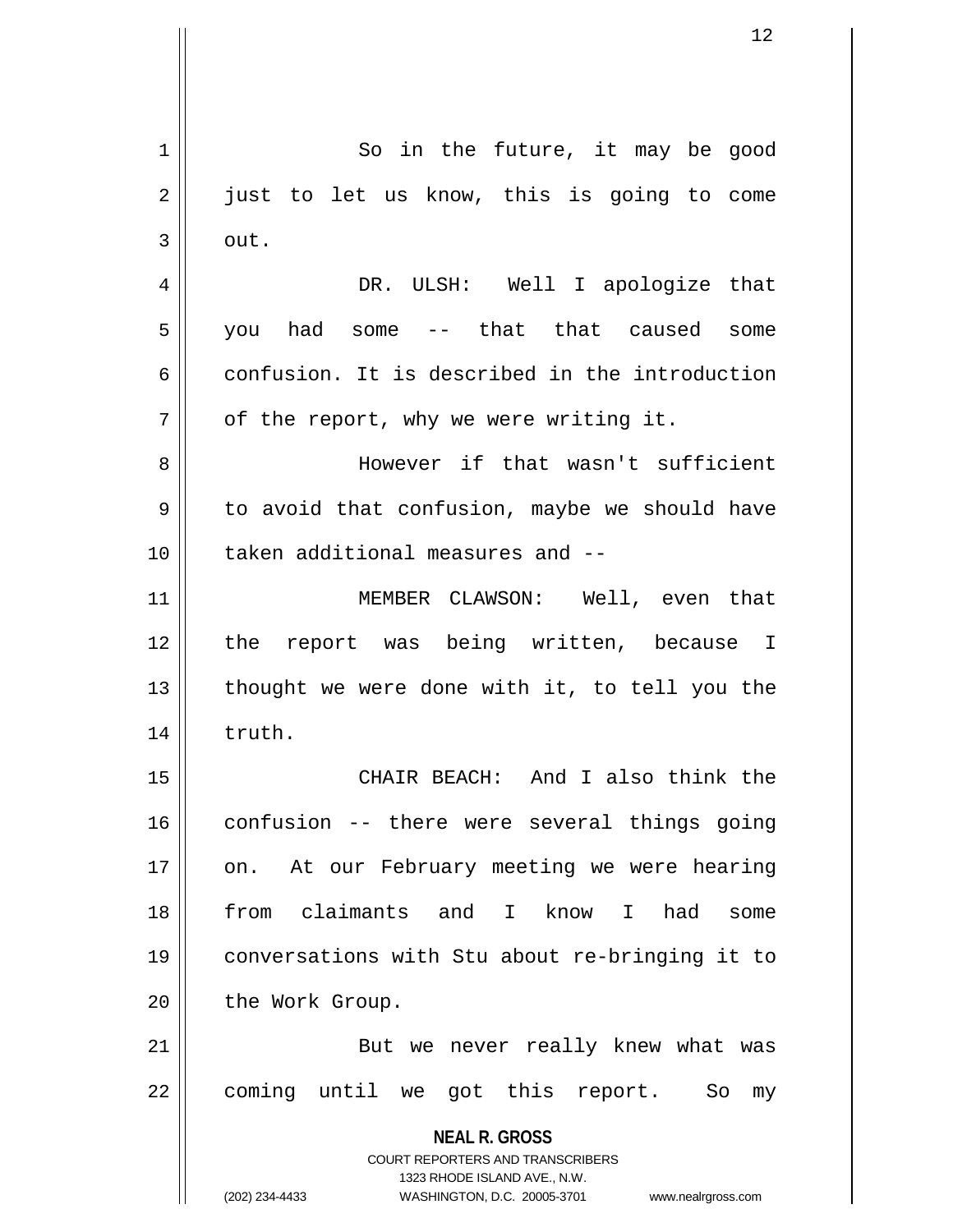So in the future, it may be good just to let us know, this is going to come out.

DR. ULSH: Well I apologize that you had some -- that that caused some confusion. It is described in the introduction of the report, why we were writing it.

However if that wasn't sufficient to avoid that confusion, maybe we should have taken additional measures and --

MEMBER CLAWSON: Well, even that the report was being written, because I thought we were done with it, to tell you the truth.

CHAIR BEACH: And I also think the confusion -- there were several things going on. At our February meeting we were hearing from claimants and I know I had some conversations with Stu about re-bringing it to the Work Group.

But we never really knew what was coming until we got this report. So my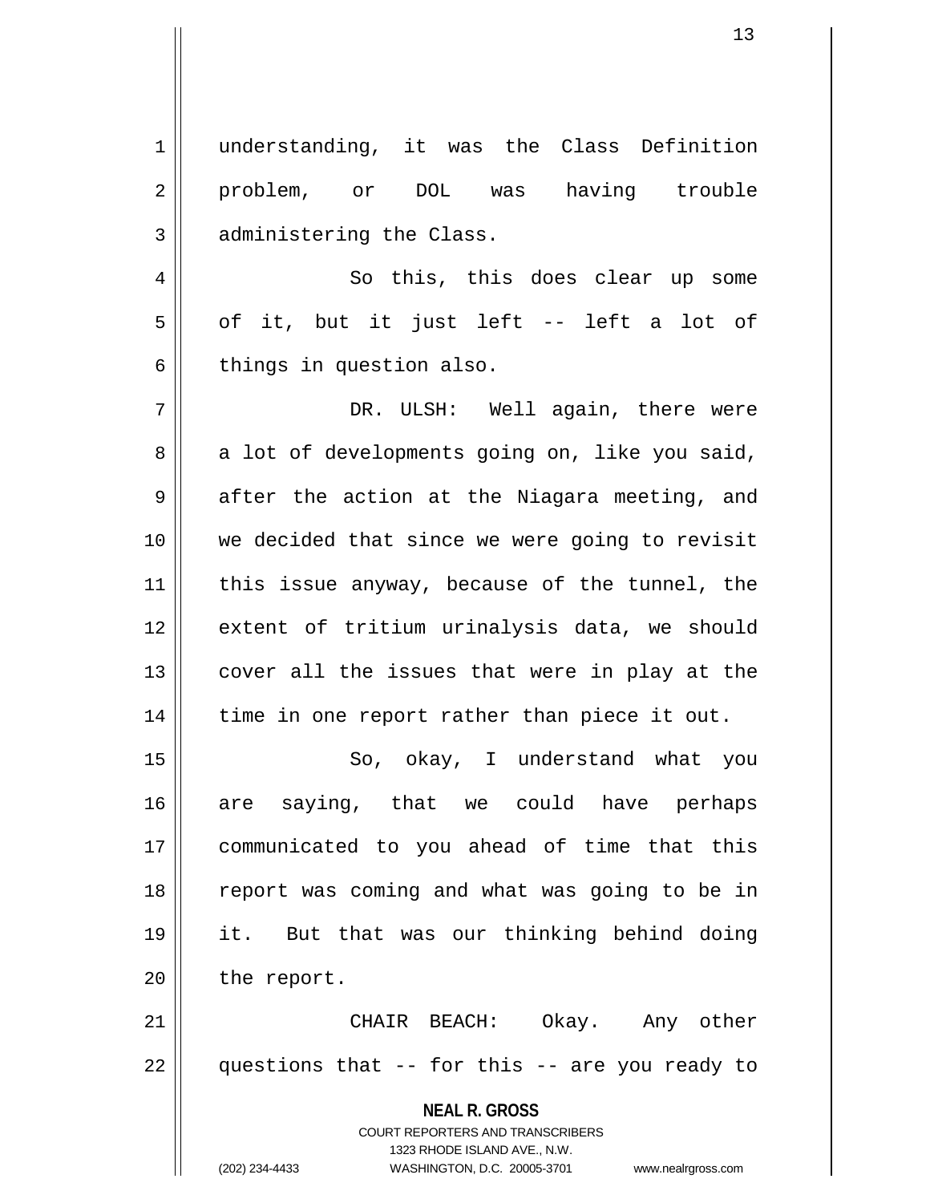understanding, it was the Class Definition problem, or DOL was having trouble administering the Class.

So this, this does clear up some of it, but it just left -- left a lot of things in question also.

DR. ULSH: Well again, there were a lot of developments going on, like you said, after the action at the Niagara meeting, and we decided that since we were going to revisit this issue anyway, because of the tunnel, the extent of tritium urinalysis data, we should cover all the issues that were in play at the time in one report rather than piece it out.

So, okay, I understand what you are saying, that we could have perhaps communicated to you ahead of time that this report was coming and what was going to be in it. But that was our thinking behind doing the report.

CHAIR BEACH: Okay. Any other questions that -- for this -- are you ready to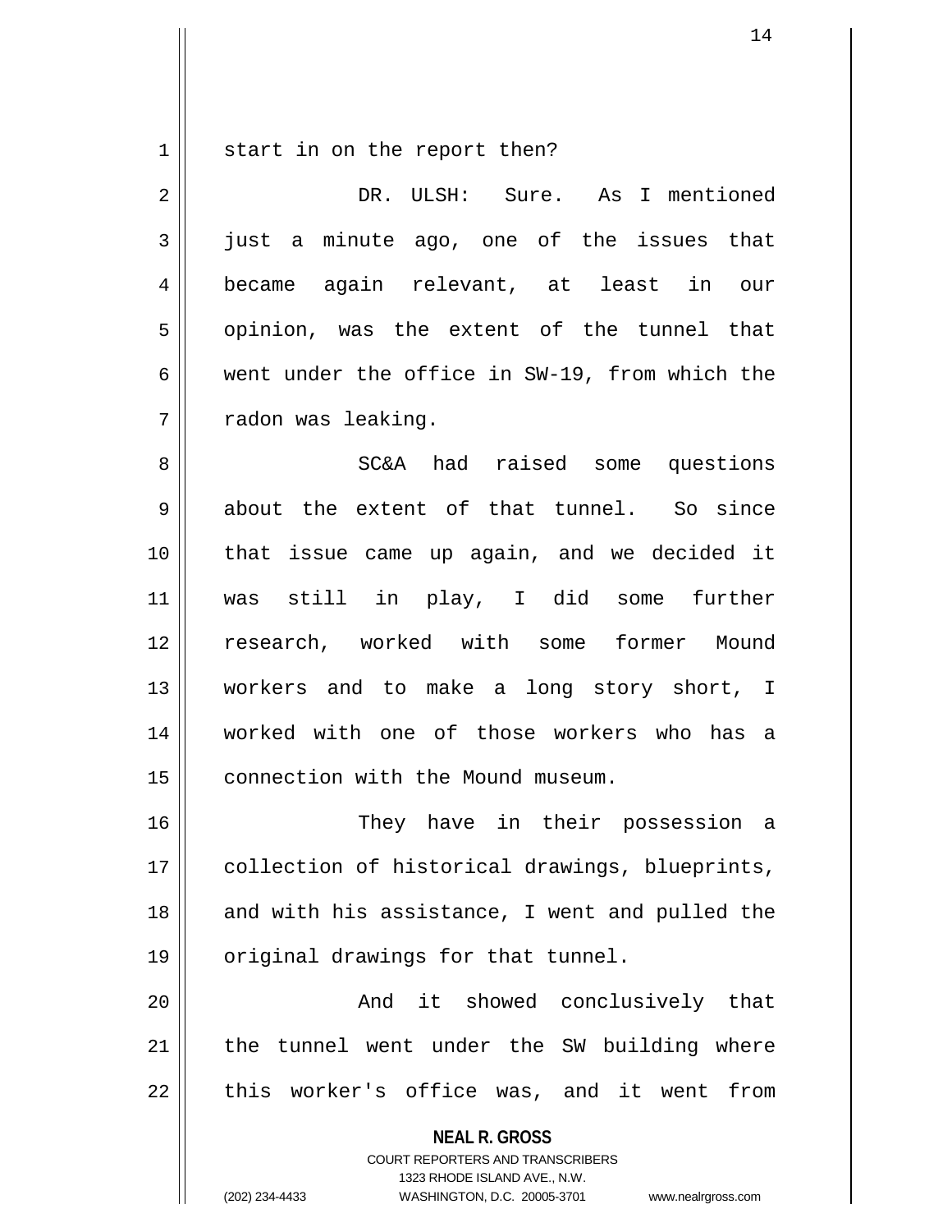start in on the report then?

DR. ULSH: Sure. As I mentioned just a minute ago, one of the issues that became again relevant, at least in our opinion, was the extent of the tunnel that went under the office in SW-19, from which the radon was leaking.

SC&A had raised some questions about the extent of that tunnel. So since that issue came up again, and we decided it was still in play, I did some further research, worked with some former Mound workers and to make a long story short, I worked with one of those workers who has a connection with the Mound museum.

They have in their possession a collection of historical drawings, blueprints, and with his assistance, I went and pulled the original drawings for that tunnel.

And it showed conclusively that the tunnel went under the SW building where this worker's office was, and it went from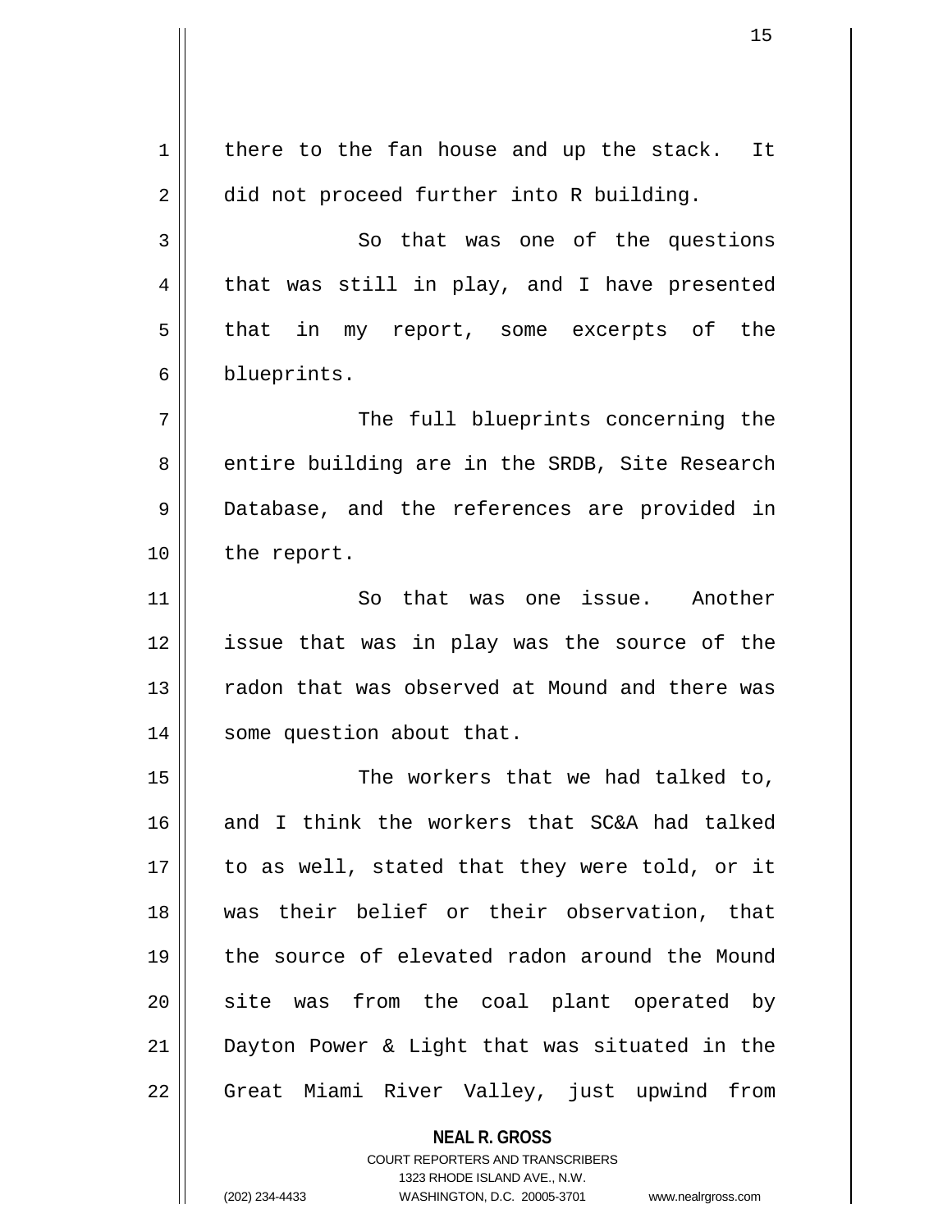there to the fan house and up the stack. It did not proceed further into R building.

So that was one of the questions that was still in play, and I have presented that in my report, some excerpts of the blueprints.

The full blueprints concerning the entire building are in the SRDB, Site Research Database, and the references are provided in the report.

So that was one issue. Another issue that was in play was the source of the radon that was observed at Mound and there was some question about that.

The workers that we had talked to, and I think the workers that SC&A had talked to as well, stated that they were told, or it was their belief or their observation, that the source of elevated radon around the Mound site was from the coal plant operated by Dayton Power & Light that was situated in the Great Miami River Valley, just upwind from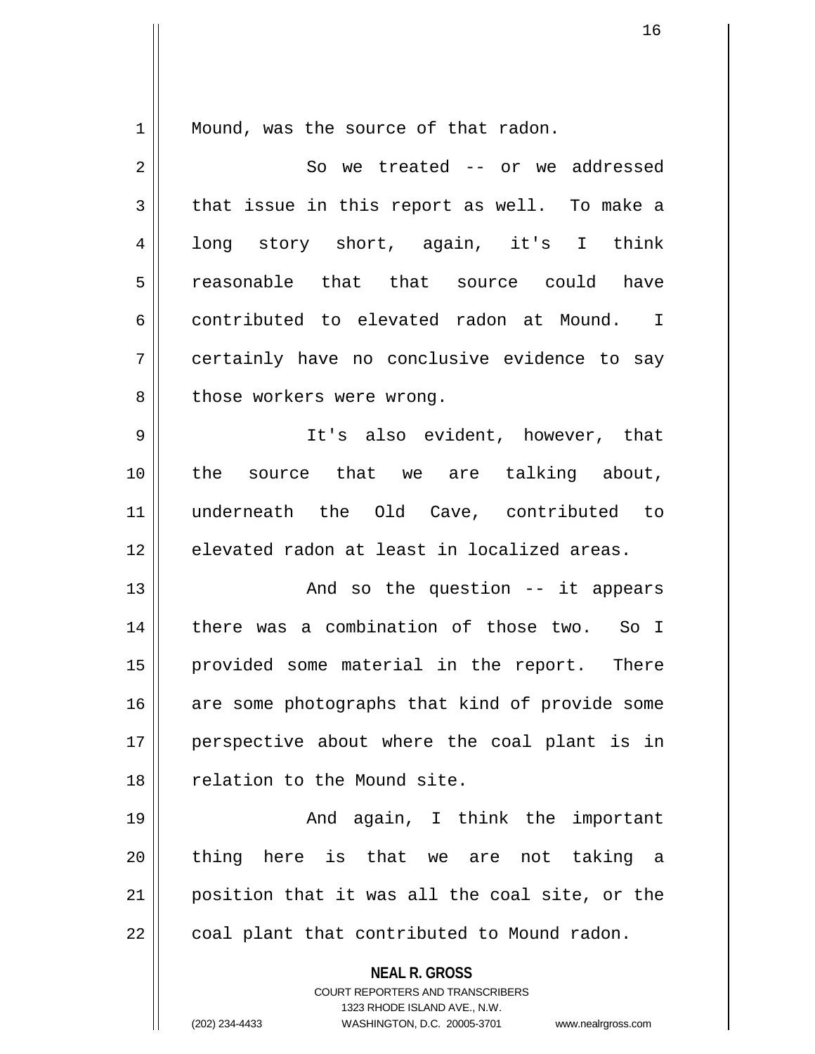Mound, was the source of that radon.

So we treated -- or we addressed that issue in this report as well. To make a long story short, again, it's I think reasonable that that source could have contributed to elevated radon at Mound. I certainly have no conclusive evidence to say those workers were wrong.

It's also evident, however, that the source that we are talking about, underneath the Old Cave, contributed to elevated radon at least in localized areas.

And so the question -- it appears there was a combination of those two. So I provided some material in the report. There are some photographs that kind of provide some perspective about where the coal plant is in relation to the Mound site.

And again, I think the important thing here is that we are not taking a position that it was all the coal site, or the coal plant that contributed to Mound radon.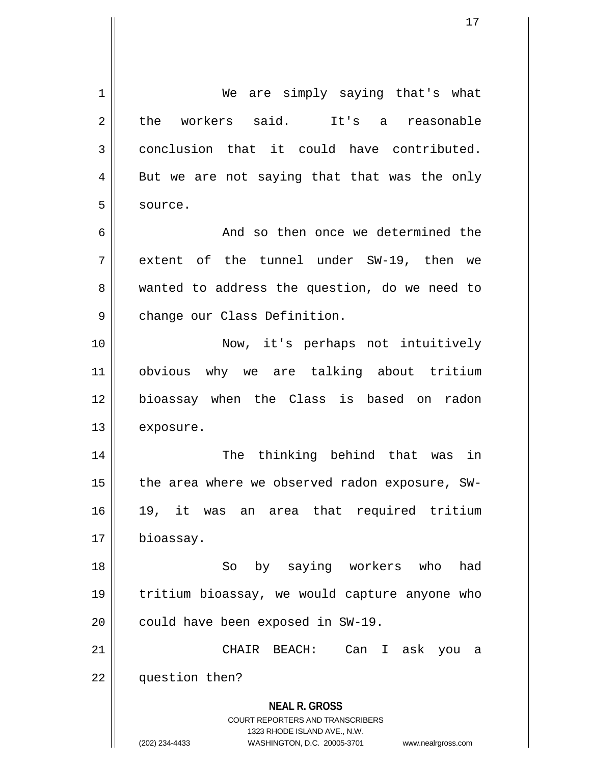We are simply saying that's what the workers said. It's a reasonable conclusion that it could have contributed. But we are not saying that that was the only source.

And so then once we determined the extent of the tunnel under SW-19, then we wanted to address the question, do we need to change our Class Definition.

Now, it's perhaps not intuitively obvious why we are talking about tritium bioassay when the Class is based on radon exposure.

The thinking behind that was in the area where we observed radon exposure, SW-19, it was an area that required tritium bioassay.

So by saying workers who had tritium bioassay, we would capture anyone who could have been exposed in SW-19.

CHAIR BEACH: Can I ask you a question then?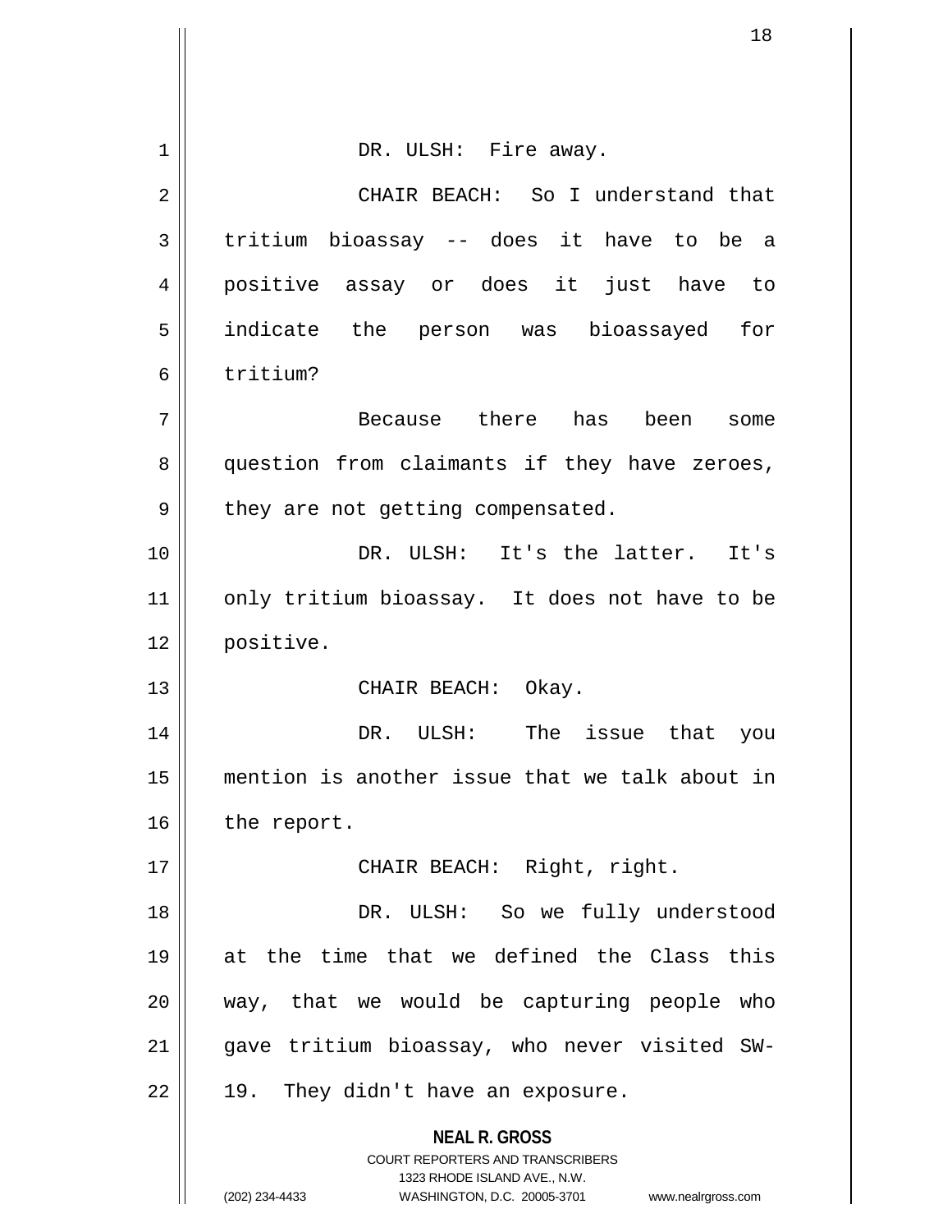DR. ULSH: Fire away.

CHAIR BEACH: So I understand that tritium bioassay -- does it have to be a positive assay or does it just have to indicate the person was bioassayed for tritium?

Because there has been some question from claimants if they have zeroes, they are not getting compensated.

DR. ULSH: It's the latter. It's only tritium bioassay. It does not have to be positive.

CHAIR BEACH: Okay.

DR. ULSH: The issue that you mention is another issue that we talk about in the report.

CHAIR BEACH: Right, right.

DR. ULSH: So we fully understood at the time that we defined the Class this way, that we would be capturing people who gave tritium bioassay, who never visited SW-19. They didn't have an exposure.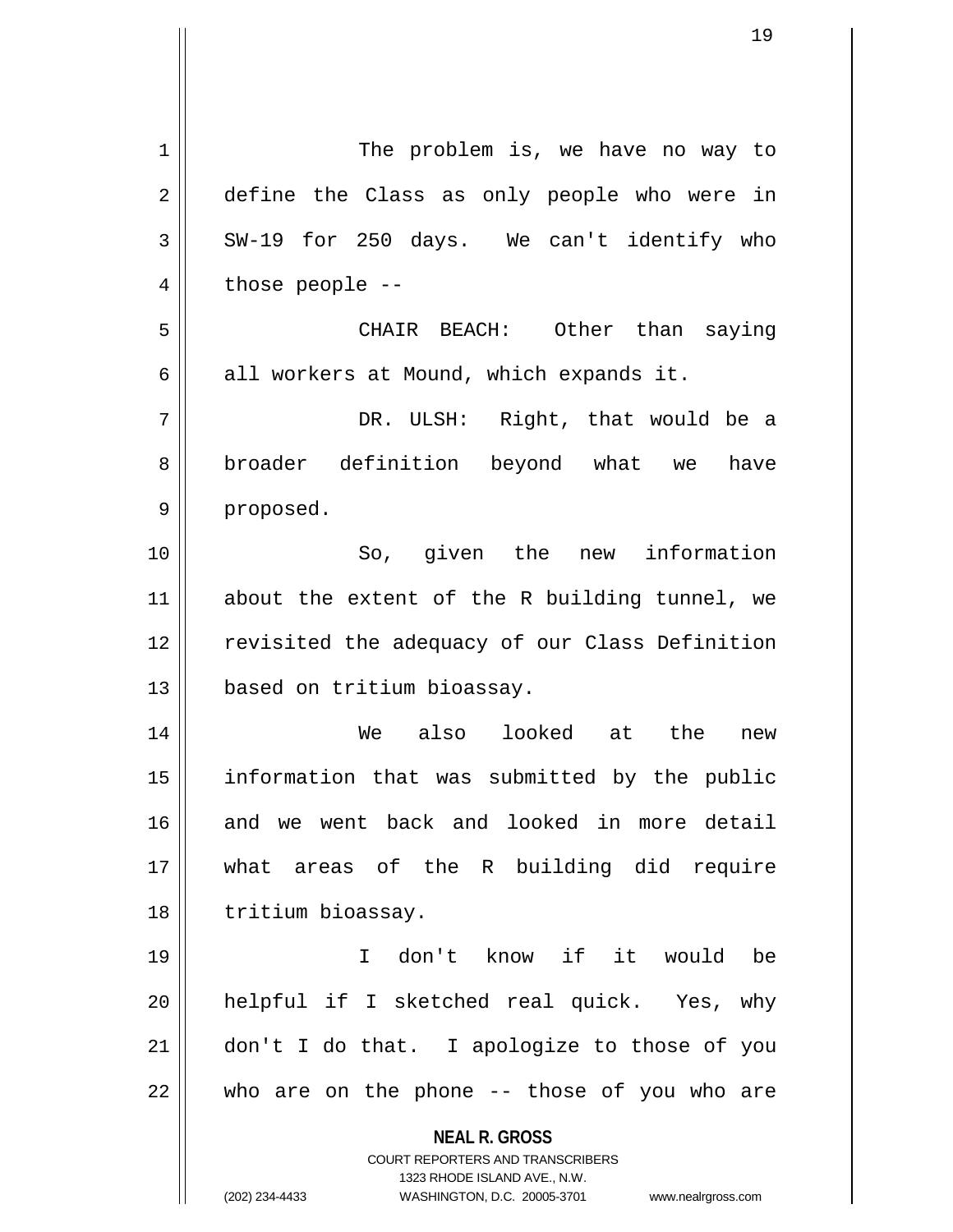The problem is, we have no way to define the Class as only people who were in SW-19 for 250 days. We can't identify who those people --

CHAIR BEACH: Other than saying all workers at Mound, which expands it.

DR. ULSH: Right, that would be a broader definition beyond what we have proposed.

So, given the new information about the extent of the R building tunnel, we revisited the adequacy of our Class Definition based on tritium bioassay.

We also looked at the new information that was submitted by the public and we went back and looked in more detail what areas of the R building did require tritium bioassay.

I don't know if it would be helpful if I sketched real quick. Yes, why don't I do that. I apologize to those of you who are on the phone -- those of you who are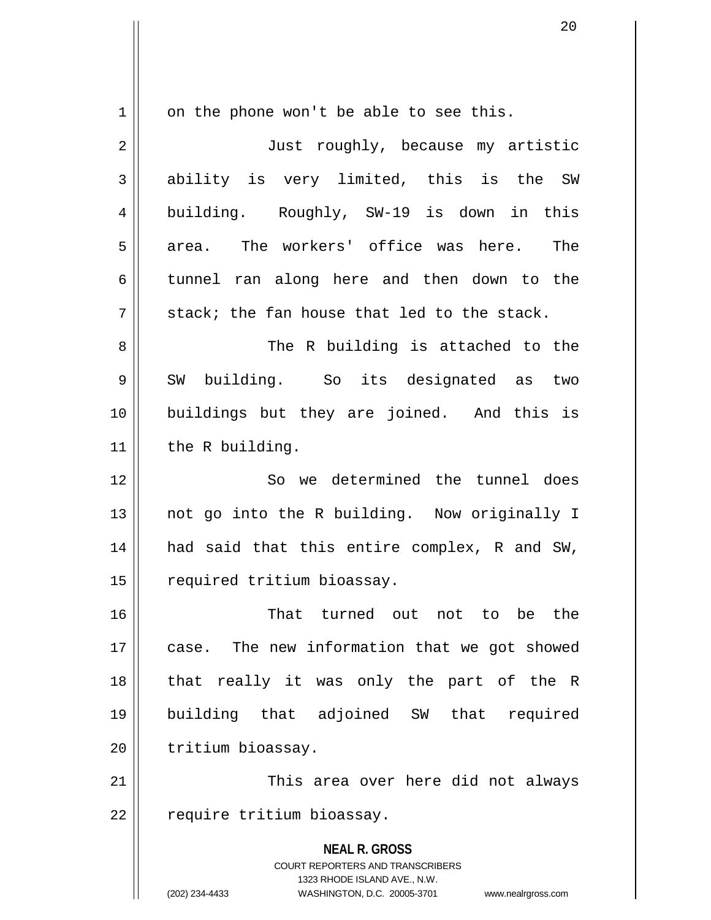on the phone won't be able to see this.

Just roughly, because my artistic ability is very limited, this is the SW building. Roughly, SW-19 is down in this area. The workers' office was here. The tunnel ran along here and then down to the stack; the fan house that led to the stack.

The R building is attached to the SW building. So its designated as two buildings but they are joined. And this is the R building.

So we determined the tunnel does not go into the R building. Now originally I had said that this entire complex, R and SW, required tritium bioassay.

That turned out not to be the case. The new information that we got showed that really it was only the part of the R building that adjoined SW that required tritium bioassay.

This area over here did not always require tritium bioassay.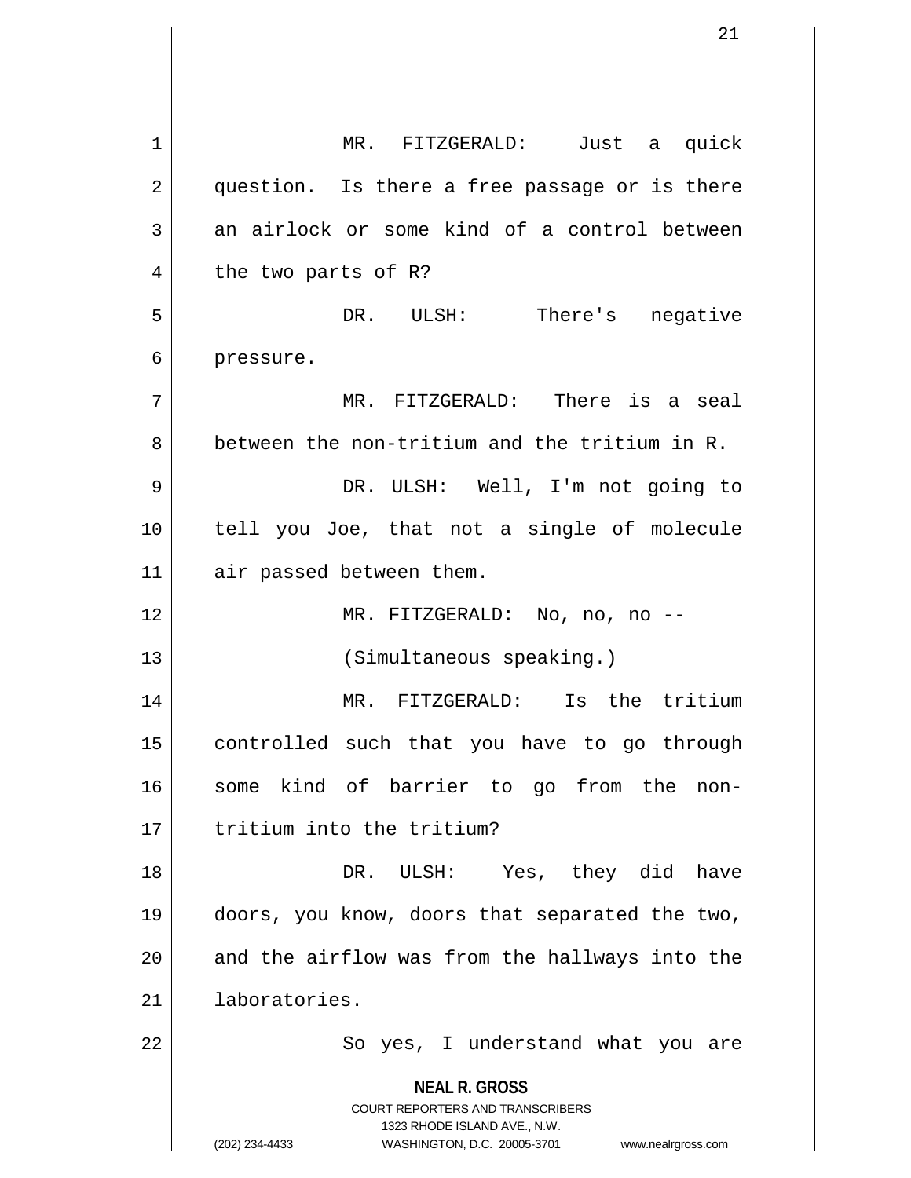MR. FITZGERALD: Just a quick question. Is there a free passage or is there an airlock or some kind of a control between the two parts of R?

DR. ULSH: There's negative pressure.

MR. FITZGERALD: There is a seal between the non-tritium and the tritium in R.

DR. ULSH: Well, I'm not going to tell you Joe, that not a single of molecule air passed between them.

MR. FITZGERALD: No, no, no --

(Simultaneous speaking.)

MR. FITZGERALD: Is the tritium controlled such that you have to go through some kind of barrier to go from the non-tritium into the tritium?

DR. ULSH: Yes, they did have doors, you know, doors that separated the two, and the airflow was from the hallways into the laboratories.

So yes, I understand what you are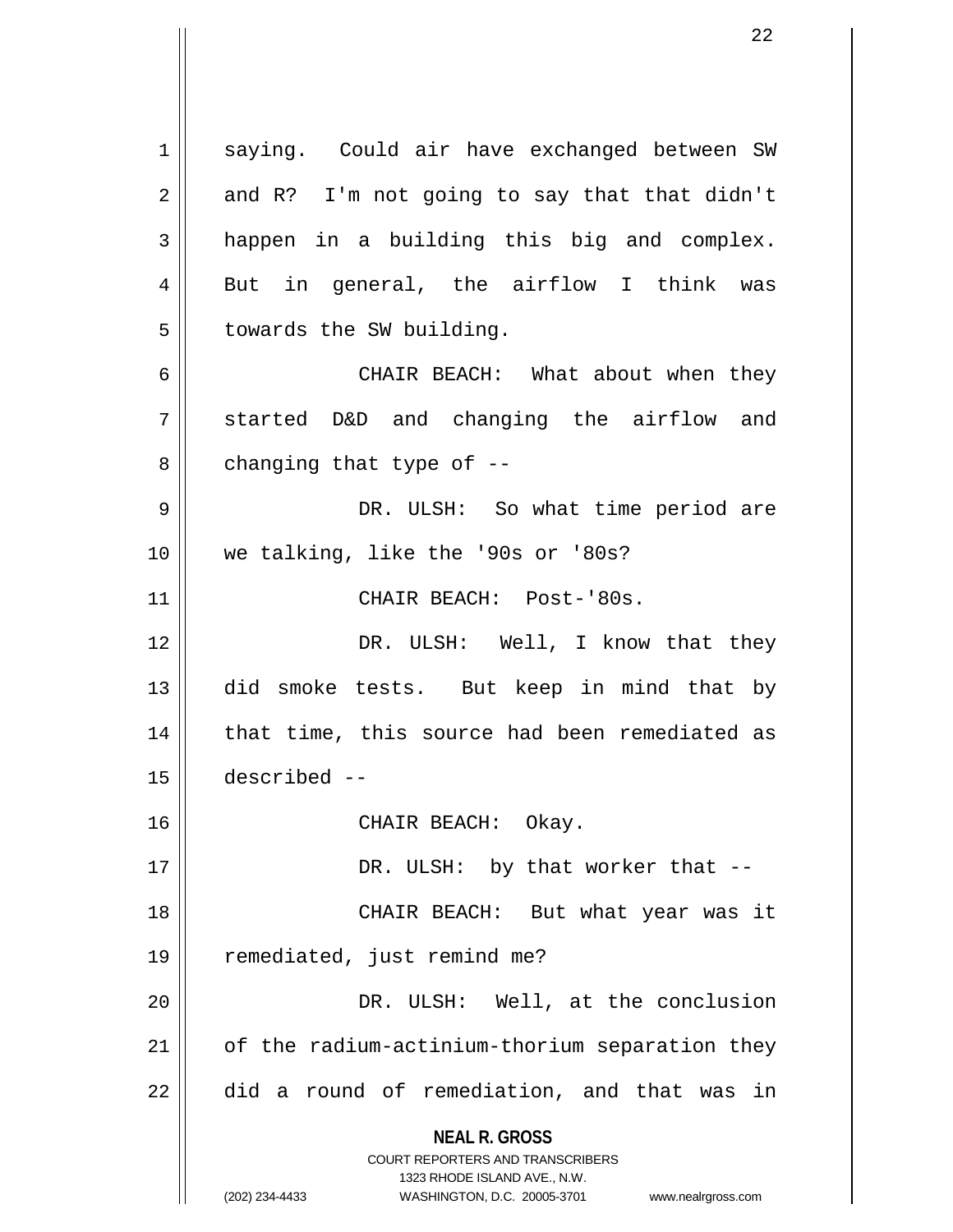saying. Could air have exchanged between SW and R? I'm not going to say that that didn't happen in a building this big and complex. But in general, the airflow I think was towards the SW building.

CHAIR BEACH: What about when they started D&D and changing the airflow and changing that type of --

DR. ULSH: So what time period are we talking, like the '90s or '80s?

CHAIR BEACH: Post-'80s.

DR. ULSH: Well, I know that they did smoke tests. But keep in mind that by that time, this source had been remediated as described --

CHAIR BEACH: Okay.

DR. ULSH: by that worker that --

CHAIR BEACH: But what year was it remediated, just remind me?

DR. ULSH: Well, at the conclusion of the radium-actinium-thorium separation they did a round of remediation, and that was in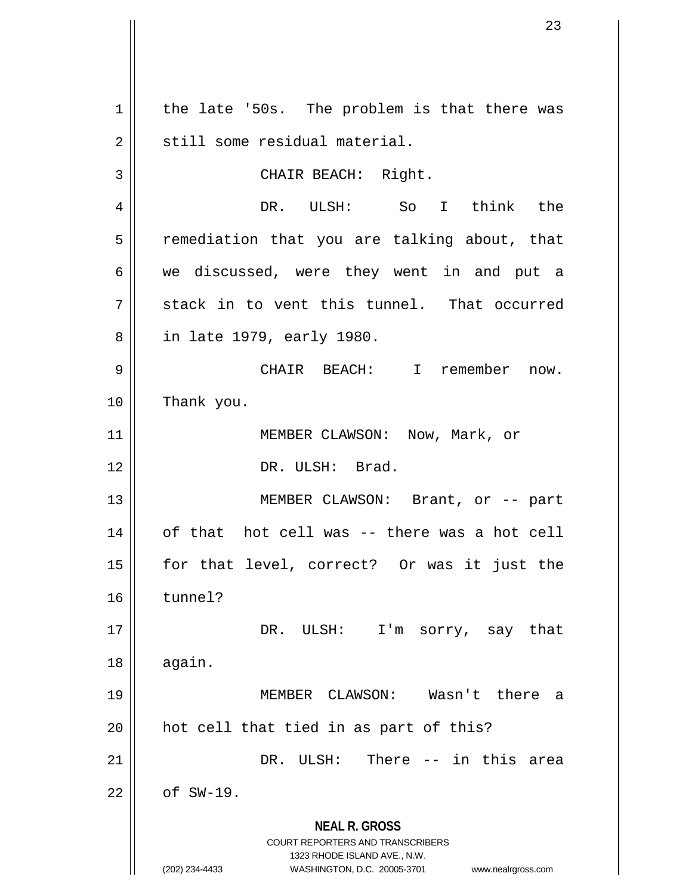the late '50s. The problem is that there was still some residual material.

CHAIR BEACH: Right.

DR. ULSH: So I think the remediation that you are talking about, that we discussed, were they went in and put a stack in to vent this tunnel. That occurred in late 1979, early 1980.

CHAIR BEACH: I remember now. Thank you.

MEMBER CLAWSON: Now, Mark, or

DR. ULSH: Brad.

MEMBER CLAWSON: Brant, or -- part of that hot cell was -- there was a hot cell for that level, correct? Or was it just the tunnel?

DR. ULSH: I'm sorry, say that again.

MEMBER CLAWSON: Wasn't there a hot cell that tied in as part of this?

DR. ULSH: There -- in this area of SW-19.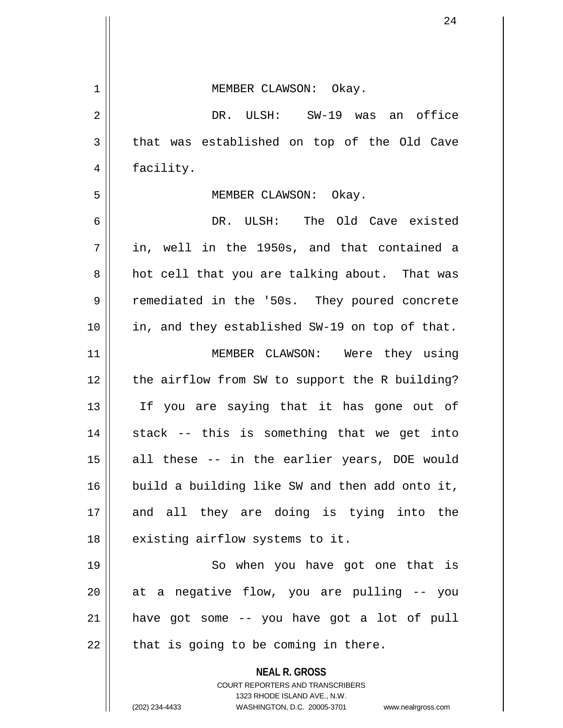MEMBER CLAWSON: Okay.

DR. ULSH: SW-19 was an office that was established on top of the Old Cave facility.

MEMBER CLAWSON: Okay.

DR. ULSH: The Old Cave existed in, well in the 1950s, and that contained a hot cell that you are talking about. That was remediated in the '50s. They poured concrete in, and they established SW-19 on top of that.

MEMBER CLAWSON: Were they using the airflow from SW to support the R building? If you are saying that it has gone out of stack -- this is something that we get into all these -- in the earlier years, DOE would build a building like SW and then add onto it, and all they are doing is tying into the existing airflow systems to it.

So when you have got one that is at a negative flow, you are pulling -- you have got some -- you have got a lot of pull that is going to be coming in there.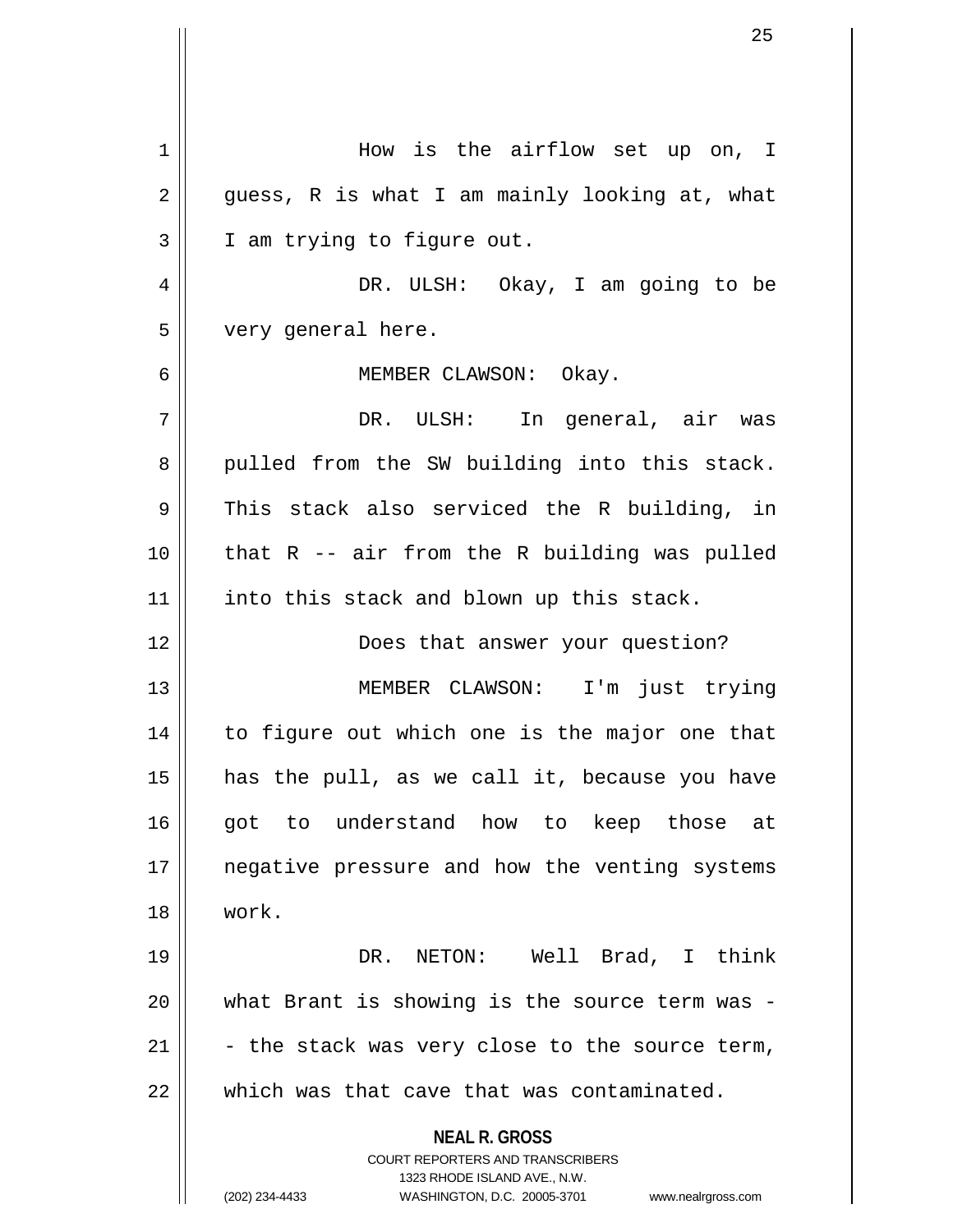How is the airflow set up on, I guess, R is what I am mainly looking at, what I am trying to figure out.

DR. ULSH: Okay, I am going to be very general here.

MEMBER CLAWSON: Okay.

DR. ULSH: In general, air was pulled from the SW building into this stack. This stack also serviced the R building, in that R -- air from the R building was pulled into this stack and blown up this stack.

Does that answer your question?

MEMBER CLAWSON: I'm just trying to figure out which one is the major one that has the pull, as we call it, because you have got to understand how to keep those at negative pressure and how the venting systems work.

DR. NETON: Well Brad, I think what Brant is showing is the source term was -- the stack was very close to the source term, which was that cave that was contaminated.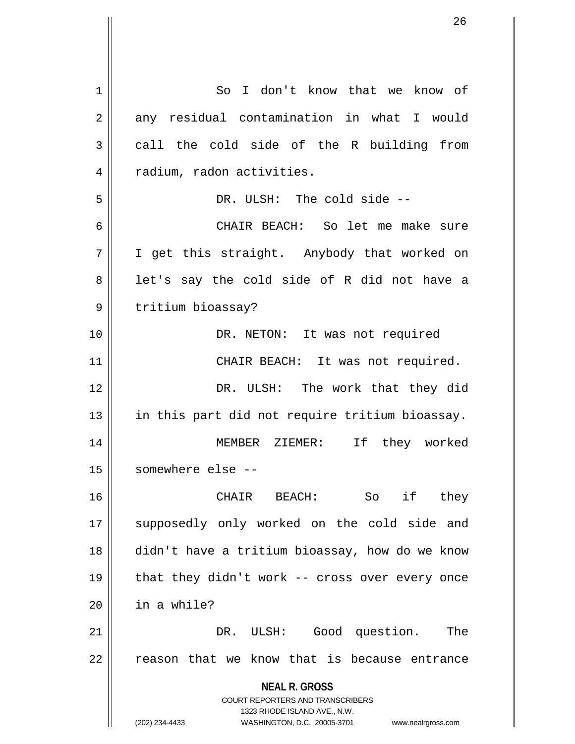So I don't know that we know of any residual contamination in what I would call the cold side of the R building from radium, radon activities.

DR. ULSH: The cold side --

CHAIR BEACH: So let me make sure I get this straight. Anybody that worked on let's say the cold side of R did not have a tritium bioassay?

DR. NETON: It was not required

CHAIR BEACH: It was not required.

DR. ULSH: The work that they did in this part did not require tritium bioassay.

MEMBER ZIEMER: If they worked somewhere else --

CHAIR BEACH: So if they supposedly only worked on the cold side and didn't have a tritium bioassay, how do we know that they didn't work -- cross over every once in a while?

DR. ULSH: Good question. The reason that we know that is because entrance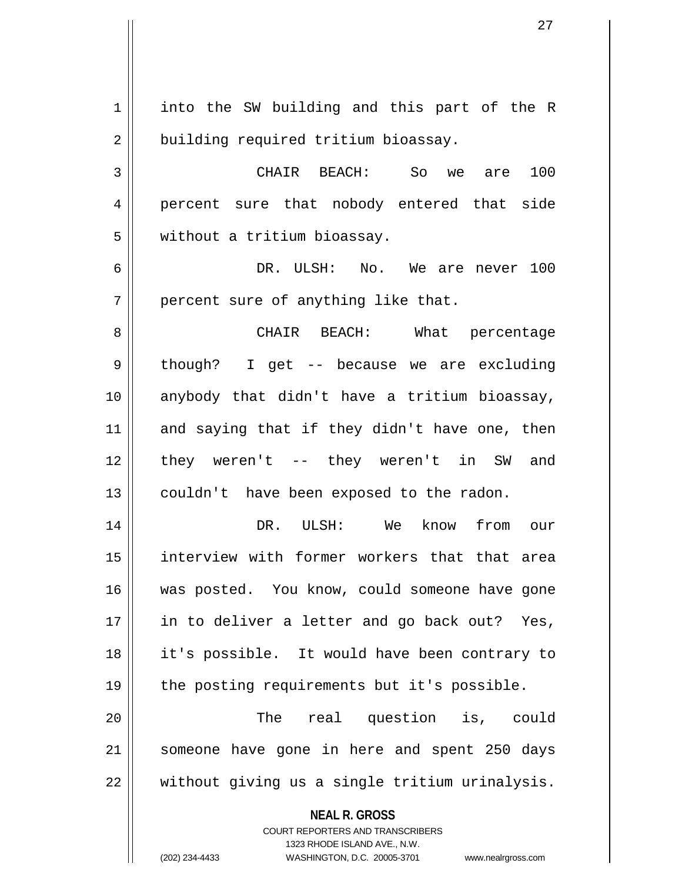into the SW building and this part of the R building required tritium bioassay.

CHAIR BEACH: So we are 100 percent sure that nobody entered that side without a tritium bioassay.

DR. ULSH: No. We are never 100 percent sure of anything like that.

CHAIR BEACH: What percentage though? I get -- because we are excluding anybody that didn't have a tritium bioassay, and saying that if they didn't have one, then they weren't -- they weren't in SW and couldn't have been exposed to the radon.

DR. ULSH: We know from our interview with former workers that that area was posted. You know, could someone have gone in to deliver a letter and go back out? Yes, it's possible. It would have been contrary to the posting requirements but it's possible.

The real question is, could someone have gone in here and spent 250 days without giving us a single tritium urinalysis.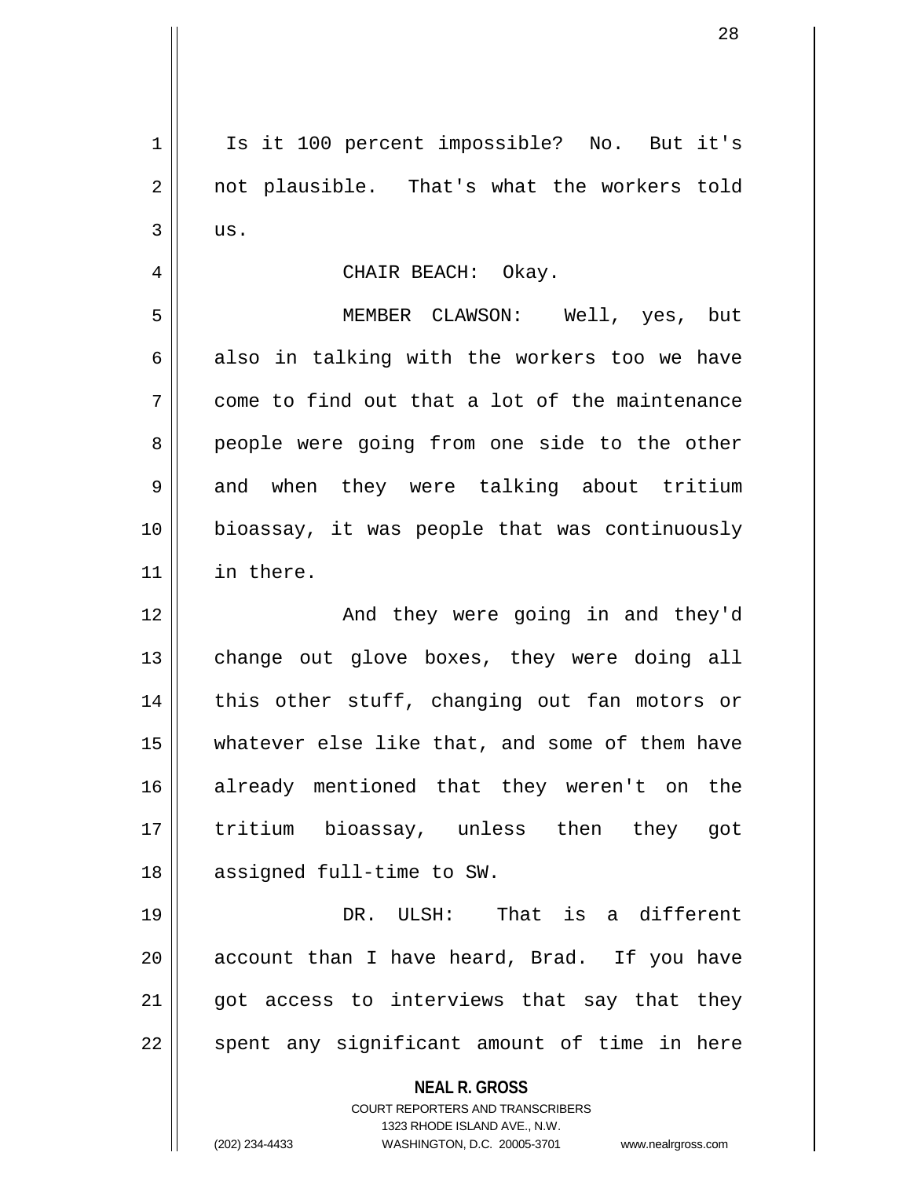Is it 100 percent impossible? No. But it's not plausible. That's what the workers told us.

CHAIR BEACH: Okay.

MEMBER CLAWSON: Well, yes, but also in talking with the workers too we have come to find out that a lot of the maintenance people were going from one side to the other and when they were talking about tritium bioassay, it was people that was continuously in there.

And they were going in and they'd change out glove boxes, they were doing all this other stuff, changing out fan motors or whatever else like that, and some of them have already mentioned that they weren't on the tritium bioassay, unless then they got assigned full-time to SW.

DR. ULSH: That is a different account than I have heard, Brad. If you have got access to interviews that say that they spent any significant amount of time in here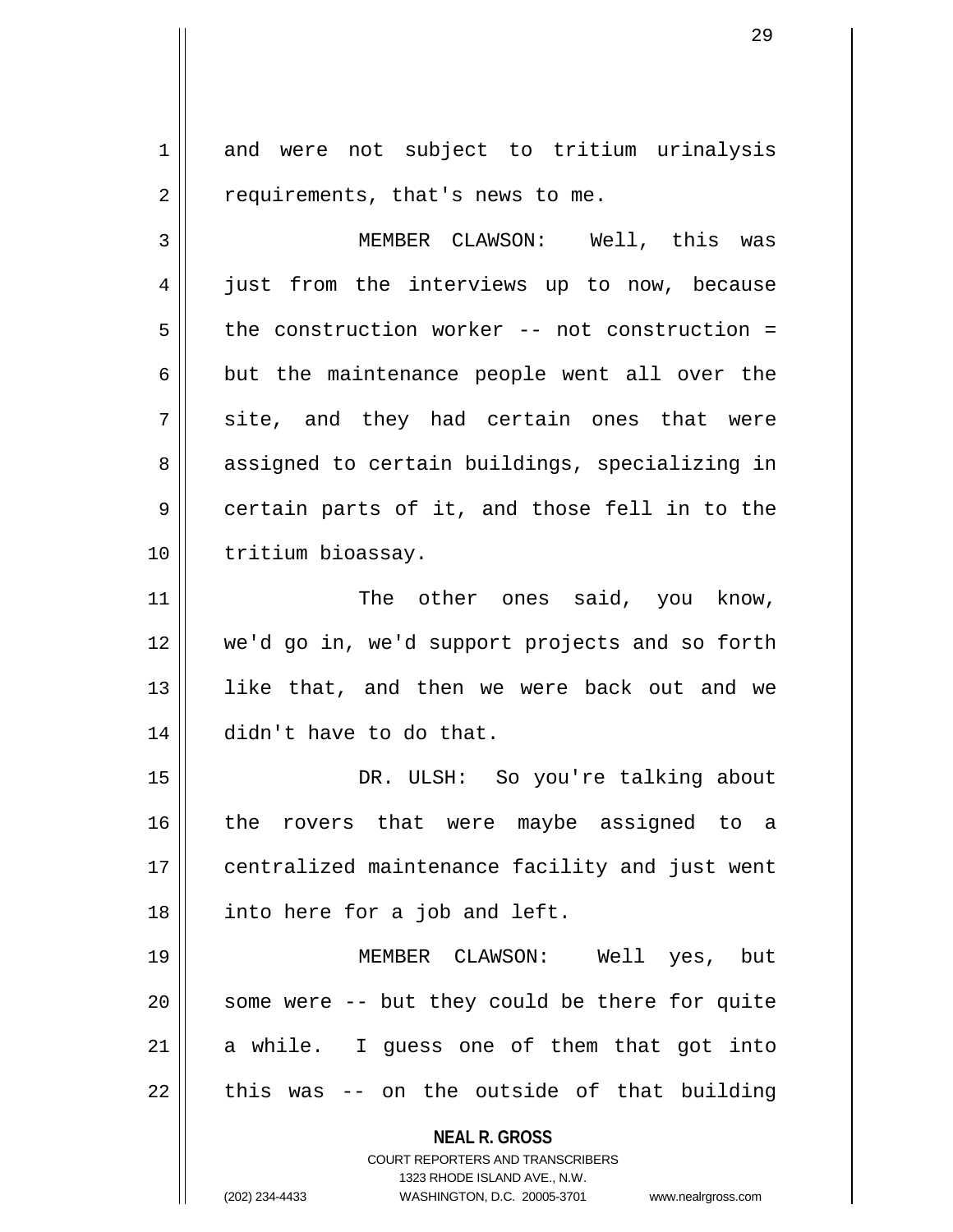and were not subject to tritium urinalysis requirements, that's news to me.

MEMBER CLAWSON: Well, this was just from the interviews up to now, because the construction worker -- not construction = but the maintenance people went all over the site, and they had certain ones that were assigned to certain buildings, specializing in certain parts of it, and those fell in to the tritium bioassay.

The other ones said, you know, we'd go in, we'd support projects and so forth like that, and then we were back out and we didn't have to do that.

DR. ULSH: So you're talking about the rovers that were maybe assigned to a centralized maintenance facility and just went into here for a job and left.

MEMBER CLAWSON: Well yes, but some were -- but they could be there for quite a while. I guess one of them that got into this was -- on the outside of that building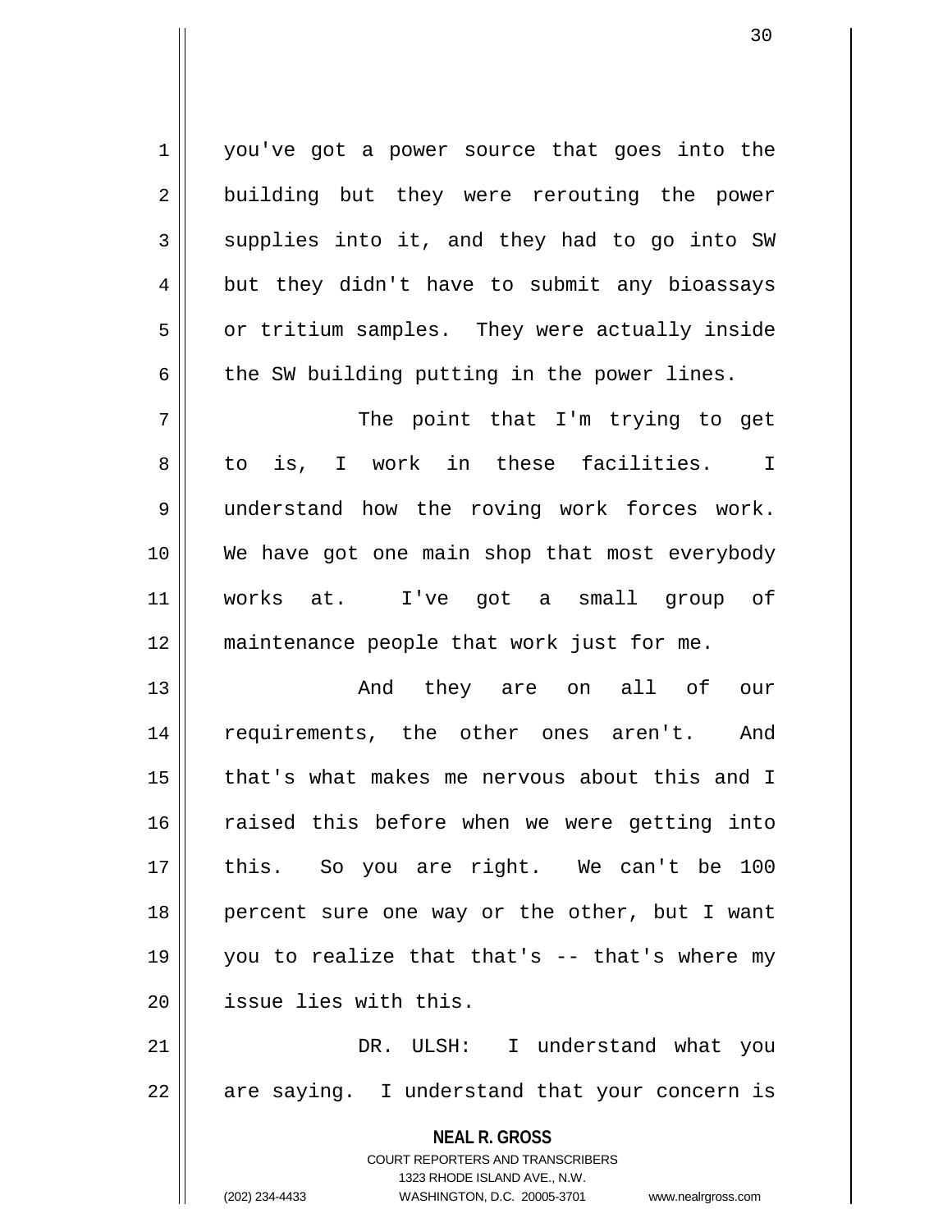you've got a power source that goes into the building but they were rerouting the power supplies into it, and they had to go into SW but they didn't have to submit any bioassays or tritium samples. They were actually inside the SW building putting in the power lines.

The point that I'm trying to get to is, I work in these facilities. I understand how the roving work forces work. We have got one main shop that most everybody works at. I've got a small group of maintenance people that work just for me.

And they are on all of our requirements, the other ones aren't. And that's what makes me nervous about this and I raised this before when we were getting into this. So you are right. We can't be 100 percent sure one way or the other, but I want you to realize that that's -- that's where my issue lies with this.

DR. ULSH: I understand what you are saying. I understand that your concern is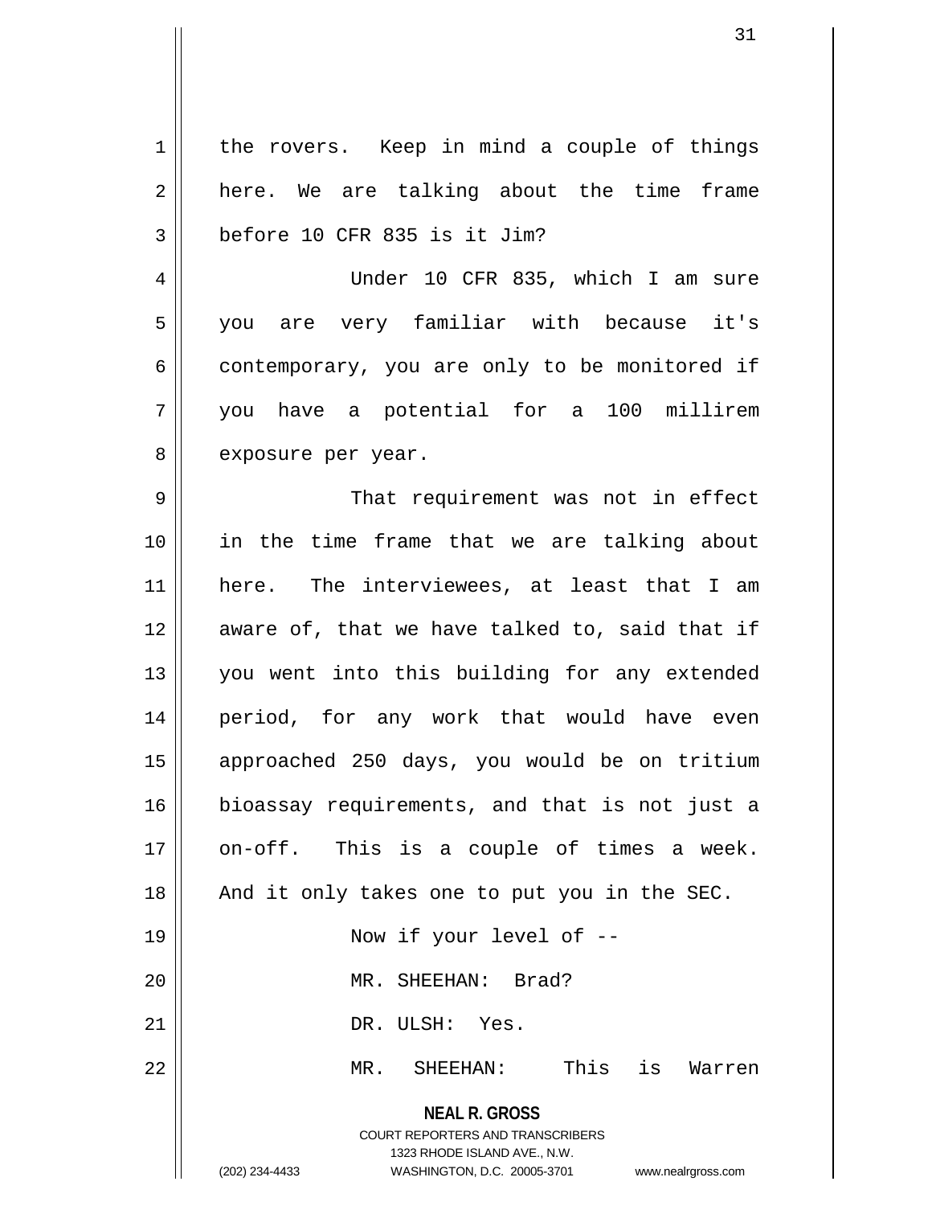the rovers. Keep in mind a couple of things here. We are talking about the time frame before 10 CFR 835 is it Jim?

Under 10 CFR 835, which I am sure you are very familiar with because it's contemporary, you are only to be monitored if you have a potential for a 100 millirem exposure per year.

That requirement was not in effect in the time frame that we are talking about here. The interviewees, at least that I am aware of, that we have talked to, said that if you went into this building for any extended period, for any work that would have even approached 250 days, you would be on tritium bioassay requirements, and that is not just a on-off. This is a couple of times a week. And it only takes one to put you in the SEC.

Now if your level of --

MR. SHEEHAN: Brad?

DR. ULSH: Yes.

MR. SHEEHAN: This is Warren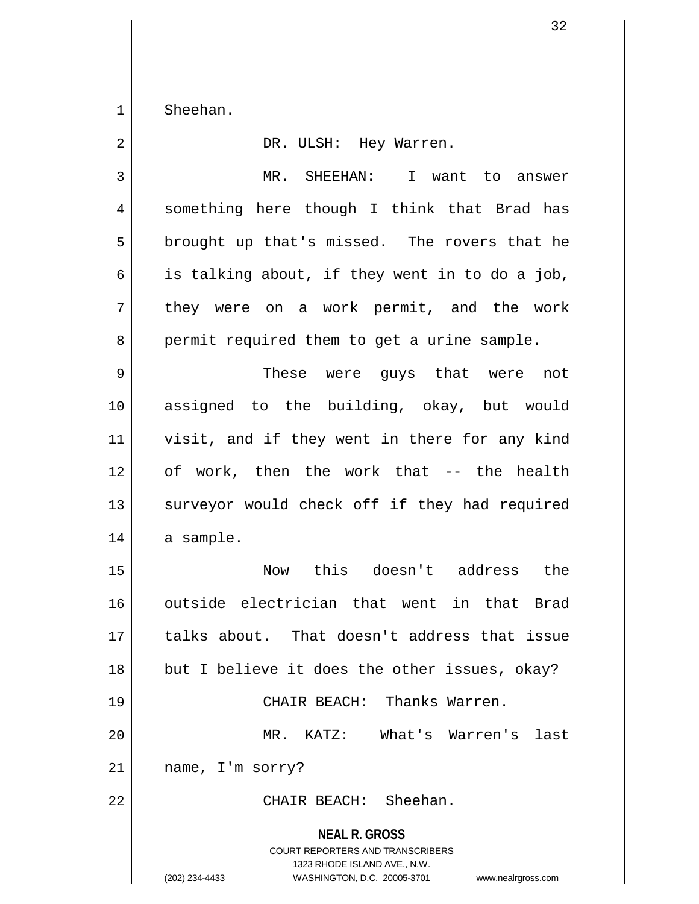Sheehan.

DR. ULSH: Hey Warren.

MR. SHEEHAN: I want to answer something here though I think that Brad has brought up that's missed. The rovers that he is talking about, if they went in to do a job, they were on a work permit, and the work permit required them to get a urine sample.

These were guys that were not assigned to the building, okay, but would visit, and if they went in there for any kind of work, then the work that -- the health surveyor would check off if they had required a sample.

Now this doesn't address the outside electrician that went in that Brad talks about. That doesn't address that issue but I believe it does the other issues, okay?

CHAIR BEACH: Thanks Warren.

MR. KATZ: What's Warren's last name, I'm sorry?

CHAIR BEACH: Sheehan.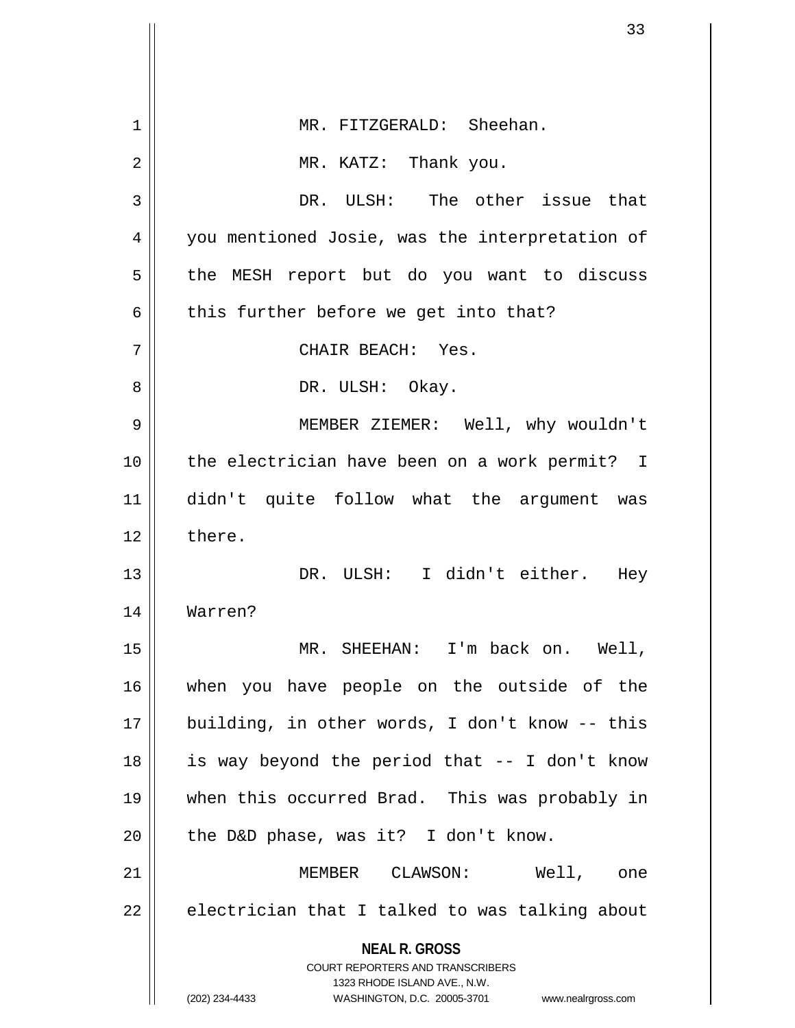MR. FITZGERALD: Sheehan.

MR. KATZ: Thank you.

DR. ULSH: The other issue that you mentioned Josie, was the interpretation of the MESH report but do you want to discuss this further before we get into that?

CHAIR BEACH: Yes.

DR. ULSH: Okay.

MEMBER ZIEMER: Well, why wouldn't the electrician have been on a work permit? I didn't quite follow what the argument was there.

DR. ULSH: I didn't either. Hey Warren?

MR. SHEEHAN: I'm back on. Well, when you have people on the outside of the building, in other words, I don't know -- this is way beyond the period that -- I don't know when this occurred Brad. This was probably in the D&D phase, was it? I don't know.

MEMBER CLAWSON: Well, one electrician that I talked to was talking about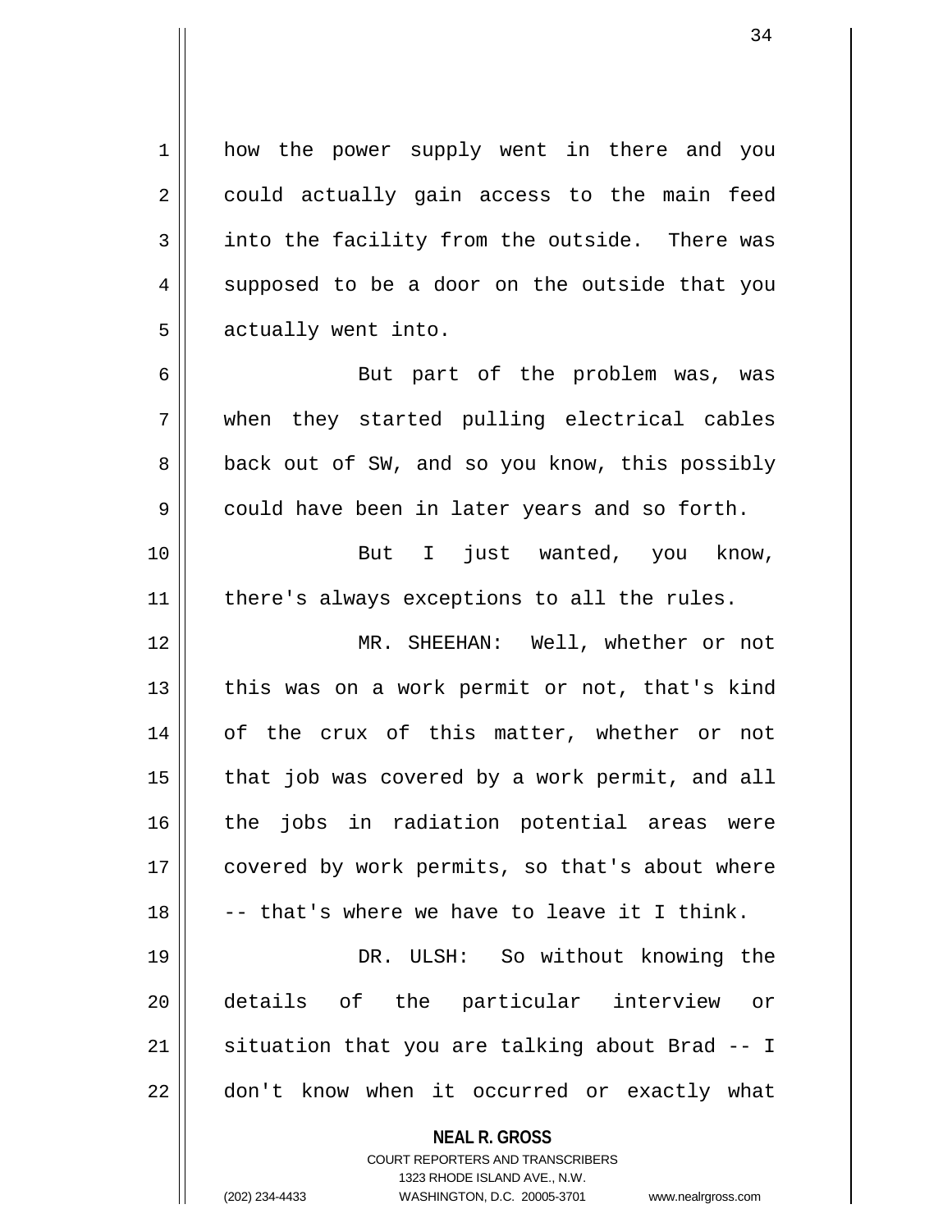how the power supply went in there and you could actually gain access to the main feed into the facility from the outside. There was supposed to be a door on the outside that you actually went into.

But part of the problem was, was when they started pulling electrical cables back out of SW, and so you know, this possibly could have been in later years and so forth.

But I just wanted, you know, there's always exceptions to all the rules.

MR. SHEEHAN: Well, whether or not this was on a work permit or not, that's kind of the crux of this matter, whether or not that job was covered by a work permit, and all the jobs in radiation potential areas were covered by work permits, so that's about where -- that's where we have to leave it I think.

DR. ULSH: So without knowing the details of the particular interview or situation that you are talking about Brad -- I don't know when it occurred or exactly what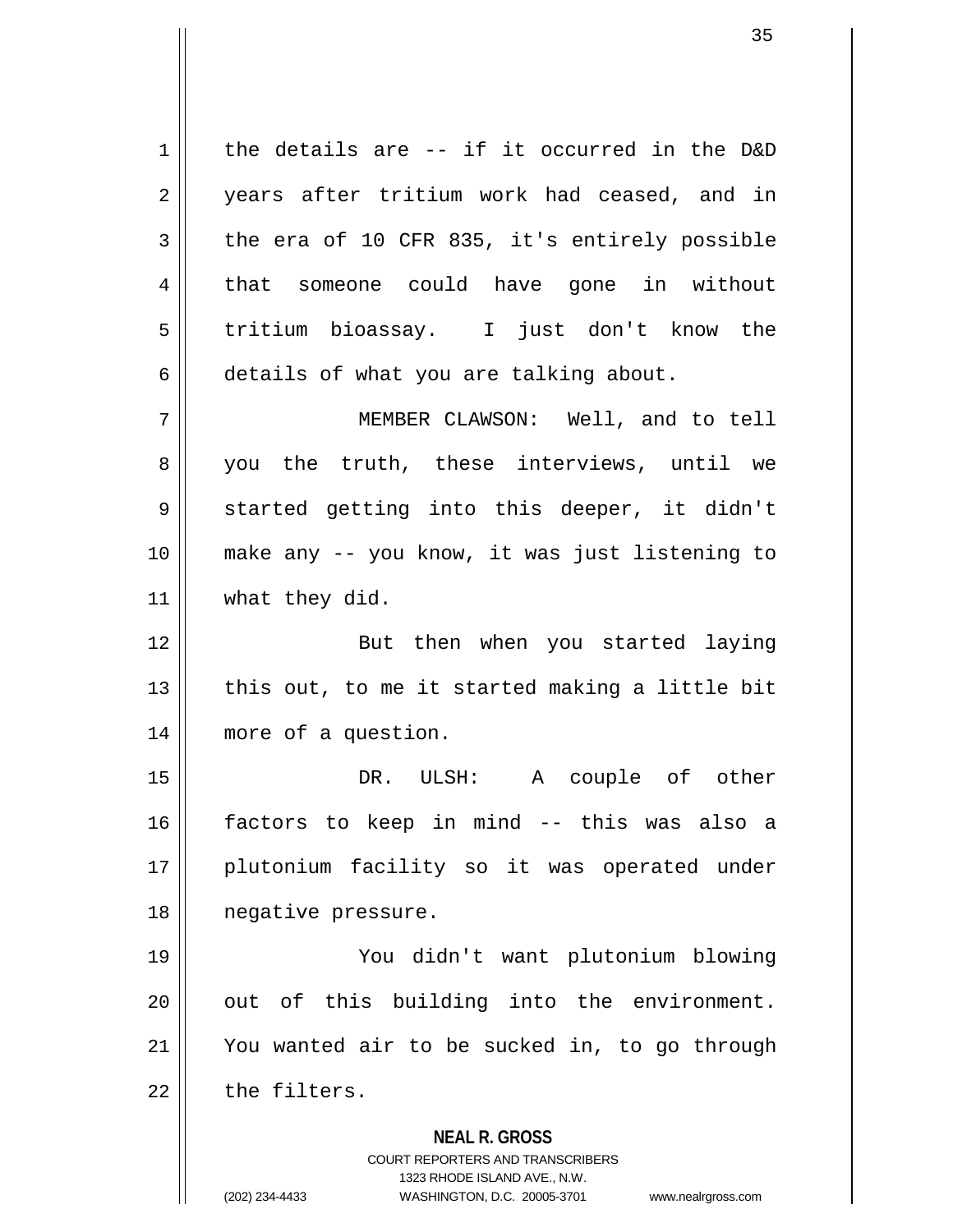the details are -- if it occurred in the D&D years after tritium work had ceased, and in the era of 10 CFR 835, it's entirely possible that someone could have gone in without tritium bioassay. I just don't know the details of what you are talking about.

MEMBER CLAWSON: Well, and to tell you the truth, these interviews, until we started getting into this deeper, it didn't make any -- you know, it was just listening to what they did.

But then when you started laying this out, to me it started making a little bit more of a question.

DR. ULSH: A couple of other factors to keep in mind -- this was also a plutonium facility so it was operated under negative pressure.

You didn't want plutonium blowing out of this building into the environment. You wanted air to be sucked in, to go through the filters.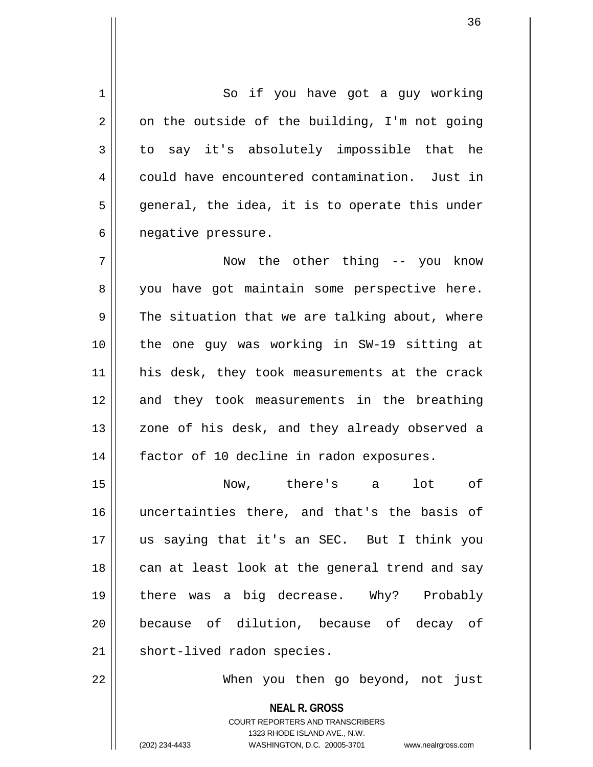So if you have got a guy working on the outside of the building, I'm not going to say it's absolutely impossible that he could have encountered contamination. Just in general, the idea, it is to operate this under negative pressure.

Now the other thing -- you know you have got maintain some perspective here. The situation that we are talking about, where the one guy was working in SW-19 sitting at his desk, they took measurements at the crack and they took measurements in the breathing zone of his desk, and they already observed a factor of 10 decline in radon exposures.

Now, there's a lot of uncertainties there, and that's the basis of us saying that it's an SEC. But I think you can at least look at the general trend and say there was a big decrease. Why? Probably because of dilution, because of decay of short-lived radon species.

When you then go beyond, not just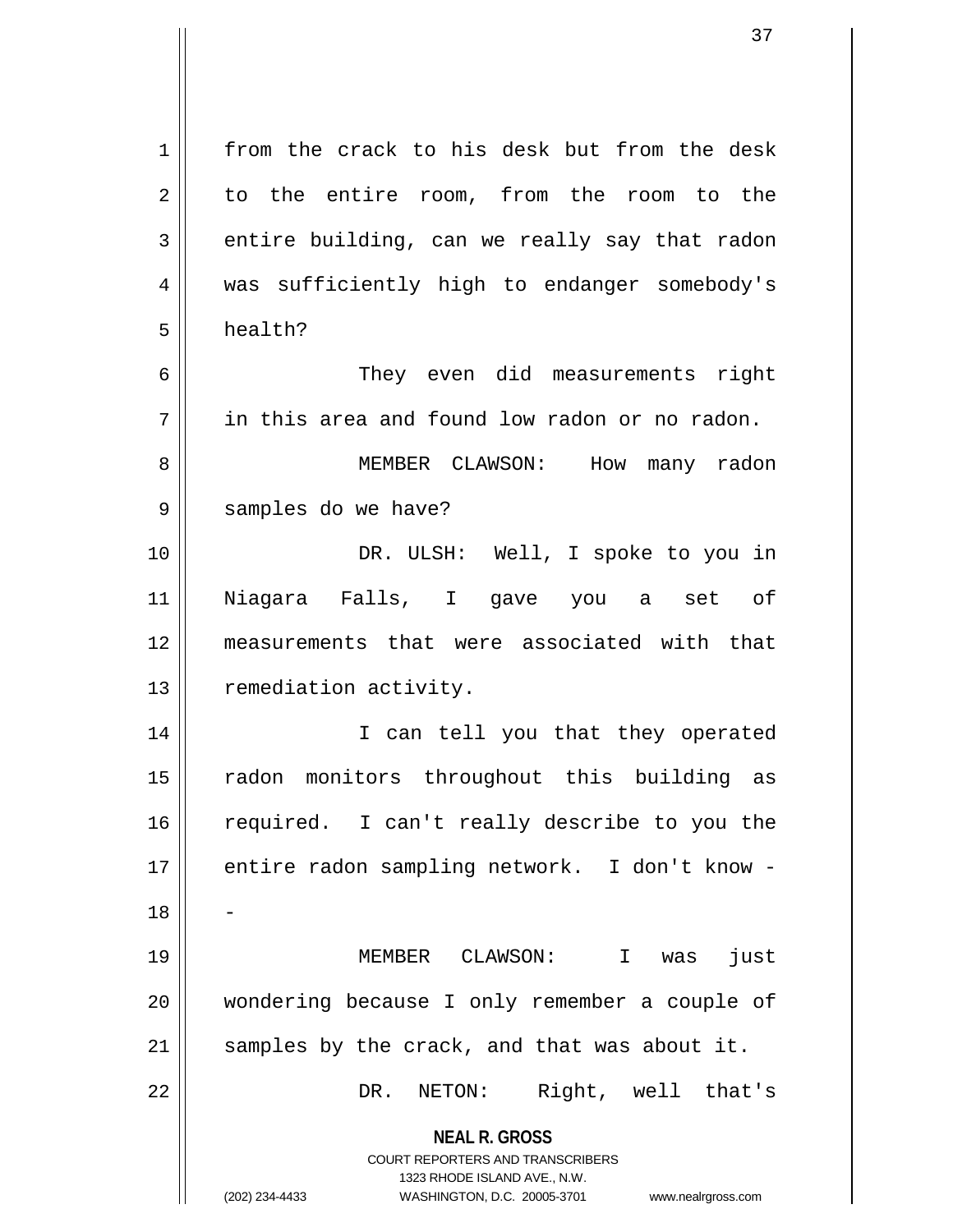from the crack to his desk but from the desk to the entire room, from the room to the entire building, can we really say that radon was sufficiently high to endanger somebody's health?

They even did measurements right in this area and found low radon or no radon.

MEMBER CLAWSON: How many radon samples do we have?

DR. ULSH: Well, I spoke to you in Niagara Falls, I gave you a set of measurements that were associated with that remediation activity.

I can tell you that they operated radon monitors throughout this building as required. I can't really describe to you the entire radon sampling network. I don't know --

MEMBER CLAWSON: I was just wondering because I only remember a couple of samples by the crack, and that was about it.

DR. NETON: Right, well that's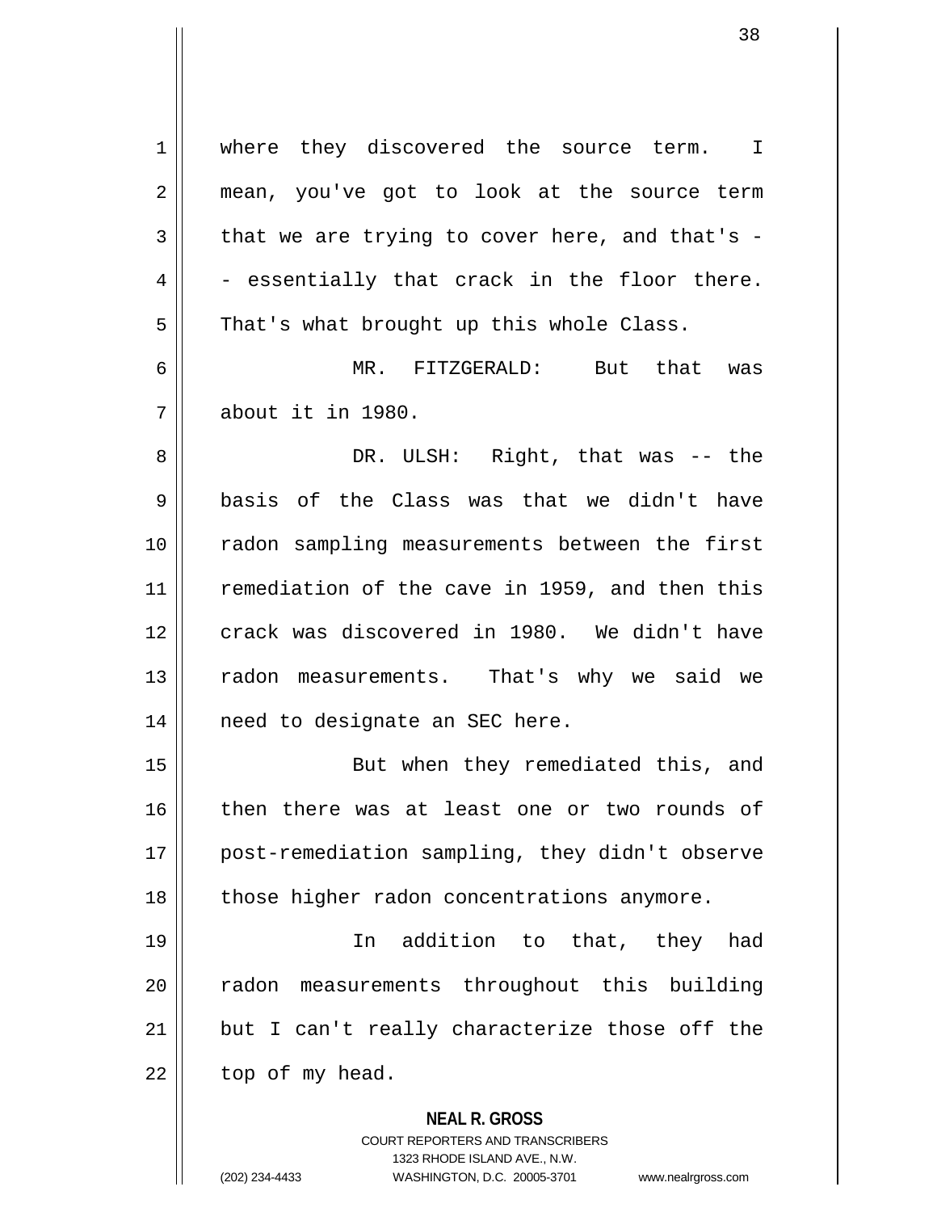where they discovered the source term. I mean, you've got to look at the source term that we are trying to cover here, and that's -- essentially that crack in the floor there. That's what brought up this whole Class.

MR. FITZGERALD: But that was about it in 1980.

DR. ULSH: Right, that was -- the basis of the Class was that we didn't have radon sampling measurements between the first remediation of the cave in 1959, and then this crack was discovered in 1980. We didn't have radon measurements. That's why we said we need to designate an SEC here.

But when they remediated this, and then there was at least one or two rounds of post-remediation sampling, they didn't observe those higher radon concentrations anymore.

In addition to that, they had radon measurements throughout this building but I can't really characterize those off the top of my head.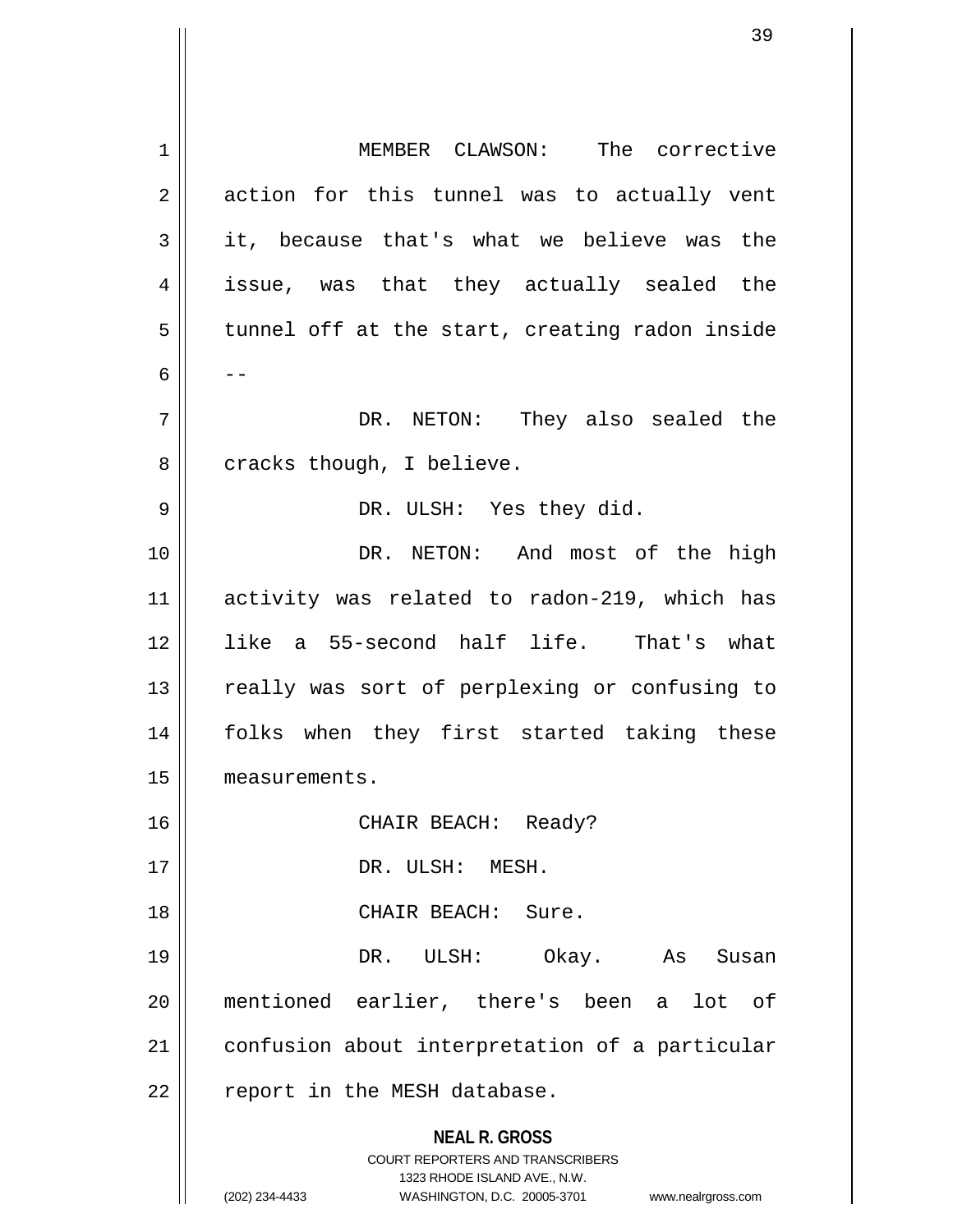MEMBER CLAWSON: The corrective action for this tunnel was to actually vent it, because that's what we believe was the issue, was that they actually sealed the tunnel off at the start, creating radon inside --

DR. NETON: They also sealed the cracks though, I believe.

DR. ULSH: Yes they did.

DR. NETON: And most of the high activity was related to radon-219, which has like a 55-second half life. That's what really was sort of perplexing or confusing to folks when they first started taking these measurements.

CHAIR BEACH: Ready?

DR. ULSH: MESH.

CHAIR BEACH: Sure.

DR. ULSH: Okay. As Susan mentioned earlier, there's been a lot of confusion about interpretation of a particular report in the MESH database.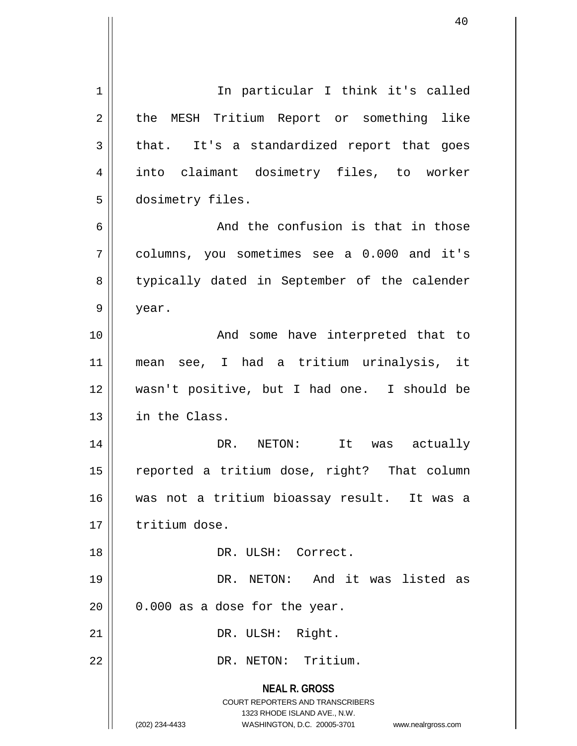In particular I think it's called the MESH Tritium Report or something like that. It's a standardized report that goes into claimant dosimetry files, to worker dosimetry files.

And the confusion is that in those columns, you sometimes see a 0.000 and it's typically dated in September of the calender year.

And some have interpreted that to mean see, I had a tritium urinalysis, it wasn't positive, but I had one. I should be in the Class.

DR. NETON: It was actually reported a tritium dose, right? That column was not a tritium bioassay result. It was a tritium dose.

DR. ULSH: Correct.

DR. NETON: And it was listed as 0.000 as a dose for the year.

DR. ULSH: Right.

DR. NETON: Tritium.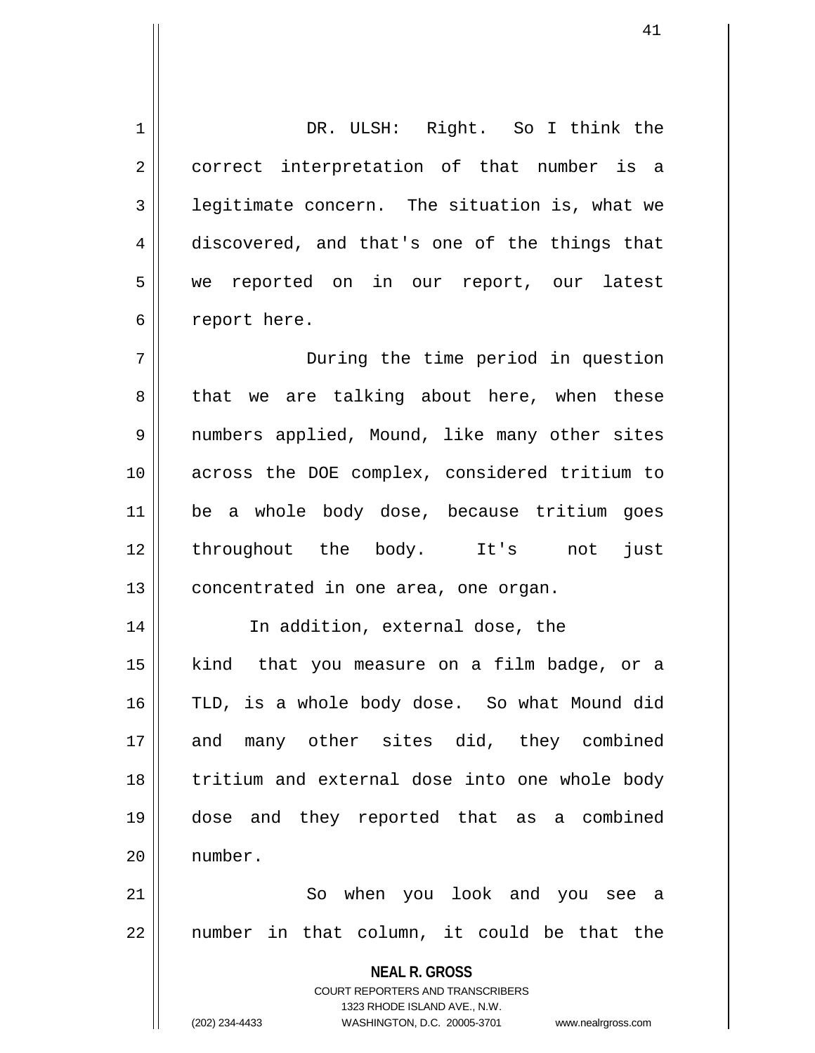DR. ULSH: Right. So I think the correct interpretation of that number is a legitimate concern. The situation is, what we discovered, and that's one of the things that we reported on in our report, our latest report here.

During the time period in question that we are talking about here, when these numbers applied, Mound, like many other sites across the DOE complex, considered tritium to be a whole body dose, because tritium goes throughout the body. It's not just concentrated in one area, one organ.

In addition, external dose, the kind that you measure on a film badge, or a TLD, is a whole body dose. So what Mound did and many other sites did, they combined tritium and external dose into one whole body dose and they reported that as a combined number.

So when you look and you see a number in that column, it could be that the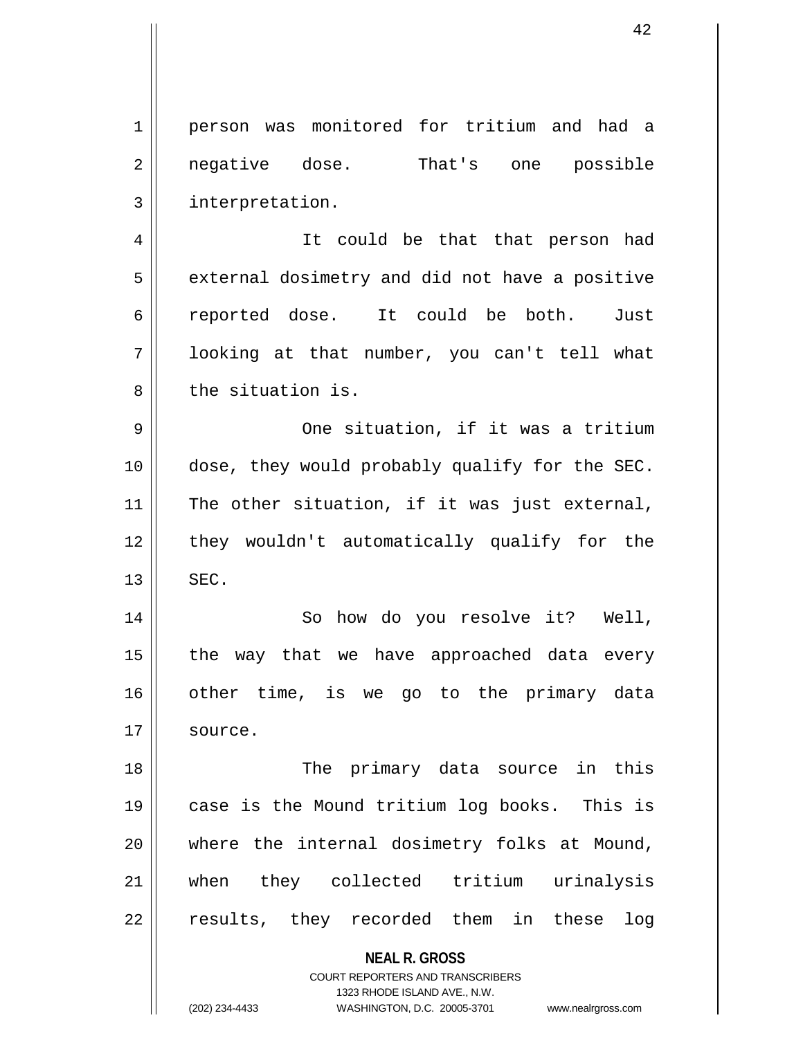person was monitored for tritium and had a negative dose. That's one possible interpretation.

It could be that that person had external dosimetry and did not have a positive reported dose. It could be both. Just looking at that number, you can't tell what the situation is.

One situation, if it was a tritium dose, they would probably qualify for the SEC. The other situation, if it was just external, they wouldn't automatically qualify for the SEC.

So how do you resolve it? Well, the way that we have approached data every other time, is we go to the primary data source.

The primary data source in this case is the Mound tritium log books. This is where the internal dosimetry folks at Mound, when they collected tritium urinalysis results, they recorded them in these log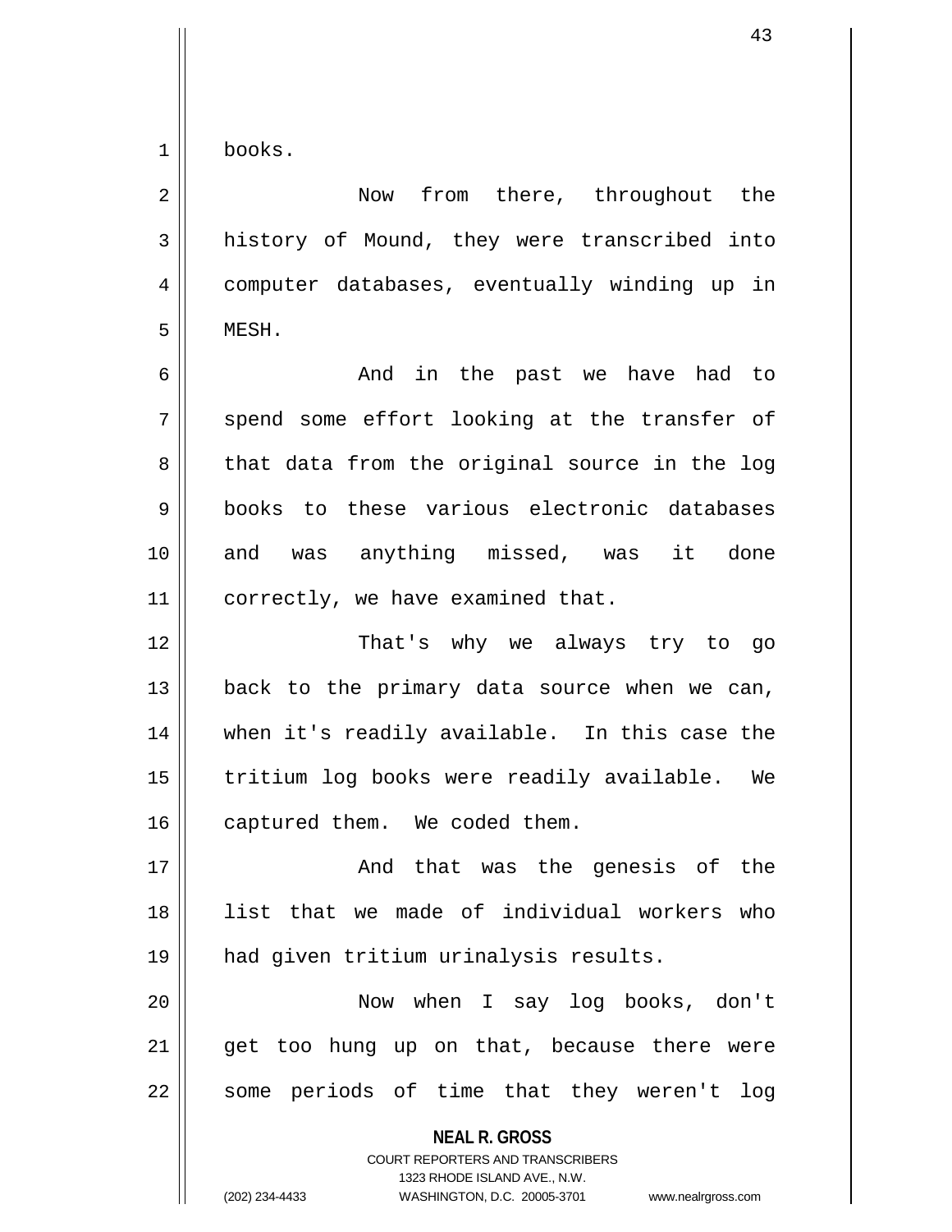books.

Now from there, throughout the history of Mound, they were transcribed into computer databases, eventually winding up in MESH.

And in the past we have had to spend some effort looking at the transfer of that data from the original source in the log books to these various electronic databases and was anything missed, was it done correctly, we have examined that.

That's why we always try to go back to the primary data source when we can, when it's readily available. In this case the tritium log books were readily available. We captured them. We coded them.

And that was the genesis of the list that we made of individual workers who had given tritium urinalysis results.

Now when I say log books, don't get too hung up on that, because there were some periods of time that they weren't log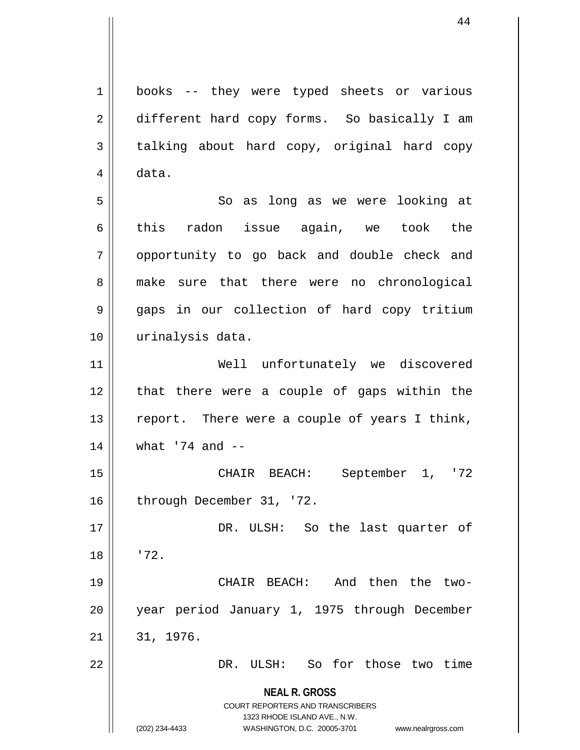books -- they were typed sheets or various different hard copy forms. So basically I am talking about hard copy, original hard copy data.

So as long as we were looking at this radon issue again, we took the opportunity to go back and double check and make sure that there were no chronological gaps in our collection of hard copy tritium urinalysis data.

Well unfortunately we discovered that there were a couple of gaps within the report. There were a couple of years I think, what '74 and --

CHAIR BEACH: September 1, '72 through December 31, '72.

DR. ULSH: So the last quarter of '72.

CHAIR BEACH: And then the two-year period January 1, 1975 through December 31, 1976.

DR. ULSH: So for those two time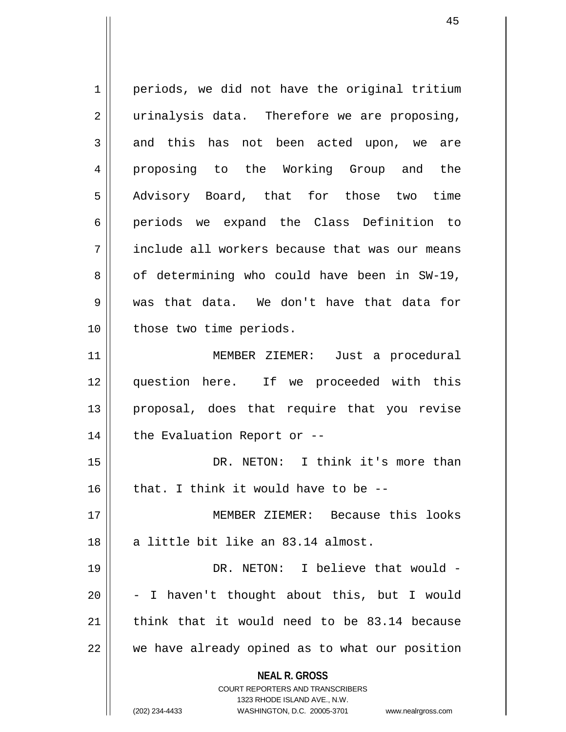periods, we did not have the original tritium urinalysis data. Therefore we are proposing, and this has not been acted upon, we are proposing to the Working Group and the Advisory Board, that for those two time periods we expand the Class Definition to include all workers because that was our means of determining who could have been in SW-19, was that data. We don't have that data for those two time periods.

MEMBER ZIEMER: Just a procedural question here. If we proceeded with this proposal, does that require that you revise the Evaluation Report or --

DR. NETON: I think it's more than that. I think it would have to be --

MEMBER ZIEMER: Because this looks a little bit like an 83.14 almost.

DR. NETON: I believe that would -- I haven't thought about this, but I would think that it would need to be 83.14 because we have already opined as to what our position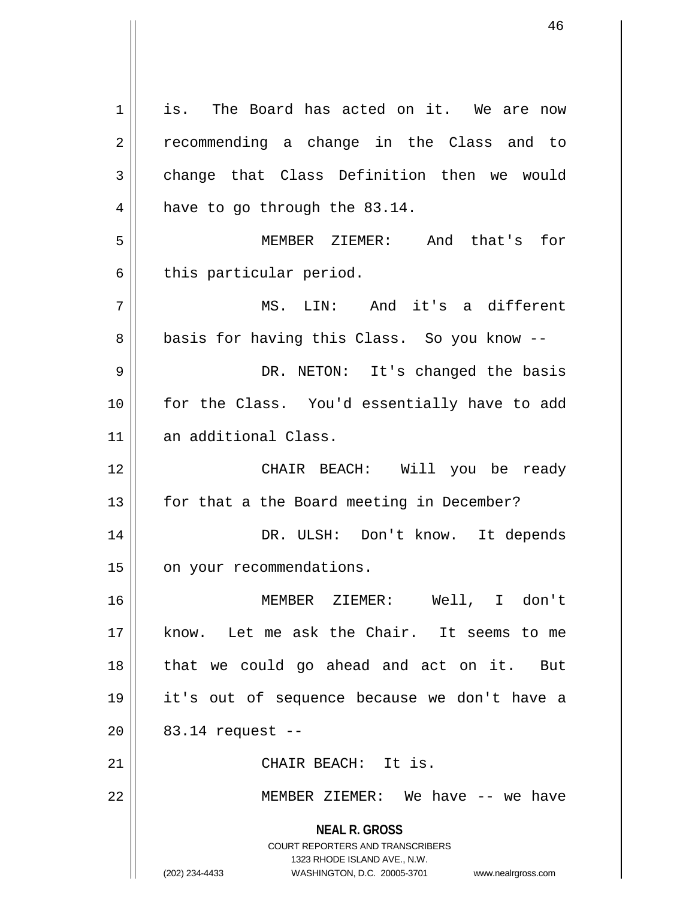is. The Board has acted on it. We are now recommending a change in the Class and to change that Class Definition then we would have to go through the 83.14.

MEMBER ZIEMER: And that's for this particular period.

MS. LIN: And it's a different basis for having this Class. So you know --

DR. NETON: It's changed the basis for the Class. You'd essentially have to add an additional Class.

CHAIR BEACH: Will you be ready for that a the Board meeting in December?

DR. ULSH: Don't know. It depends on your recommendations.

MEMBER ZIEMER: Well, I don't know. Let me ask the Chair. It seems to me that we could go ahead and act on it. But it's out of sequence because we don't have a 83.14 request --

CHAIR BEACH: It is.

MEMBER ZIEMER: We have -- we have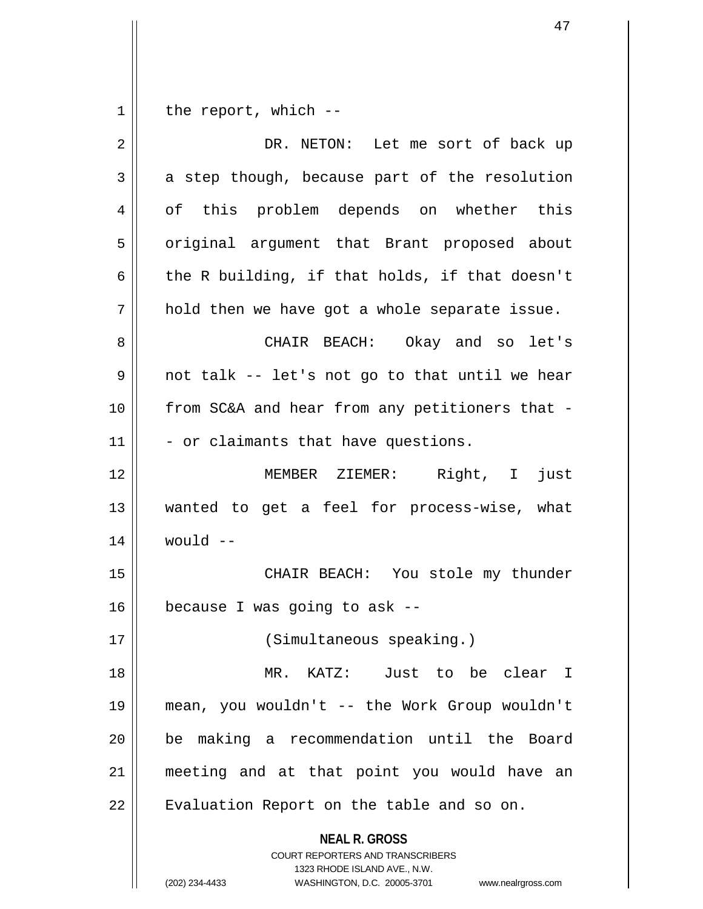the report, which --

DR. NETON: Let me sort of back up a step though, because part of the resolution of this problem depends on whether this original argument that Brant proposed about the R building, if that holds, if that doesn't hold then we have got a whole separate issue.

CHAIR BEACH: Okay and so let's not talk -- let's not go to that until we hear from SC&A and hear from any petitioners that -- or claimants that have questions.

MEMBER ZIEMER: Right, I just wanted to get a feel for process-wise, what would --

CHAIR BEACH: You stole my thunder because I was going to ask --

(Simultaneous speaking.)

MR. KATZ: Just to be clear I mean, you wouldn't -- the Work Group wouldn't be making a recommendation until the Board meeting and at that point you would have an Evaluation Report on the table and so on.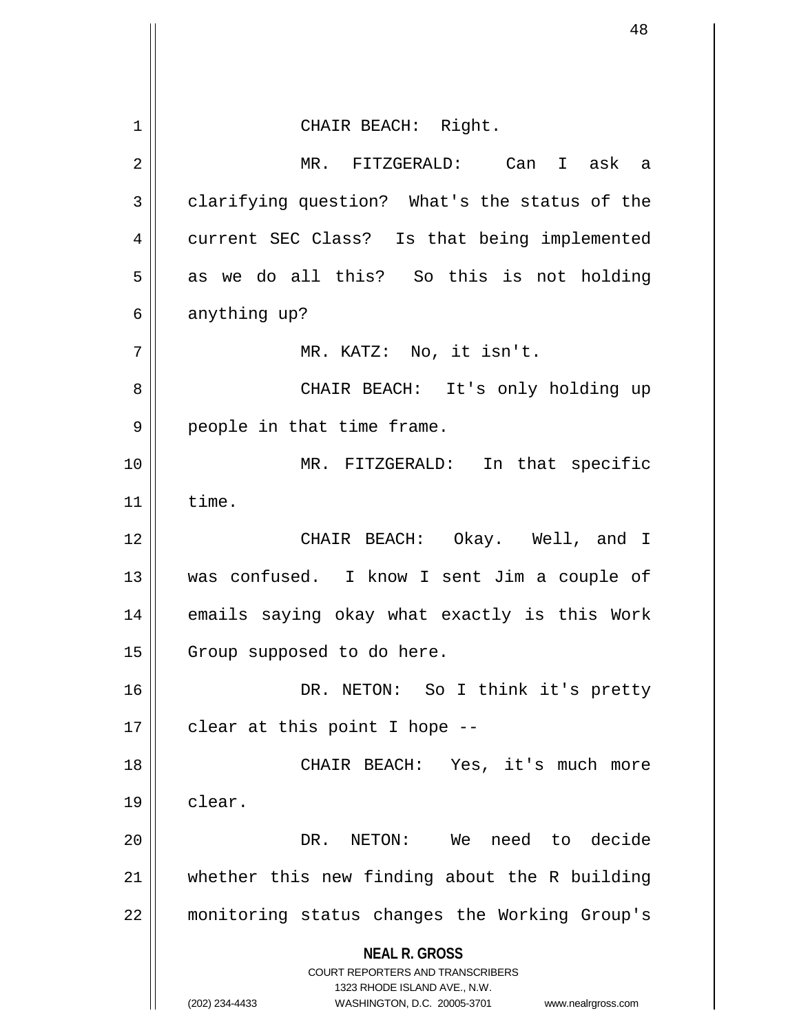CHAIR BEACH: Right.

MR. FITZGERALD: Can I ask a clarifying question? What's the status of the current SEC Class? Is that being implemented as we do all this? So this is not holding anything up?

MR. KATZ: No, it isn't.

CHAIR BEACH: It's only holding up people in that time frame.

MR. FITZGERALD: In that specific time.

CHAIR BEACH: Okay. Well, and I was confused. I know I sent Jim a couple of emails saying okay what exactly is this Work Group supposed to do here.

DR. NETON: So I think it's pretty clear at this point I hope --

CHAIR BEACH: Yes, it's much more clear.

DR. NETON: We need to decide whether this new finding about the R building monitoring status changes the Working Group's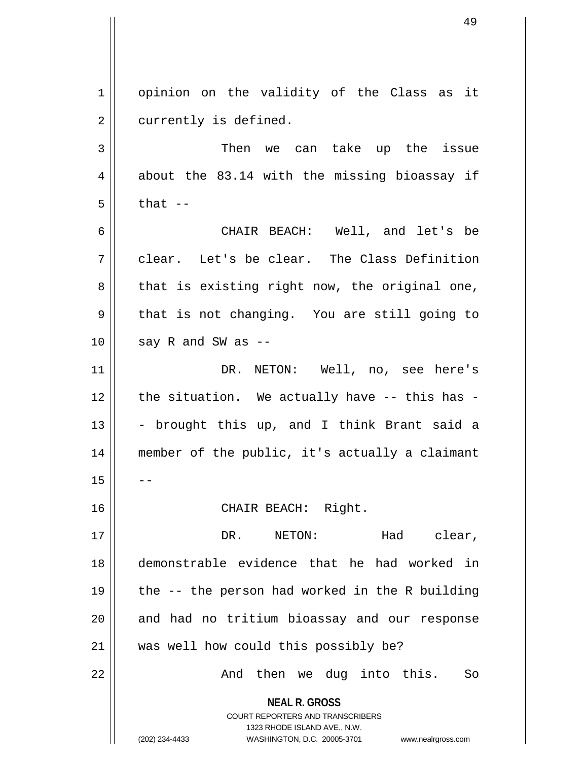opinion on the validity of the Class as it currently is defined.

Then we can take up the issue about the 83.14 with the missing bioassay if that --

CHAIR BEACH: Well, and let's be clear. Let's be clear. The Class Definition that is existing right now, the original one, that is not changing. You are still going to say R and SW as --

DR. NETON: Well, no, see here's the situation. We actually have -- this has -- brought this up, and I think Brant said a member of the public, it's actually a claimant --

CHAIR BEACH: Right.

DR. NETON: Had clear, demonstrable evidence that he had worked in the -- the person had worked in the R building and had no tritium bioassay and our response was well how could this possibly be?

And then we dug into this. So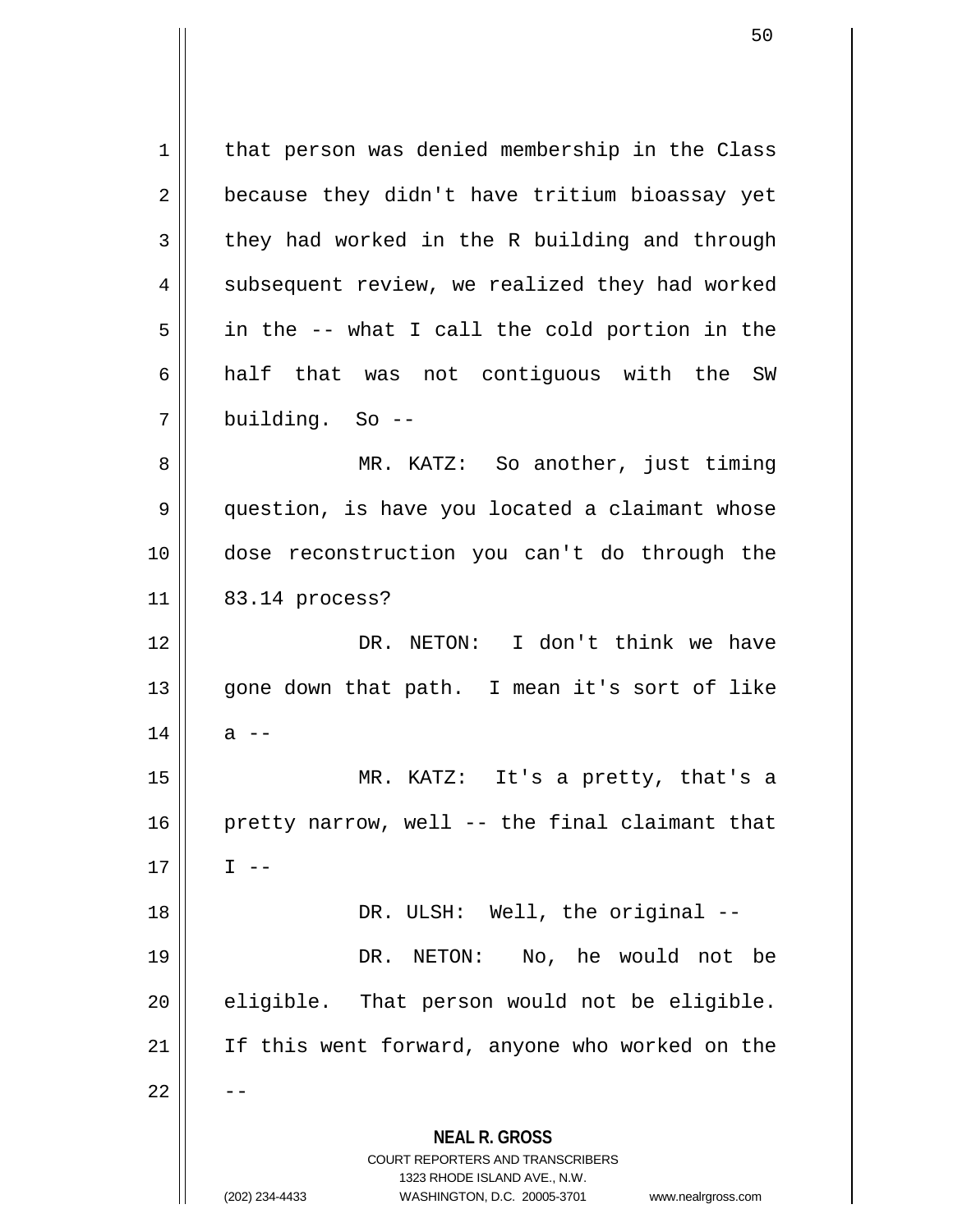that person was denied membership in the Class because they didn't have tritium bioassay yet they had worked in the R building and through subsequent review, we realized they had worked in the -- what I call the cold portion in the half that was not contiguous with the SW building. So --

MR. KATZ: So another, just timing question, is have you located a claimant whose dose reconstruction you can't do through the 83.14 process?

DR. NETON: I don't think we have gone down that path. I mean it's sort of like a --

MR. KATZ: It's a pretty, that's a pretty narrow, well -- the final claimant that I --

DR. ULSH: Well, the original --

DR. NETON: No, he would not be eligible. That person would not be eligible. If this went forward, anyone who worked on the --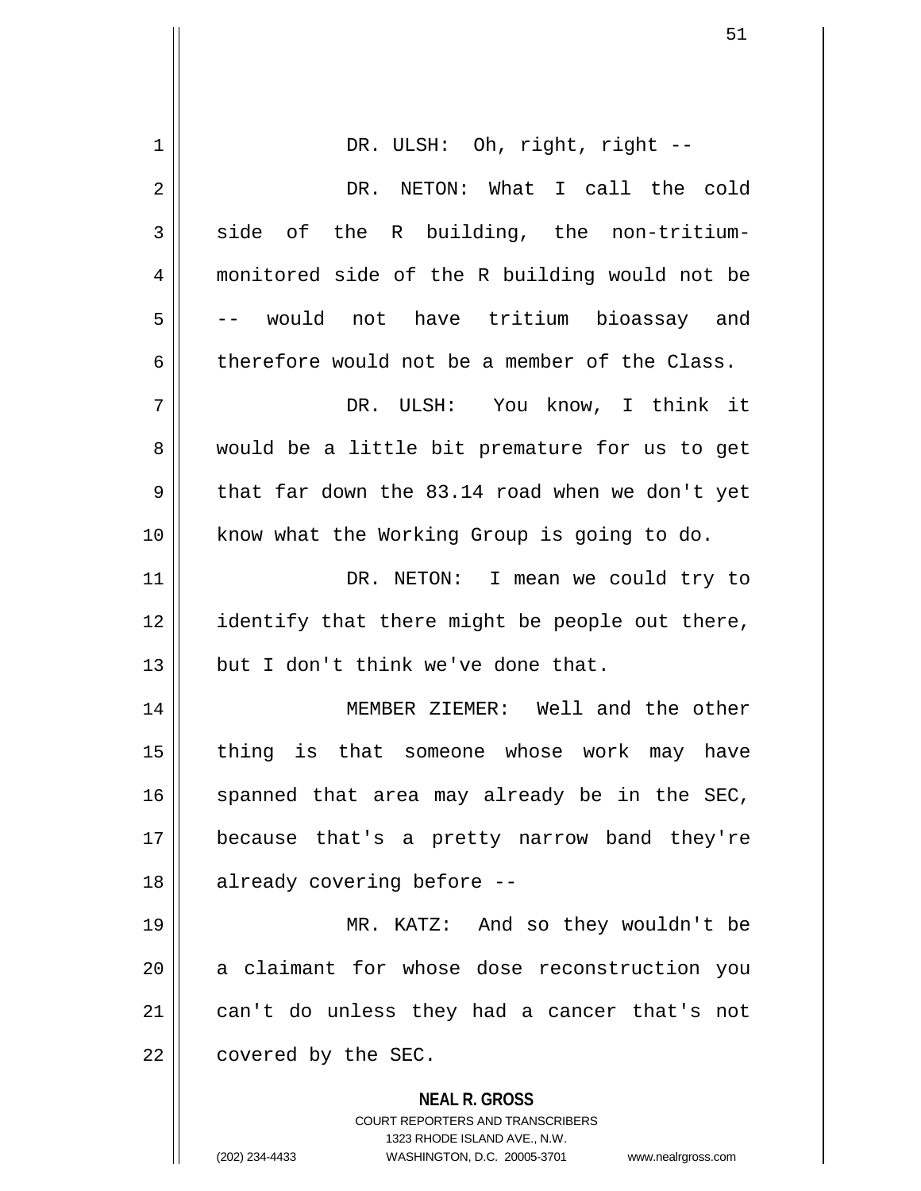DR. ULSH: Oh, right, right --

DR. NETON: What I call the cold side of the R building, the non-tritium-monitored side of the R building would not be -- would not have tritium bioassay and therefore would not be a member of the Class.

DR. ULSH: You know, I think it would be a little bit premature for us to get that far down the 83.14 road when we don't yet know what the Working Group is going to do.

DR. NETON: I mean we could try to identify that there might be people out there, but I don't think we've done that.

MEMBER ZIEMER: Well and the other thing is that someone whose work may have spanned that area may already be in the SEC, because that's a pretty narrow band they're already covering before --

MR. KATZ: And so they wouldn't be a claimant for whose dose reconstruction you can't do unless they had a cancer that's not covered by the SEC.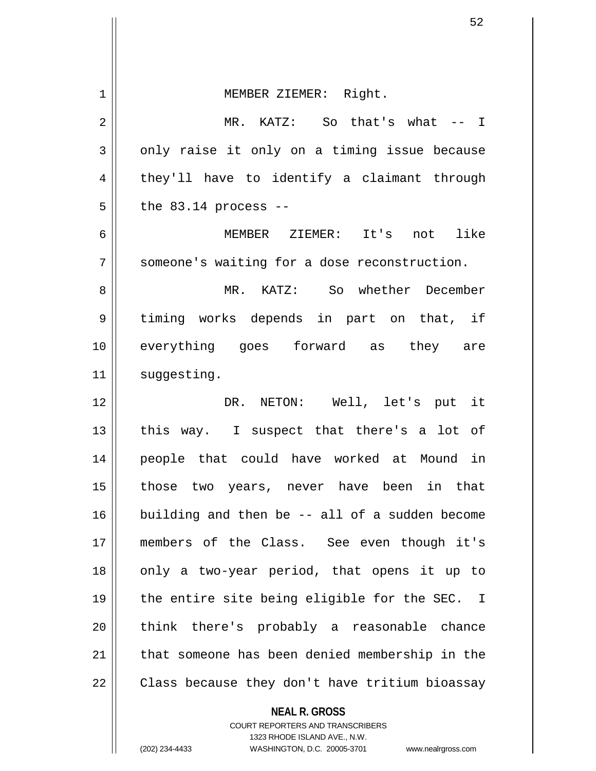MEMBER ZIEMER: Right.

MR. KATZ: So that's what -- I only raise it only on a timing issue because they'll have to identify a claimant through the 83.14 process --

MEMBER ZIEMER: It's not like someone's waiting for a dose reconstruction.

MR. KATZ: So whether December timing works depends in part on that, if everything goes forward as they are suggesting.

DR. NETON: Well, let's put it this way. I suspect that there's a lot of people that could have worked at Mound in those two years, never have been in that building and then be -- all of a sudden become members of the Class. See even though it's only a two-year period, that opens it up to the entire site being eligible for the SEC. I think there's probably a reasonable chance that someone has been denied membership in the Class because they don't have tritium bioassay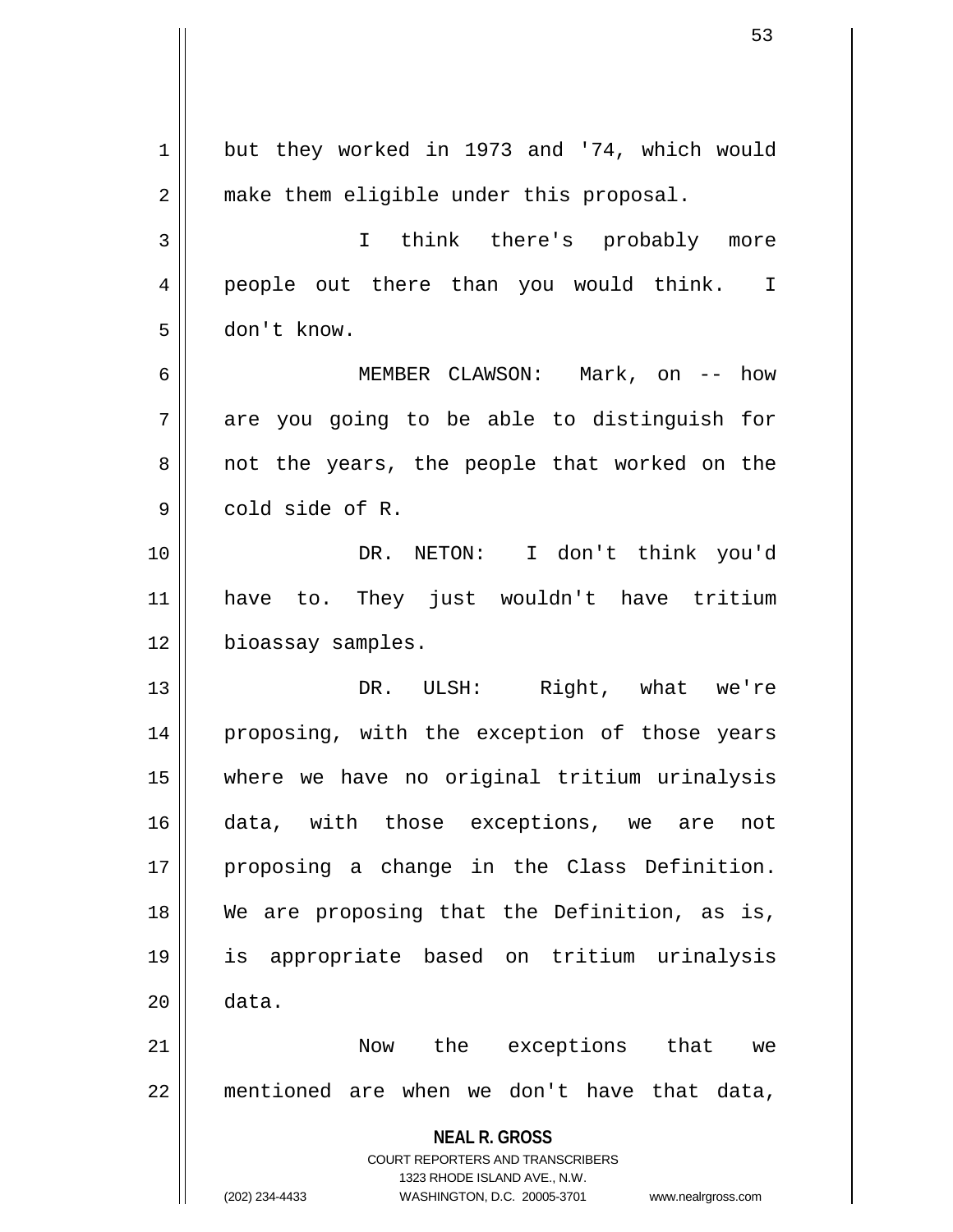but they worked in 1973 and '74, which would make them eligible under this proposal.

I think there's probably more people out there than you would think. I don't know.

MEMBER CLAWSON: Mark, on -- how are you going to be able to distinguish for not the years, the people that worked on the cold side of R.

DR. NETON: I don't think you'd have to. They just wouldn't have tritium bioassay samples.

DR. ULSH: Right, what we're proposing, with the exception of those years where we have no original tritium urinalysis data, with those exceptions, we are not proposing a change in the Class Definition. We are proposing that the Definition, as is, is appropriate based on tritium urinalysis data.

Now the exceptions that we mentioned are when we don't have that data,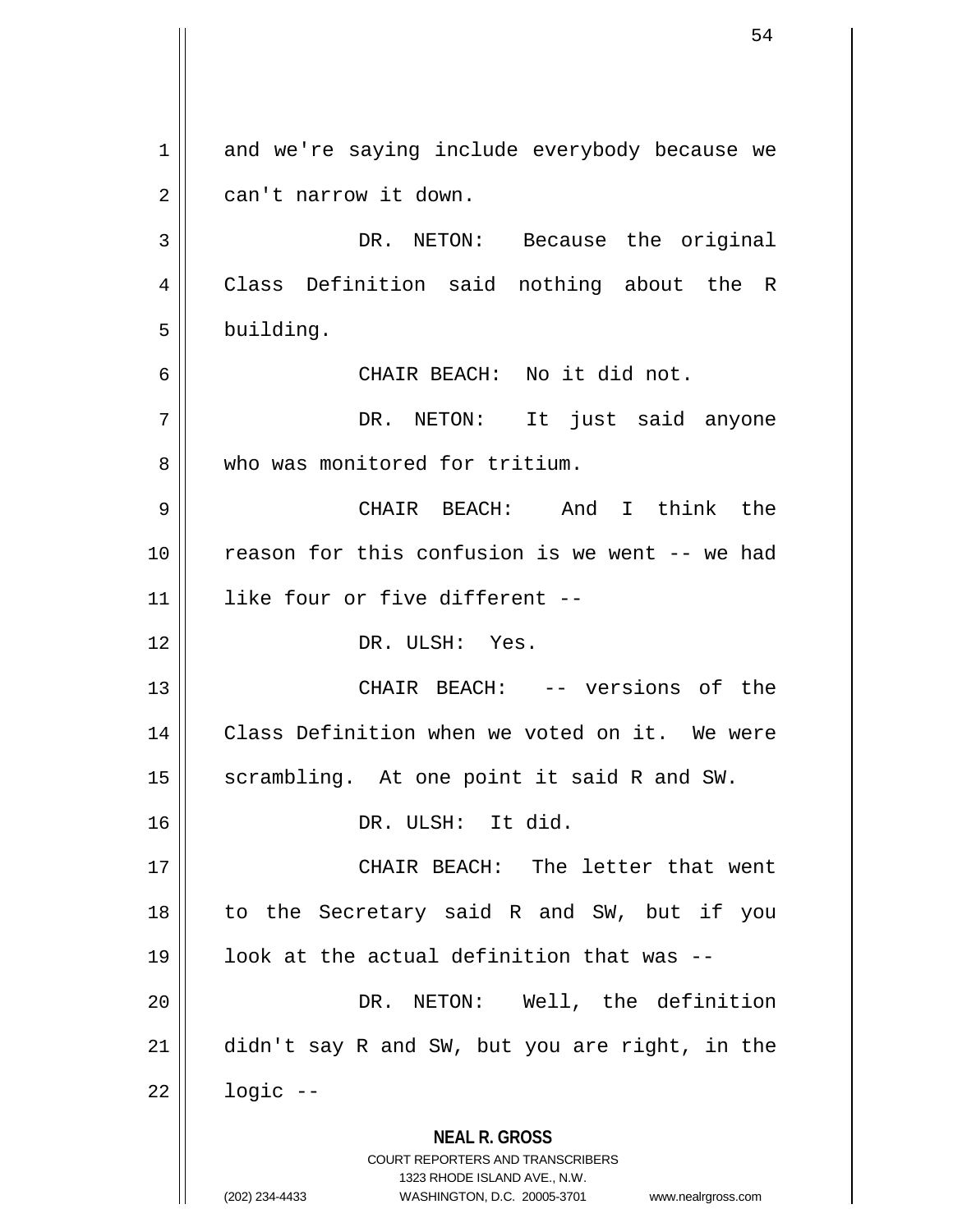and we're saying include everybody because we can't narrow it down.

DR. NETON: Because the original Class Definition said nothing about the R building.

CHAIR BEACH: No it did not.

DR. NETON: It just said anyone who was monitored for tritium.

CHAIR BEACH: And I think the reason for this confusion is we went -- we had like four or five different --

DR. ULSH: Yes.

CHAIR BEACH: -- versions of the Class Definition when we voted on it. We were scrambling. At one point it said R and SW.

DR. ULSH: It did.

CHAIR BEACH: The letter that went to the Secretary said R and SW, but if you look at the actual definition that was --

DR. NETON: Well, the definition didn't say R and SW, but you are right, in the logic --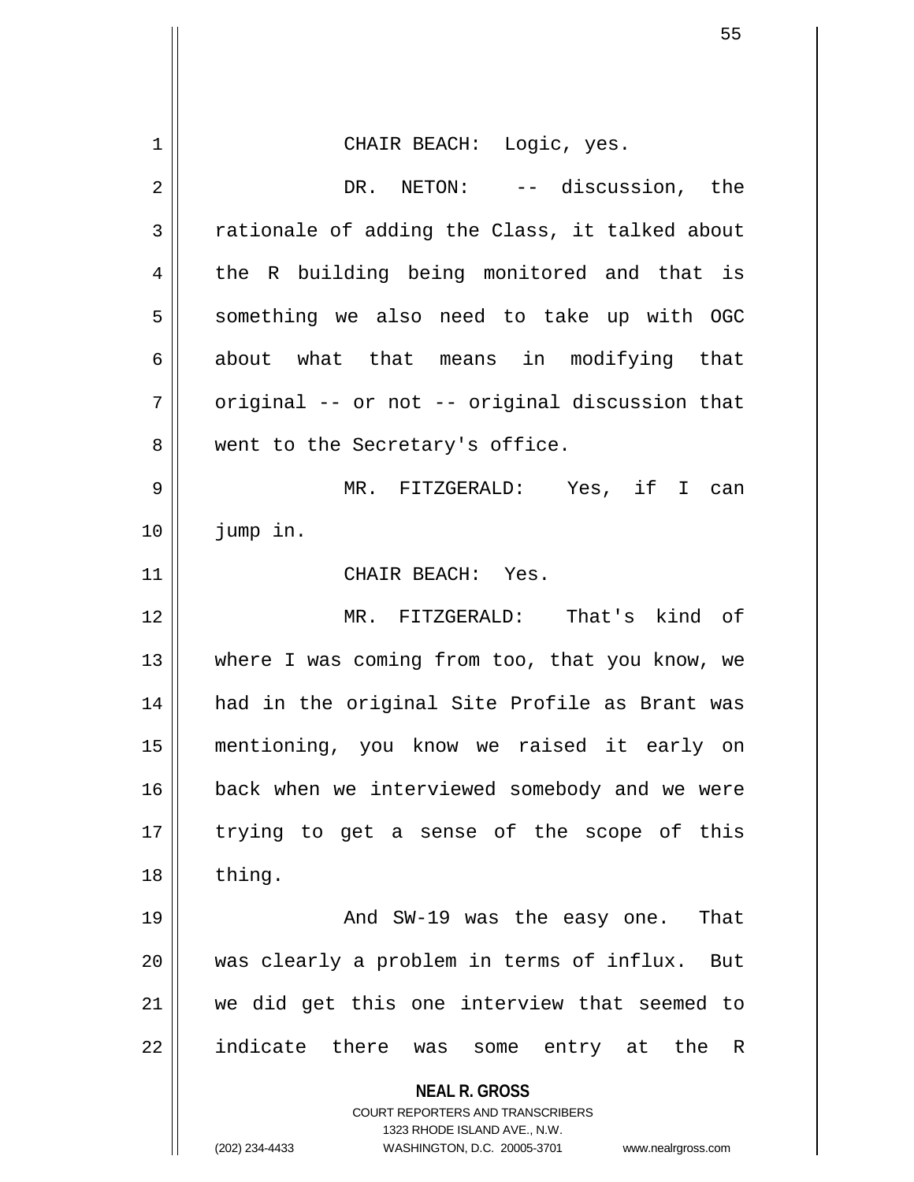CHAIR BEACH: Logic, yes.

DR. NETON: -- discussion, the rationale of adding the Class, it talked about the R building being monitored and that is something we also need to take up with OGC about what that means in modifying that original -- or not -- original discussion that went to the Secretary's office.

MR. FITZGERALD: Yes, if I can jump in.

CHAIR BEACH: Yes.

MR. FITZGERALD: That's kind of where I was coming from too, that you know, we had in the original Site Profile as Brant was mentioning, you know we raised it early on back when we interviewed somebody and we were trying to get a sense of the scope of this thing.

And SW-19 was the easy one. That was clearly a problem in terms of influx. But we did get this one interview that seemed to indicate there was some entry at the R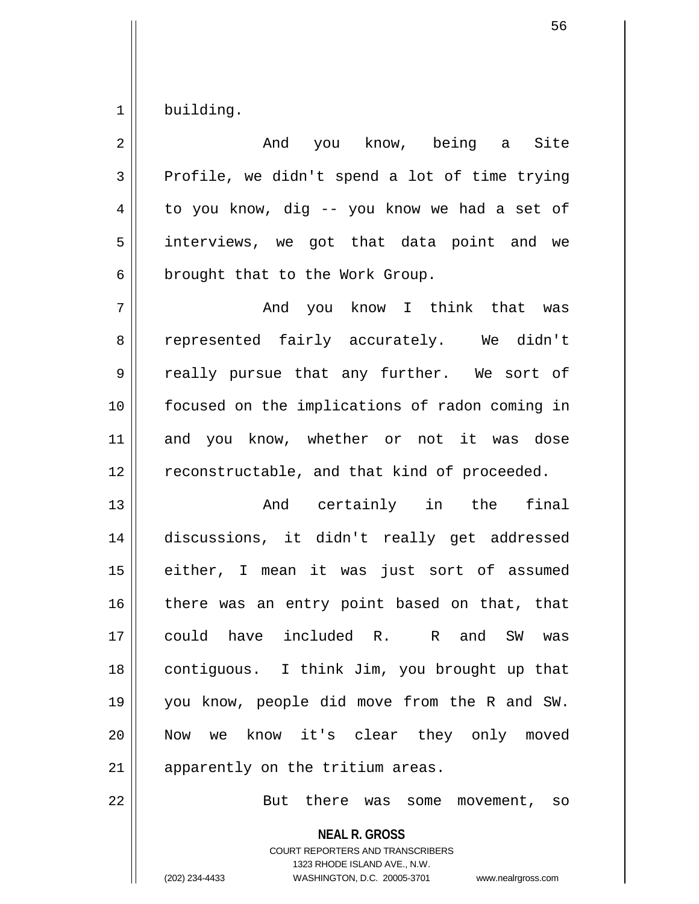building.

And you know, being a Site Profile, we didn't spend a lot of time trying to you know, dig -- you know we had a set of interviews, we got that data point and we brought that to the Work Group.

And you know I think that was represented fairly accurately. We didn't really pursue that any further. We sort of focused on the implications of radon coming in and you know, whether or not it was dose reconstructable, and that kind of proceeded.

And certainly in the final discussions, it didn't really get addressed either, I mean it was just sort of assumed there was an entry point based on that, that could have included R. R and SW was contiguous. I think Jim, you brought up that you know, people did move from the R and SW. Now we know it's clear they only moved apparently on the tritium areas.

But there was some movement, so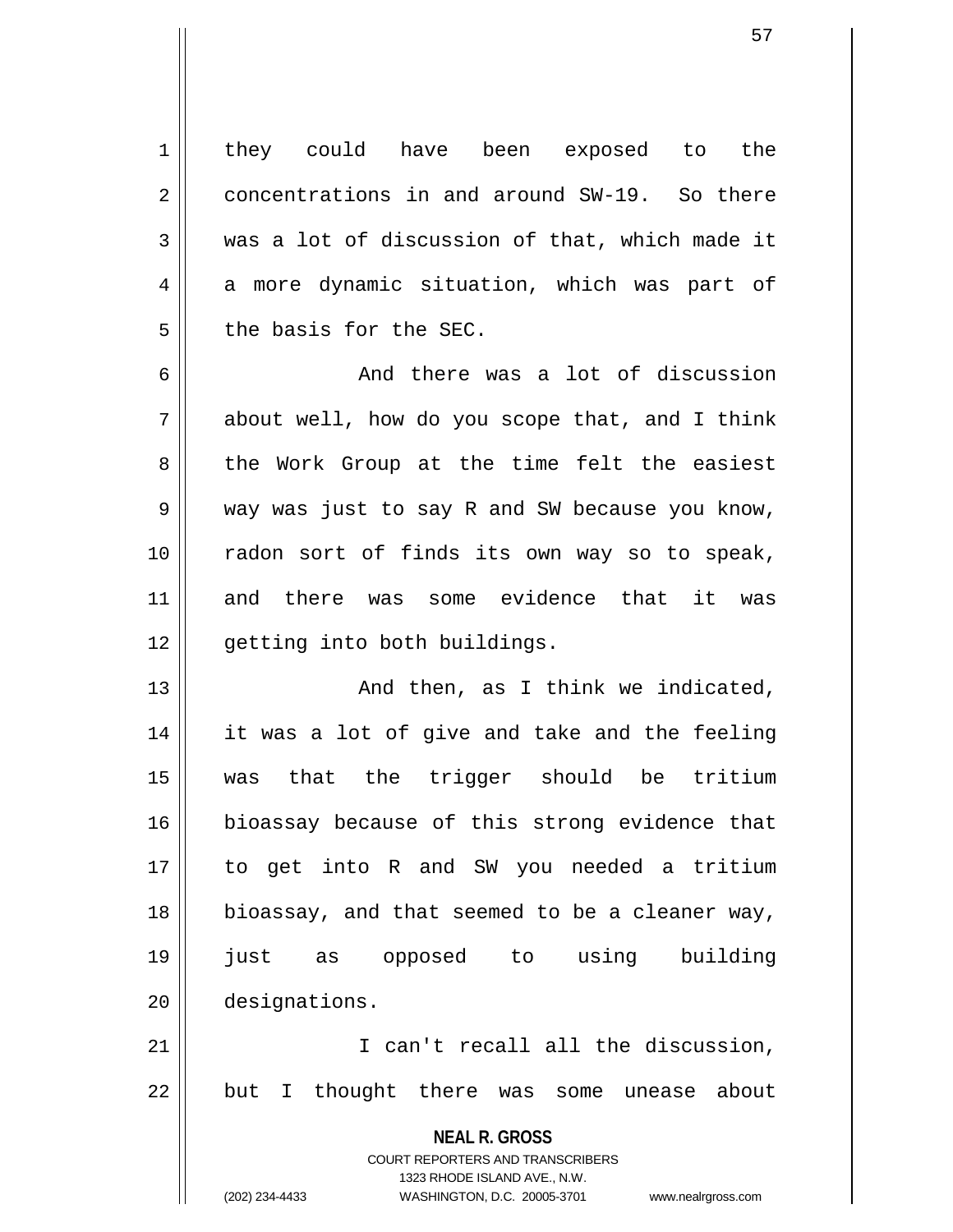they could have been exposed to the concentrations in and around SW-19. So there was a lot of discussion of that, which made it a more dynamic situation, which was part of the basis for the SEC.

And there was a lot of discussion about well, how do you scope that, and I think the Work Group at the time felt the easiest way was just to say R and SW because you know, radon sort of finds its own way so to speak, and there was some evidence that it was getting into both buildings.

And then, as I think we indicated, it was a lot of give and take and the feeling was that the trigger should be tritium bioassay because of this strong evidence that to get into R and SW you needed a tritium bioassay, and that seemed to be a cleaner way, just as opposed to using building designations.

I can't recall all the discussion, but I thought there was some unease about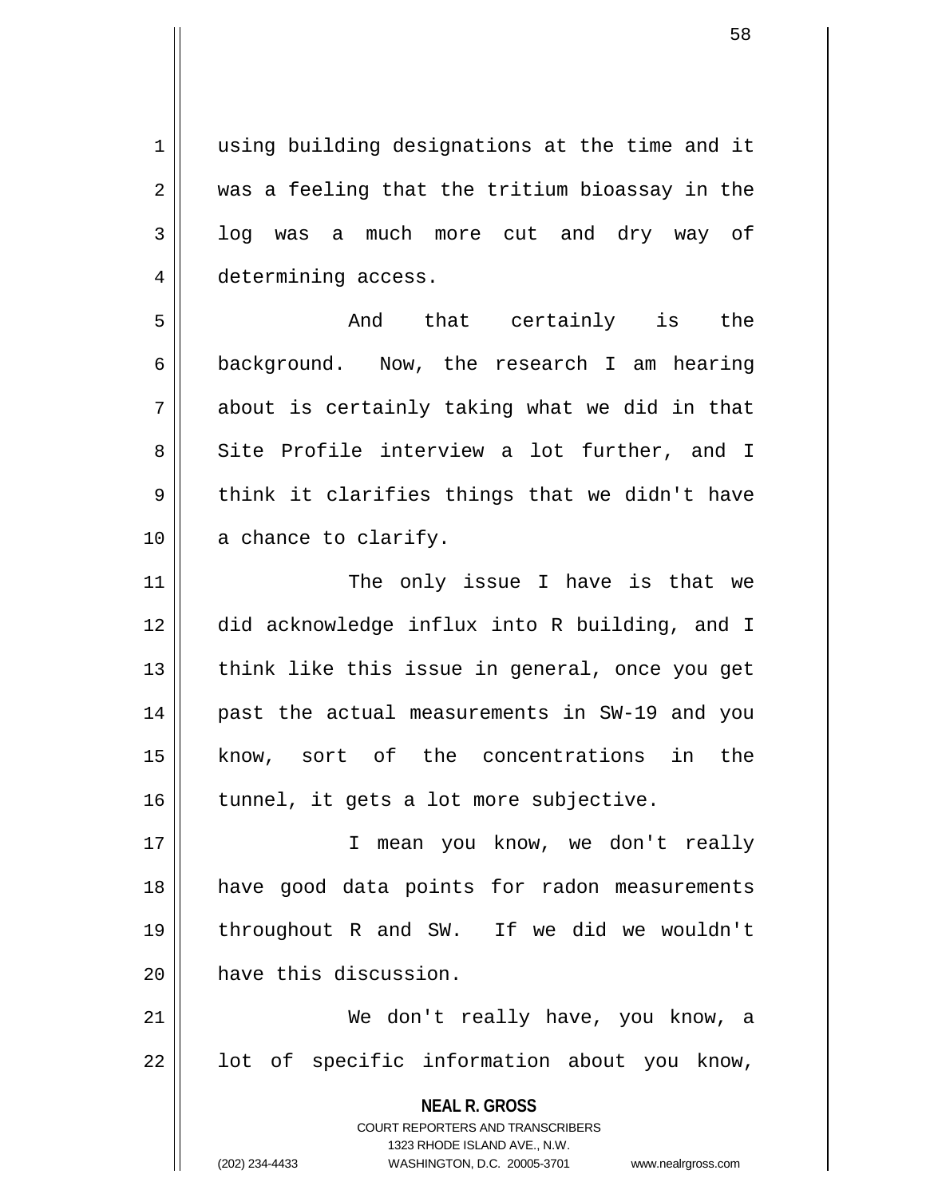using building designations at the time and it was a feeling that the tritium bioassay in the log was a much more cut and dry way of determining access.

And that certainly is the background. Now, the research I am hearing about is certainly taking what we did in that Site Profile interview a lot further, and I think it clarifies things that we didn't have a chance to clarify.

The only issue I have is that we did acknowledge influx into R building, and I think like this issue in general, once you get past the actual measurements in SW-19 and you know, sort of the concentrations in the tunnel, it gets a lot more subjective.

I mean you know, we don't really have good data points for radon measurements throughout R and SW. If we did we wouldn't have this discussion.

We don't really have, you know, a lot of specific information about you know,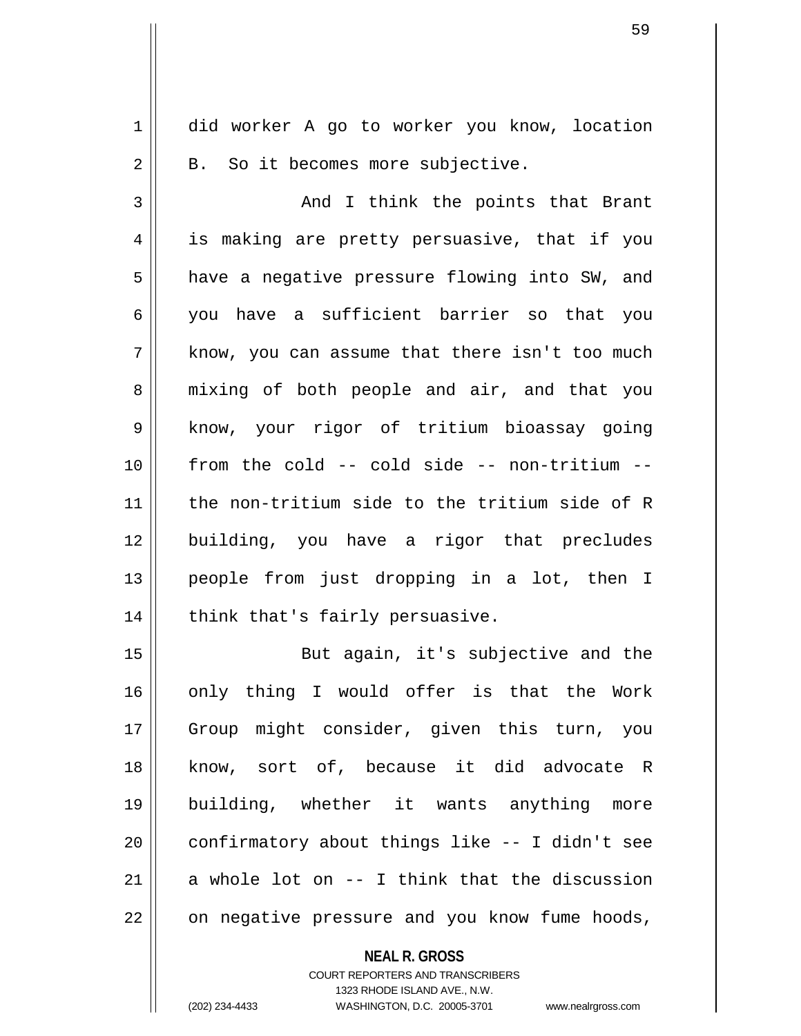did worker A go to worker you know, location B. So it becomes more subjective.

And I think the points that Brant is making are pretty persuasive, that if you have a negative pressure flowing into SW, and you have a sufficient barrier so that you know, you can assume that there isn't too much mixing of both people and air, and that you know, your rigor of tritium bioassay going from the cold -- cold side -- non-tritium -- the non-tritium side to the tritium side of R building, you have a rigor that precludes people from just dropping in a lot, then I think that's fairly persuasive.

But again, it's subjective and the only thing I would offer is that the Work Group might consider, given this turn, you know, sort of, because it did advocate R building, whether it wants anything more confirmatory about things like -- I didn't see a whole lot on -- I think that the discussion on negative pressure and you know fume hoods,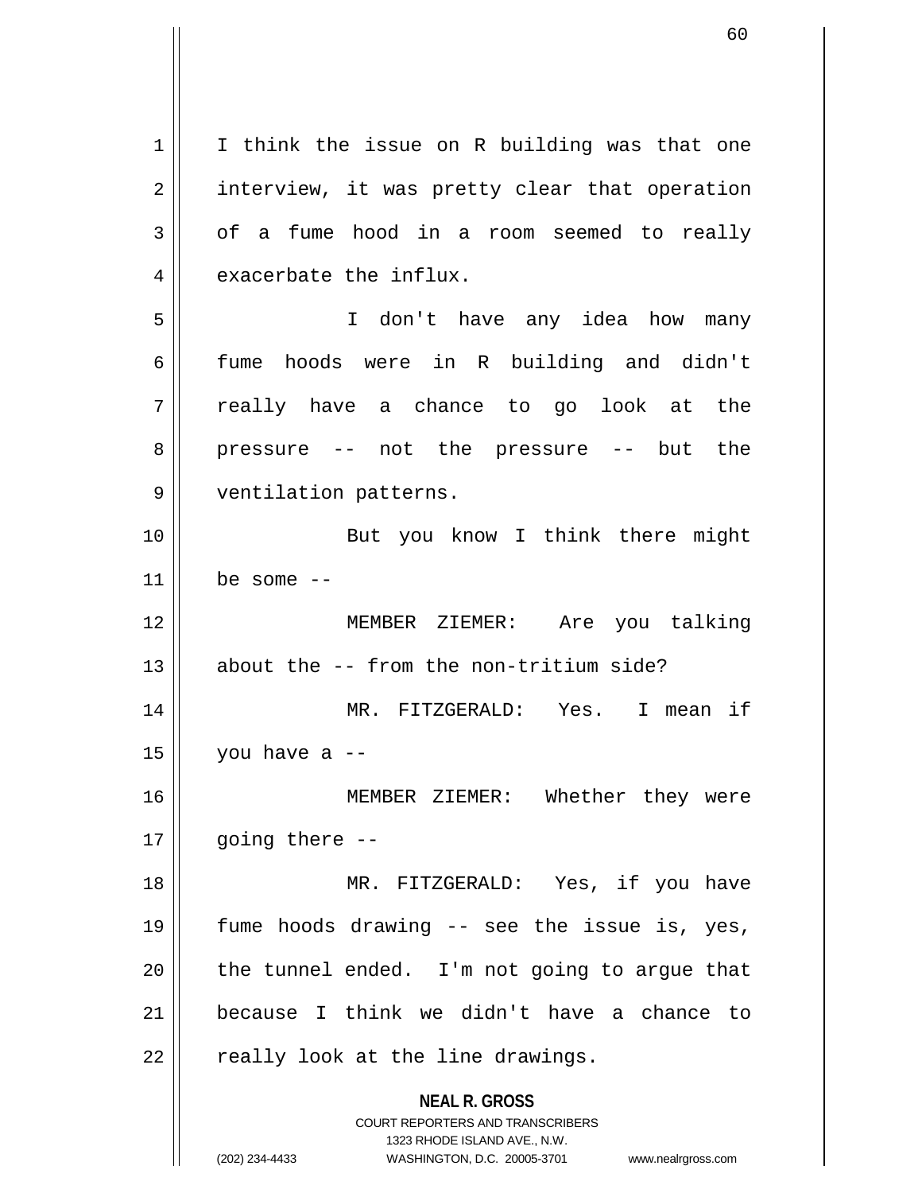I think the issue on R building was that one interview, it was pretty clear that operation of a fume hood in a room seemed to really exacerbate the influx.

I don't have any idea how many fume hoods were in R building and didn't really have a chance to go look at the pressure -- not the pressure -- but the ventilation patterns.

But you know I think there might be some --

MEMBER ZIEMER: Are you talking about the -- from the non-tritium side?

MR. FITZGERALD: Yes. I mean if you have a --

MEMBER ZIEMER: Whether they were going there --

MR. FITZGERALD: Yes, if you have fume hoods drawing -- see the issue is, yes, the tunnel ended. I'm not going to argue that because I think we didn't have a chance to really look at the line drawings.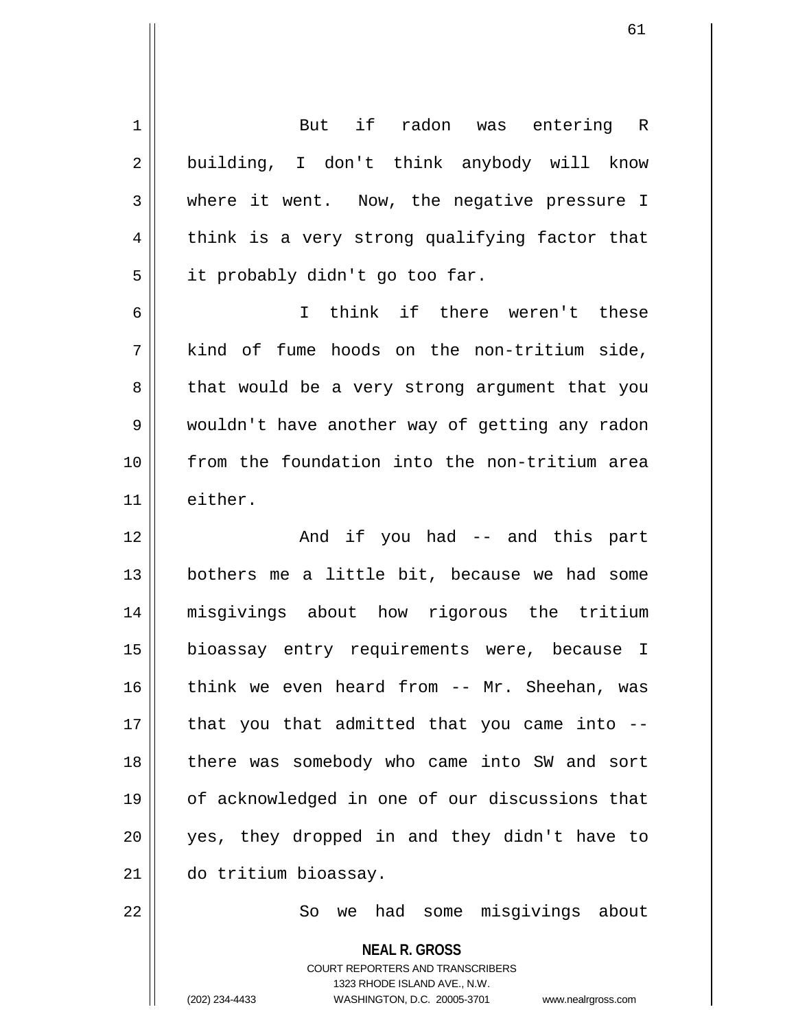But if radon was entering R building, I don't think anybody will know where it went. Now, the negative pressure I think is a very strong qualifying factor that it probably didn't go too far.

I think if there weren't these kind of fume hoods on the non-tritium side, that would be a very strong argument that you wouldn't have another way of getting any radon from the foundation into the non-tritium area either.

And if you had -- and this part bothers me a little bit, because we had some misgivings about how rigorous the tritium bioassay entry requirements were, because I think we even heard from -- Mr. Sheehan, was that you that admitted that you came into -- there was somebody who came into SW and sort of acknowledged in one of our discussions that yes, they dropped in and they didn't have to do tritium bioassay.

So we had some misgivings about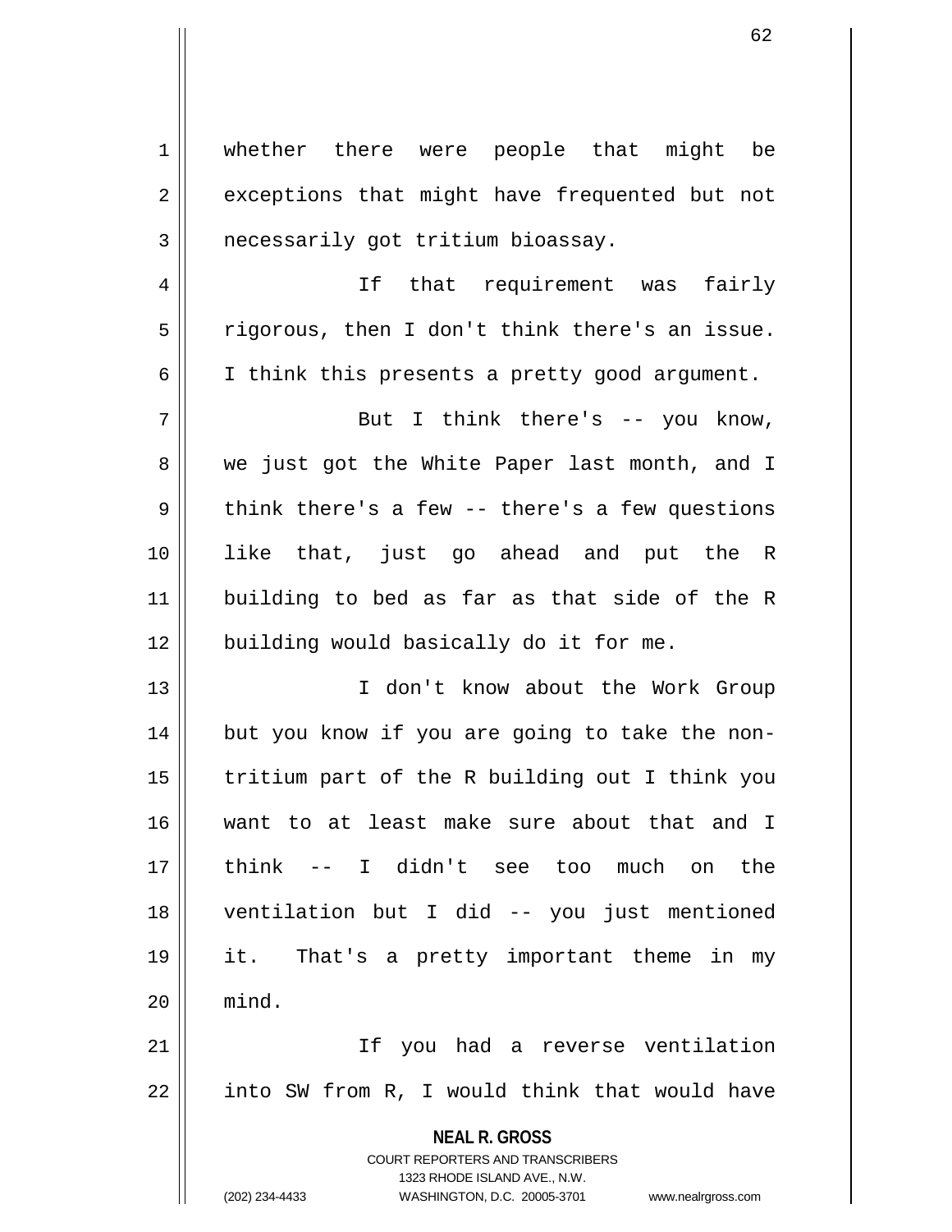whether there were people that might be exceptions that might have frequented but not necessarily got tritium bioassay.

If that requirement was fairly rigorous, then I don't think there's an issue. I think this presents a pretty good argument.

But I think there's -- you know, we just got the White Paper last month, and I think there's a few -- there's a few questions like that, just go ahead and put the R building to bed as far as that side of the R building would basically do it for me.

I don't know about the Work Group but you know if you are going to take the non-tritium part of the R building out I think you want to at least make sure about that and I think -- I didn't see too much on the ventilation but I did -- you just mentioned it. That's a pretty important theme in my mind.

If you had a reverse ventilation into SW from R, I would think that would have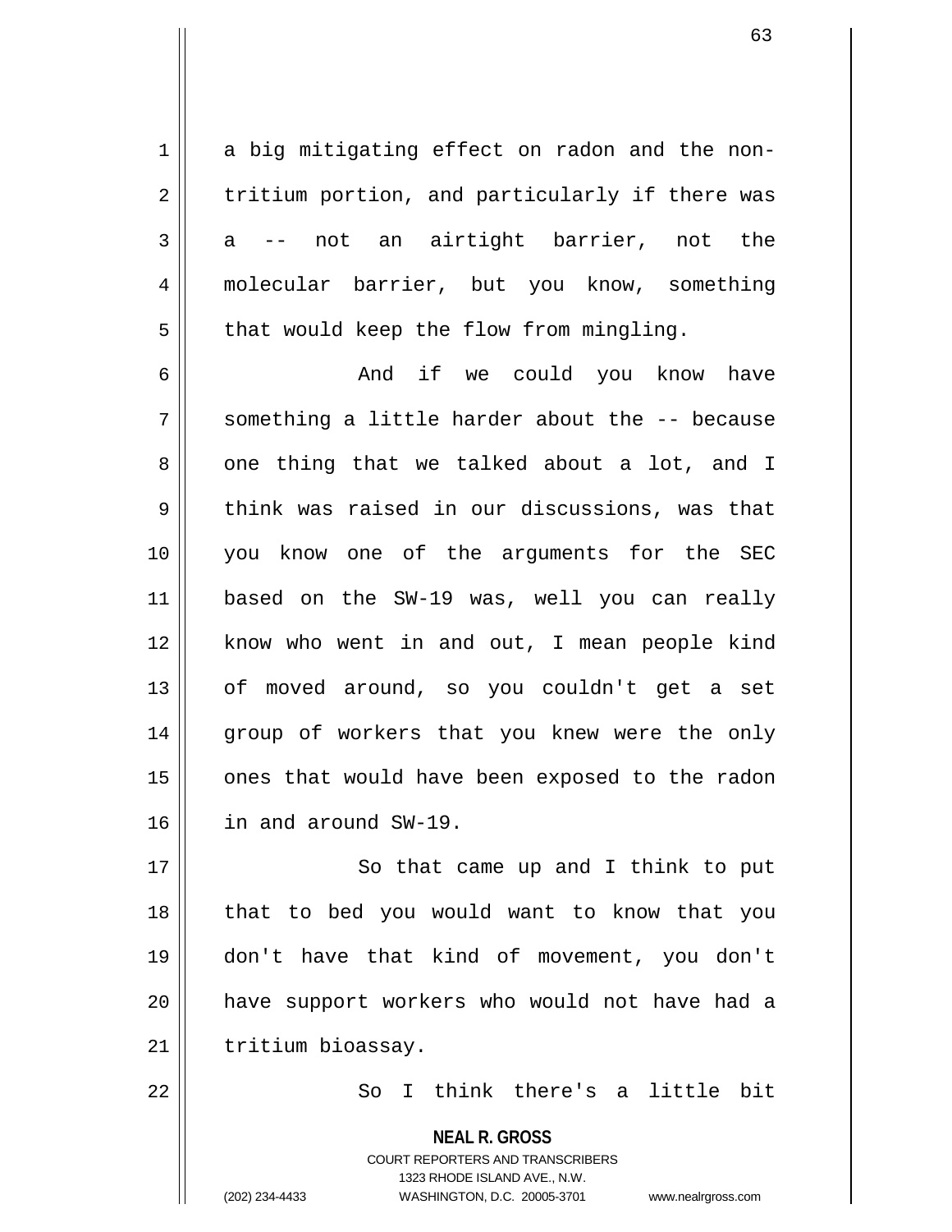a big mitigating effect on radon and the non-tritium portion, and particularly if there was a -- not an airtight barrier, not the molecular barrier, but you know, something that would keep the flow from mingling.

And if we could you know have something a little harder about the -- because one thing that we talked about a lot, and I think was raised in our discussions, was that you know one of the arguments for the SEC based on the SW-19 was, well you can really know who went in and out, I mean people kind of moved around, so you couldn't get a set group of workers that you knew were the only ones that would have been exposed to the radon in and around SW-19.

So that came up and I think to put that to bed you would want to know that you don't have that kind of movement, you don't have support workers who would not have had a tritium bioassay.

So I think there's a little bit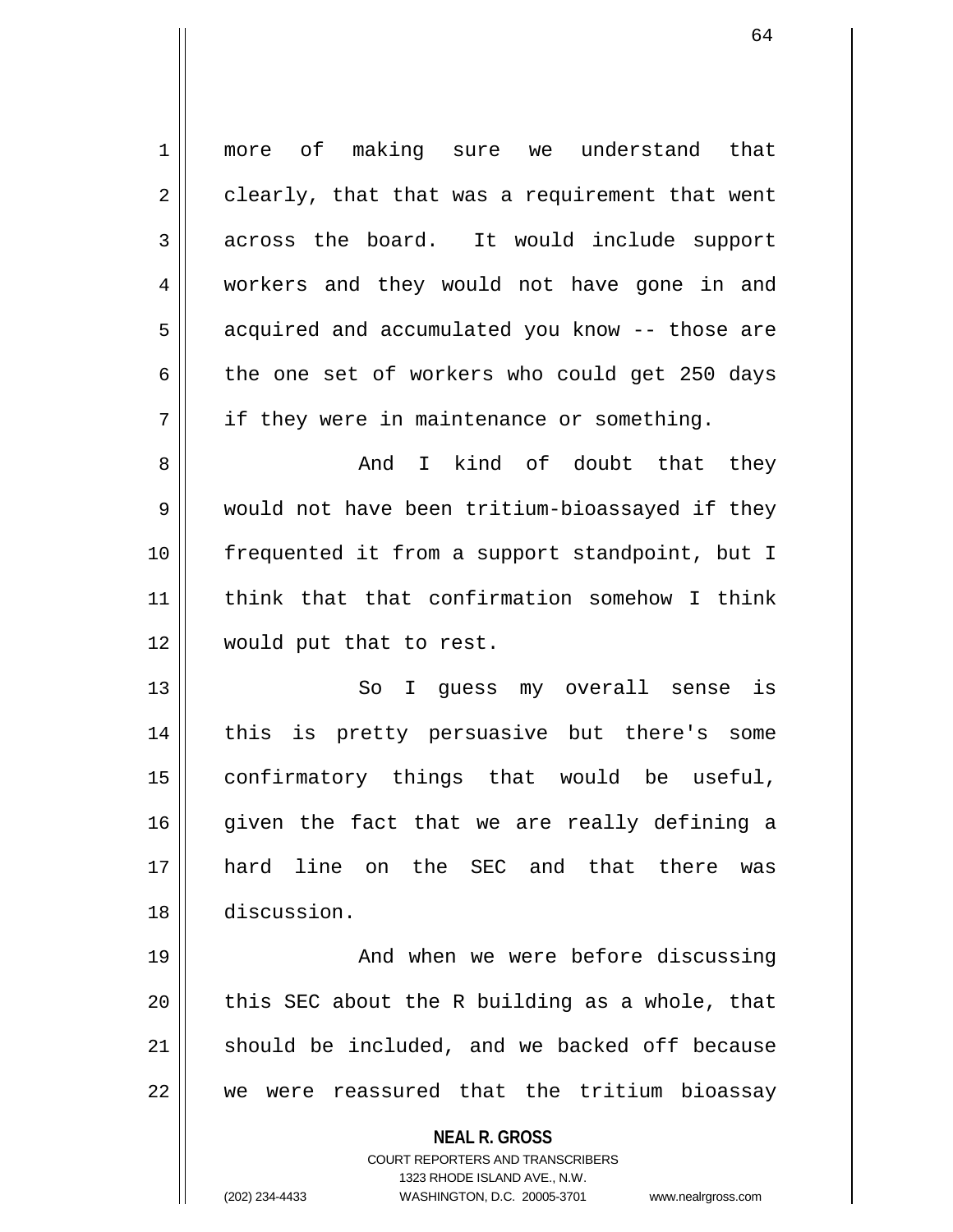more of making sure we understand that clearly, that that was a requirement that went across the board. It would include support workers and they would not have gone in and acquired and accumulated you know -- those are the one set of workers who could get 250 days if they were in maintenance or something.

And I kind of doubt that they would not have been tritium-bioassayed if they frequented it from a support standpoint, but I think that that confirmation somehow I think would put that to rest.

So I guess my overall sense is this is pretty persuasive but there's some confirmatory things that would be useful, given the fact that we are really defining a hard line on the SEC and that there was discussion.

And when we were before discussing this SEC about the R building as a whole, that should be included, and we backed off because we were reassured that the tritium bioassay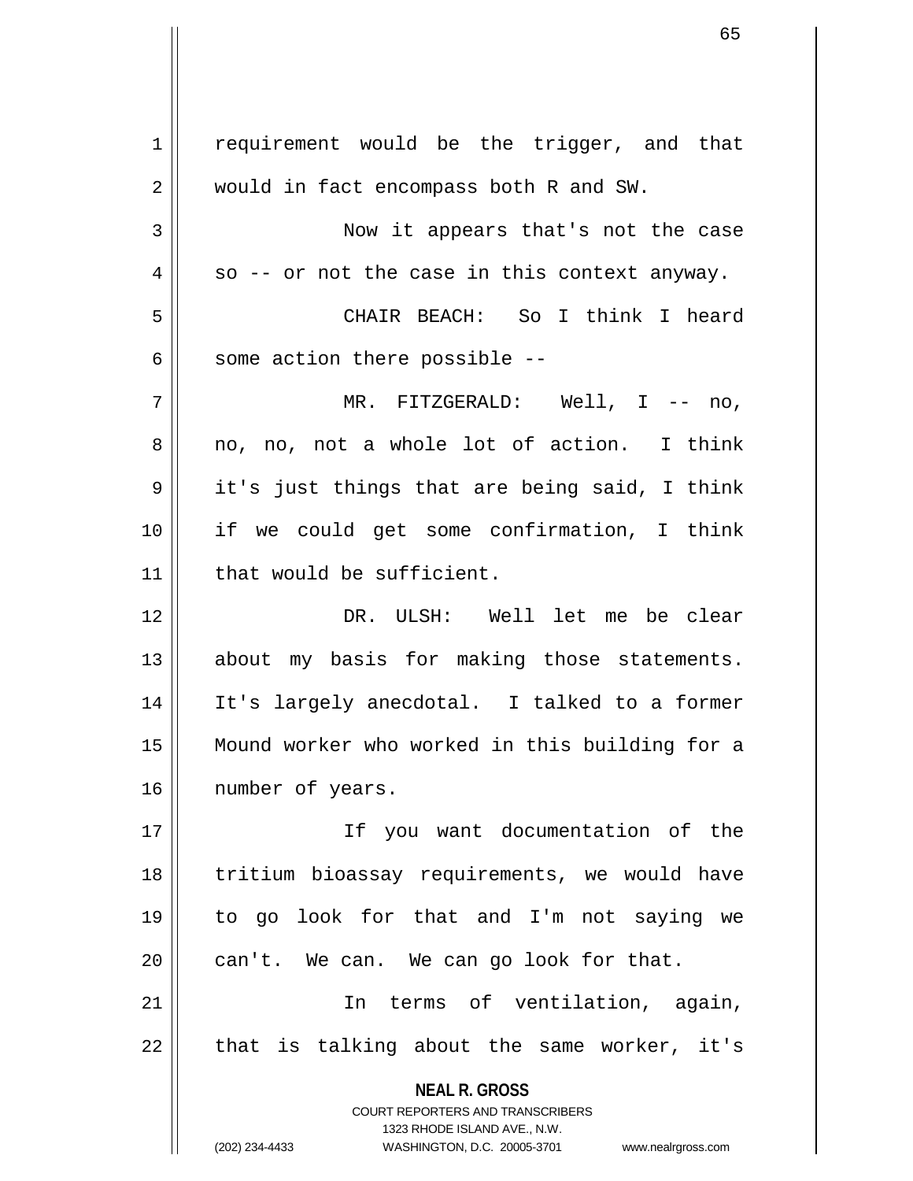requirement would be the trigger, and that would in fact encompass both R and SW.

Now it appears that's not the case so -- or not the case in this context anyway.

CHAIR BEACH: So I think I heard some action there possible --

MR. FITZGERALD: Well, I -- no, no, no, not a whole lot of action. I think it's just things that are being said, I think if we could get some confirmation, I think that would be sufficient.

DR. ULSH: Well let me be clear about my basis for making those statements. It's largely anecdotal. I talked to a former Mound worker who worked in this building for a number of years.

If you want documentation of the tritium bioassay requirements, we would have to go look for that and I'm not saying we can't. We can. We can go look for that.

In terms of ventilation, again, that is talking about the same worker, it's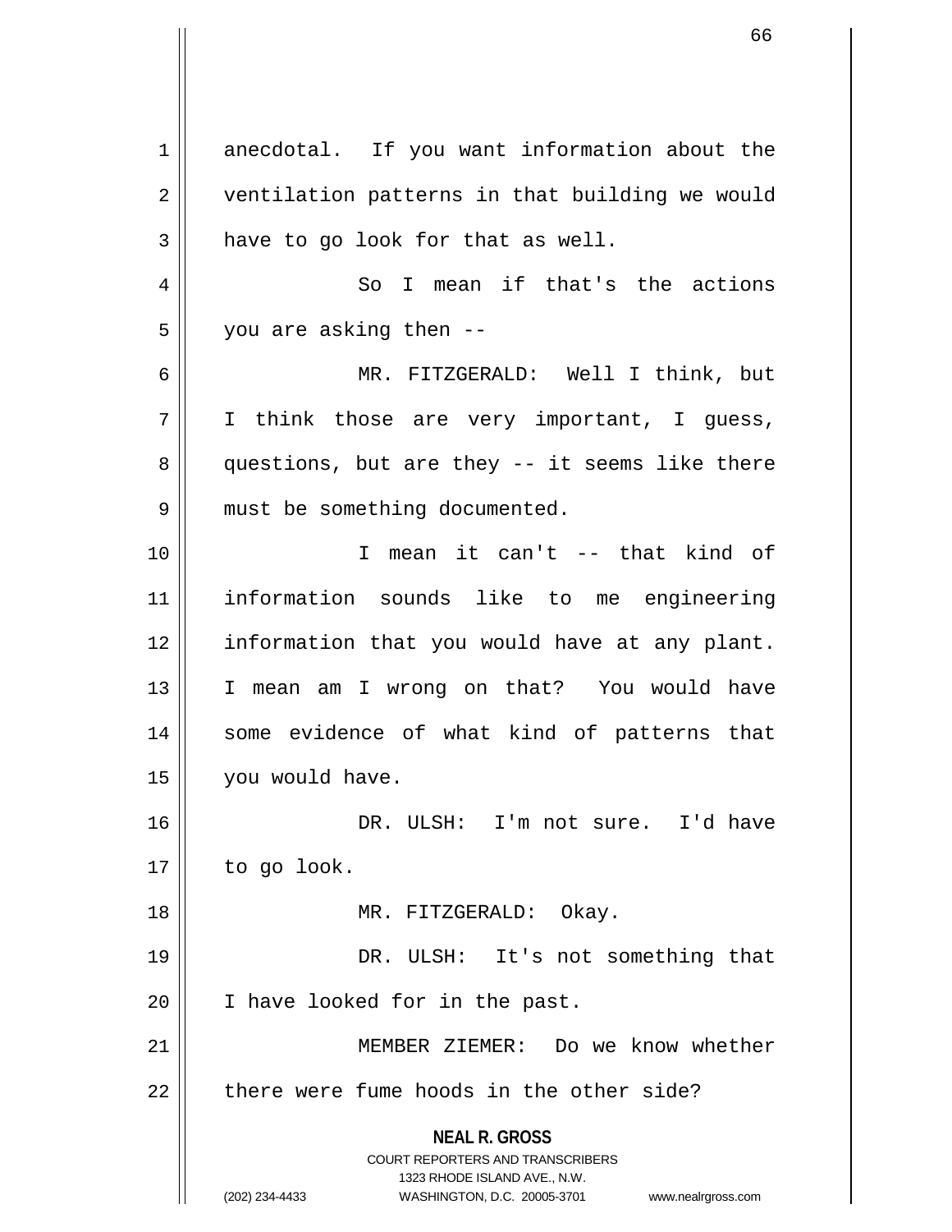anecdotal. If you want information about the ventilation patterns in that building we would have to go look for that as well.

So I mean if that's the actions you are asking then --

MR. FITZGERALD: Well I think, but I think those are very important, I guess, questions, but are they -- it seems like there must be something documented.

I mean it can't -- that kind of information sounds like to me engineering information that you would have at any plant. I mean am I wrong on that? You would have some evidence of what kind of patterns that you would have.

DR. ULSH: I'm not sure. I'd have to go look.

MR. FITZGERALD: Okay.

DR. ULSH: It's not something that I have looked for in the past.

MEMBER ZIEMER: Do we know whether there were fume hoods in the other side?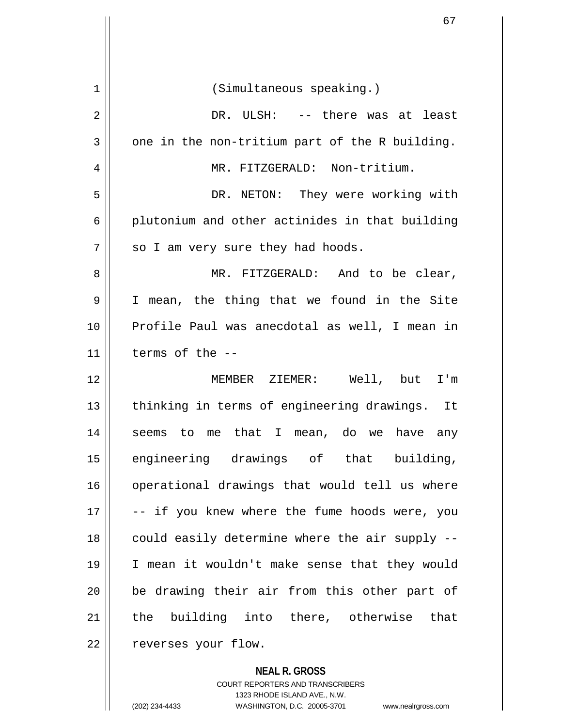(Simultaneous speaking.)

DR. ULSH: -- there was at least one in the non-tritium part of the R building.

MR. FITZGERALD: Non-tritium.

DR. NETON: They were working with plutonium and other actinides in that building so I am very sure they had hoods.

MR. FITZGERALD: And to be clear, I mean, the thing that we found in the Site Profile Paul was anecdotal as well, I mean in terms of the --

MEMBER ZIEMER: Well, but I'm thinking in terms of engineering drawings. It seems to me that I mean, do we have any engineering drawings of that building, operational drawings that would tell us where -- if you knew where the fume hoods were, you could easily determine where the air supply -- I mean it wouldn't make sense that they would be drawing their air from this other part of the building into there, otherwise that reverses your flow.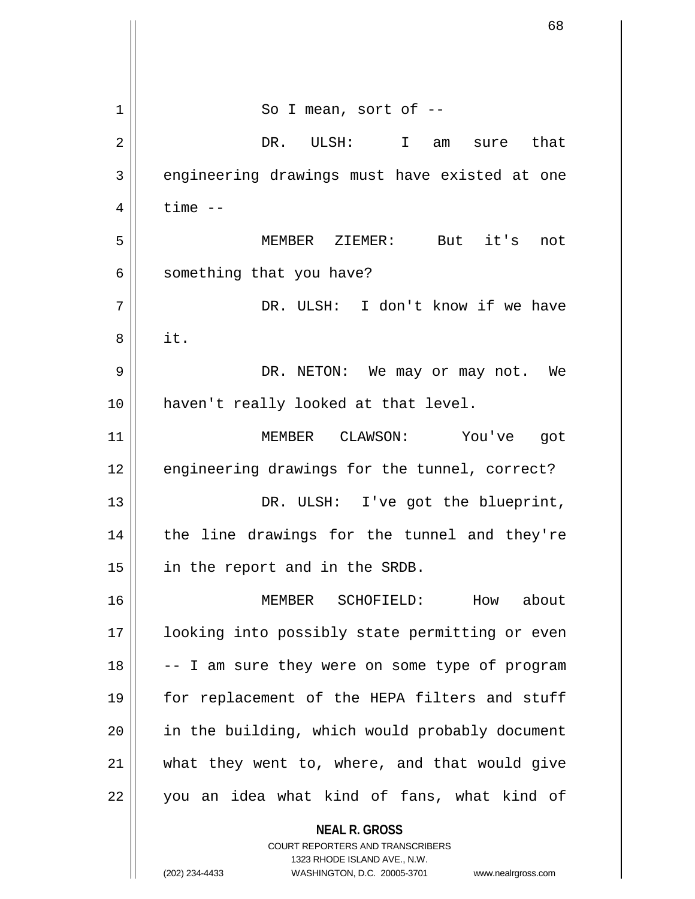So I mean, sort of --

DR. ULSH: I am sure that engineering drawings must have existed at one time --

MEMBER ZIEMER: But it's not something that you have?

DR. ULSH: I don't know if we have it.

DR. NETON: We may or may not. We haven't really looked at that level.

MEMBER CLAWSON: You've got engineering drawings for the tunnel, correct?

DR. ULSH: I've got the blueprint, the line drawings for the tunnel and they're in the report and in the SRDB.

MEMBER SCHOFIELD: How about looking into possibly state permitting or even -- I am sure they were on some type of program for replacement of the HEPA filters and stuff in the building, which would probably document what they went to, where, and that would give you an idea what kind of fans, what kind of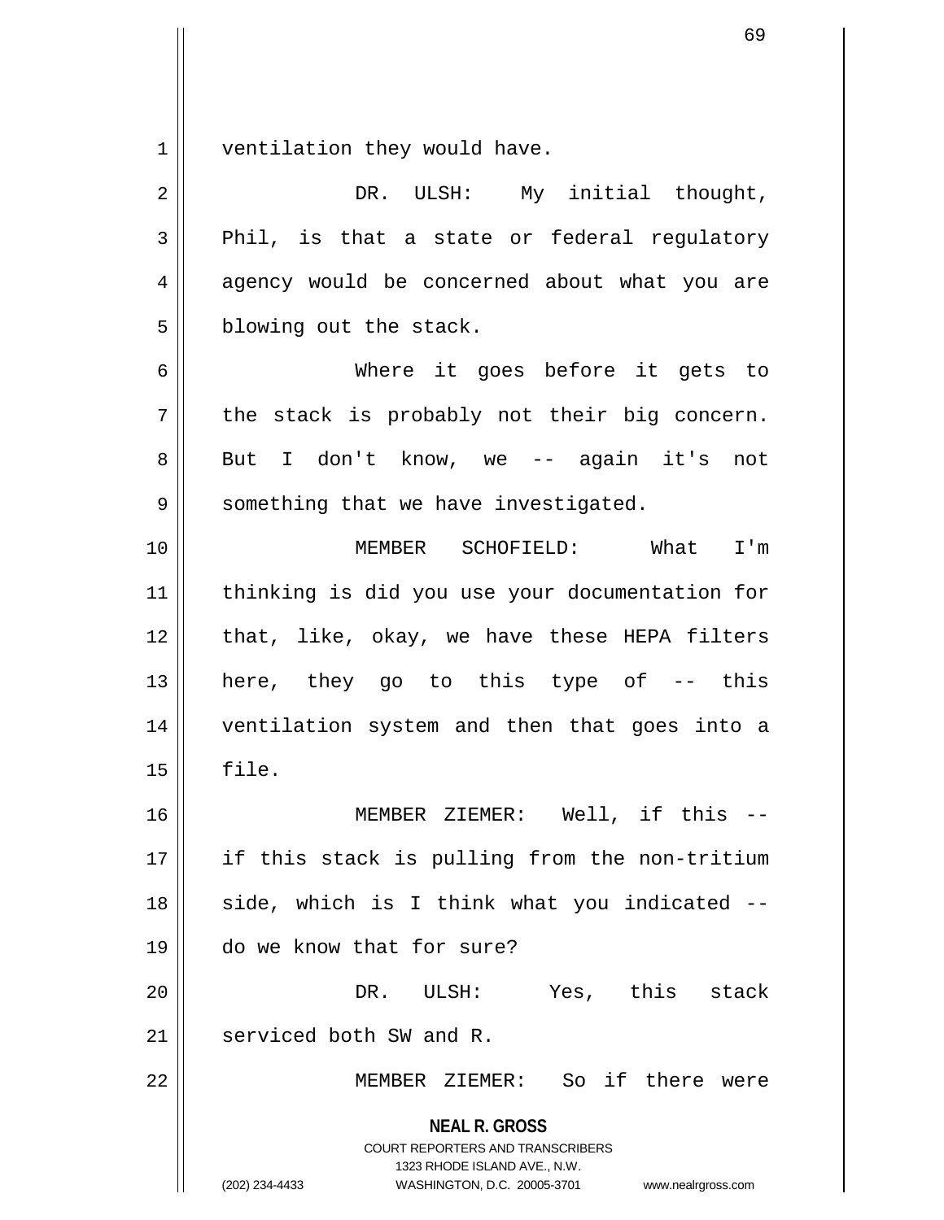ventilation they would have.

DR. ULSH: My initial thought, Phil, is that a state or federal regulatory agency would be concerned about what you are blowing out the stack.

Where it goes before it gets to the stack is probably not their big concern. But I don't know, we -- again it's not something that we have investigated.

MEMBER SCHOFIELD: What I'm thinking is did you use your documentation for that, like, okay, we have these HEPA filters here, they go to this type of -- this ventilation system and then that goes into a file.

MEMBER ZIEMER: Well, if this -- if this stack is pulling from the non-tritium side, which is I think what you indicated -- do we know that for sure?

DR. ULSH: Yes, this stack serviced both SW and R.

MEMBER ZIEMER: So if there were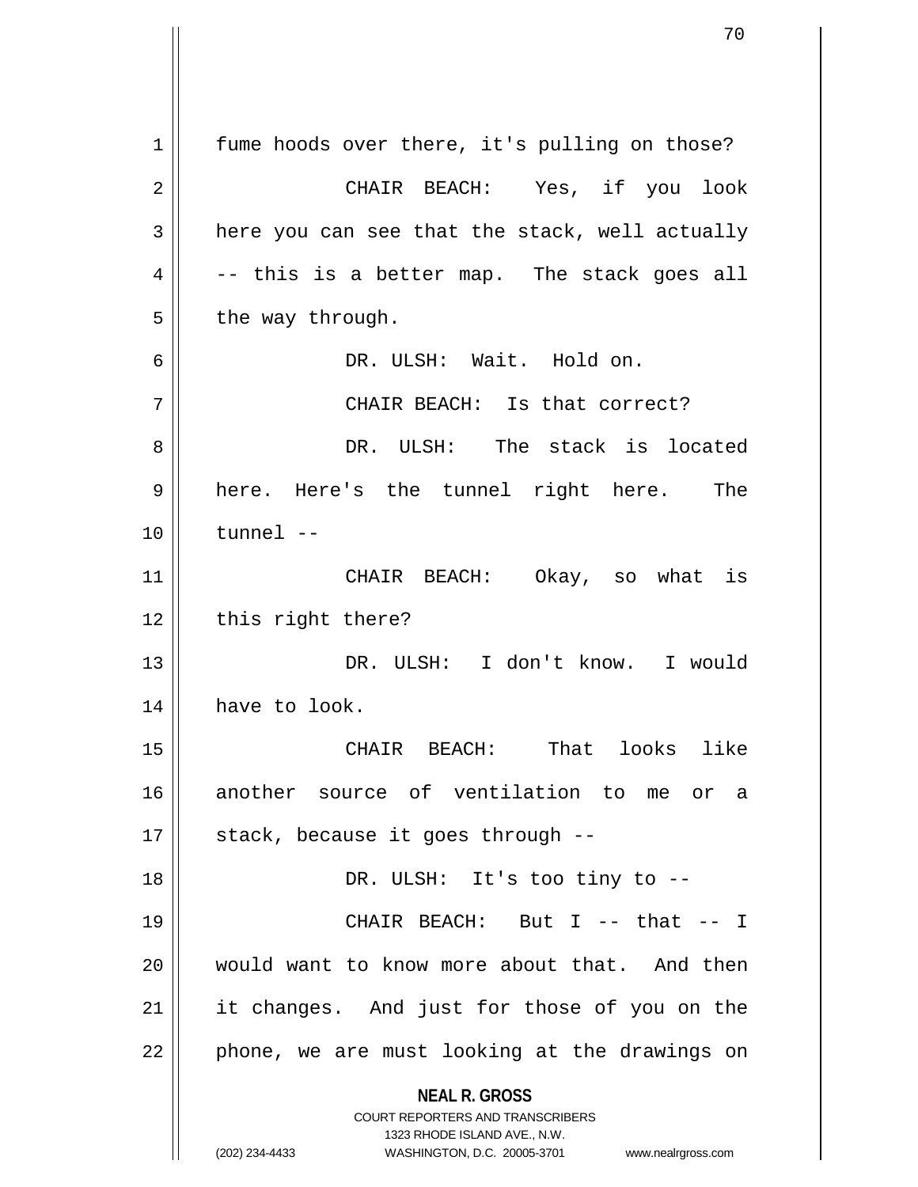fume hoods over there, it's pulling on those?

CHAIR BEACH: Yes, if you look here you can see that the stack, well actually -- this is a better map. The stack goes all the way through.

DR. ULSH: Wait. Hold on.

CHAIR BEACH: Is that correct?

DR. ULSH: The stack is located here. Here's the tunnel right here. The tunnel --

CHAIR BEACH: Okay, so what is this right there?

DR. ULSH: I don't know. I would have to look.

CHAIR BEACH: That looks like another source of ventilation to me or a stack, because it goes through --

DR. ULSH: It's too tiny to --

CHAIR BEACH: But I -- that -- I would want to know more about that. And then it changes. And just for those of you on the phone, we are must looking at the drawings on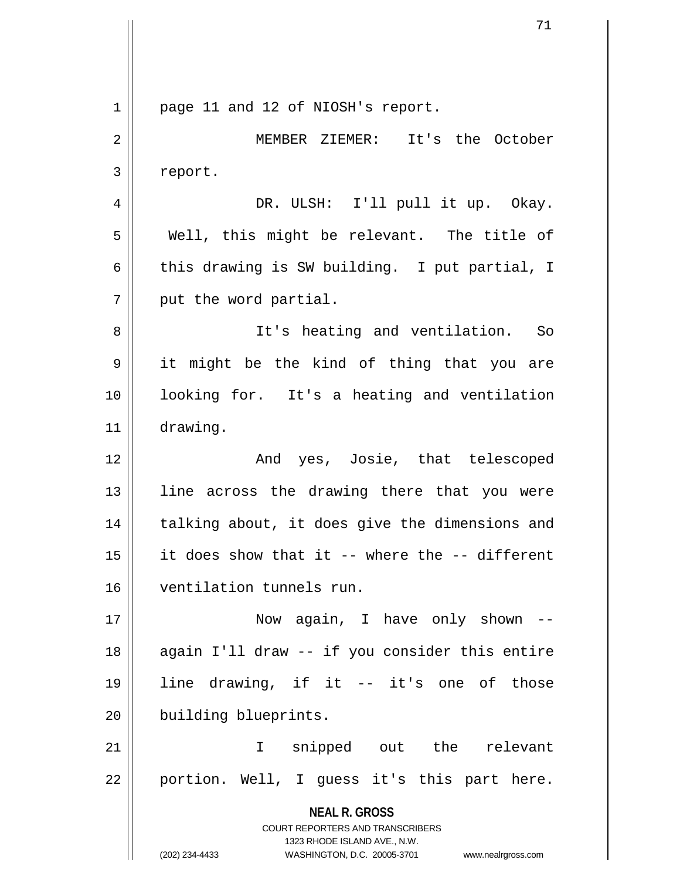page 11 and 12 of NIOSH's report.

MEMBER ZIEMER: It's the October report.

DR. ULSH: I'll pull it up. Okay. Well, this might be relevant. The title of this drawing is SW building. I put partial, I put the word partial.

It's heating and ventilation. So it might be the kind of thing that you are looking for. It's a heating and ventilation drawing.

And yes, Josie, that telescoped line across the drawing there that you were talking about, it does give the dimensions and it does show that it -- where the -- different ventilation tunnels run.

Now again, I have only shown -- again I'll draw -- if you consider this entire line drawing, if it -- it's one of those building blueprints.

I snipped out the relevant portion. Well, I guess it's this part here.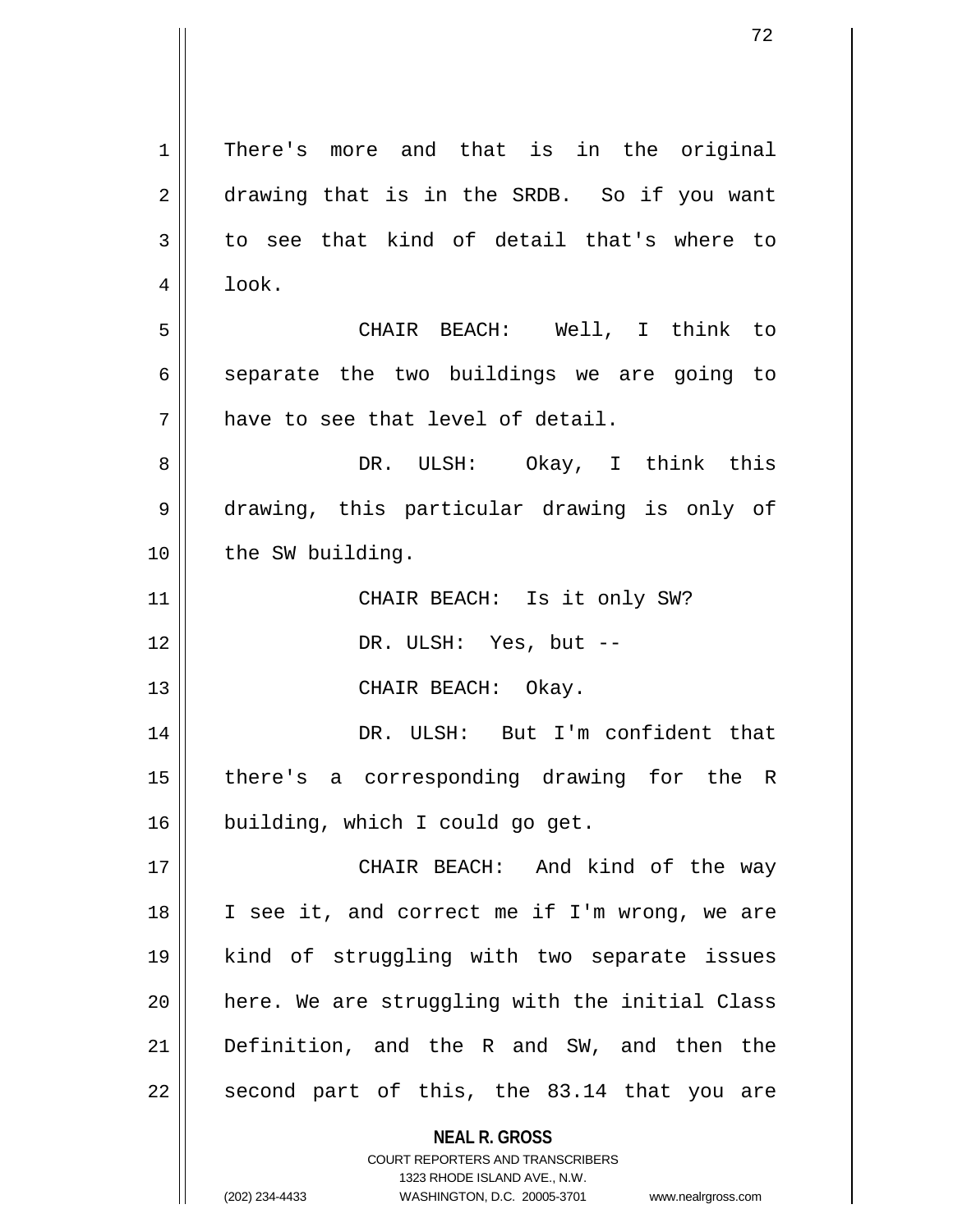There's more and that is in the original drawing that is in the SRDB. So if you want to see that kind of detail that's where to look.

CHAIR BEACH: Well, I think to separate the two buildings we are going to have to see that level of detail.

DR. ULSH: Okay, I think this drawing, this particular drawing is only of the SW building.

CHAIR BEACH: Is it only SW?

DR. ULSH: Yes, but --

CHAIR BEACH: Okay.

DR. ULSH: But I'm confident that there's a corresponding drawing for the R building, which I could go get.

CHAIR BEACH: And kind of the way I see it, and correct me if I'm wrong, we are kind of struggling with two separate issues here. We are struggling with the initial Class Definition, and the R and SW, and then the second part of this, the 83.14 that you are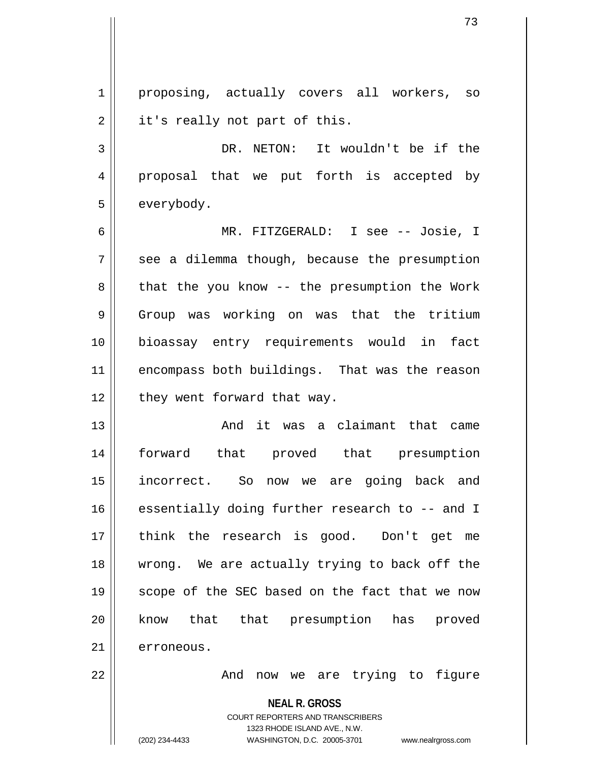proposing, actually covers all workers, so it's really not part of this.

DR. NETON: It wouldn't be if the proposal that we put forth is accepted by everybody.

MR. FITZGERALD: I see -- Josie, I see a dilemma though, because the presumption that the you know -- the presumption the Work Group was working on was that the tritium bioassay entry requirements would in fact encompass both buildings. That was the reason they went forward that way.

And it was a claimant that came forward that proved that presumption incorrect. So now we are going back and essentially doing further research to -- and I think the research is good. Don't get me wrong. We are actually trying to back off the scope of the SEC based on the fact that we now know that that presumption has proved erroneous.

And now we are trying to figure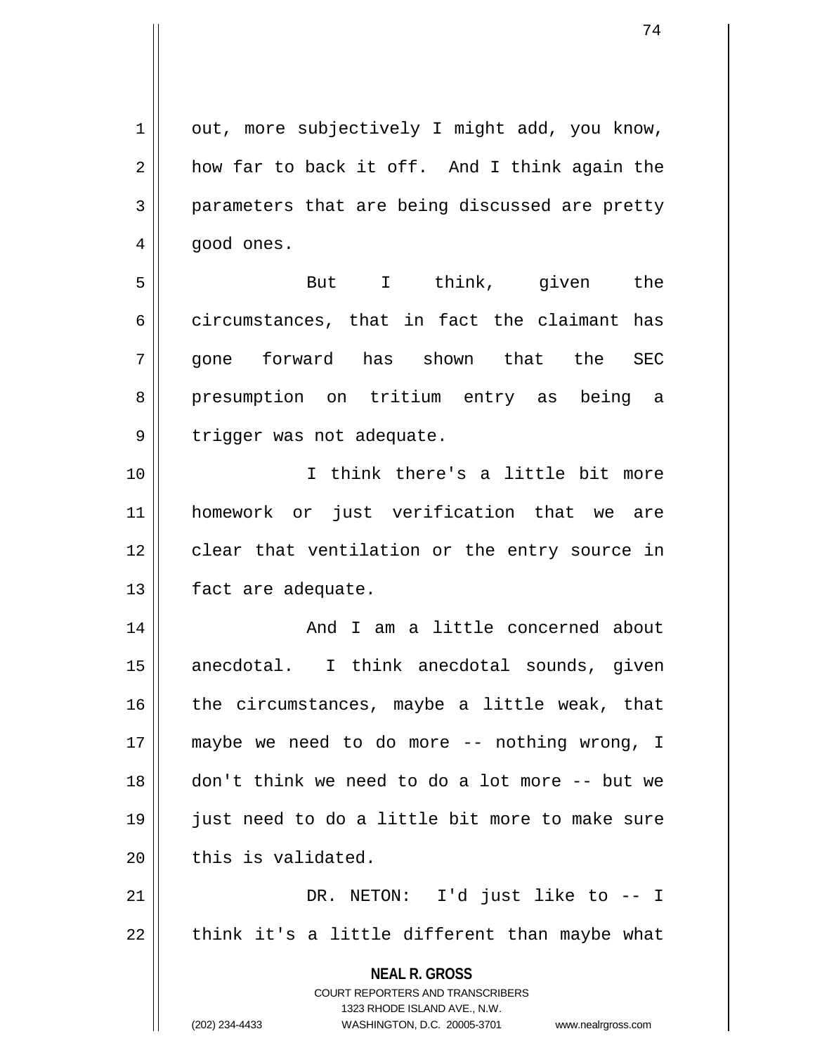out, more subjectively I might add, you know, how far to back it off. And I think again the parameters that are being discussed are pretty good ones.

But I think, given the circumstances, that in fact the claimant has gone forward has shown that the SEC presumption on tritium entry as being a trigger was not adequate.

I think there's a little bit more homework or just verification that we are clear that ventilation or the entry source in fact are adequate.

And I am a little concerned about anecdotal. I think anecdotal sounds, given the circumstances, maybe a little weak, that maybe we need to do more -- nothing wrong, I don't think we need to do a lot more -- but we just need to do a little bit more to make sure this is validated.

DR. NETON: I'd just like to -- I think it's a little different than maybe what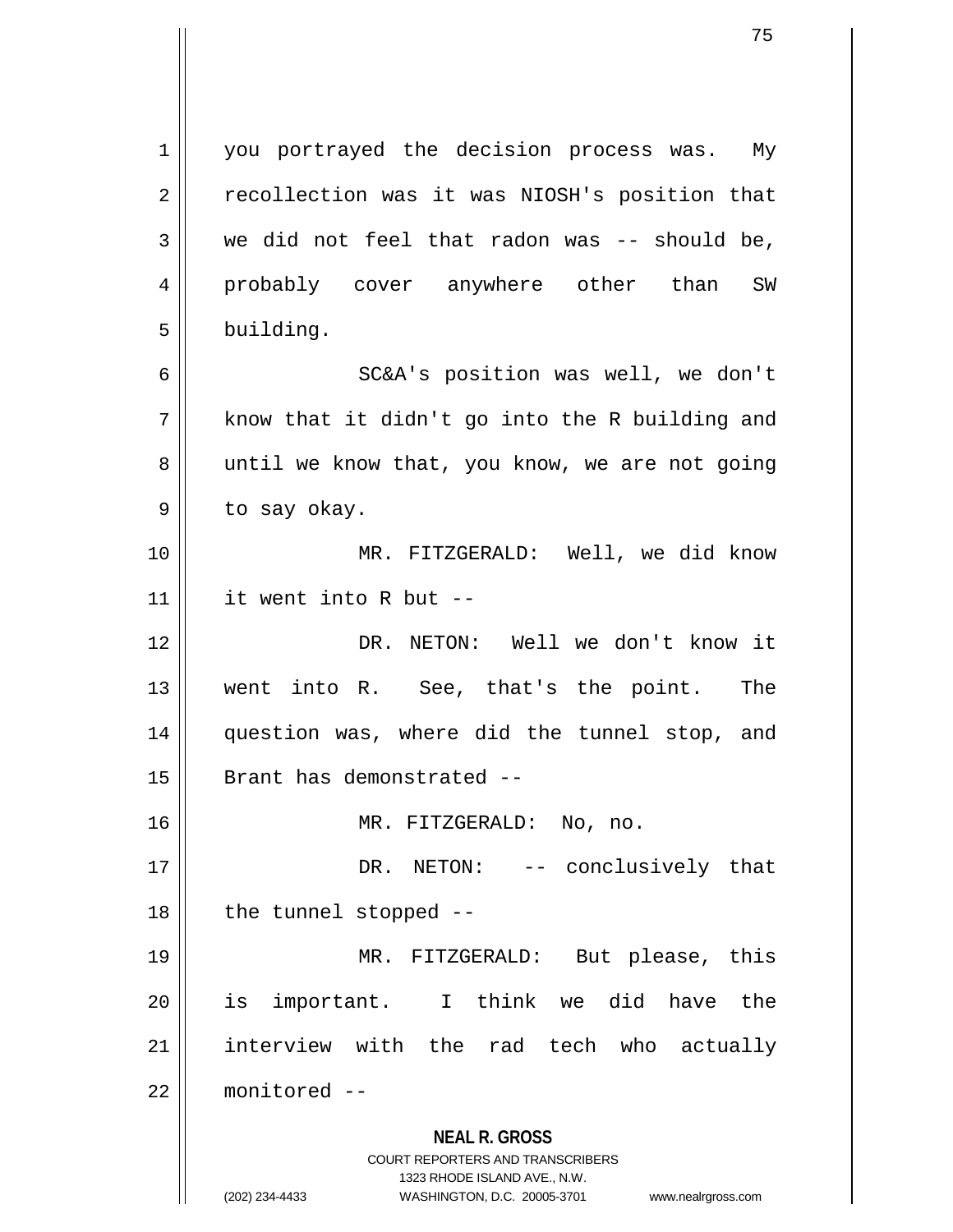you portrayed the decision process was. My recollection was it was NIOSH's position that we did not feel that radon was -- should be, probably cover anywhere other than SW building.

SC&A's position was well, we don't know that it didn't go into the R building and until we know that, you know, we are not going to say okay.

MR. FITZGERALD: Well, we did know it went into R but --

DR. NETON: Well we don't know it went into R. See, that's the point. The question was, where did the tunnel stop, and Brant has demonstrated --

MR. FITZGERALD: No, no.

DR. NETON: -- conclusively that the tunnel stopped --

MR. FITZGERALD: But please, this is important. I think we did have the interview with the rad tech who actually monitored --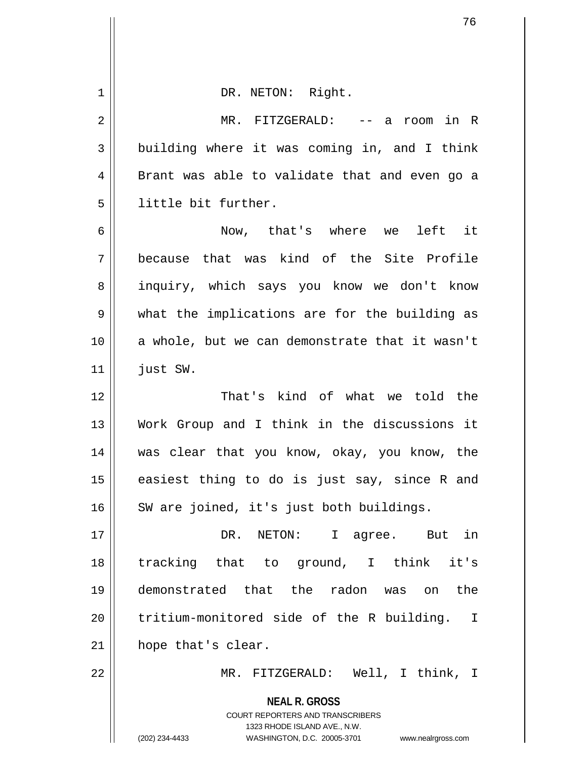DR. NETON: Right.

MR. FITZGERALD: -- a room in R building where it was coming in, and I think Brant was able to validate that and even go a little bit further.

Now, that's where we left it because that was kind of the Site Profile inquiry, which says you know we don't know what the implications are for the building as a whole, but we can demonstrate that it wasn't just SW.

That's kind of what we told the Work Group and I think in the discussions it was clear that you know, okay, you know, the easiest thing to do is just say, since R and SW are joined, it's just both buildings.

DR. NETON: I agree. But in tracking that to ground, I think it's demonstrated that the radon was on the tritium-monitored side of the R building. I hope that's clear.

MR. FITZGERALD: Well, I think, I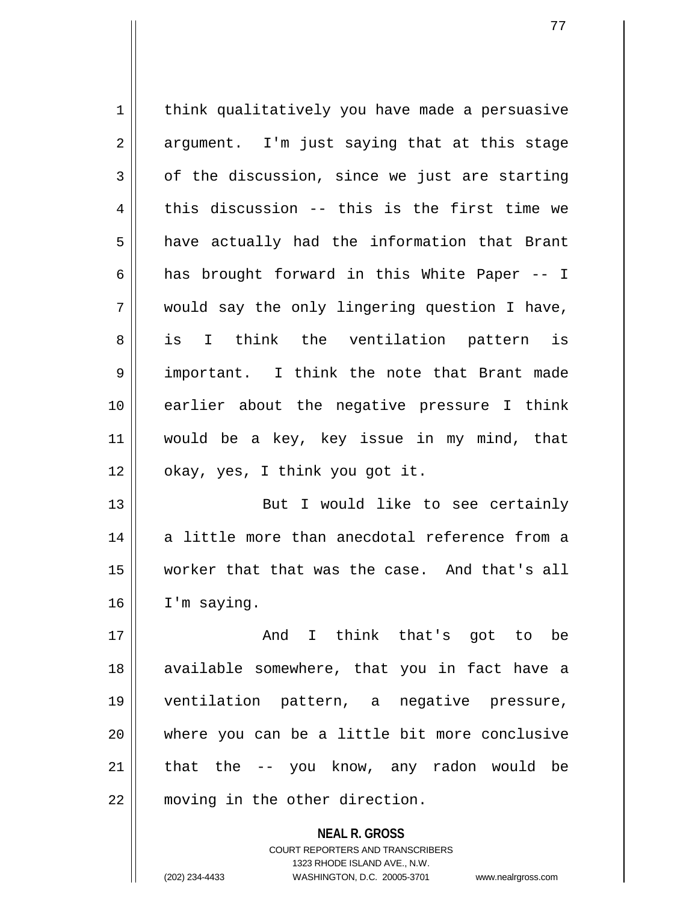think qualitatively you have made a persuasive argument. I'm just saying that at this stage of the discussion, since we just are starting this discussion -- this is the first time we have actually had the information that Brant has brought forward in this White Paper -- I would say the only lingering question I have, is I think the ventilation pattern is important. I think the note that Brant made earlier about the negative pressure I think would be a key, key issue in my mind, that okay, yes, I think you got it.

But I would like to see certainly a little more than anecdotal reference from a worker that that was the case. And that's all I'm saying.

And I think that's got to be available somewhere, that you in fact have a ventilation pattern, a negative pressure, where you can be a little bit more conclusive that the -- you know, any radon would be moving in the other direction.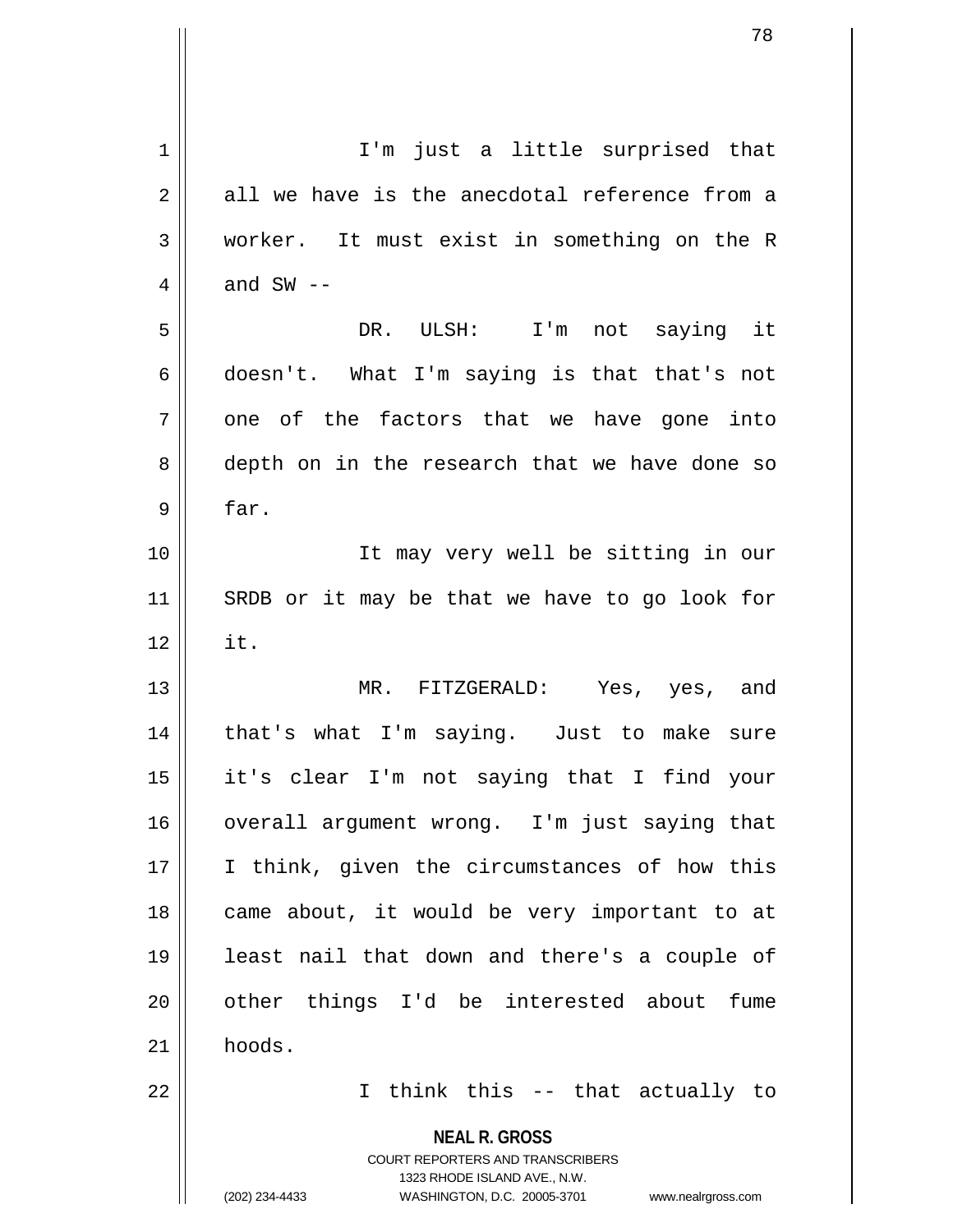I'm just a little surprised that all we have is the anecdotal reference from a worker. It must exist in something on the R and SW --

DR. ULSH: I'm not saying it doesn't. What I'm saying is that that's not one of the factors that we have gone into depth on in the research that we have done so far.

It may very well be sitting in our SRDB or it may be that we have to go look for it.

MR. FITZGERALD: Yes, yes, and that's what I'm saying. Just to make sure it's clear I'm not saying that I find your overall argument wrong. I'm just saying that I think, given the circumstances of how this came about, it would be very important to at least nail that down and there's a couple of other things I'd be interested about fume hoods.

I think this -- that actually to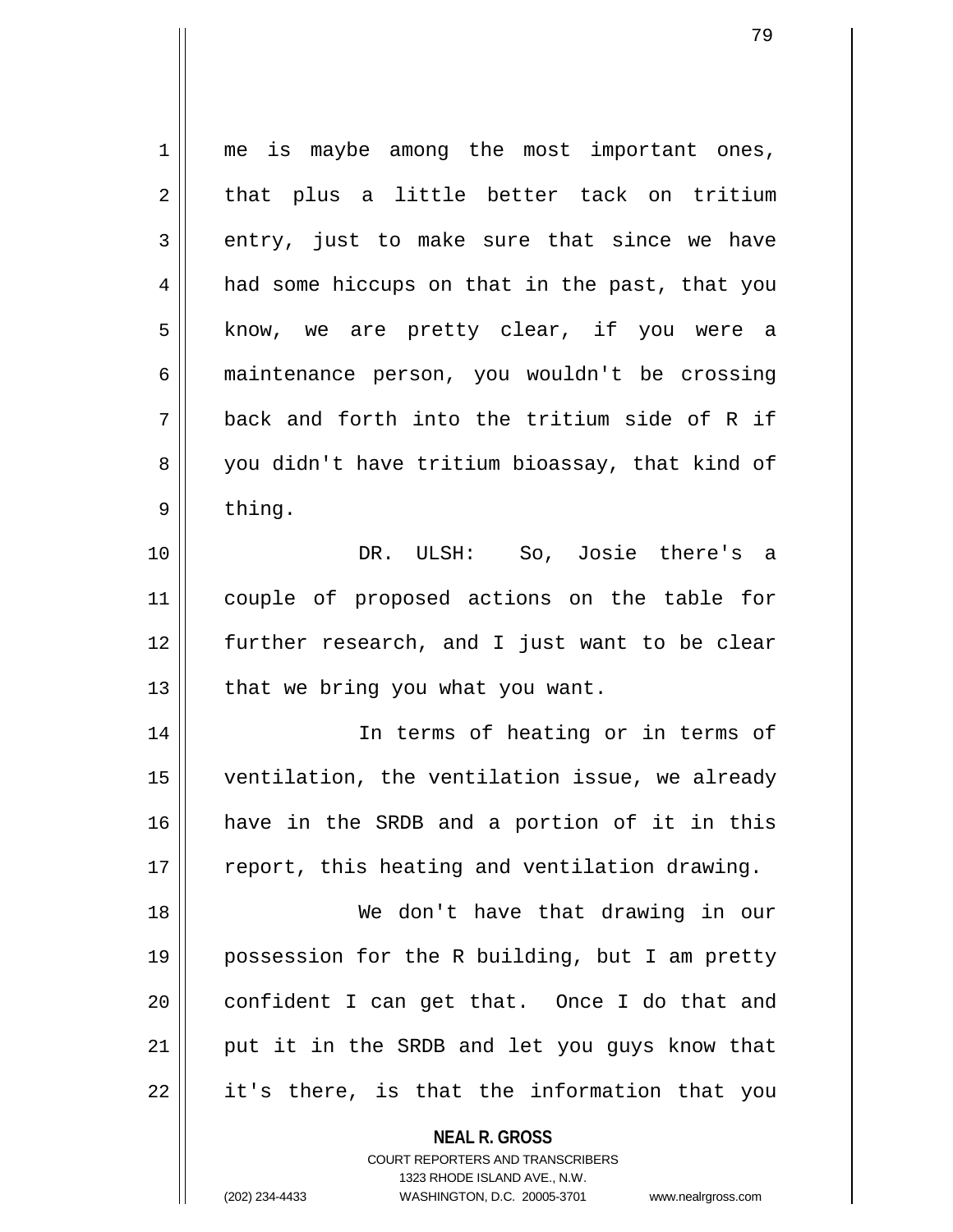me is maybe among the most important ones, that plus a little better tack on tritium entry, just to make sure that since we have had some hiccups on that in the past, that you know, we are pretty clear, if you were a maintenance person, you wouldn't be crossing back and forth into the tritium side of R if you didn't have tritium bioassay, that kind of thing.

DR. ULSH: So, Josie there's a couple of proposed actions on the table for further research, and I just want to be clear that we bring you what you want.

In terms of heating or in terms of ventilation, the ventilation issue, we already have in the SRDB and a portion of it in this report, this heating and ventilation drawing.

We don't have that drawing in our possession for the R building, but I am pretty confident I can get that. Once I do that and put it in the SRDB and let you guys know that it's there, is that the information that you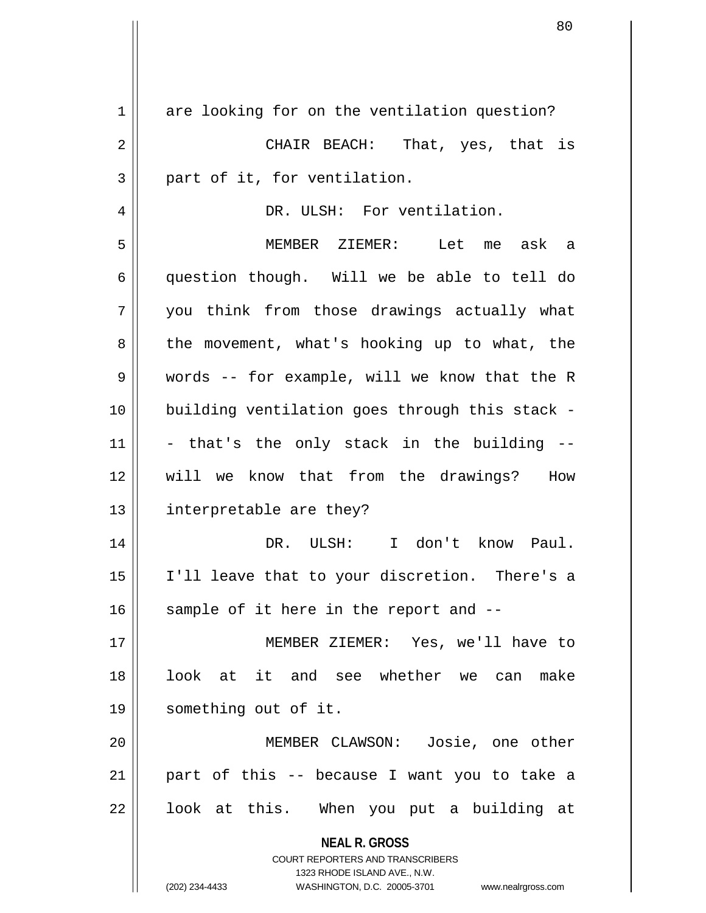are looking for on the ventilation question?

CHAIR BEACH: That, yes, that is part of it, for ventilation.

DR. ULSH: For ventilation.

MEMBER ZIEMER: Let me ask a question though. Will we be able to tell do you think from those drawings actually what the movement, what's hooking up to what, the words -- for example, will we know that the R building ventilation goes through this stack -- that's the only stack in the building -- will we know that from the drawings? How interpretable are they?

DR. ULSH: I don't know Paul. I'll leave that to your discretion. There's a sample of it here in the report and --

MEMBER ZIEMER: Yes, we'll have to look at it and see whether we can make something out of it.

MEMBER CLAWSON: Josie, one other part of this -- because I want you to take a look at this. When you put a building at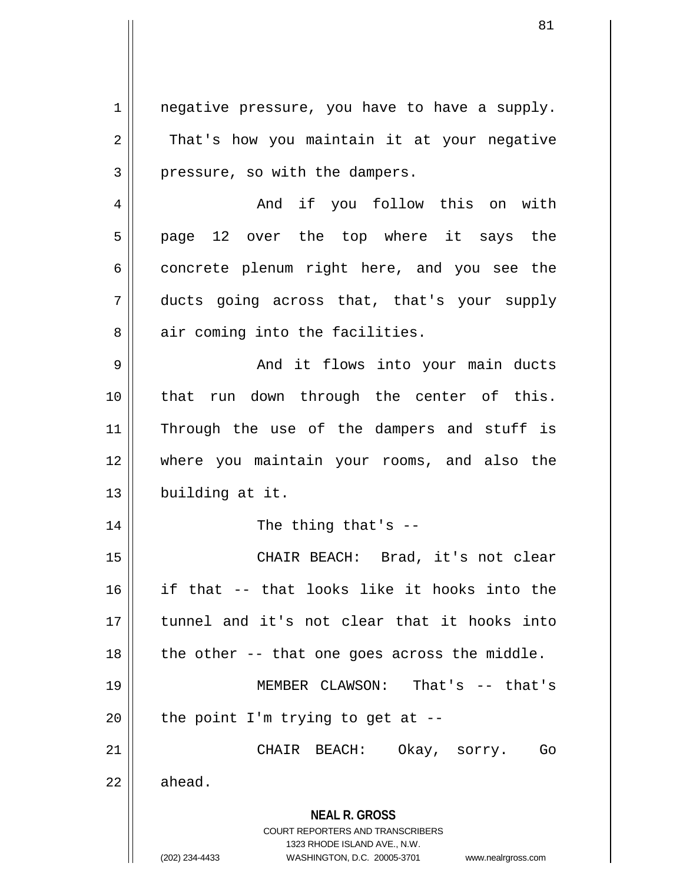negative pressure, you have to have a supply. That's how you maintain it at your negative pressure, so with the dampers.

And if you follow this on with page 12 over the top where it says the concrete plenum right here, and you see the ducts going across that, that's your supply air coming into the facilities.

And it flows into your main ducts that run down through the center of this. Through the use of the dampers and stuff is where you maintain your rooms, and also the building at it.

The thing that's --

CHAIR BEACH: Brad, it's not clear if that -- that looks like it hooks into the tunnel and it's not clear that it hooks into the other -- that one goes across the middle.

MEMBER CLAWSON: That's -- that's the point I'm trying to get at --

CHAIR BEACH: Okay, sorry. Go ahead.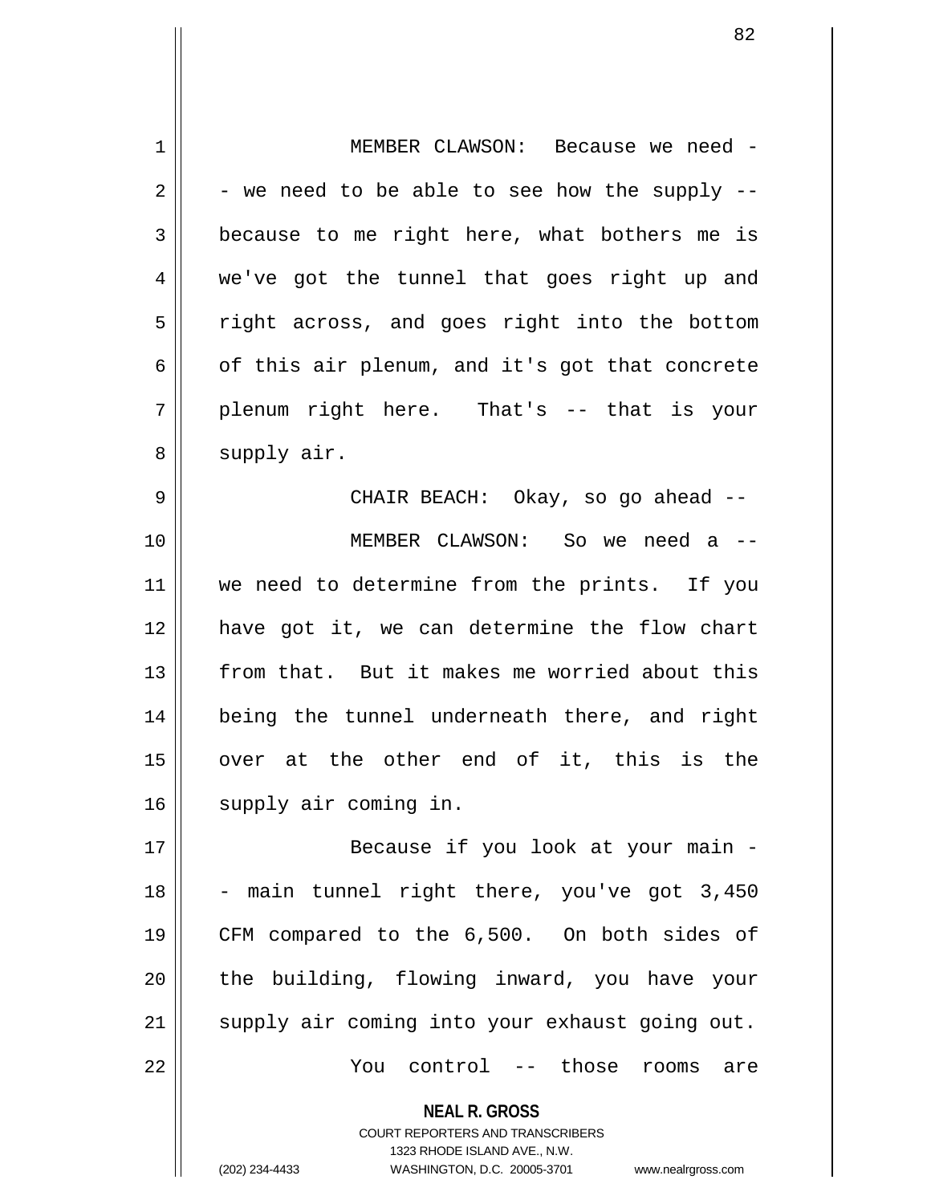MEMBER CLAWSON: Because we need -- we need to be able to see how the supply -- because to me right here, what bothers me is we've got the tunnel that goes right up and right across, and goes right into the bottom of this air plenum, and it's got that concrete plenum right here. That's -- that is your supply air.

CHAIR BEACH: Okay, so go ahead --

MEMBER CLAWSON: So we need a -- we need to determine from the prints. If you have got it, we can determine the flow chart from that. But it makes me worried about this being the tunnel underneath there, and right over at the other end of it, this is the supply air coming in.

Because if you look at your main -- main tunnel right there, you've got 3,450 CFM compared to the 6,500. On both sides of the building, flowing inward, you have your supply air coming into your exhaust going out.

You control -- those rooms are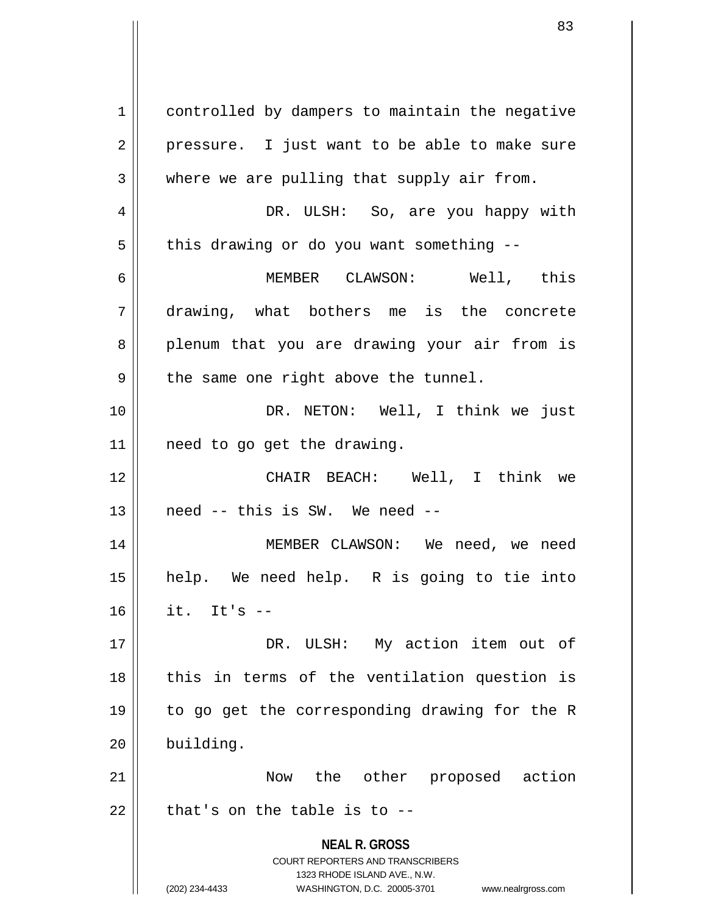controlled by dampers to maintain the negative pressure. I just want to be able to make sure where we are pulling that supply air from.

DR. ULSH: So, are you happy with this drawing or do you want something --

MEMBER CLAWSON: Well, this drawing, what bothers me is the concrete plenum that you are drawing your air from is the same one right above the tunnel.

DR. NETON: Well, I think we just need to go get the drawing.

CHAIR BEACH: Well, I think we need -- this is SW. We need --

MEMBER CLAWSON: We need, we need help. We need help. R is going to tie into it. It's --

DR. ULSH: My action item out of this in terms of the ventilation question is to go get the corresponding drawing for the R building.

Now the other proposed action that's on the table is to --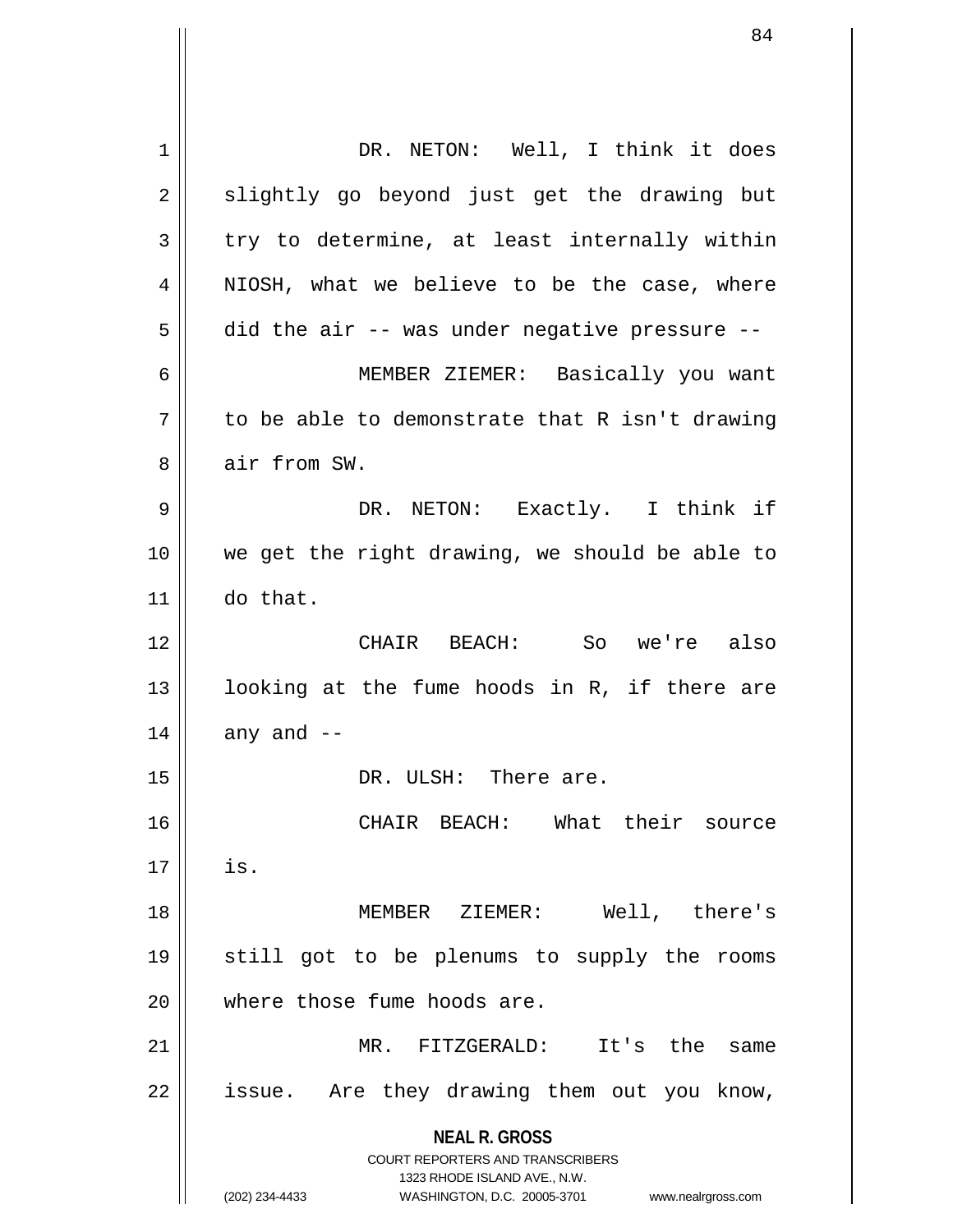DR. NETON: Well, I think it does slightly go beyond just get the drawing but try to determine, at least internally within NIOSH, what we believe to be the case, where did the air -- was under negative pressure --

MEMBER ZIEMER: Basically you want to be able to demonstrate that R isn't drawing air from SW.

DR. NETON: Exactly. I think if we get the right drawing, we should be able to do that.

CHAIR BEACH: So we're also looking at the fume hoods in R, if there are any and --

DR. ULSH: There are.

CHAIR BEACH: What their source is.

MEMBER ZIEMER: Well, there's still got to be plenums to supply the rooms where those fume hoods are.

MR. FITZGERALD: It's the same issue. Are they drawing them out you know,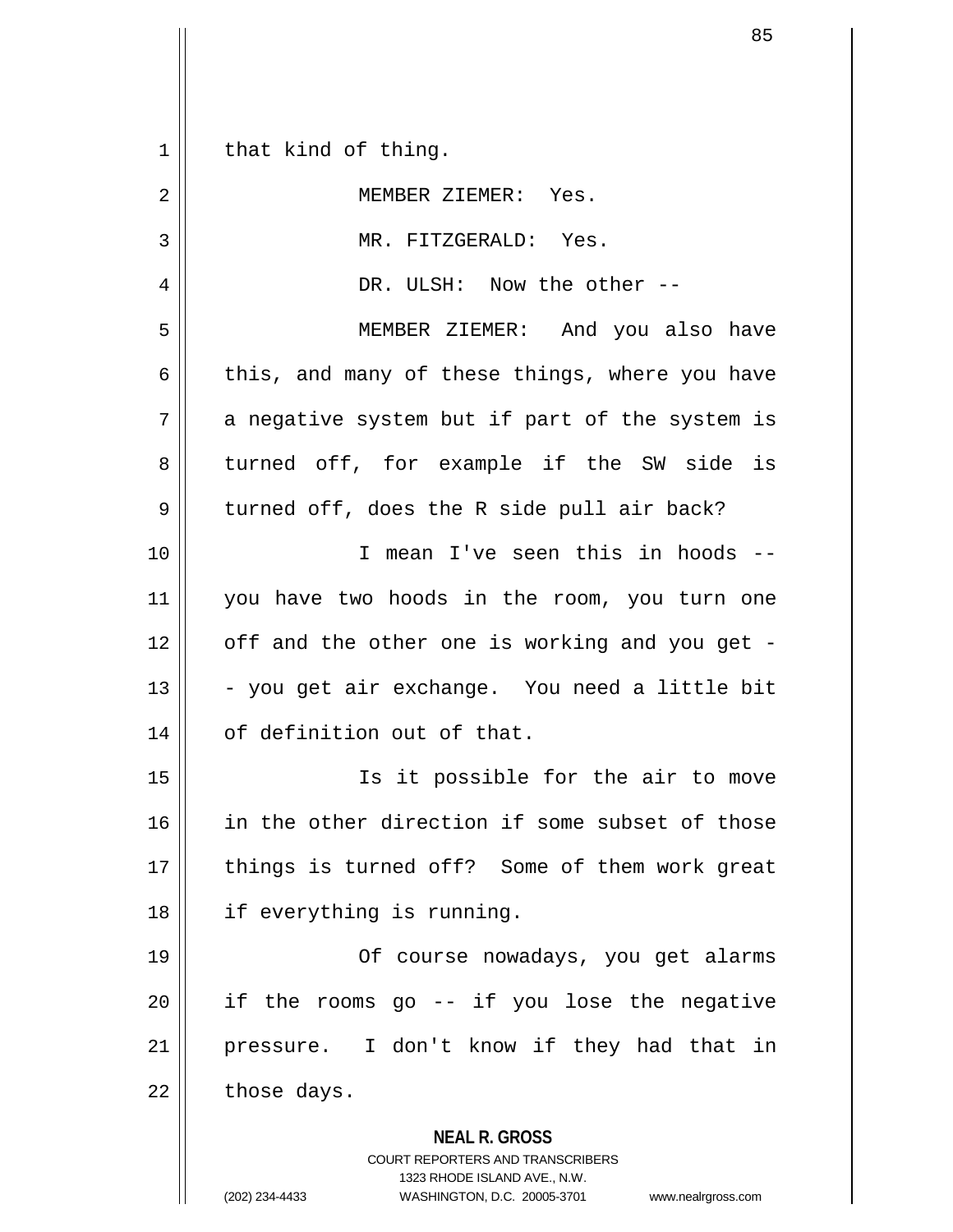that kind of thing.

MEMBER ZIEMER: Yes.

MR. FITZGERALD: Yes.

DR. ULSH: Now the other --

MEMBER ZIEMER: And you also have this, and many of these things, where you have a negative system but if part of the system is turned off, for example if the SW side is turned off, does the R side pull air back?

I mean I've seen this in hoods -- you have two hoods in the room, you turn one off and the other one is working and you get -- you get air exchange. You need a little bit of definition out of that.

Is it possible for the air to move in the other direction if some subset of those things is turned off? Some of them work great if everything is running.

Of course nowadays, you get alarms if the rooms go -- if you lose the negative pressure. I don't know if they had that in those days.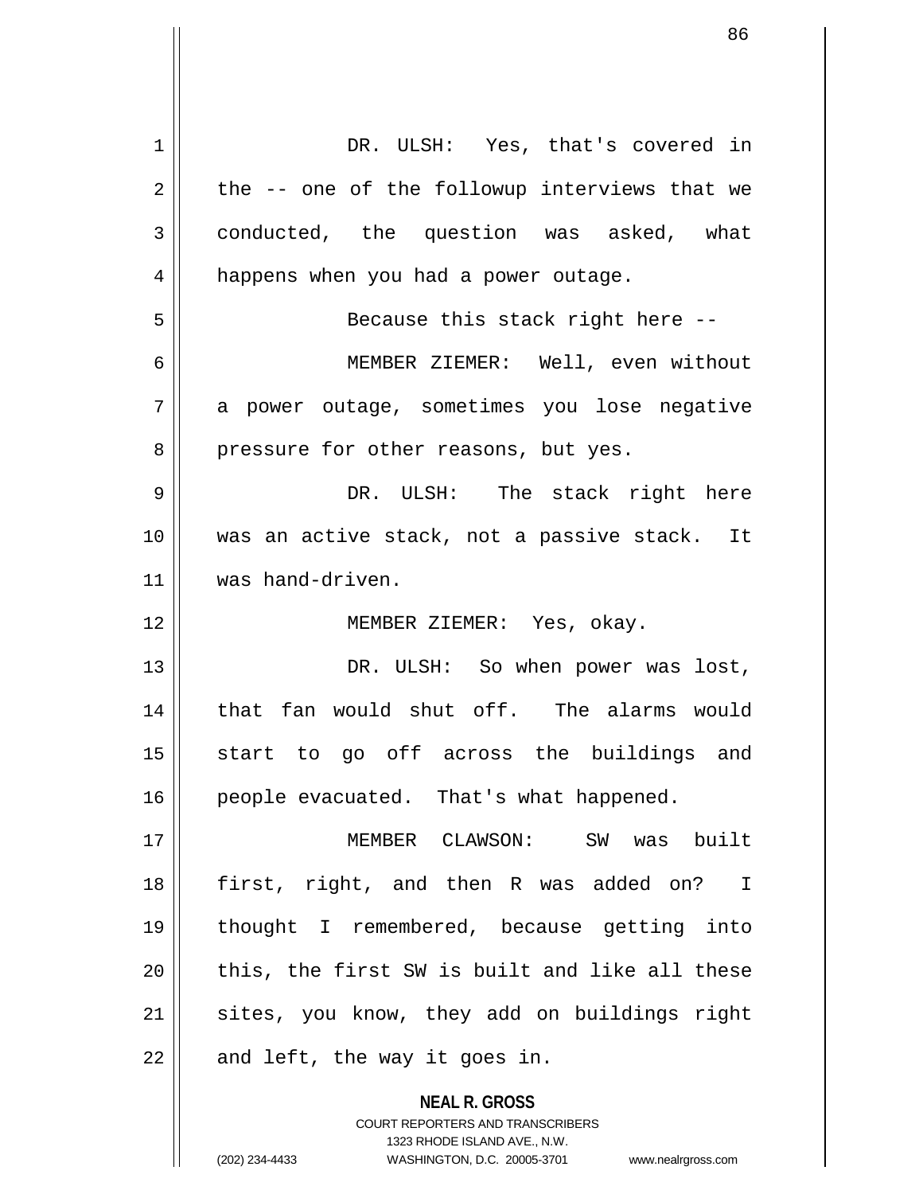DR. ULSH: Yes, that's covered in the -- one of the followup interviews that we conducted, the question was asked, what happens when you had a power outage.

Because this stack right here --

MEMBER ZIEMER: Well, even without a power outage, sometimes you lose negative pressure for other reasons, but yes.

DR. ULSH: The stack right here was an active stack, not a passive stack. It was hand-driven.

MEMBER ZIEMER: Yes, okay.

DR. ULSH: So when power was lost, that fan would shut off. The alarms would start to go off across the buildings and people evacuated. That's what happened.

MEMBER CLAWSON: SW was built first, right, and then R was added on? I thought I remembered, because getting into this, the first SW is built and like all these sites, you know, they add on buildings right and left, the way it goes in.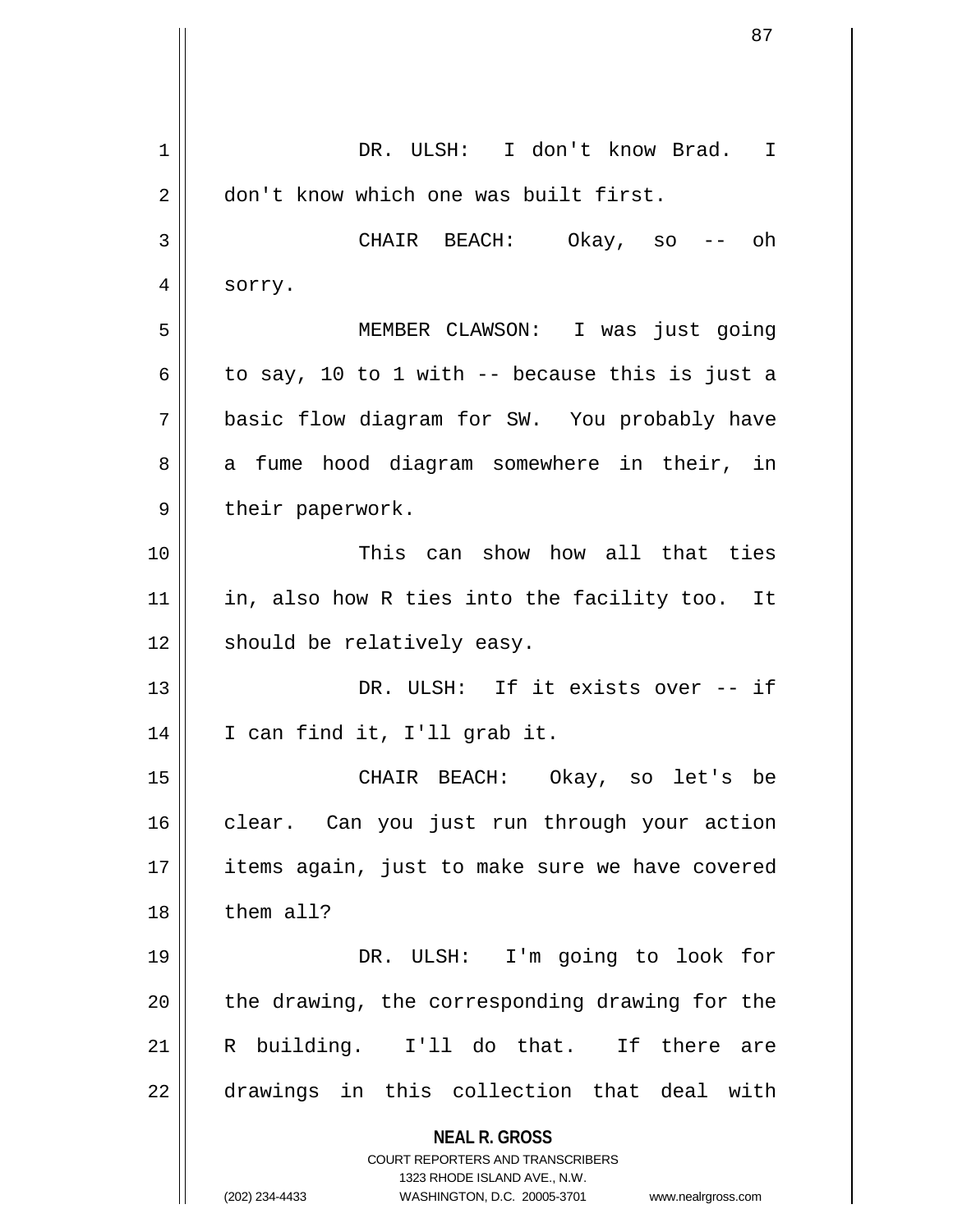DR. ULSH: I don't know Brad. I don't know which one was built first.

CHAIR BEACH: Okay, so -- oh sorry.

MEMBER CLAWSON: I was just going to say, 10 to 1 with -- because this is just a basic flow diagram for SW. You probably have a fume hood diagram somewhere in their, in their paperwork.

This can show how all that ties in, also how R ties into the facility too. It should be relatively easy.

DR. ULSH: If it exists over -- if I can find it, I'll grab it.

CHAIR BEACH: Okay, so let's be clear. Can you just run through your action items again, just to make sure we have covered them all?

DR. ULSH: I'm going to look for the drawing, the corresponding drawing for the R building. I'll do that. If there are drawings in this collection that deal with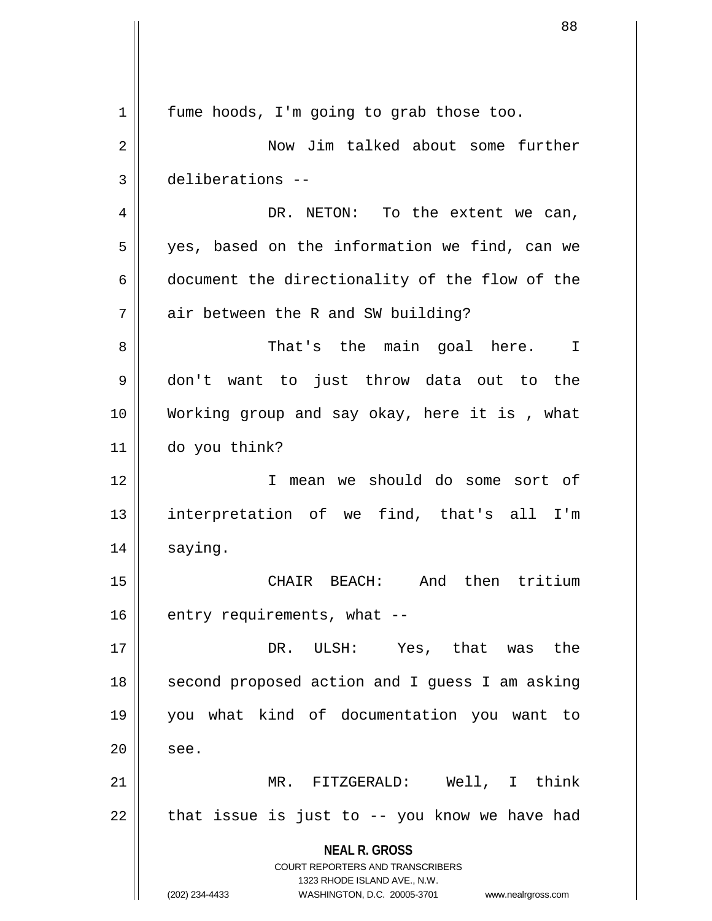fume hoods, I'm going to grab those too.

Now Jim talked about some further deliberations --

DR. NETON: To the extent we can, yes, based on the information we find, can we document the directionality of the flow of the air between the R and SW building?

That's the main goal here. I don't want to just throw data out to the Working group and say okay, here it is , what do you think?

I mean we should do some sort of interpretation of we find, that's all I'm saying.

CHAIR BEACH: And then tritium entry requirements, what --

DR. ULSH: Yes, that was the second proposed action and I guess I am asking you what kind of documentation you want to see.

MR. FITZGERALD: Well, I think that issue is just to -- you know we have had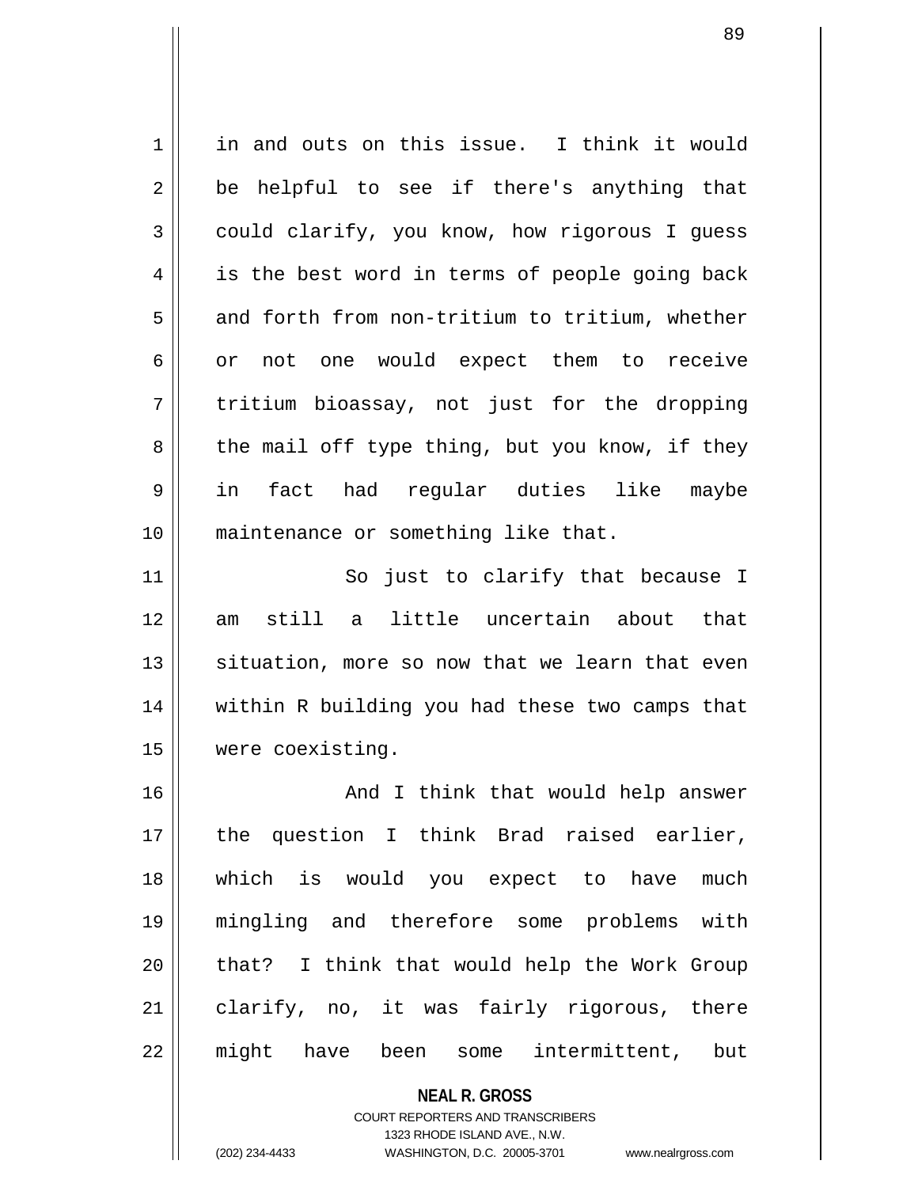in and outs on this issue. I think it would be helpful to see if there's anything that could clarify, you know, how rigorous I guess is the best word in terms of people going back and forth from non-tritium to tritium, whether or not one would expect them to receive tritium bioassay, not just for the dropping the mail off type thing, but you know, if they in fact had regular duties like maybe maintenance or something like that.

So just to clarify that because I am still a little uncertain about that situation, more so now that we learn that even within R building you had these two camps that were coexisting.

And I think that would help answer the question I think Brad raised earlier, which is would you expect to have much mingling and therefore some problems with that? I think that would help the Work Group clarify, no, it was fairly rigorous, there might have been some intermittent, but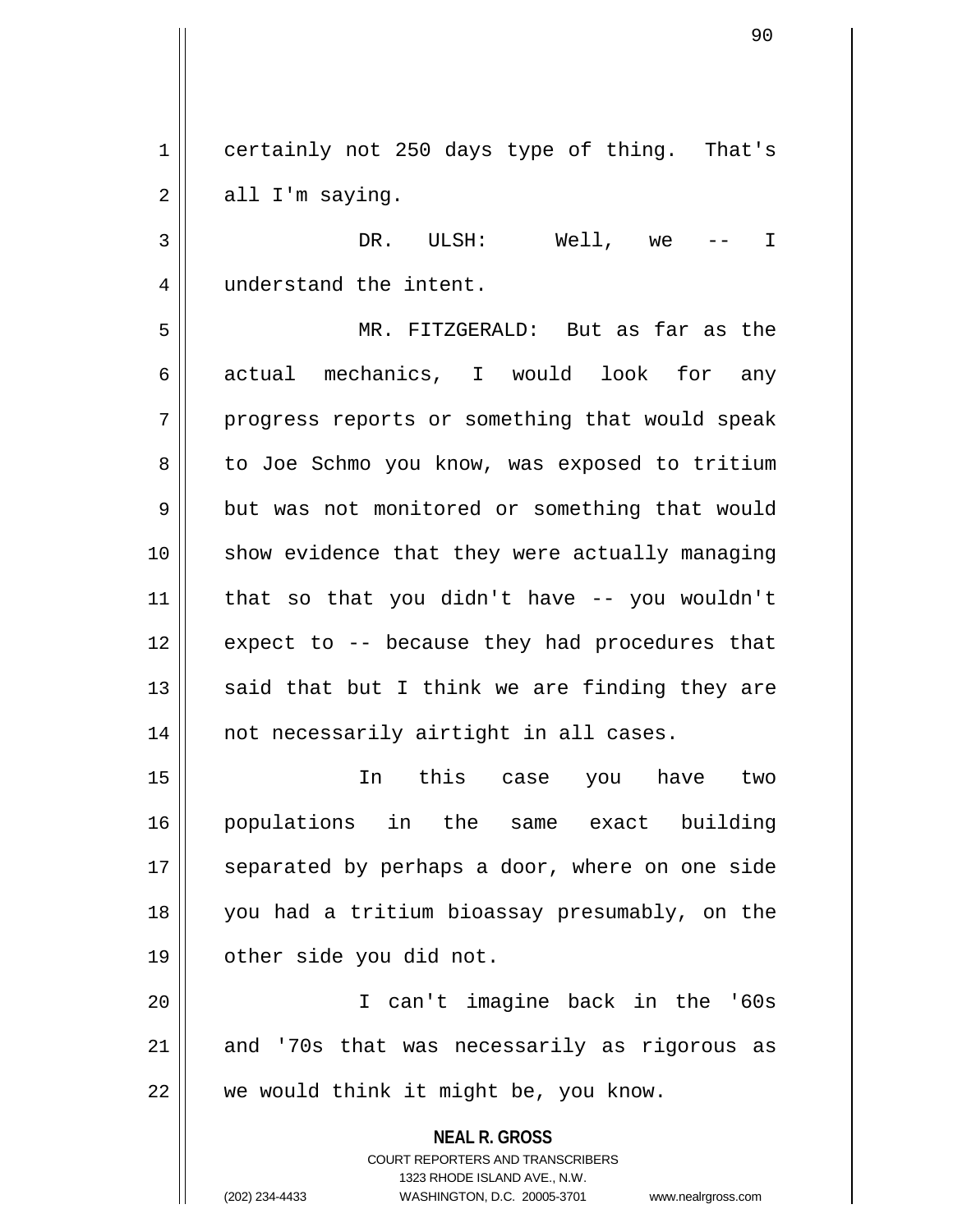certainly not 250 days type of thing. That's all I'm saying.

DR. ULSH: Well, we -- I understand the intent.

MR. FITZGERALD: But as far as the actual mechanics, I would look for any progress reports or something that would speak to Joe Schmo you know, was exposed to tritium but was not monitored or something that would show evidence that they were actually managing that so that you didn't have -- you wouldn't expect to -- because they had procedures that said that but I think we are finding they are not necessarily airtight in all cases.

In this case you have two populations in the same exact building separated by perhaps a door, where on one side you had a tritium bioassay presumably, on the other side you did not.

I can't imagine back in the '60s and '70s that was necessarily as rigorous as we would think it might be, you know.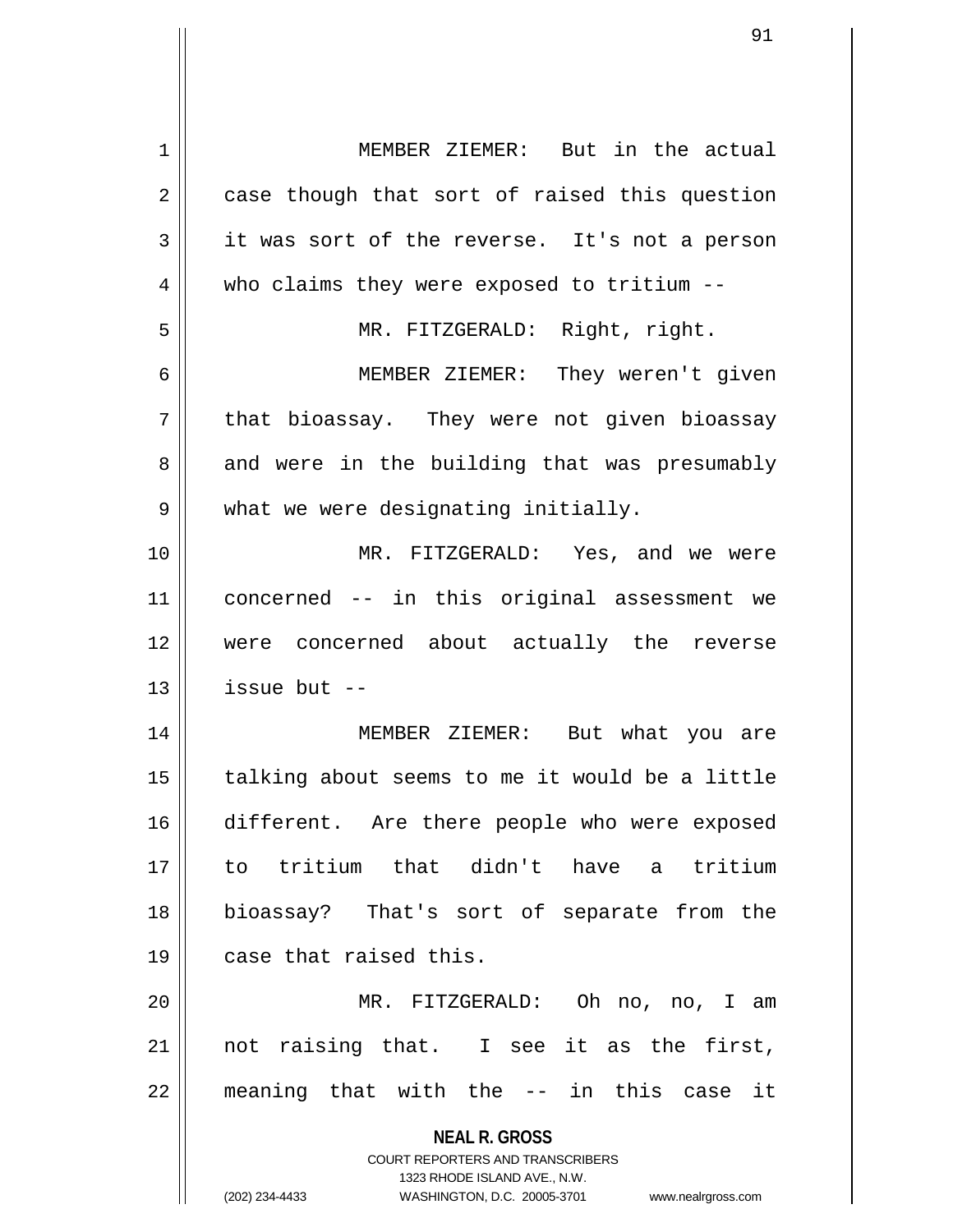MEMBER ZIEMER: But in the actual case though that sort of raised this question it was sort of the reverse. It's not a person who claims they were exposed to tritium --

MR. FITZGERALD: Right, right.

MEMBER ZIEMER: They weren't given that bioassay. They were not given bioassay and were in the building that was presumably what we were designating initially.

MR. FITZGERALD: Yes, and we were concerned -- in this original assessment we were concerned about actually the reverse issue but --

MEMBER ZIEMER: But what you are talking about seems to me it would be a little different. Are there people who were exposed to tritium that didn't have a tritium bioassay? That's sort of separate from the case that raised this.

MR. FITZGERALD: Oh no, no, I am not raising that. I see it as the first, meaning that with the -- in this case it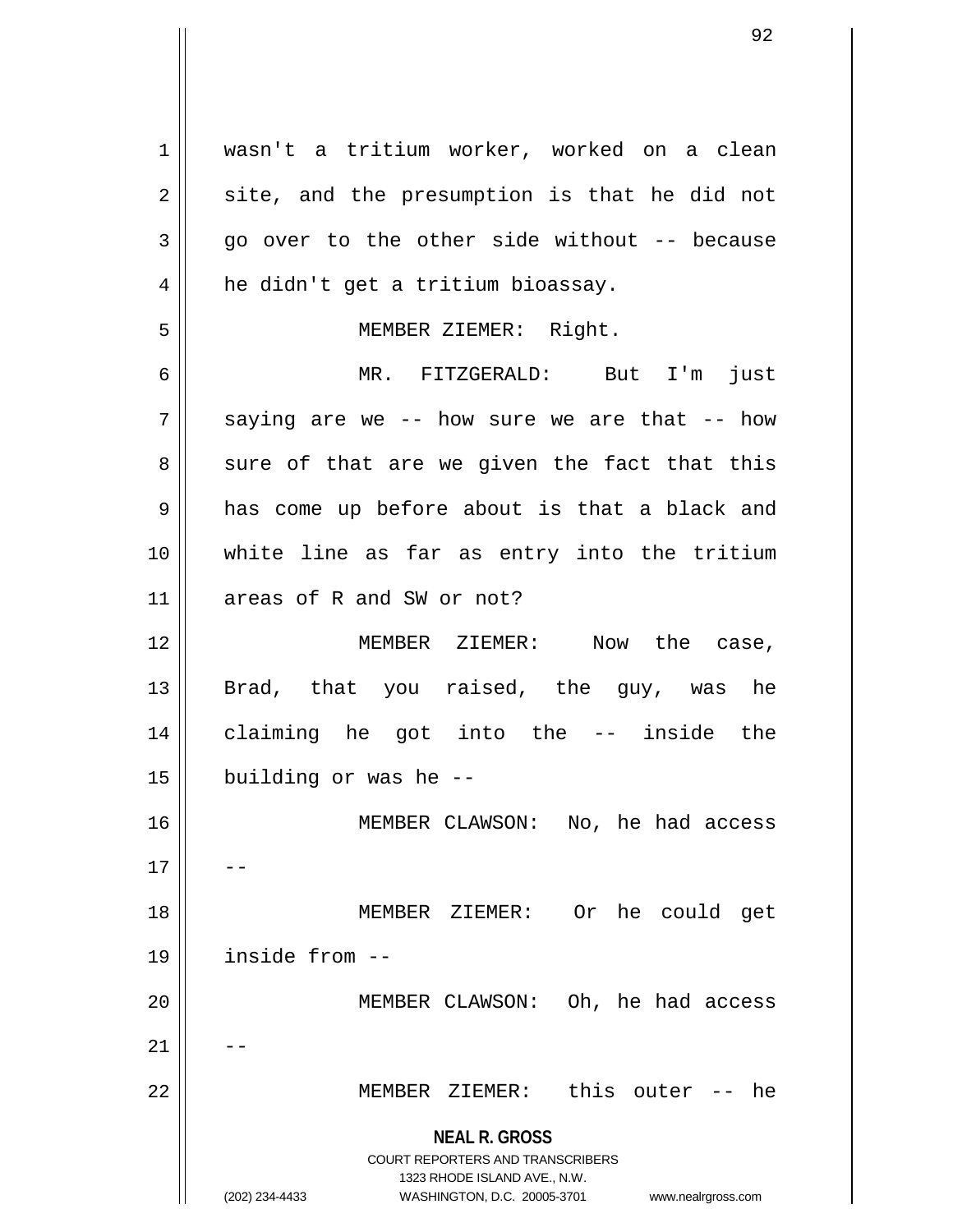wasn't a tritium worker, worked on a clean site, and the presumption is that he did not go over to the other side without -- because he didn't get a tritium bioassay.

MEMBER ZIEMER: Right.

MR. FITZGERALD: But I'm just saying are we -- how sure we are that -- how sure of that are we given the fact that this has come up before about is that a black and white line as far as entry into the tritium areas of R and SW or not?

MEMBER ZIEMER: Now the case, Brad, that you raised, the guy, was he claiming he got into the -- inside the building or was he --

MEMBER CLAWSON: No, he had access --

MEMBER ZIEMER: Or he could get inside from --

MEMBER CLAWSON: Oh, he had access --

MEMBER ZIEMER: this outer -- he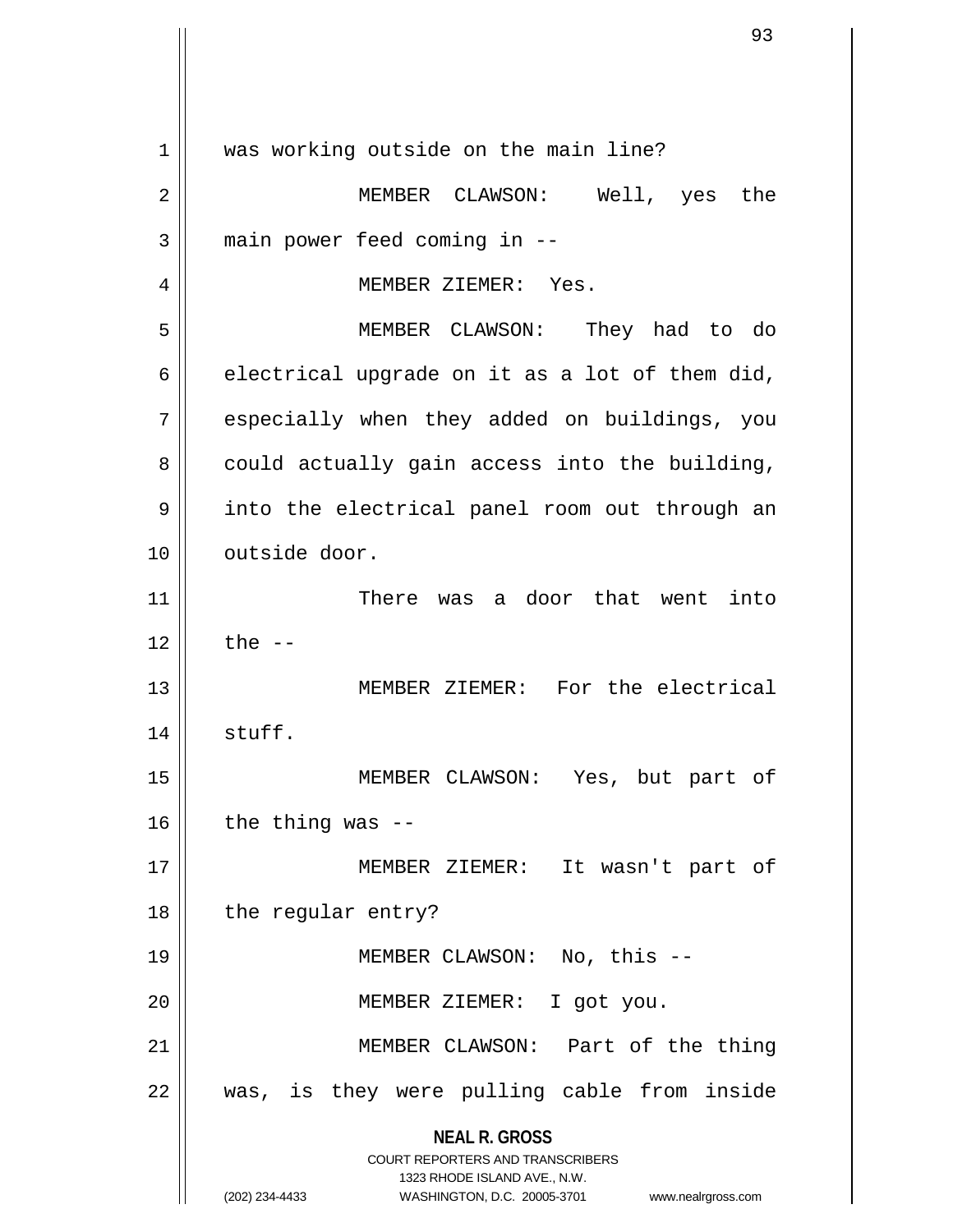was working outside on the main line?

MEMBER CLAWSON: Well, yes the main power feed coming in --

MEMBER ZIEMER: Yes.

MEMBER CLAWSON: They had to do electrical upgrade on it as a lot of them did, especially when they added on buildings, you could actually gain access into the building, into the electrical panel room out through an outside door.

There was a door that went into the --

MEMBER ZIEMER: For the electrical stuff.

MEMBER CLAWSON: Yes, but part of the thing was --

MEMBER ZIEMER: It wasn't part of the regular entry?

MEMBER CLAWSON: No, this --

MEMBER ZIEMER: I got you.

MEMBER CLAWSON: Part of the thing was, is they were pulling cable from inside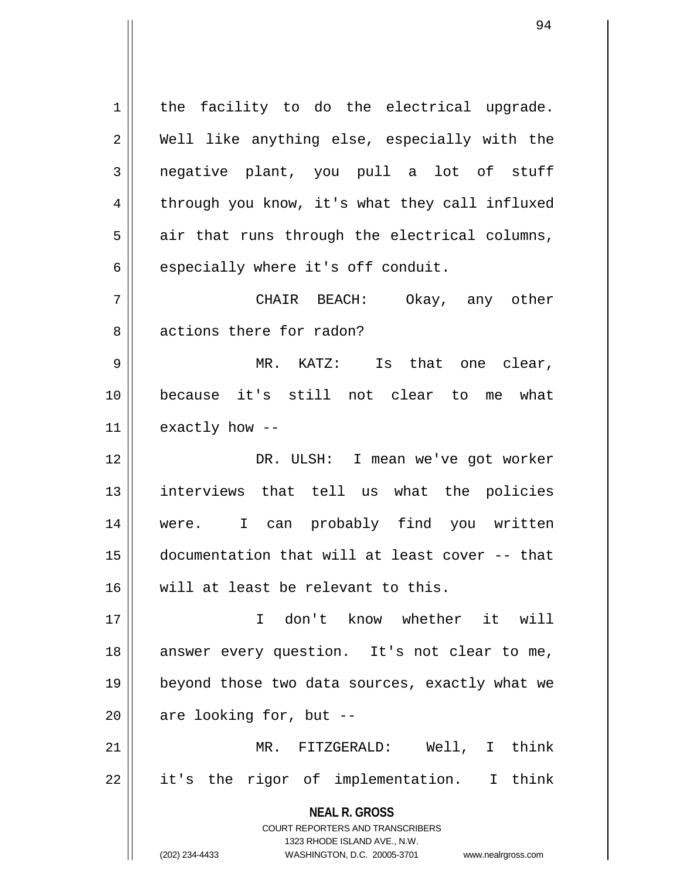the facility to do the electrical upgrade. Well like anything else, especially with the negative plant, you pull a lot of stuff through you know, it's what they call influxed air that runs through the electrical columns, especially where it's off conduit.

CHAIR BEACH: Okay, any other actions there for radon?

MR. KATZ: Is that one clear, because it's still not clear to me what exactly how --

DR. ULSH: I mean we've got worker interviews that tell us what the policies were. I can probably find you written documentation that will at least cover -- that will at least be relevant to this.

I don't know whether it will answer every question. It's not clear to me, beyond those two data sources, exactly what we are looking for, but --

MR. FITZGERALD: Well, I think it's the rigor of implementation. I think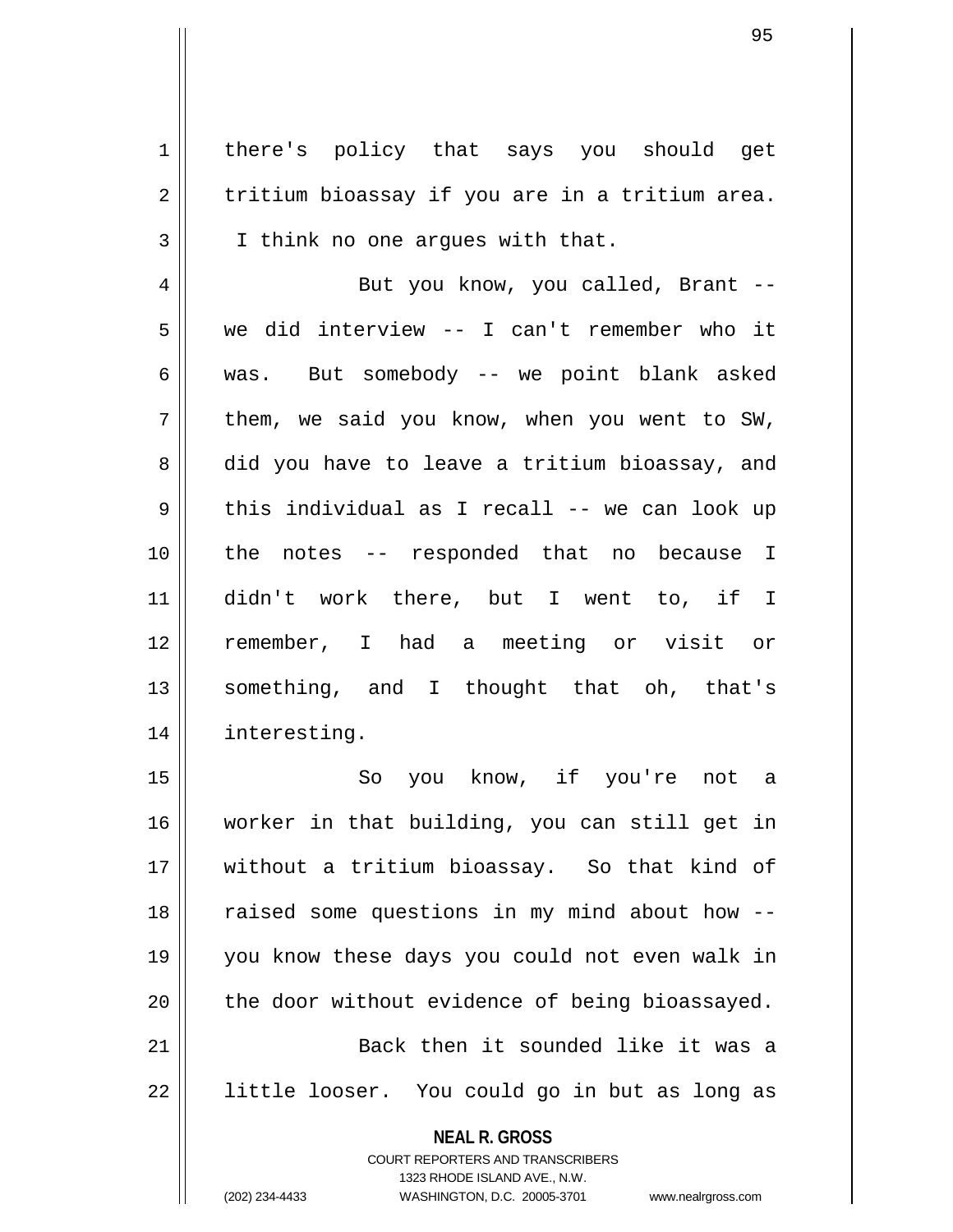there's policy that says you should get tritium bioassay if you are in a tritium area. I think no one argues with that.

But you know, you called, Brant -- we did interview -- I can't remember who it was. But somebody -- we point blank asked them, we said you know, when you went to SW, did you have to leave a tritium bioassay, and this individual as I recall -- we can look up the notes -- responded that no because I didn't work there, but I went to, if I remember, I had a meeting or visit or something, and I thought that oh, that's interesting.

So you know, if you're not a worker in that building, you can still get in without a tritium bioassay. So that kind of raised some questions in my mind about how -- you know these days you could not even walk in the door without evidence of being bioassayed.

Back then it sounded like it was a little looser. You could go in but as long as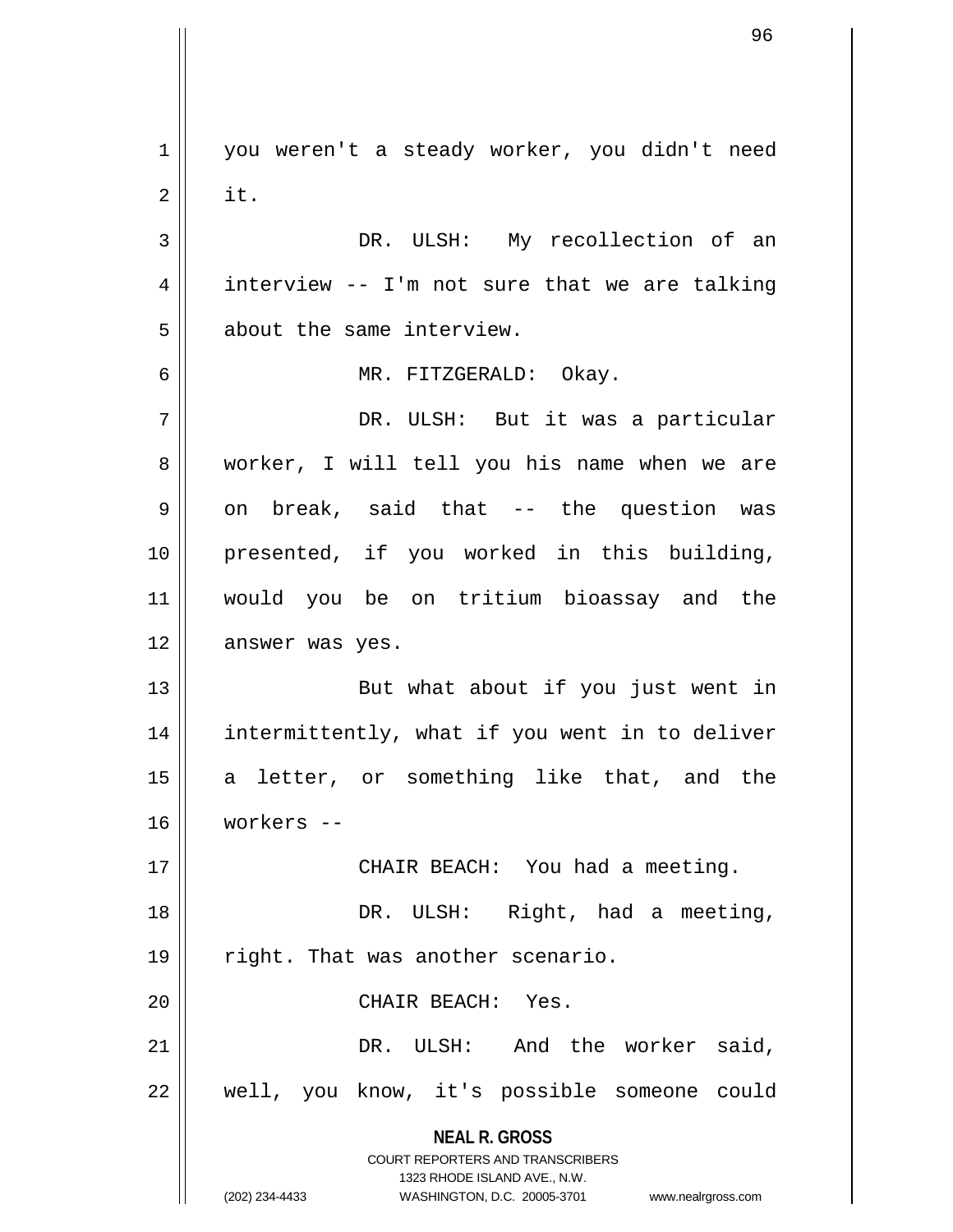you weren't a steady worker, you didn't need it.

DR. ULSH: My recollection of an interview -- I'm not sure that we are talking about the same interview.

MR. FITZGERALD: Okay.

DR. ULSH: But it was a particular worker, I will tell you his name when we are on break, said that -- the question was presented, if you worked in this building, would you be on tritium bioassay and the answer was yes.

But what about if you just went in intermittently, what if you went in to deliver a letter, or something like that, and the workers --

CHAIR BEACH: You had a meeting.

DR. ULSH: Right, had a meeting, right. That was another scenario.

CHAIR BEACH: Yes.

DR. ULSH: And the worker said, well, you know, it's possible someone could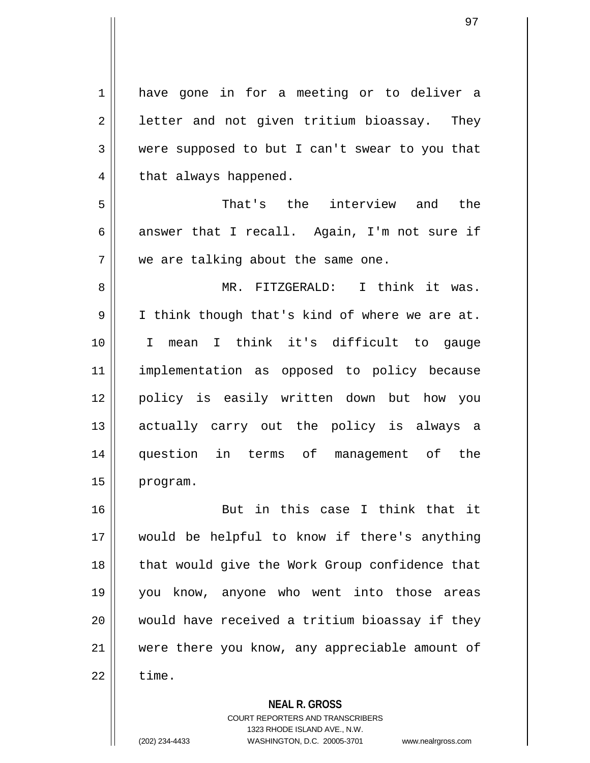have gone in for a meeting or to deliver a letter and not given tritium bioassay. They were supposed to but I can't swear to you that that always happened.

That's the interview and the answer that I recall. Again, I'm not sure if we are talking about the same one.

MR. FITZGERALD: I think it was. I think though that's kind of where we are at. I mean I think it's difficult to gauge implementation as opposed to policy because policy is easily written down but how you actually carry out the policy is always a question in terms of management of the program.

But in this case I think that it would be helpful to know if there's anything that would give the Work Group confidence that you know, anyone who went into those areas would have received a tritium bioassay if they were there you know, any appreciable amount of time.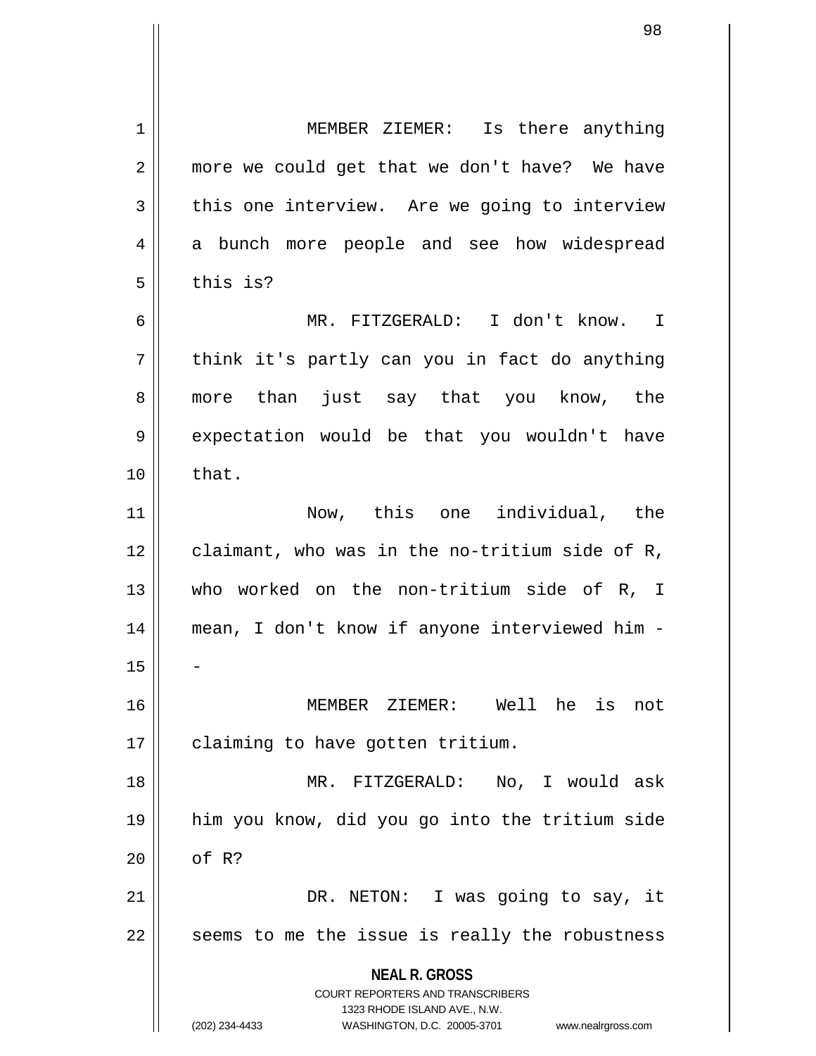MEMBER ZIEMER: Is there anything more we could get that we don't have? We have this one interview. Are we going to interview a bunch more people and see how widespread this is?

MR. FITZGERALD: I don't know. I think it's partly can you in fact do anything more than just say that you know, the expectation would be that you wouldn't have that.

Now, this one individual, the claimant, who was in the no-tritium side of R, who worked on the non-tritium side of R, I mean, I don't know if anyone interviewed him --

MEMBER ZIEMER: Well he is not claiming to have gotten tritium.

MR. FITZGERALD: No, I would ask him you know, did you go into the tritium side of R?

DR. NETON: I was going to say, it seems to me the issue is really the robustness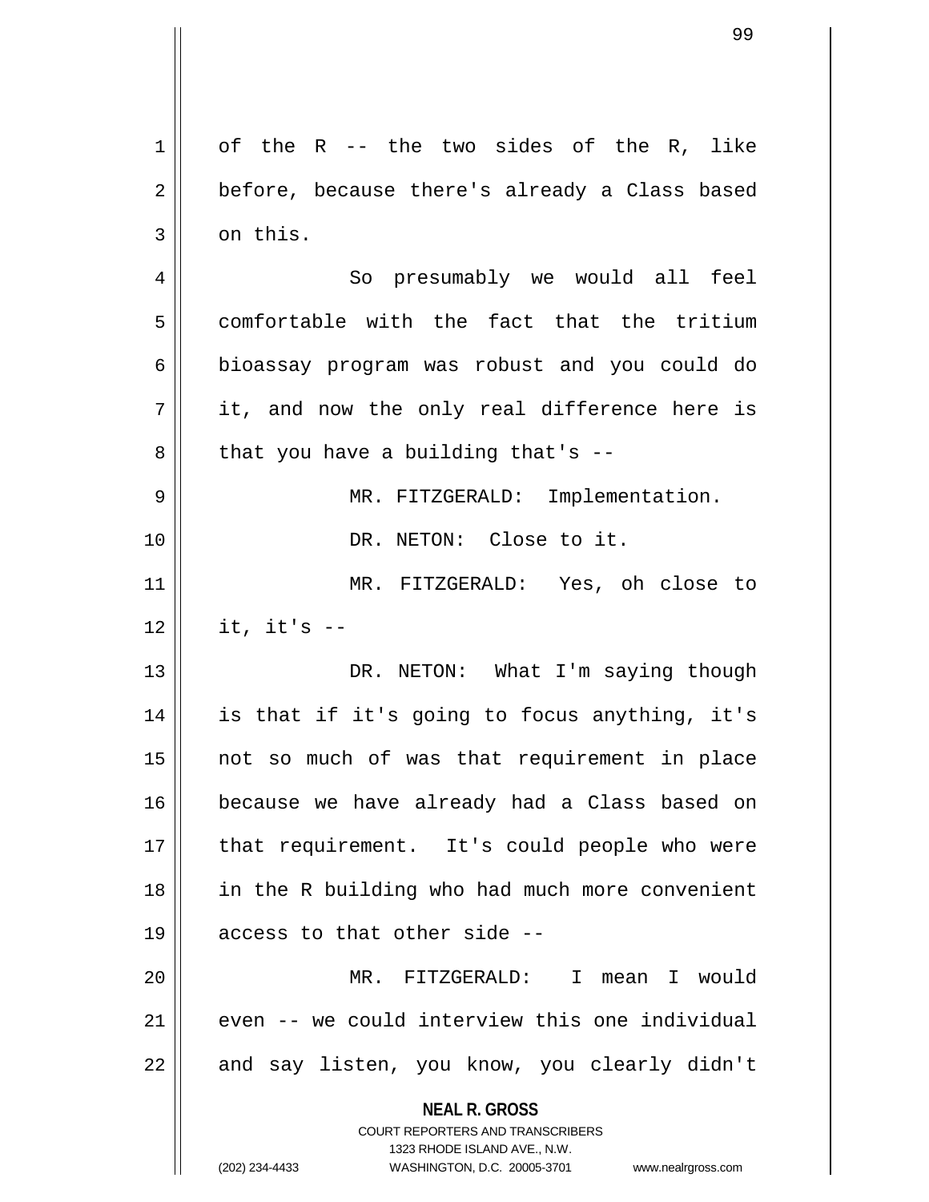of the R -- the two sides of the R, like before, because there's already a Class based on this.

So presumably we would all feel comfortable with the fact that the tritium bioassay program was robust and you could do it, and now the only real difference here is that you have a building that's --

MR. FITZGERALD: Implementation.

DR. NETON: Close to it.

MR. FITZGERALD: Yes, oh close to it, it's --

DR. NETON: What I'm saying though is that if it's going to focus anything, it's not so much of was that requirement in place because we have already had a Class based on that requirement. It's could people who were in the R building who had much more convenient access to that other side --

MR. FITZGERALD: I mean I would even -- we could interview this one individual and say listen, you know, you clearly didn't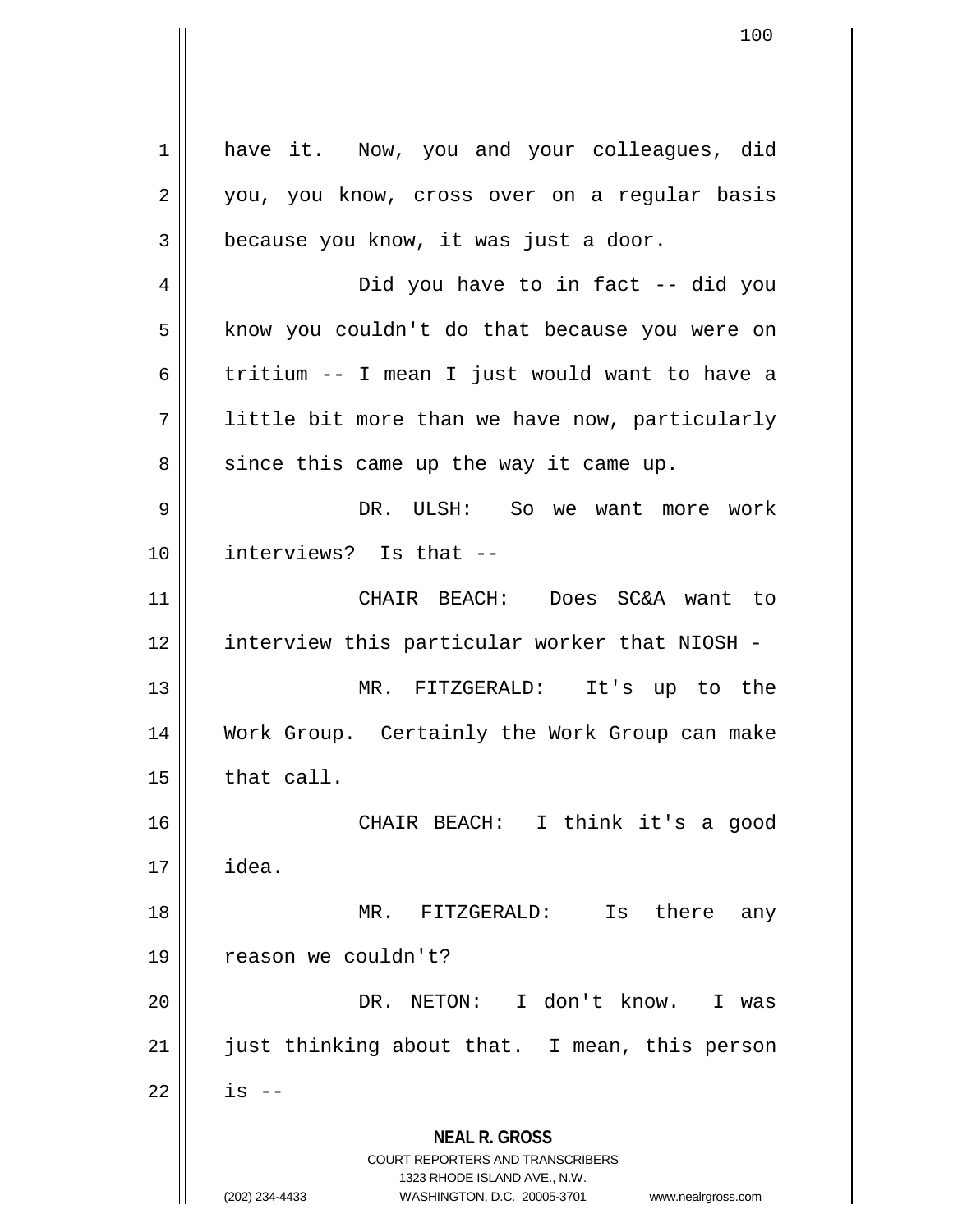have it. Now, you and your colleagues, did you, you know, cross over on a regular basis because you know, it was just a door.

Did you have to in fact -- did you know you couldn't do that because you were on tritium -- I mean I just would want to have a little bit more than we have now, particularly since this came up the way it came up.

DR. ULSH: So we want more work interviews? Is that --

CHAIR BEACH: Does SC&A want to interview this particular worker that NIOSH -

MR. FITZGERALD: It's up to the Work Group. Certainly the Work Group can make that call.

CHAIR BEACH: I think it's a good idea.

MR. FITZGERALD: Is there any reason we couldn't?

DR. NETON: I don't know. I was just thinking about that. I mean, this person is --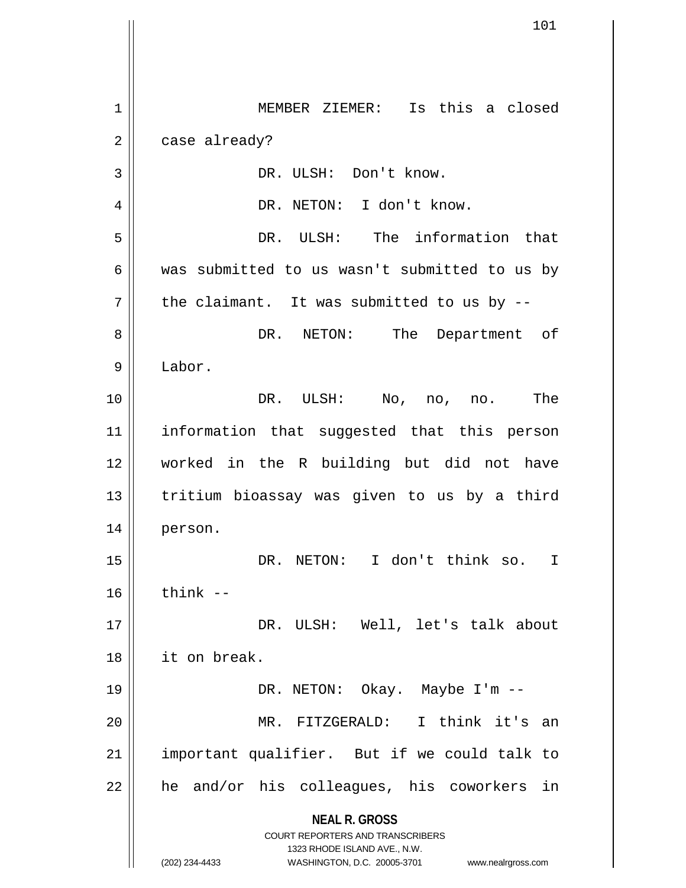MEMBER ZIEMER: Is this a closed case already?

DR. ULSH: Don't know.

DR. NETON: I don't know.

DR. ULSH: The information that was submitted to us wasn't submitted to us by the claimant. It was submitted to us by --

DR. NETON: The Department of Labor.

DR. ULSH: No, no, no. The information that suggested that this person worked in the R building but did not have tritium bioassay was given to us by a third person.

DR. NETON: I don't think so. I think --

DR. ULSH: Well, let's talk about it on break.

DR. NETON: Okay. Maybe I'm --

MR. FITZGERALD: I think it's an important qualifier. But if we could talk to he and/or his colleagues, his coworkers in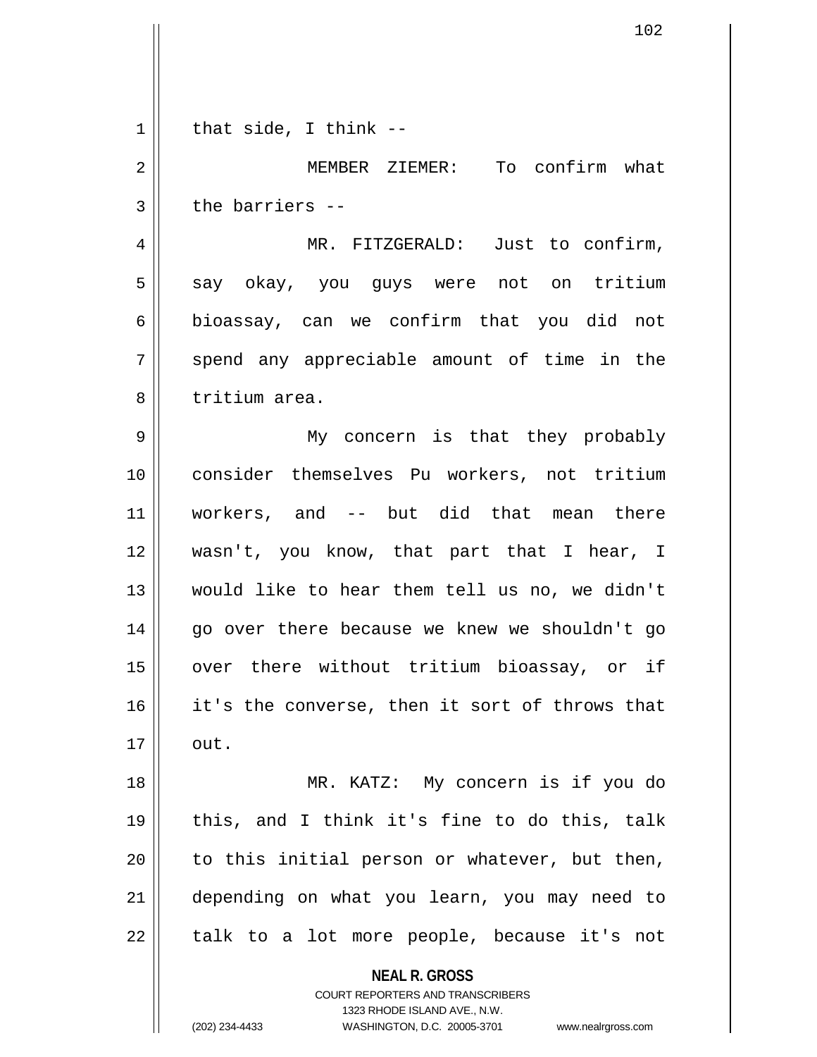that side, I think --

MEMBER ZIEMER: To confirm what the barriers --

MR. FITZGERALD: Just to confirm, say okay, you guys were not on tritium bioassay, can we confirm that you did not spend any appreciable amount of time in the tritium area.

My concern is that they probably consider themselves Pu workers, not tritium workers, and -- but did that mean there wasn't, you know, that part that I hear, I would like to hear them tell us no, we didn't go over there because we knew we shouldn't go over there without tritium bioassay, or if it's the converse, then it sort of throws that out.

MR. KATZ: My concern is if you do this, and I think it's fine to do this, talk to this initial person or whatever, but then, depending on what you learn, you may need to talk to a lot more people, because it's not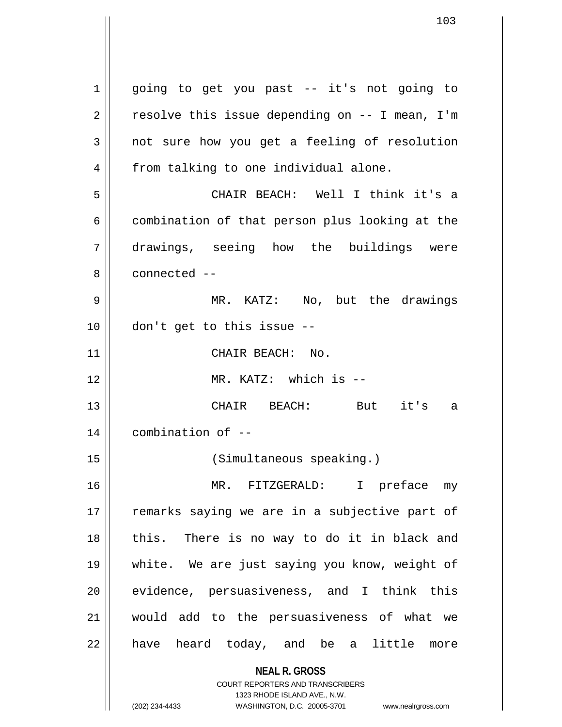going to get you past -- it's not going to resolve this issue depending on -- I mean, I'm not sure how you get a feeling of resolution from talking to one individual alone.

CHAIR BEACH: Well I think it's a combination of that person plus looking at the drawings, seeing how the buildings were connected --

MR. KATZ: No, but the drawings don't get to this issue --

CHAIR BEACH: No.

MR. KATZ: which is --

CHAIR BEACH: But it's a combination of --

(Simultaneous speaking.)

MR. FITZGERALD: I preface my remarks saying we are in a subjective part of this. There is no way to do it in black and white. We are just saying you know, weight of evidence, persuasiveness, and I think this would add to the persuasiveness of what we have heard today, and be a little more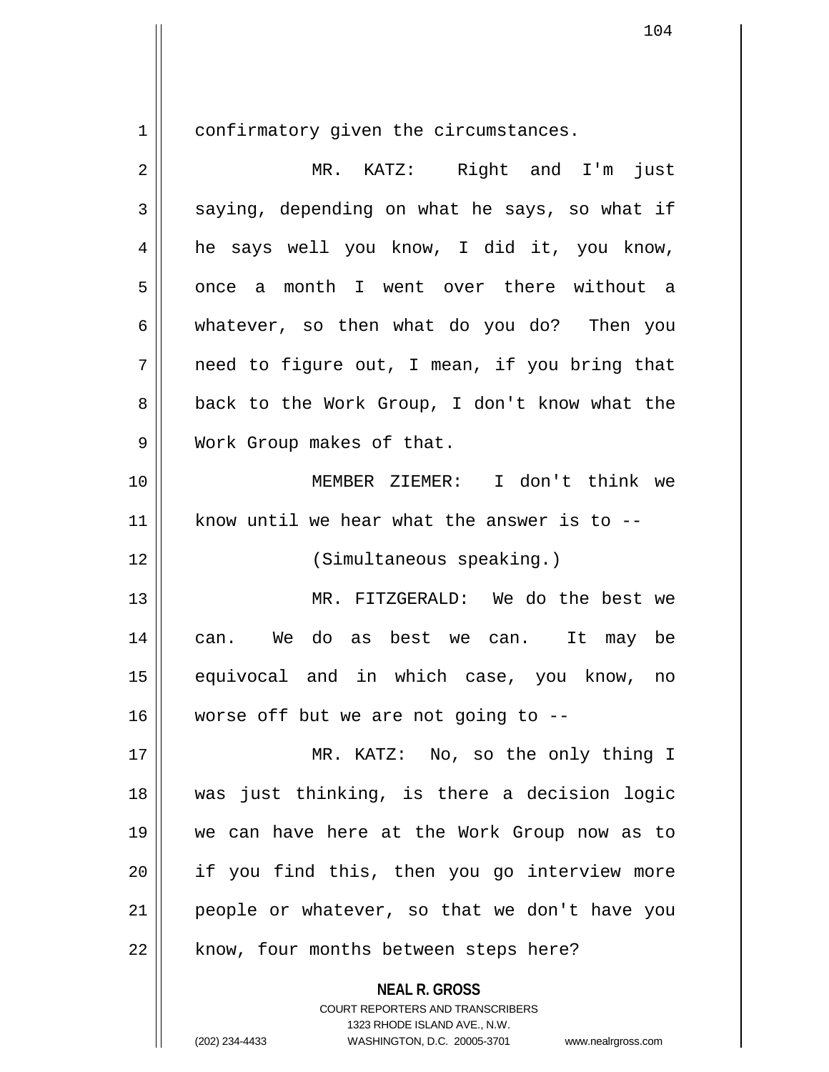confirmatory given the circumstances.

MR. KATZ: Right and I'm just saying, depending on what he says, so what if he says well you know, I did it, you know, once a month I went over there without a whatever, so then what do you do? Then you need to figure out, I mean, if you bring that back to the Work Group, I don't know what the Work Group makes of that.

MEMBER ZIEMER: I don't think we know until we hear what the answer is to --

(Simultaneous speaking.)

MR. FITZGERALD: We do the best we can. We do as best we can. It may be equivocal and in which case, you know, no worse off but we are not going to --

MR. KATZ: No, so the only thing I was just thinking, is there a decision logic we can have here at the Work Group now as to if you find this, then you go interview more people or whatever, so that we don't have you know, four months between steps here?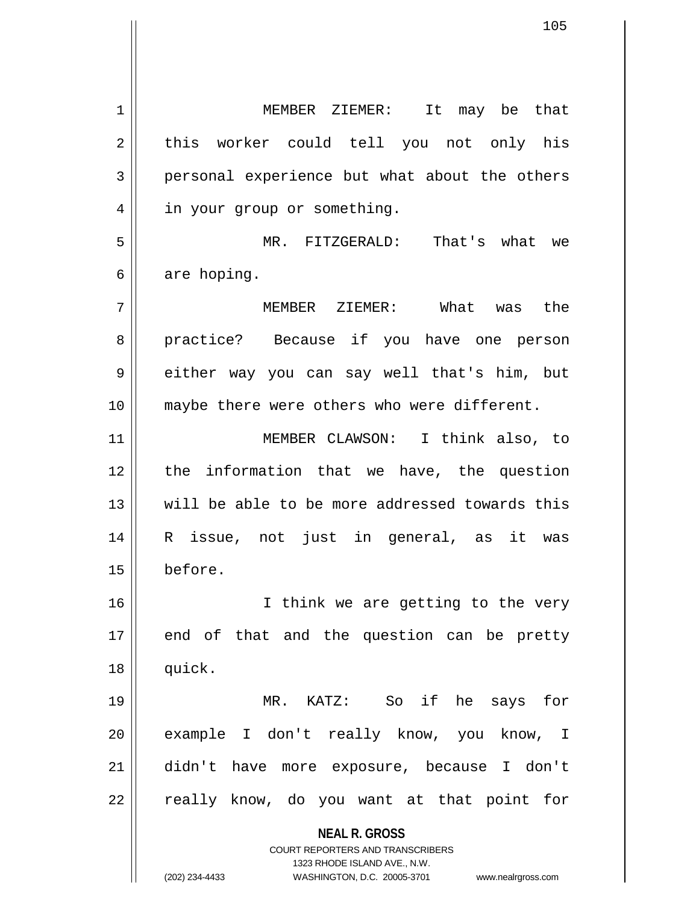MEMBER ZIEMER: It may be that this worker could tell you not only his personal experience but what about the others in your group or something.

MR. FITZGERALD: That's what we are hoping.

MEMBER ZIEMER: What was the practice? Because if you have one person either way you can say well that's him, but maybe there were others who were different.

MEMBER CLAWSON: I think also, to the information that we have, the question will be able to be more addressed towards this R issue, not just in general, as it was before.

I think we are getting to the very end of that and the question can be pretty quick.

MR. KATZ: So if he says for example I don't really know, you know, I didn't have more exposure, because I don't really know, do you want at that point for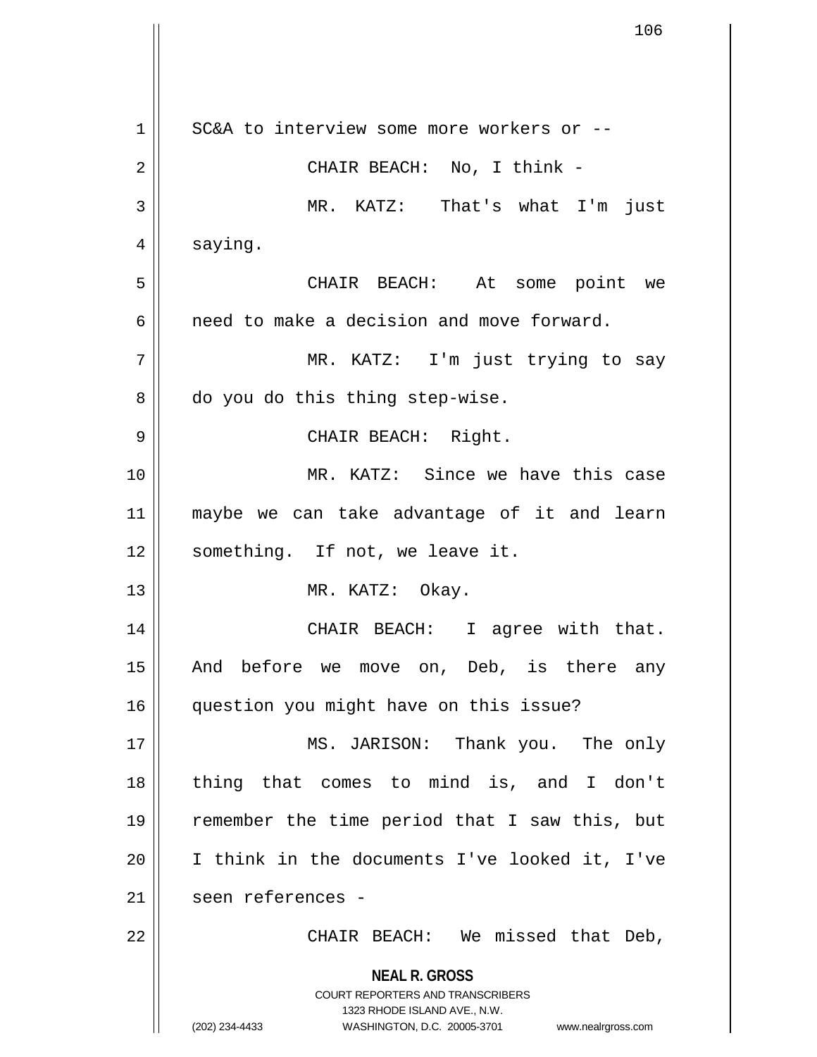SC&A to interview some more workers or --

CHAIR BEACH: No, I think -

MR. KATZ: That's what I'm just saying.

CHAIR BEACH: At some point we need to make a decision and move forward.

MR. KATZ: I'm just trying to say do you do this thing step-wise.

CHAIR BEACH: Right.

MR. KATZ: Since we have this case maybe we can take advantage of it and learn something. If not, we leave it.

MR. KATZ: Okay.

CHAIR BEACH: I agree with that. And before we move on, Deb, is there any question you might have on this issue?

MS. JARISON: Thank you. The only thing that comes to mind is, and I don't remember the time period that I saw this, but I think in the documents I've looked it, I've seen references -

CHAIR BEACH: We missed that Deb,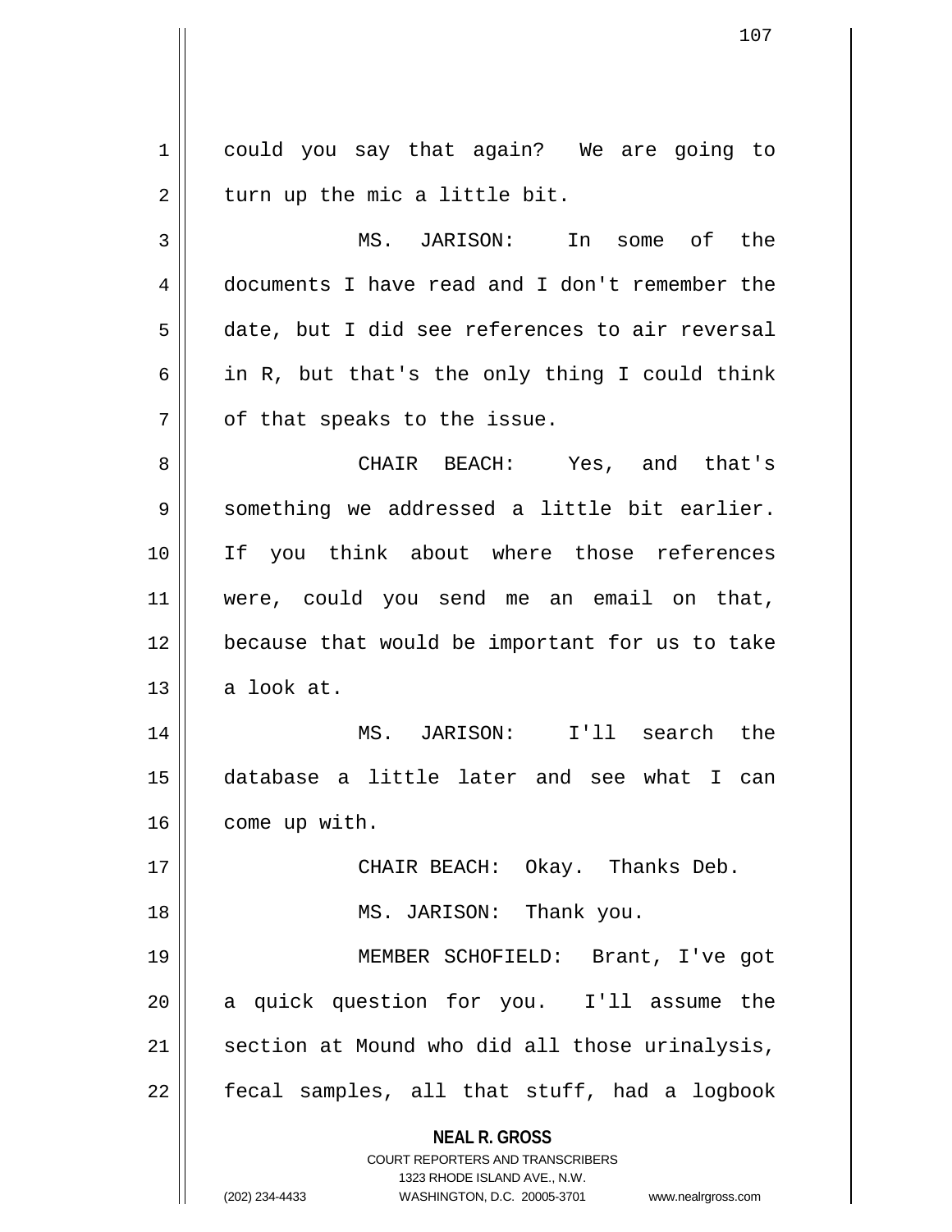could you say that again? We are going to turn up the mic a little bit.

MS. JARISON: In some of the documents I have read and I don't remember the date, but I did see references to air reversal in R, but that's the only thing I could think of that speaks to the issue.

CHAIR BEACH: Yes, and that's something we addressed a little bit earlier. If you think about where those references were, could you send me an email on that, because that would be important for us to take a look at.

MS. JARISON: I'll search the database a little later and see what I can come up with.

CHAIR BEACH: Okay. Thanks Deb.

MS. JARISON: Thank you.

MEMBER SCHOFIELD: Brant, I've got a quick question for you. I'll assume the section at Mound who did all those urinalysis, fecal samples, all that stuff, had a logbook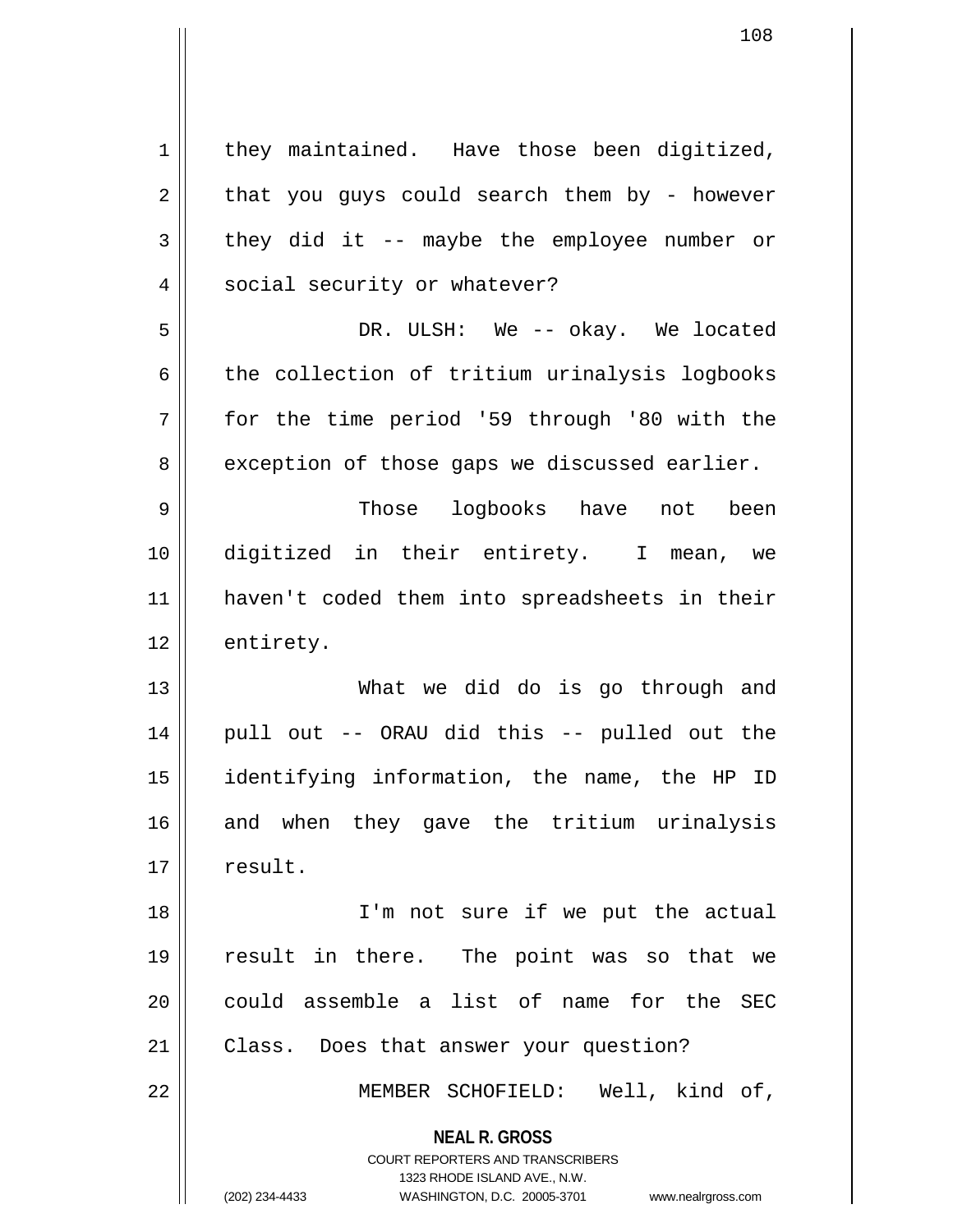they maintained. Have those been digitized, that you guys could search them by - however they did it -- maybe the employee number or social security or whatever?

DR. ULSH: We -- okay. We located the collection of tritium urinalysis logbooks for the time period '59 through '80 with the exception of those gaps we discussed earlier.

Those logbooks have not been digitized in their entirety. I mean, we haven't coded them into spreadsheets in their entirety.

What we did do is go through and pull out -- ORAU did this -- pulled out the identifying information, the name, the HP ID and when they gave the tritium urinalysis result.

I'm not sure if we put the actual result in there. The point was so that we could assemble a list of name for the SEC Class. Does that answer your question?

MEMBER SCHOFIELD: Well, kind of,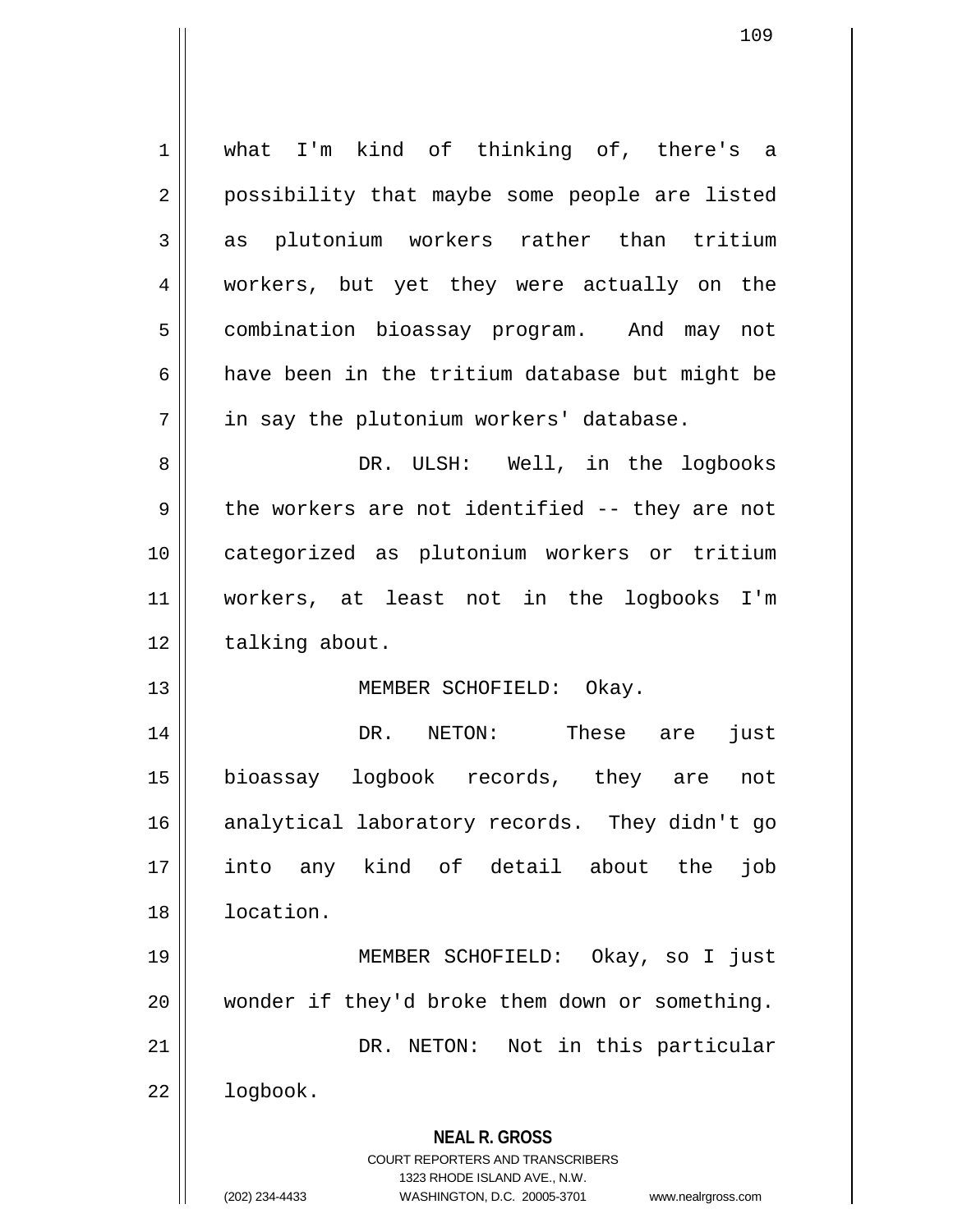what I'm kind of thinking of, there's a possibility that maybe some people are listed as plutonium workers rather than tritium workers, but yet they were actually on the combination bioassay program. And may not have been in the tritium database but might be in say the plutonium workers' database.

DR. ULSH: Well, in the logbooks the workers are not identified -- they are not categorized as plutonium workers or tritium workers, at least not in the logbooks I'm talking about.

MEMBER SCHOFIELD: Okay.

DR. NETON: These are just bioassay logbook records, they are not analytical laboratory records. They didn't go into any kind of detail about the job location.

MEMBER SCHOFIELD: Okay, so I just wonder if they'd broke them down or something.

DR. NETON: Not in this particular logbook.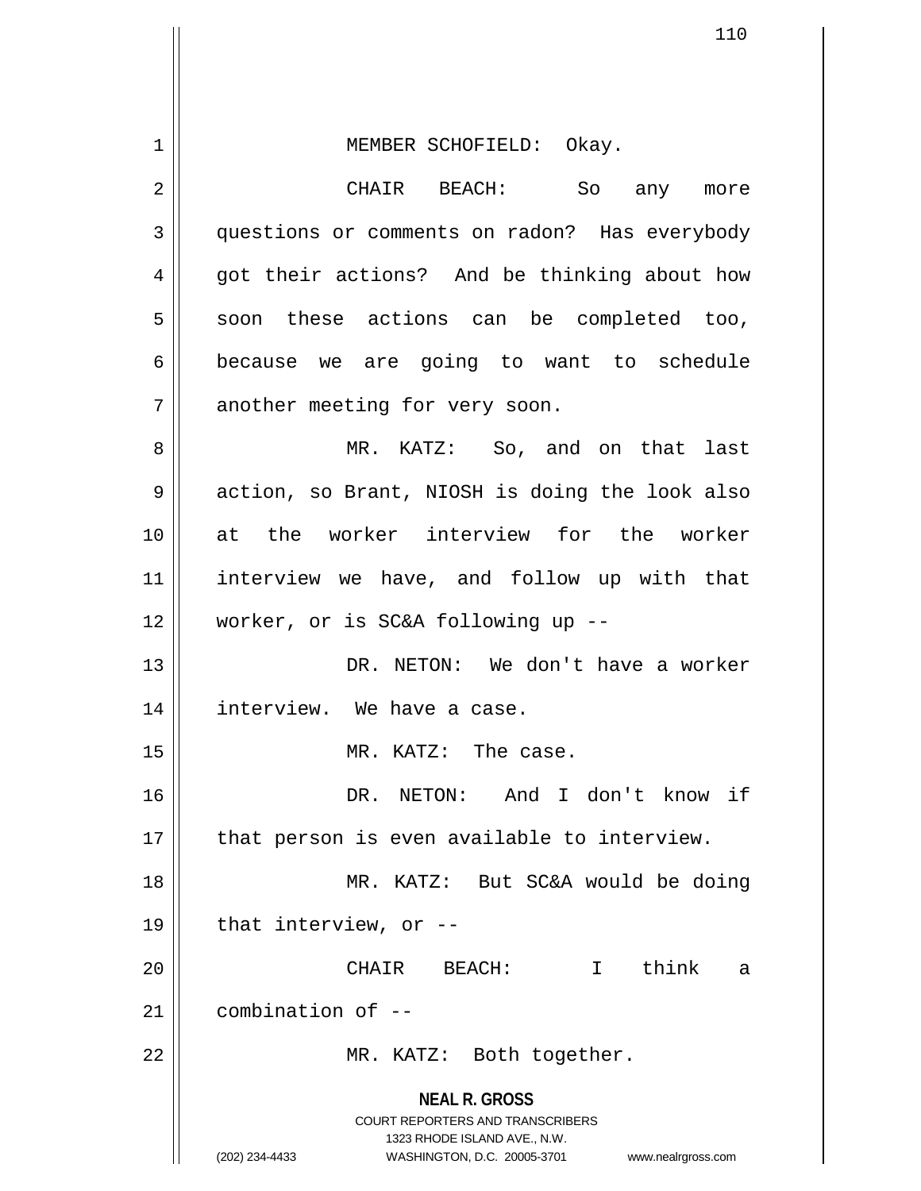MEMBER SCHOFIELD: Okay.

CHAIR BEACH: So any more questions or comments on radon? Has everybody got their actions? And be thinking about how soon these actions can be completed too, because we are going to want to schedule another meeting for very soon.

MR. KATZ: So, and on that last action, so Brant, NIOSH is doing the look also at the worker interview for the worker interview we have, and follow up with that worker, or is SC&A following up --

DR. NETON: We don't have a worker interview. We have a case.

MR. KATZ: The case.

DR. NETON: And I don't know if that person is even available to interview.

MR. KATZ: But SC&A would be doing that interview, or --

CHAIR BEACH: I think a combination of --

MR. KATZ: Both together.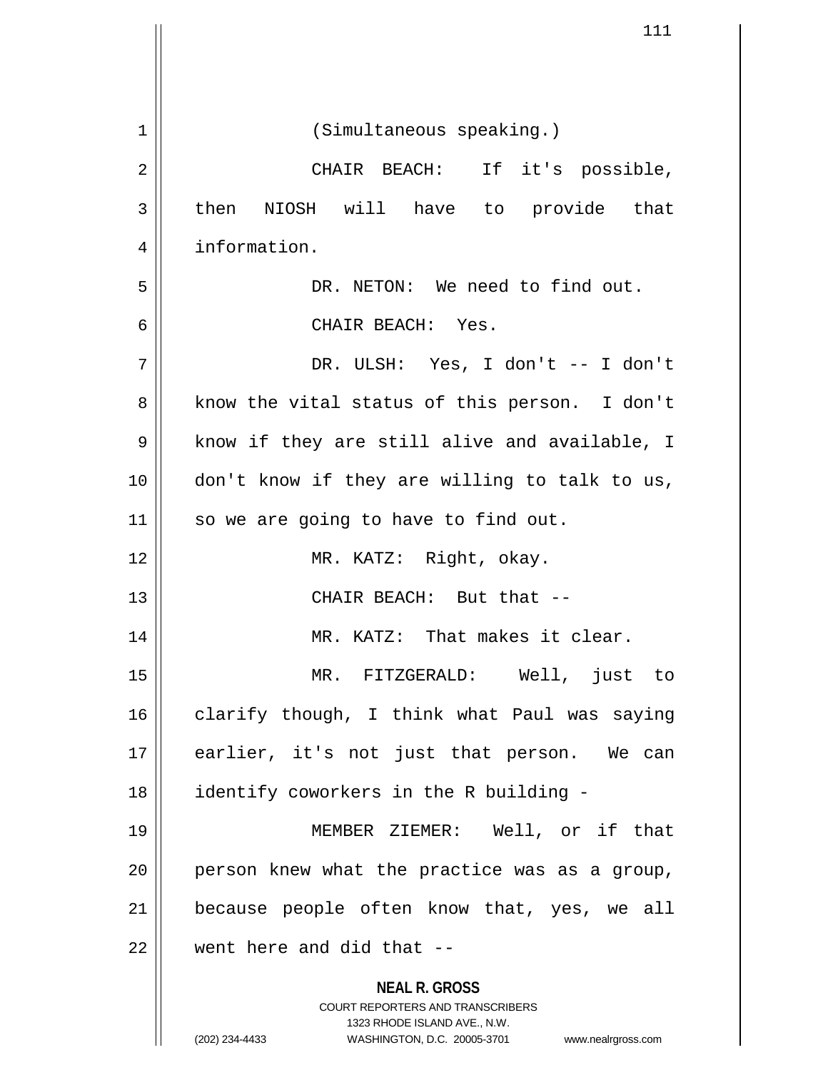(Simultaneous speaking.)

CHAIR BEACH: If it's possible, then NIOSH will have to provide that information.

DR. NETON: We need to find out.

CHAIR BEACH: Yes.

DR. ULSH: Yes, I don't -- I don't know the vital status of this person. I don't know if they are still alive and available, I don't know if they are willing to talk to us, so we are going to have to find out.

MR. KATZ: Right, okay.

CHAIR BEACH: But that --

MR. KATZ: That makes it clear.

MR. FITZGERALD: Well, just to clarify though, I think what Paul was saying earlier, it's not just that person. We can identify coworkers in the R building -

MEMBER ZIEMER: Well, or if that person knew what the practice was as a group, because people often know that, yes, we all went here and did that --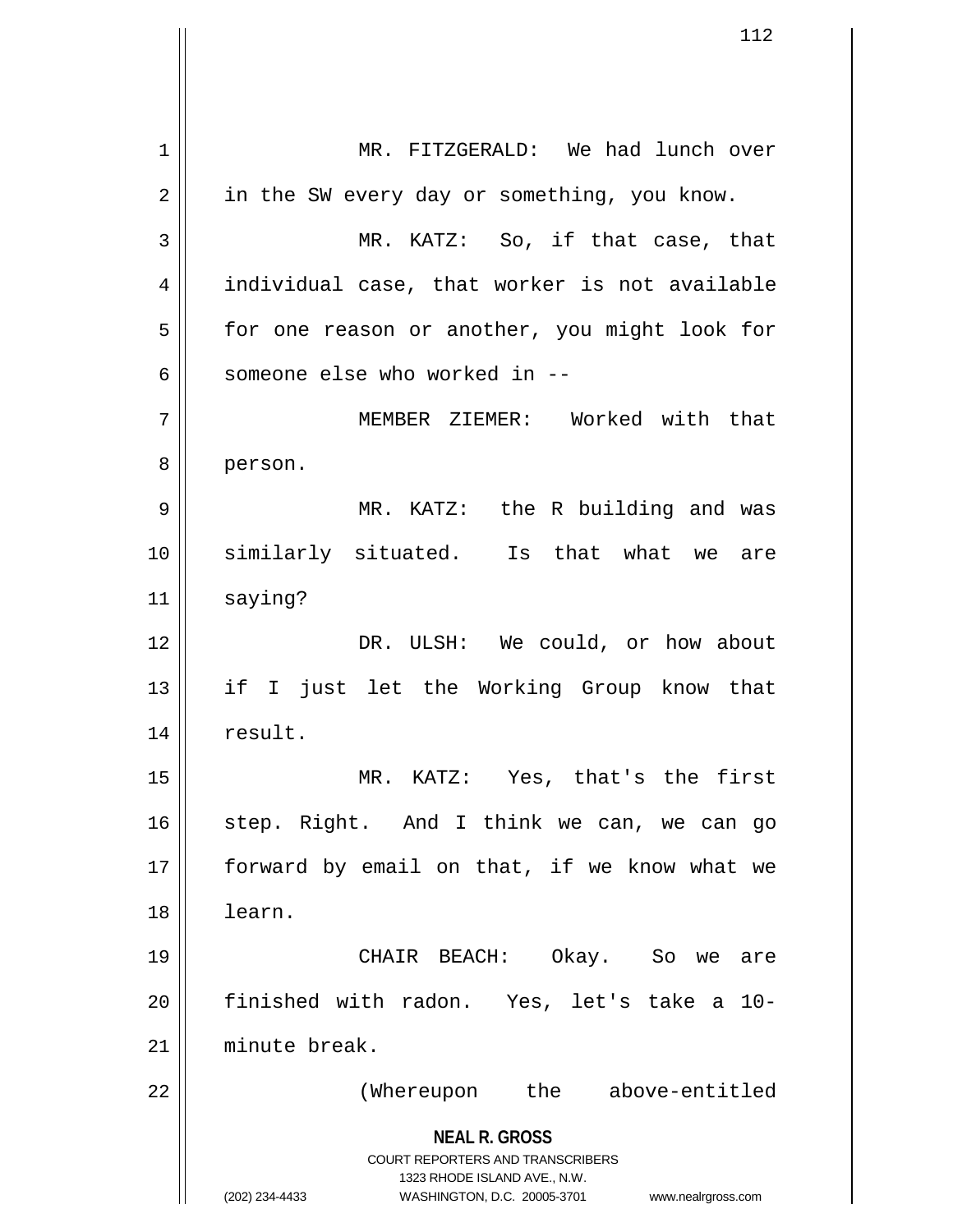MR. FITZGERALD: We had lunch over in the SW every day or something, you know.

MR. KATZ: So, if that case, that individual case, that worker is not available for one reason or another, you might look for someone else who worked in --

MEMBER ZIEMER: Worked with that person.

MR. KATZ: the R building and was similarly situated. Is that what we are saying?

DR. ULSH: We could, or how about if I just let the Working Group know that result.

MR. KATZ: Yes, that's the first step. Right. And I think we can, we can go forward by email on that, if we know what we learn.

CHAIR BEACH: Okay. So we are finished with radon. Yes, let's take a 10-minute break.

(Whereupon the above-entitled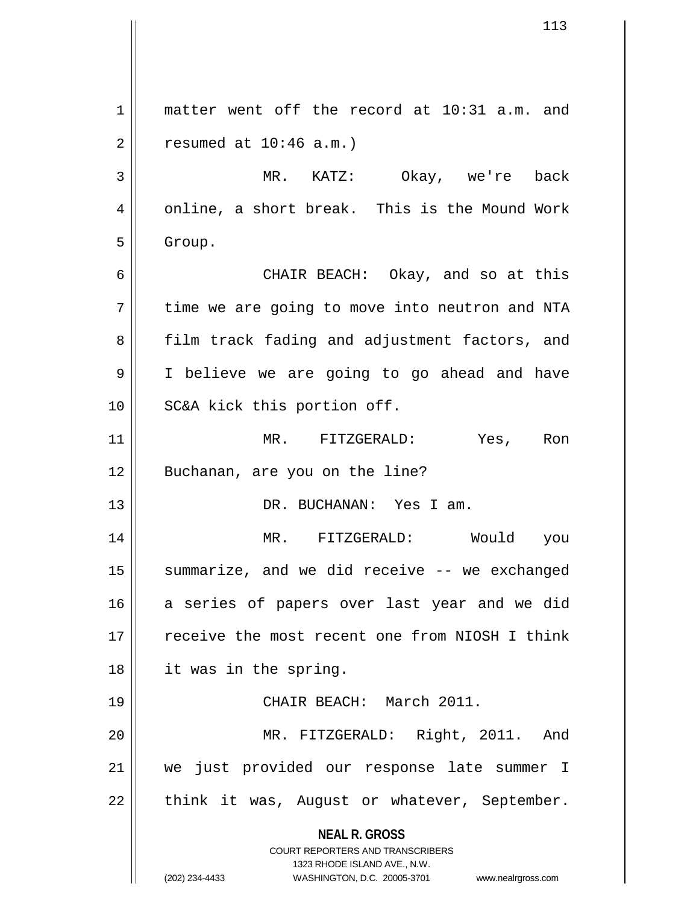matter went off the record at 10:31 a.m. and resumed at 10:46 a.m.)

MR. KATZ: Okay, we're back online, a short break. This is the Mound Work Group.

CHAIR BEACH: Okay, and so at this time we are going to move into neutron and NTA film track fading and adjustment factors, and I believe we are going to go ahead and have SC&A kick this portion off.

MR. FITZGERALD: Yes, Ron Buchanan, are you on the line?

DR. BUCHANAN: Yes I am.

MR. FITZGERALD: Would you summarize, and we did receive -- we exchanged a series of papers over last year and we did receive the most recent one from NIOSH I think it was in the spring.

CHAIR BEACH: March 2011.

MR. FITZGERALD: Right, 2011. And we just provided our response late summer I think it was, August or whatever, September.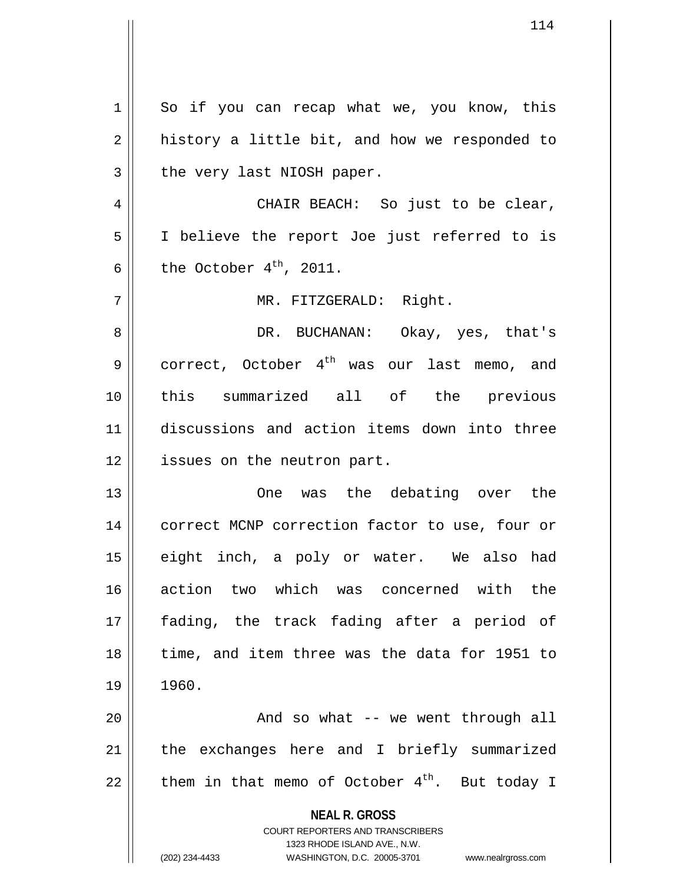So if you can recap what we, you know, this history a little bit, and how we responded to the very last NIOSH paper.

CHAIR BEACH: So just to be clear, I believe the report Joe just referred to is the October 4th, 2011.

MR. FITZGERALD: Right.

DR. BUCHANAN: Okay, yes, that's correct, October 4th was our last memo, and this summarized all of the previous discussions and action items down into three issues on the neutron part.

One was the debating over the correct MCNP correction factor to use, four or eight inch, a poly or water. We also had action two which was concerned with the fading, the track fading after a period of time, and item three was the data for 1951 to 1960.

And so what -- we went through all the exchanges here and I briefly summarized them in that memo of October 4th. But today I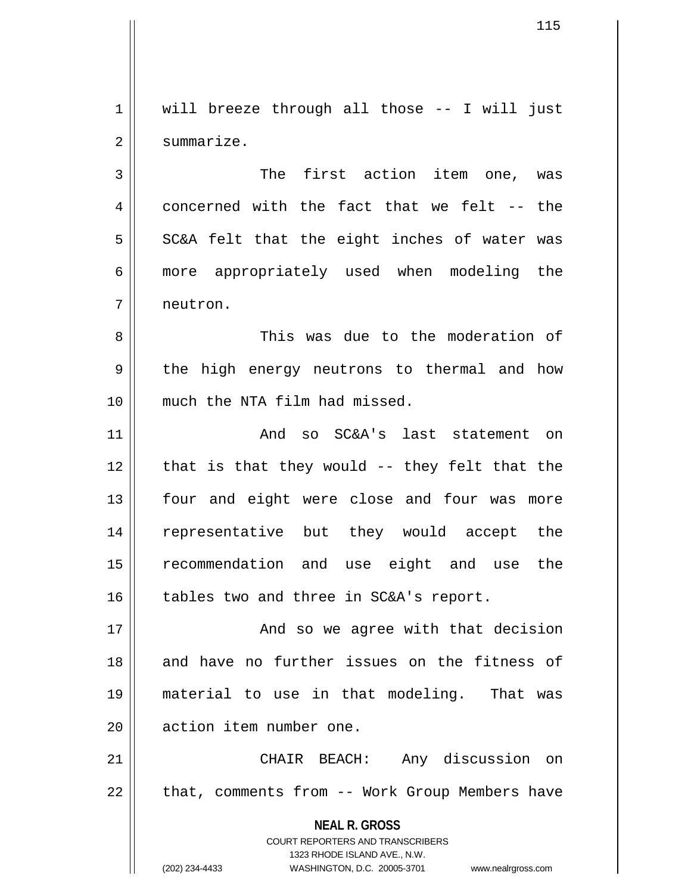will breeze through all those -- I will just summarize.

The first action item one, was concerned with the fact that we felt -- the SC&A felt that the eight inches of water was more appropriately used when modeling the neutron.

This was due to the moderation of the high energy neutrons to thermal and how much the NTA film had missed.

And so SC&A's last statement on that is that they would -- they felt that the four and eight were close and four was more representative but they would accept the recommendation and use eight and use the tables two and three in SC&A's report.

And so we agree with that decision and have no further issues on the fitness of material to use in that modeling. That was action item number one.

CHAIR BEACH: Any discussion on that, comments from -- Work Group Members have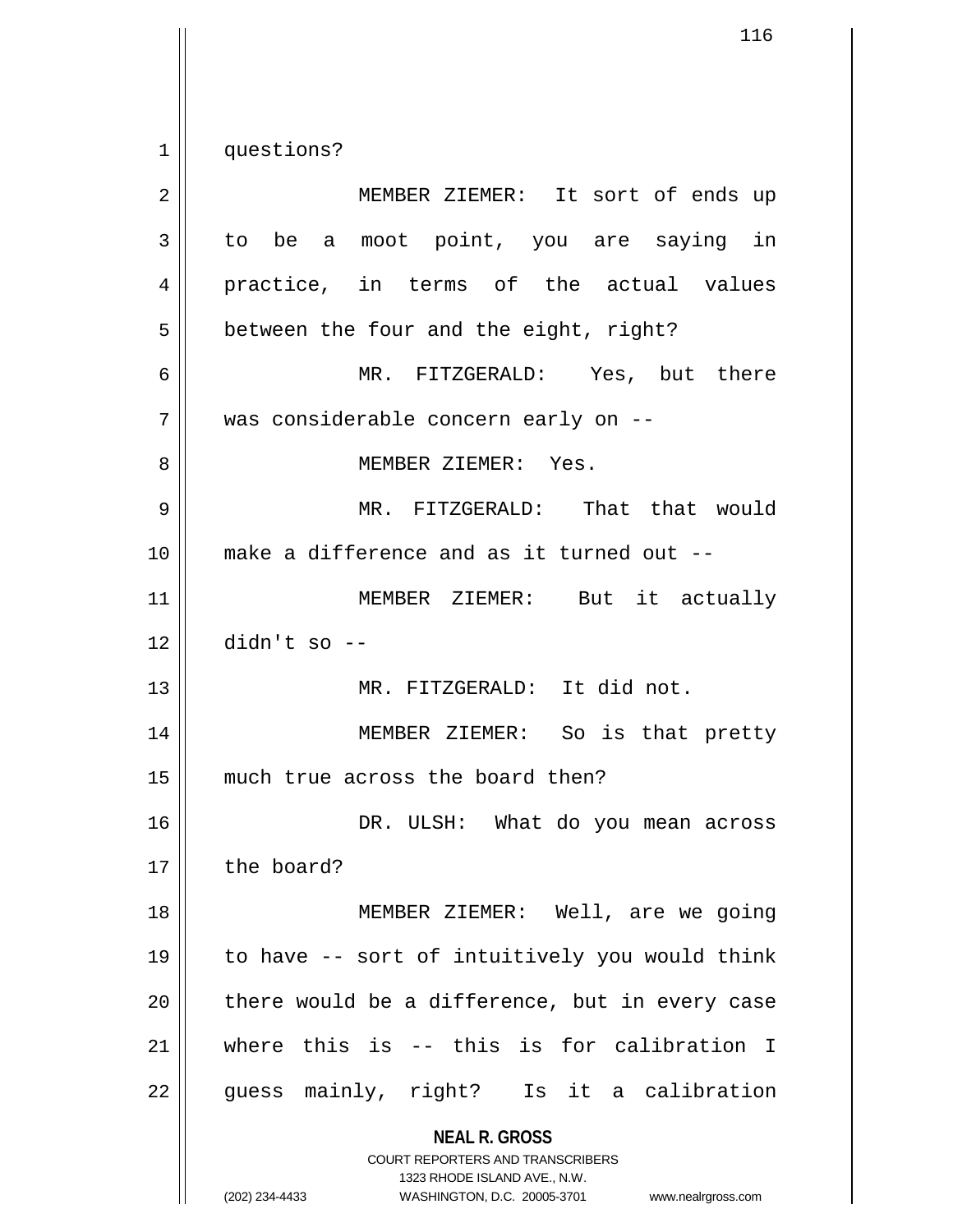questions?

MEMBER ZIEMER: It sort of ends up to be a moot point, you are saying in practice, in terms of the actual values between the four and the eight, right?

MR. FITZGERALD: Yes, but there was considerable concern early on --

MEMBER ZIEMER: Yes.

MR. FITZGERALD: That that would make a difference and as it turned out --

MEMBER ZIEMER: But it actually didn't so --

MR. FITZGERALD: It did not.

MEMBER ZIEMER: So is that pretty much true across the board then?

DR. ULSH: What do you mean across the board?

MEMBER ZIEMER: Well, are we going to have -- sort of intuitively you would think there would be a difference, but in every case where this is -- this is for calibration I guess mainly, right? Is it a calibration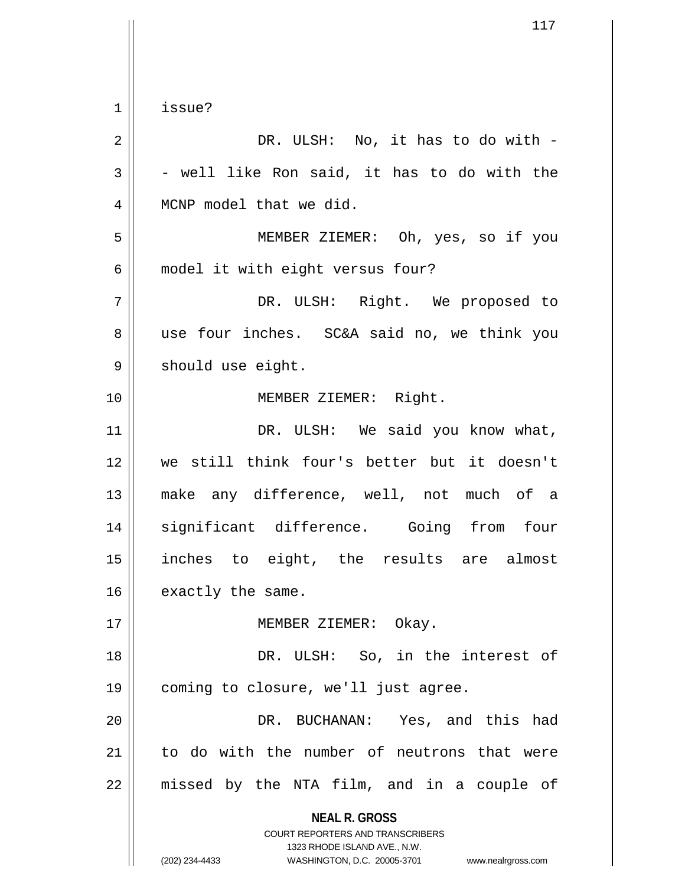issue?

DR. ULSH: No, it has to do with -- well like Ron said, it has to do with the MCNP model that we did.

MEMBER ZIEMER: Oh, yes, so if you model it with eight versus four?

DR. ULSH: Right. We proposed to use four inches. SC&A said no, we think you should use eight.

MEMBER ZIEMER: Right.

DR. ULSH: We said you know what, we still think four's better but it doesn't make any difference, well, not much of a significant difference. Going from four inches to eight, the results are almost exactly the same.

MEMBER ZIEMER: Okay.

DR. ULSH: So, in the interest of coming to closure, we'll just agree.

DR. BUCHANAN: Yes, and this had to do with the number of neutrons that were missed by the NTA film, and in a couple of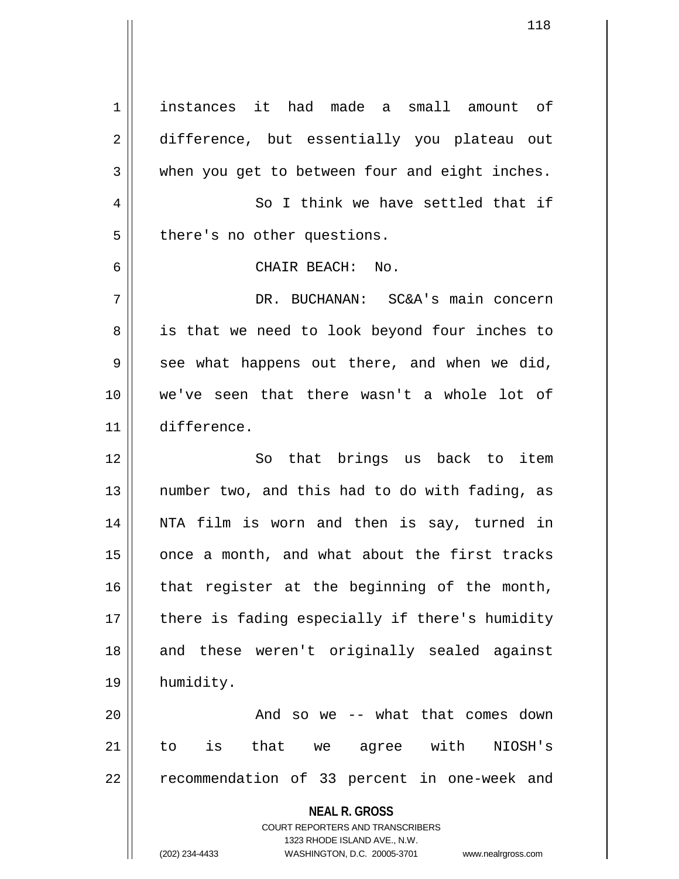instances it had made a small amount of difference, but essentially you plateau out when you get to between four and eight inches.

So I think we have settled that if there's no other questions.

CHAIR BEACH: No.

DR. BUCHANAN: SC&A's main concern is that we need to look beyond four inches to see what happens out there, and when we did, we've seen that there wasn't a whole lot of difference.

So that brings us back to item number two, and this had to do with fading, as NTA film is worn and then is say, turned in once a month, and what about the first tracks that register at the beginning of the month, there is fading especially if there's humidity and these weren't originally sealed against humidity.

And so we -- what that comes down to is that we agree with NIOSH's recommendation of 33 percent in one-week and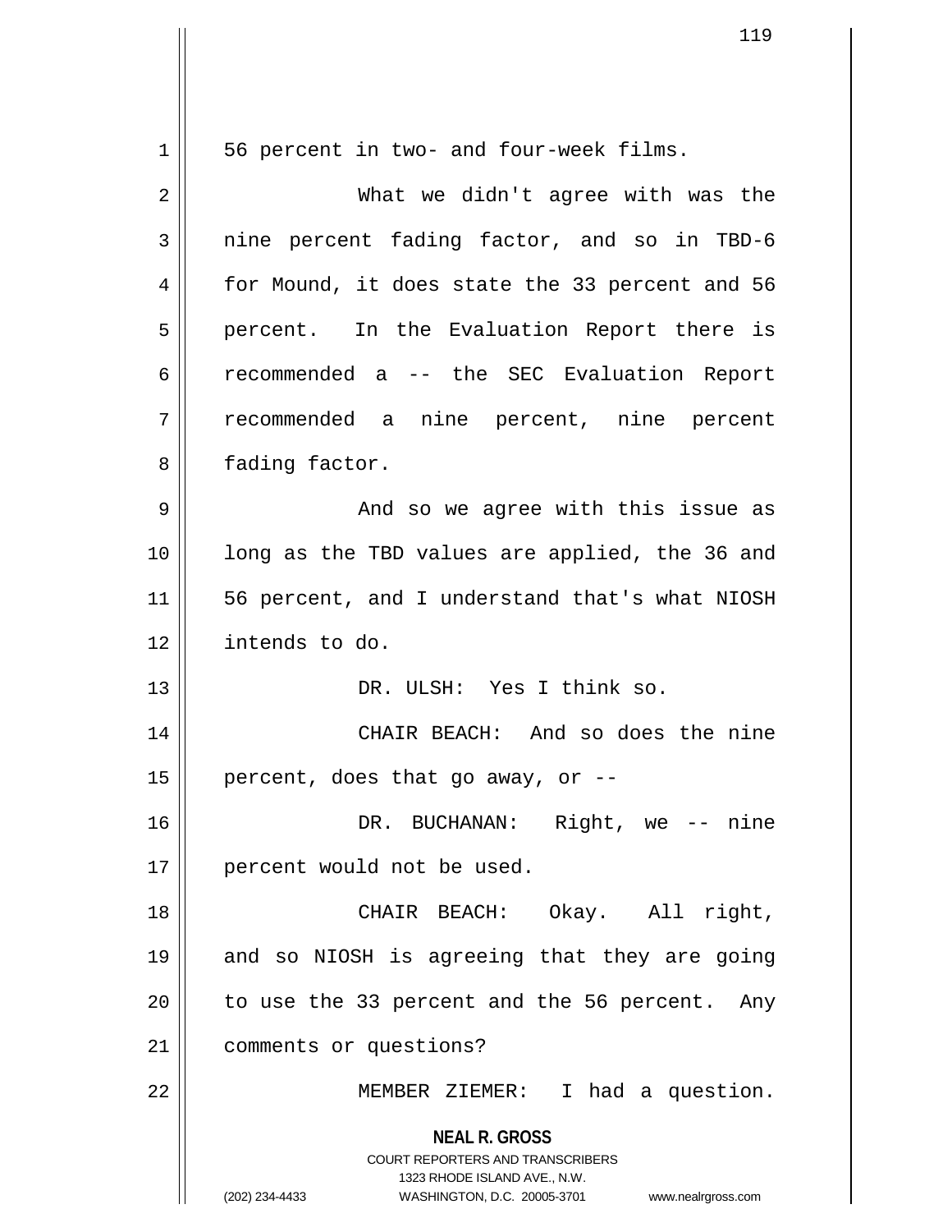56 percent in two- and four-week films.

What we didn't agree with was the nine percent fading factor, and so in TBD-6 for Mound, it does state the 33 percent and 56 percent. In the Evaluation Report there is recommended a -- the SEC Evaluation Report recommended a nine percent, nine percent fading factor.

And so we agree with this issue as long as the TBD values are applied, the 36 and 56 percent, and I understand that's what NIOSH intends to do.

DR. ULSH: Yes I think so.

CHAIR BEACH: And so does the nine percent, does that go away, or --

DR. BUCHANAN: Right, we -- nine percent would not be used.

CHAIR BEACH: Okay. All right, and so NIOSH is agreeing that they are going to use the 33 percent and the 56 percent. Any comments or questions?

MEMBER ZIEMER: I had a question.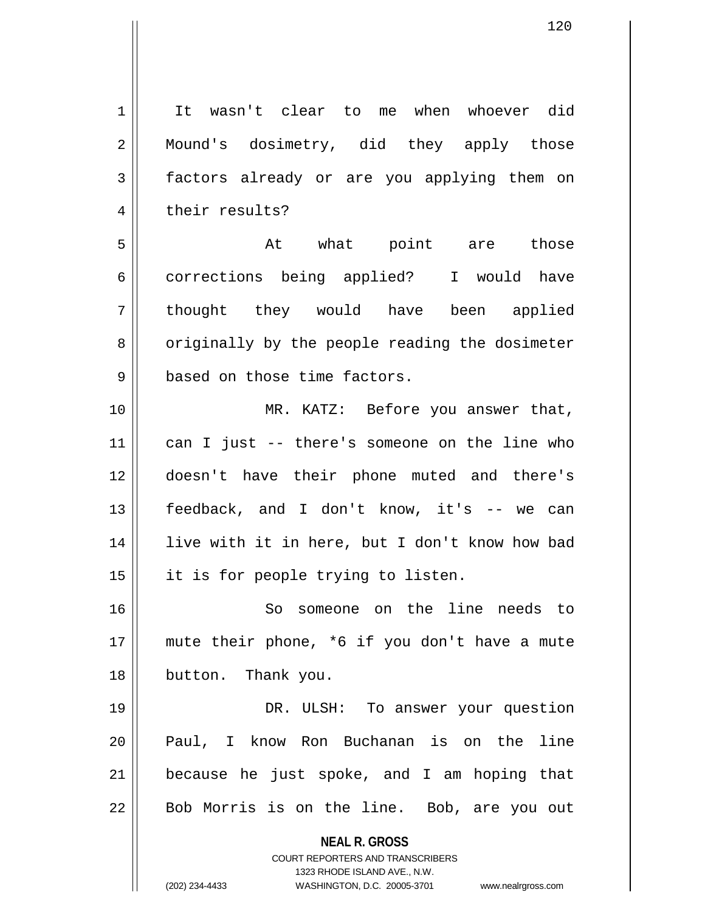It wasn't clear to me when whoever did Mound's dosimetry, did they apply those factors already or are you applying them on their results?

At what point are those corrections being applied? I would have thought they would have been applied originally by the people reading the dosimeter based on those time factors.

MR. KATZ: Before you answer that, can I just -- there's someone on the line who doesn't have their phone muted and there's feedback, and I don't know, it's -- we can live with it in here, but I don't know how bad it is for people trying to listen.

So someone on the line needs to mute their phone, *6 if you don't have a mute button. Thank you.

DR. ULSH: To answer your question Paul, I know Ron Buchanan is on the line because he just spoke, and I am hoping that Bob Morris is on the line. Bob, are you out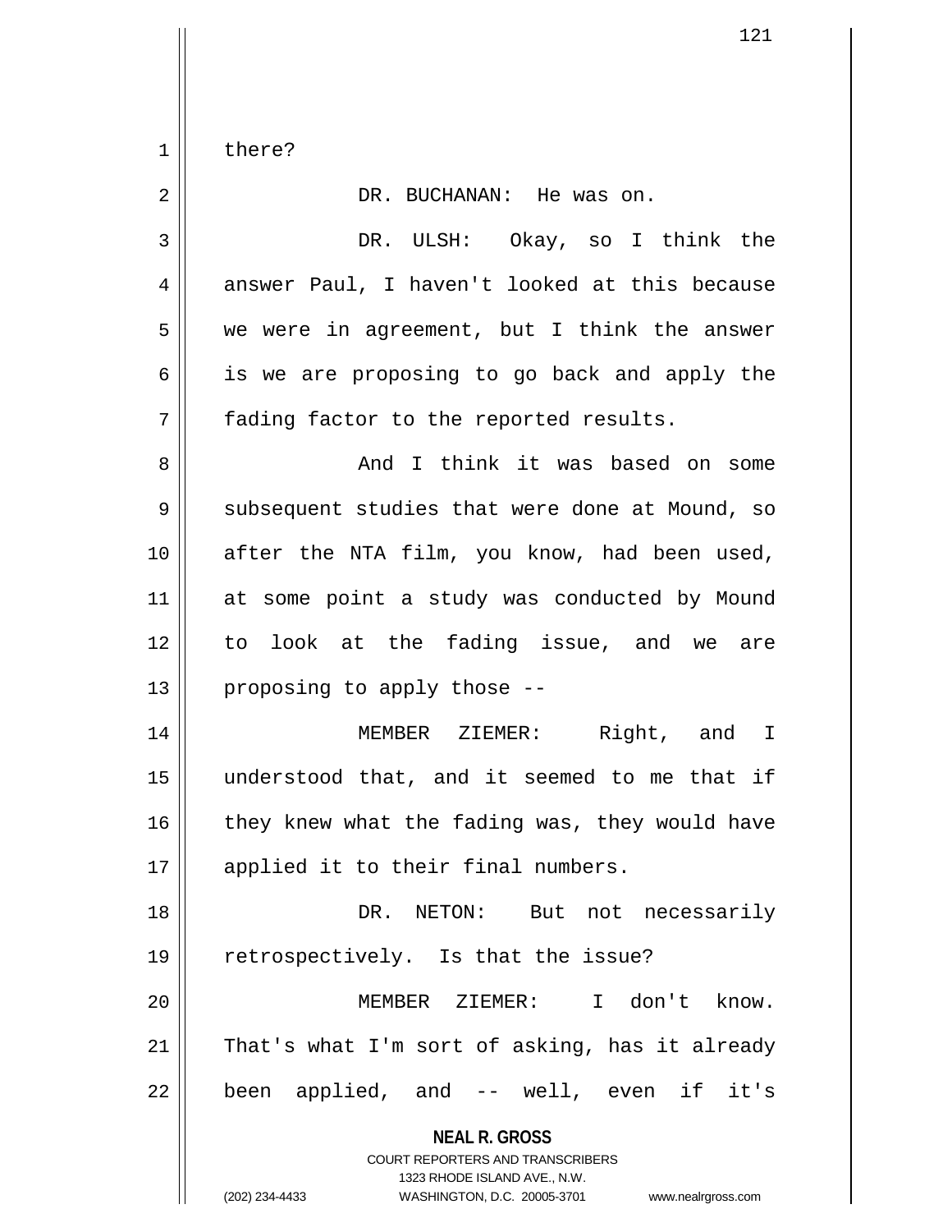there?

DR. BUCHANAN: He was on.

DR. ULSH: Okay, so I think the answer Paul, I haven't looked at this because we were in agreement, but I think the answer is we are proposing to go back and apply the fading factor to the reported results.

And I think it was based on some subsequent studies that were done at Mound, so after the NTA film, you know, had been used, at some point a study was conducted by Mound to look at the fading issue, and we are proposing to apply those --

MEMBER ZIEMER: Right, and I understood that, and it seemed to me that if they knew what the fading was, they would have applied it to their final numbers.

DR. NETON: But not necessarily retrospectively. Is that the issue?

MEMBER ZIEMER: I don't know. That's what I'm sort of asking, has it already been applied, and -- well, even if it's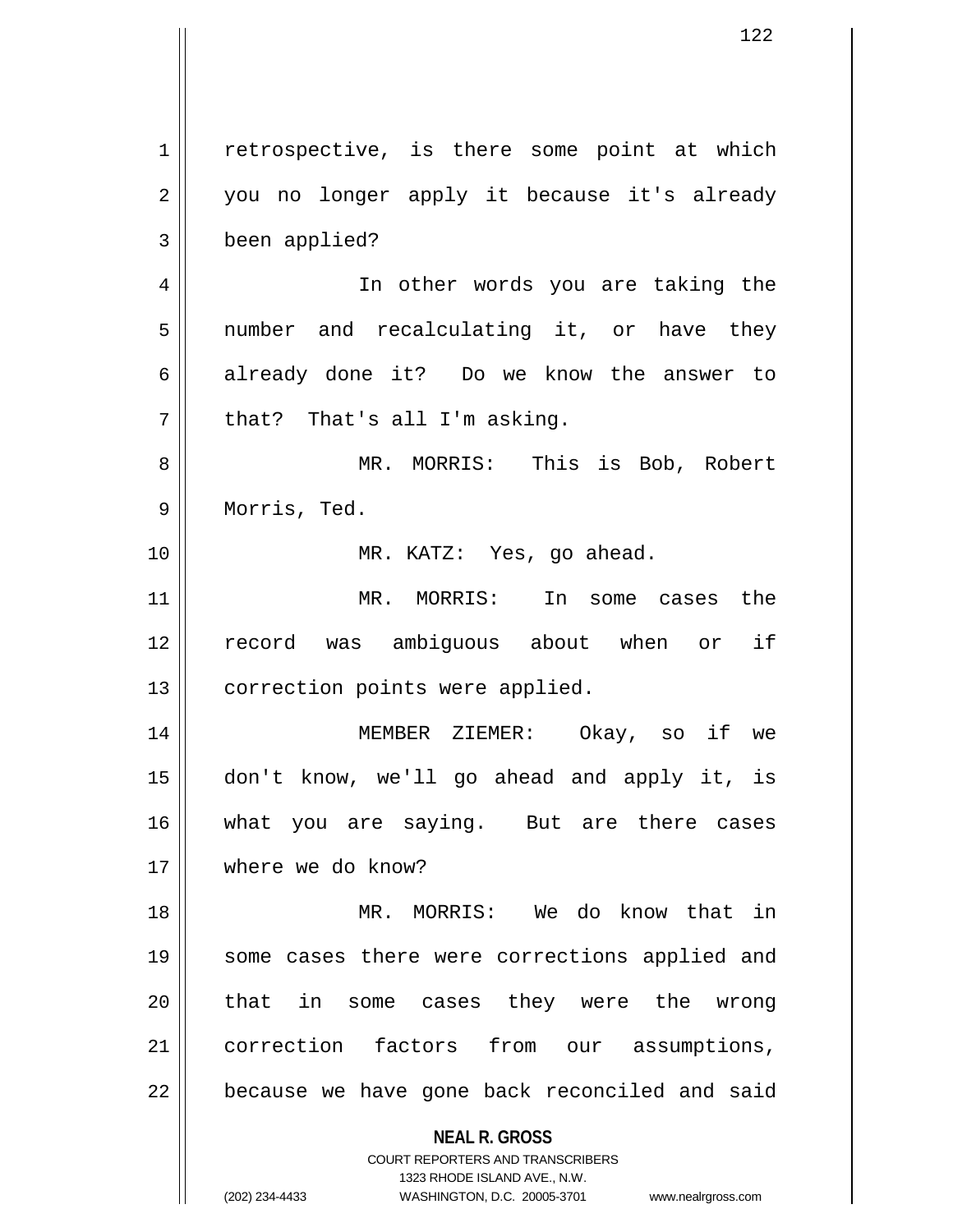retrospective, is there some point at which you no longer apply it because it's already been applied?

In other words you are taking the number and recalculating it, or have they already done it? Do we know the answer to that? That's all I'm asking.

MR. MORRIS: This is Bob, Robert Morris, Ted.

MR. KATZ: Yes, go ahead.

MR. MORRIS: In some cases the record was ambiguous about when or if correction points were applied.

MEMBER ZIEMER: Okay, so if we don't know, we'll go ahead and apply it, is what you are saying. But are there cases where we do know?

MR. MORRIS: We do know that in some cases there were corrections applied and that in some cases they were the wrong correction factors from our assumptions, because we have gone back reconciled and said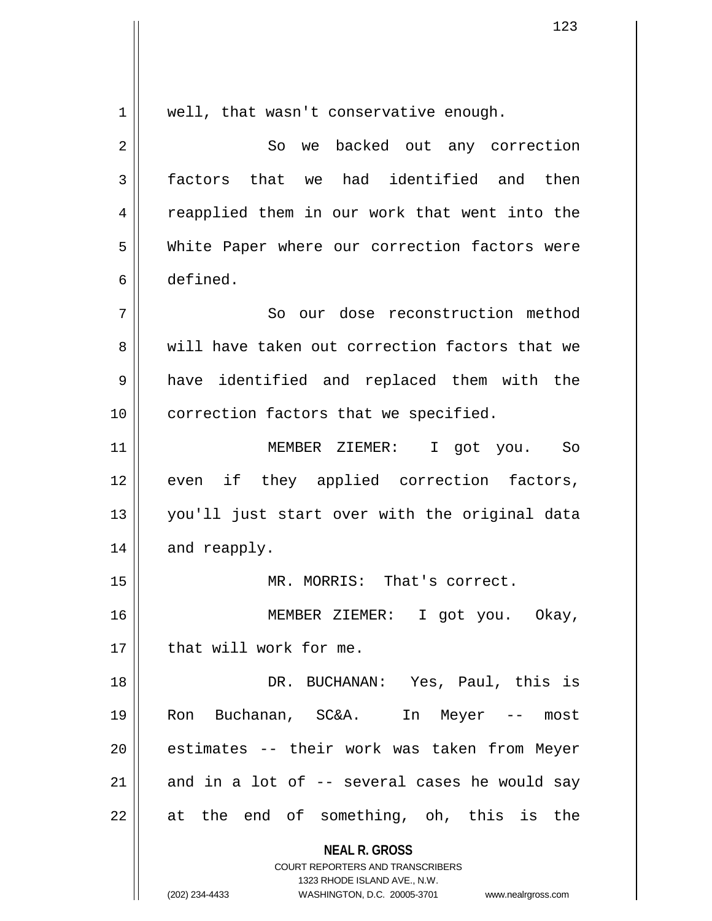well, that wasn't conservative enough.

So we backed out any correction factors that we had identified and then reapplied them in our work that went into the White Paper where our correction factors were defined.

So our dose reconstruction method will have taken out correction factors that we have identified and replaced them with the correction factors that we specified.

MEMBER ZIEMER: I got you. So even if they applied correction factors, you'll just start over with the original data and reapply.

MR. MORRIS: That's correct.

MEMBER ZIEMER: I got you. Okay, that will work for me.

DR. BUCHANAN: Yes, Paul, this is Ron Buchanan, SC&A. In Meyer -- most estimates -- their work was taken from Meyer and in a lot of -- several cases he would say at the end of something, oh, this is the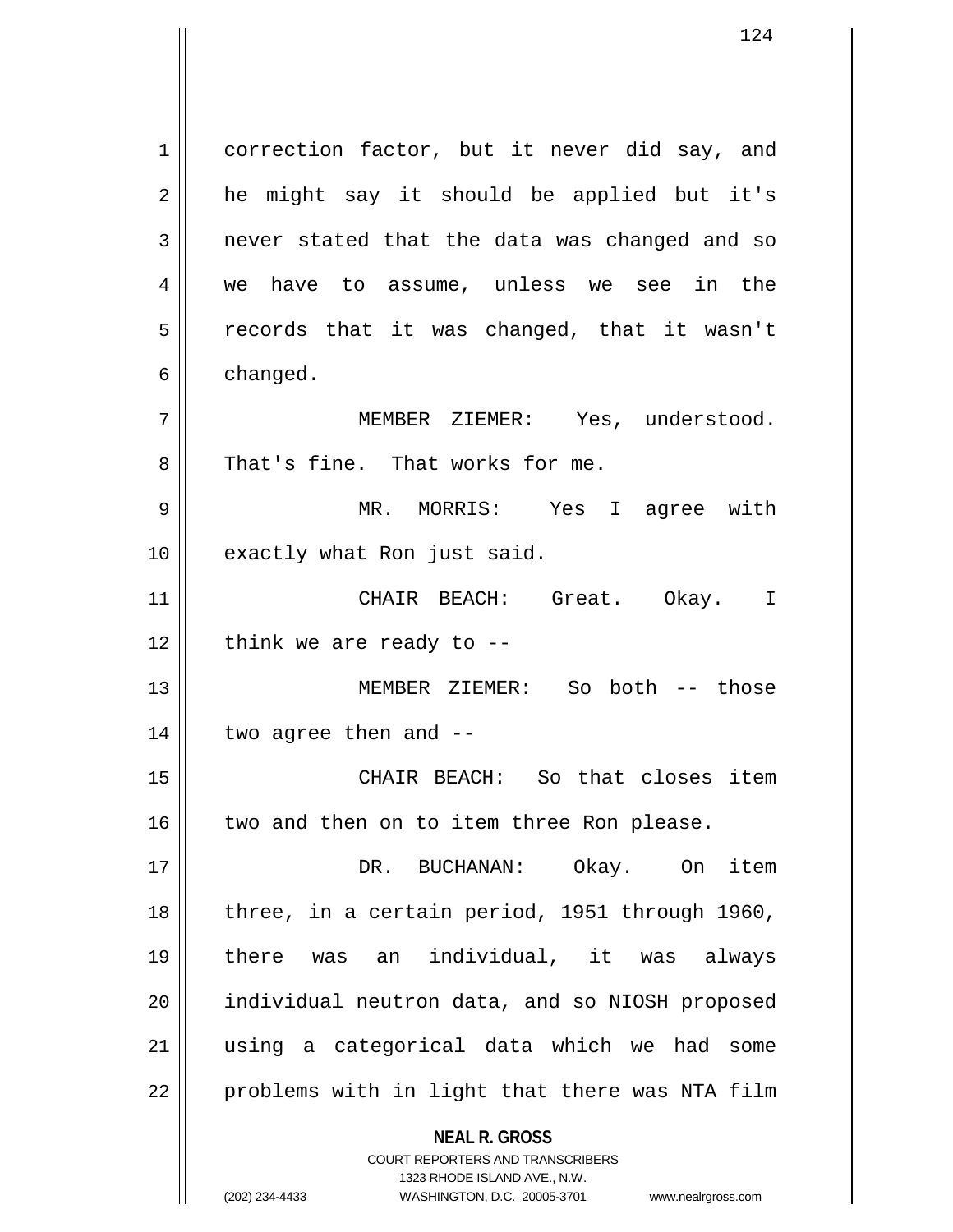correction factor, but it never did say, and he might say it should be applied but it's never stated that the data was changed and so we have to assume, unless we see in the records that it was changed, that it wasn't changed.

MEMBER ZIEMER: Yes, understood. That's fine. That works for me.

MR. MORRIS: Yes I agree with exactly what Ron just said.

CHAIR BEACH: Great. Okay. I think we are ready to --

MEMBER ZIEMER: So both -- those two agree then and --

CHAIR BEACH: So that closes item two and then on to item three Ron please.

DR. BUCHANAN: Okay. On item three, in a certain period, 1951 through 1960, there was an individual, it was always individual neutron data, and so NIOSH proposed using a categorical data which we had some problems with in light that there was NTA film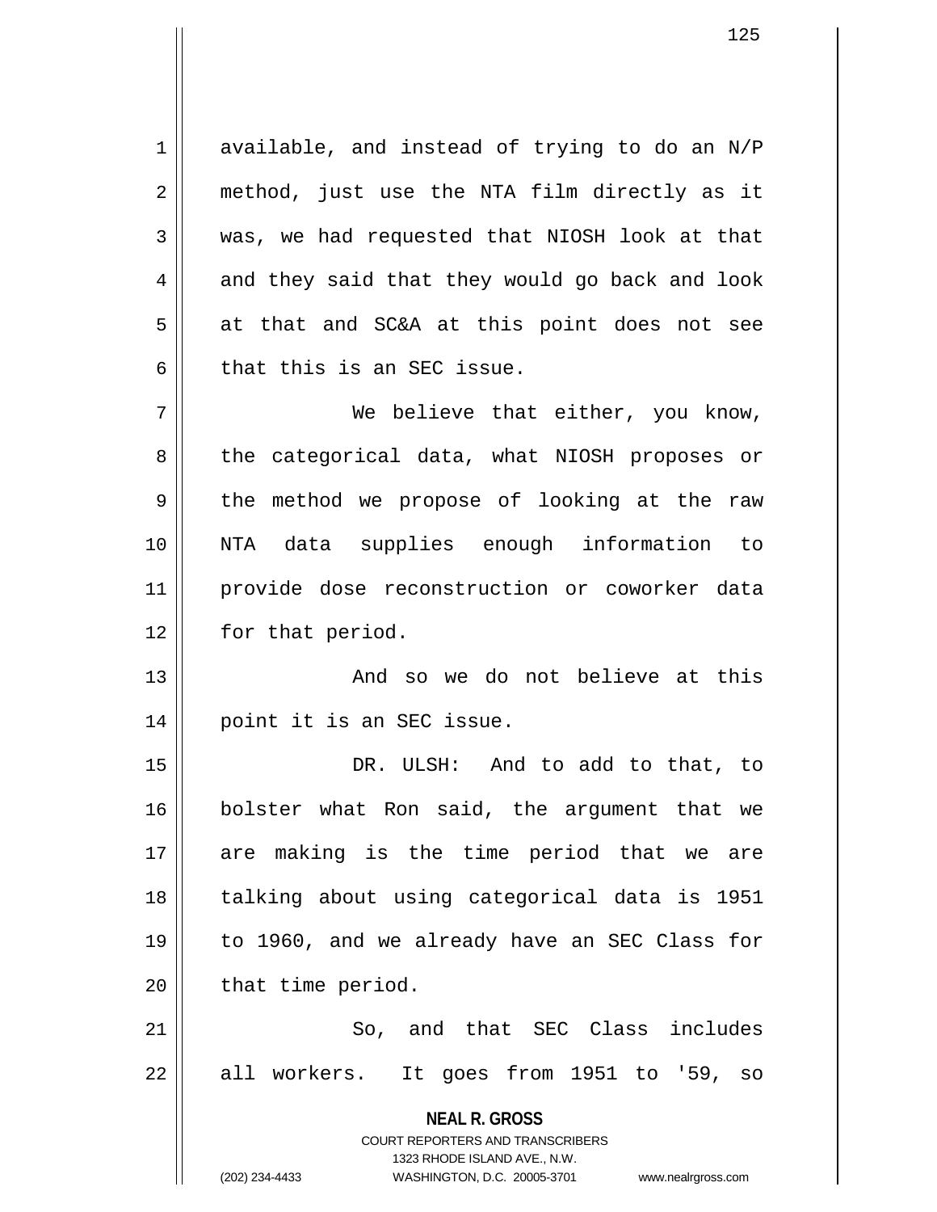available, and instead of trying to do an N/P method, just use the NTA film directly as it was, we had requested that NIOSH look at that and they said that they would go back and look at that and SC&A at this point does not see that this is an SEC issue.

We believe that either, you know, the categorical data, what NIOSH proposes or the method we propose of looking at the raw NTA data supplies enough information to provide dose reconstruction or coworker data for that period.

And so we do not believe at this point it is an SEC issue.

DR. ULSH: And to add to that, to bolster what Ron said, the argument that we are making is the time period that we are talking about using categorical data is 1951 to 1960, and we already have an SEC Class for that time period.

So, and that SEC Class includes all workers. It goes from 1951 to '59, so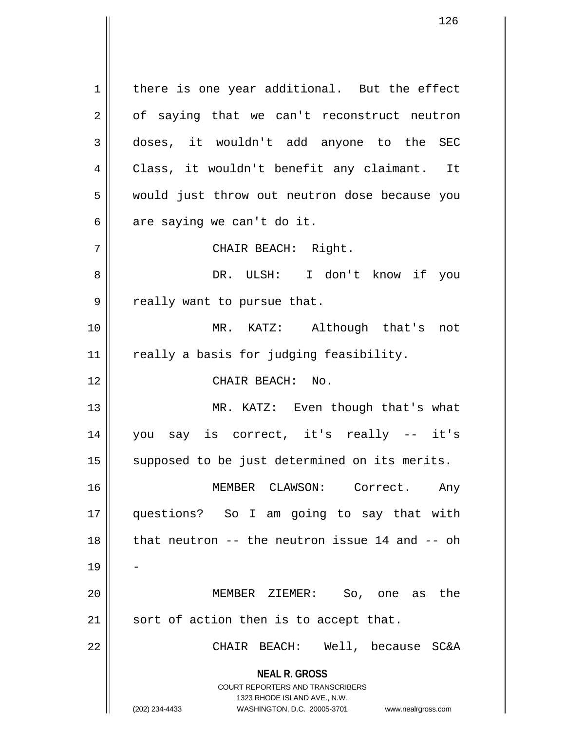there is one year additional. But the effect of saying that we can't reconstruct neutron doses, it wouldn't add anyone to the SEC Class, it wouldn't benefit any claimant. It would just throw out neutron dose because you are saying we can't do it.

CHAIR BEACH: Right.

DR. ULSH: I don't know if you really want to pursue that.

MR. KATZ: Although that's not really a basis for judging feasibility.

CHAIR BEACH: No.

MR. KATZ: Even though that's what you say is correct, it's really -- it's supposed to be just determined on its merits.

MEMBER CLAWSON: Correct. Any questions? So I am going to say that with that neutron -- the neutron issue 14 and -- oh -

MEMBER ZIEMER: So, one as the sort of action then is to accept that.

CHAIR BEACH: Well, because SC&A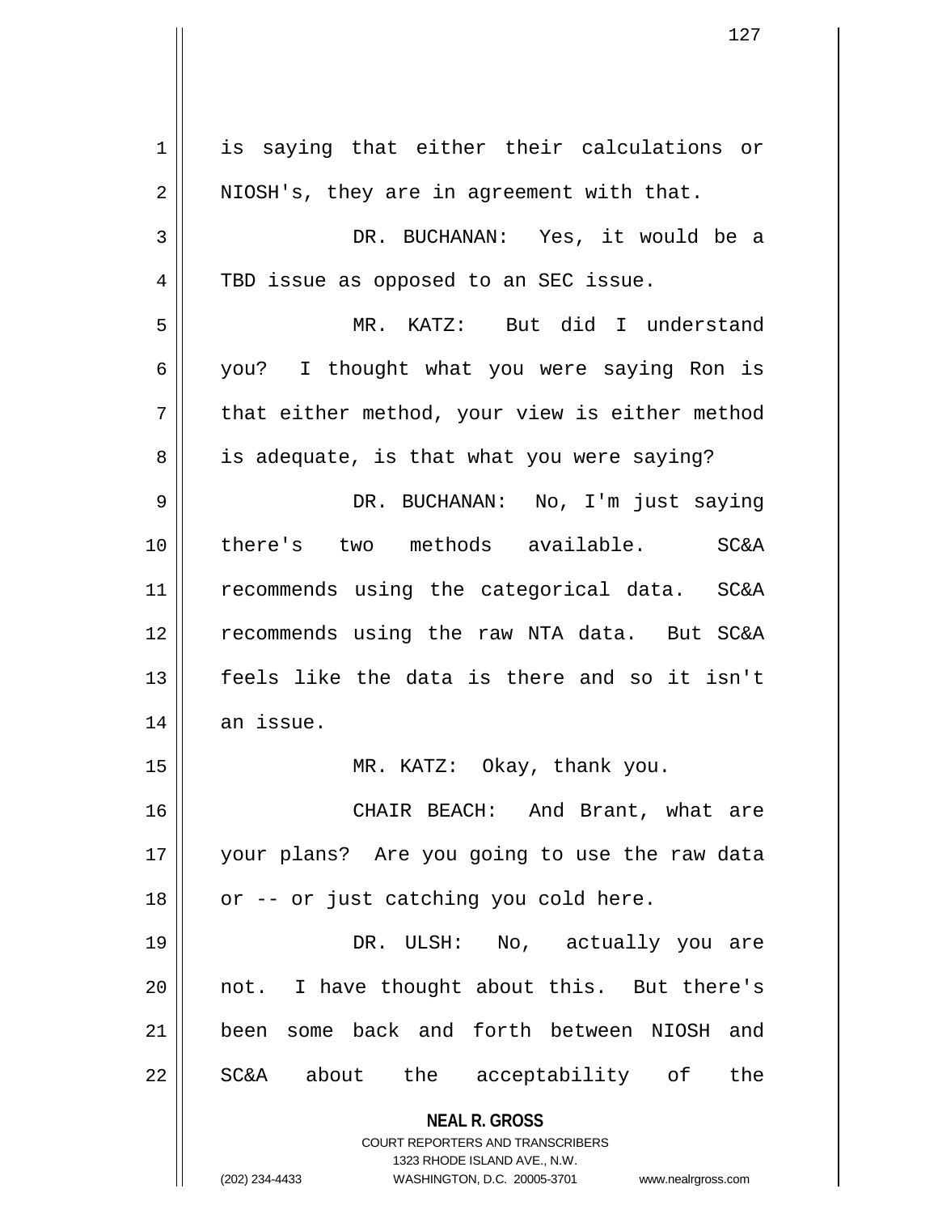is saying that either their calculations or NIOSH's, they are in agreement with that.

DR. BUCHANAN: Yes, it would be a TBD issue as opposed to an SEC issue.

MR. KATZ: But did I understand you? I thought what you were saying Ron is that either method, your view is either method is adequate, is that what you were saying?

DR. BUCHANAN: No, I'm just saying there's two methods available. SC&A recommends using the categorical data. SC&A recommends using the raw NTA data. But SC&A feels like the data is there and so it isn't an issue.

MR. KATZ: Okay, thank you.

CHAIR BEACH: And Brant, what are your plans? Are you going to use the raw data or -- or just catching you cold here.

DR. ULSH: No, actually you are not. I have thought about this. But there's been some back and forth between NIOSH and SC&A about the acceptability of the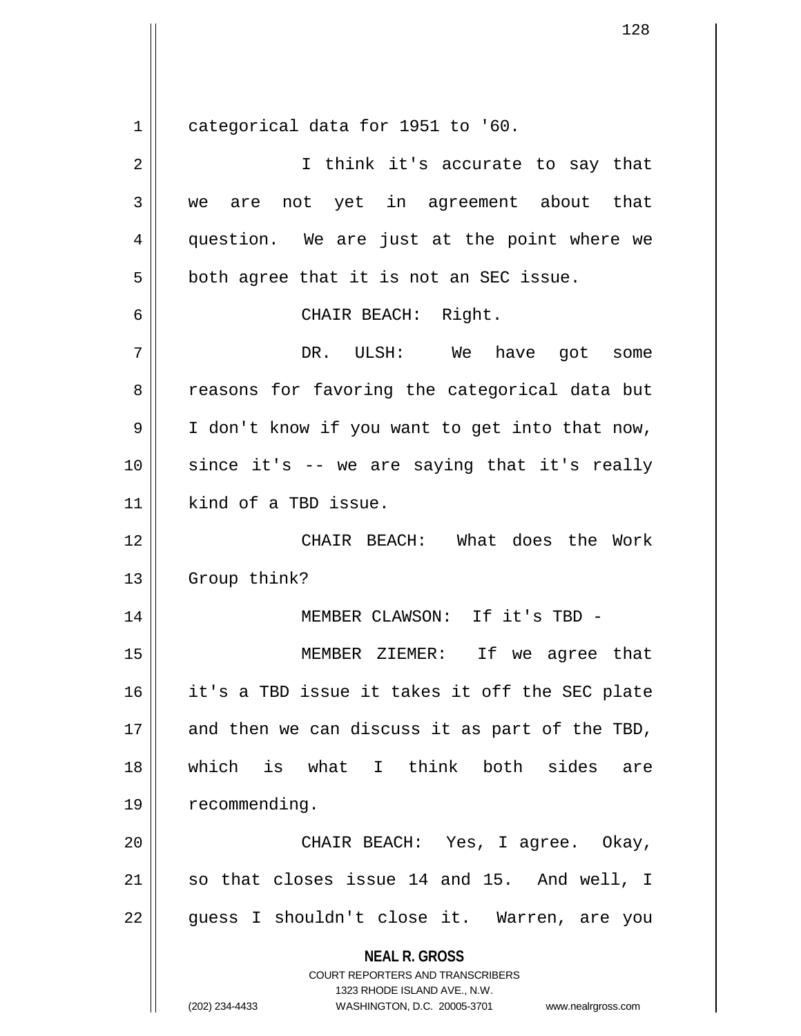categorical data for 1951 to '60.

I think it's accurate to say that we are not yet in agreement about that question. We are just at the point where we both agree that it is not an SEC issue.

CHAIR BEACH: Right.

DR. ULSH: We have got some reasons for favoring the categorical data but I don't know if you want to get into that now, since it's -- we are saying that it's really kind of a TBD issue.

CHAIR BEACH: What does the Work Group think?

MEMBER CLAWSON: If it's TBD -

MEMBER ZIEMER: If we agree that it's a TBD issue it takes it off the SEC plate and then we can discuss it as part of the TBD, which is what I think both sides are recommending.

CHAIR BEACH: Yes, I agree. Okay, so that closes issue 14 and 15. And well, I guess I shouldn't close it. Warren, are you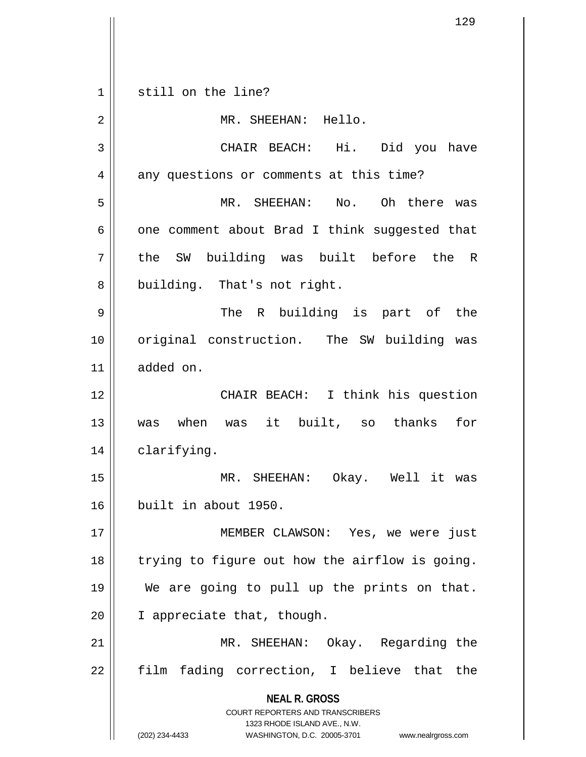still on the line?

MR. SHEEHAN: Hello.

CHAIR BEACH: Hi. Did you have any questions or comments at this time?

MR. SHEEHAN: No. Oh there was one comment about Brad I think suggested that the SW building was built before the R building. That's not right.

The R building is part of the original construction. The SW building was added on.

CHAIR BEACH: I think his question was when was it built, so thanks for clarifying.

MR. SHEEHAN: Okay. Well it was built in about 1950.

MEMBER CLAWSON: Yes, we were just trying to figure out how the airflow is going. We are going to pull up the prints on that. I appreciate that, though.

MR. SHEEHAN: Okay. Regarding the film fading correction, I believe that the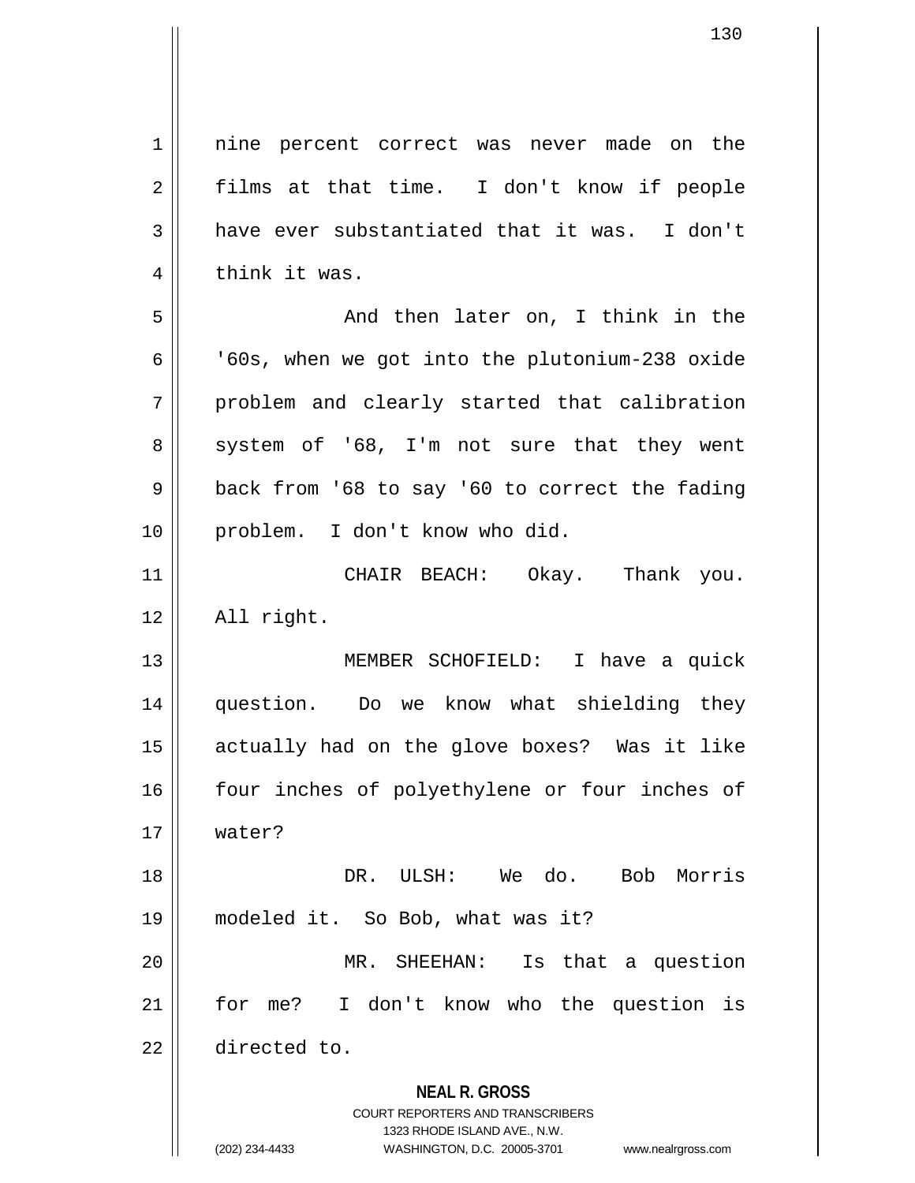nine percent correct was never made on the films at that time. I don't know if people have ever substantiated that it was. I don't think it was.

And then later on, I think in the '60s, when we got into the plutonium-238 oxide problem and clearly started that calibration system of '68, I'm not sure that they went back from '68 to say '60 to correct the fading problem. I don't know who did.

CHAIR BEACH: Okay. Thank you. All right.

MEMBER SCHOFIELD: I have a quick question. Do we know what shielding they actually had on the glove boxes? Was it like four inches of polyethylene or four inches of water?

DR. ULSH: We do. Bob Morris modeled it. So Bob, what was it?

MR. SHEEHAN: Is that a question for me? I don't know who the question is directed to.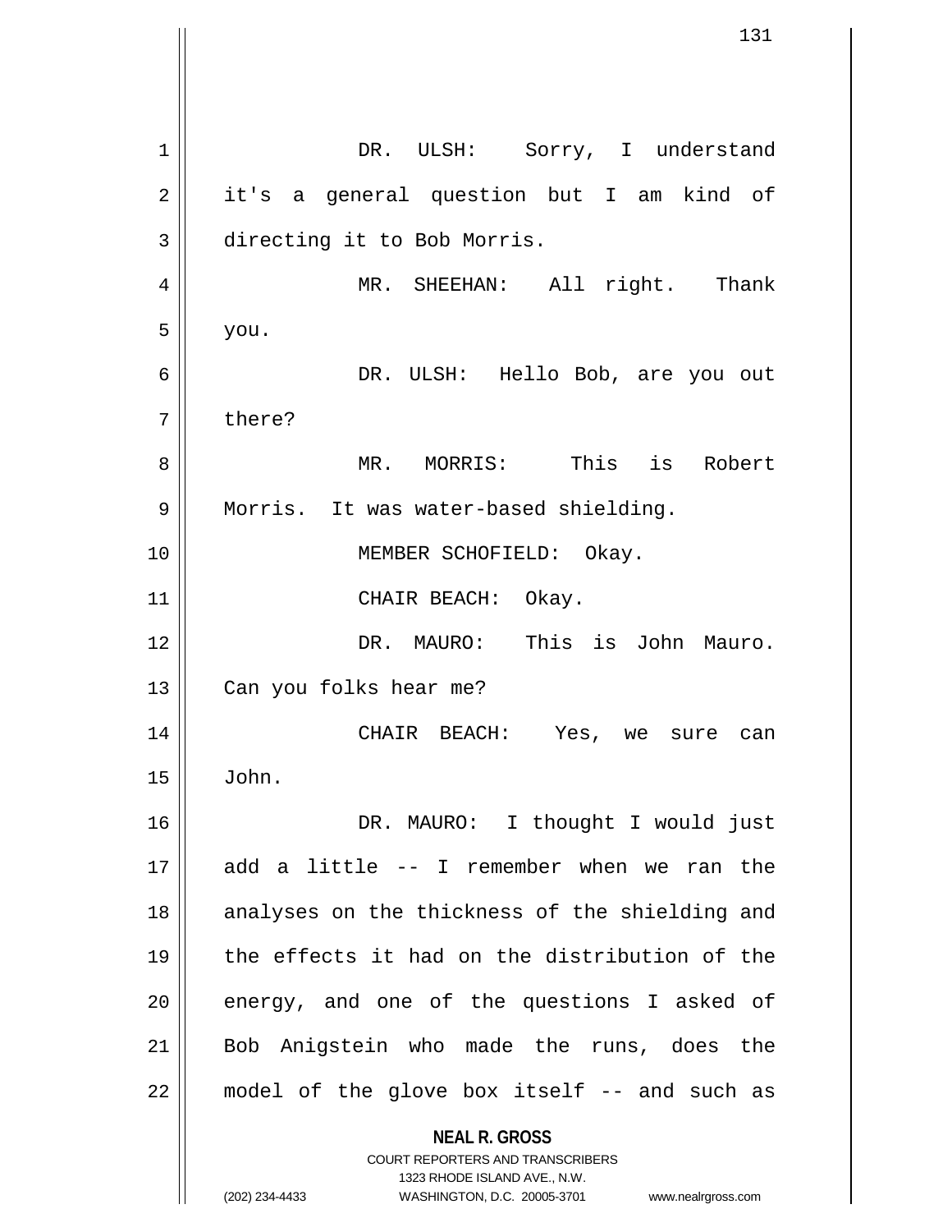DR. ULSH: Sorry, I understand it's a general question but I am kind of directing it to Bob Morris.

MR. SHEEHAN: All right. Thank you.

DR. ULSH: Hello Bob, are you out there?

MR. MORRIS: This is Robert Morris. It was water-based shielding.

MEMBER SCHOFIELD: Okay.

CHAIR BEACH: Okay.

DR. MAURO: This is John Mauro. Can you folks hear me?

CHAIR BEACH: Yes, we sure can John.

DR. MAURO: I thought I would just add a little -- I remember when we ran the analyses on the thickness of the shielding and the effects it had on the distribution of the energy, and one of the questions I asked of Bob Anigstein who made the runs, does the model of the glove box itself -- and such as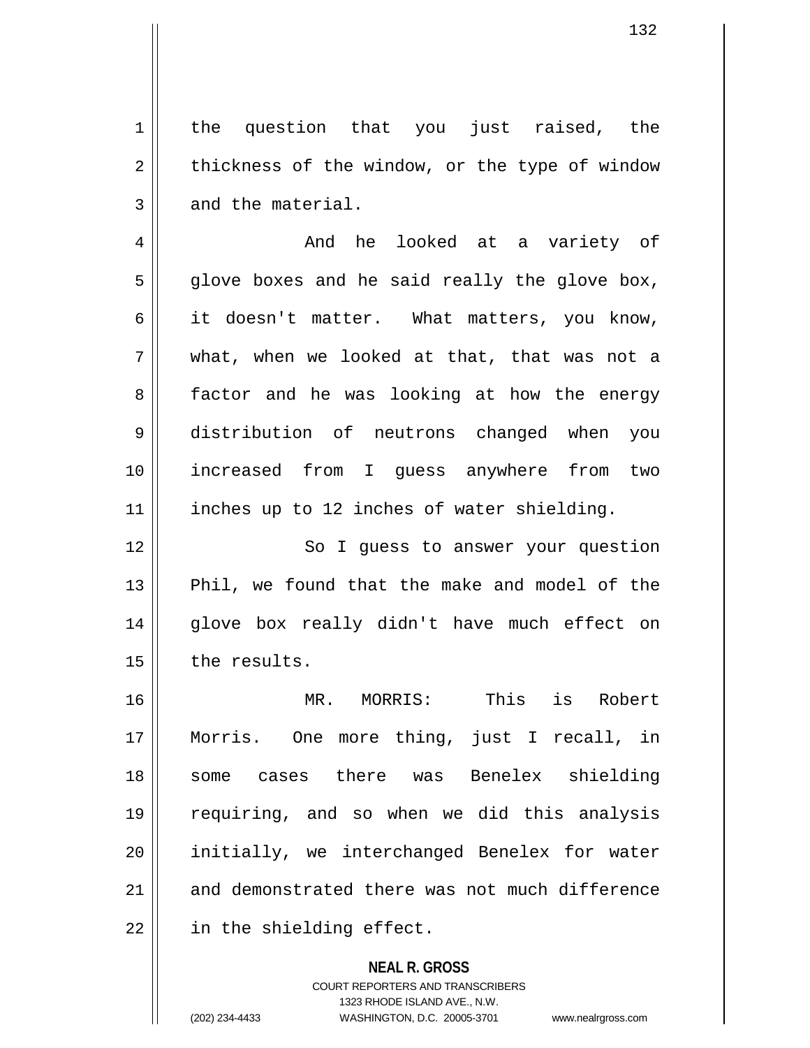the question that you just raised, the thickness of the window, or the type of window and the material.

And he looked at a variety of glove boxes and he said really the glove box, it doesn't matter. What matters, you know, what, when we looked at that, that was not a factor and he was looking at how the energy distribution of neutrons changed when you increased from I guess anywhere from two inches up to 12 inches of water shielding.

So I guess to answer your question Phil, we found that the make and model of the glove box really didn't have much effect on the results.

MR. MORRIS: This is Robert Morris. One more thing, just I recall, in some cases there was Benelex shielding requiring, and so when we did this analysis initially, we interchanged Benelex for water and demonstrated there was not much difference in the shielding effect.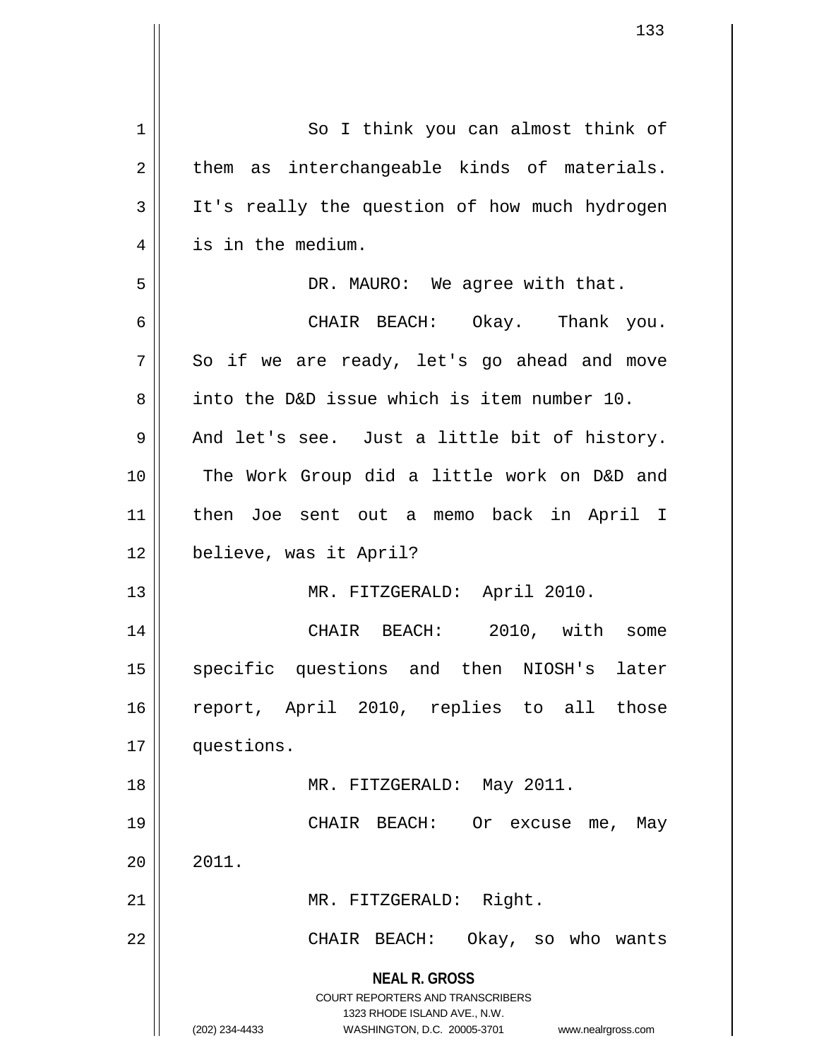So I think you can almost think of them as interchangeable kinds of materials. It's really the question of how much hydrogen is in the medium.

DR. MAURO: We agree with that.

CHAIR BEACH: Okay. Thank you. So if we are ready, let's go ahead and move into the D&D issue which is item number 10. And let's see. Just a little bit of history. The Work Group did a little work on D&D and then Joe sent out a memo back in April I believe, was it April?

MR. FITZGERALD: April 2010.

CHAIR BEACH: 2010, with some specific questions and then NIOSH's later report, April 2010, replies to all those questions.

MR. FITZGERALD: May 2011.

CHAIR BEACH: Or excuse me, May 2011.

MR. FITZGERALD: Right.

CHAIR BEACH: Okay, so who wants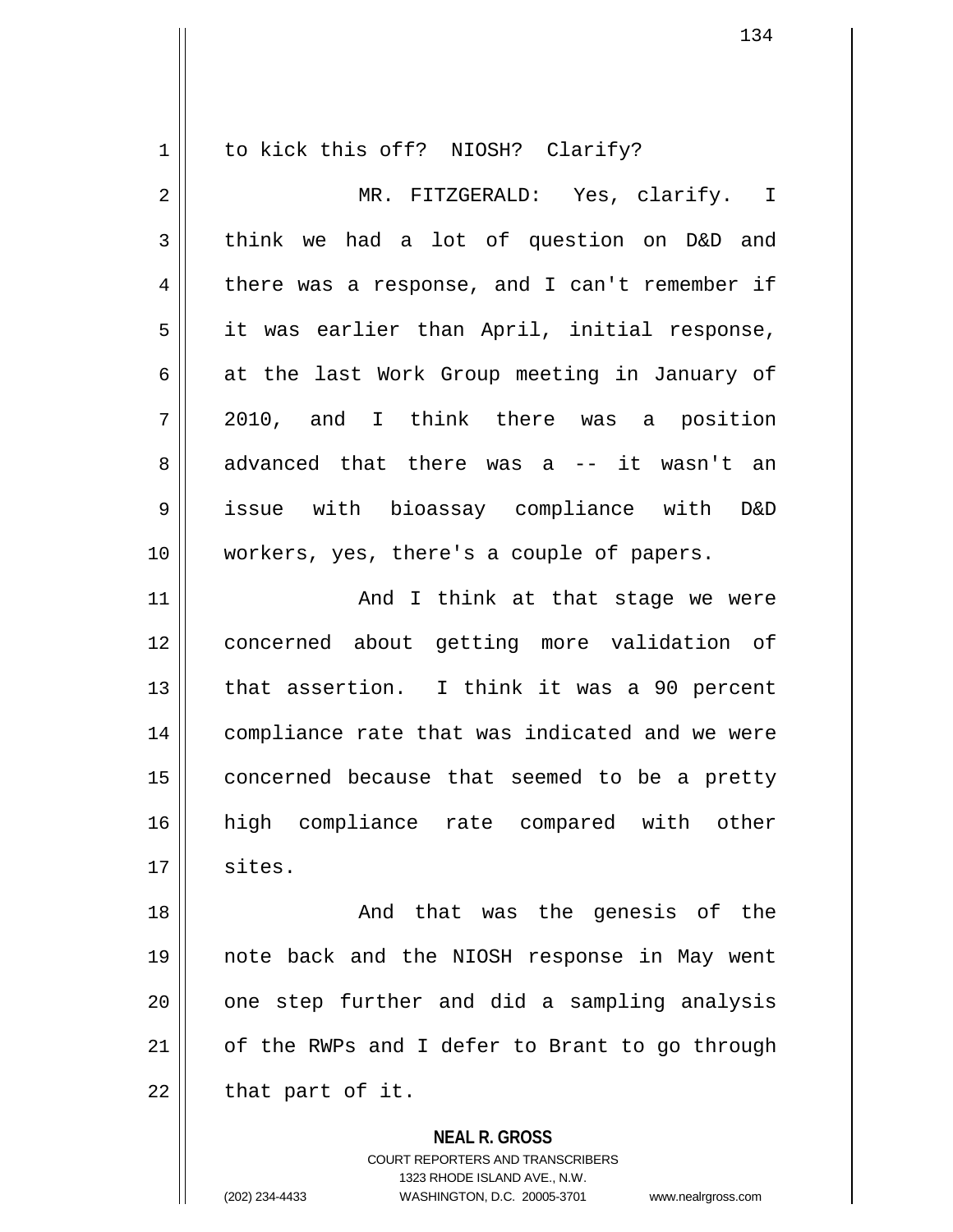to kick this off? NIOSH? Clarify?

MR. FITZGERALD: Yes, clarify. I think we had a lot of question on D&D and there was a response, and I can't remember if it was earlier than April, initial response, at the last Work Group meeting in January of 2010, and I think there was a position advanced that there was a -- it wasn't an issue with bioassay compliance with D&D workers, yes, there's a couple of papers.

And I think at that stage we were concerned about getting more validation of that assertion. I think it was a 90 percent compliance rate that was indicated and we were concerned because that seemed to be a pretty high compliance rate compared with other sites.

And that was the genesis of the note back and the NIOSH response in May went one step further and did a sampling analysis of the RWPs and I defer to Brant to go through that part of it.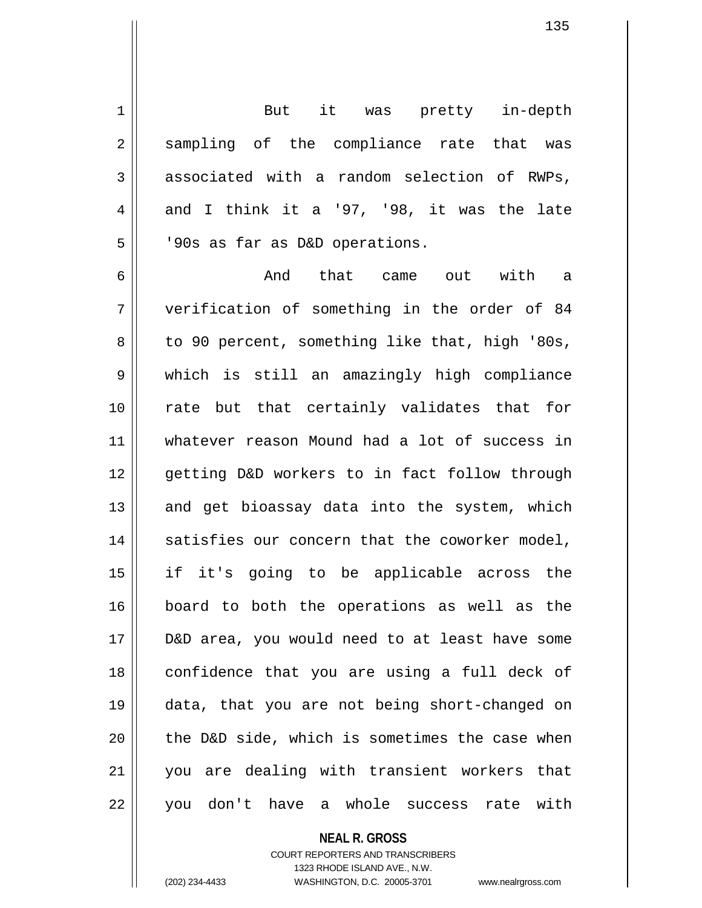But it was pretty in-depth sampling of the compliance rate that was associated with a random selection of RWPs, and I think it a '97, '98, it was the late '90s as far as D&D operations.

And that came out with a verification of something in the order of 84 to 90 percent, something like that, high '80s, which is still an amazingly high compliance rate but that certainly validates that for whatever reason Mound had a lot of success in getting D&D workers to in fact follow through and get bioassay data into the system, which satisfies our concern that the coworker model, if it's going to be applicable across the board to both the operations as well as the D&D area, you would need to at least have some confidence that you are using a full deck of data, that you are not being short-changed on the D&D side, which is sometimes the case when you are dealing with transient workers that you don't have a whole success rate with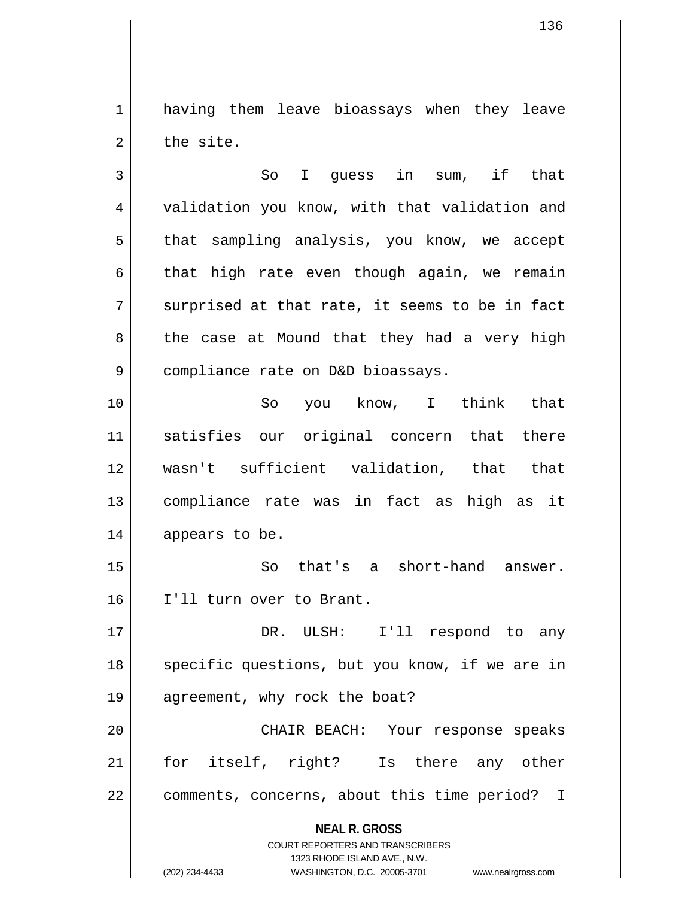having them leave bioassays when they leave the site.

So I guess in sum, if that validation you know, with that validation and that sampling analysis, you know, we accept that high rate even though again, we remain surprised at that rate, it seems to be in fact the case at Mound that they had a very high compliance rate on D&D bioassays.

So you know, I think that satisfies our original concern that there wasn't sufficient validation, that that compliance rate was in fact as high as it appears to be.

So that's a short-hand answer. I'll turn over to Brant.

DR. ULSH: I'll respond to any specific questions, but you know, if we are in agreement, why rock the boat?

CHAIR BEACH: Your response speaks for itself, right? Is there any other comments, concerns, about this time period? I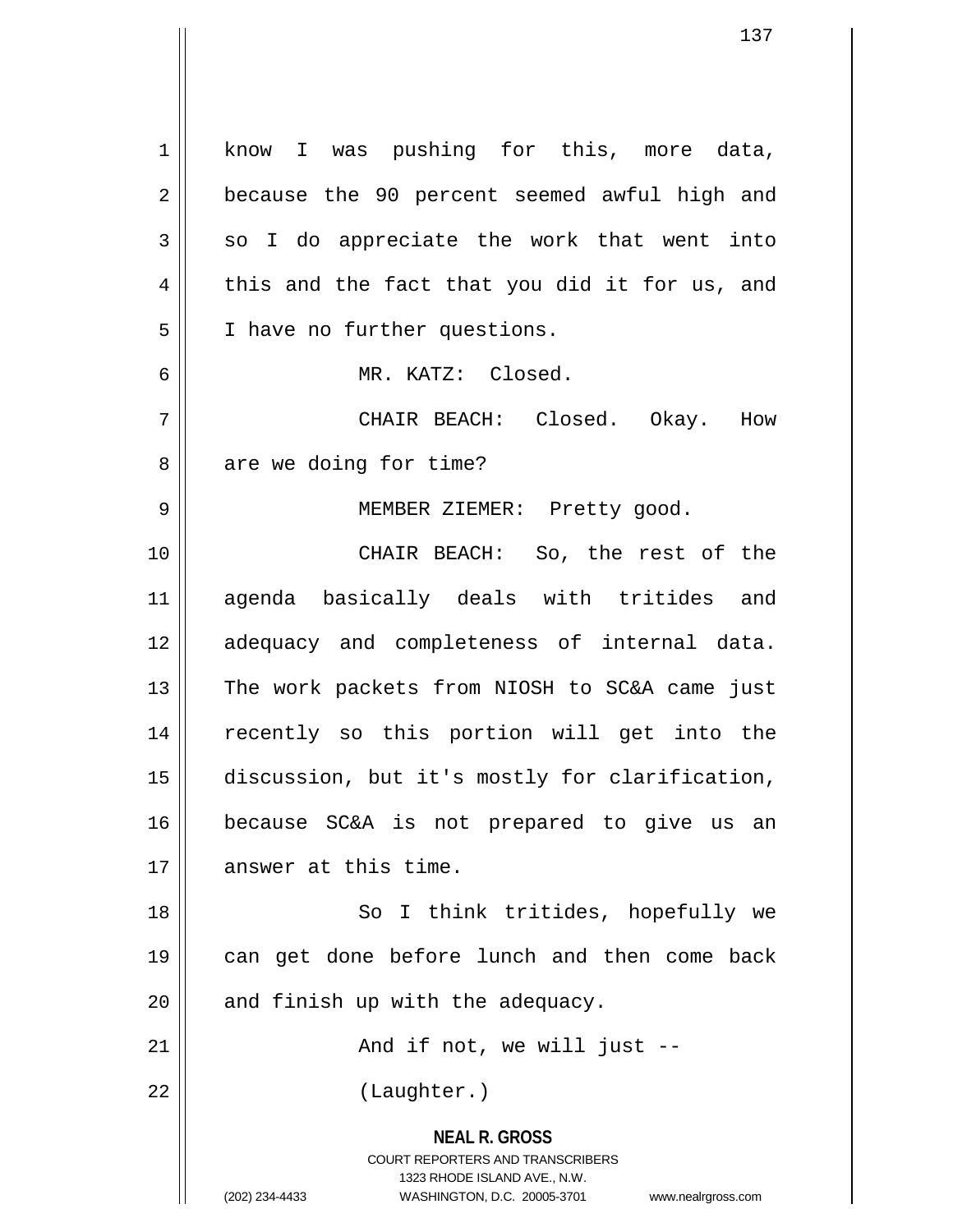know I was pushing for this, more data, because the 90 percent seemed awful high and so I do appreciate the work that went into this and the fact that you did it for us, and I have no further questions.

MR. KATZ: Closed.

CHAIR BEACH: Closed. Okay. How are we doing for time?

MEMBER ZIEMER: Pretty good.

CHAIR BEACH: So, the rest of the agenda basically deals with tritides and adequacy and completeness of internal data. The work packets from NIOSH to SC&A came just recently so this portion will get into the discussion, but it's mostly for clarification, because SC&A is not prepared to give us an answer at this time.

So I think tritides, hopefully we can get done before lunch and then come back and finish up with the adequacy.

And if not, we will just --

(Laughter.)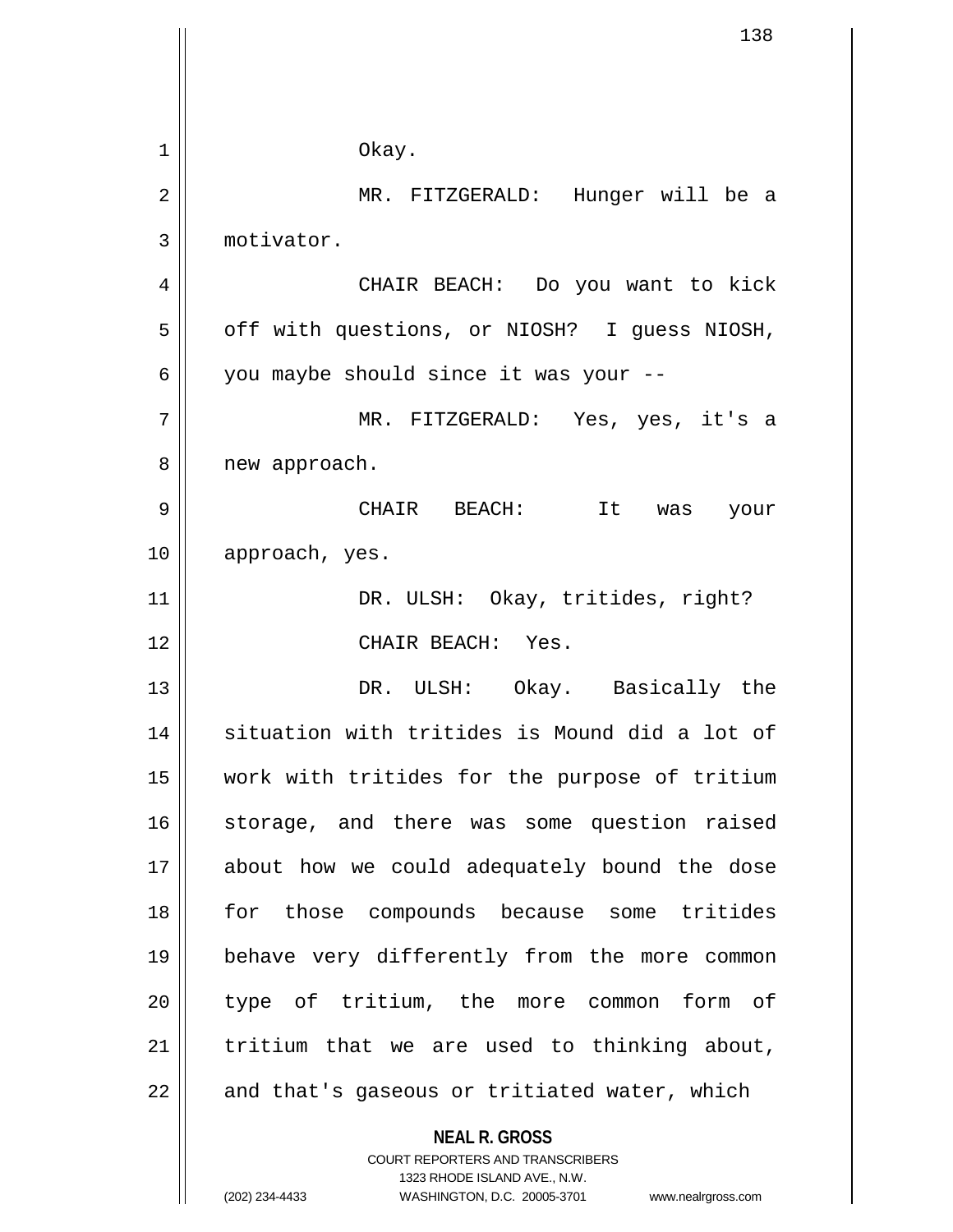Okay.

MR. FITZGERALD: Hunger will be a motivator.

CHAIR BEACH: Do you want to kick off with questions, or NIOSH? I guess NIOSH, you maybe should since it was your --

MR. FITZGERALD: Yes, yes, it's a new approach.

CHAIR BEACH: It was your approach, yes.

DR. ULSH: Okay, tritides, right?

CHAIR BEACH: Yes.

DR. ULSH: Okay. Basically the situation with tritides is Mound did a lot of work with tritides for the purpose of tritium storage, and there was some question raised about how we could adequately bound the dose for those compounds because some tritides behave very differently from the more common type of tritium, the more common form of tritium that we are used to thinking about, and that's gaseous or tritiated water, which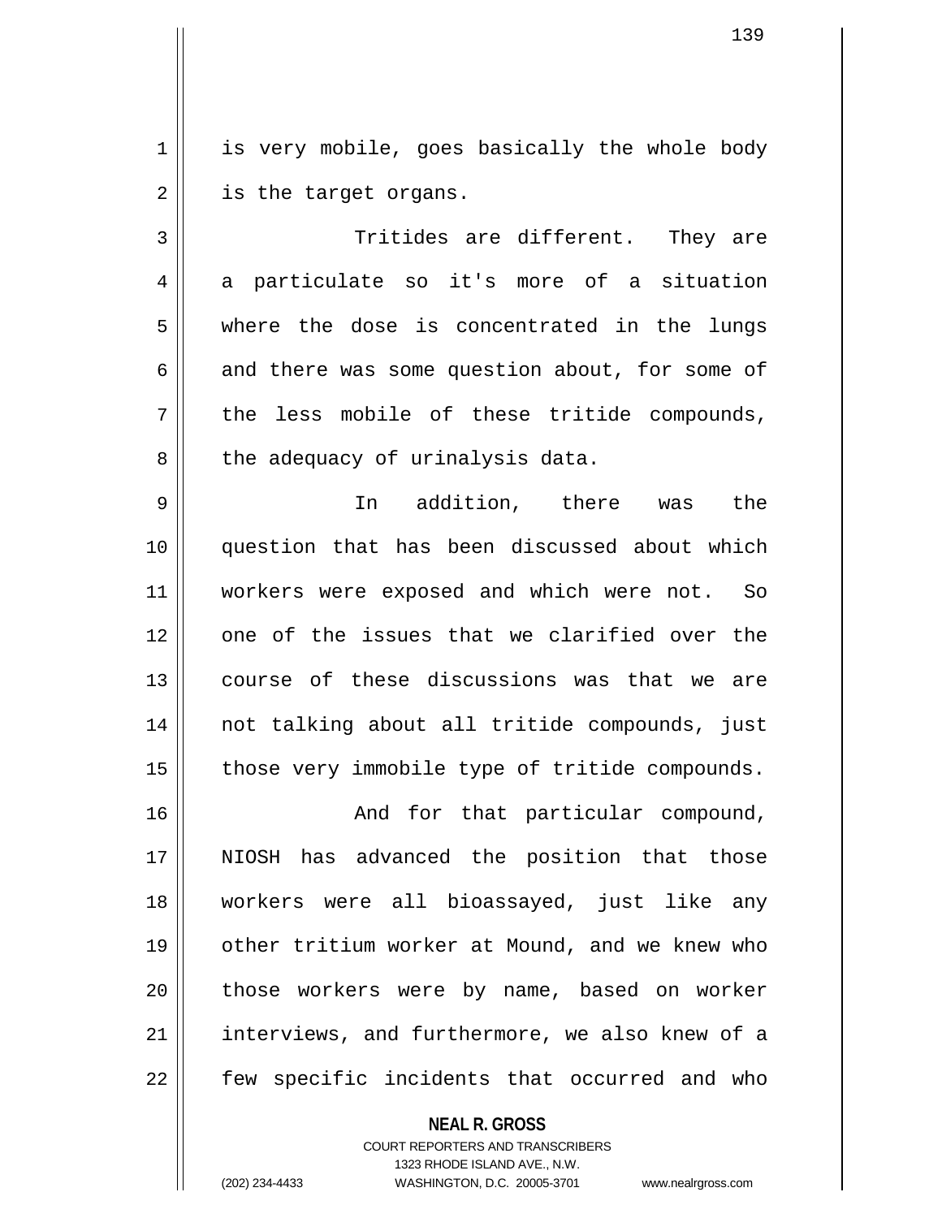is very mobile, goes basically the whole body is the target organs.

Tritides are different. They are a particulate so it's more of a situation where the dose is concentrated in the lungs and there was some question about, for some of the less mobile of these tritide compounds, the adequacy of urinalysis data.

In addition, there was the question that has been discussed about which workers were exposed and which were not. So one of the issues that we clarified over the course of these discussions was that we are not talking about all tritide compounds, just those very immobile type of tritide compounds.

And for that particular compound, NIOSH has advanced the position that those workers were all bioassayed, just like any other tritium worker at Mound, and we knew who those workers were by name, based on worker interviews, and furthermore, we also knew of a few specific incidents that occurred and who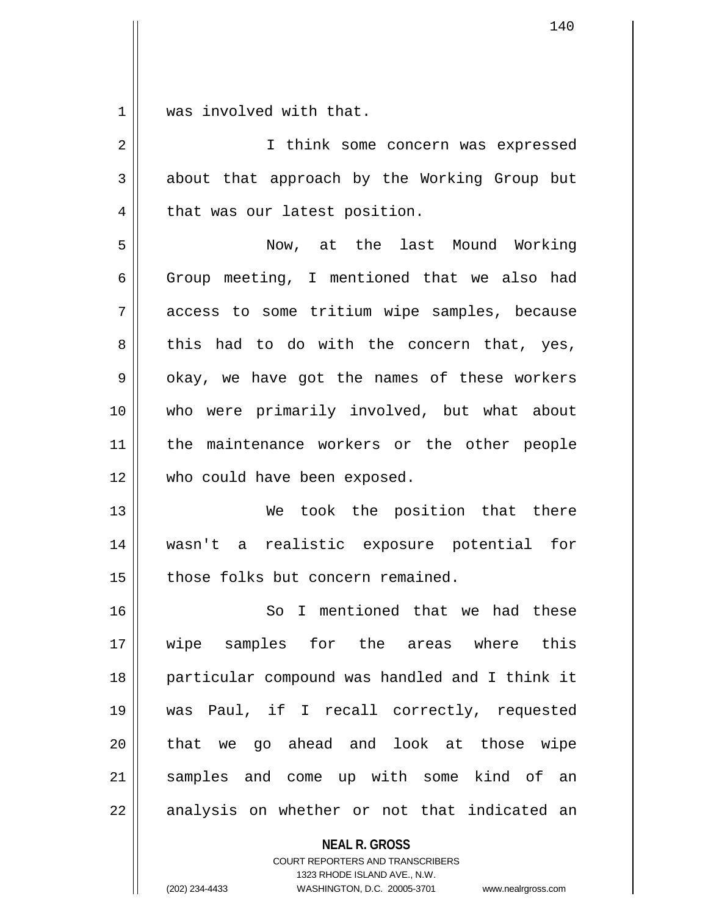was involved with that.

I think some concern was expressed about that approach by the Working Group but that was our latest position.

Now, at the last Mound Working Group meeting, I mentioned that we also had access to some tritium wipe samples, because this had to do with the concern that, yes, okay, we have got the names of these workers who were primarily involved, but what about the maintenance workers or the other people who could have been exposed.

We took the position that there wasn't a realistic exposure potential for those folks but concern remained.

So I mentioned that we had these wipe samples for the areas where this particular compound was handled and I think it was Paul, if I recall correctly, requested that we go ahead and look at those wipe samples and come up with some kind of an analysis on whether or not that indicated an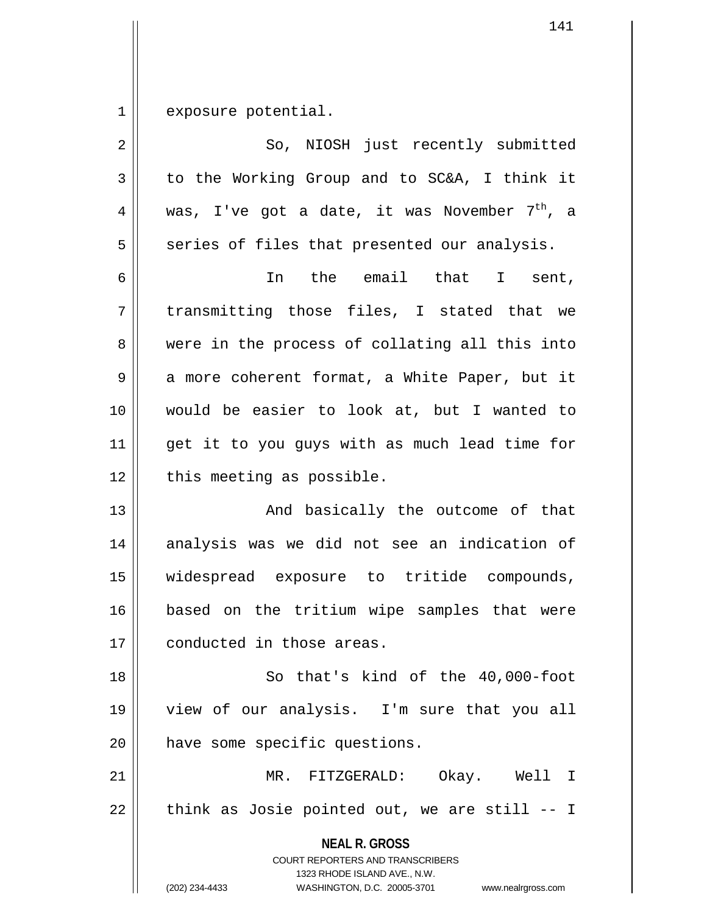exposure potential.

So, NIOSH just recently submitted to the Working Group and to SC&A, I think it was, I've got a date, it was November 7th, a series of files that presented our analysis.

In the email that I sent, transmitting those files, I stated that we were in the process of collating all this into a more coherent format, a White Paper, but it would be easier to look at, but I wanted to get it to you guys with as much lead time for this meeting as possible.

And basically the outcome of that analysis was we did not see an indication of widespread exposure to tritide compounds, based on the tritium wipe samples that were conducted in those areas.

So that's kind of the 40,000-foot view of our analysis. I'm sure that you all have some specific questions.

MR. FITZGERALD: Okay. Well I think as Josie pointed out, we are still -- I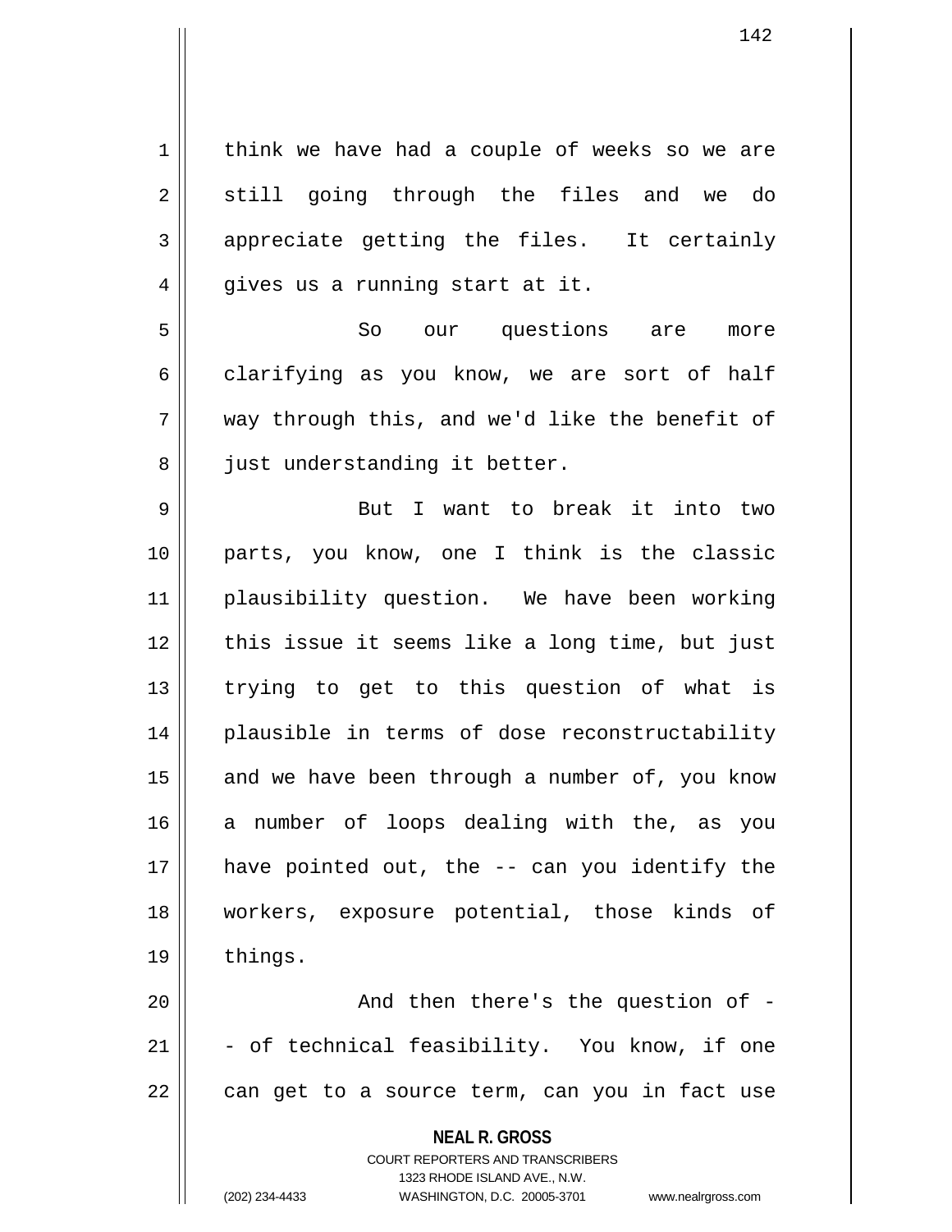think we have had a couple of weeks so we are still going through the files and we do appreciate getting the files. It certainly gives us a running start at it.

So our questions are more clarifying as you know, we are sort of half way through this, and we'd like the benefit of just understanding it better.

But I want to break it into two parts, you know, one I think is the classic plausibility question. We have been working this issue it seems like a long time, but just trying to get to this question of what is plausible in terms of dose reconstructability and we have been through a number of, you know a number of loops dealing with the, as you have pointed out, the -- can you identify the workers, exposure potential, those kinds of things.

And then there's the question of -- of technical feasibility. You know, if one can get to a source term, can you in fact use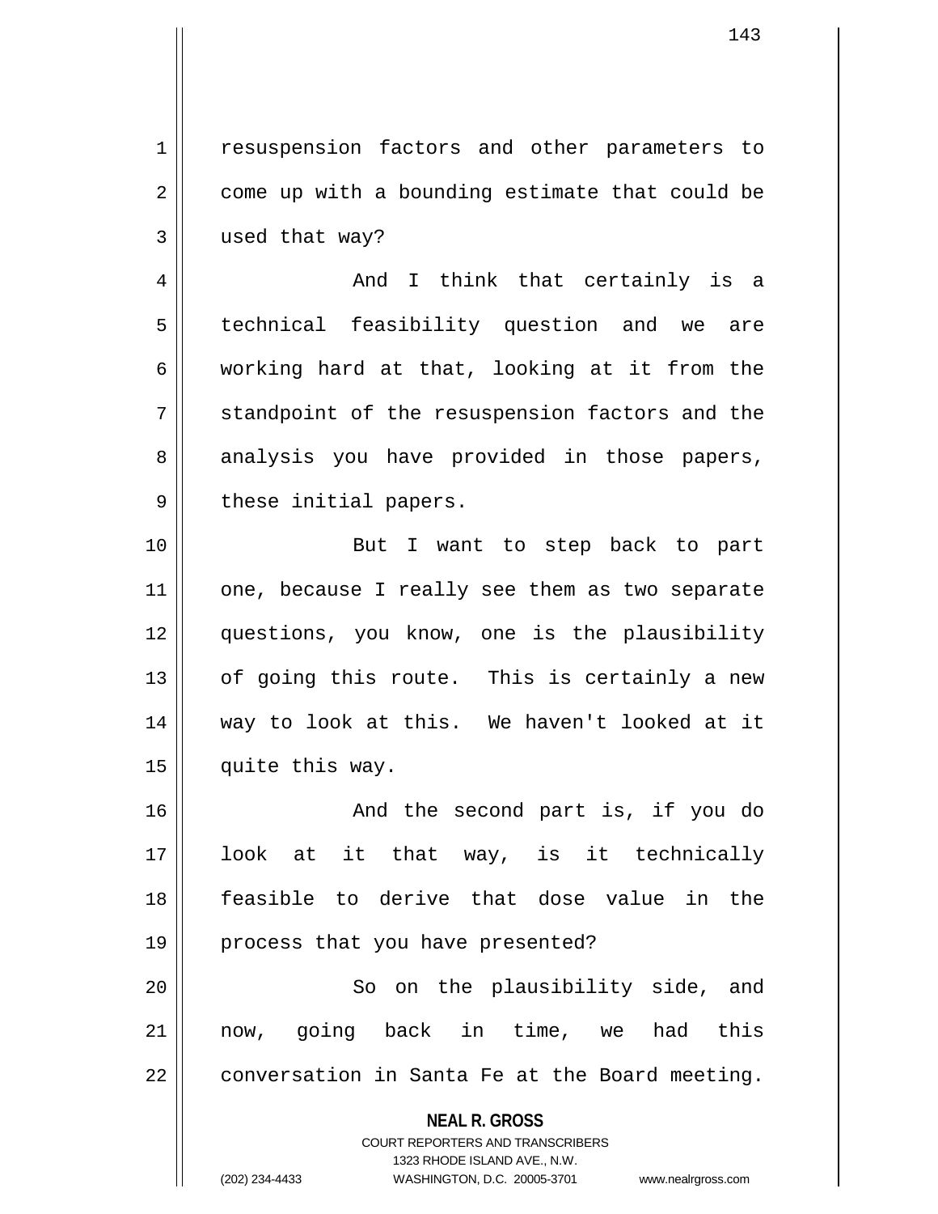resuspension factors and other parameters to come up with a bounding estimate that could be used that way?

And I think that certainly is a technical feasibility question and we are working hard at that, looking at it from the standpoint of the resuspension factors and the analysis you have provided in those papers, these initial papers.

But I want to step back to part one, because I really see them as two separate questions, you know, one is the plausibility of going this route. This is certainly a new way to look at this. We haven't looked at it quite this way.

And the second part is, if you do look at it that way, is it technically feasible to derive that dose value in the process that you have presented?

So on the plausibility side, and now, going back in time, we had this conversation in Santa Fe at the Board meeting.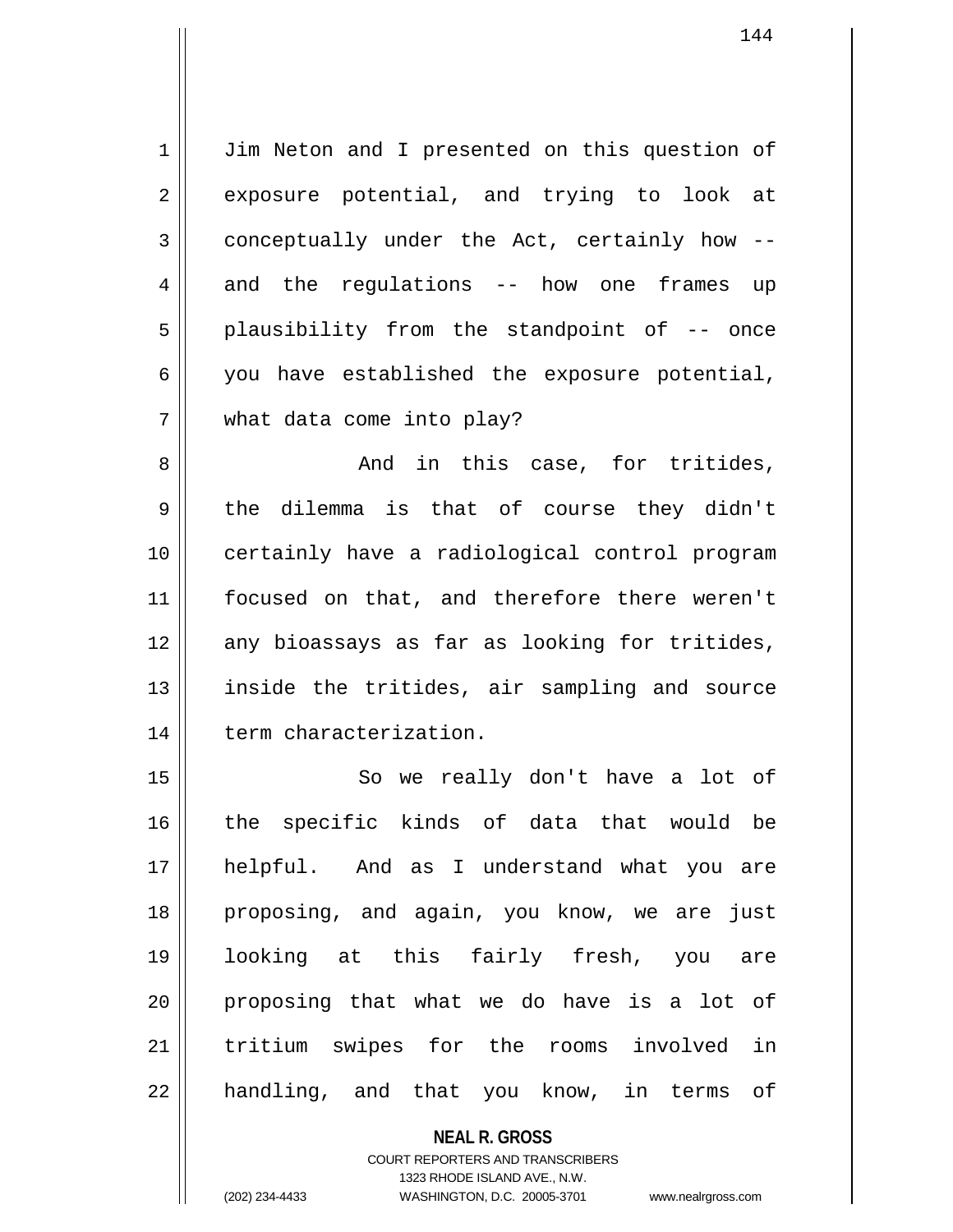Jim Neton and I presented on this question of exposure potential, and trying to look at conceptually under the Act, certainly how -- and the regulations -- how one frames up plausibility from the standpoint of -- once you have established the exposure potential, what data come into play?

And in this case, for tritides, the dilemma is that of course they didn't certainly have a radiological control program focused on that, and therefore there weren't any bioassays as far as looking for tritides, inside the tritides, air sampling and source term characterization.

So we really don't have a lot of the specific kinds of data that would be helpful. And as I understand what you are proposing, and again, you know, we are just looking at this fairly fresh, you are proposing that what we do have is a lot of tritium swipes for the rooms involved in handling, and that you know, in terms of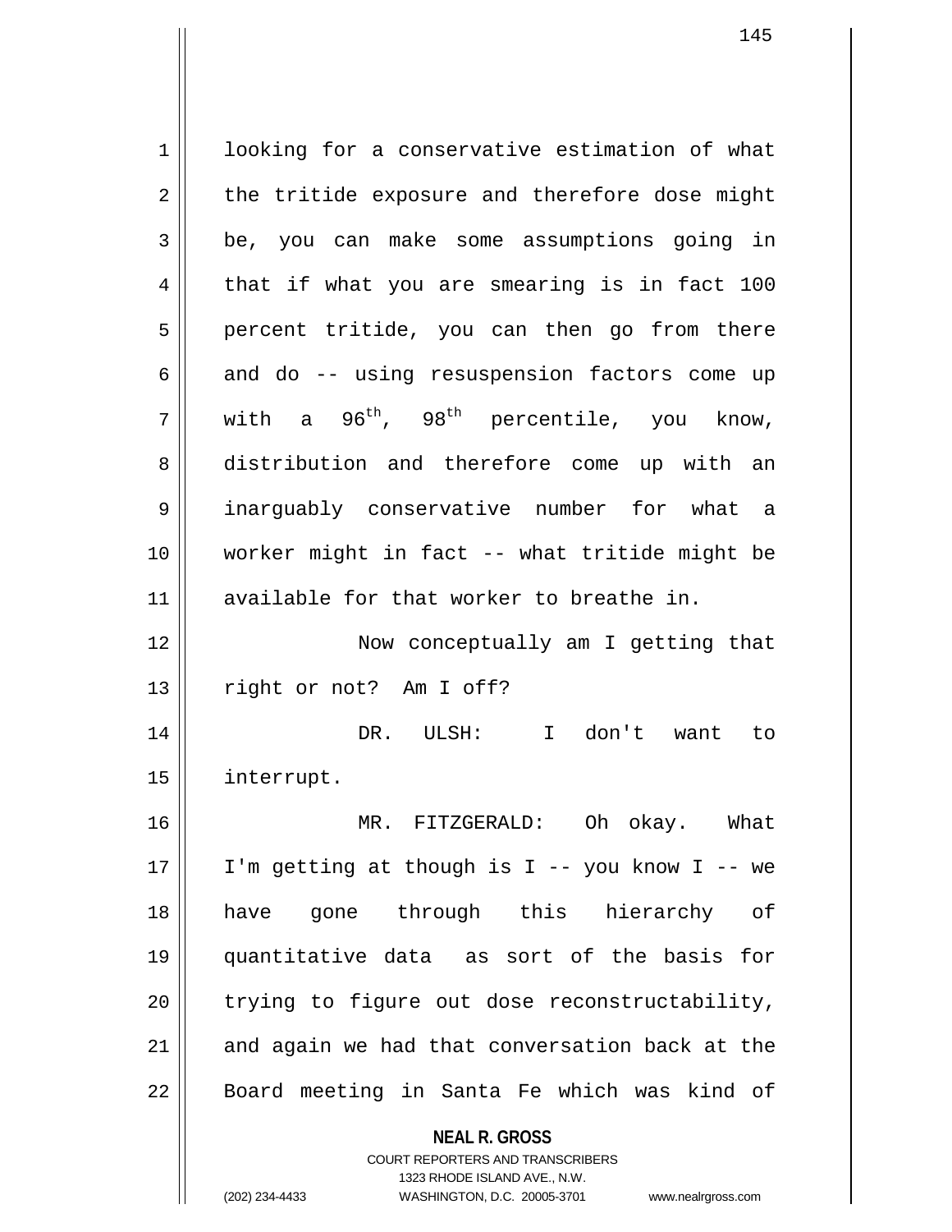looking for a conservative estimation of what the tritide exposure and therefore dose might be, you can make some assumptions going in that if what you are smearing is in fact 100 percent tritide, you can then go from there and do -- using resuspension factors come up with a 96th, 98th percentile, you know, distribution and therefore come up with an inarguably conservative number for what a worker might in fact -- what tritide might be available for that worker to breathe in.

Now conceptually am I getting that right or not? Am I off?

DR. ULSH: I don't want to interrupt.

MR. FITZGERALD: Oh okay. What I'm getting at though is I -- you know I -- we have gone through this hierarchy of quantitative data as sort of the basis for trying to figure out dose reconstructability, and again we had that conversation back at the Board meeting in Santa Fe which was kind of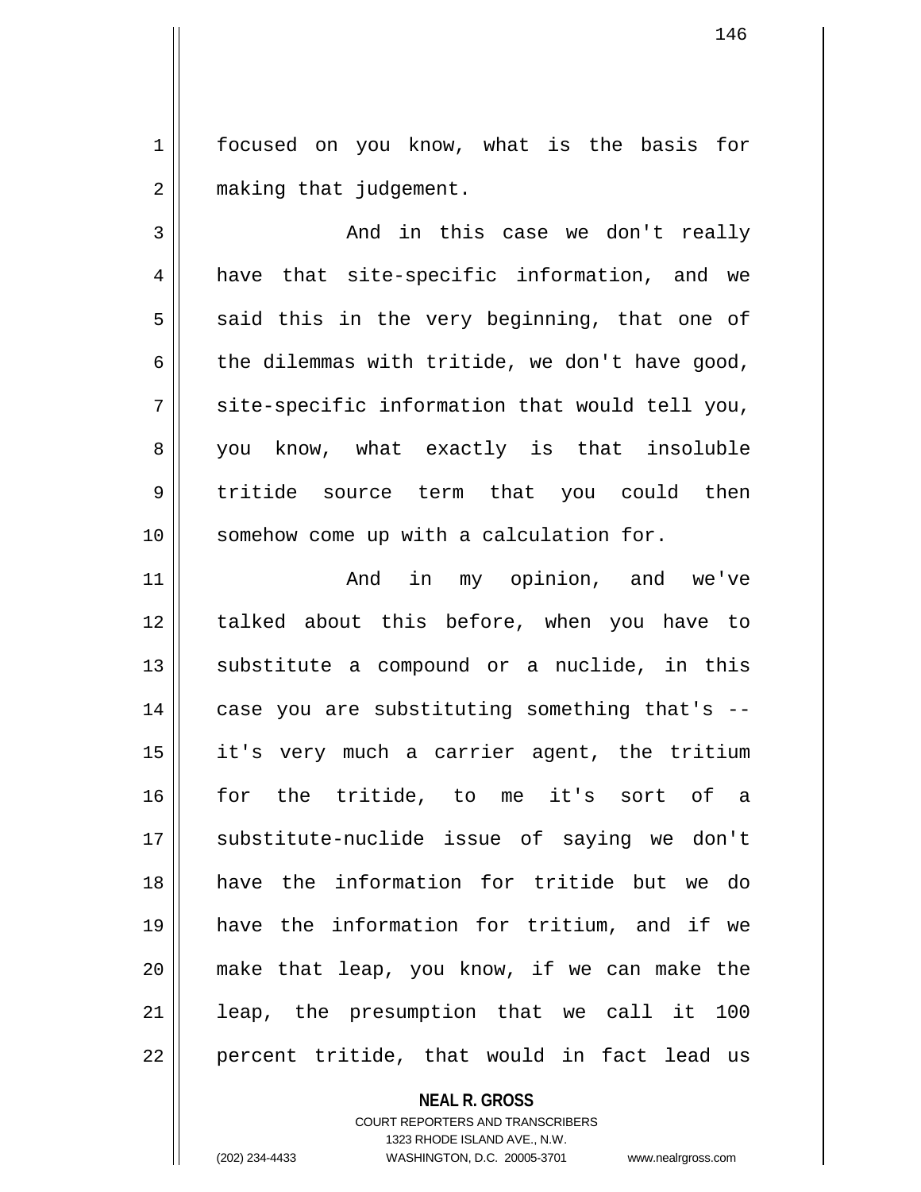focused on you know, what is the basis for making that judgement.

And in this case we don't really have that site-specific information, and we said this in the very beginning, that one of the dilemmas with tritide, we don't have good, site-specific information that would tell you, you know, what exactly is that insoluble tritide source term that you could then somehow come up with a calculation for.

And in my opinion, and we've talked about this before, when you have to substitute a compound or a nuclide, in this case you are substituting something that's -- it's very much a carrier agent, the tritium for the tritide, to me it's sort of a substitute-nuclide issue of saying we don't have the information for tritide but we do have the information for tritium, and if we make that leap, you know, if we can make the leap, the presumption that we call it 100 percent tritide, that would in fact lead us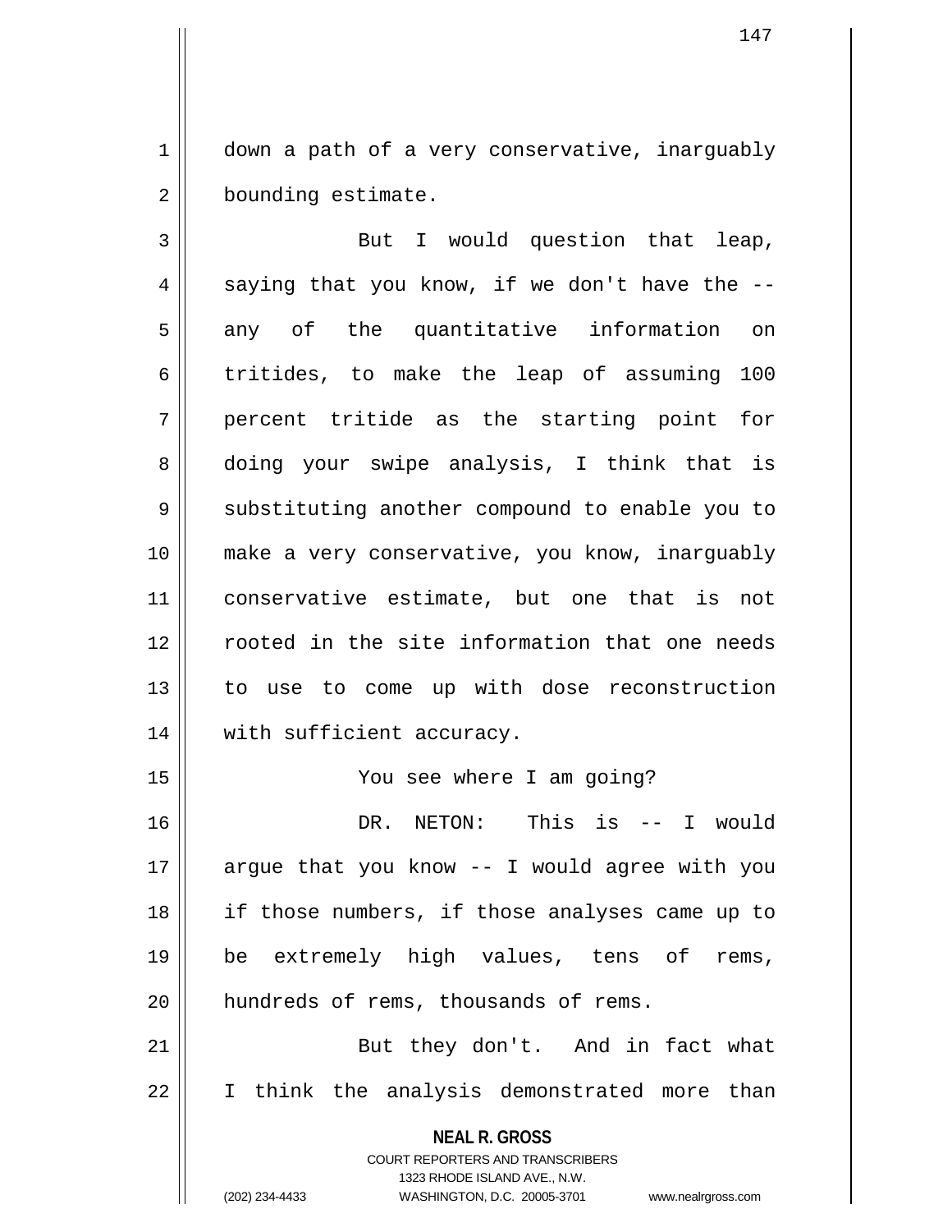down a path of a very conservative, inarguably bounding estimate.

But I would question that leap, saying that you know, if we don't have the -- any of the quantitative information on tritides, to make the leap of assuming 100 percent tritide as the starting point for doing your swipe analysis, I think that is substituting another compound to enable you to make a very conservative, you know, inarguably conservative estimate, but one that is not rooted in the site information that one needs to use to come up with dose reconstruction with sufficient accuracy.

You see where I am going?

DR. NETON: This is -- I would argue that you know -- I would agree with you if those numbers, if those analyses came up to be extremely high values, tens of rems, hundreds of rems, thousands of rems.

But they don't. And in fact what I think the analysis demonstrated more than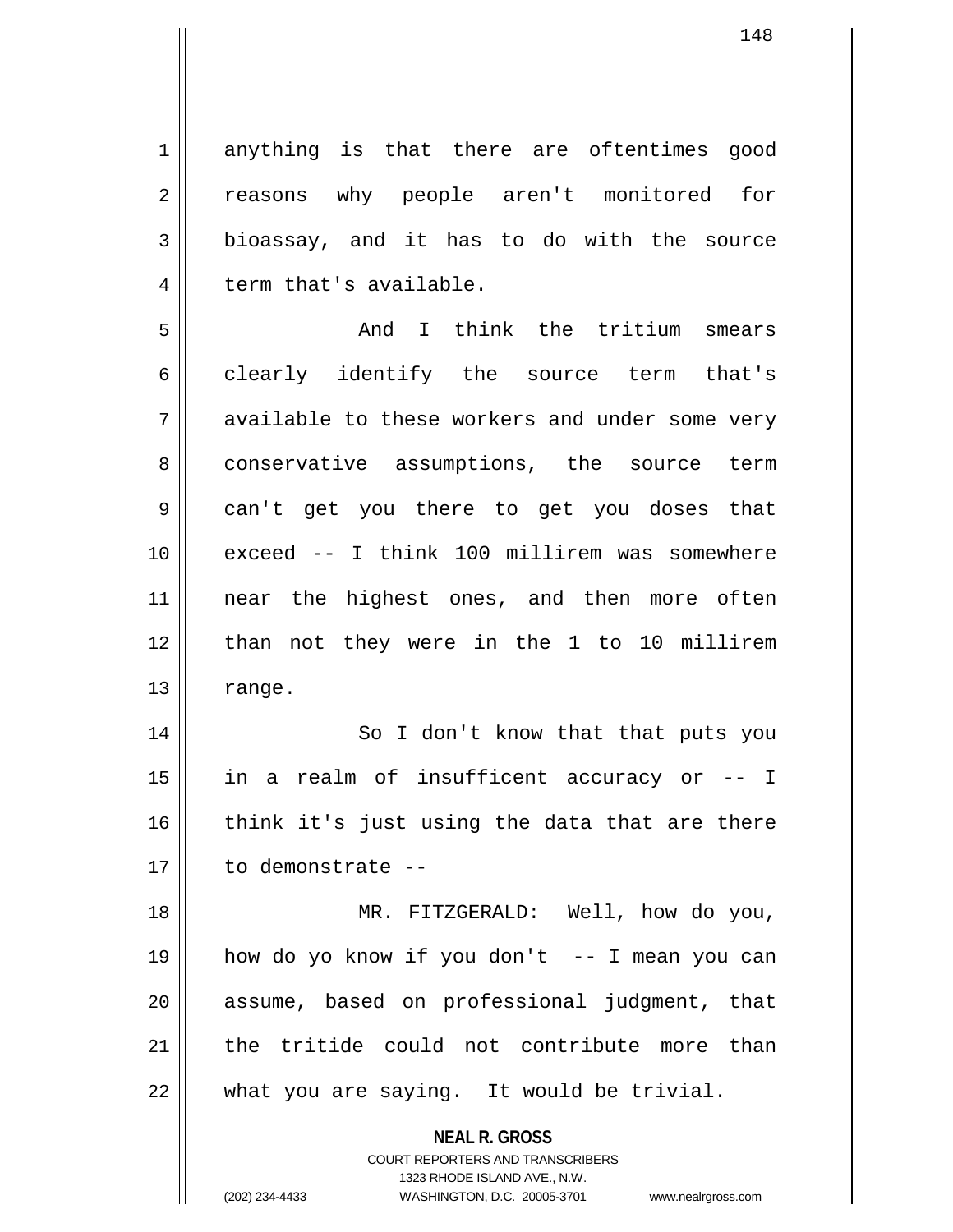anything is that there are oftentimes good reasons why people aren't monitored for bioassay, and it has to do with the source term that's available.

And I think the tritium smears clearly identify the source term that's available to these workers and under some very conservative assumptions, the source term can't get you there to get you doses that exceed -- I think 100 millirem was somewhere near the highest ones, and then more often than not they were in the 1 to 10 millirem range.

So I don't know that that puts you in a realm of insuffcent accuracy or -- I think it's just using the data that are there to demonstrate --

MR. FITZGERALD: Well, how do you, how do yo know if you don't -- I mean you can assume, based on professional judgment, that the tritide could not contribute more than what you are saying. It would be trivial.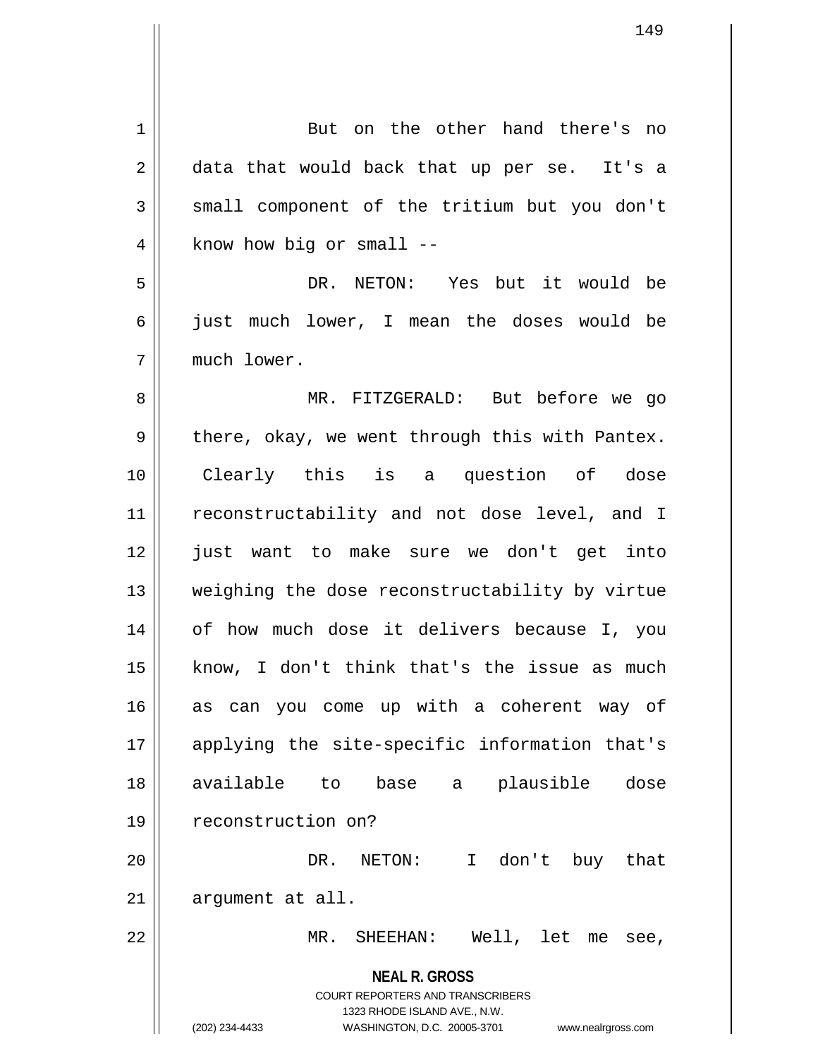But on the other hand there's no data that would back that up per se. It's a small component of the tritium but you don't know how big or small --

DR. NETON: Yes but it would be just much lower, I mean the doses would be much lower.

MR. FITZGERALD: But before we go there, okay, we went through this with Pantex. Clearly this is a question of dose reconstructability and not dose level, and I just want to make sure we don't get into weighing the dose reconstructability by virtue of how much dose it delivers because I, you know, I don't think that's the issue as much as can you come up with a coherent way of applying the site-specific information that's available to base a plausible dose reconstruction on?

DR. NETON: I don't buy that argument at all.

MR. SHEEHAN: Well, let me see,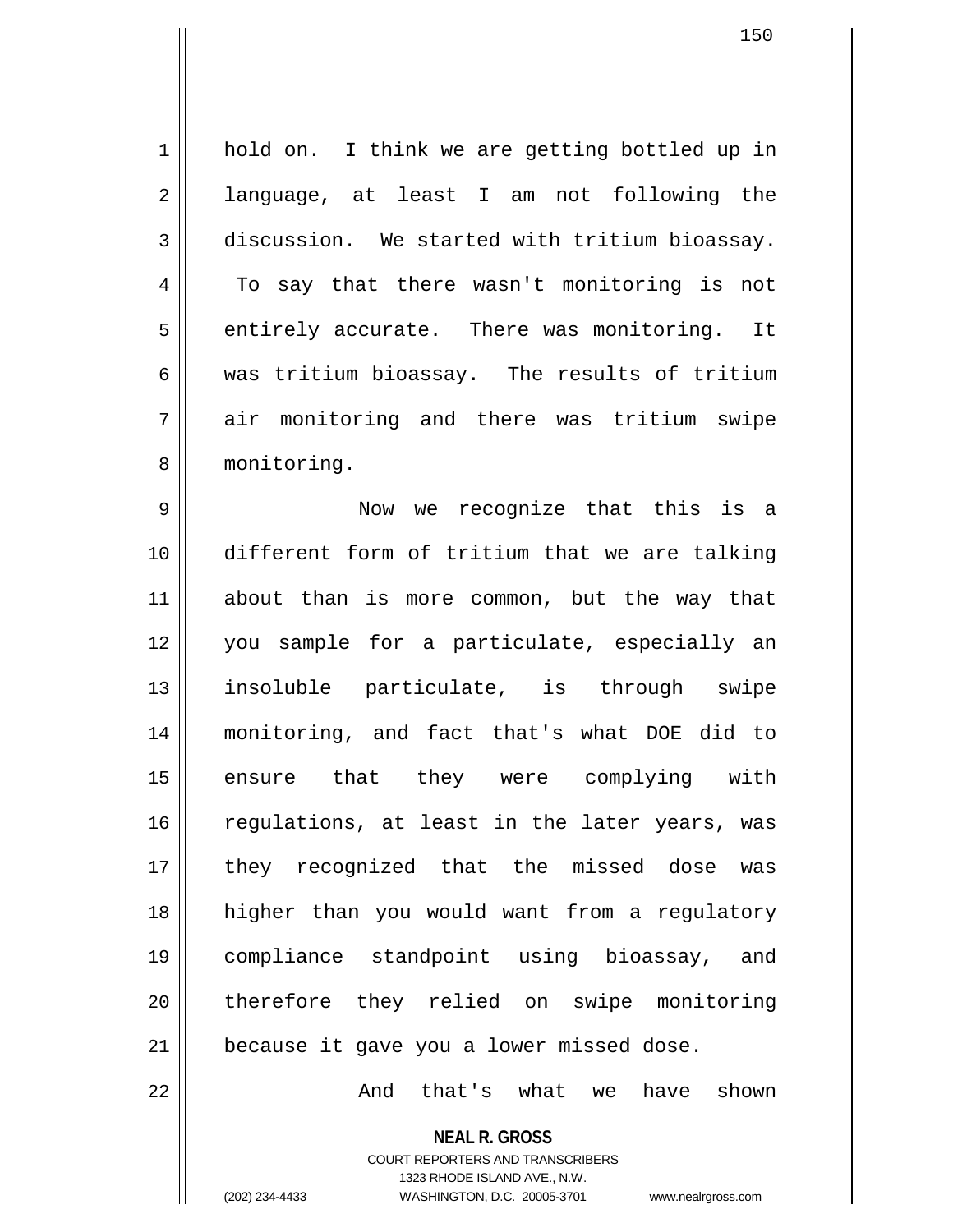hold on. I think we are getting bottled up in language, at least I am not following the discussion. We started with tritium bioassay. To say that there wasn't monitoring is not entirely accurate. There was monitoring. It was tritium bioassay. The results of tritium air monitoring and there was tritium swipe monitoring.

Now we recognize that this is a different form of tritium that we are talking about than is more common, but the way that you sample for a particulate, especially an insoluble particulate, is through swipe monitoring, and fact that's what DOE did to ensure that they were complying with regulations, at least in the later years, was they recognized that the missed dose was higher than you would want from a regulatory compliance standpoint using bioassay, and therefore they relied on swipe monitoring because it gave you a lower missed dose.

And that's what we have shown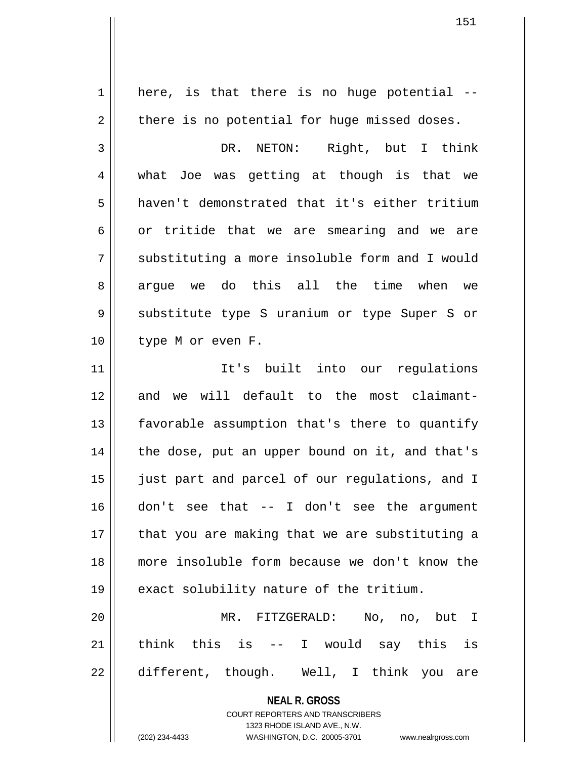here, is that there is no huge potential -- there is no potential for huge missed doses.

DR. NETON: Right, but I think what Joe was getting at though is that we haven't demonstrated that it's either tritium or tritide that we are smearing and we are substituting a more insoluble form and I would argue we do this all the time when we substitute type S uranium or type Super S or type M or even F.

It's built into our regulations and we will default to the most claimant-favorable assumption that's there to quantify the dose, put an upper bound on it, and that's just part and parcel of our regulations, and I don't see that -- I don't see the argument that you are making that we are substituting a more insoluble form because we don't know the exact solubility nature of the tritium.

MR. FITZGERALD: No, no, but I think this is -- I would say this is different, though. Well, I think you are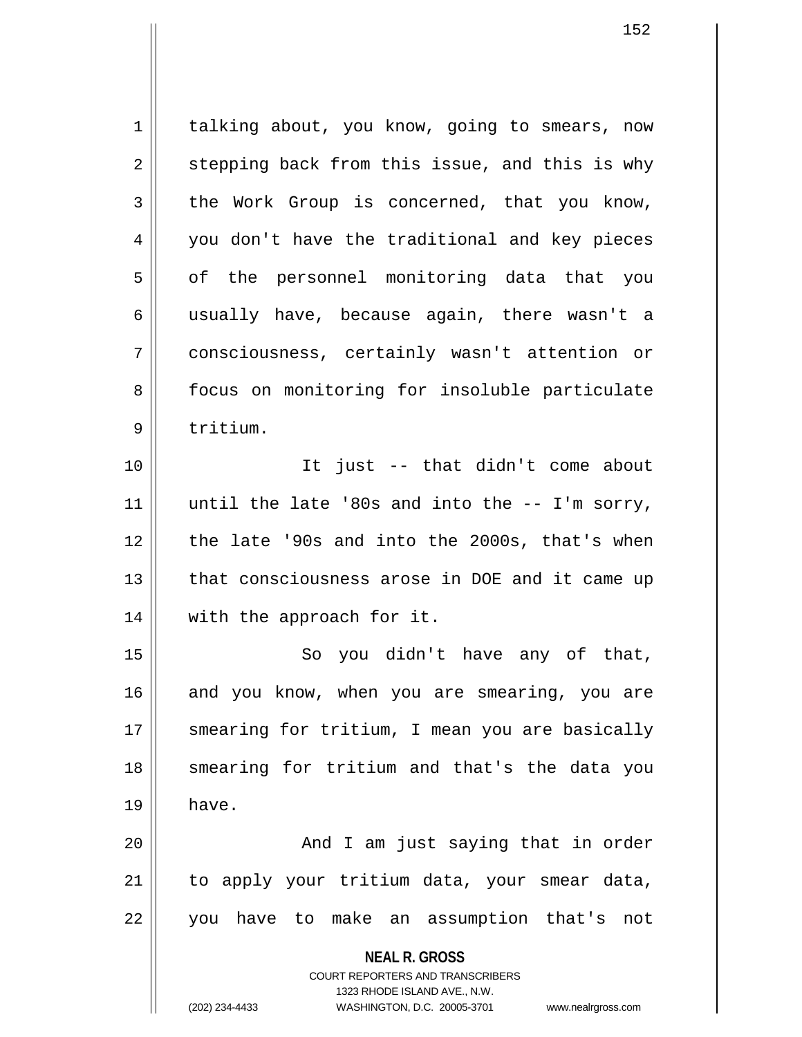talking about, you know, going to smears, now stepping back from this issue, and this is why the Work Group is concerned, that you know, you don't have the traditional and key pieces of the personnel monitoring data that you usually have, because again, there wasn't a consciousness, certainly wasn't attention or focus on monitoring for insoluble particulate tritium.

It just -- that didn't come about until the late '80s and into the -- I'm sorry, the late '90s and into the 2000s, that's when that consciousness arose in DOE and it came up with the approach for it.

So you didn't have any of that, and you know, when you are smearing, you are smearing for tritium, I mean you are basically smearing for tritium and that's the data you have.

And I am just saying that in order to apply your tritium data, your smear data, you have to make an assumption that's not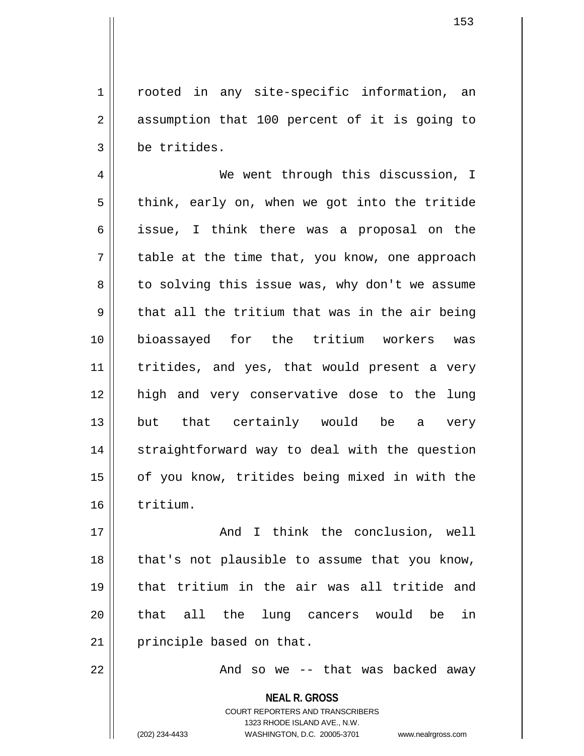rooted in any site-specific information, an assumption that 100 percent of it is going to be tritides.

We went through this discussion, I think, early on, when we got into the tritide issue, I think there was a proposal on the table at the time that, you know, one approach to solving this issue was, why don't we assume that all the tritium that was in the air being bioassayed for the tritium workers was tritides, and yes, that would present a very high and very conservative dose to the lung but that certainly would be a very straightforward way to deal with the question of you know, tritides being mixed in with the tritium.

And I think the conclusion, well that's not plausible to assume that you know, that tritium in the air was all tritide and that all the lung cancers would be in principle based on that.

And so we -- that was backed away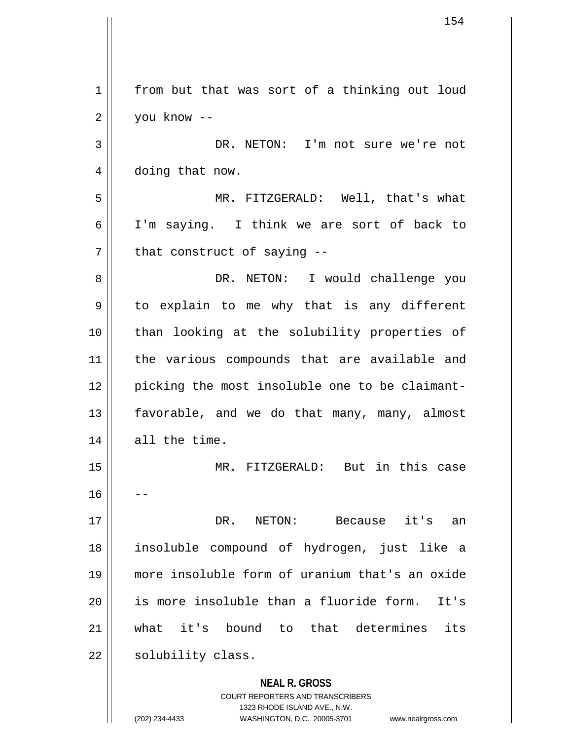from but that was sort of a thinking out loud you know --

DR. NETON: I'm not sure we're not doing that now.

MR. FITZGERALD: Well, that's what I'm saying. I think we are sort of back to that construct of saying --

DR. NETON: I would challenge you to explain to me why that is any different than looking at the solubility properties of the various compounds that are available and picking the most insoluble one to be claimant-favorable, and we do that many, many, almost all the time.

MR. FITZGERALD: But in this case --

DR. NETON: Because it's an insoluble compound of hydrogen, just like a more insoluble form of uranium that's an oxide is more insoluble than a fluoride form. It's what it's bound to that determines its solubility class.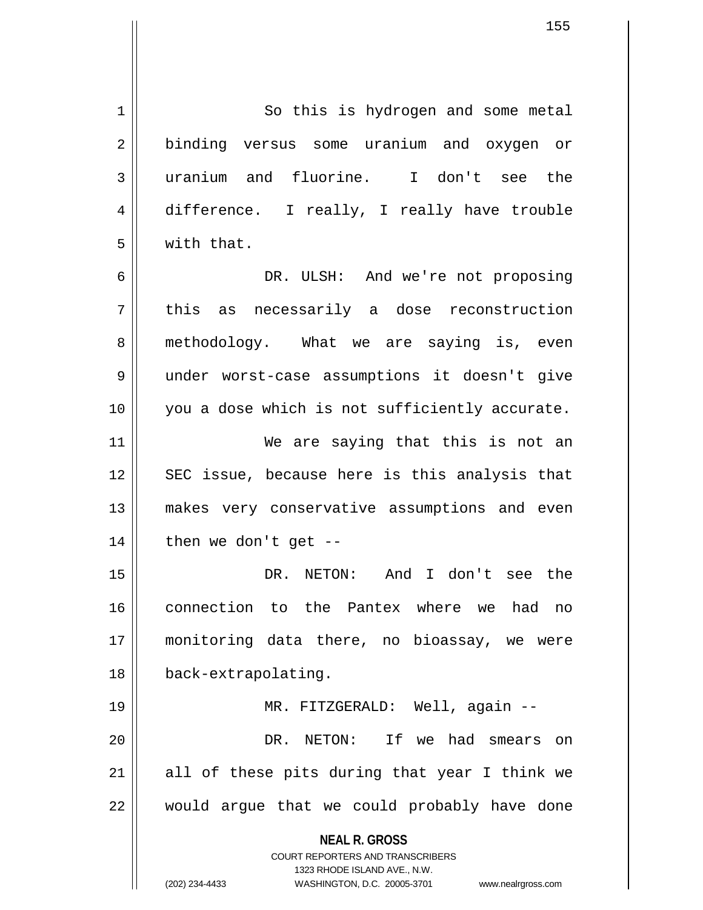So this is hydrogen and some metal binding versus some uranium and oxygen or uranium and fluorine. I don't see the difference. I really, I really have trouble with that.

DR. ULSH: And we're not proposing this as necessarily a dose reconstruction methodology. What we are saying is, even under worst-case assumptions it doesn't give you a dose which is not sufficiently accurate.

We are saying that this is not an SEC issue, because here is this analysis that makes very conservative assumptions and even then we don't get --

DR. NETON: And I don't see the connection to the Pantex where we had no monitoring data there, no bioassay, we were back-extrapolating.

MR. FITZGERALD: Well, again --

DR. NETON: If we had smears on all of these pits during that year I think we would argue that we could probably have done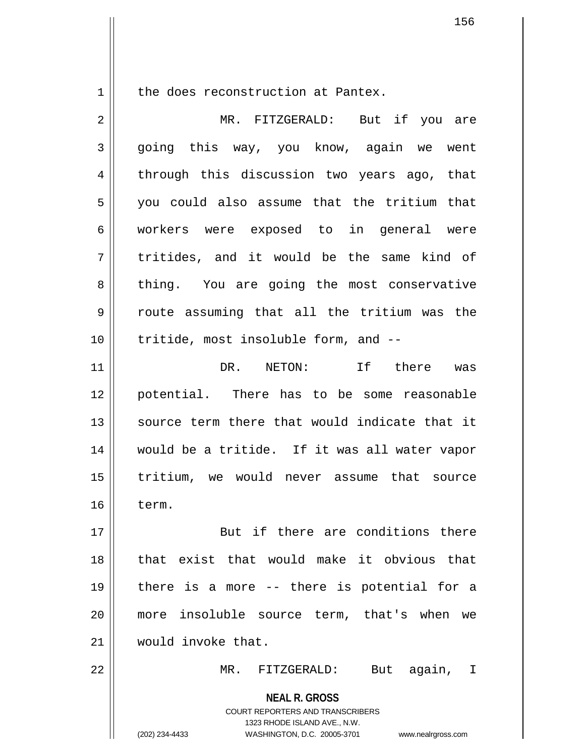the does reconstruction at Pantex.

MR. FITZGERALD: But if you are going this way, you know, again we went through this discussion two years ago, that you could also assume that the tritium that workers were exposed to in general were tritides, and it would be the same kind of thing. You are going the most conservative route assuming that all the tritium was the tritide, most insoluble form, and --

DR. NETON: If there was potential. There has to be some reasonable source term there that would indicate that it would be a tritide. If it was all water vapor tritium, we would never assume that source term.

But if there are conditions there that exist that would make it obvious that there is a more -- there is potential for a more insoluble source term, that's when we would invoke that.

MR. FITZGERALD: But again, I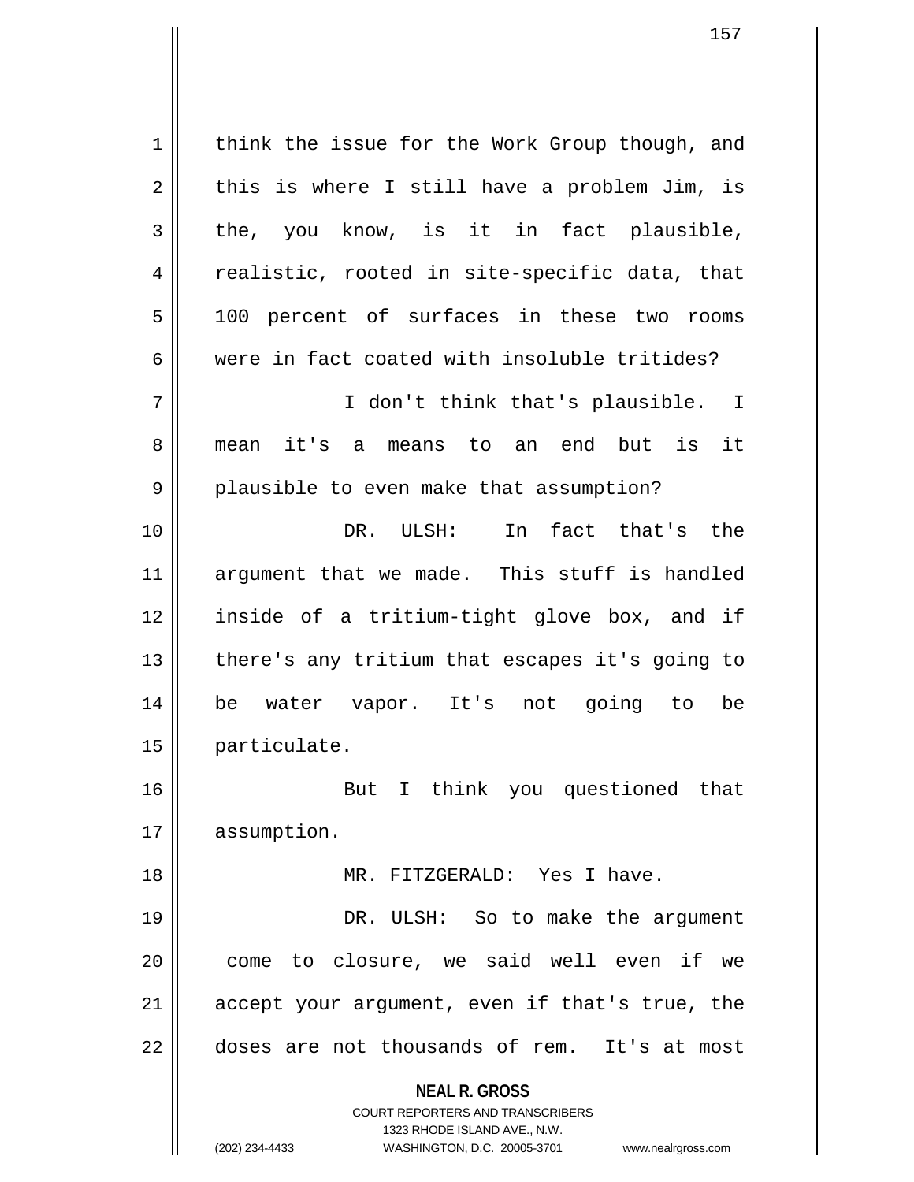think the issue for the Work Group though, and this is where I still have a problem Jim, is the, you know, is it in fact plausible, realistic, rooted in site-specific data, that 100 percent of surfaces in these two rooms were in fact coated with insoluble tritides?

I don't think that's plausible. I mean it's a means to an end but is it plausible to even make that assumption?

DR. ULSH: In fact that's the argument that we made. This stuff is handled inside of a tritium-tight glove box, and if there's any tritium that escapes it's going to be water vapor. It's not going to be particulate.

But I think you questioned that assumption.

MR. FITZGERALD: Yes I have.

DR. ULSH: So to make the argument come to closure, we said well even if we accept your argument, even if that's true, the doses are not thousands of rem. It's at most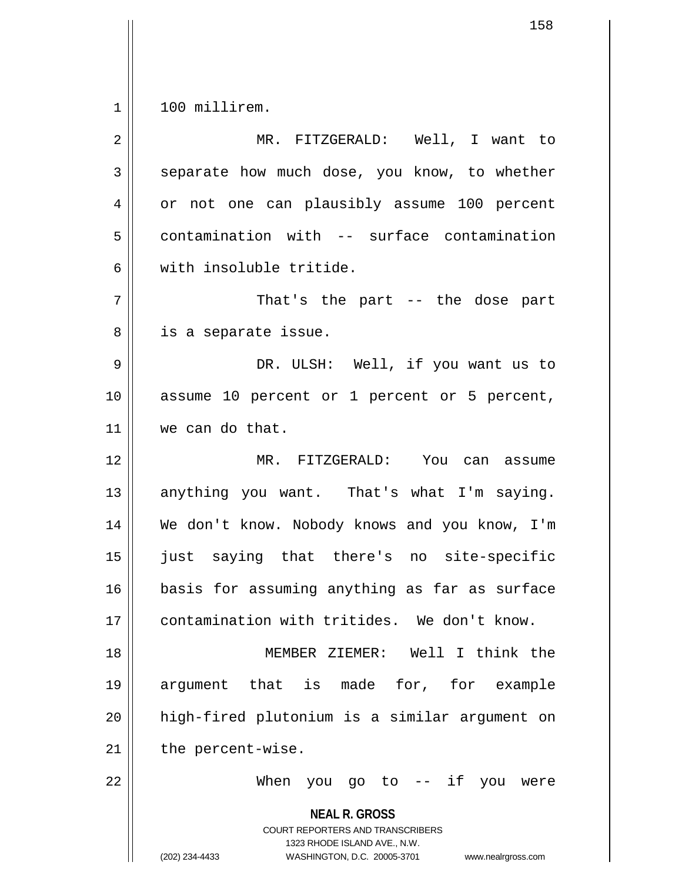100 millirem.

MR. FITZGERALD: Well, I want to separate how much dose, you know, to whether or not one can plausibly assume 100 percent contamination with -- surface contamination with insoluble tritide.

That's the part -- the dose part is a separate issue.

DR. ULSH: Well, if you want us to assume 10 percent or 1 percent or 5 percent, we can do that.

MR. FITZGERALD: You can assume anything you want. That's what I'm saying. We don't know. Nobody knows and you know, I'm just saying that there's no site-specific basis for assuming anything as far as surface contamination with tritides. We don't know.

MEMBER ZIEMER: Well I think the argument that is made for, for example high-fired plutonium is a similar argument on the percent-wise.

When you go to -- if you were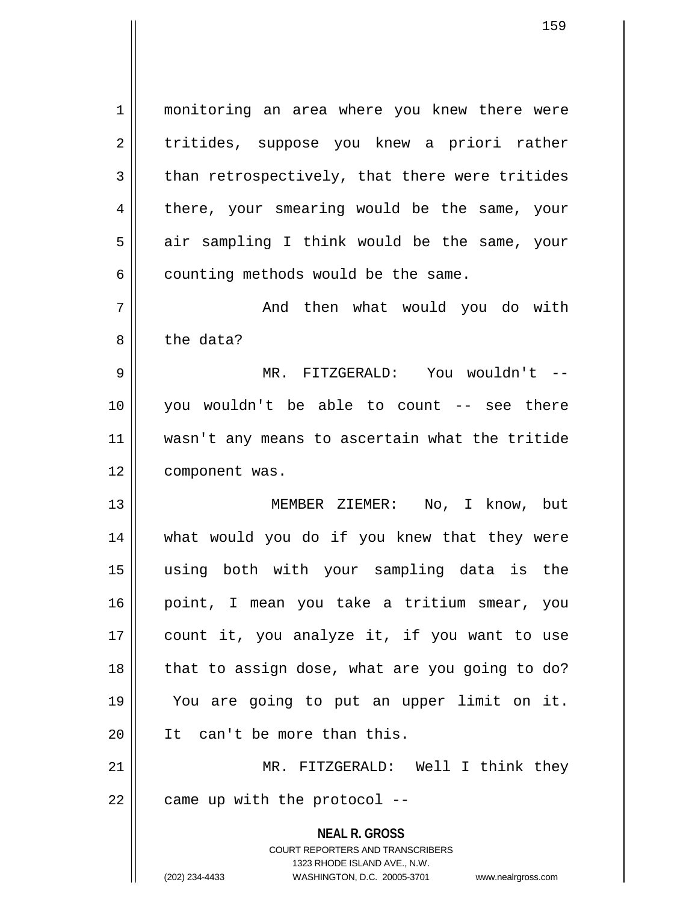monitoring an area where you knew there were tritides, suppose you knew a priori rather than retrospectively, that there were tritides there, your smearing would be the same, your air sampling I think would be the same, your counting methods would be the same.

And then what would you do with the data?

MR. FITZGERALD: You wouldn't -- you wouldn't be able to count -- see there wasn't any means to ascertain what the tritide component was.

MEMBER ZIEMER: No, I know, but what would you do if you knew that they were using both with your sampling data is the point, I mean you take a tritium smear, you count it, you analyze it, if you want to use that to assign dose, what are you going to do? You are going to put an upper limit on it. It can't be more than this.

MR. FITZGERALD: Well I think they came up with the protocol --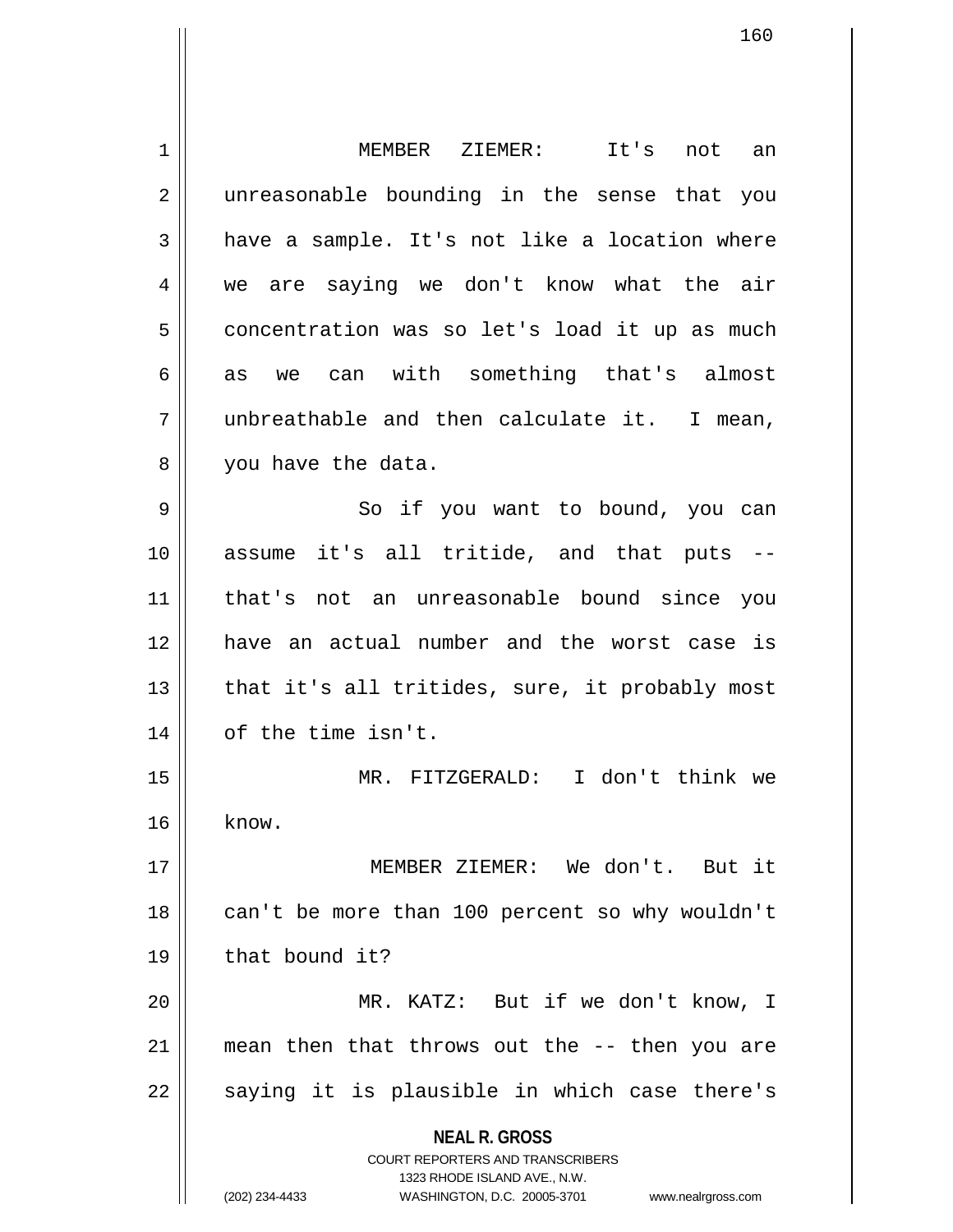MEMBER ZIEMER: It's not an unreasonable bounding in the sense that you have a sample. It's not like a location where we are saying we don't know what the air concentration was so let's load it up as much as we can with something that's almost unbreathable and then calculate it. I mean, you have the data.

So if you want to bound, you can assume it's all tritide, and that puts -- that's not an unreasonable bound since you have an actual number and the worst case is that it's all tritides, sure, it probably most of the time isn't.

MR. FITZGERALD: I don't think we know.

MEMBER ZIEMER: We don't. But it can't be more than 100 percent so why wouldn't that bound it?

MR. KATZ: But if we don't know, I mean then that throws out the -- then you are saying it is plausible in which case there's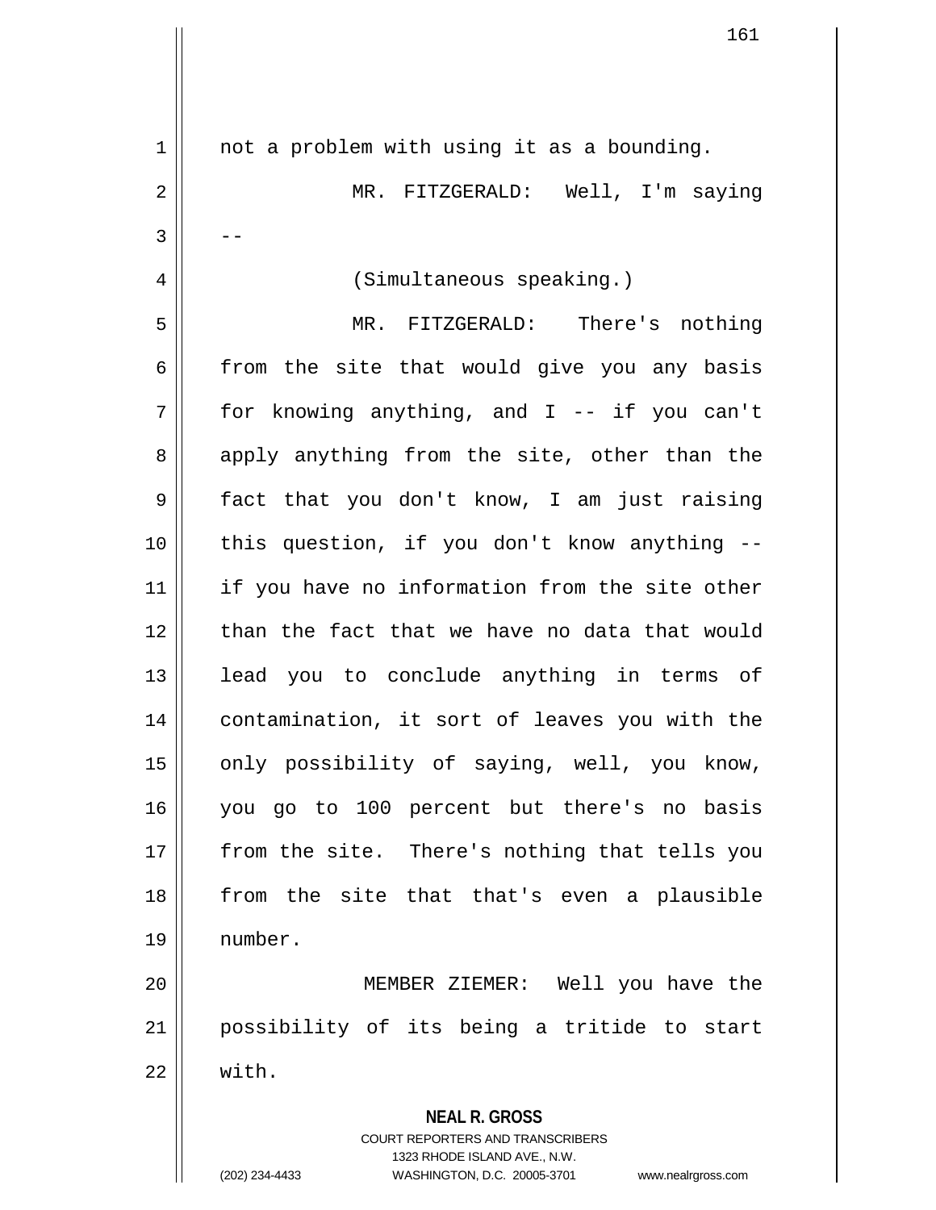not a problem with using it as a bounding.

MR. FITZGERALD: Well, I'm saying --

(Simultaneous speaking.)

MR. FITZGERALD: There's nothing from the site that would give you any basis for knowing anything, and I -- if you can't apply anything from the site, other than the fact that you don't know, I am just raising this question, if you don't know anything -- if you have no information from the site other than the fact that we have no data that would lead you to conclude anything in terms of contamination, it sort of leaves you with the only possibility of saying, well, you know, you go to 100 percent but there's no basis from the site. There's nothing that tells you from the site that that's even a plausible number.

MEMBER ZIEMER: Well you have the possibility of its being a tritide to start with.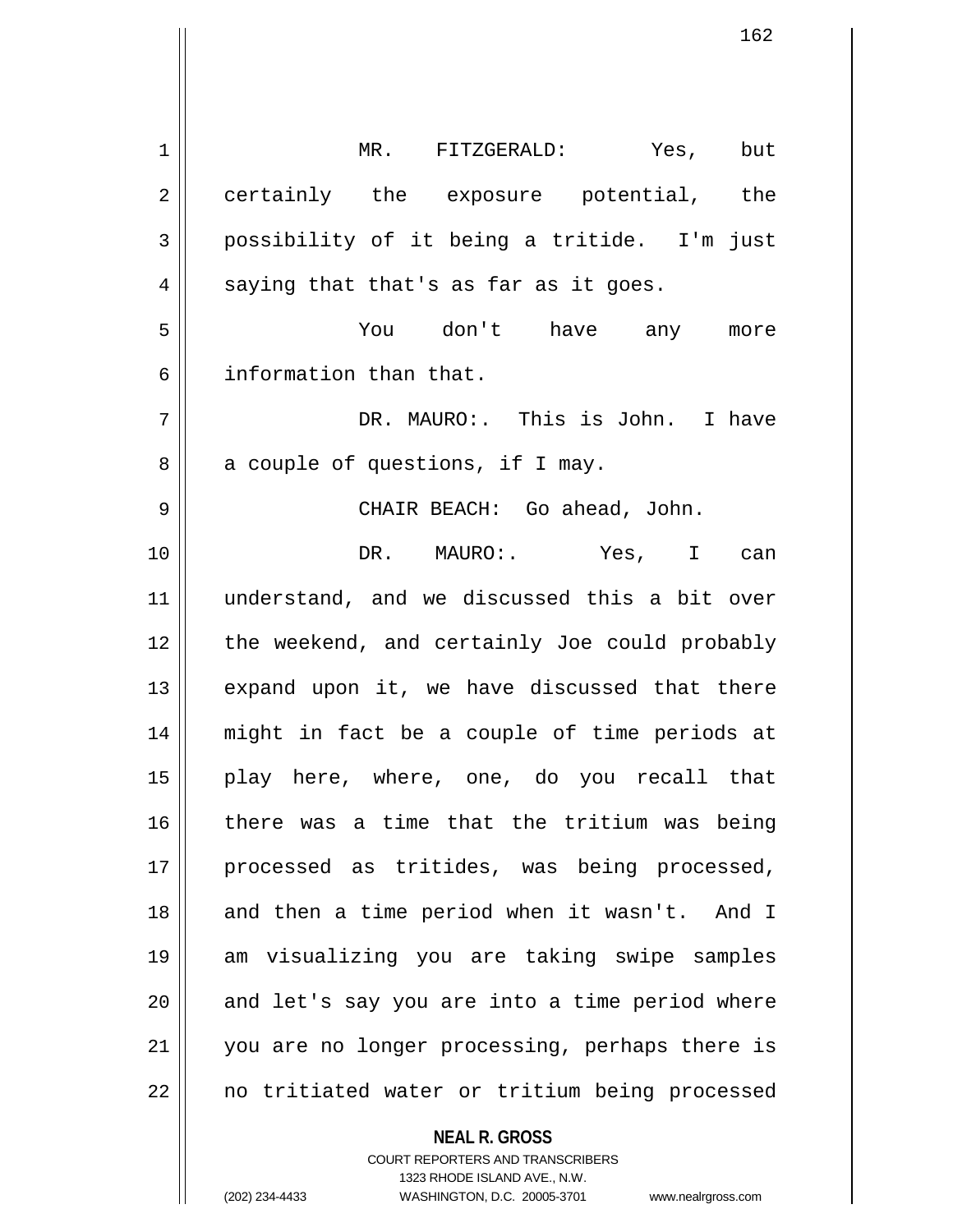MR. FITZGERALD: Yes, but certainly the exposure potential, the possibility of it being a tritide. I'm just saying that that's as far as it goes.

You don't have any more information than that.

DR. MAURO:. This is John. I have a couple of questions, if I may.

CHAIR BEACH: Go ahead, John.

DR. MAURO:. Yes, I can understand, and we discussed this a bit over the weekend, and certainly Joe could probably expand upon it, we have discussed that there might in fact be a couple of time periods at play here, where, one, do you recall that there was a time that the tritium was being processed as tritides, was being processed, and then a time period when it wasn't. And I am visualizing you are taking swipe samples and let's say you are into a time period where you are no longer processing, perhaps there is no tritiated water or tritium being processed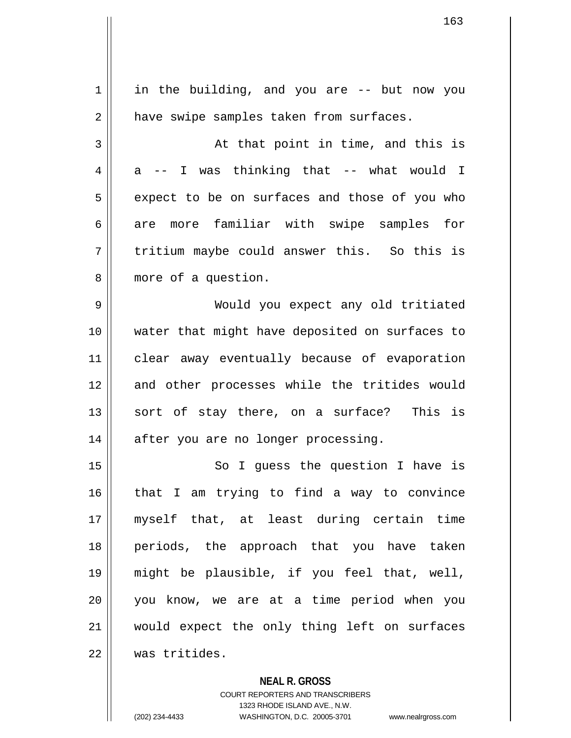in the building, and you are -- but now you have swipe samples taken from surfaces.

At that point in time, and this is a -- I was thinking that -- what would I expect to be on surfaces and those of you who are more familiar with swipe samples for tritium maybe could answer this. So this is more of a question.

Would you expect any old tritiated water that might have deposited on surfaces to clear away eventually because of evaporation and other processes while the tritides would sort of stay there, on a surface? This is after you are no longer processing.

So I guess the question I have is that I am trying to find a way to convince myself that, at least during certain time periods, the approach that you have taken might be plausible, if you feel that, well, you know, we are at a time period when you would expect the only thing left on surfaces was tritides.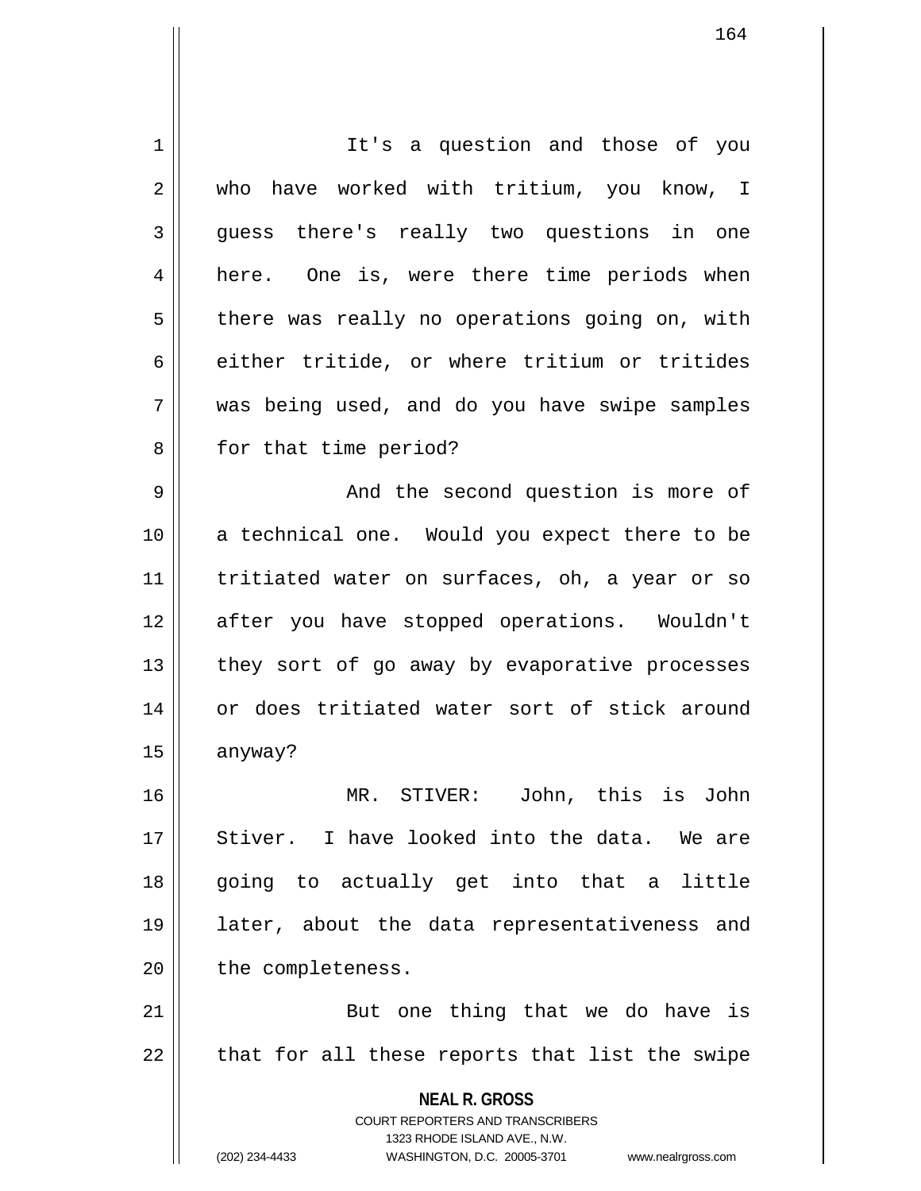It's a question and those of you who have worked with tritium, you know, I guess there's really two questions in one here. One is, were there time periods when there was really no operations going on, with either tritide, or where tritium or tritides was being used, and do you have swipe samples for that time period?

And the second question is more of a technical one. Would you expect there to be tritiated water on surfaces, oh, a year or so after you have stopped operations. Wouldn't they sort of go away by evaporative processes or does tritiated water sort of stick around anyway?

MR. STIVER: John, this is John Stiver. I have looked into the data. We are going to actually get into that a little later, about the data representativeness and the completeness.

But one thing that we do have is that for all these reports that list the swipe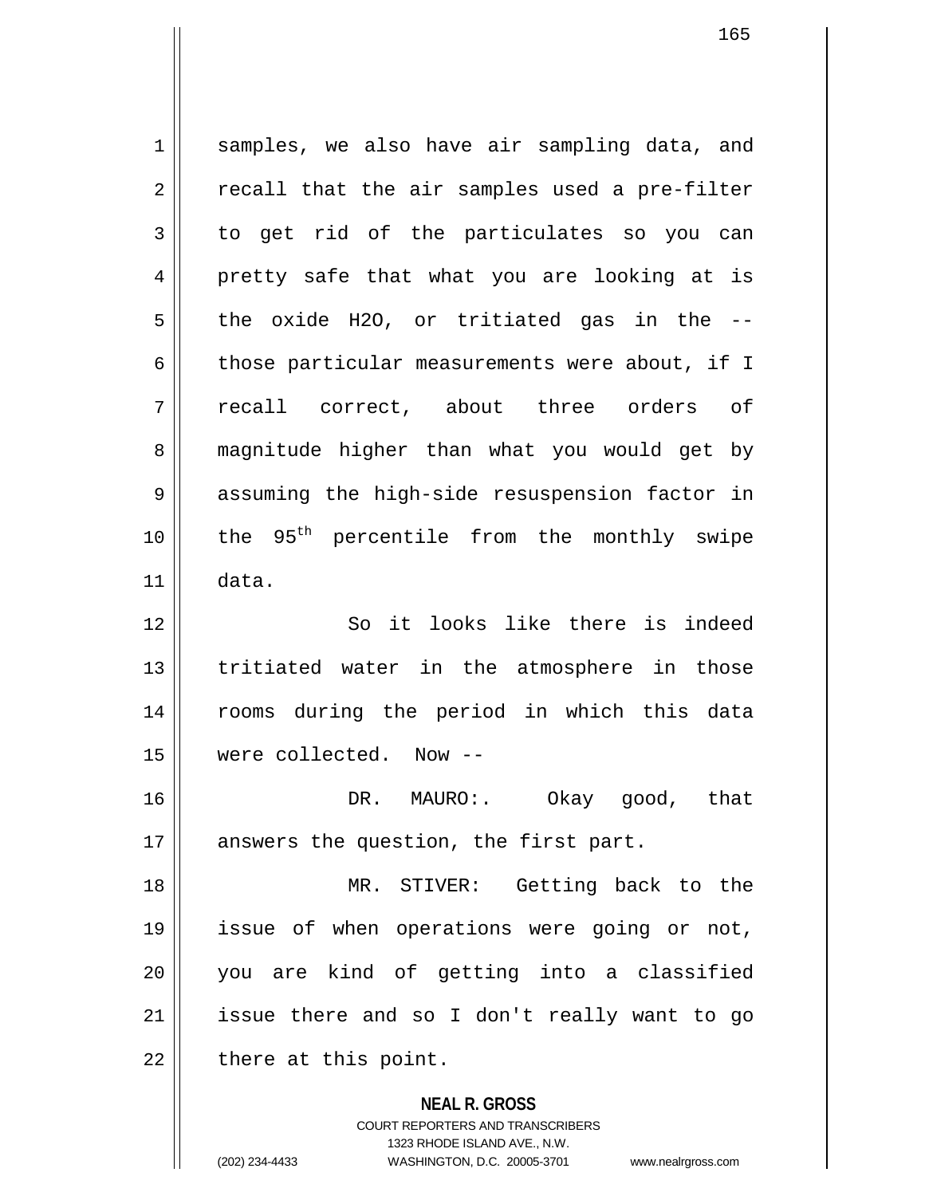samples, we also have air sampling data, and recall that the air samples used a pre-filter to get rid of the particulates so you can pretty safe that what you are looking at is the oxide H2O, or tritiated gas in the -- those particular measurements were about, if I recall correct, about three orders of magnitude higher than what you would get by assuming the high-side resuspension factor in the 95$^{th}$ percentile from the monthly swipe data.

So it looks like there is indeed tritiated water in the atmosphere in those rooms during the period in which this data were collected. Now --

DR. MAURO:. Okay good, that answers the question, the first part.

MR. STIVER: Getting back to the issue of when operations were going or not, you are kind of getting into a classified issue there and so I don't really want to go there at this point.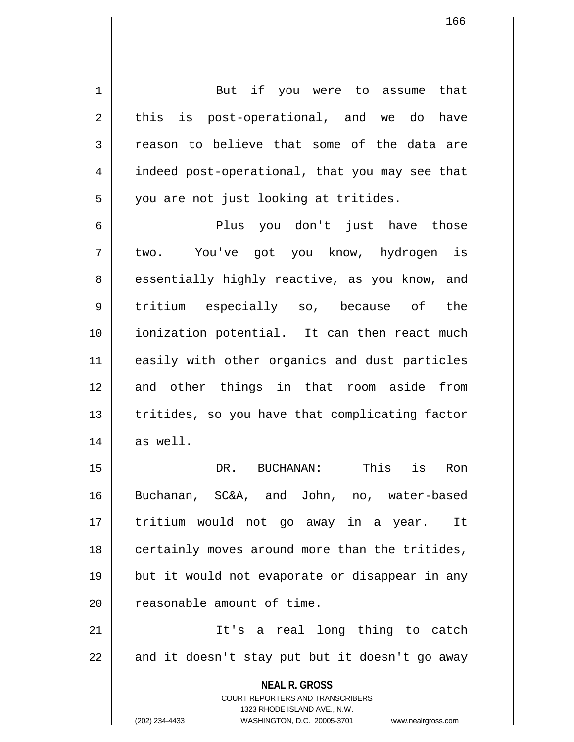But if you were to assume that this is post-operational, and we do have reason to believe that some of the data are indeed post-operational, that you may see that you are not just looking at tritides.

Plus you don't just have those two. You've got you know, hydrogen is essentially highly reactive, as you know, and tritium especially so, because of the ionization potential. It can then react much easily with other organics and dust particles and other things in that room aside from tritides, so you have that complicating factor as well.

DR. BUCHANAN: This is Ron Buchanan, SC&A, and John, no, water-based tritium would not go away in a year. It certainly moves around more than the tritides, but it would not evaporate or disappear in any reasonable amount of time.

It's a real long thing to catch and it doesn't stay put but it doesn't go away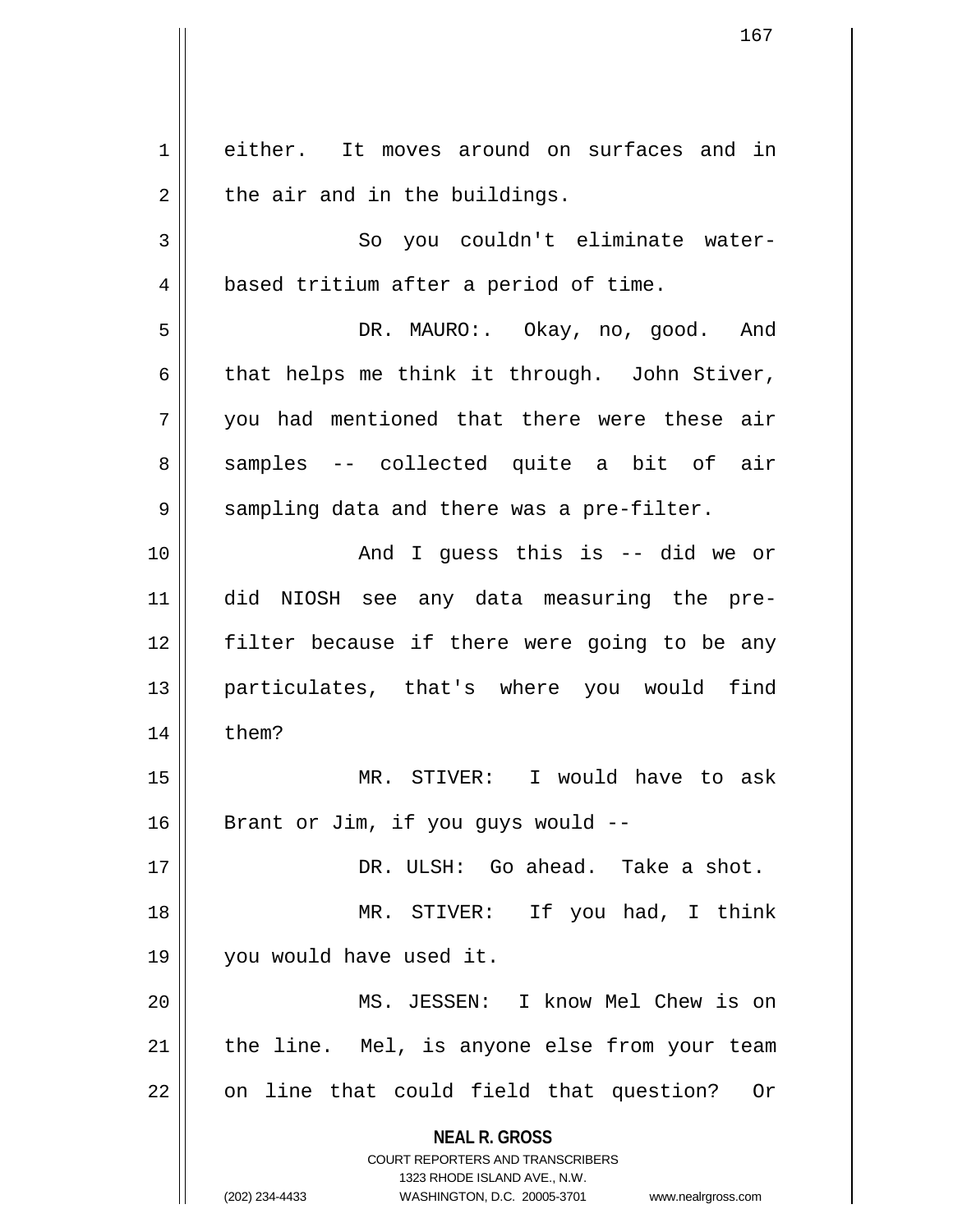either. It moves around on surfaces and in the air and in the buildings.

So you couldn't eliminate water-based tritium after a period of time.

DR. MAURO:. Okay, no, good. And that helps me think it through. John Stiver, you had mentioned that there were these air samples -- collected quite a bit of air sampling data and there was a pre-filter.

And I guess this is -- did we or did NIOSH see any data measuring the pre-filter because if there were going to be any particulates, that's where you would find them?

MR. STIVER: I would have to ask Brant or Jim, if you guys would --

DR. ULSH: Go ahead. Take a shot.

MR. STIVER: If you had, I think you would have used it.

MS. JESSEN: I know Mel Chew is on the line. Mel, is anyone else from your team on line that could field that question? Or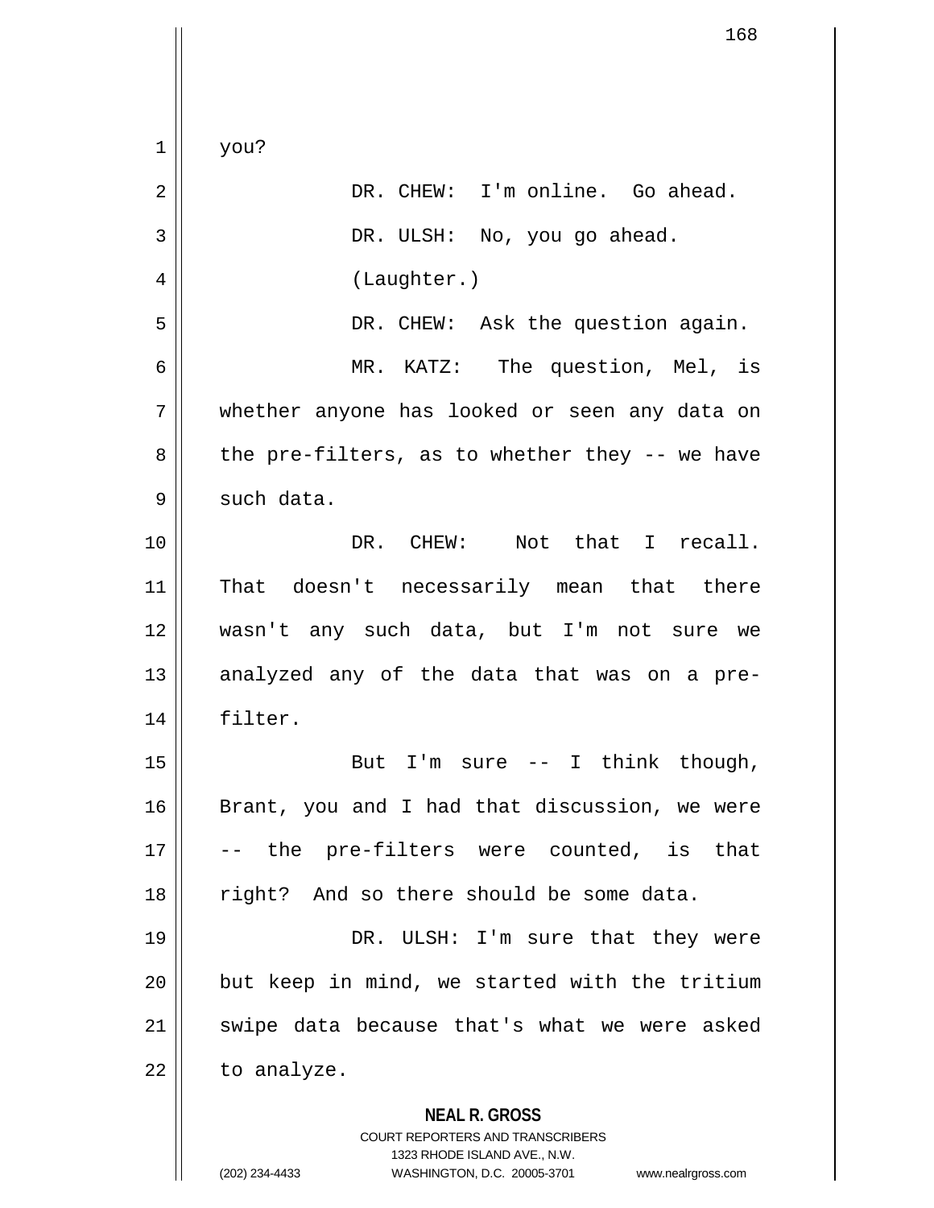you?

DR. CHEW: I'm online. Go ahead.

DR. ULSH: No, you go ahead.

(Laughter.)

DR. CHEW: Ask the question again.

MR. KATZ: The question, Mel, is whether anyone has looked or seen any data on the pre-filters, as to whether they -- we have such data.

DR. CHEW: Not that I recall. That doesn't necessarily mean that there wasn't any such data, but I'm not sure we analyzed any of the data that was on a pre-filter.

But I'm sure -- I think though, Brant, you and I had that discussion, we were -- the pre-filters were counted, is that right? And so there should be some data.

DR. ULSH: I'm sure that they were but keep in mind, we started with the tritium swipe data because that's what we were asked to analyze.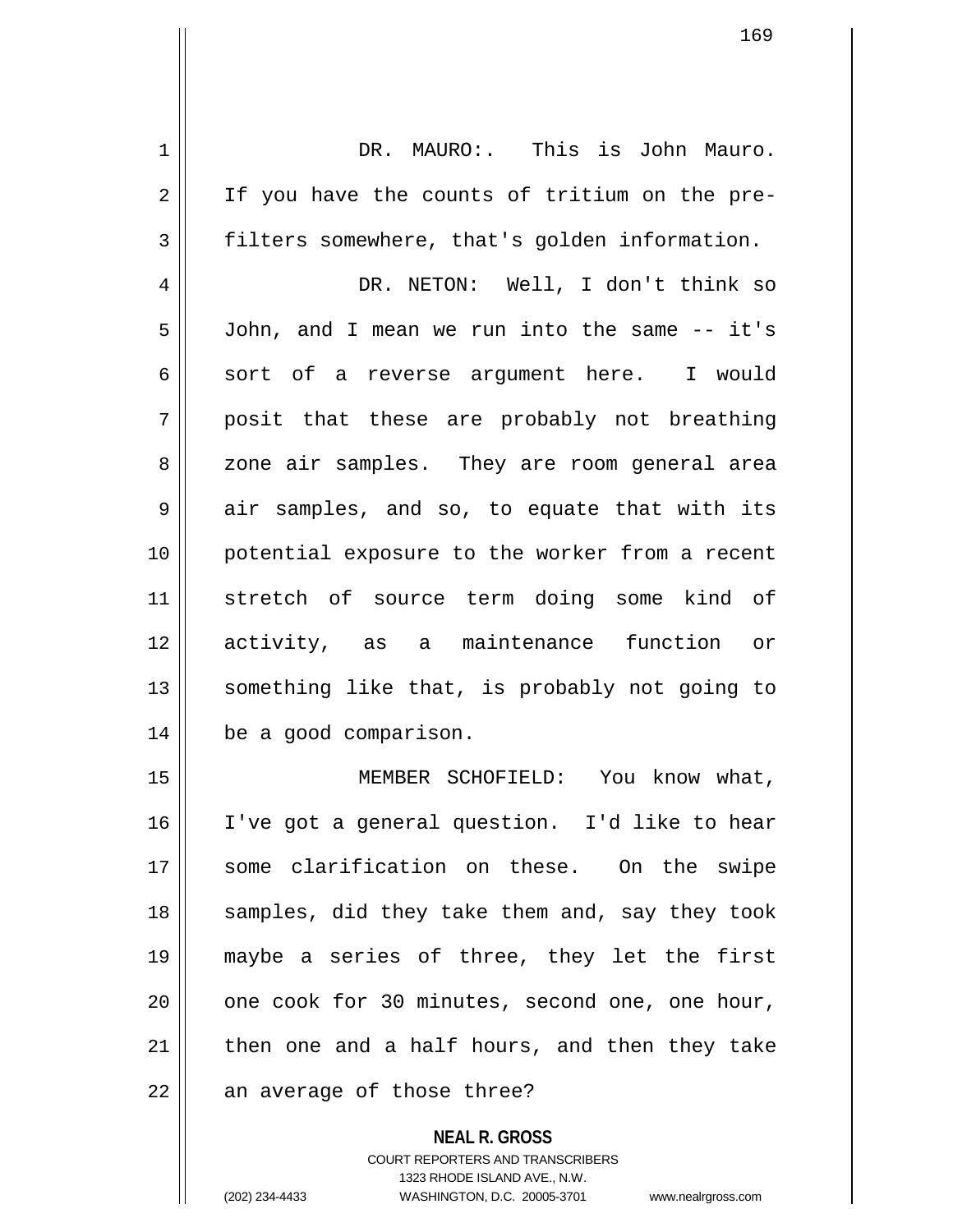DR. MAURO:. This is John Mauro. If you have the counts of tritium on the pre-filters somewhere, that's golden information.

DR. NETON: Well, I don't think so John, and I mean we run into the same -- it's sort of a reverse argument here. I would posit that these are probably not breathing zone air samples. They are room general area air samples, and so, to equate that with its potential exposure to the worker from a recent stretch of source term doing some kind of activity, as a maintenance function or something like that, is probably not going to be a good comparison.

MEMBER SCHOFIELD: You know what, I've got a general question. I'd like to hear some clarification on these. On the swipe samples, did they take them and, say they took maybe a series of three, they let the first one cook for 30 minutes, second one, one hour, then one and a half hours, and then they take an average of those three?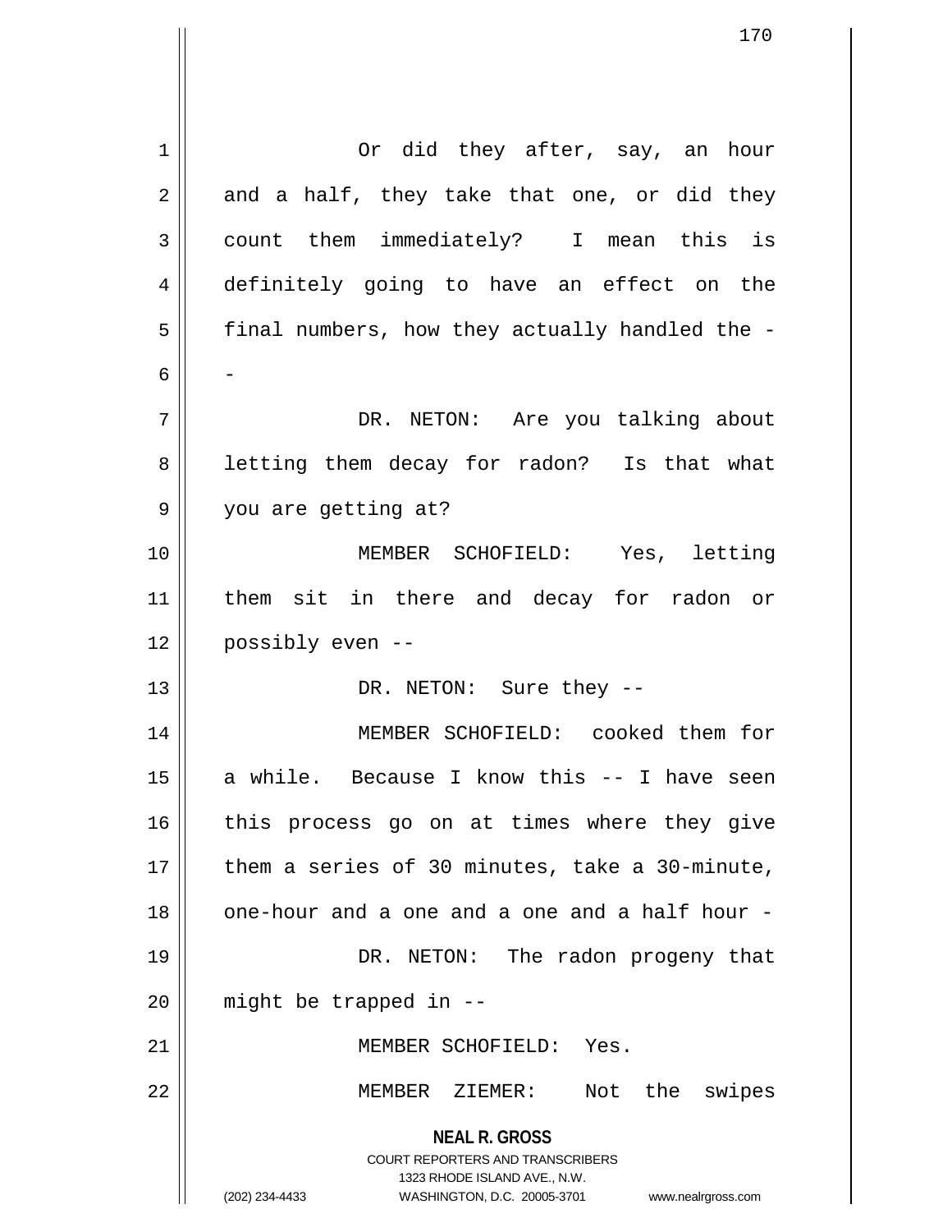Or did they after, say, an hour and a half, they take that one, or did they count them immediately? I mean this is definitely going to have an effect on the final numbers, how they actually handled the --

DR. NETON: Are you talking about letting them decay for radon? Is that what you are getting at?

MEMBER SCHOFIELD: Yes, letting them sit in there and decay for radon or possibly even --

DR. NETON: Sure they --

MEMBER SCHOFIELD: cooked them for a while. Because I know this -- I have seen this process go on at times where they give them a series of 30 minutes, take a 30-minute, one-hour and a one and a one and a half hour -

DR. NETON: The radon progeny that might be trapped in --

MEMBER SCHOFIELD: Yes.

MEMBER ZIEMER: Not the swipes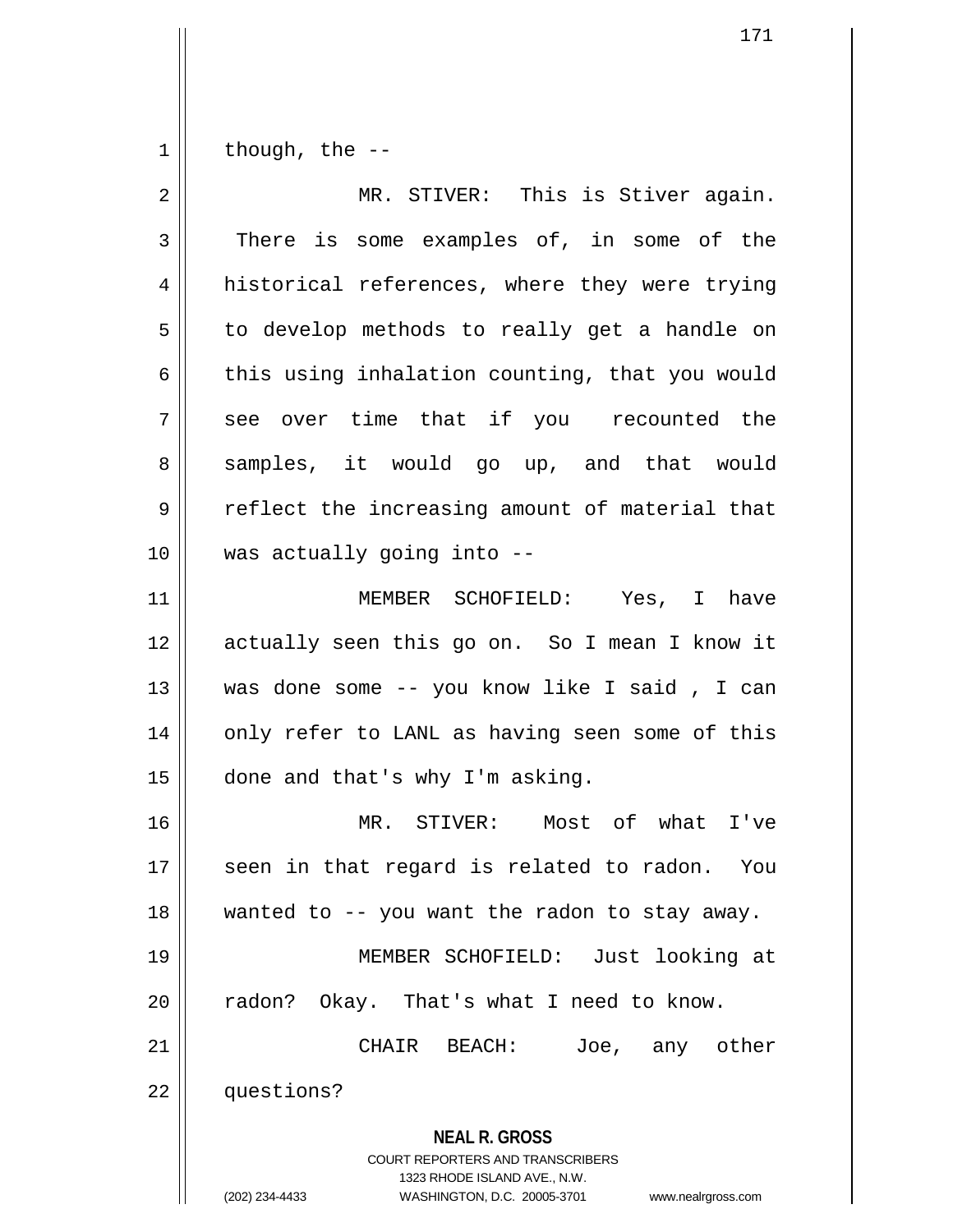though, the --

MR. STIVER: This is Stiver again. There is some examples of, in some of the historical references, where they were trying to develop methods to really get a handle on this using inhalation counting, that you would see over time that if you recounted the samples, it would go up, and that would reflect the increasing amount of material that was actually going into --

MEMBER SCHOFIELD: Yes, I have actually seen this go on. So I mean I know it was done some -- you know like I said , I can only refer to LANL as having seen some of this done and that's why I'm asking.

MR. STIVER: Most of what I've seen in that regard is related to radon. You wanted to -- you want the radon to stay away.

MEMBER SCHOFIELD: Just looking at radon? Okay. That's what I need to know.

CHAIR BEACH: Joe, any other questions?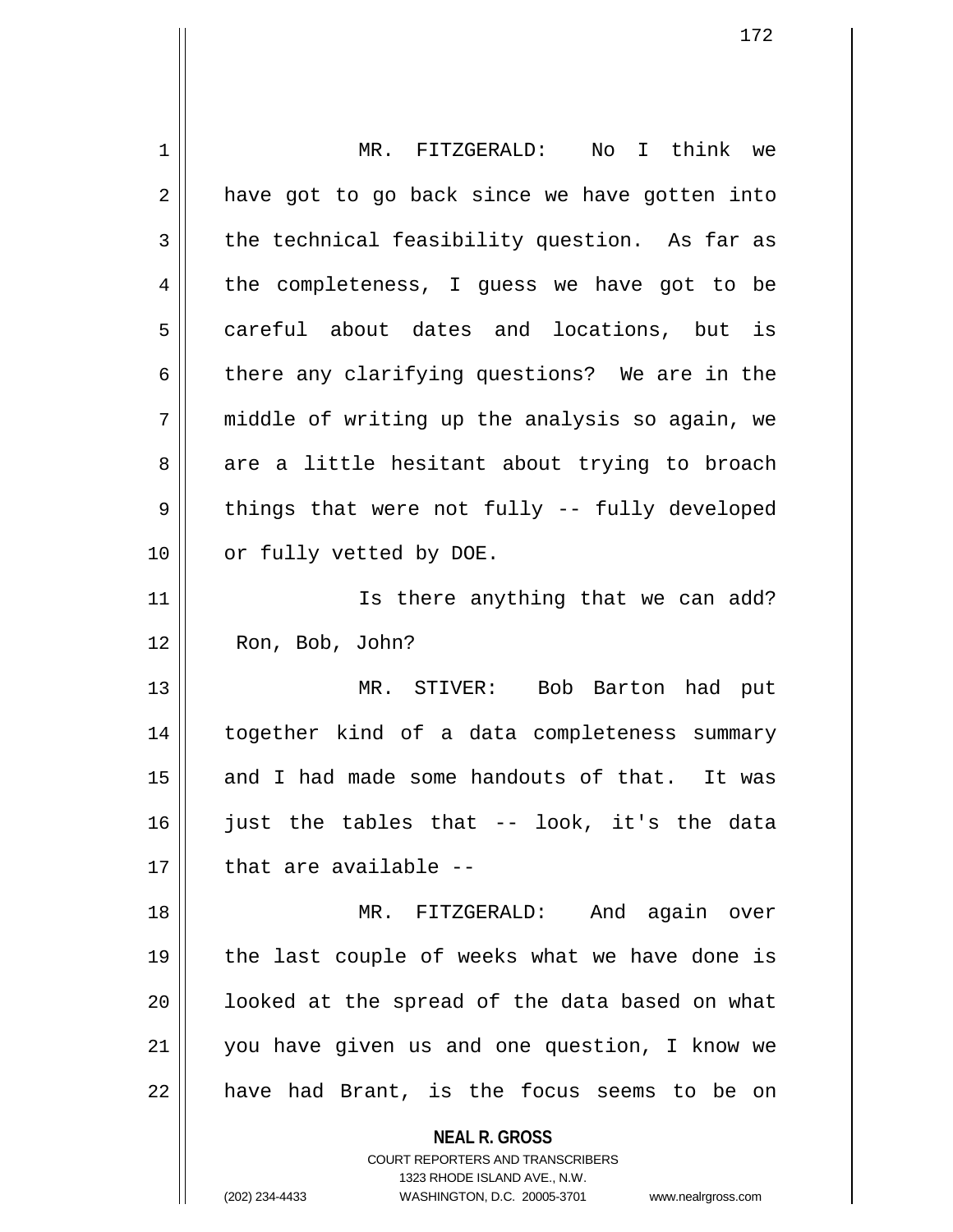MR. FITZGERALD: No I think we have got to go back since we have gotten into the technical feasibility question. As far as the completeness, I guess we have got to be careful about dates and locations, but is there any clarifying questions? We are in the middle of writing up the analysis so again, we are a little hesitant about trying to broach things that were not fully -- fully developed or fully vetted by DOE.

Is there anything that we can add? Ron, Bob, John?

MR. STIVER: Bob Barton had put together kind of a data completeness summary and I had made some handouts of that. It was just the tables that -- look, it's the data that are available --

MR. FITZGERALD: And again over the last couple of weeks what we have done is looked at the spread of the data based on what you have given us and one question, I know we have had Brant, is the focus seems to be on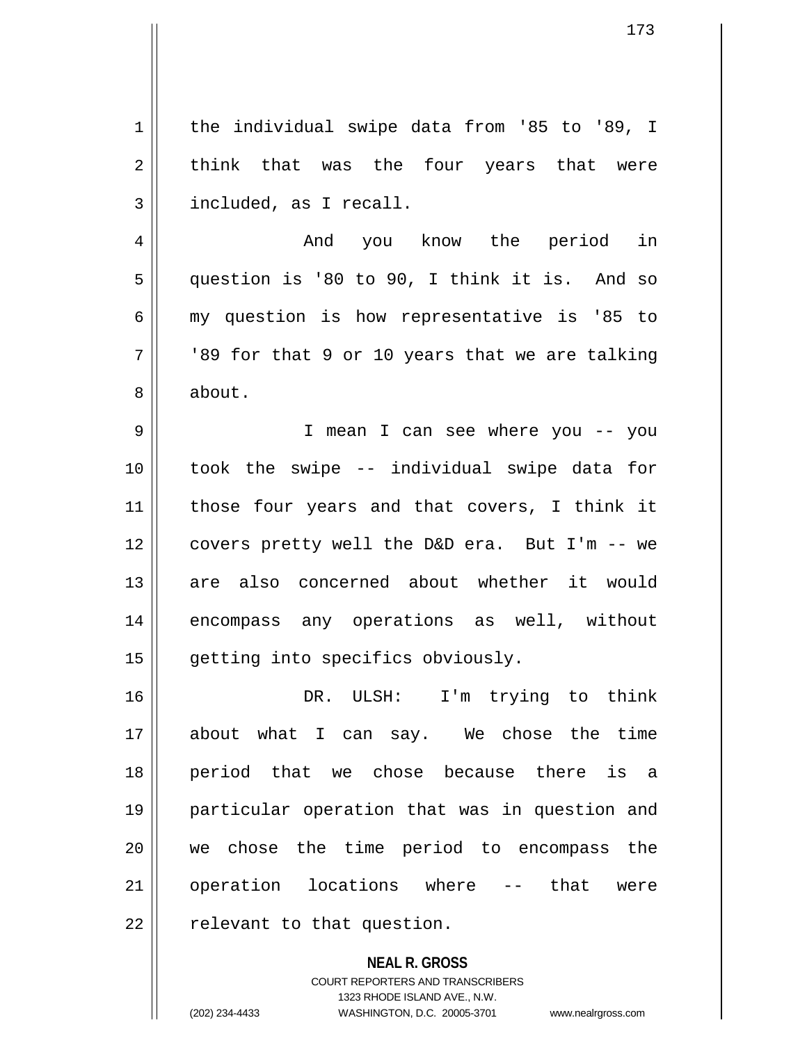the individual swipe data from '85 to '89, I think that was the four years that were included, as I recall.

And you know the period in question is '80 to 90, I think it is. And so my question is how representative is '85 to '89 for that 9 or 10 years that we are talking about.

I mean I can see where you -- you took the swipe -- individual swipe data for those four years and that covers, I think it covers pretty well the D&D era. But I'm -- we are also concerned about whether it would encompass any operations as well, without getting into specifics obviously.

DR. ULSH: I'm trying to think about what I can say. We chose the time period that we chose because there is a particular operation that was in question and we chose the time period to encompass the operation locations where -- that were relevant to that question.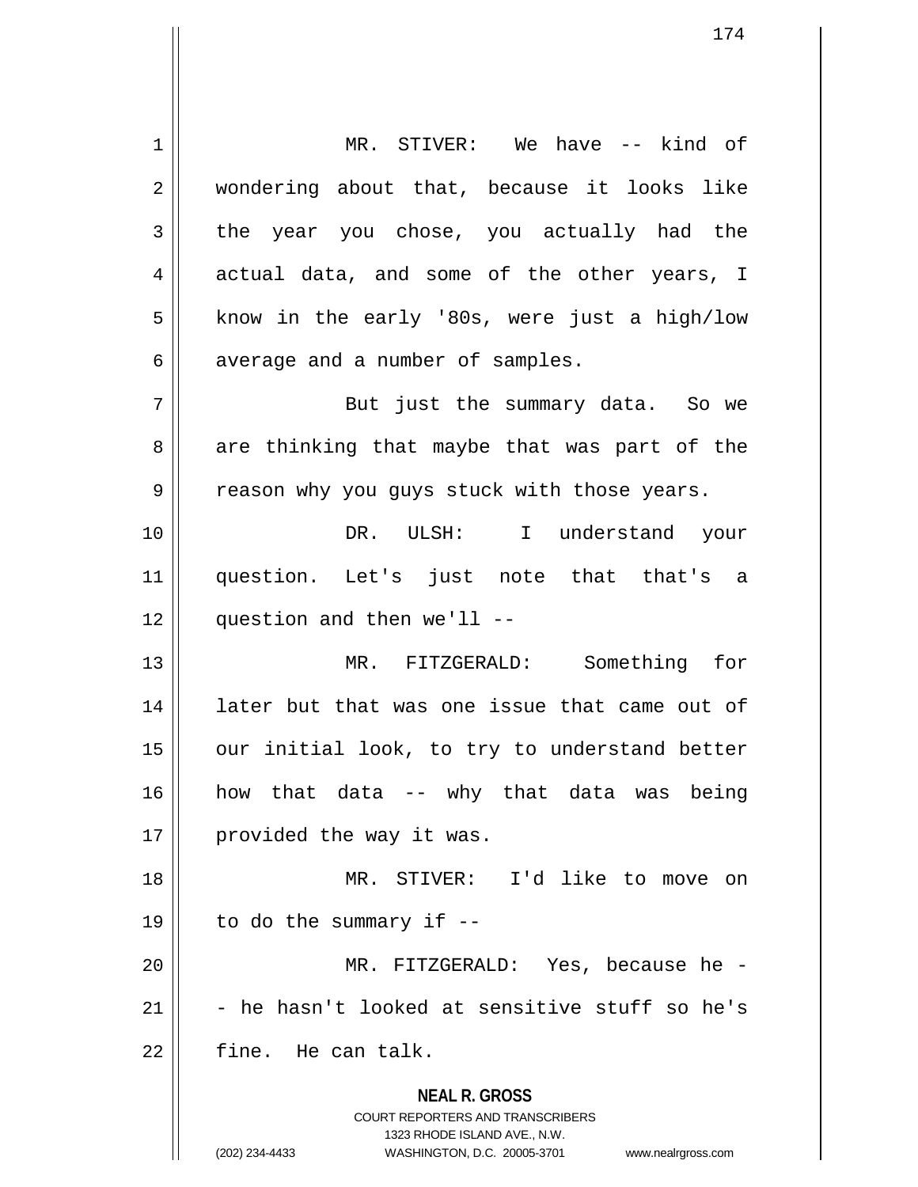MR. STIVER: We have -- kind of wondering about that, because it looks like the year you chose, you actually had the actual data, and some of the other years, I know in the early '80s, were just a high/low average and a number of samples.

But just the summary data. So we are thinking that maybe that was part of the reason why you guys stuck with those years.

DR. ULSH: I understand your question. Let's just note that that's a question and then we'll --

MR. FITZGERALD: Something for later but that was one issue that came out of our initial look, to try to understand better how that data -- why that data was being provided the way it was.

MR. STIVER: I'd like to move on to do the summary if --

MR. FITZGERALD: Yes, because he - - he hasn't looked at sensitive stuff so he's fine. He can talk.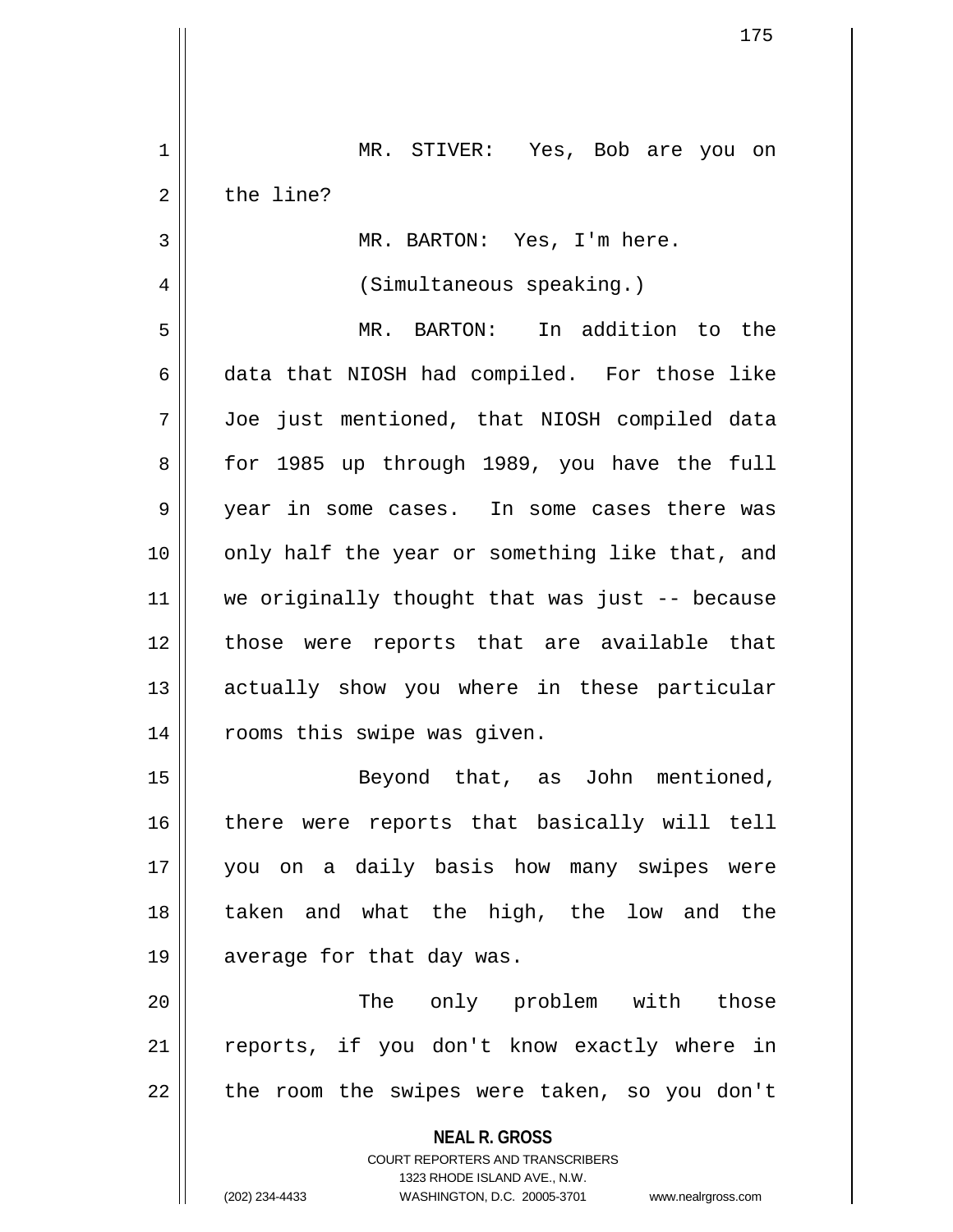MR. STIVER: Yes, Bob are you on the line?

MR. BARTON: Yes, I'm here.

(Simultaneous speaking.)

MR. BARTON: In addition to the data that NIOSH had compiled. For those like Joe just mentioned, that NIOSH compiled data for 1985 up through 1989, you have the full year in some cases. In some cases there was only half the year or something like that, and we originally thought that was just -- because those were reports that are available that actually show you where in these particular rooms this swipe was given.

Beyond that, as John mentioned, there were reports that basically will tell you on a daily basis how many swipes were taken and what the high, the low and the average for that day was.

The only problem with those reports, if you don't know exactly where in the room the swipes were taken, so you don't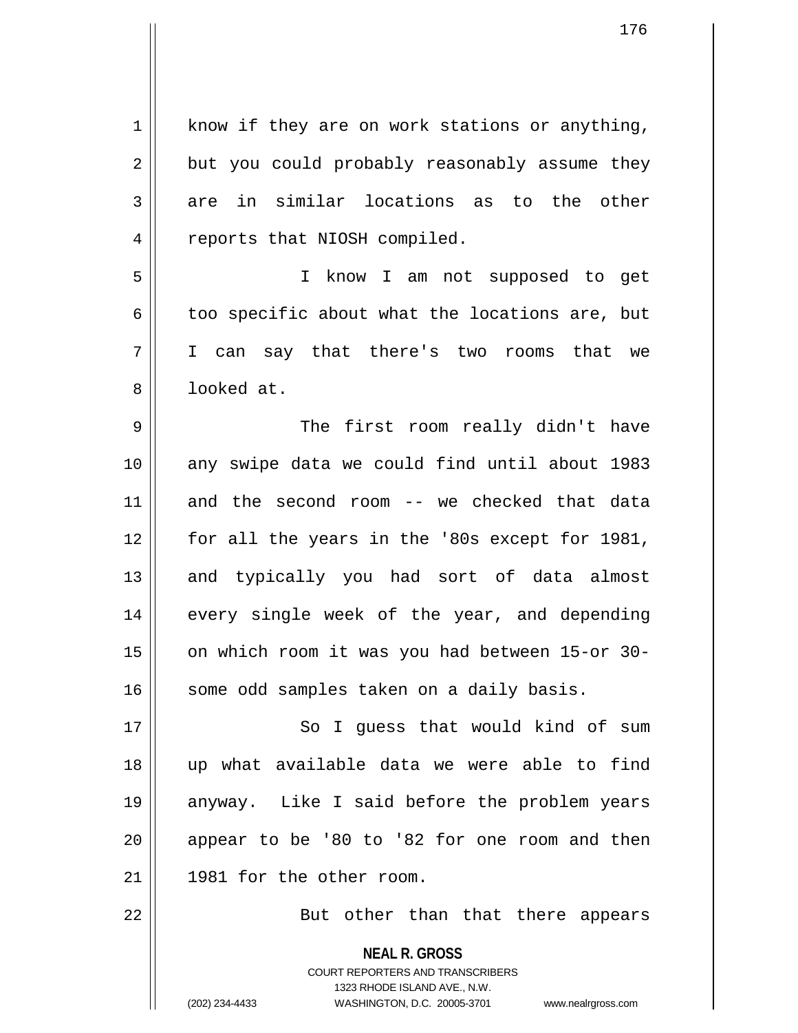know if they are on work stations or anything, but you could probably reasonably assume they are in similar locations as to the other reports that NIOSH compiled.

I know I am not supposed to get too specific about what the locations are, but I can say that there's two rooms that we looked at.

The first room really didn't have any swipe data we could find until about 1983 and the second room -- we checked that data for all the years in the '80s except for 1981, and typically you had sort of data almost every single week of the year, and depending on which room it was you had between 15-or 30-some odd samples taken on a daily basis.

So I guess that would kind of sum up what available data we were able to find anyway. Like I said before the problem years appear to be '80 to '82 for one room and then 1981 for the other room.

But other than that there appears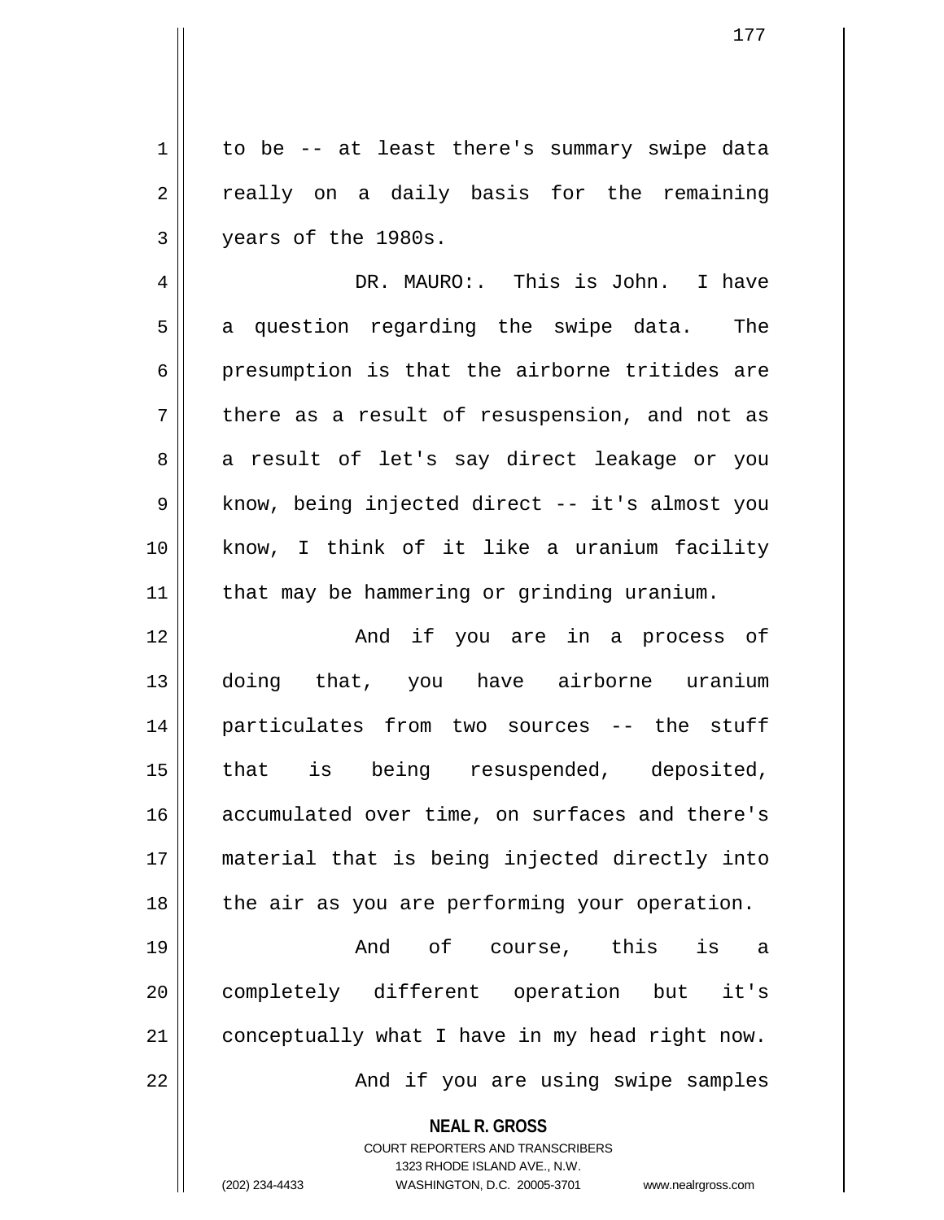to be -- at least there's summary swipe data really on a daily basis for the remaining years of the 1980s.

DR. MAURO:. This is John. I have a question regarding the swipe data. The presumption is that the airborne tritides are there as a result of resuspension, and not as a result of let's say direct leakage or you know, being injected direct -- it's almost you know, I think of it like a uranium facility that may be hammering or grinding uranium.

And if you are in a process of doing that, you have airborne uranium particulates from two sources -- the stuff that is being resuspended, deposited, accumulated over time, on surfaces and there's material that is being injected directly into the air as you are performing your operation.

And of course, this is a completely different operation but it's conceptually what I have in my head right now.

And if you are using swipe samples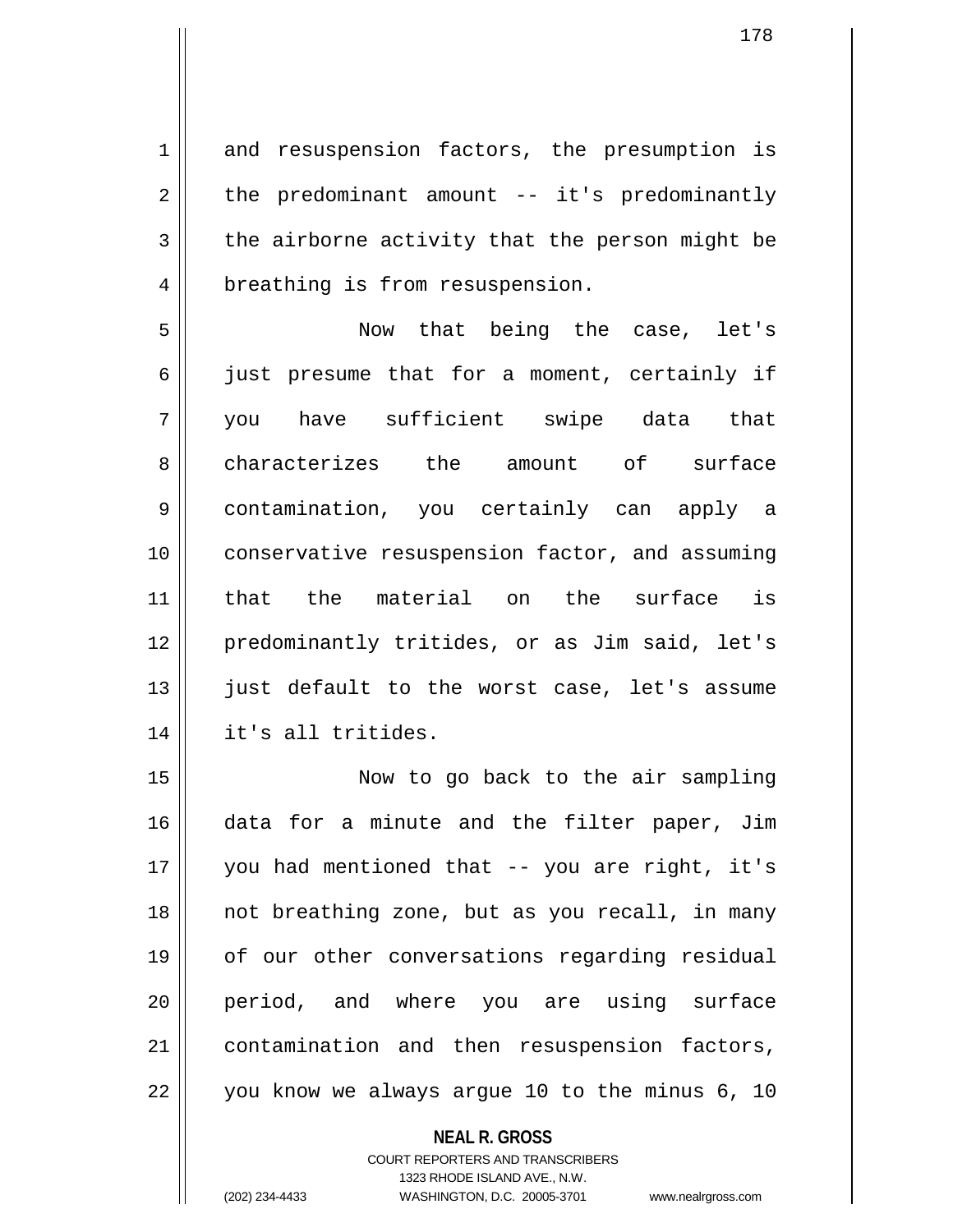and resuspension factors, the presumption is the predominant amount -- it's predominantly the airborne activity that the person might be breathing is from resuspension.

Now that being the case, let's just presume that for a moment, certainly if you have sufficient swipe data that characterizes the amount of surface contamination, you certainly can apply a conservative resuspension factor, and assuming that the material on the surface is predominantly tritides, or as Jim said, let's just default to the worst case, let's assume it's all tritides.

Now to go back to the air sampling data for a minute and the filter paper, Jim you had mentioned that -- you are right, it's not breathing zone, but as you recall, in many of our other conversations regarding residual period, and where you are using surface contamination and then resuspension factors, you know we always argue 10 to the minus 6, 10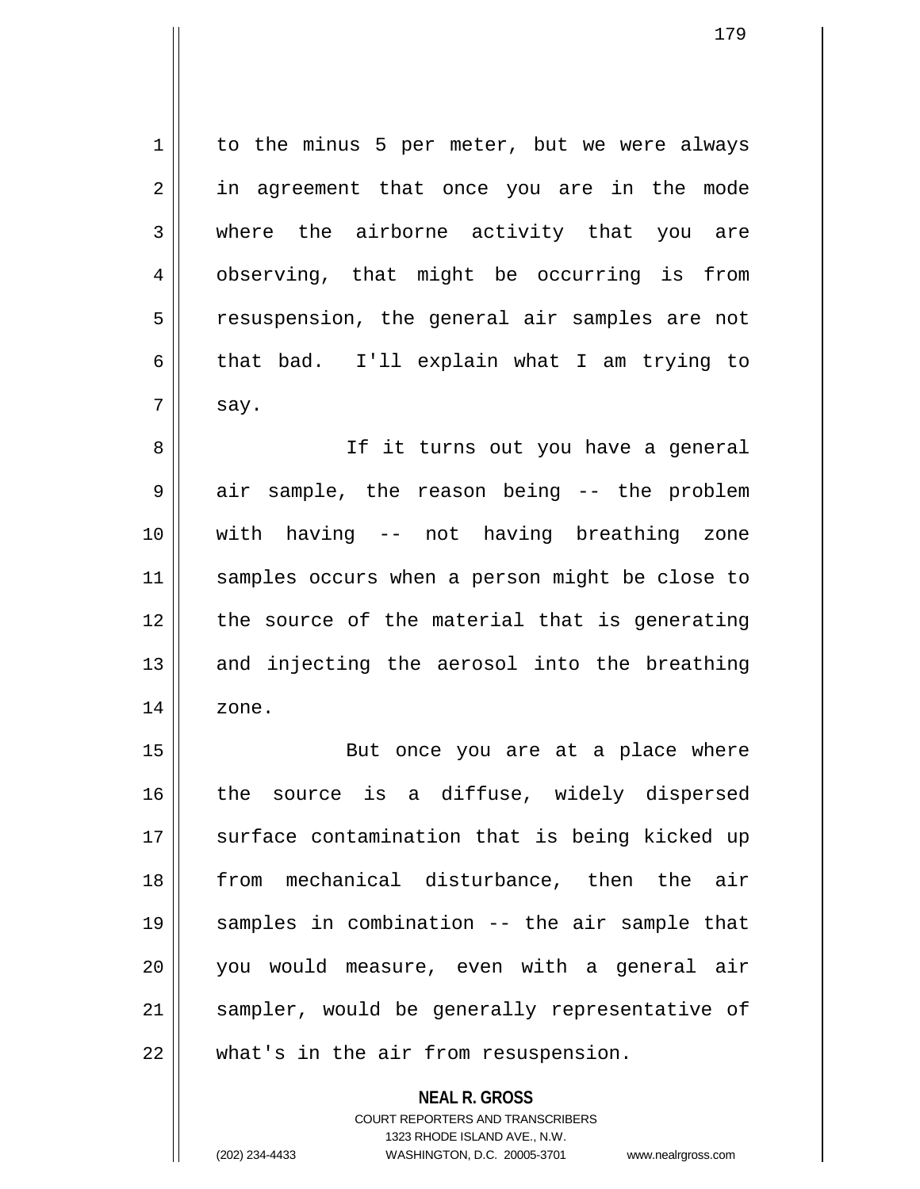to the minus 5 per meter, but we were always in agreement that once you are in the mode where the airborne activity that you are observing, that might be occurring is from resuspension, the general air samples are not that bad. I'll explain what I am trying to say.

If it turns out you have a general air sample, the reason being -- the problem with having -- not having breathing zone samples occurs when a person might be close to the source of the material that is generating and injecting the aerosol into the breathing zone.

But once you are at a place where the source is a diffuse, widely dispersed surface contamination that is being kicked up from mechanical disturbance, then the air samples in combination -- the air sample that you would measure, even with a general air sampler, would be generally representative of what's in the air from resuspension.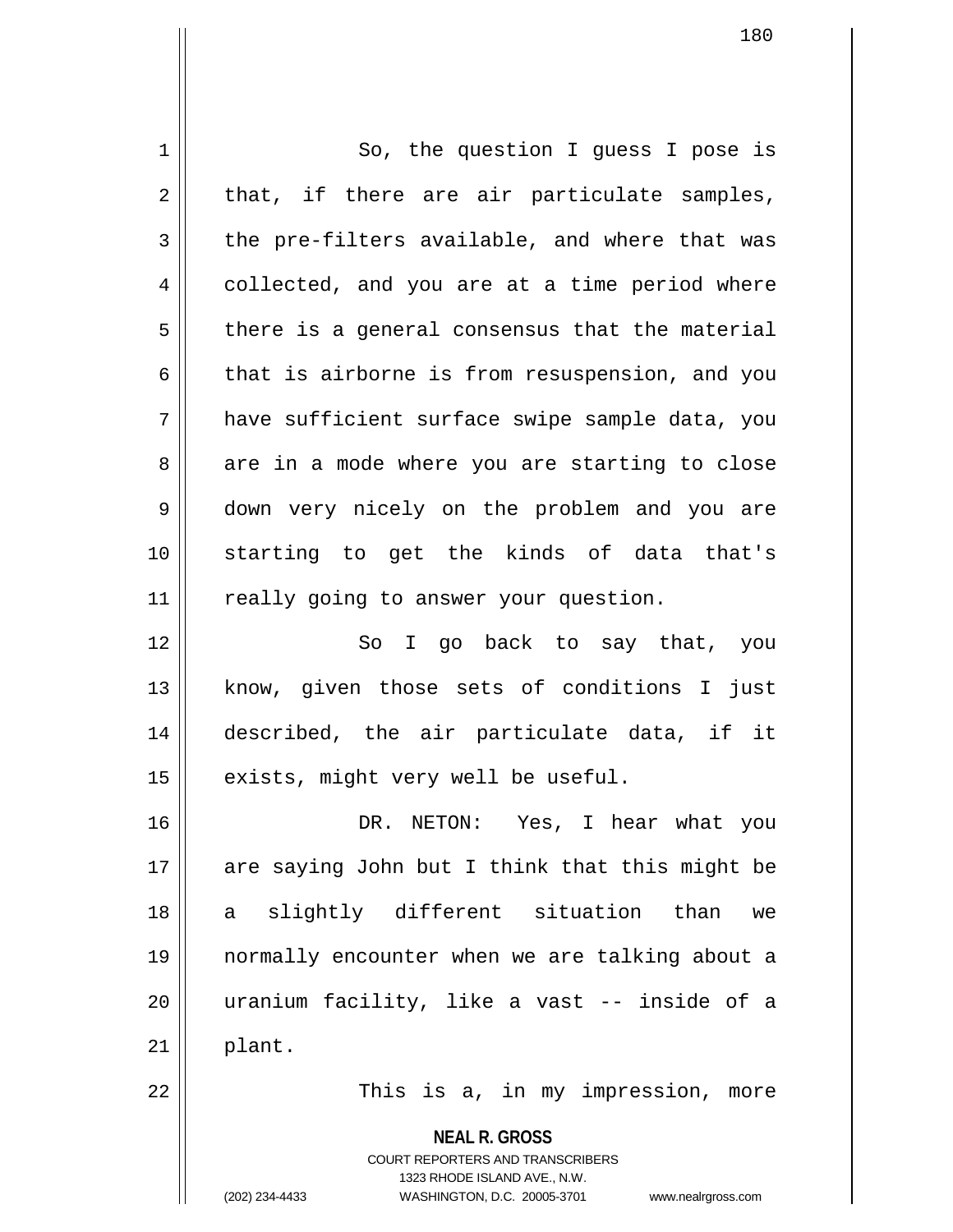So, the question I guess I pose is that, if there are air particulate samples, the pre-filters available, and where that was collected, and you are at a time period where there is a general consensus that the material that is airborne is from resuspension, and you have sufficient surface swipe sample data, you are in a mode where you are starting to close down very nicely on the problem and you are starting to get the kinds of data that's really going to answer your question.

So I go back to say that, you know, given those sets of conditions I just described, the air particulate data, if it exists, might very well be useful.

DR. NETON: Yes, I hear what you are saying John but I think that this might be a slightly different situation than we normally encounter when we are talking about a uranium facility, like a vast -- inside of a plant.

This is a, in my impression, more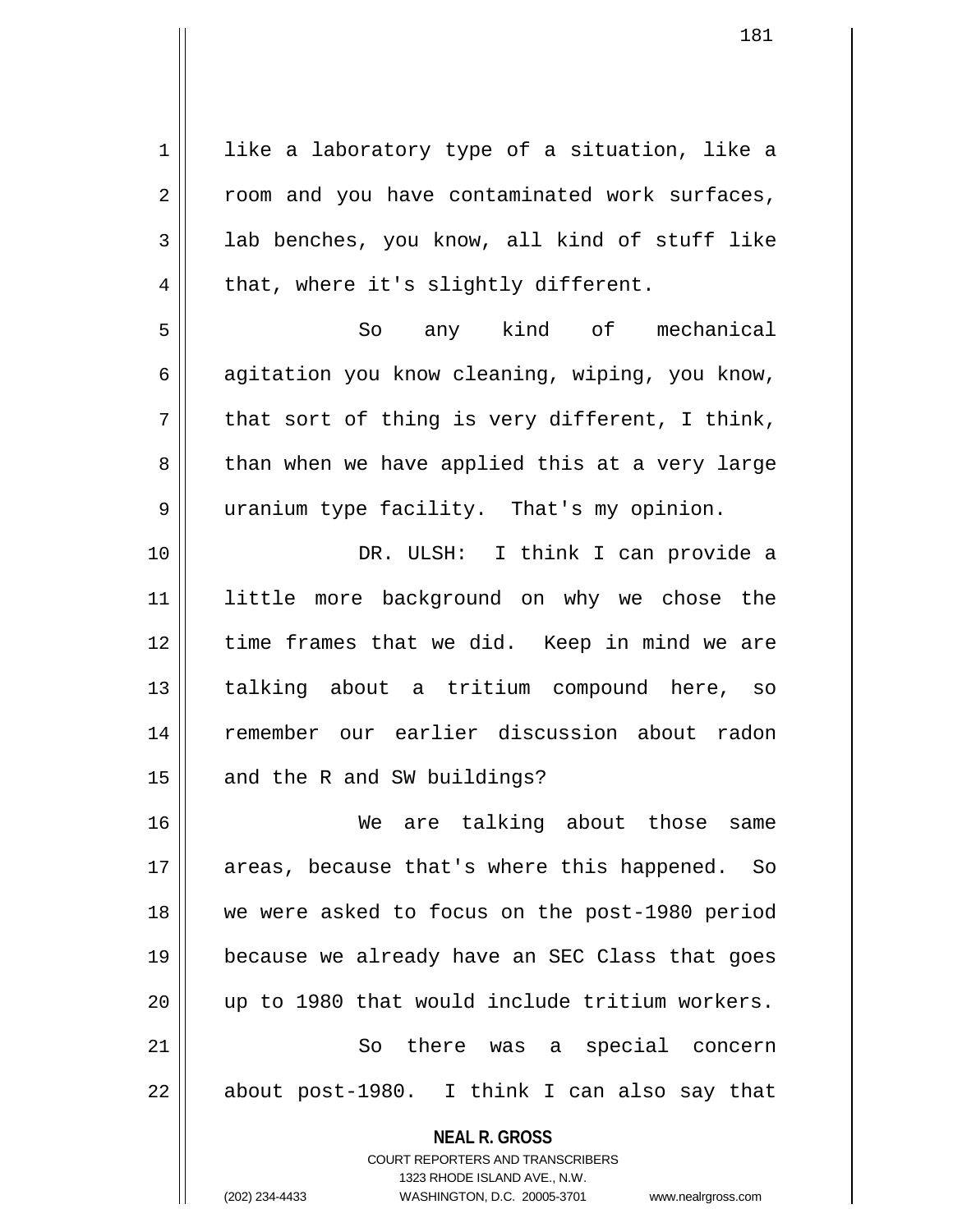like a laboratory type of a situation, like a room and you have contaminated work surfaces, lab benches, you know, all kind of stuff like that, where it's slightly different.

So any kind of mechanical agitation you know cleaning, wiping, you know, that sort of thing is very different, I think, than when we have applied this at a very large uranium type facility. That's my opinion.

DR. ULSH: I think I can provide a little more background on why we chose the time frames that we did. Keep in mind we are talking about a tritium compound here, so remember our earlier discussion about radon and the R and SW buildings?

We are talking about those same areas, because that's where this happened. So we were asked to focus on the post-1980 period because we already have an SEC Class that goes up to 1980 that would include tritium workers.

So there was a special concern about post-1980. I think I can also say that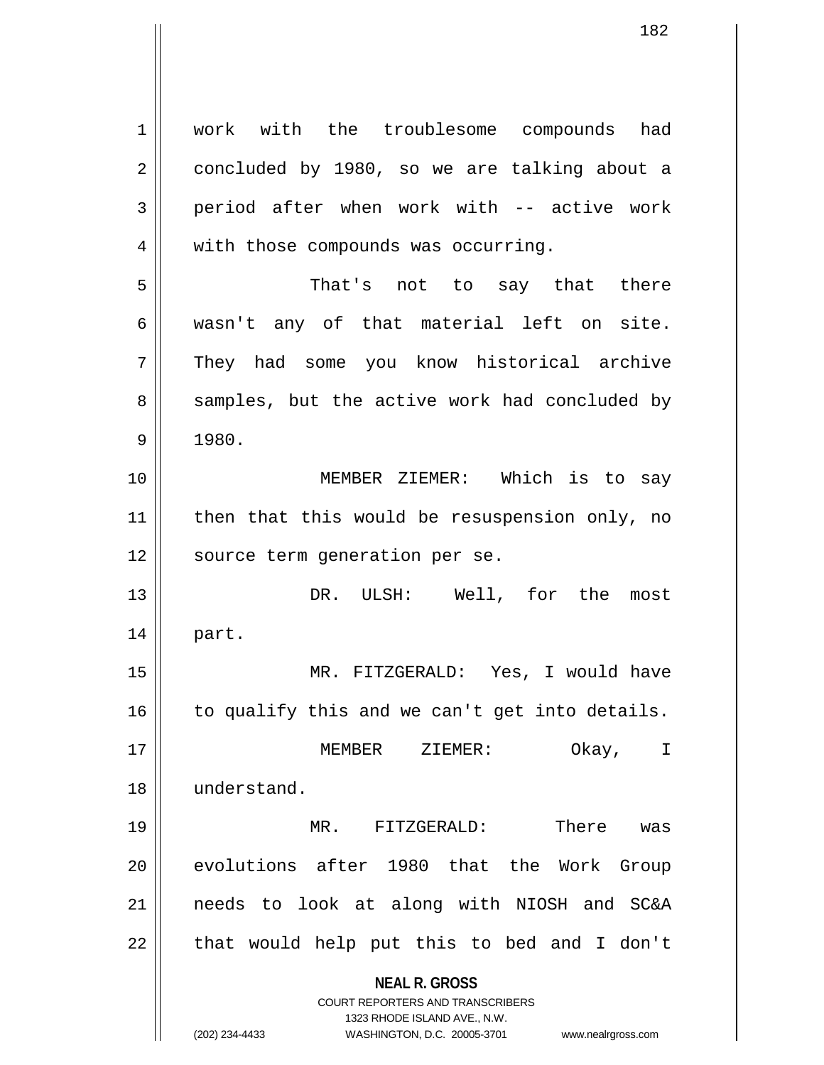work with the troublesome compounds had concluded by 1980, so we are talking about a period after when work with -- active work with those compounds was occurring.

That's not to say that there wasn't any of that material left on site. They had some you know historical archive samples, but the active work had concluded by 1980.

MEMBER ZIEMER: Which is to say then that this would be resuspension only, no source term generation per se.

DR. ULSH: Well, for the most part.

MR. FITZGERALD: Yes, I would have to qualify this and we can't get into details.

MEMBER ZIEMER: Okay, I understand.

MR. FITZGERALD: There was evolutions after 1980 that the Work Group needs to look at along with NIOSH and SC&A that would help put this to bed and I don't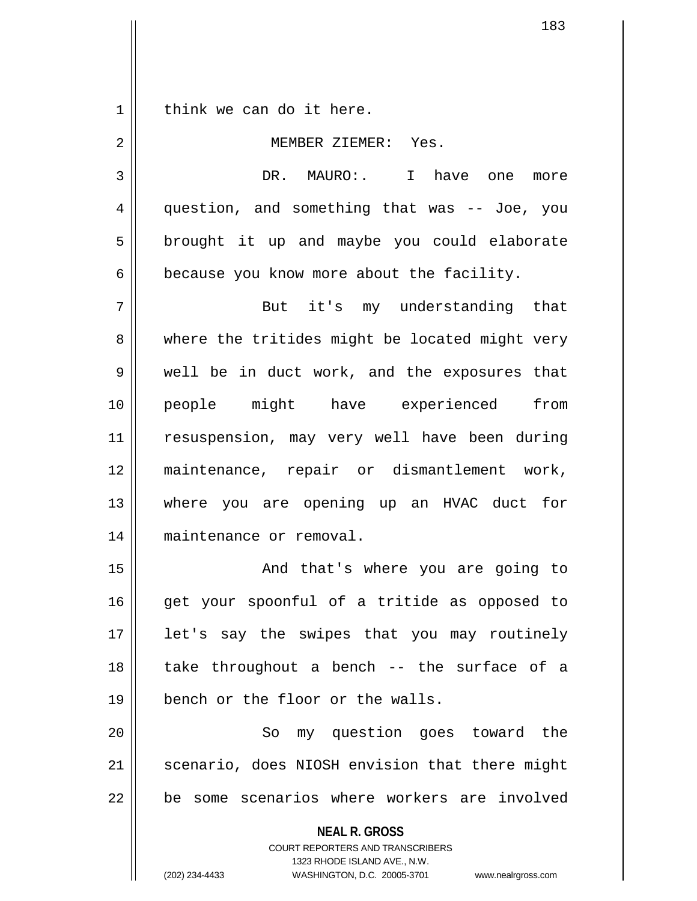think we can do it here.

MEMBER ZIEMER: Yes.

DR. MAURO:. I have one more question, and something that was -- Joe, you brought it up and maybe you could elaborate because you know more about the facility.

But it's my understanding that where the tritides might be located might very well be in duct work, and the exposures that people might have experienced from resuspension, may very well have been during maintenance, repair or dismantlement work, where you are opening up an HVAC duct for maintenance or removal.

And that's where you are going to get your spoonful of a tritide as opposed to let's say the swipes that you may routinely take throughout a bench -- the surface of a bench or the floor or the walls.

So my question goes toward the scenario, does NIOSH envision that there might be some scenarios where workers are involved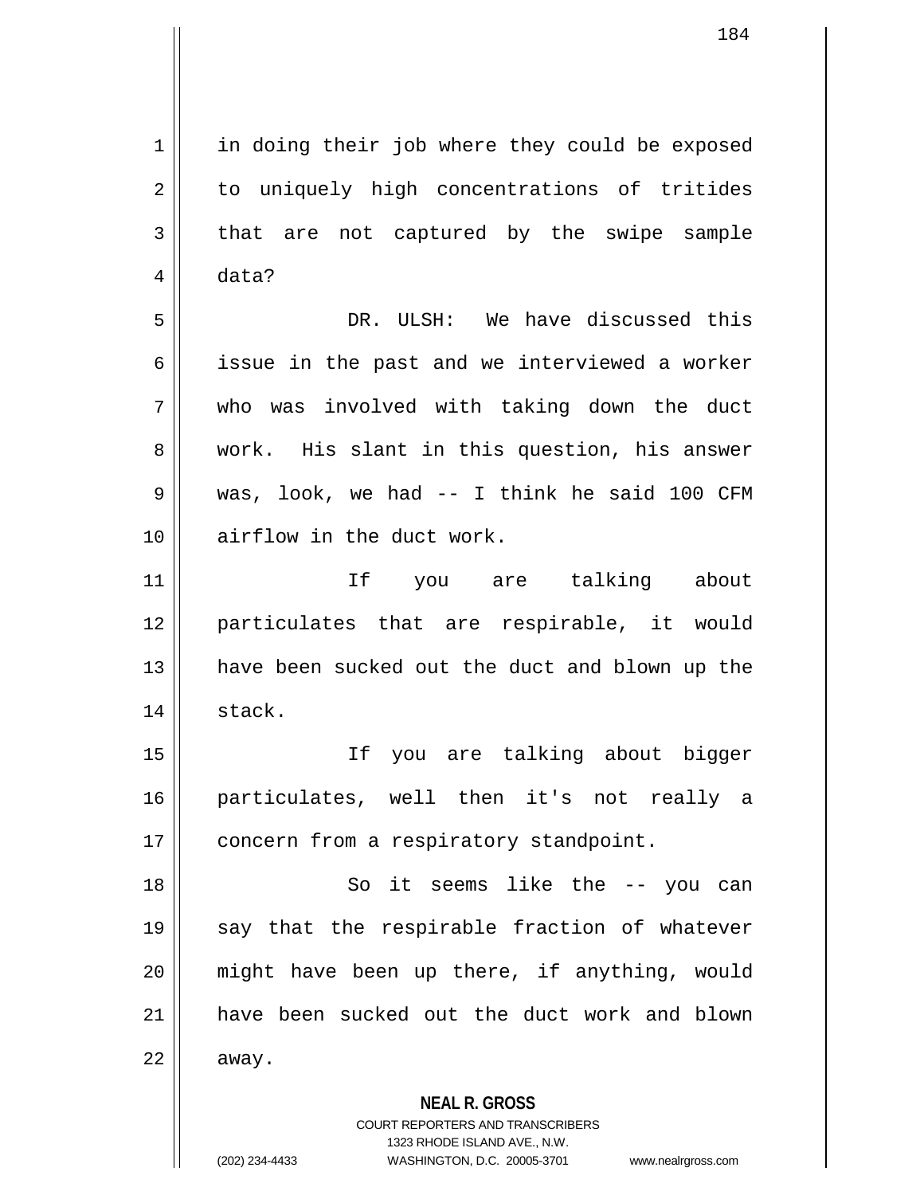in doing their job where they could be exposed to uniquely high concentrations of tritides that are not captured by the swipe sample data?

DR. ULSH: We have discussed this issue in the past and we interviewed a worker who was involved with taking down the duct work. His slant in this question, his answer was, look, we had -- I think he said 100 CFM airflow in the duct work.

If you are talking about particulates that are respirable, it would have been sucked out the duct and blown up the stack.

If you are talking about bigger particulates, well then it's not really a concern from a respiratory standpoint.

So it seems like the -- you can say that the respirable fraction of whatever might have been up there, if anything, would have been sucked out the duct work and blown away.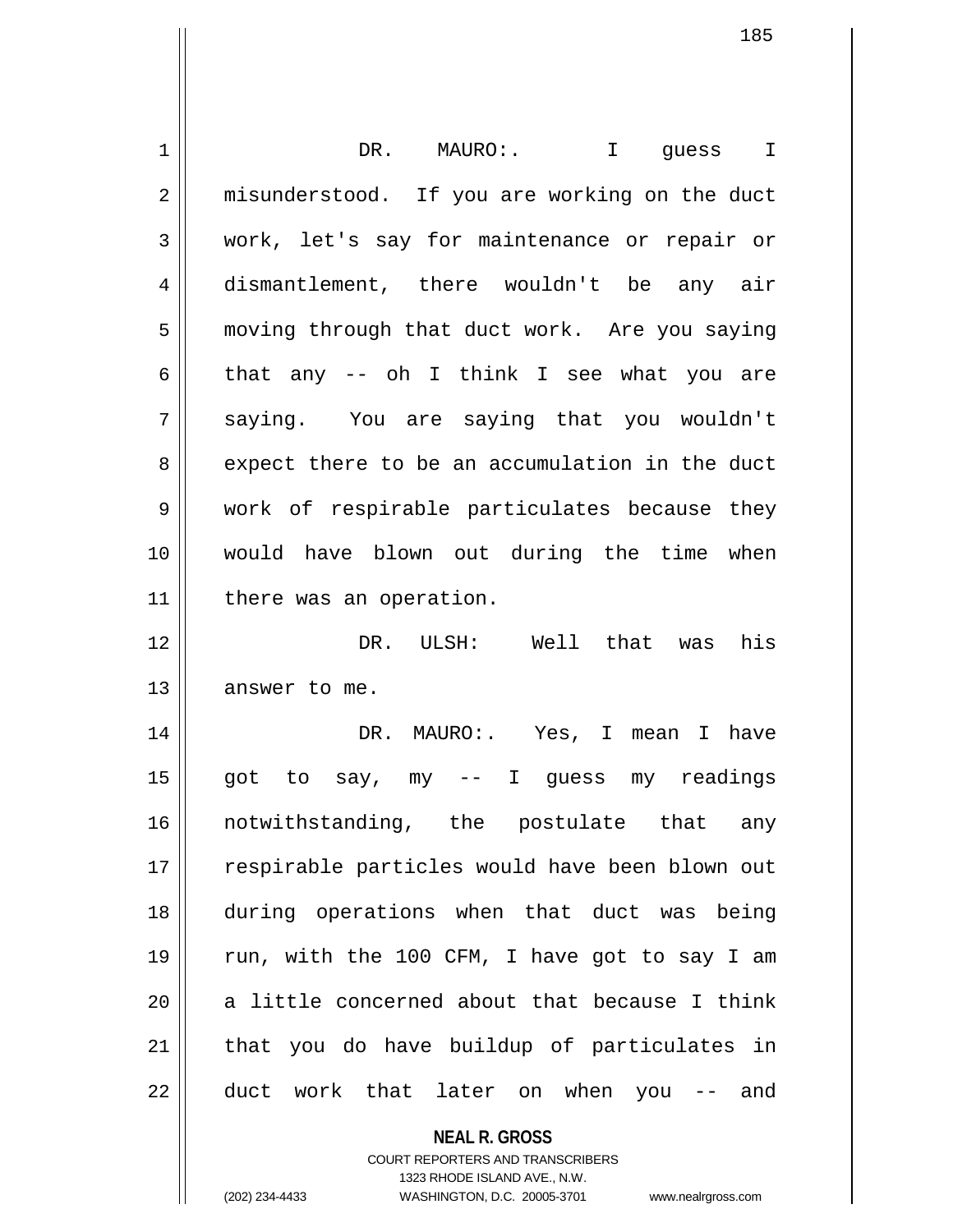DR. MAURO:. I guess I misunderstood. If you are working on the duct work, let's say for maintenance or repair or dismantlement, there wouldn't be any air moving through that duct work. Are you saying that any -- oh I think I see what you are saying. You are saying that you wouldn't expect there to be an accumulation in the duct work of respirable particulates because they would have blown out during the time when there was an operation.

DR. ULSH: Well that was his answer to me.

DR. MAURO:. Yes, I mean I have got to say, my -- I guess my readings notwithstanding, the postulate that any respirable particles would have been blown out during operations when that duct was being run, with the 100 CFM, I have got to say I am a little concerned about that because I think that you do have buildup of particulates in duct work that later on when you -- and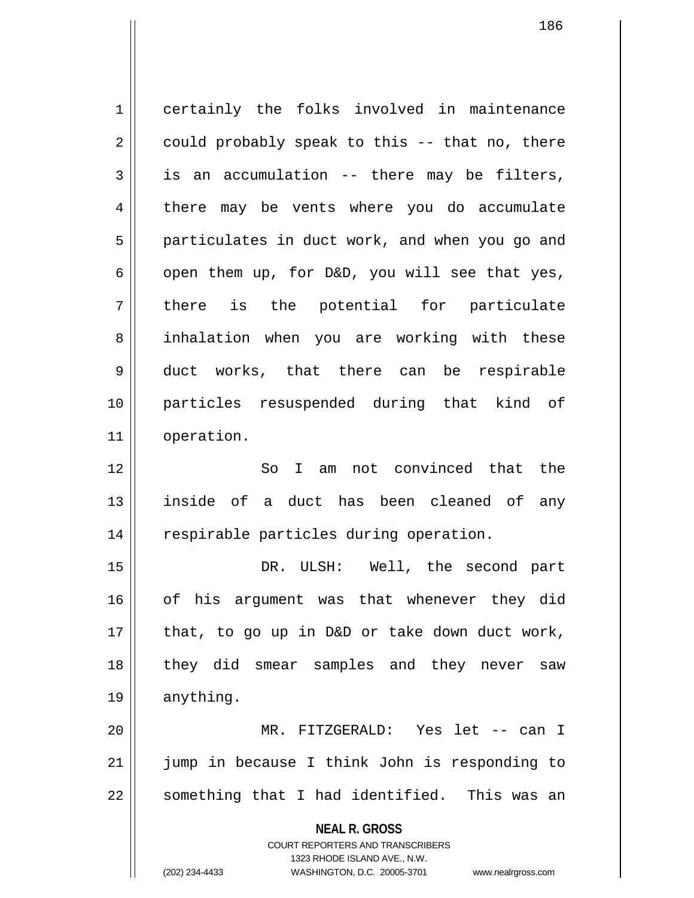certainly the folks involved in maintenance could probably speak to this -- that no, there is an accumulation -- there may be filters, there may be vents where you do accumulate particulates in duct work, and when you go and open them up, for D&D, you will see that yes, there is the potential for particulate inhalation when you are working with these duct works, that there can be respirable particles resuspended during that kind of operation.

So I am not convinced that the inside of a duct has been cleaned of any respirable particles during operation.

DR. ULSH: Well, the second part of his argument was that whenever they did that, to go up in D&D or take down duct work, they did smear samples and they never saw anything.

MR. FITZGERALD: Yes let -- can I jump in because I think John is responding to something that I had identified. This was an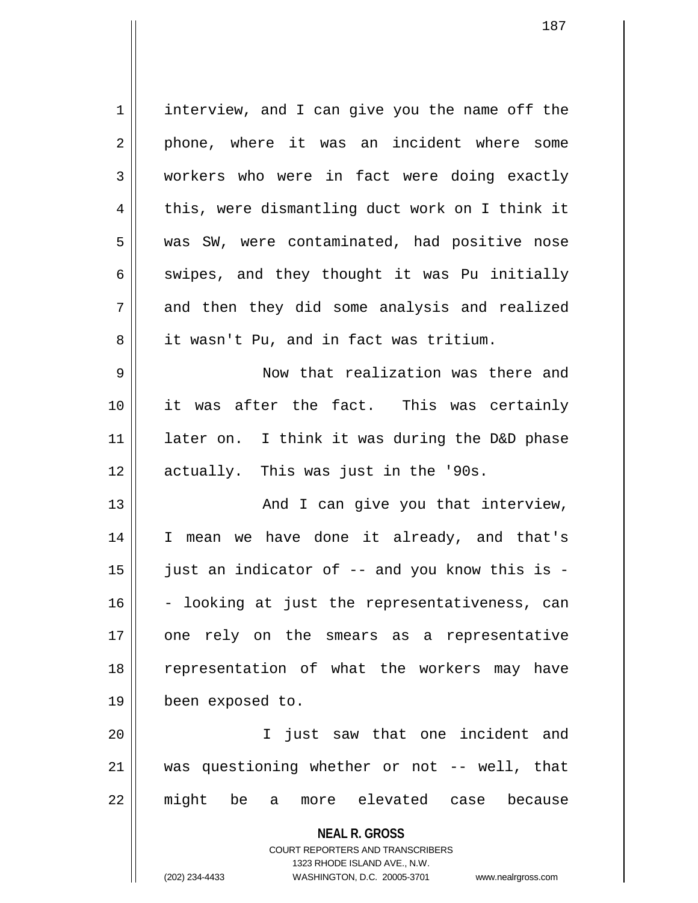interview, and I can give you the name off the phone, where it was an incident where some workers who were in fact were doing exactly this, were dismantling duct work on I think it was SW, were contaminated, had positive nose swipes, and they thought it was Pu initially and then they did some analysis and realized it wasn't Pu, and in fact was tritium.

Now that realization was there and it was after the fact. This was certainly later on. I think it was during the D&D phase actually. This was just in the '90s.

And I can give you that interview, I mean we have done it already, and that's just an indicator of -- and you know this is -- looking at just the representativeness, can one rely on the smears as a representative representation of what the workers may have been exposed to.

I just saw that one incident and was questioning whether or not -- well, that might be a more elevated case because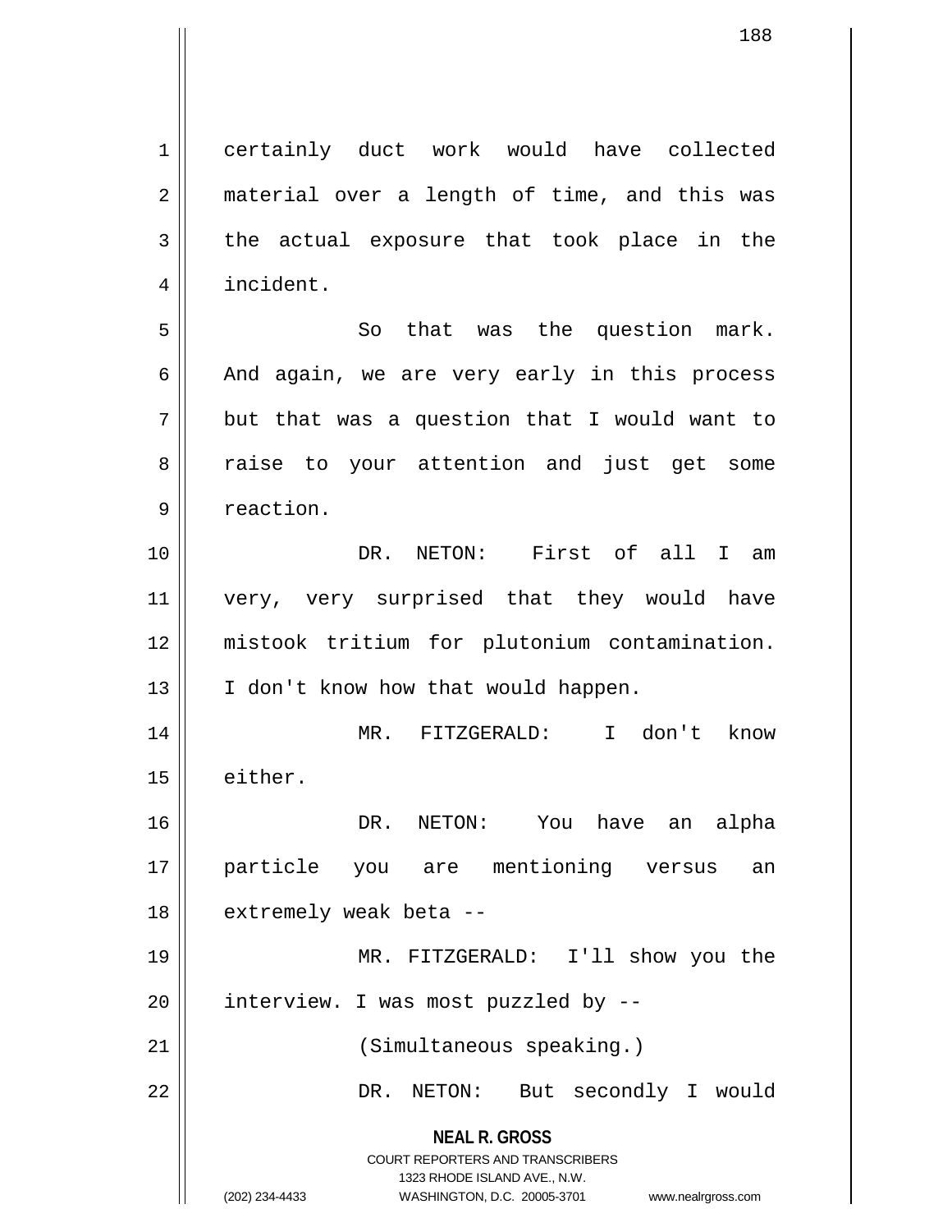certainly duct work would have collected material over a length of time, and this was the actual exposure that took place in the incident.

So that was the question mark. And again, we are very early in this process but that was a question that I would want to raise to your attention and just get some reaction.

DR. NETON: First of all I am very, very surprised that they would have mistook tritium for plutonium contamination. I don't know how that would happen.

MR. FITZGERALD: I don't know either.

DR. NETON: You have an alpha particle you are mentioning versus an extremely weak beta --

MR. FITZGERALD: I'll show you the interview. I was most puzzled by --

(Simultaneous speaking.)

DR. NETON: But secondly I would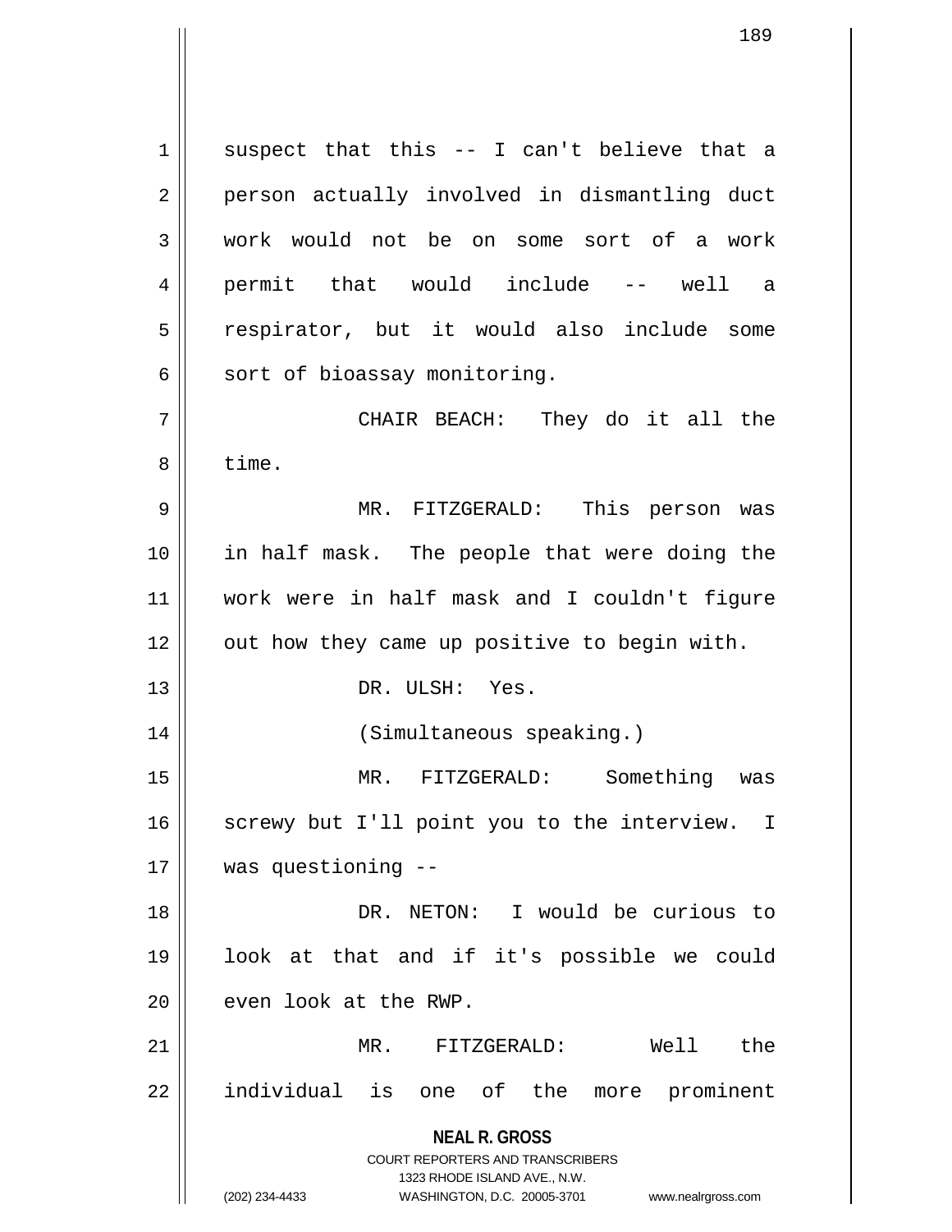suspect that this -- I can't believe that a person actually involved in dismantling duct work would not be on some sort of a work permit that would include -- well a respirator, but it would also include some sort of bioassay monitoring.

CHAIR BEACH: They do it all the time.

MR. FITZGERALD: This person was in half mask. The people that were doing the work were in half mask and I couldn't figure out how they came up positive to begin with.

DR. ULSH: Yes.

(Simultaneous speaking.)

MR. FITZGERALD: Something was screwy but I'll point you to the interview. I was questioning --

DR. NETON: I would be curious to look at that and if it's possible we could even look at the RWP.

MR. FITZGERALD: Well the individual is one of the more prominent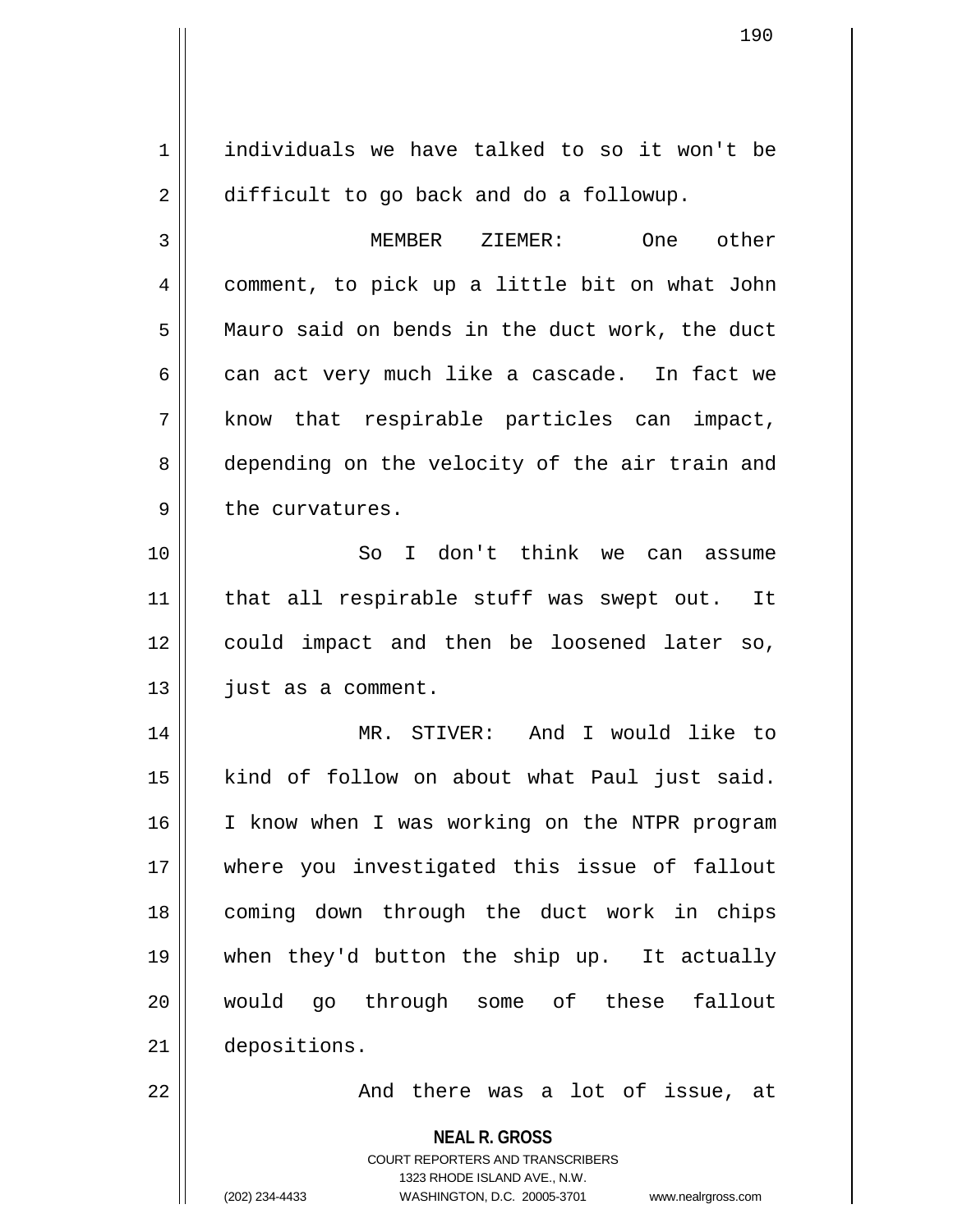individuals we have talked to so it won't be difficult to go back and do a followup.

MEMBER ZIEMER: One other comment, to pick up a little bit on what John Mauro said on bends in the duct work, the duct can act very much like a cascade. In fact we know that respirable particles can impact, depending on the velocity of the air train and the curvatures.

So I don't think we can assume that all respirable stuff was swept out. It could impact and then be loosened later so, just as a comment.

MR. STIVER: And I would like to kind of follow on about what Paul just said. I know when I was working on the NTPR program where you investigated this issue of fallout coming down through the duct work in chips when they'd button the ship up. It actually would go through some of these fallout depositions.

And there was a lot of issue, at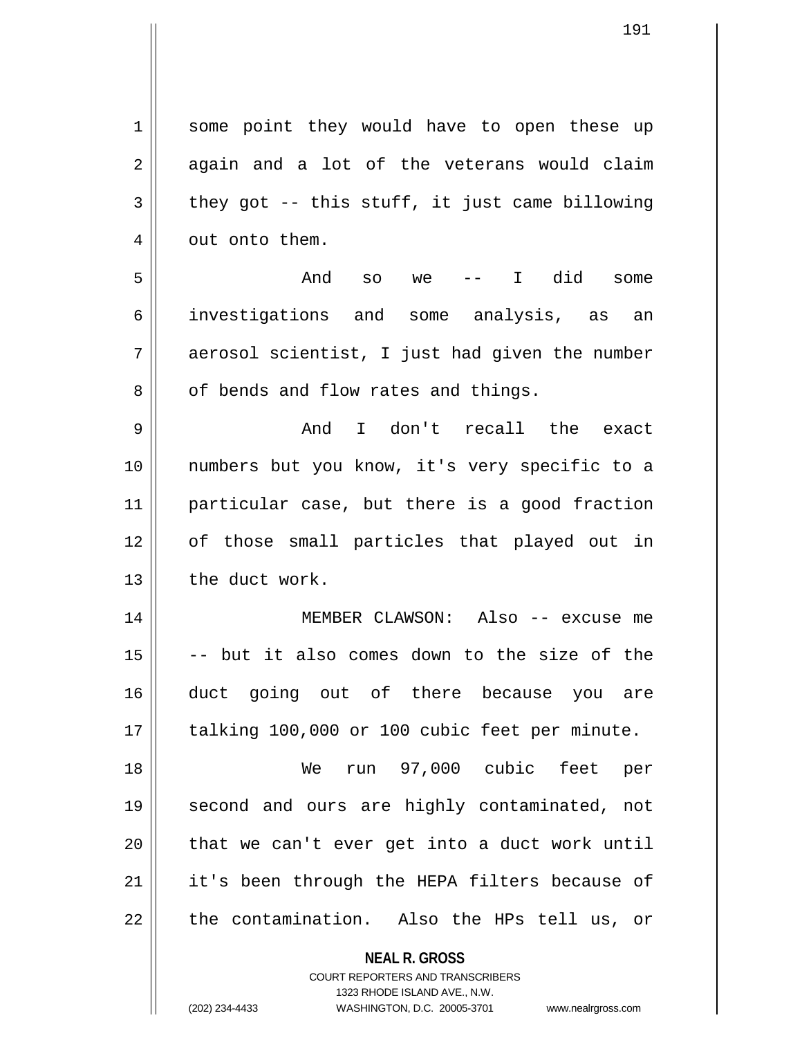some point they would have to open these up again and a lot of the veterans would claim they got -- this stuff, it just came billowing out onto them.

And so we -- I did some investigations and some analysis, as an aerosol scientist, I just had given the number of bends and flow rates and things.

And I don't recall the exact numbers but you know, it's very specific to a particular case, but there is a good fraction of those small particles that played out in the duct work.

MEMBER CLAWSON: Also -- excuse me -- but it also comes down to the size of the duct going out of there because you are talking 100,000 or 100 cubic feet per minute.

We run 97,000 cubic feet per second and ours are highly contaminated, not that we can't ever get into a duct work until it's been through the HEPA filters because of the contamination. Also the HPs tell us, or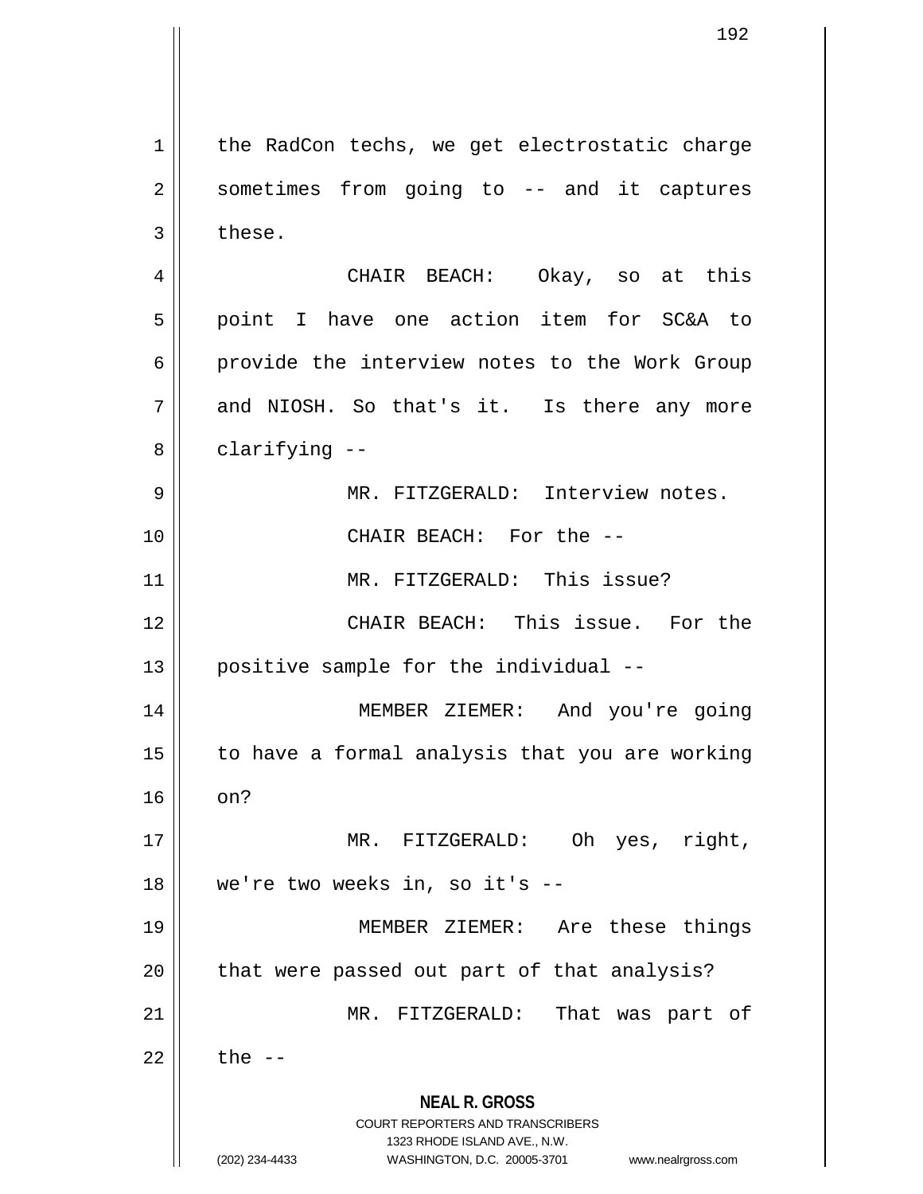the RadCon techs, we get electrostatic charge sometimes from going to -- and it captures these.

CHAIR BEACH: Okay, so at this point I have one action item for SC&A to provide the interview notes to the Work Group and NIOSH. So that's it. Is there any more clarifying --

MR. FITZGERALD: Interview notes.

CHAIR BEACH: For the --

MR. FITZGERALD: This issue?

CHAIR BEACH: This issue. For the positive sample for the individual --

MEMBER ZIEMER: And you're going to have a formal analysis that you are working on?

MR. FITZGERALD: Oh yes, right, we're two weeks in, so it's --

MEMBER ZIEMER: Are these things that were passed out part of that analysis?

MR. FITZGERALD: That was part of the --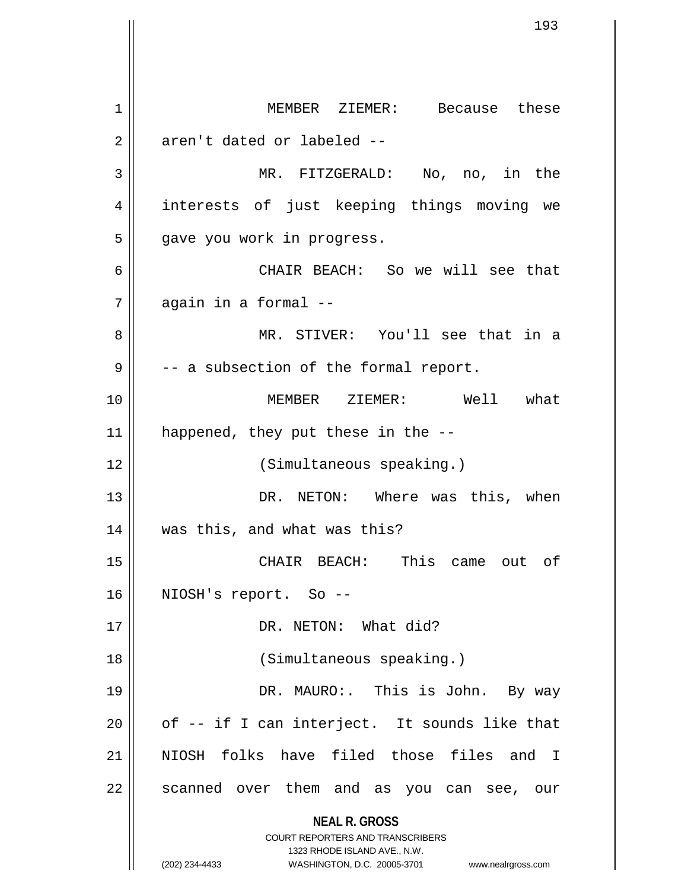MEMBER ZIEMER: Because these aren't dated or labeled --

MR. FITZGERALD: No, no, in the interests of just keeping things moving we gave you work in progress.

CHAIR BEACH: So we will see that again in a formal --

MR. STIVER: You'll see that in a -- a subsection of the formal report.

MEMBER ZIEMER: Well what happened, they put these in the --

(Simultaneous speaking.)

DR. NETON: Where was this, when was this, and what was this?

CHAIR BEACH: This came out of NIOSH's report. So --

DR. NETON: What did?

(Simultaneous speaking.)

DR. MAURO:. This is John. By way of -- if I can interject. It sounds like that NIOSH folks have filed those files and I scanned over them and as you can see, our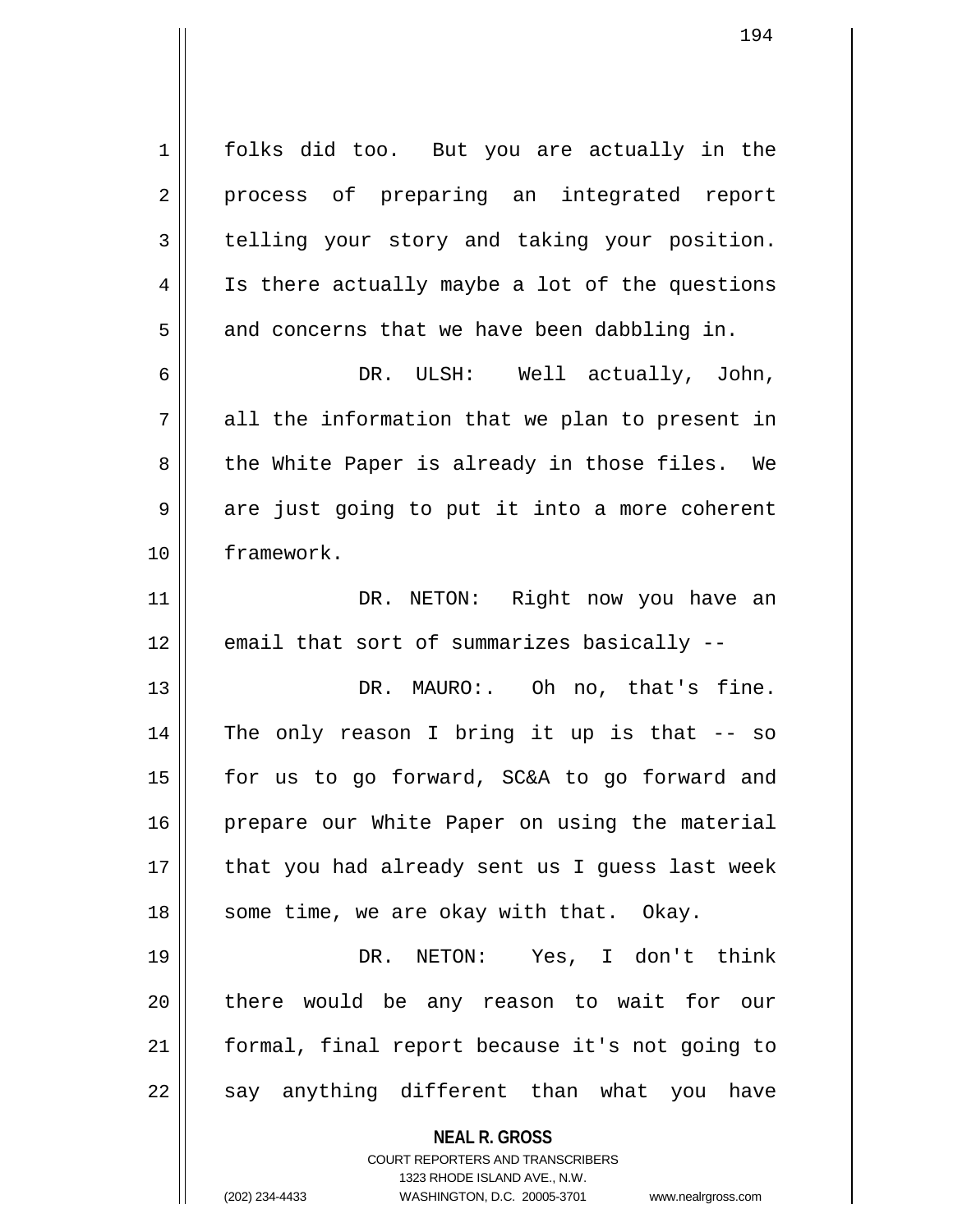folks did too. But you are actually in the process of preparing an integrated report telling your story and taking your position. Is there actually maybe a lot of the questions and concerns that we have been dabbling in.

DR. ULSH: Well actually, John, all the information that we plan to present in the White Paper is already in those files. We are just going to put it into a more coherent framework.

DR. NETON: Right now you have an email that sort of summarizes basically --

DR. MAURO:. Oh no, that's fine. The only reason I bring it up is that -- so for us to go forward, SC&A to go forward and prepare our White Paper on using the material that you had already sent us I guess last week some time, we are okay with that. Okay.

DR. NETON: Yes, I don't think there would be any reason to wait for our formal, final report because it's not going to say anything different than what you have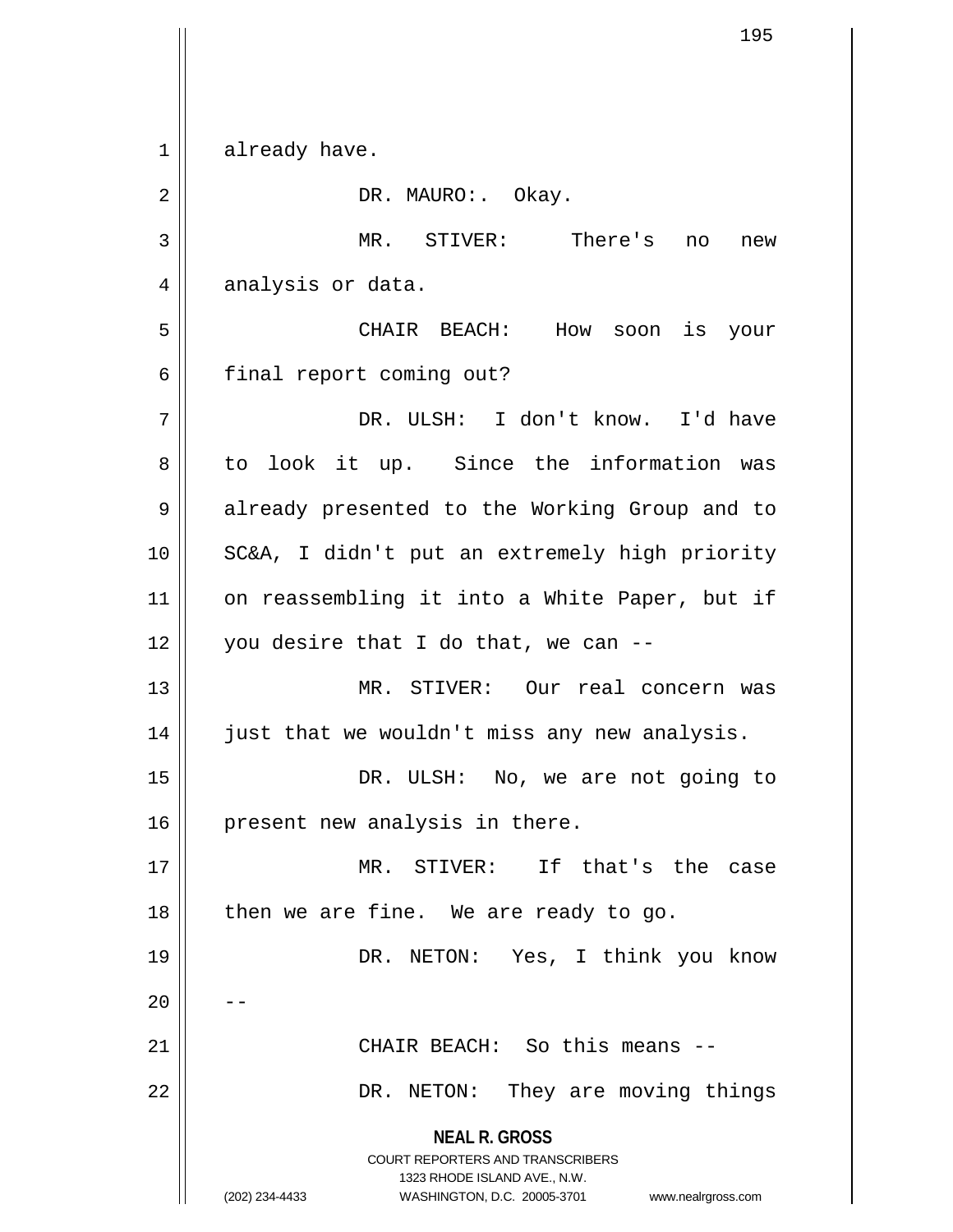already have.

DR. MAURO:. Okay.

MR. STIVER: There's no new analysis or data.

CHAIR BEACH: How soon is your final report coming out?

DR. ULSH: I don't know. I'd have to look it up. Since the information was already presented to the Working Group and to SC&A, I didn't put an extremely high priority on reassembling it into a White Paper, but if you desire that I do that, we can --

MR. STIVER: Our real concern was just that we wouldn't miss any new analysis.

DR. ULSH: No, we are not going to present new analysis in there.

MR. STIVER: If that's the case then we are fine. We are ready to go.

DR. NETON: Yes, I think you know --

CHAIR BEACH: So this means --

DR. NETON: They are moving things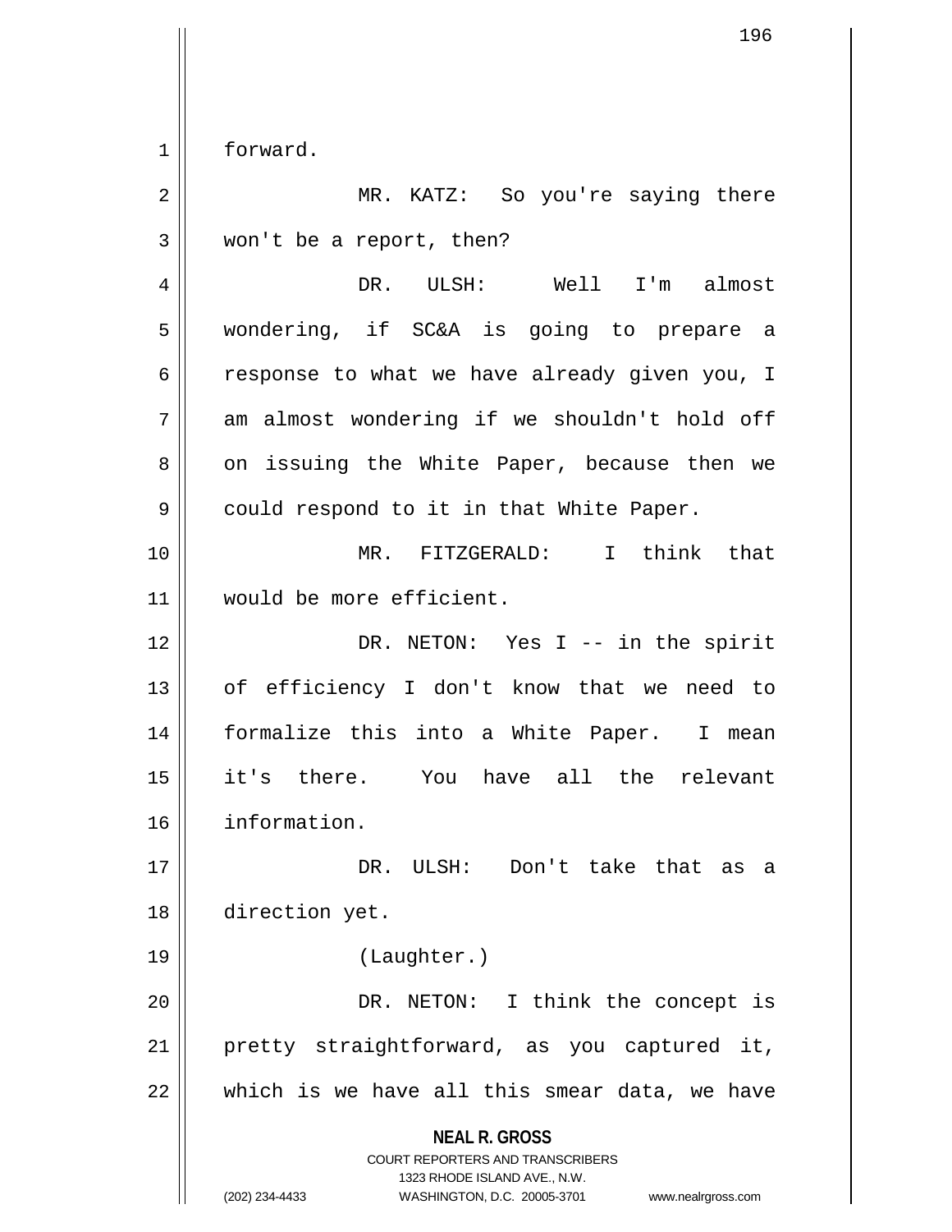forward.

MR. KATZ: So you're saying there won't be a report, then?

DR. ULSH: Well I'm almost wondering, if SC&A is going to prepare a response to what we have already given you, I am almost wondering if we shouldn't hold off on issuing the White Paper, because then we could respond to it in that White Paper.

MR. FITZGERALD: I think that would be more efficient.

DR. NETON: Yes I -- in the spirit of efficiency I don't know that we need to formalize this into a White Paper. I mean it's there. You have all the relevant information.

DR. ULSH: Don't take that as a direction yet.

(Laughter.)

DR. NETON: I think the concept is pretty straightforward, as you captured it, which is we have all this smear data, we have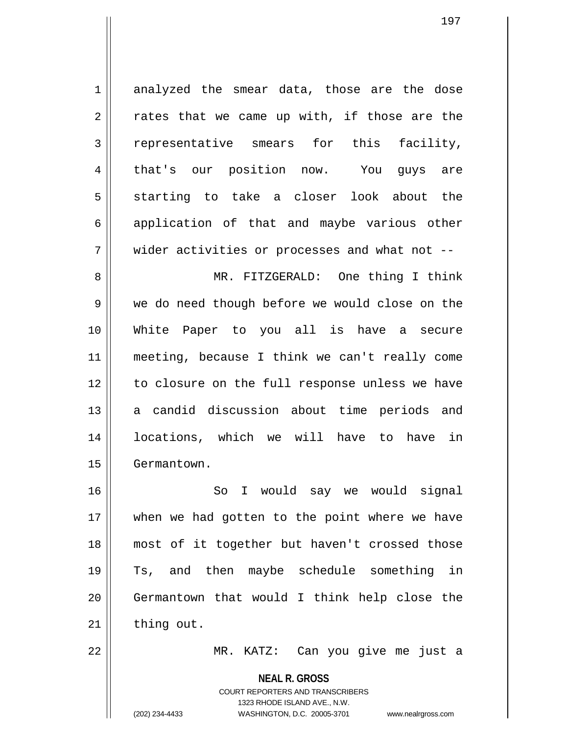analyzed the smear data, those are the dose rates that we came up with, if those are the representative smears for this facility, that's our position now. You guys are starting to take a closer look about the application of that and maybe various other wider activities or processes and what not --

MR. FITZGERALD: One thing I think we do need though before we would close on the White Paper to you all is have a secure meeting, because I think we can't really come to closure on the full response unless we have a candid discussion about time periods and locations, which we will have to have in Germantown.

So I would say we would signal when we had gotten to the point where we have most of it together but haven't crossed those Ts, and then maybe schedule something in Germantown that would I think help close the thing out.

MR. KATZ: Can you give me just a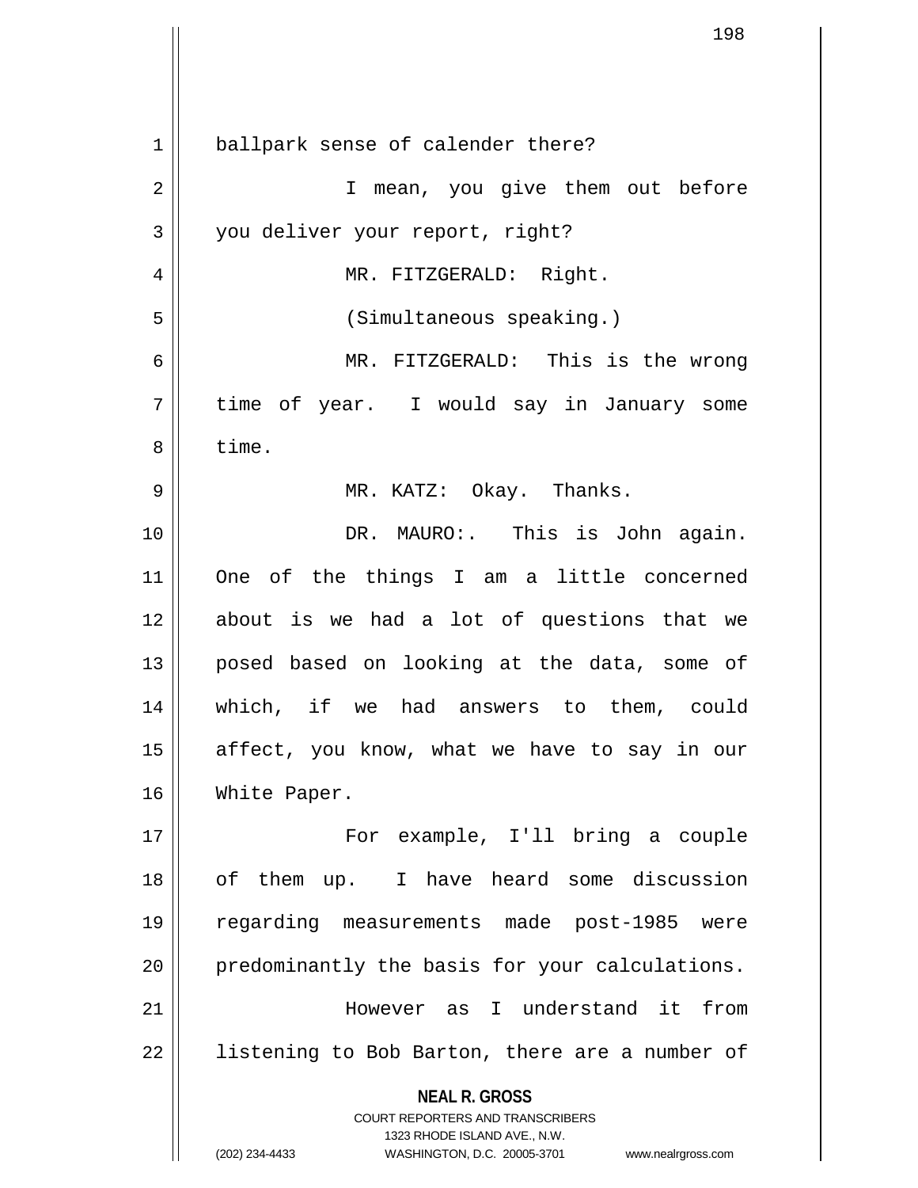ballpark sense of calender there?

I mean, you give them out before you deliver your report, right?

MR. FITZGERALD: Right.

(Simultaneous speaking.)

MR. FITZGERALD: This is the wrong time of year. I would say in January some time.

MR. KATZ: Okay. Thanks.

DR. MAURO:. This is John again. One of the things I am a little concerned about is we had a lot of questions that we posed based on looking at the data, some of which, if we had answers to them, could affect, you know, what we have to say in our White Paper.

For example, I'll bring a couple of them up. I have heard some discussion regarding measurements made post-1985 were predominantly the basis for your calculations.

However as I understand it from listening to Bob Barton, there are a number of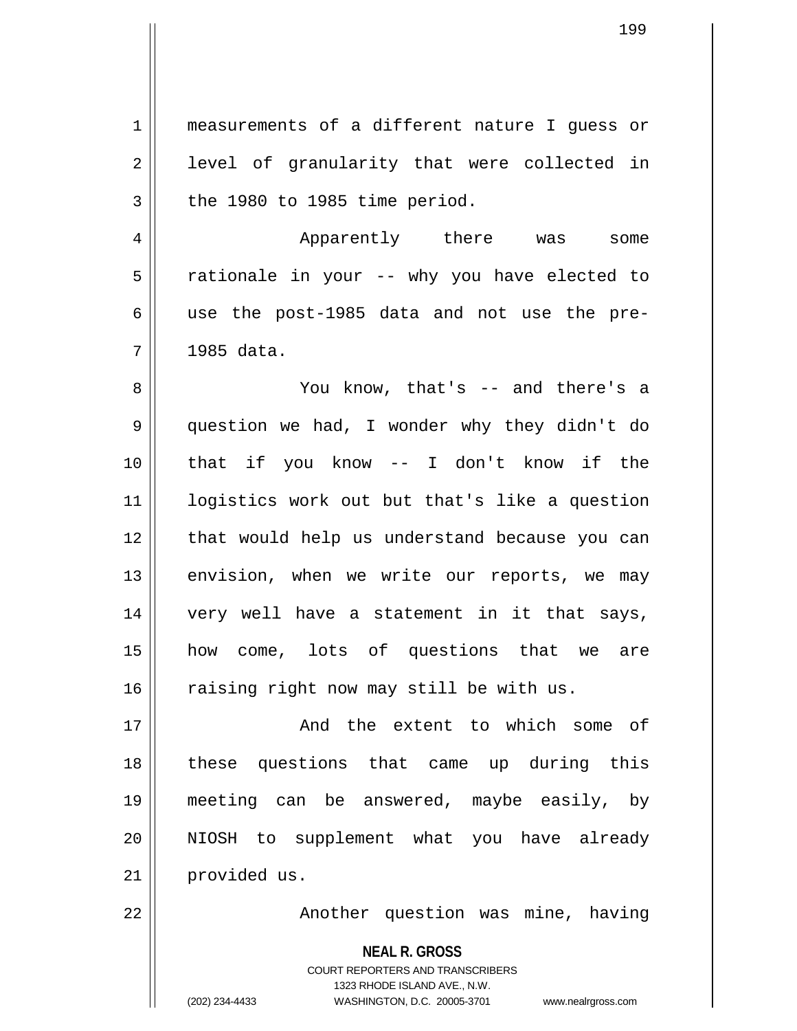measurements of a different nature I guess or level of granularity that were collected in the 1980 to 1985 time period.

Apparently there was some rationale in your -- why you have elected to use the post-1985 data and not use the pre-1985 data.

You know, that's -- and there's a question we had, I wonder why they didn't do that if you know -- I don't know if the logistics work out but that's like a question that would help us understand because you can envision, when we write our reports, we may very well have a statement in it that says, how come, lots of questions that we are raising right now may still be with us.

And the extent to which some of these questions that came up during this meeting can be answered, maybe easily, by NIOSH to supplement what you have already provided us.

Another question was mine, having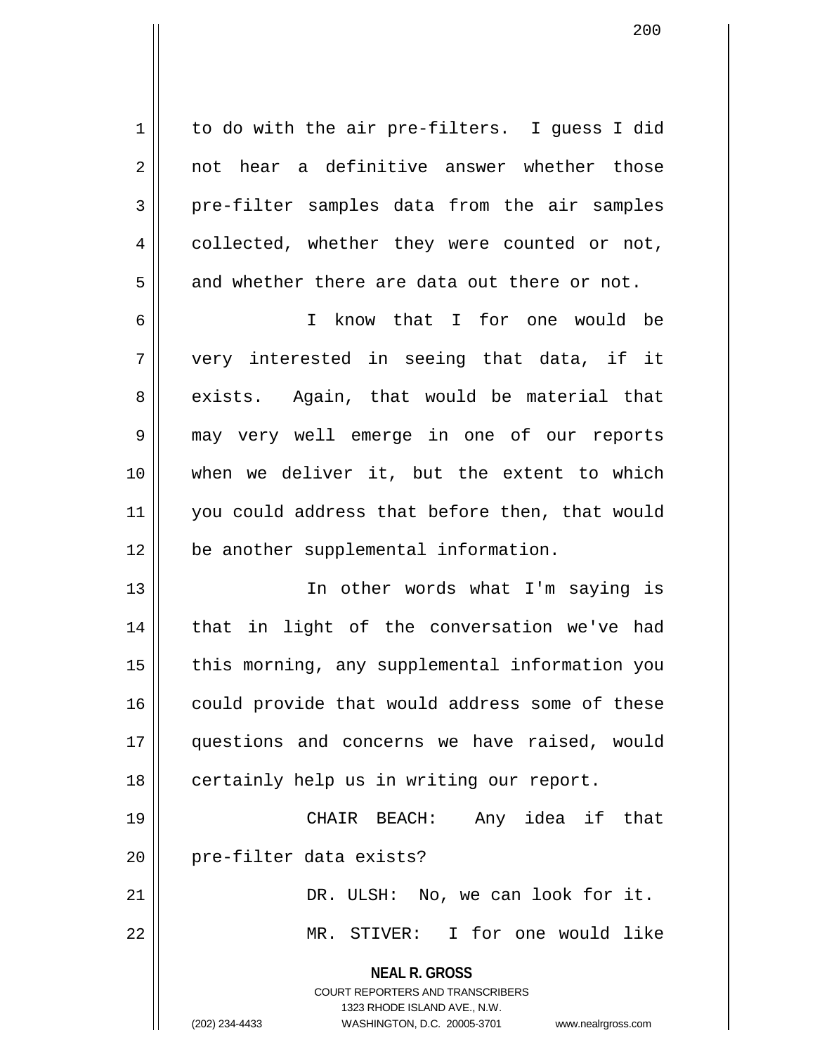to do with the air pre-filters. I guess I did not hear a definitive answer whether those pre-filter samples data from the air samples collected, whether they were counted or not, and whether there are data out there or not.

I know that I for one would be very interested in seeing that data, if it exists. Again, that would be material that may very well emerge in one of our reports when we deliver it, but the extent to which you could address that before then, that would be another supplemental information.

In other words what I'm saying is that in light of the conversation we've had this morning, any supplemental information you could provide that would address some of these questions and concerns we have raised, would certainly help us in writing our report.

CHAIR BEACH: Any idea if that pre-filter data exists?

DR. ULSH: No, we can look for it.

MR. STIVER: I for one would like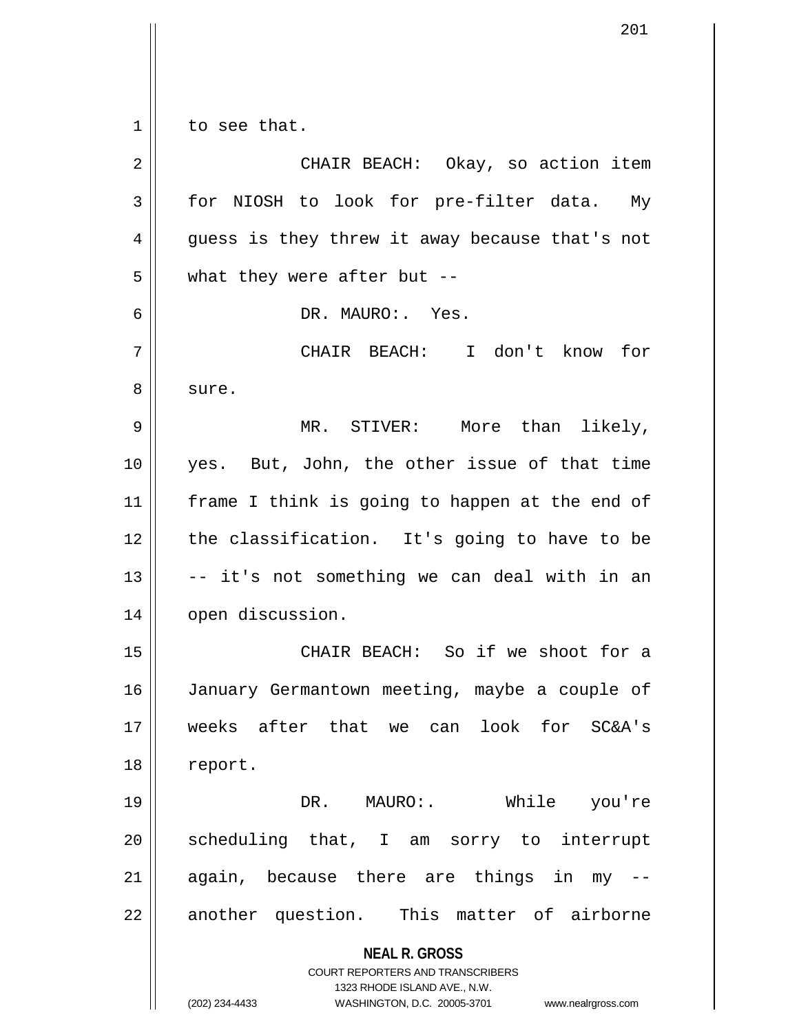to see that.

CHAIR BEACH: Okay, so action item for NIOSH to look for pre-filter data. My guess is they threw it away because that's not what they were after but --

DR. MAURO:. Yes.

CHAIR BEACH: I don't know for sure.

MR. STIVER: More than likely, yes. But, John, the other issue of that time frame I think is going to happen at the end of the classification. It's going to have to be -- it's not something we can deal with in an open discussion.

CHAIR BEACH: So if we shoot for a January Germantown meeting, maybe a couple of weeks after that we can look for SC&A's report.

DR. MAURO:. While you're scheduling that, I am sorry to interrupt again, because there are things in my -- another question. This matter of airborne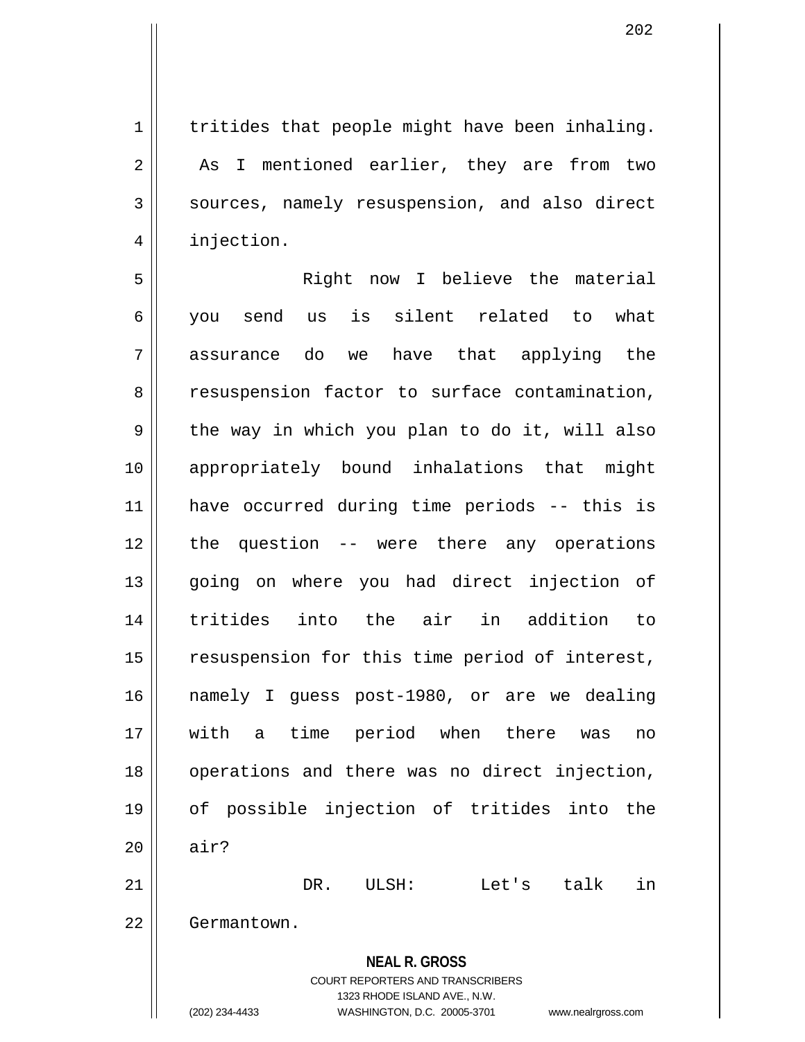tritides that people might have been inhaling. As I mentioned earlier, they are from two sources, namely resuspension, and also direct injection.

Right now I believe the material you send us is silent related to what assurance do we have that applying the resuspension factor to surface contamination, the way in which you plan to do it, will also appropriately bound inhalations that might have occurred during time periods -- this is the question -- were there any operations going on where you had direct injection of tritides into the air in addition to resuspension for this time period of interest, namely I guess post-1980, or are we dealing with a time period when there was no operations and there was no direct injection, of possible injection of tritides into the air?

DR. ULSH: Let's talk in Germantown.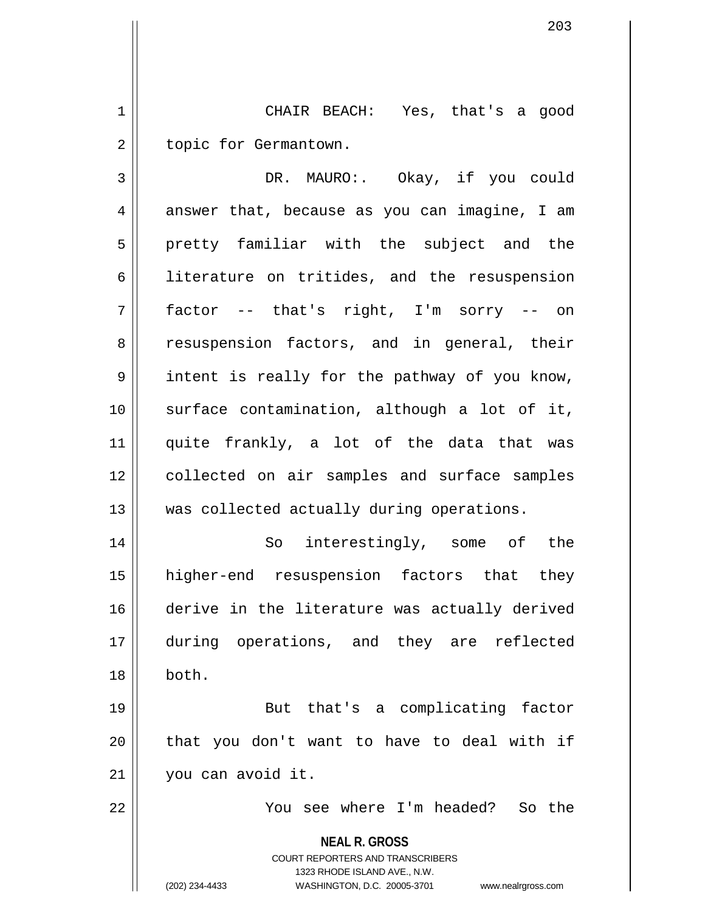CHAIR BEACH: Yes, that's a good topic for Germantown.

DR. MAURO:. Okay, if you could answer that, because as you can imagine, I am pretty familiar with the subject and the literature on tritides, and the resuspension factor -- that's right, I'm sorry -- on resuspension factors, and in general, their intent is really for the pathway of you know, surface contamination, although a lot of it, quite frankly, a lot of the data that was collected on air samples and surface samples was collected actually during operations.

So interestingly, some of the higher-end resuspension factors that they derive in the literature was actually derived during operations, and they are reflected both.

But that's a complicating factor that you don't want to have to deal with if you can avoid it.

You see where I'm headed? So the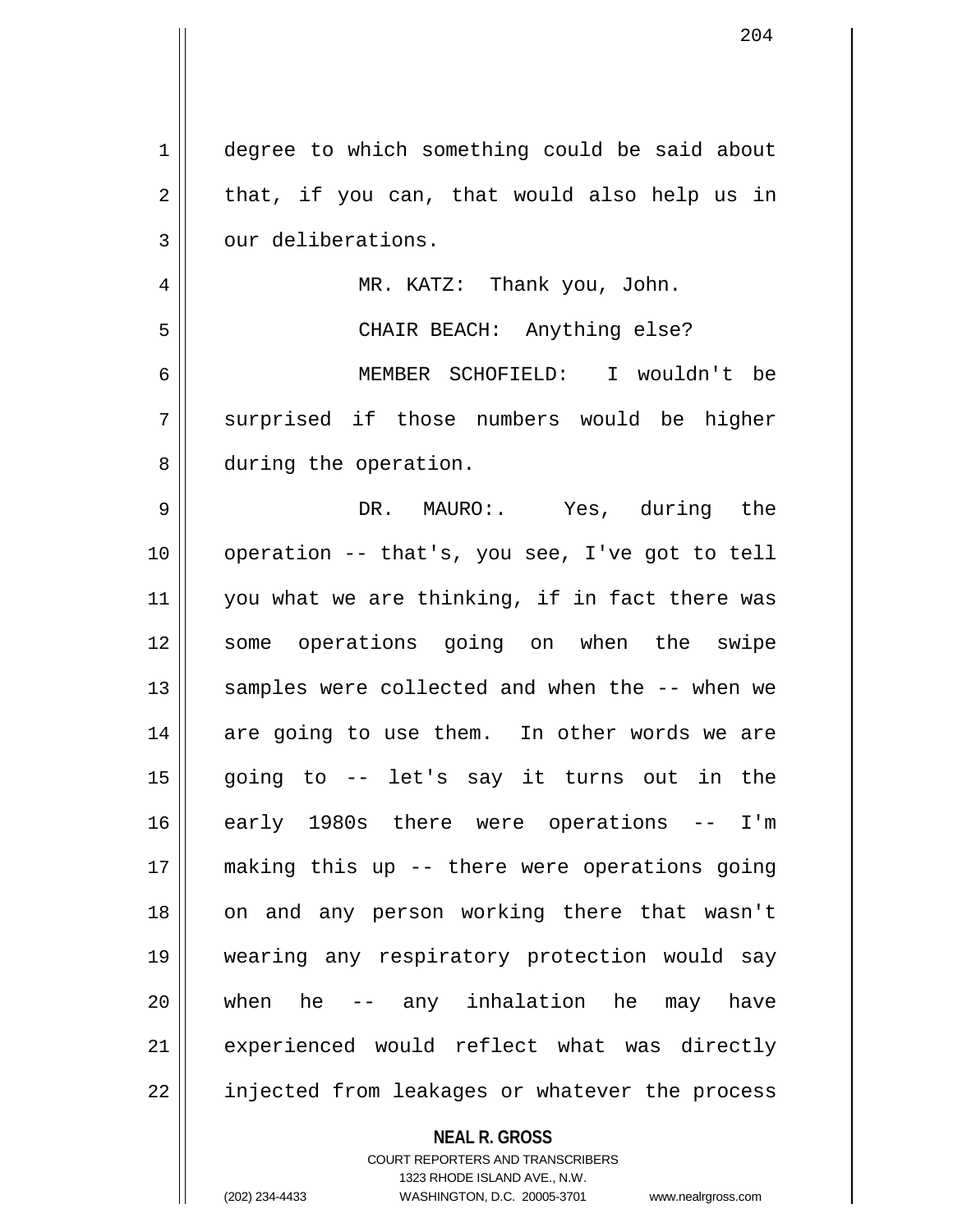degree to which something could be said about that, if you can, that would also help us in our deliberations.

MR. KATZ: Thank you, John.

CHAIR BEACH: Anything else?

MEMBER SCHOFIELD: I wouldn't be surprised if those numbers would be higher during the operation.

DR. MAURO:. Yes, during the operation -- that's, you see, I've got to tell you what we are thinking, if in fact there was some operations going on when the swipe samples were collected and when the -- when we are going to use them. In other words we are going to -- let's say it turns out in the early 1980s there were operations -- I'm making this up -- there were operations going on and any person working there that wasn't wearing any respiratory protection would say when he -- any inhalation he may have experienced would reflect what was directly injected from leakages or whatever the process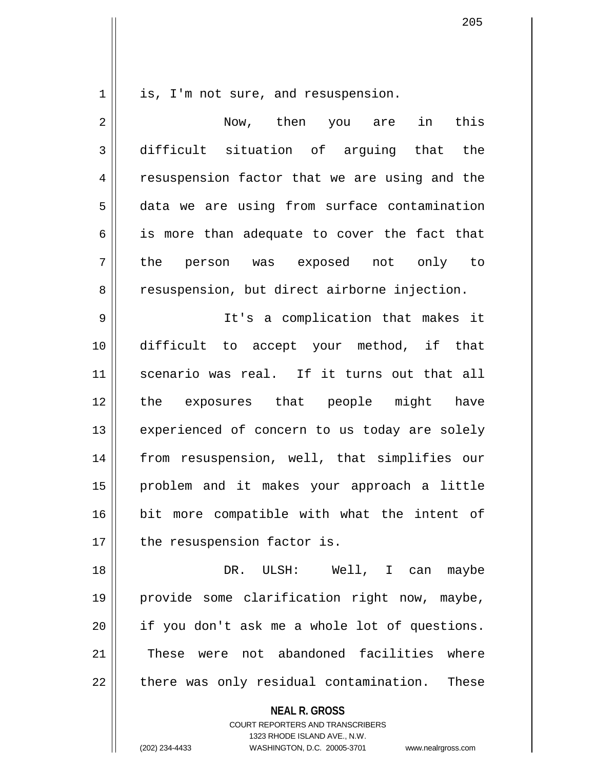is, I'm not sure, and resuspension.

Now, then you are in this difficult situation of arguing that the resuspension factor that we are using and the data we are using from surface contamination is more than adequate to cover the fact that the person was exposed not only to resuspension, but direct airborne injection.

It's a complication that makes it difficult to accept your method, if that scenario was real. If it turns out that all the exposures that people might have experienced of concern to us today are solely from resuspension, well, that simplifies our problem and it makes your approach a little bit more compatible with what the intent of the resuspension factor is.

DR. ULSH: Well, I can maybe provide some clarification right now, maybe, if you don't ask me a whole lot of questions. These were not abandoned facilities where there was only residual contamination. These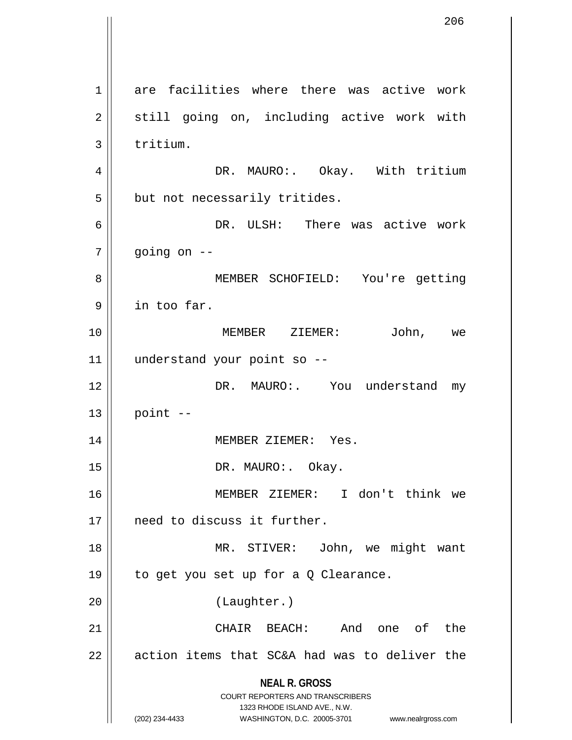are facilities where there was active work still going on, including active work with tritium.

DR. MAURO:. Okay. With tritium but not necessarily tritides.

DR. ULSH: There was active work going on --

MEMBER SCHOFIELD: You're getting in too far.

MEMBER ZIEMER: John, we understand your point so --

DR. MAURO:. You understand my point --

MEMBER ZIEMER: Yes.

DR. MAURO:. Okay.

MEMBER ZIEMER: I don't think we need to discuss it further.

MR. STIVER: John, we might want to get you set up for a Q Clearance.

(Laughter.)

CHAIR BEACH: And one of the action items that SC&A had was to deliver the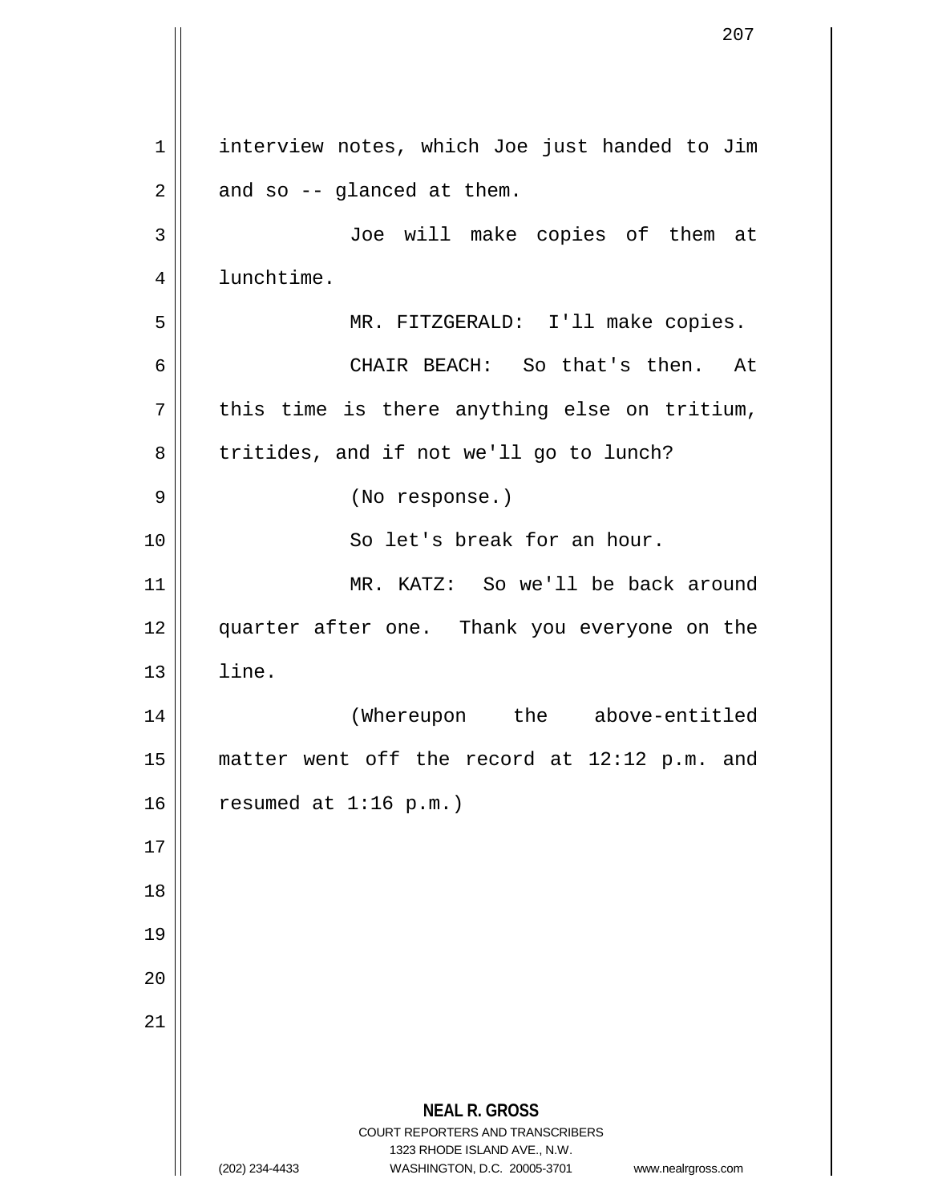interview notes, which Joe just handed to Jim and so -- glanced at them.

Joe will make copies of them at lunchtime.

MR. FITZGERALD: I'll make copies.

CHAIR BEACH: So that's then. At this time is there anything else on tritium, tritides, and if not we'll go to lunch?

(No response.)

So let's break for an hour.

MR. KATZ: So we'll be back around quarter after one. Thank you everyone on the line.

(Whereupon the above-entitled matter went off the record at 12:12 p.m. and resumed at 1:16 p.m.)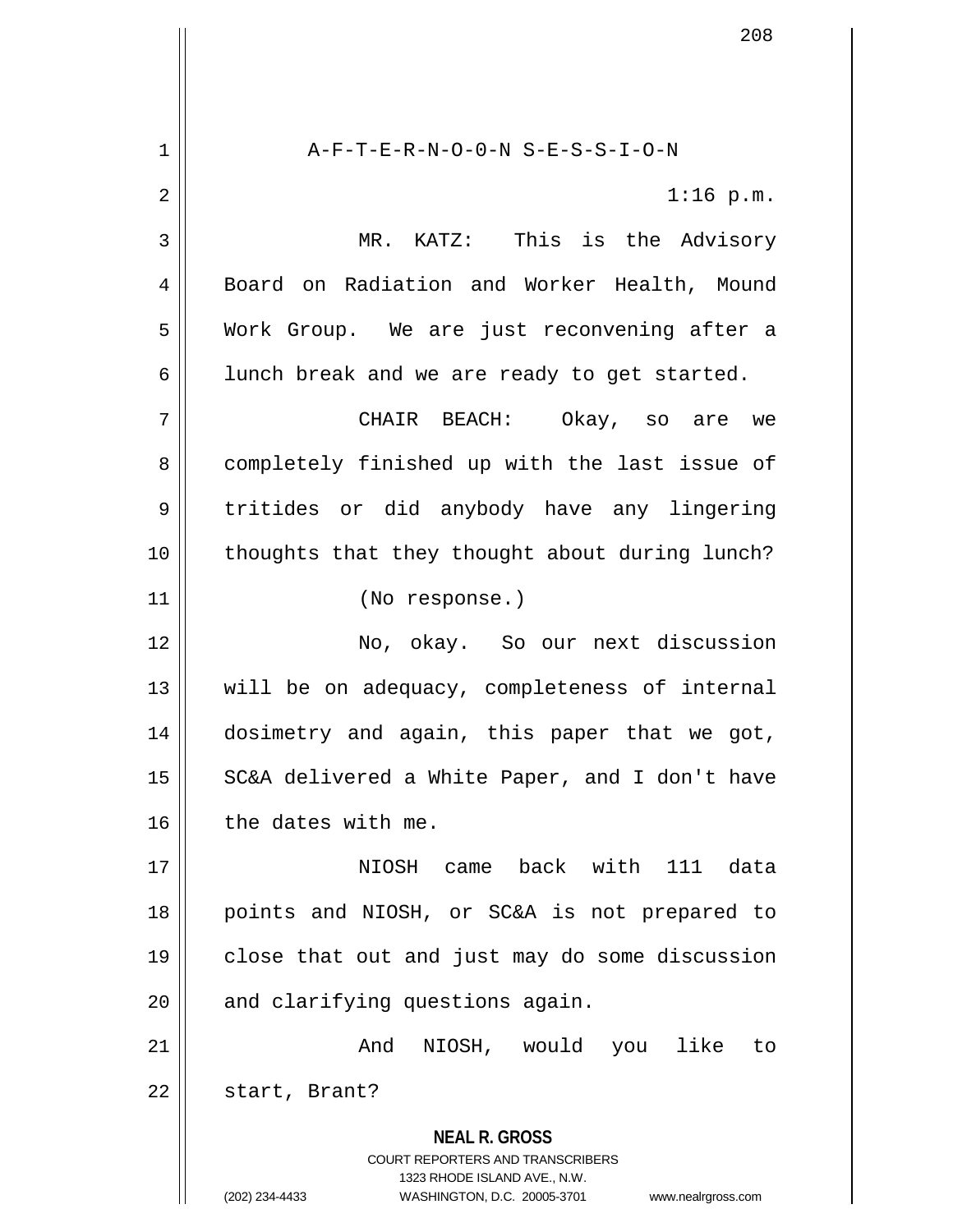A-F-T-E-R-N-O-O-N S-E-S-S-I-O-N

1:16 p.m.

MR. KATZ: This is the Advisory Board on Radiation and Worker Health, Mound Work Group. We are just reconvening after a lunch break and we are ready to get started.

CHAIR BEACH: Okay, so are we completely finished up with the last issue of tritides or did anybody have any lingering thoughts that they thought about during lunch?

(No response.)

No, okay. So our next discussion will be on adequacy, completeness of internal dosimetry and again, this paper that we got, SC&A delivered a White Paper, and I don't have the dates with me.

NIOSH came back with 111 data points and NIOSH, or SC&A is not prepared to close that out and just may do some discussion and clarifying questions again.

And NIOSH, would you like to start, Brant?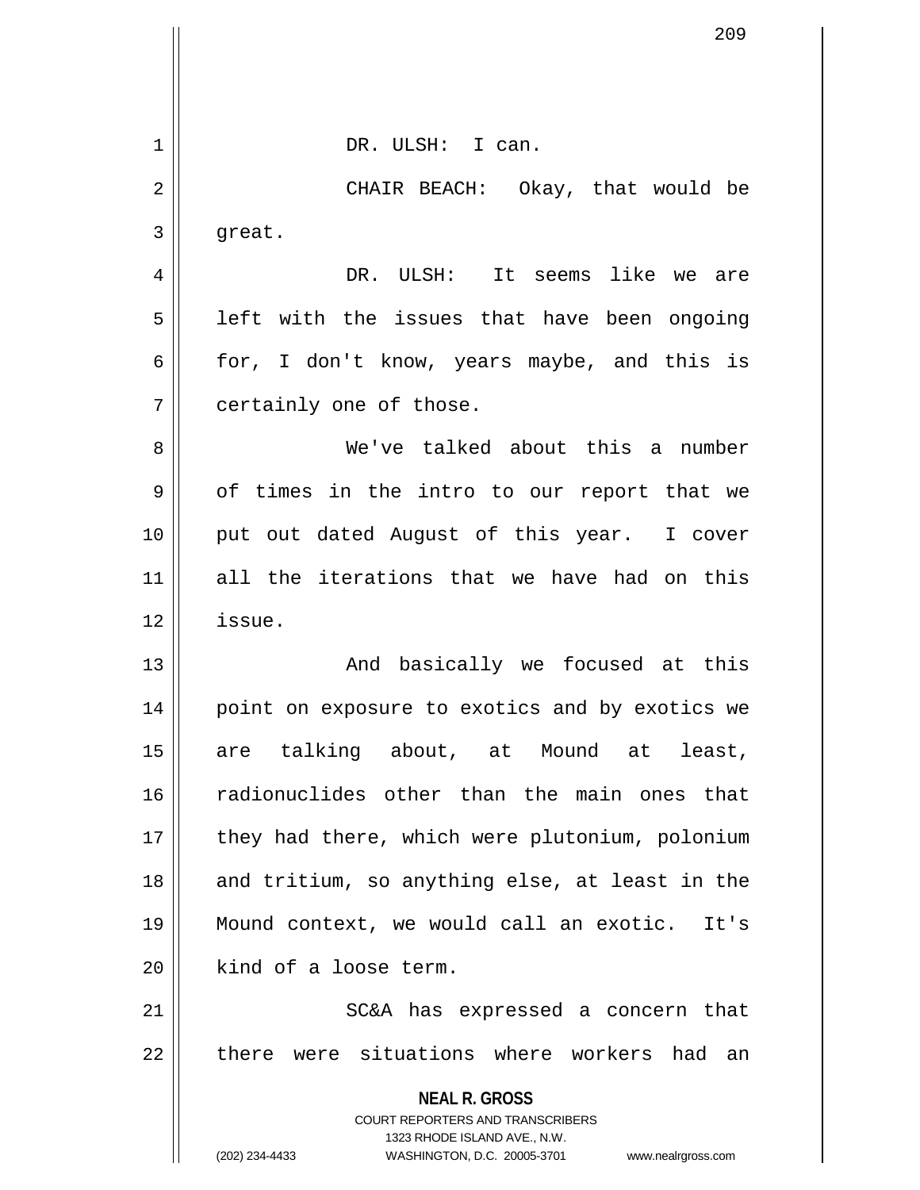DR. ULSH: I can.

CHAIR BEACH: Okay, that would be great.

DR. ULSH: It seems like we are left with the issues that have been ongoing for, I don't know, years maybe, and this is certainly one of those.

We've talked about this a number of times in the intro to our report that we put out dated August of this year. I cover all the iterations that we have had on this issue.

And basically we focused at this point on exposure to exotics and by exotics we are talking about, at Mound at least, radionuclides other than the main ones that they had there, which were plutonium, polonium and tritium, so anything else, at least in the Mound context, we would call an exotic. It's kind of a loose term.

SC&A has expressed a concern that there were situations where workers had an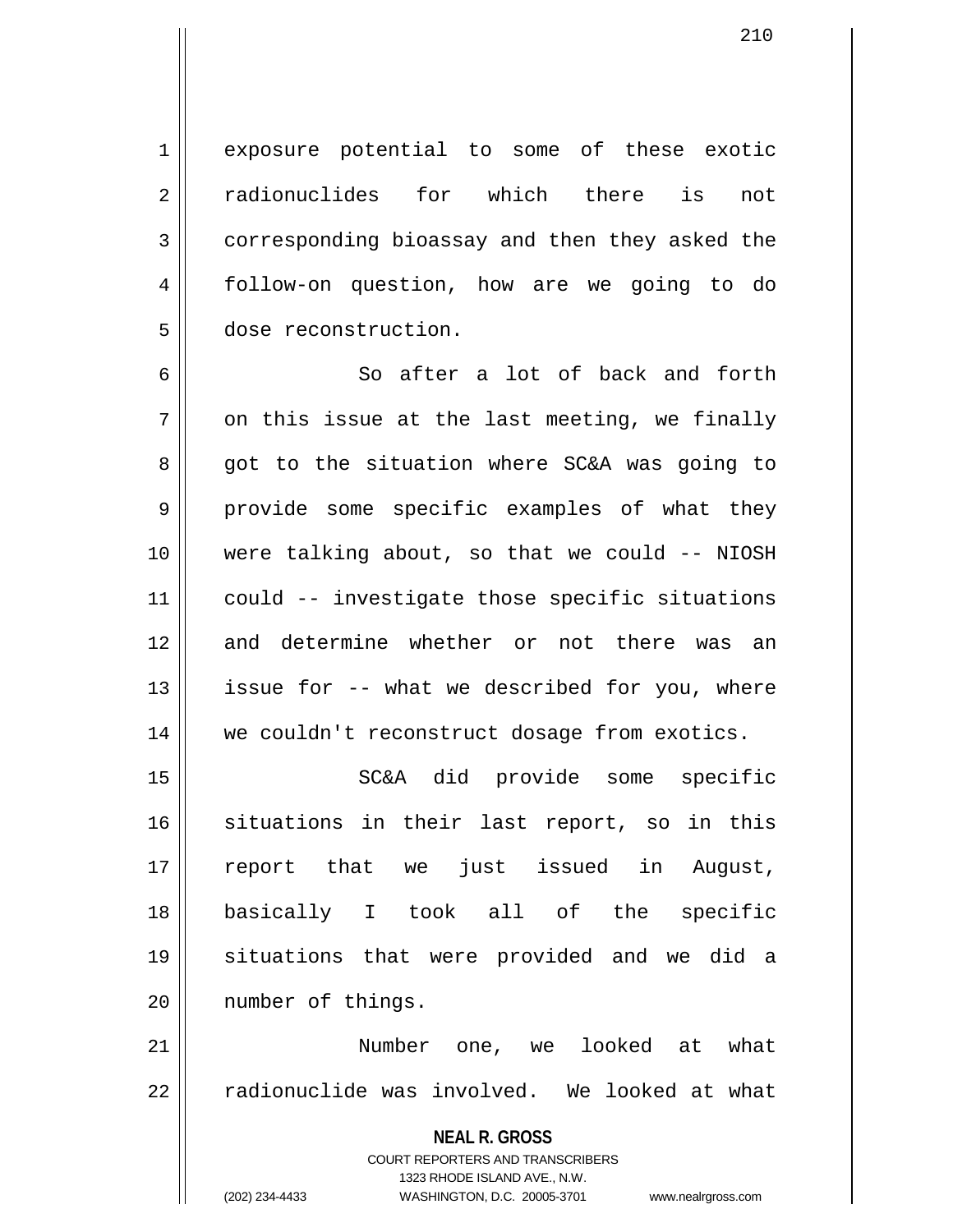exposure potential to some of these exotic radionuclides for which there is not corresponding bioassay and then they asked the follow-on question, how are we going to do dose reconstruction.

So after a lot of back and forth on this issue at the last meeting, we finally got to the situation where SC&A was going to provide some specific examples of what they were talking about, so that we could -- NIOSH could -- investigate those specific situations and determine whether or not there was an issue for -- what we described for you, where we couldn't reconstruct dosage from exotics.

SC&A did provide some specific situations in their last report, so in this report that we just issued in August, basically I took all of the specific situations that were provided and we did a number of things.

Number one, we looked at what radionuclide was involved. We looked at what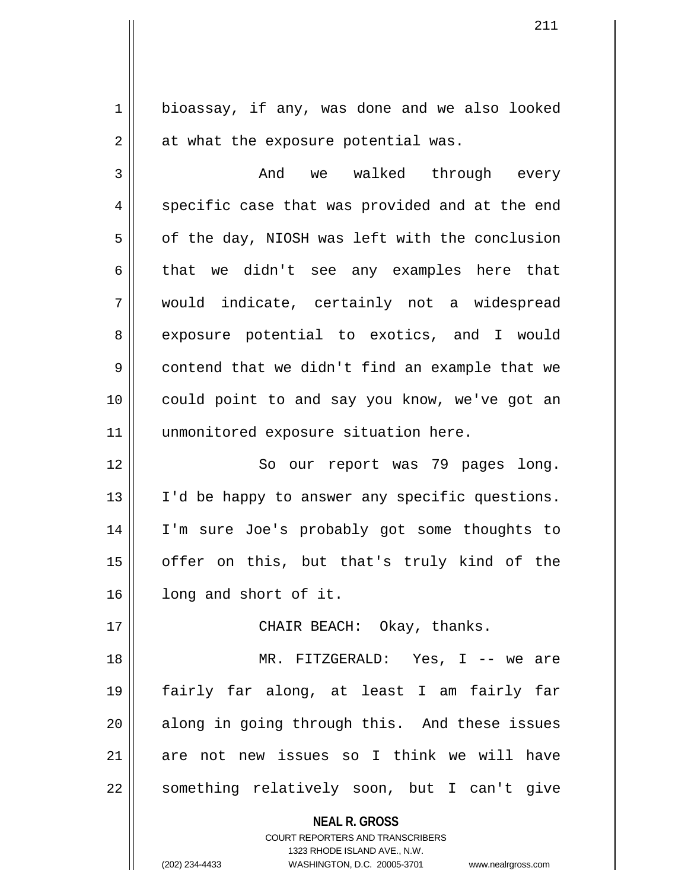bioassay, if any, was done and we also looked at what the exposure potential was.

And we walked through every specific case that was provided and at the end of the day, NIOSH was left with the conclusion that we didn't see any examples here that would indicate, certainly not a widespread exposure potential to exotics, and I would contend that we didn't find an example that we could point to and say you know, we've got an unmonitored exposure situation here.

So our report was 79 pages long. I'd be happy to answer any specific questions. I'm sure Joe's probably got some thoughts to offer on this, but that's truly kind of the long and short of it.

CHAIR BEACH: Okay, thanks.

MR. FITZGERALD: Yes, I -- we are fairly far along, at least I am fairly far along in going through this. And these issues are not new issues so I think we will have something relatively soon, but I can't give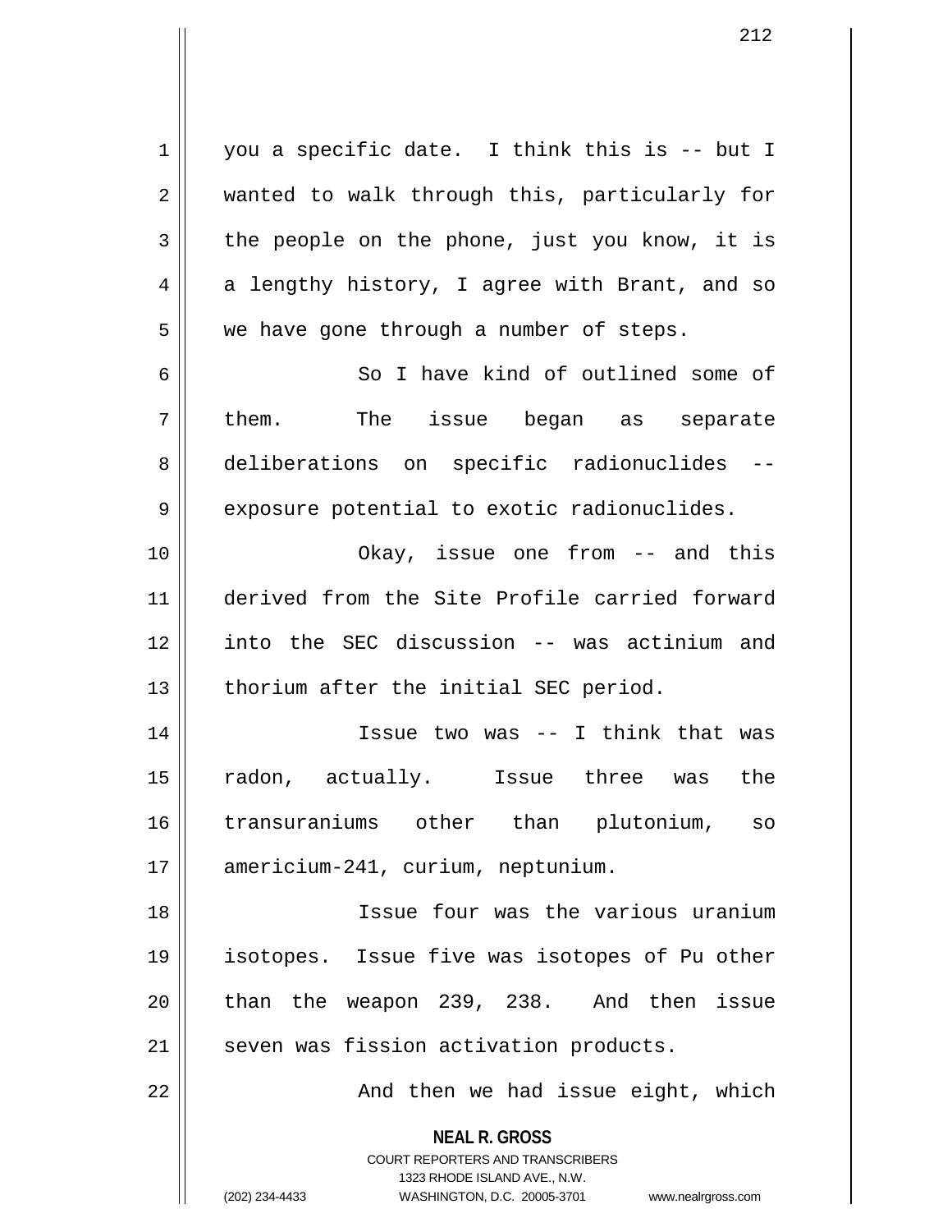you a specific date. I think this is -- but I wanted to walk through this, particularly for the people on the phone, just you know, it is a lengthy history, I agree with Brant, and so we have gone through a number of steps.

So I have kind of outlined some of them. The issue began as separate deliberations on specific radionuclides -- exposure potential to exotic radionuclides.

Okay, issue one from -- and this derived from the Site Profile carried forward into the SEC discussion -- was actinium and thorium after the initial SEC period.

Issue two was -- I think that was radon, actually. Issue three was the transuraniums other than plutonium, so americium-241, curium, neptunium.

Issue four was the various uranium isotopes. Issue five was isotopes of Pu other than the weapon 239, 238. And then issue seven was fission activation products.

And then we had issue eight, which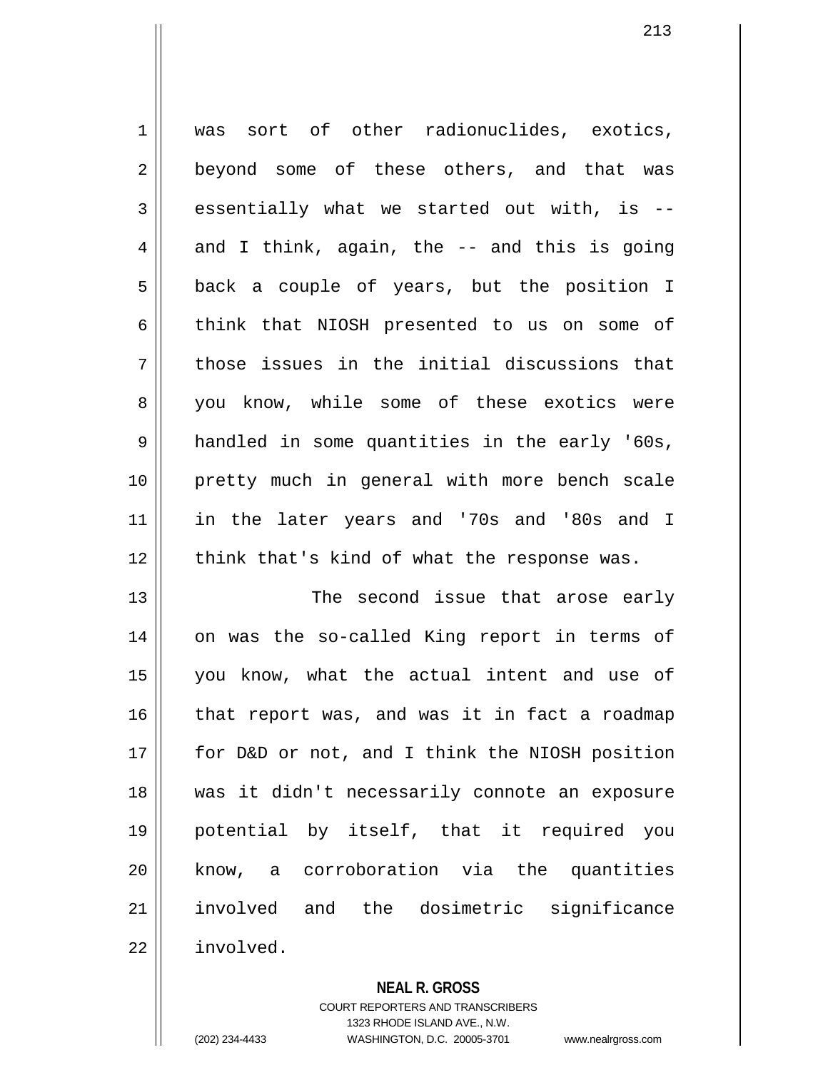was sort of other radionuclides, exotics, beyond some of these others, and that was essentially what we started out with, is -- and I think, again, the -- and this is going back a couple of years, but the position I think that NIOSH presented to us on some of those issues in the initial discussions that you know, while some of these exotics were handled in some quantities in the early '60s, pretty much in general with more bench scale in the later years and '70s and '80s and I think that's kind of what the response was.

The second issue that arose early on was the so-called King report in terms of you know, what the actual intent and use of that report was, and was it in fact a roadmap for D&D or not, and I think the NIOSH position was it didn't necessarily connote an exposure potential by itself, that it required you know, a corroboration via the quantities involved and the dosimetric significance involved.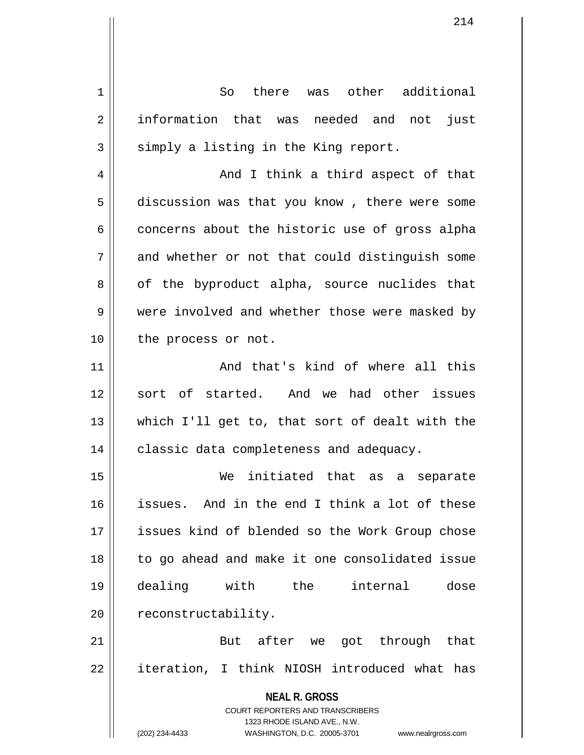So there was other additional information that was needed and not just simply a listing in the King report.

And I think a third aspect of that discussion was that you know , there were some concerns about the historic use of gross alpha and whether or not that could distinguish some of the byproduct alpha, source nuclides that were involved and whether those were masked by the process or not.

And that's kind of where all this sort of started. And we had other issues which I'll get to, that sort of dealt with the classic data completeness and adequacy.

We initiated that as a separate issues. And in the end I think a lot of these issues kind of blended so the Work Group chose to go ahead and make it one consolidated issue dealing with the internal dose reconstructability.

But after we got through that iteration, I think NIOSH introduced what has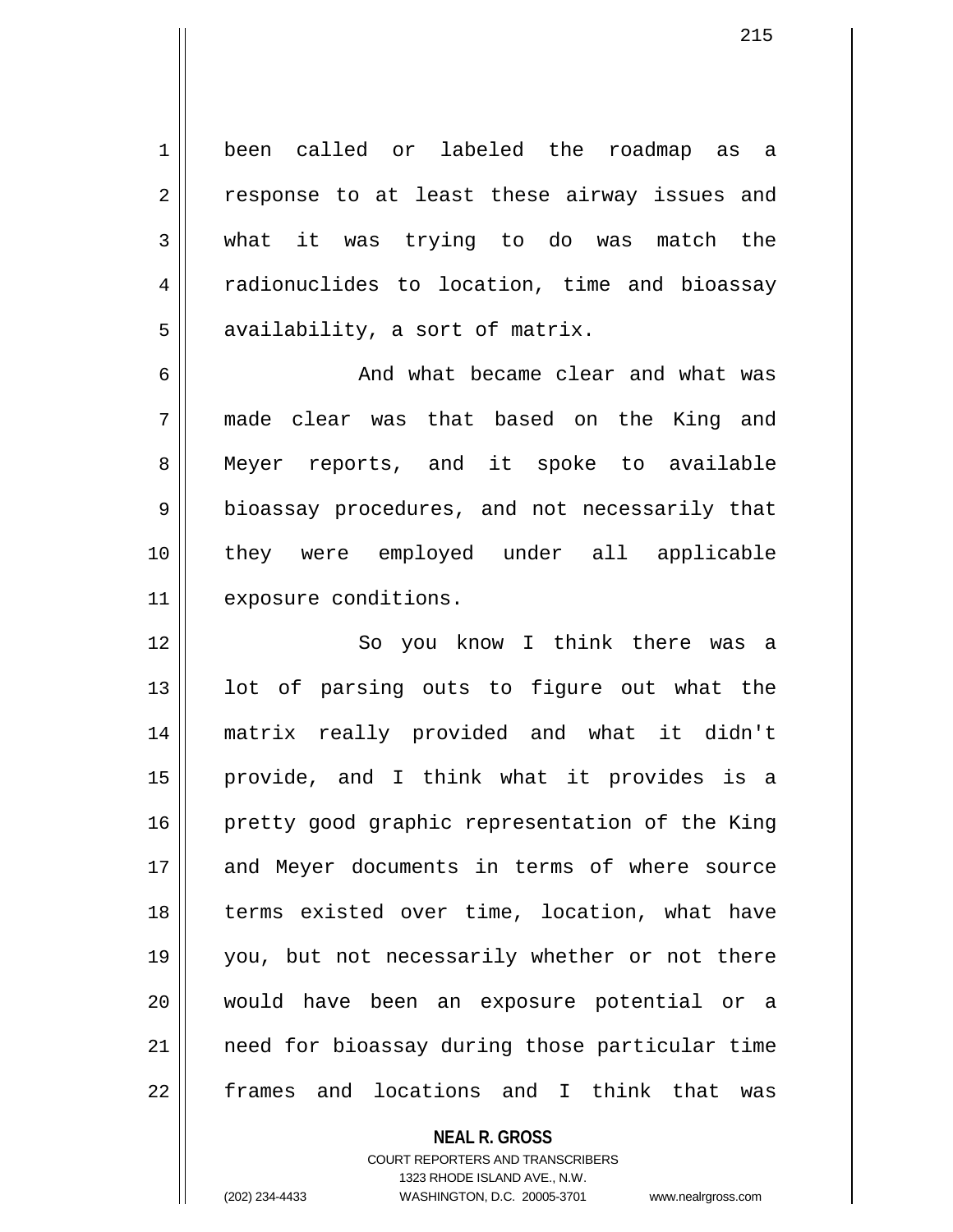been called or labeled the roadmap as a response to at least these airway issues and what it was trying to do was match the radionuclides to location, time and bioassay availability, a sort of matrix.

And what became clear and what was made clear was that based on the King and Meyer reports, and it spoke to available bioassay procedures, and not necessarily that they were employed under all applicable exposure conditions.

So you know I think there was a lot of parsing outs to figure out what the matrix really provided and what it didn't provide, and I think what it provides is a pretty good graphic representation of the King and Meyer documents in terms of where source terms existed over time, location, what have you, but not necessarily whether or not there would have been an exposure potential or a need for bioassay during those particular time frames and locations and I think that was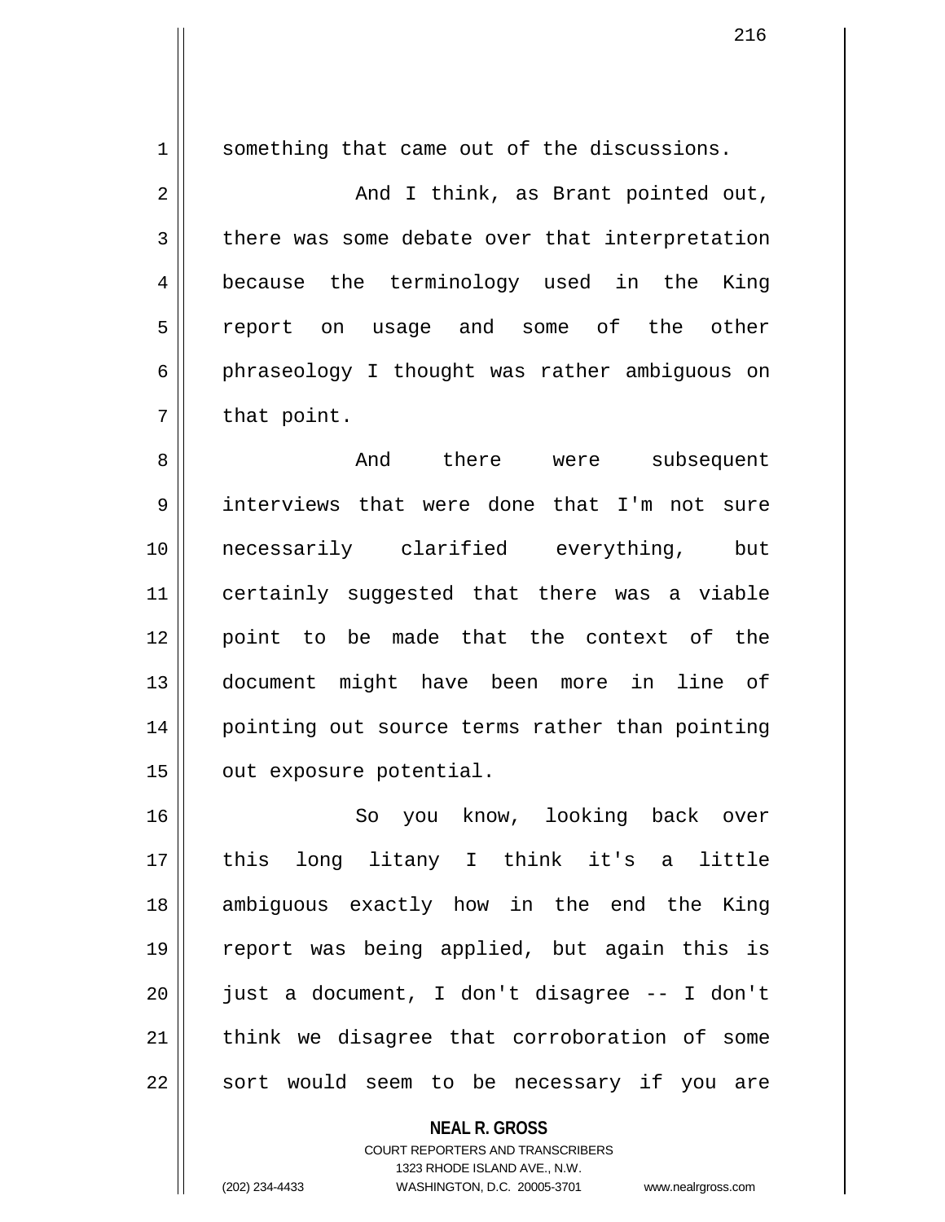something that came out of the discussions.

And I think, as Brant pointed out, there was some debate over that interpretation because the terminology used in the King report on usage and some of the other phraseology I thought was rather ambiguous on that point.

And there were subsequent interviews that were done that I'm not sure necessarily clarified everything, but certainly suggested that there was a viable point to be made that the context of the document might have been more in line of pointing out source terms rather than pointing out exposure potential.

So you know, looking back over this long litany I think it's a little ambiguous exactly how in the end the King report was being applied, but again this is just a document, I don't disagree -- I don't think we disagree that corroboration of some sort would seem to be necessary if you are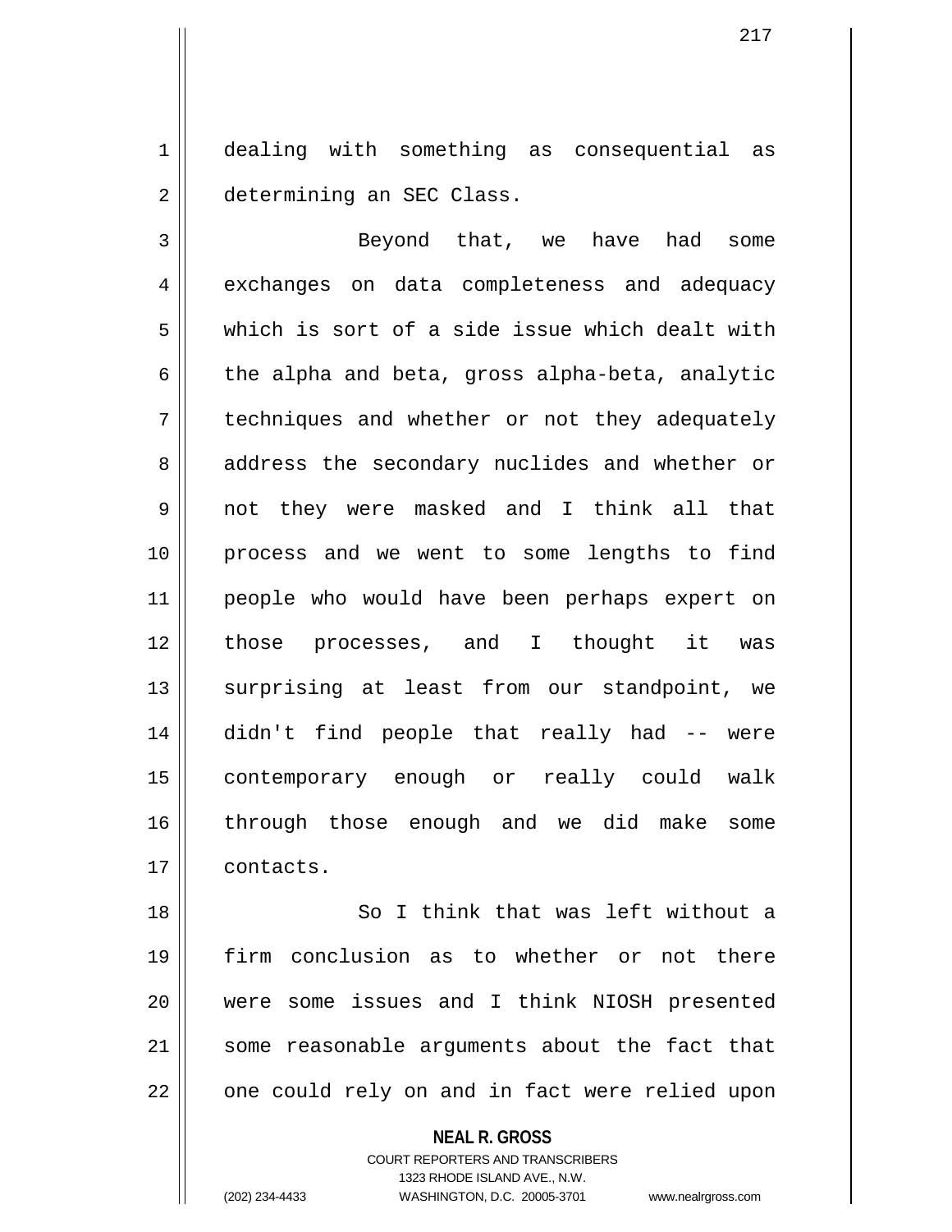dealing with something as consequential as determining an SEC Class.

Beyond that, we have had some exchanges on data completeness and adequacy which is sort of a side issue which dealt with the alpha and beta, gross alpha-beta, analytic techniques and whether or not they adequately address the secondary nuclides and whether or not they were masked and I think all that process and we went to some lengths to find people who would have been perhaps expert on those processes, and I thought it was surprising at least from our standpoint, we didn't find people that really had -- were contemporary enough or really could walk through those enough and we did make some contacts.

So I think that was left without a firm conclusion as to whether or not there were some issues and I think NIOSH presented some reasonable arguments about the fact that one could rely on and in fact were relied upon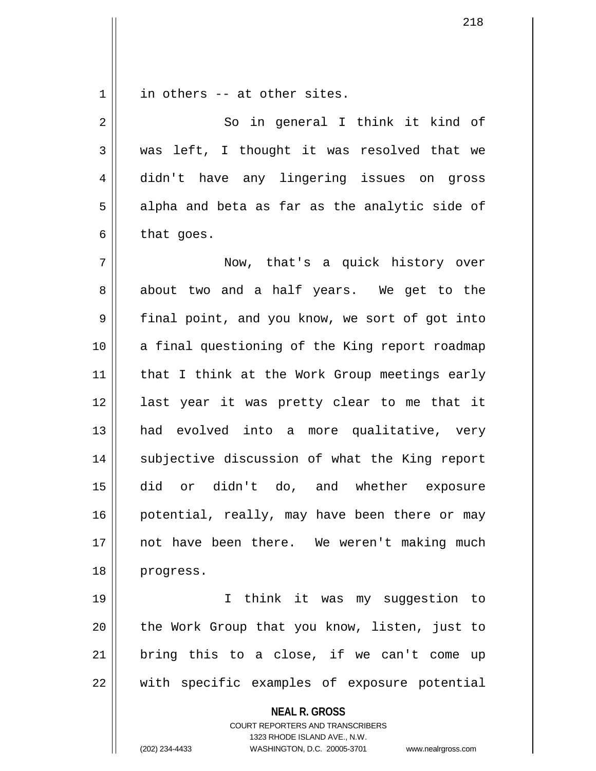in others -- at other sites.

So in general I think it kind of was left, I thought it was resolved that we didn't have any lingering issues on gross alpha and beta as far as the analytic side of that goes.

Now, that's a quick history over about two and a half years. We get to the final point, and you know, we sort of got into a final questioning of the King report roadmap that I think at the Work Group meetings early last year it was pretty clear to me that it had evolved into a more qualitative, very subjective discussion of what the King report did or didn't do, and whether exposure potential, really, may have been there or may not have been there. We weren't making much progress.

I think it was my suggestion to the Work Group that you know, listen, just to bring this to a close, if we can't come up with specific examples of exposure potential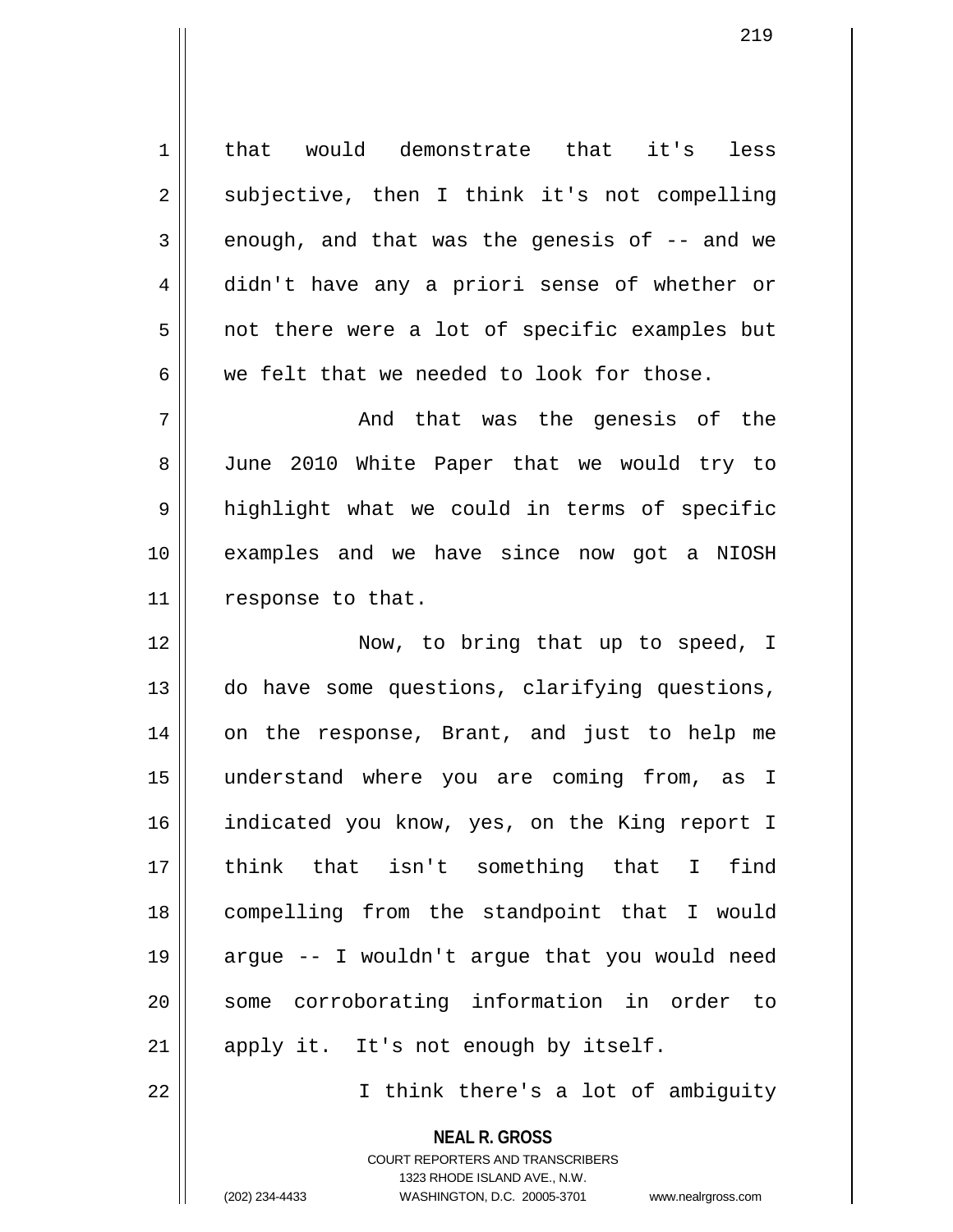that would demonstrate that it's less subjective, then I think it's not compelling enough, and that was the genesis of -- and we didn't have any a priori sense of whether or not there were a lot of specific examples but we felt that we needed to look for those.

And that was the genesis of the June 2010 White Paper that we would try to highlight what we could in terms of specific examples and we have since now got a NIOSH response to that.

Now, to bring that up to speed, I do have some questions, clarifying questions, on the response, Brant, and just to help me understand where you are coming from, as I indicated you know, yes, on the King report I think that isn't something that I find compelling from the standpoint that I would argue -- I wouldn't argue that you would need some corroborating information in order to apply it. It's not enough by itself.

I think there's a lot of ambiguity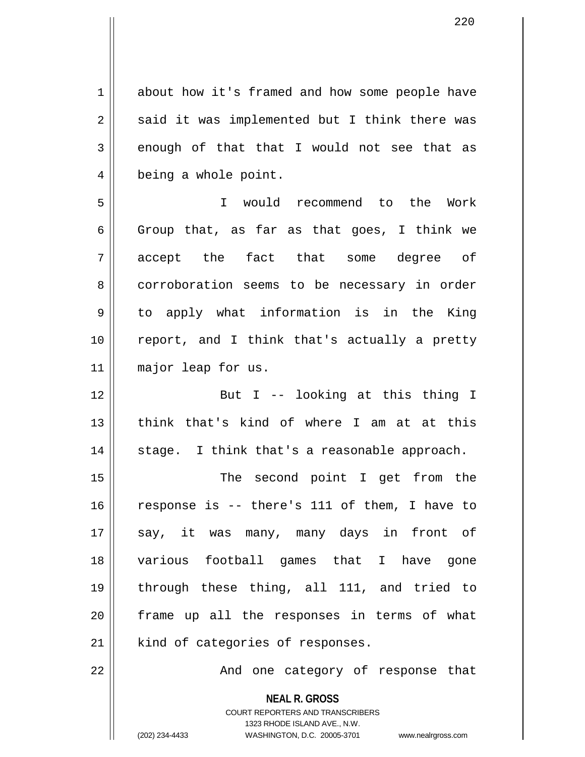about how it's framed and how some people have said it was implemented but I think there was enough of that that I would not see that as being a whole point.

I would recommend to the Work Group that, as far as that goes, I think we accept the fact that some degree of corroboration seems to be necessary in order to apply what information is in the King report, and I think that's actually a pretty major leap for us.

But I -- looking at this thing I think that's kind of where I am at at this stage. I think that's a reasonable approach.

The second point I get from the response is -- there's 111 of them, I have to say, it was many, many days in front of various football games that I have gone through these thing, all 111, and tried to frame up all the responses in terms of what kind of categories of responses.

And one category of response that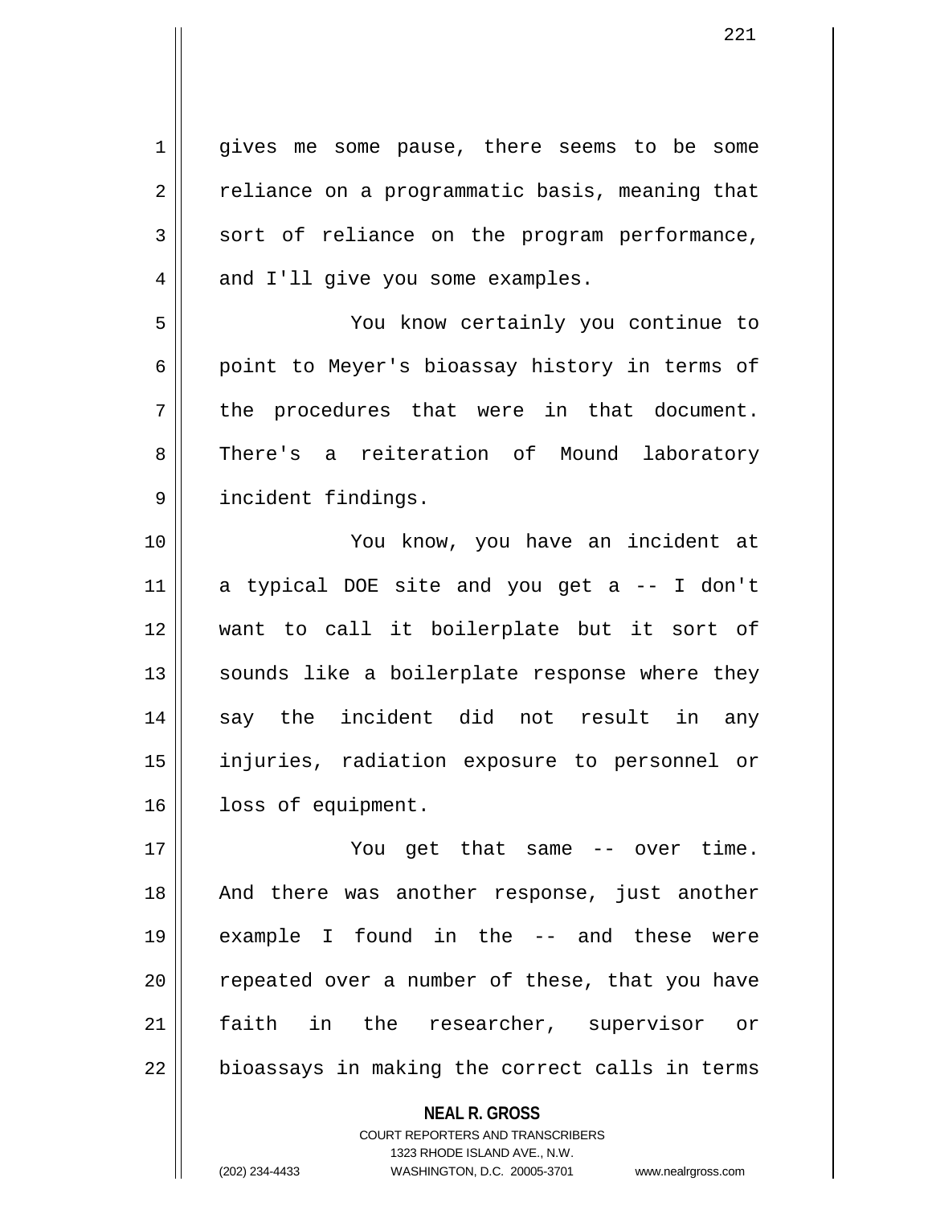gives me some pause, there seems to be some reliance on a programmatic basis, meaning that sort of reliance on the program performance, and I'll give you some examples.

You know certainly you continue to point to Meyer's bioassay history in terms of the procedures that were in that document. There's a reiteration of Mound laboratory incident findings.

You know, you have an incident at a typical DOE site and you get a -- I don't want to call it boilerplate but it sort of sounds like a boilerplate response where they say the incident did not result in any injuries, radiation exposure to personnel or loss of equipment.

You get that same -- over time. And there was another response, just another example I found in the -- and these were repeated over a number of these, that you have faith in the researcher, supervisor or bioassays in making the correct calls in terms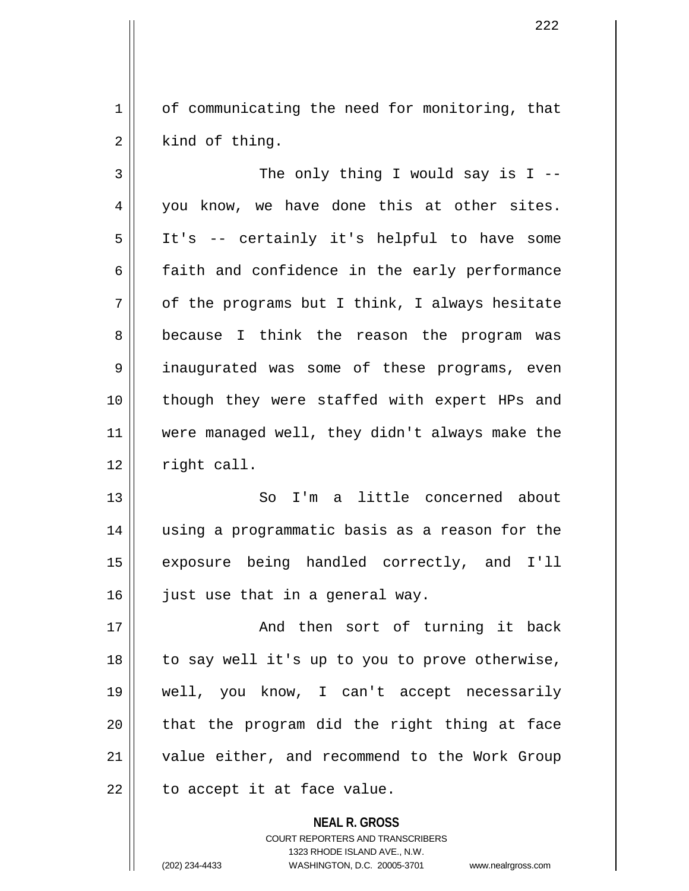of communicating the need for monitoring, that kind of thing.

The only thing I would say is I -- you know, we have done this at other sites. It's -- certainly it's helpful to have some faith and confidence in the early performance of the programs but I think, I always hesitate because I think the reason the program was inaugurated was some of these programs, even though they were staffed with expert HPs and were managed well, they didn't always make the right call.

So I'm a little concerned about using a programmatic basis as a reason for the exposure being handled correctly, and I'll just use that in a general way.

And then sort of turning it back to say well it's up to you to prove otherwise, well, you know, I can't accept necessarily that the program did the right thing at face value either, and recommend to the Work Group to accept it at face value.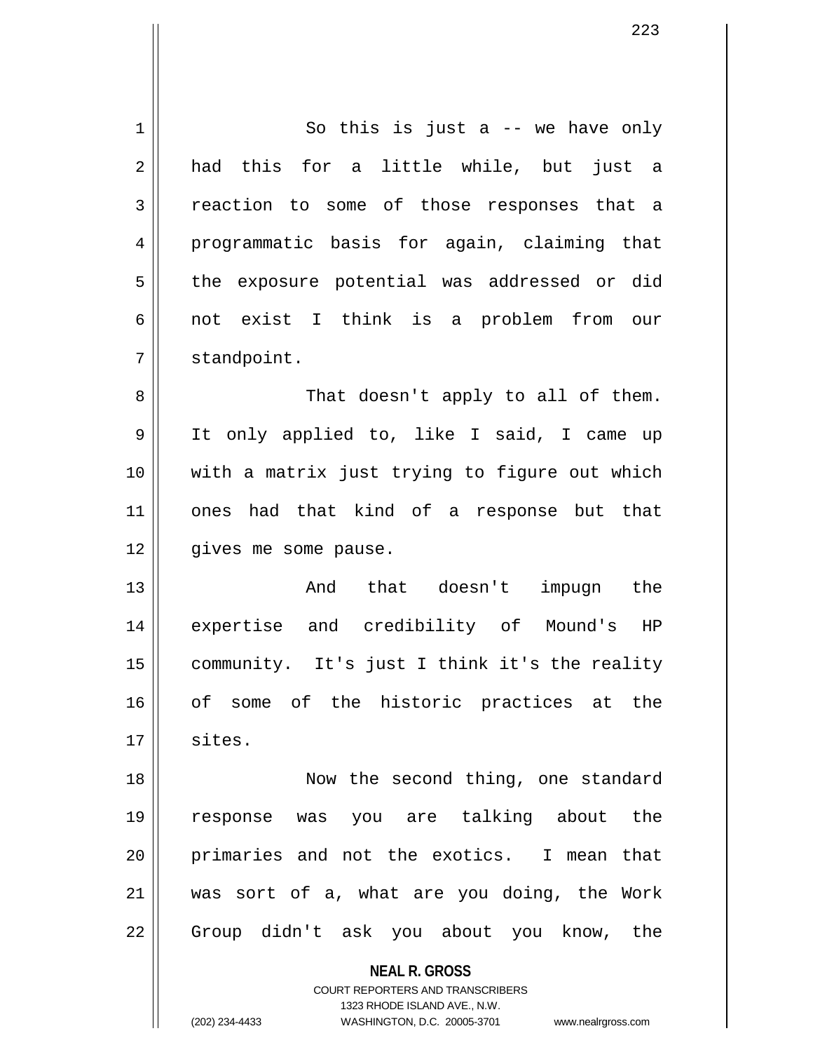So this is just a -- we have only had this for a little while, but just a reaction to some of those responses that a programmatic basis for again, claiming that the exposure potential was addressed or did not exist I think is a problem from our standpoint.

That doesn't apply to all of them. It only applied to, like I said, I came up with a matrix just trying to figure out which ones had that kind of a response but that gives me some pause.

And that doesn't impugn the expertise and credibility of Mound's HP community. It's just I think it's the reality of some of the historic practices at the sites.

Now the second thing, one standard response was you are talking about the primaries and not the exotics. I mean that was sort of a, what are you doing, the Work Group didn't ask you about you know, the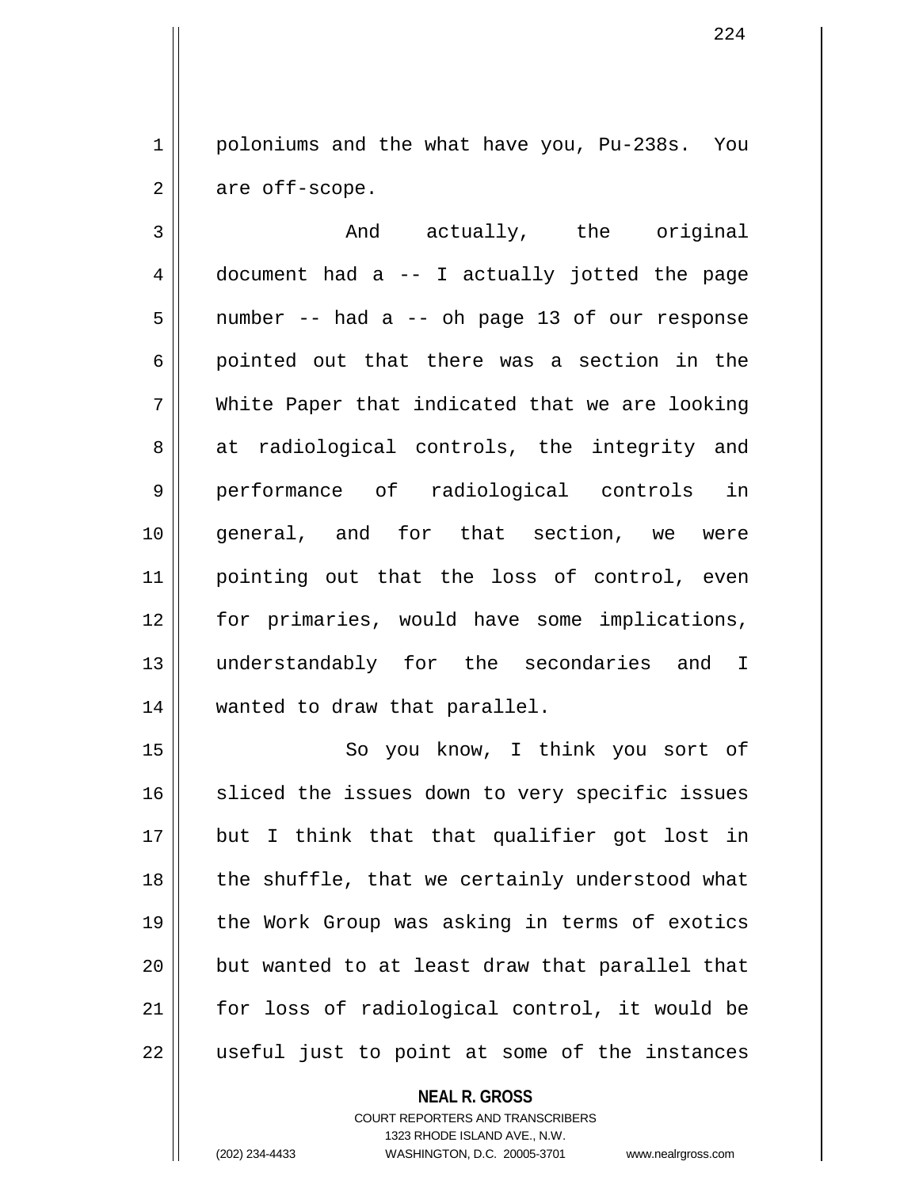poloniums and the what have you, Pu-238s. You are off-scope.

And actually, the original document had a -- I actually jotted the page number -- had a -- oh page 13 of our response pointed out that there was a section in the White Paper that indicated that we are looking at radiological controls, the integrity and performance of radiological controls in general, and for that section, we were pointing out that the loss of control, even for primaries, would have some implications, understandably for the secondaries and I wanted to draw that parallel.

So you know, I think you sort of sliced the issues down to very specific issues but I think that that qualifier got lost in the shuffle, that we certainly understood what the Work Group was asking in terms of exotics but wanted to at least draw that parallel that for loss of radiological control, it would be useful just to point at some of the instances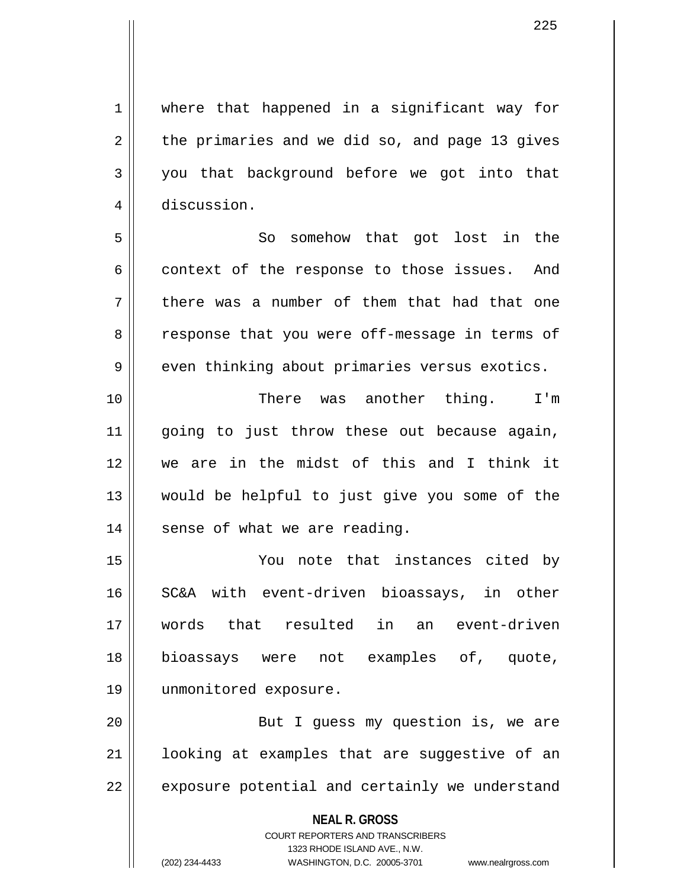where that happened in a significant way for the primaries and we did so, and page 13 gives you that background before we got into that discussion.

So somehow that got lost in the context of the response to those issues. And there was a number of them that had that one response that you were off-message in terms of even thinking about primaries versus exotics.

There was another thing. I'm going to just throw these out because again, we are in the midst of this and I think it would be helpful to just give you some of the sense of what we are reading.

You note that instances cited by SC&A with event-driven bioassays, in other words that resulted in an event-driven bioassays were not examples of, quote, unmonitored exposure.

But I guess my question is, we are looking at examples that are suggestive of an exposure potential and certainly we understand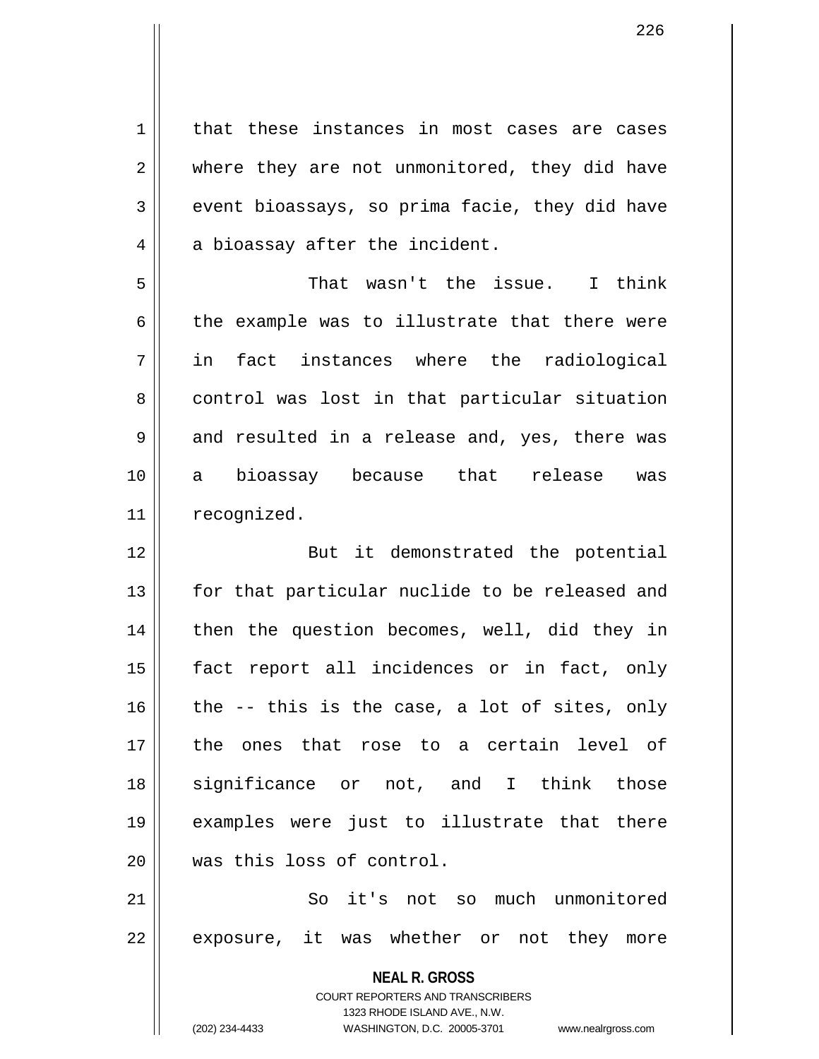that these instances in most cases are cases where they are not unmonitored, they did have event bioassays, so prima facie, they did have a bioassay after the incident.

That wasn't the issue. I think the example was to illustrate that there were in fact instances where the radiological control was lost in that particular situation and resulted in a release and, yes, there was a bioassay because that release was recognized.

But it demonstrated the potential for that particular nuclide to be released and then the question becomes, well, did they in fact report all incidences or in fact, only the -- this is the case, a lot of sites, only the ones that rose to a certain level of significance or not, and I think those examples were just to illustrate that there was this loss of control.

So it's not so much unmonitored exposure, it was whether or not they more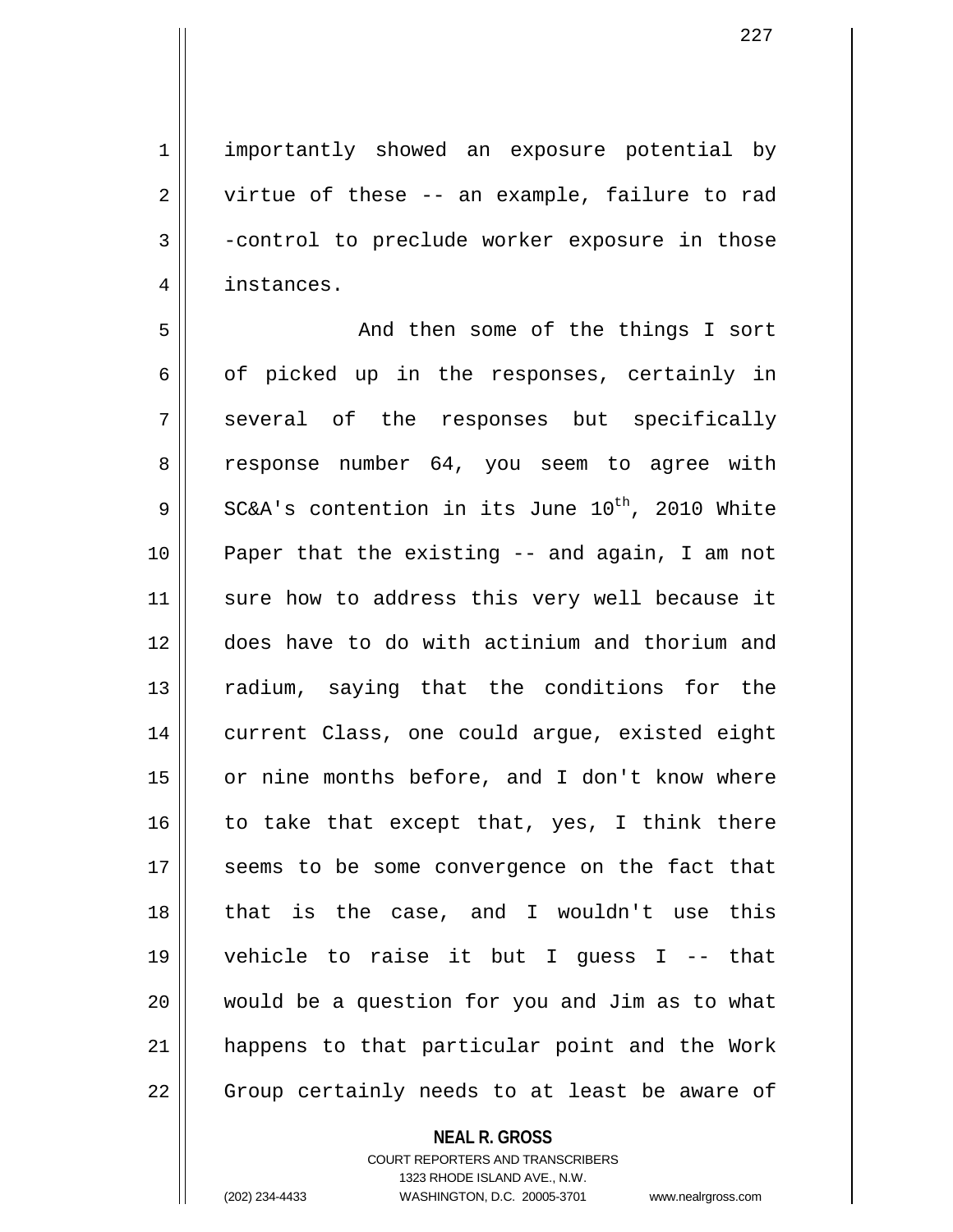importantly showed an exposure potential by virtue of these -- an example, failure to rad -control to preclude worker exposure in those instances.

And then some of the things I sort of picked up in the responses, certainly in several of the responses but specifically response number 64, you seem to agree with SC&A's contention in its June 10th, 2010 White Paper that the existing -- and again, I am not sure how to address this very well because it does have to do with actinium and thorium and radium, saying that the conditions for the current Class, one could argue, existed eight or nine months before, and I don't know where to take that except that, yes, I think there seems to be some convergence on the fact that that is the case, and I wouldn't use this vehicle to raise it but I guess I -- that would be a question for you and Jim as to what happens to that particular point and the Work Group certainly needs to at least be aware of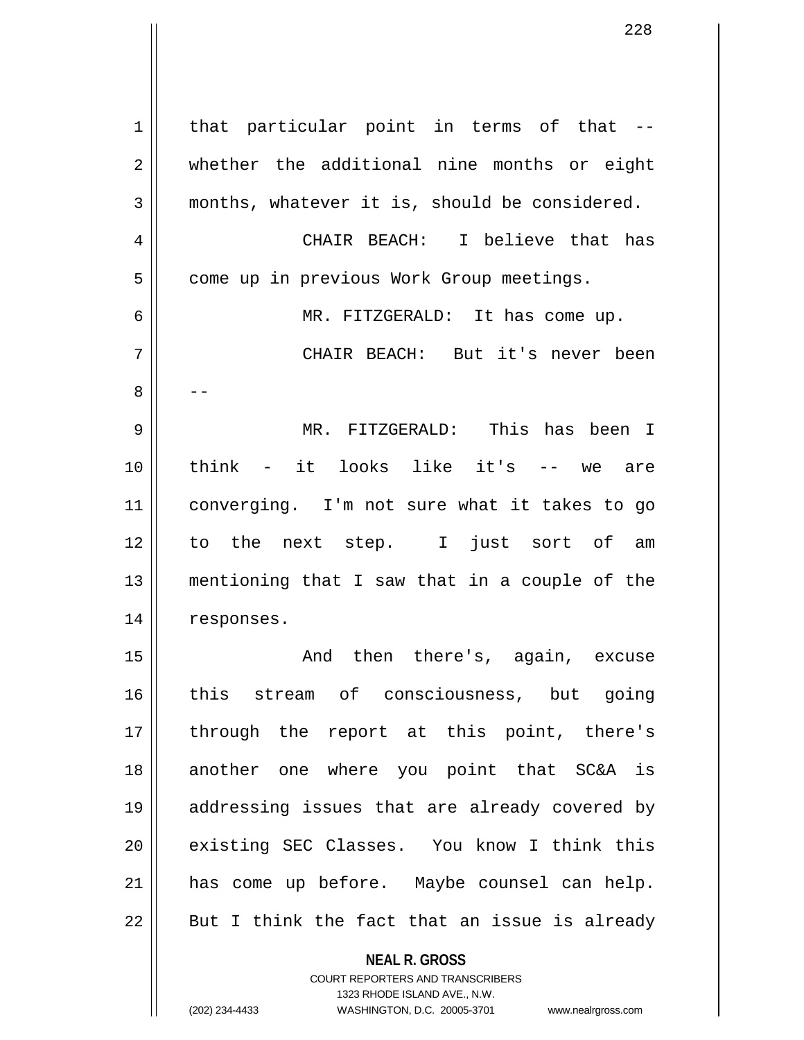that particular point in terms of that -- whether the additional nine months or eight months, whatever it is, should be considered.

CHAIR BEACH: I believe that has come up in previous Work Group meetings.

MR. FITZGERALD: It has come up.

CHAIR BEACH: But it's never been --

MR. FITZGERALD: This has been I think - it looks like it's -- we are converging. I'm not sure what it takes to go to the next step. I just sort of am mentioning that I saw that in a couple of the responses.

And then there's, again, excuse this stream of consciousness, but going through the report at this point, there's another one where you point that SC&A is addressing issues that are already covered by existing SEC Classes. You know I think this has come up before. Maybe counsel can help. But I think the fact that an issue is already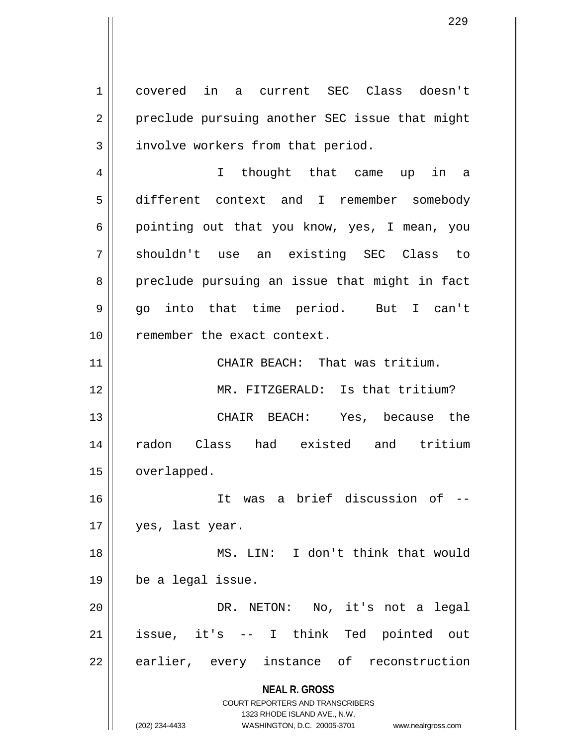covered in a current SEC Class doesn't preclude pursuing another SEC issue that might involve workers from that period.

I thought that came up in a different context and I remember somebody pointing out that you know, yes, I mean, you shouldn't use an existing SEC Class to preclude pursuing an issue that might in fact go into that time period. But I can't remember the exact context.

CHAIR BEACH: That was tritium.

MR. FITZGERALD: Is that tritium?

CHAIR BEACH: Yes, because the radon Class had existed and tritium overlapped.

It was a brief discussion of -- yes, last year.

MS. LIN: I don't think that would be a legal issue.

DR. NETON: No, it's not a legal issue, it's -- I think Ted pointed out earlier, every instance of reconstruction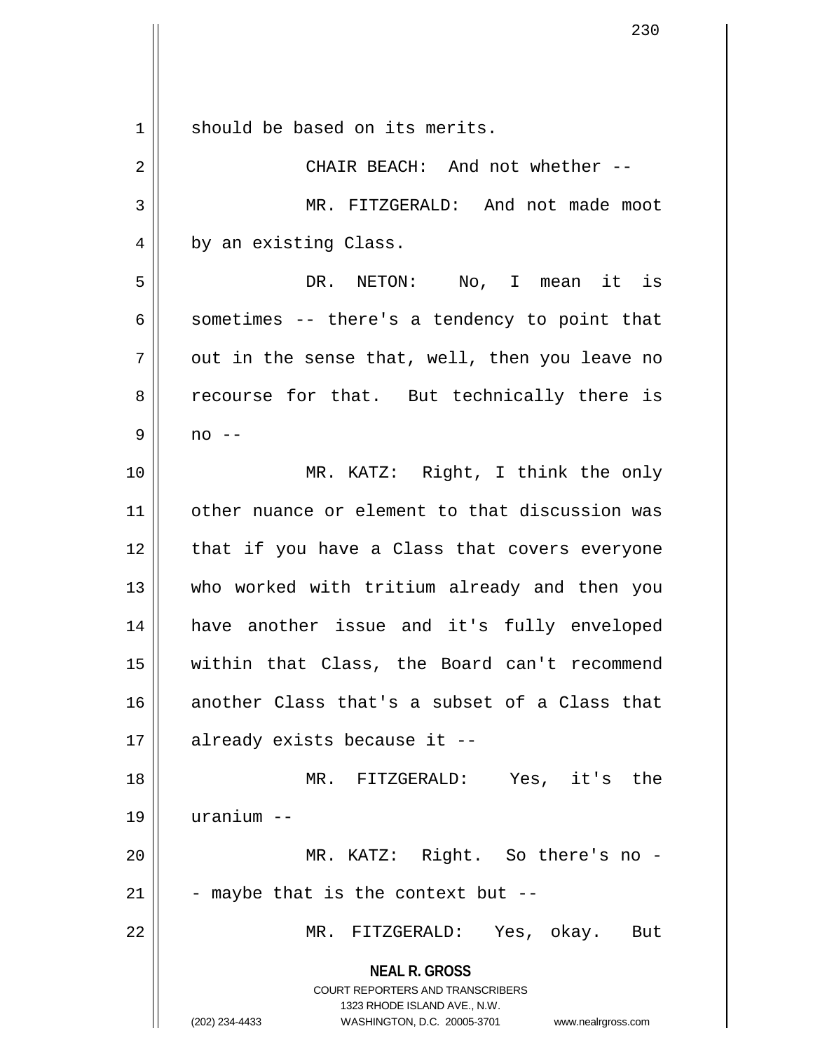should be based on its merits.

CHAIR BEACH: And not whether --

MR. FITZGERALD: And not made moot by an existing Class.

DR. NETON: No, I mean it is sometimes -- there's a tendency to point that out in the sense that, well, then you leave no recourse for that. But technically there is no --

MR. KATZ: Right, I think the only other nuance or element to that discussion was that if you have a Class that covers everyone who worked with tritium already and then you have another issue and it's fully enveloped within that Class, the Board can't recommend another Class that's a subset of a Class that already exists because it --

MR. FITZGERALD: Yes, it's the uranium --

MR. KATZ: Right. So there's no -- maybe that is the context but --

MR. FITZGERALD: Yes, okay. But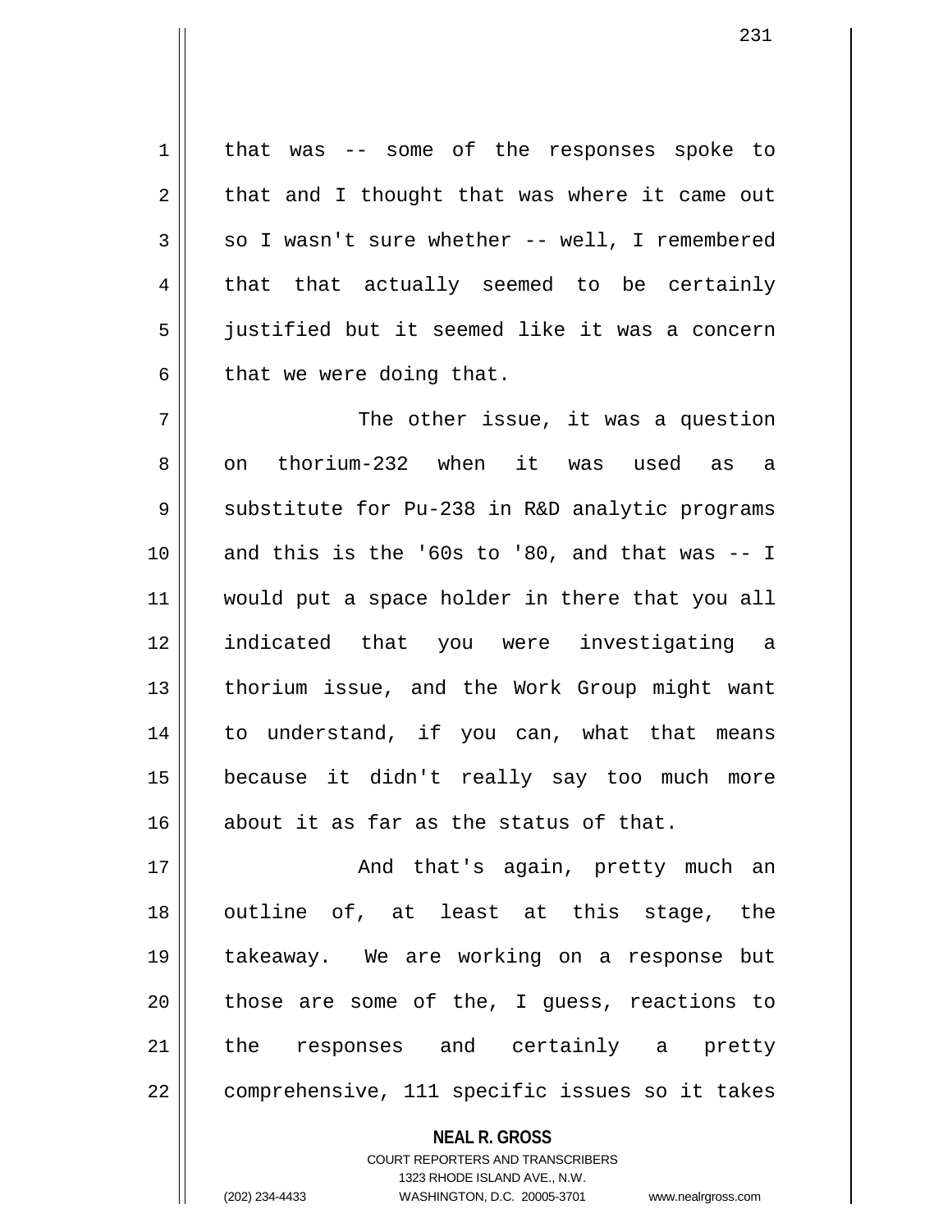that was -- some of the responses spoke to that and I thought that was where it came out so I wasn't sure whether -- well, I remembered that that actually seemed to be certainly justified but it seemed like it was a concern that we were doing that.

The other issue, it was a question on thorium-232 when it was used as a substitute for Pu-238 in R&D analytic programs and this is the '60s to '80, and that was -- I would put a space holder in there that you all indicated that you were investigating a thorium issue, and the Work Group might want to understand, if you can, what that means because it didn't really say too much more about it as far as the status of that.

And that's again, pretty much an outline of, at least at this stage, the takeaway. We are working on a response but those are some of the, I guess, reactions to the responses and certainly a pretty comprehensive, 111 specific issues so it takes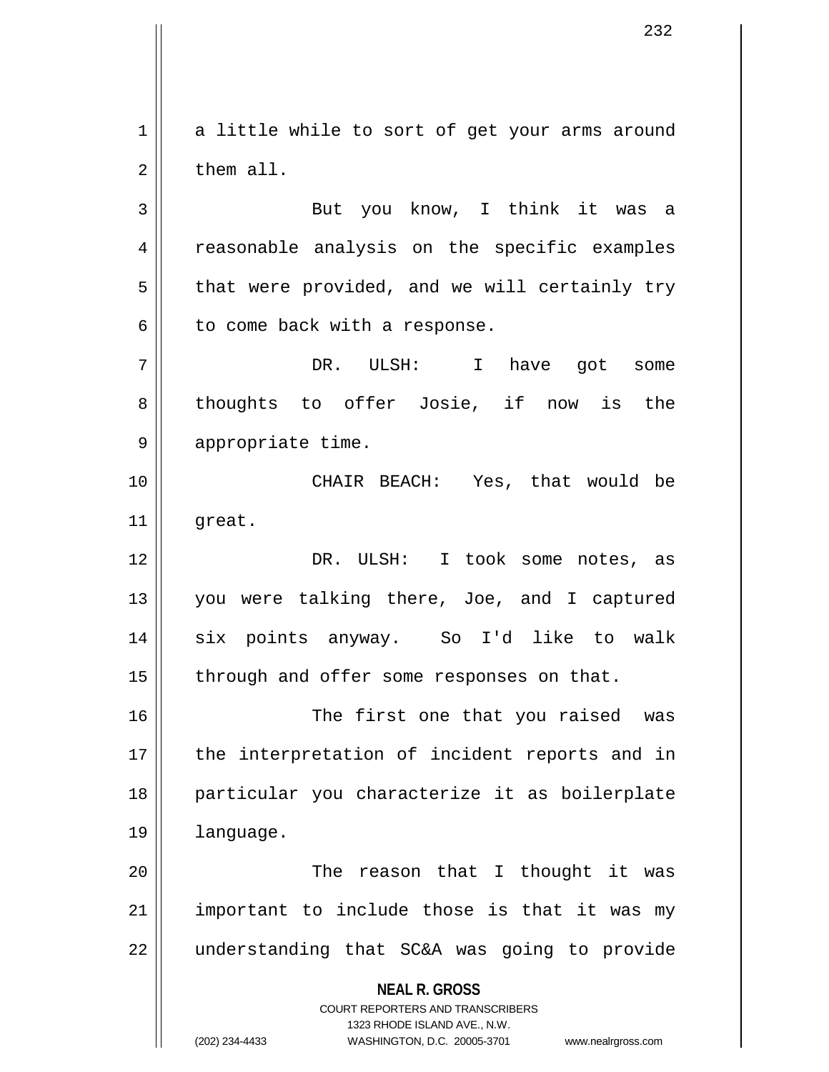a little while to sort of get your arms around them all.

But you know, I think it was a reasonable analysis on the specific examples that were provided, and we will certainly try to come back with a response.

DR. ULSH: I have got some thoughts to offer Josie, if now is the appropriate time.

CHAIR BEACH: Yes, that would be great.

DR. ULSH: I took some notes, as you were talking there, Joe, and I captured six points anyway. So I'd like to walk through and offer some responses on that.

The first one that you raised was the interpretation of incident reports and in particular you characterize it as boilerplate language.

The reason that I thought it was important to include those is that it was my understanding that SC&A was going to provide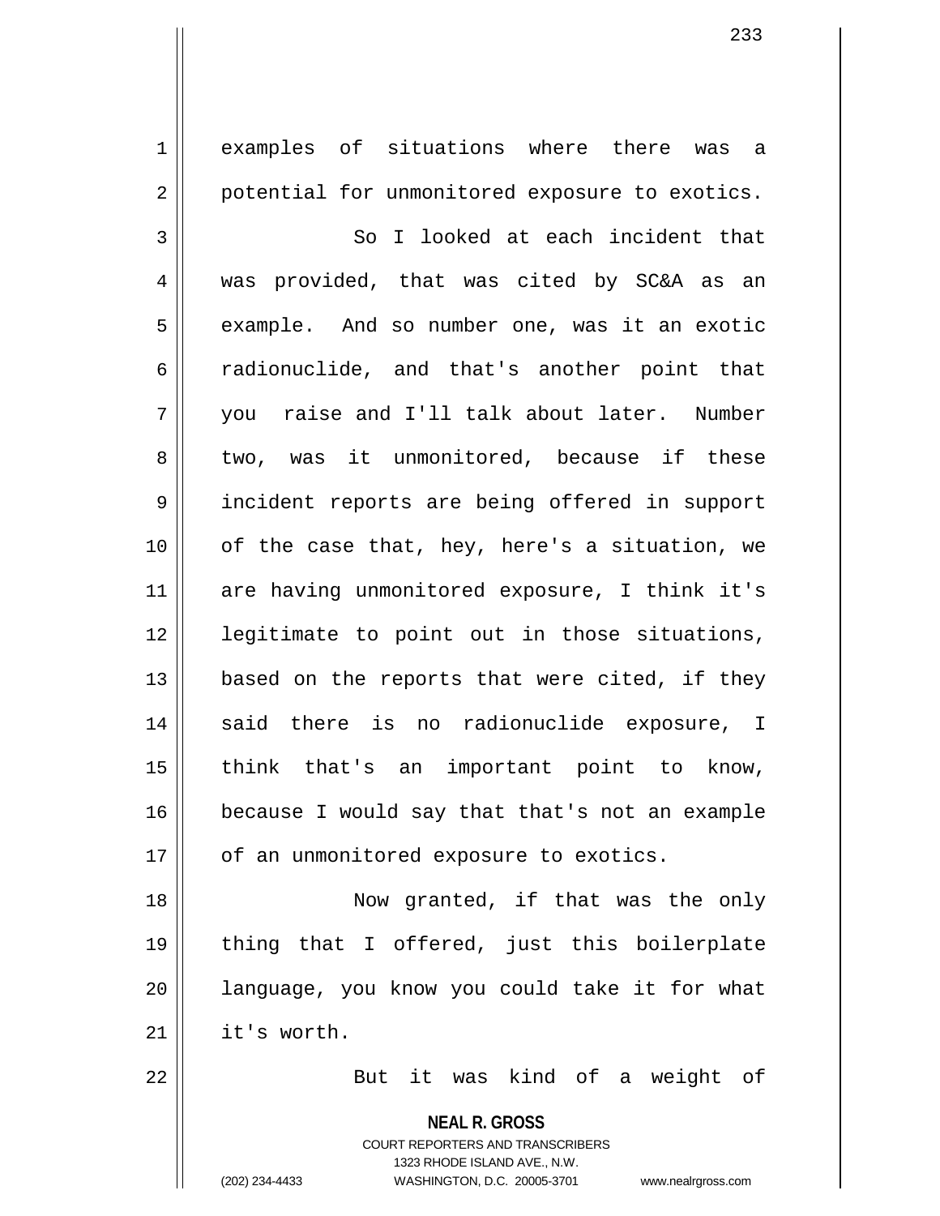examples of situations where there was a potential for unmonitored exposure to exotics.

So I looked at each incident that was provided, that was cited by SC&A as an example. And so number one, was it an exotic radionuclide, and that's another point that you raise and I'll talk about later. Number two, was it unmonitored, because if these incident reports are being offered in support of the case that, hey, here's a situation, we are having unmonitored exposure, I think it's legitimate to point out in those situations, based on the reports that were cited, if they said there is no radionuclide exposure, I think that's an important point to know, because I would say that that's not an example of an unmonitored exposure to exotics.

Now granted, if that was the only thing that I offered, just this boilerplate language, you know you could take it for what it's worth.

But it was kind of a weight of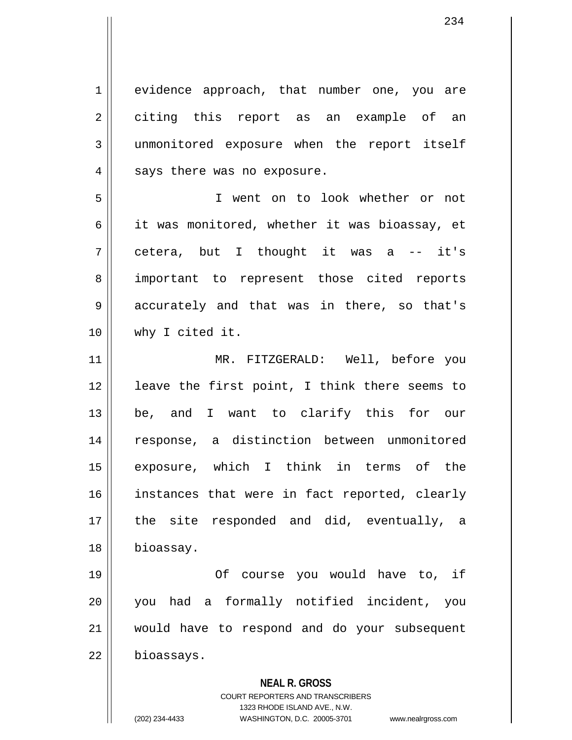evidence approach, that number one, you are citing this report as an example of an unmonitored exposure when the report itself says there was no exposure.

I went on to look whether or not it was monitored, whether it was bioassay, et cetera, but I thought it was a -- it's important to represent those cited reports accurately and that was in there, so that's why I cited it.

MR. FITZGERALD: Well, before you leave the first point, I think there seems to be, and I want to clarify this for our response, a distinction between unmonitored exposure, which I think in terms of the instances that were in fact reported, clearly the site responded and did, eventually, a bioassay.

Of course you would have to, if you had a formally notified incident, you would have to respond and do your subsequent bioassays.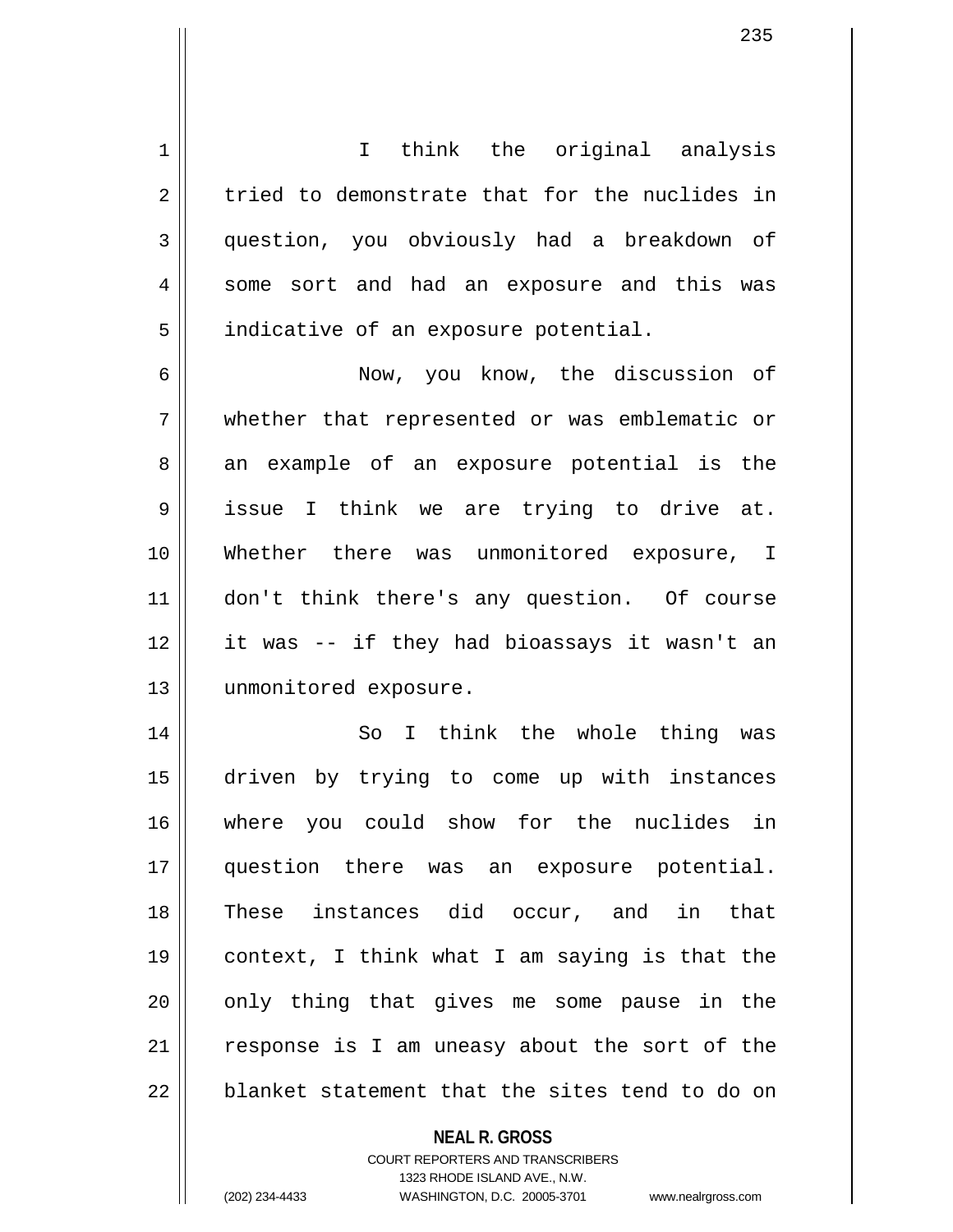I think the original analysis tried to demonstrate that for the nuclides in question, you obviously had a breakdown of some sort and had an exposure and this was indicative of an exposure potential.

Now, you know, the discussion of whether that represented or was emblematic or an example of an exposure potential is the issue I think we are trying to drive at. Whether there was unmonitored exposure, I don't think there's any question. Of course it was -- if they had bioassays it wasn't an unmonitored exposure.

So I think the whole thing was driven by trying to come up with instances where you could show for the nuclides in question there was an exposure potential. These instances did occur, and in that context, I think what I am saying is that the only thing that gives me some pause in the response is I am uneasy about the sort of the blanket statement that the sites tend to do on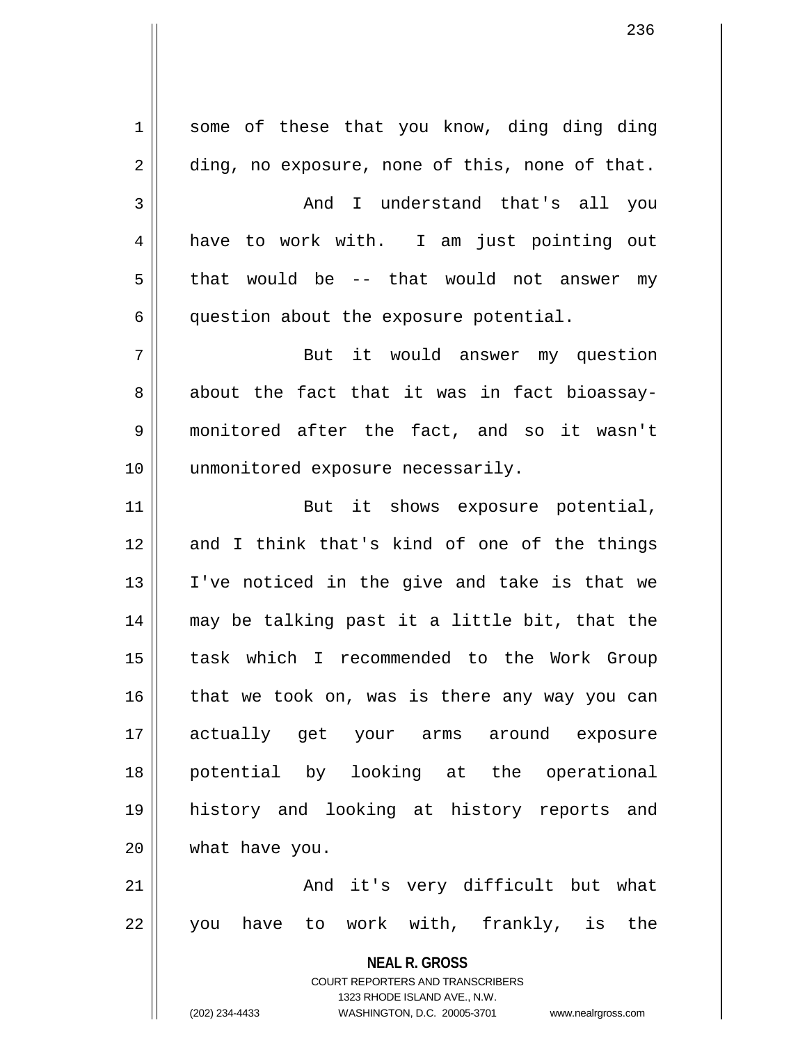some of these that you know, ding ding ding ding, no exposure, none of this, none of that.

And I understand that's all you have to work with. I am just pointing out that would be -- that would not answer my question about the exposure potential.

But it would answer my question about the fact that it was in fact bioassay-monitored after the fact, and so it wasn't unmonitored exposure necessarily.

But it shows exposure potential, and I think that's kind of one of the things I've noticed in the give and take is that we may be talking past it a little bit, that the task which I recommended to the Work Group that we took on, was is there any way you can actually get your arms around exposure potential by looking at the operational history and looking at history reports and what have you.

And it's very difficult but what you have to work with, frankly, is the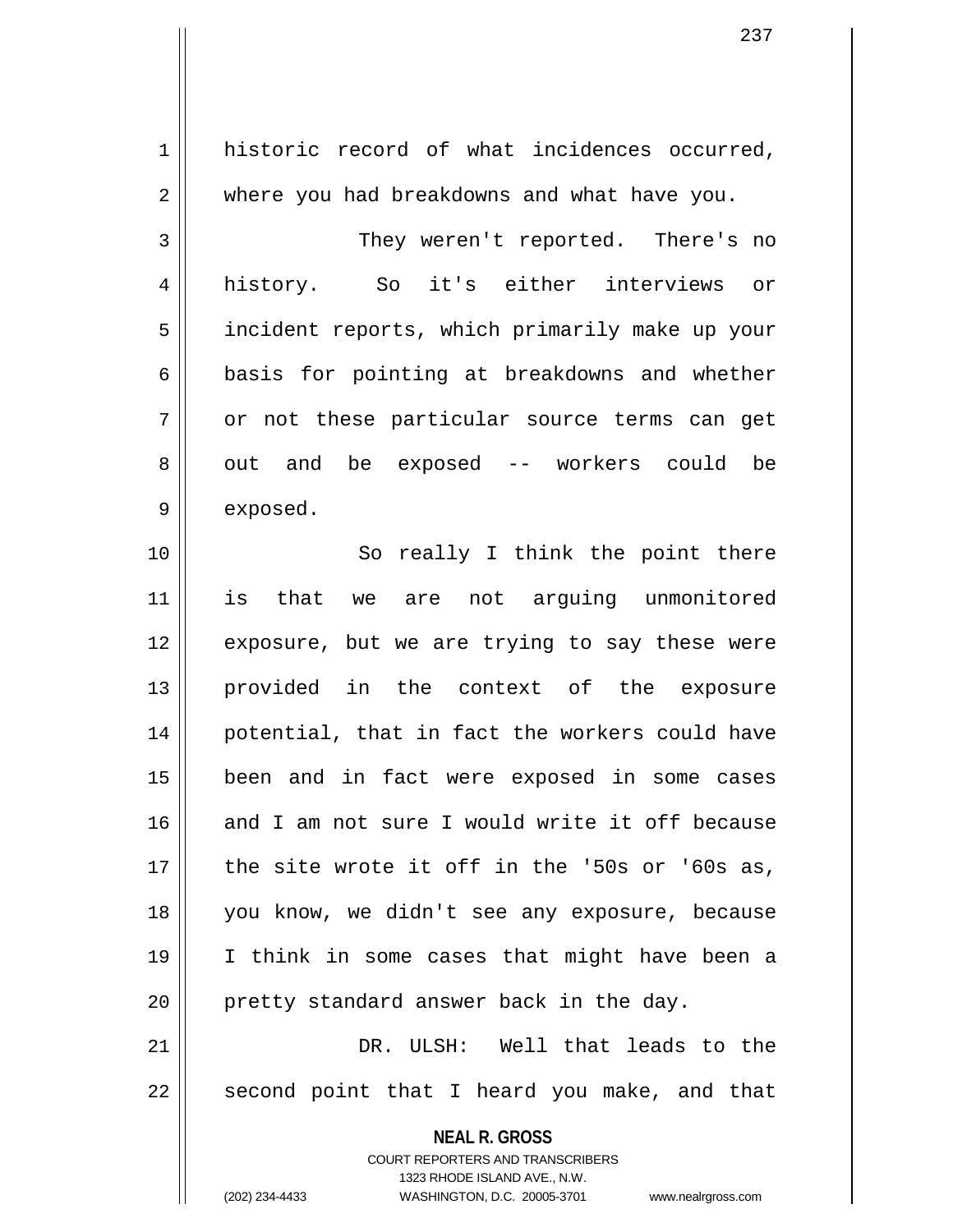historic record of what incidences occurred, where you had breakdowns and what have you.

They weren't reported. There's no history. So it's either interviews or incident reports, which primarily make up your basis for pointing at breakdowns and whether or not these particular source terms can get out and be exposed -- workers could be exposed.

So really I think the point there is that we are not arguing unmonitored exposure, but we are trying to say these were provided in the context of the exposure potential, that in fact the workers could have been and in fact were exposed in some cases and I am not sure I would write it off because the site wrote it off in the '50s or '60s as, you know, we didn't see any exposure, because I think in some cases that might have been a pretty standard answer back in the day.

DR. ULSH: Well that leads to the second point that I heard you make, and that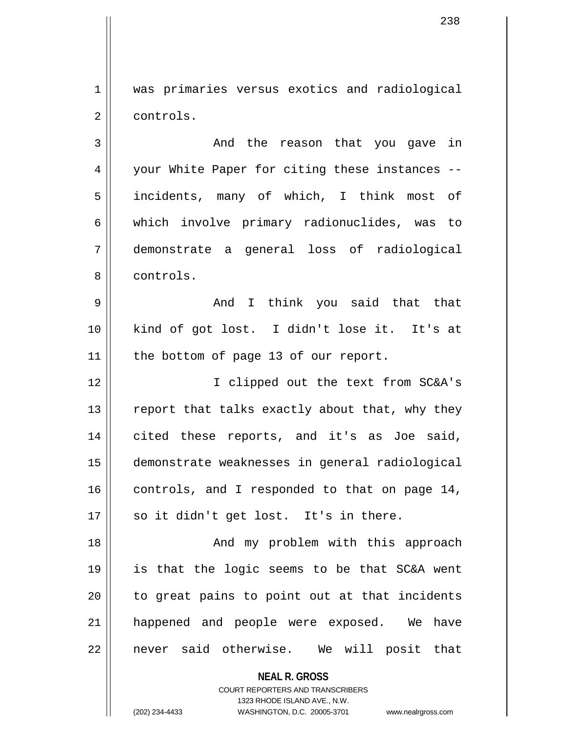was primaries versus exotics and radiological controls.

And the reason that you gave in your White Paper for citing these instances -- incidents, many of which, I think most of which involve primary radionuclides, was to demonstrate a general loss of radiological controls.

And I think you said that that kind of got lost. I didn't lose it. It's at the bottom of page 13 of our report.

I clipped out the text from SC&A's report that talks exactly about that, why they cited these reports, and it's as Joe said, demonstrate weaknesses in general radiological controls, and I responded to that on page 14, so it didn't get lost. It's in there.

And my problem with this approach is that the logic seems to be that SC&A went to great pains to point out at that incidents happened and people were exposed. We have never said otherwise. We will posit that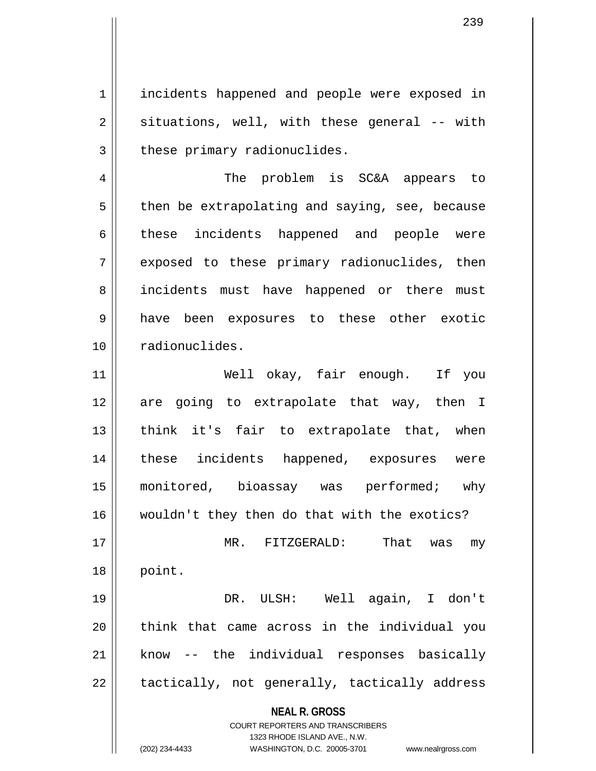incidents happened and people were exposed in situations, well, with these general -- with these primary radionuclides.

The problem is SC&A appears to then be extrapolating and saying, see, because these incidents happened and people were exposed to these primary radionuclides, then incidents must have happened or there must have been exposures to these other exotic radionuclides.

Well okay, fair enough. If you are going to extrapolate that way, then I think it's fair to extrapolate that, when these incidents happened, exposures were monitored, bioassay was performed; why wouldn't they then do that with the exotics?

MR. FITZGERALD: That was my point.

DR. ULSH: Well again, I don't think that came across in the individual you know -- the individual responses basically tactically, not generally, tactically address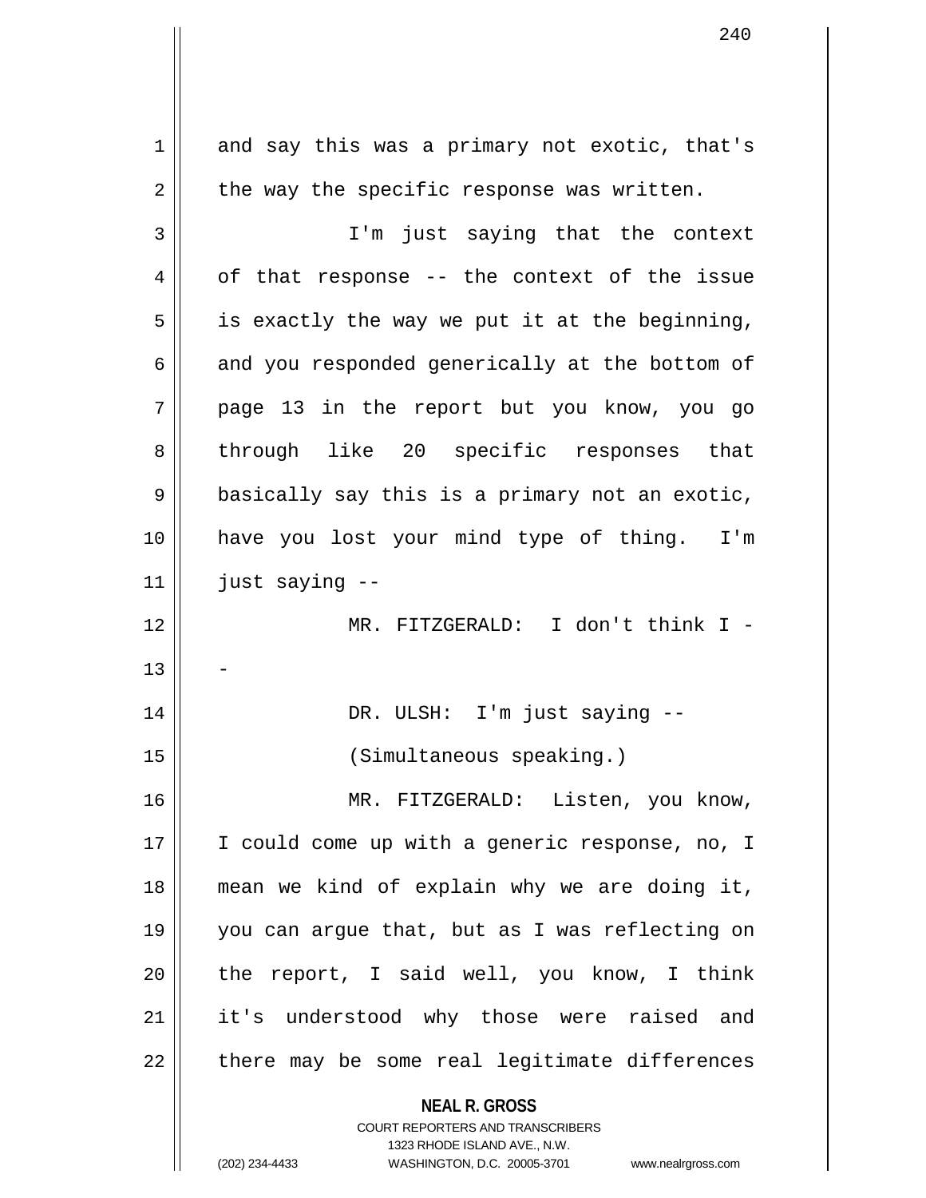and say this was a primary not exotic, that's the way the specific response was written.

I'm just saying that the context of that response -- the context of the issue is exactly the way we put it at the beginning, and you responded generically at the bottom of page 13 in the report but you know, you go through like 20 specific responses that basically say this is a primary not an exotic, have you lost your mind type of thing. I'm just saying --

MR. FITZGERALD: I don't think I --

DR. ULSH: I'm just saying --

(Simultaneous speaking.)

MR. FITZGERALD: Listen, you know, I could come up with a generic response, no, I mean we kind of explain why we are doing it, you can argue that, but as I was reflecting on the report, I said well, you know, I think it's understood why those were raised and there may be some real legitimate differences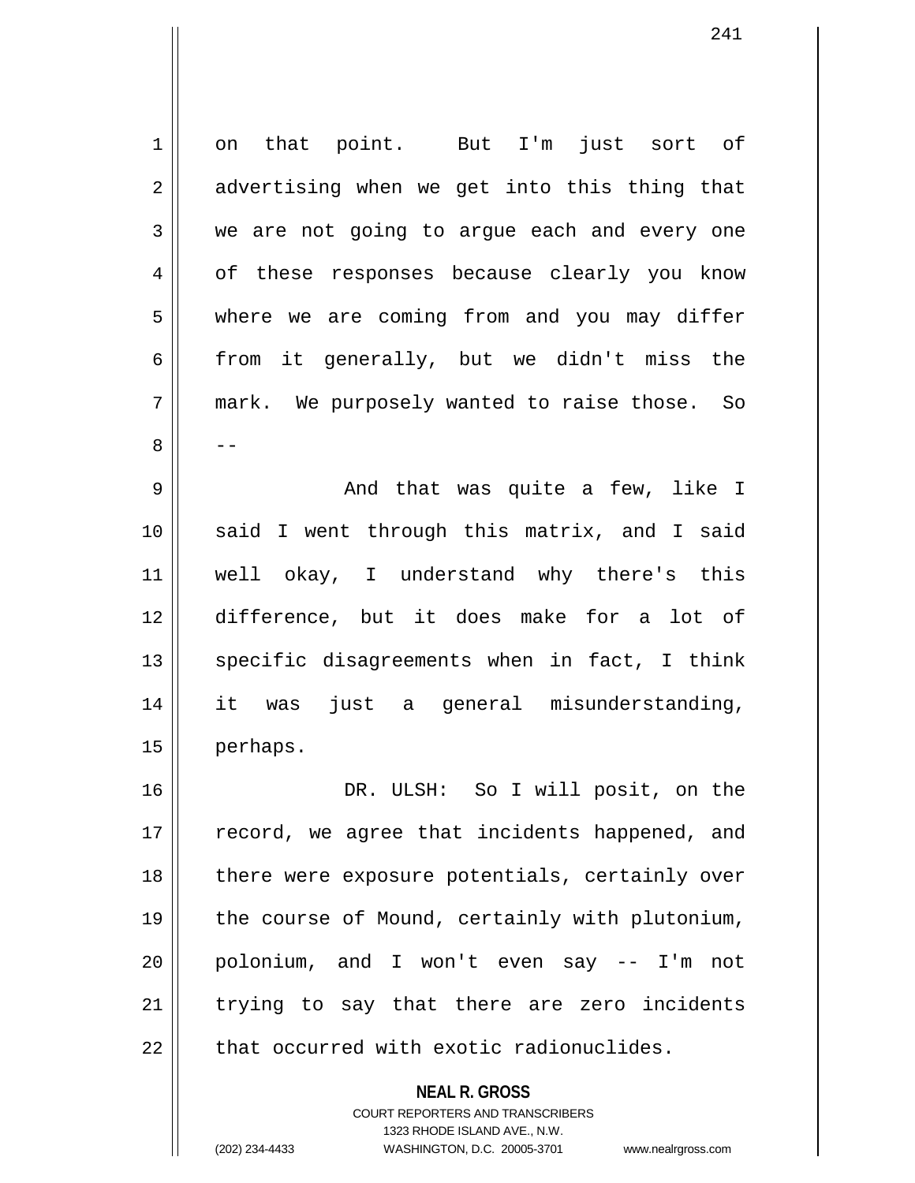on that point. But I'm just sort of advertising when we get into this thing that we are not going to argue each and every one of these responses because clearly you know where we are coming from and you may differ from it generally, but we didn't miss the mark. We purposely wanted to raise those. So --

And that was quite a few, like I said I went through this matrix, and I said well okay, I understand why there's this difference, but it does make for a lot of specific disagreements when in fact, I think it was just a general misunderstanding, perhaps.

DR. ULSH: So I will posit, on the record, we agree that incidents happened, and there were exposure potentials, certainly over the course of Mound, certainly with plutonium, polonium, and I won't even say -- I'm not trying to say that there are zero incidents that occurred with exotic radionuclides.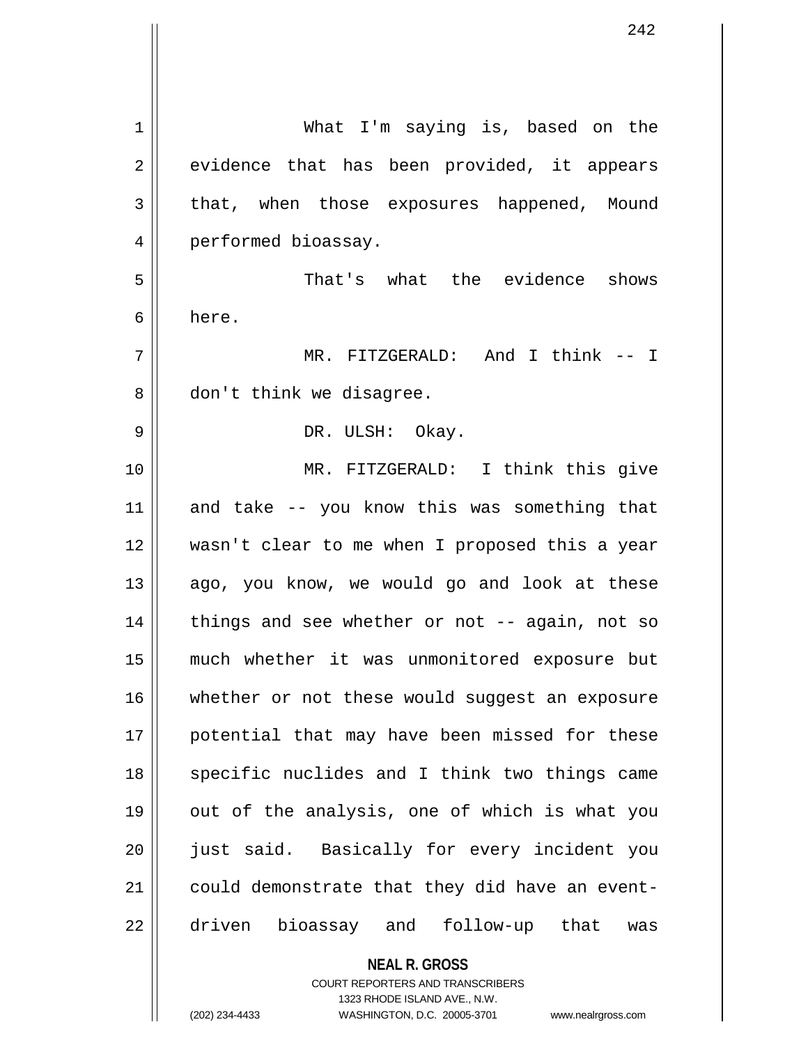What I'm saying is, based on the evidence that has been provided, it appears that, when those exposures happened, Mound performed bioassay.

That's what the evidence shows here.

MR. FITZGERALD: And I think -- I don't think we disagree.

DR. ULSH: Okay.

MR. FITZGERALD: I think this give and take -- you know this was something that wasn't clear to me when I proposed this a year ago, you know, we would go and look at these things and see whether or not -- again, not so much whether it was unmonitored exposure but whether or not these would suggest an exposure potential that may have been missed for these specific nuclides and I think two things came out of the analysis, one of which is what you just said. Basically for every incident you could demonstrate that they did have an event-driven bioassay and follow-up that was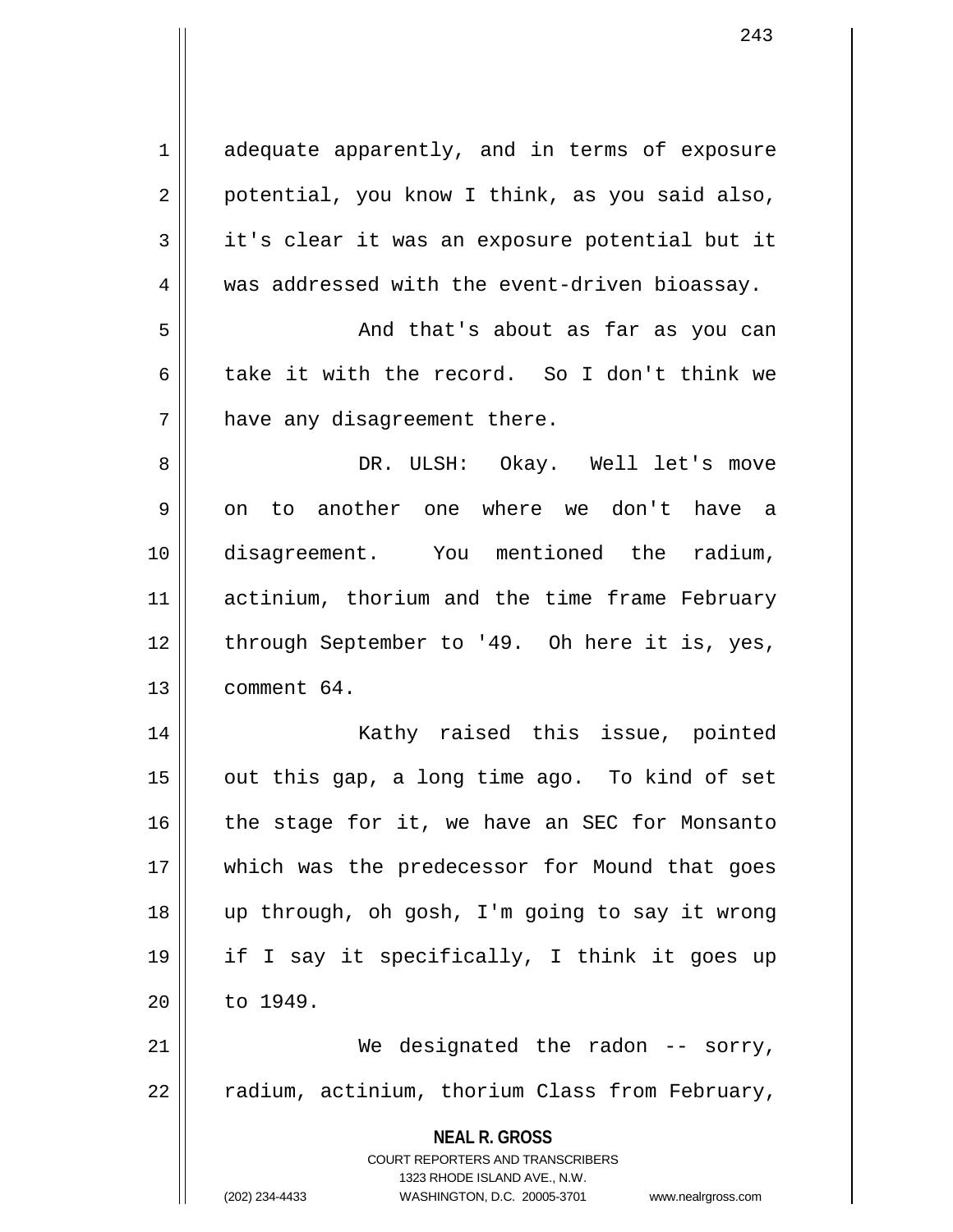adequate apparently, and in terms of exposure potential, you know I think, as you said also, it's clear it was an exposure potential but it was addressed with the event-driven bioassay.

And that's about as far as you can take it with the record. So I don't think we have any disagreement there.

DR. ULSH: Okay. Well let's move on to another one where we don't have a disagreement. You mentioned the radium, actinium, thorium and the time frame February through September to '49. Oh here it is, yes, comment 64.

Kathy raised this issue, pointed out this gap, a long time ago. To kind of set the stage for it, we have an SEC for Monsanto which was the predecessor for Mound that goes up through, oh gosh, I'm going to say it wrong if I say it specifically, I think it goes up to 1949.

We designated the radon -- sorry, radium, actinium, thorium Class from February,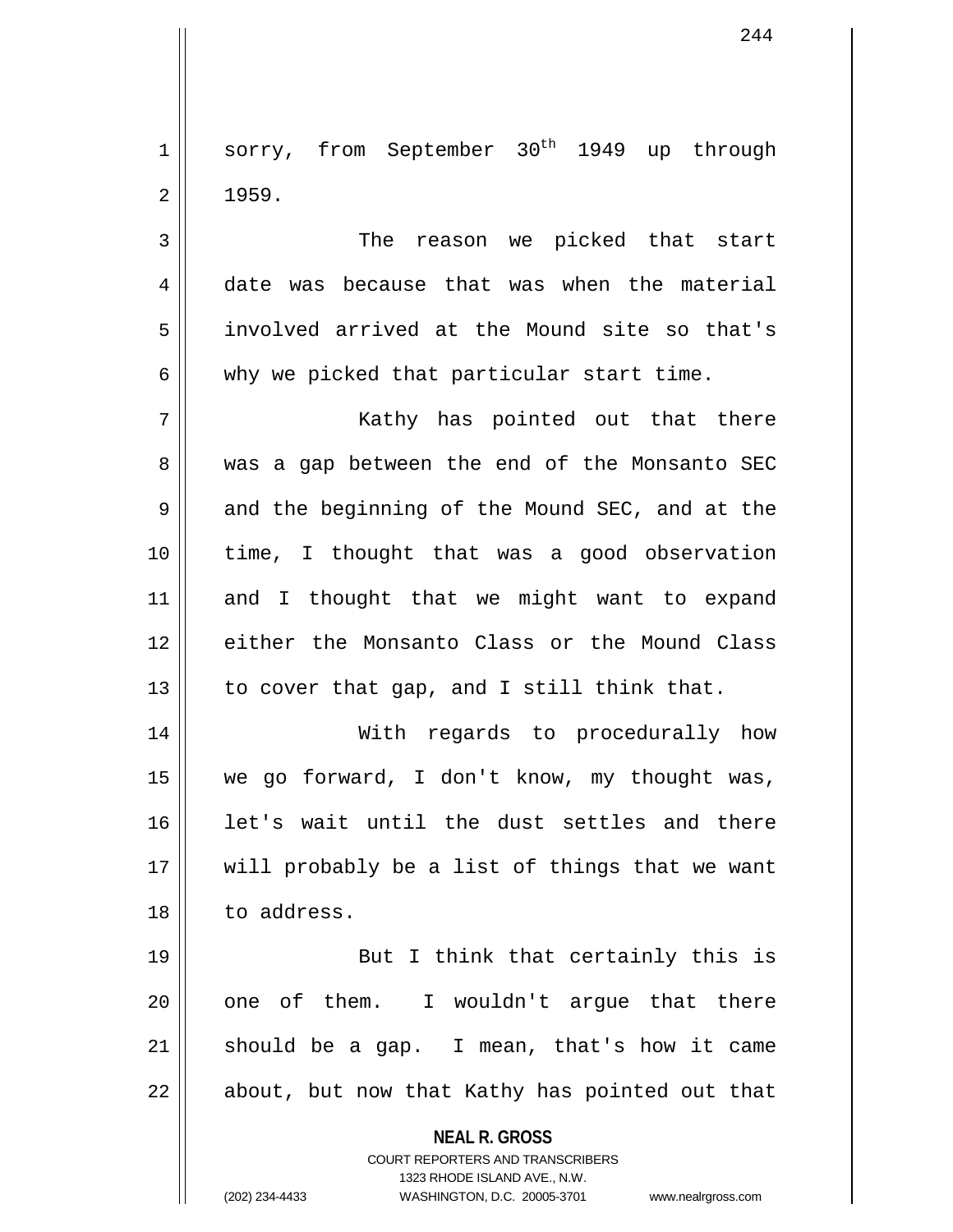sorry, from September 30th 1949 up through 1959.

The reason we picked that start date was because that was when the material involved arrived at the Mound site so that's why we picked that particular start time.

Kathy has pointed out that there was a gap between the end of the Monsanto SEC and the beginning of the Mound SEC, and at the time, I thought that was a good observation and I thought that we might want to expand either the Monsanto Class or the Mound Class to cover that gap, and I still think that.

With regards to procedurally how we go forward, I don't know, my thought was, let's wait until the dust settles and there will probably be a list of things that we want to address.

But I think that certainly this is one of them. I wouldn't argue that there should be a gap. I mean, that's how it came about, but now that Kathy has pointed out that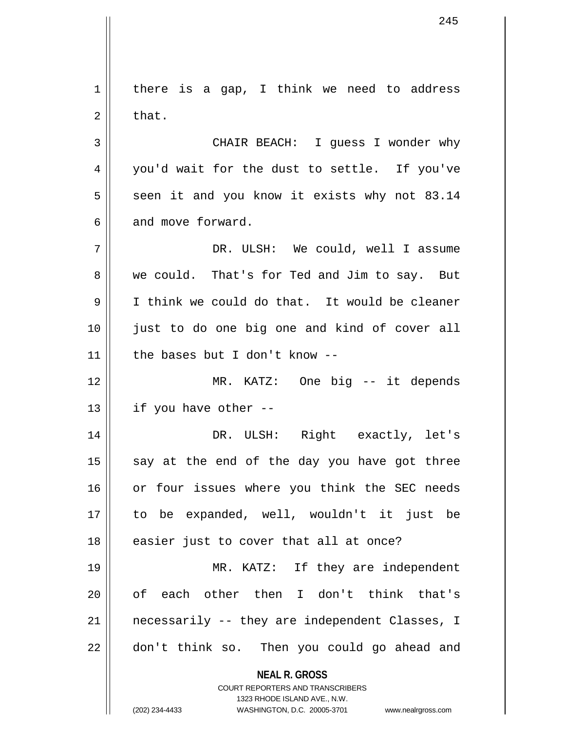there is a gap, I think we need to address that.

CHAIR BEACH: I guess I wonder why you'd wait for the dust to settle. If you've seen it and you know it exists why not 83.14 and move forward.

DR. ULSH: We could, well I assume we could. That's for Ted and Jim to say. But I think we could do that. It would be cleaner just to do one big one and kind of cover all the bases but I don't know --

MR. KATZ: One big -- it depends if you have other --

DR. ULSH: Right exactly, let's say at the end of the day you have got three or four issues where you think the SEC needs to be expanded, well, wouldn't it just be easier just to cover that all at once?

MR. KATZ: If they are independent of each other then I don't think that's necessarily -- they are independent Classes, I don't think so. Then you could go ahead and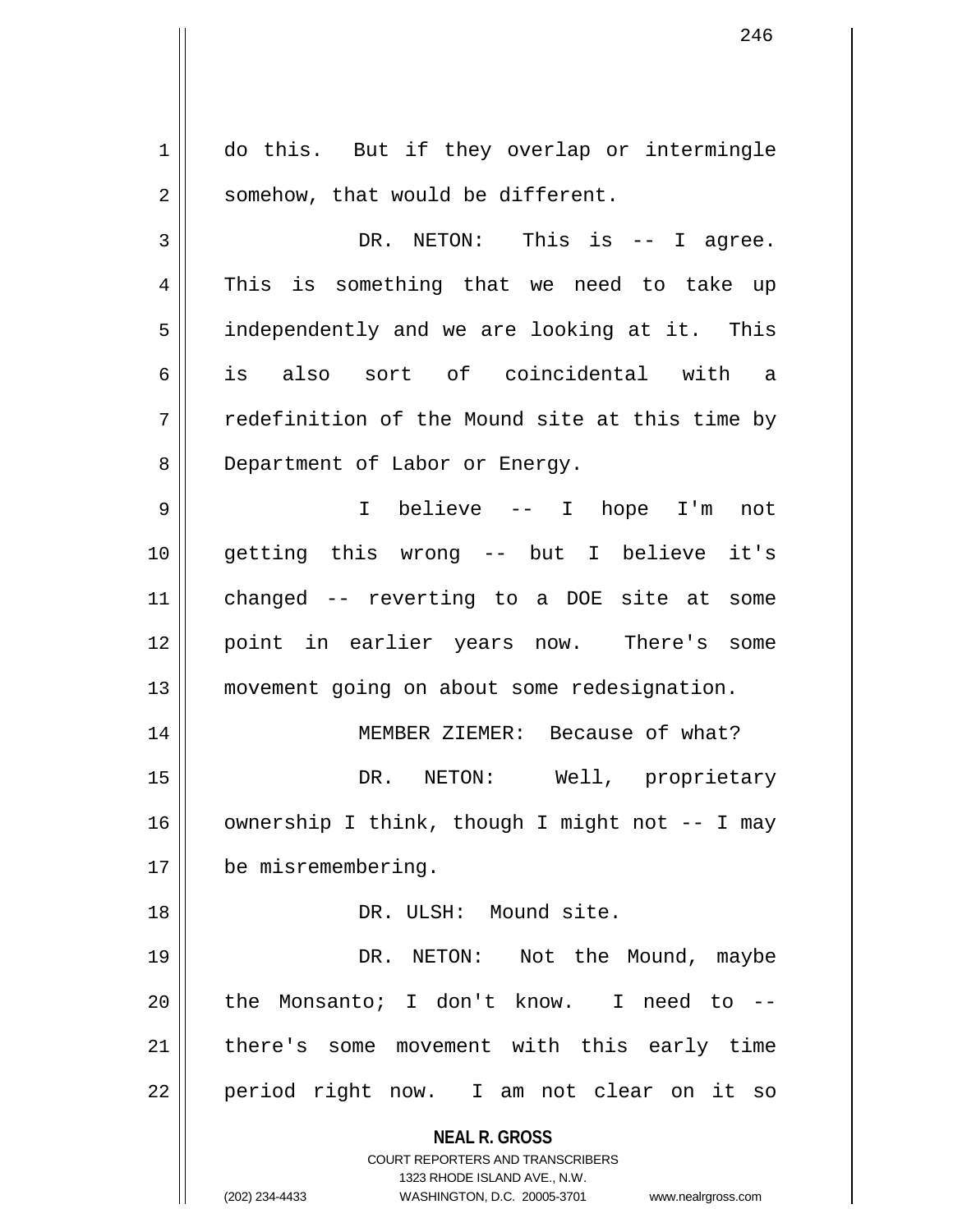do this. But if they overlap or intermingle somehow, that would be different.

DR. NETON: This is -- I agree. This is something that we need to take up independently and we are looking at it. This is also sort of coincidental with a redefinition of the Mound site at this time by Department of Labor or Energy.

I believe -- I hope I'm not getting this wrong -- but I believe it's changed -- reverting to a DOE site at some point in earlier years now. There's some movement going on about some redesignation.

MEMBER ZIEMER: Because of what?

DR. NETON: Well, proprietary ownership I think, though I might not -- I may be misremembering.

DR. ULSH: Mound site.

DR. NETON: Not the Mound, maybe the Monsanto; I don't know. I need to -- there's some movement with this early time period right now. I am not clear on it so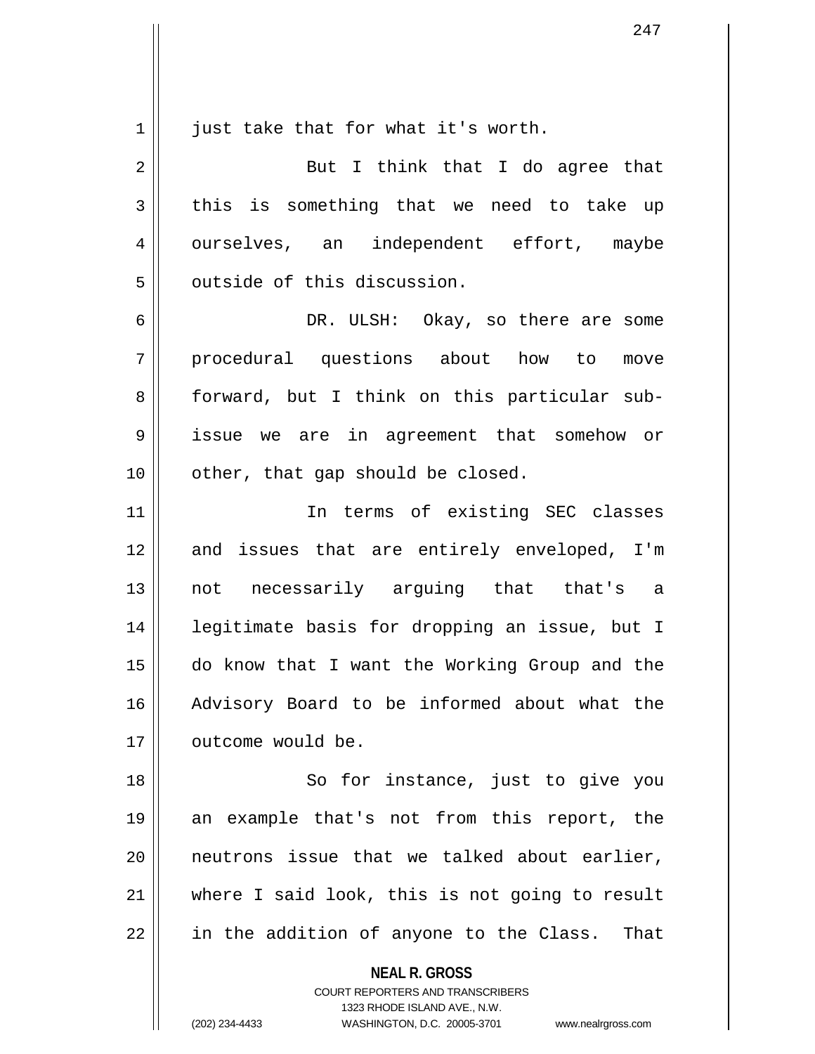just take that for what it's worth.

But I think that I do agree that this is something that we need to take up ourselves, an independent effort, maybe outside of this discussion.

DR. ULSH: Okay, so there are some procedural questions about how to move forward, but I think on this particular sub-issue we are in agreement that somehow or other, that gap should be closed.

In terms of existing SEC classes and issues that are entirely enveloped, I'm not necessarily arguing that that's a legitimate basis for dropping an issue, but I do know that I want the Working Group and the Advisory Board to be informed about what the outcome would be.

So for instance, just to give you an example that's not from this report, the neutrons issue that we talked about earlier, where I said look, this is not going to result in the addition of anyone to the Class. That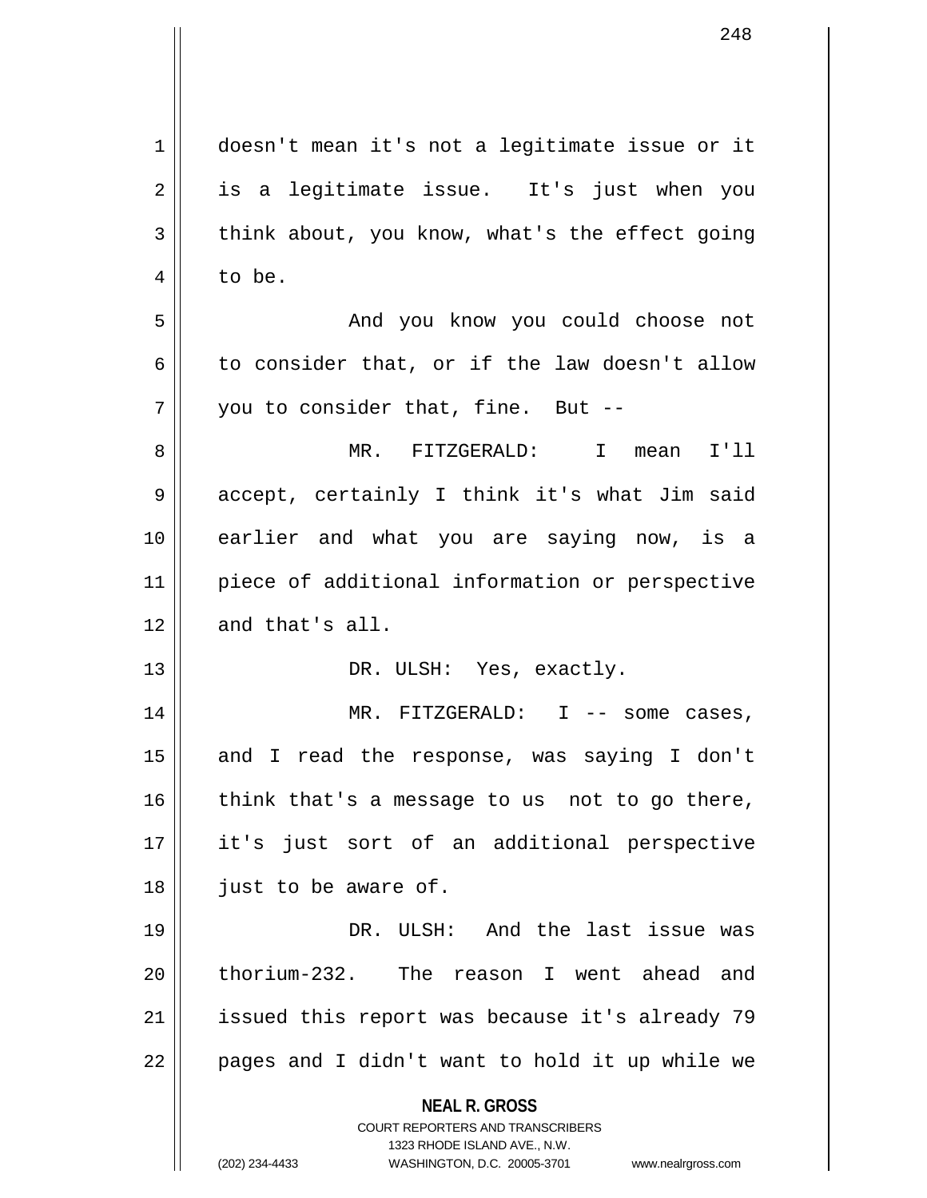doesn't mean it's not a legitimate issue or it is a legitimate issue. It's just when you think about, you know, what's the effect going to be.

And you know you could choose not to consider that, or if the law doesn't allow you to consider that, fine. But --

MR. FITZGERALD: I mean I'll accept, certainly I think it's what Jim said earlier and what you are saying now, is a piece of additional information or perspective and that's all.

DR. ULSH: Yes, exactly.

MR. FITZGERALD: I -- some cases, and I read the response, was saying I don't think that's a message to us not to go there, it's just sort of an additional perspective just to be aware of.

DR. ULSH: And the last issue was thorium-232. The reason I went ahead and issued this report was because it's already 79 pages and I didn't want to hold it up while we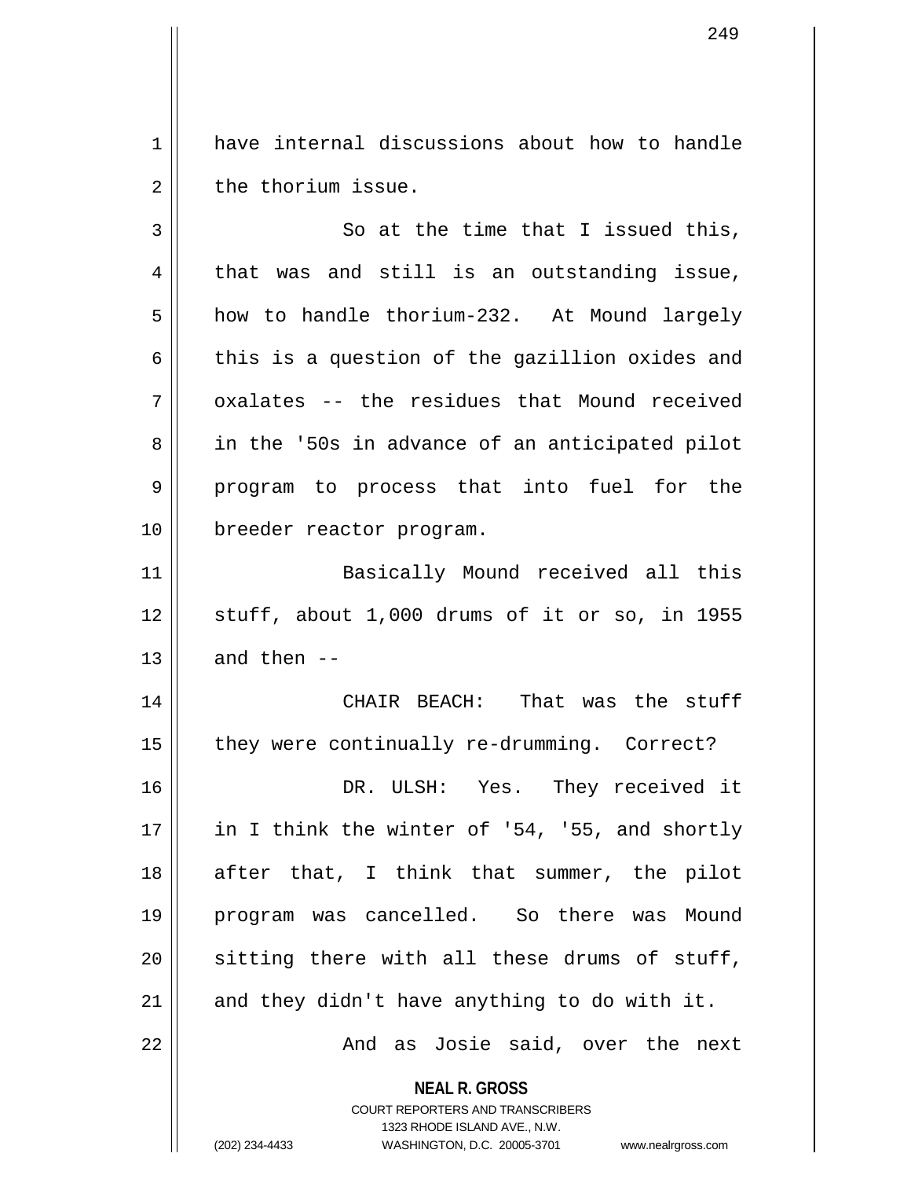have internal discussions about how to handle the thorium issue.

So at the time that I issued this, that was and still is an outstanding issue, how to handle thorium-232. At Mound largely this is a question of the gazillion oxides and oxalates -- the residues that Mound received in the '50s in advance of an anticipated pilot program to process that into fuel for the breeder reactor program.

Basically Mound received all this stuff, about 1,000 drums of it or so, in 1955 and then --

CHAIR BEACH: That was the stuff they were continually re-drumming. Correct?

DR. ULSH: Yes. They received it in I think the winter of '54, '55, and shortly after that, I think that summer, the pilot program was cancelled. So there was Mound sitting there with all these drums of stuff, and they didn't have anything to do with it.

And as Josie said, over the next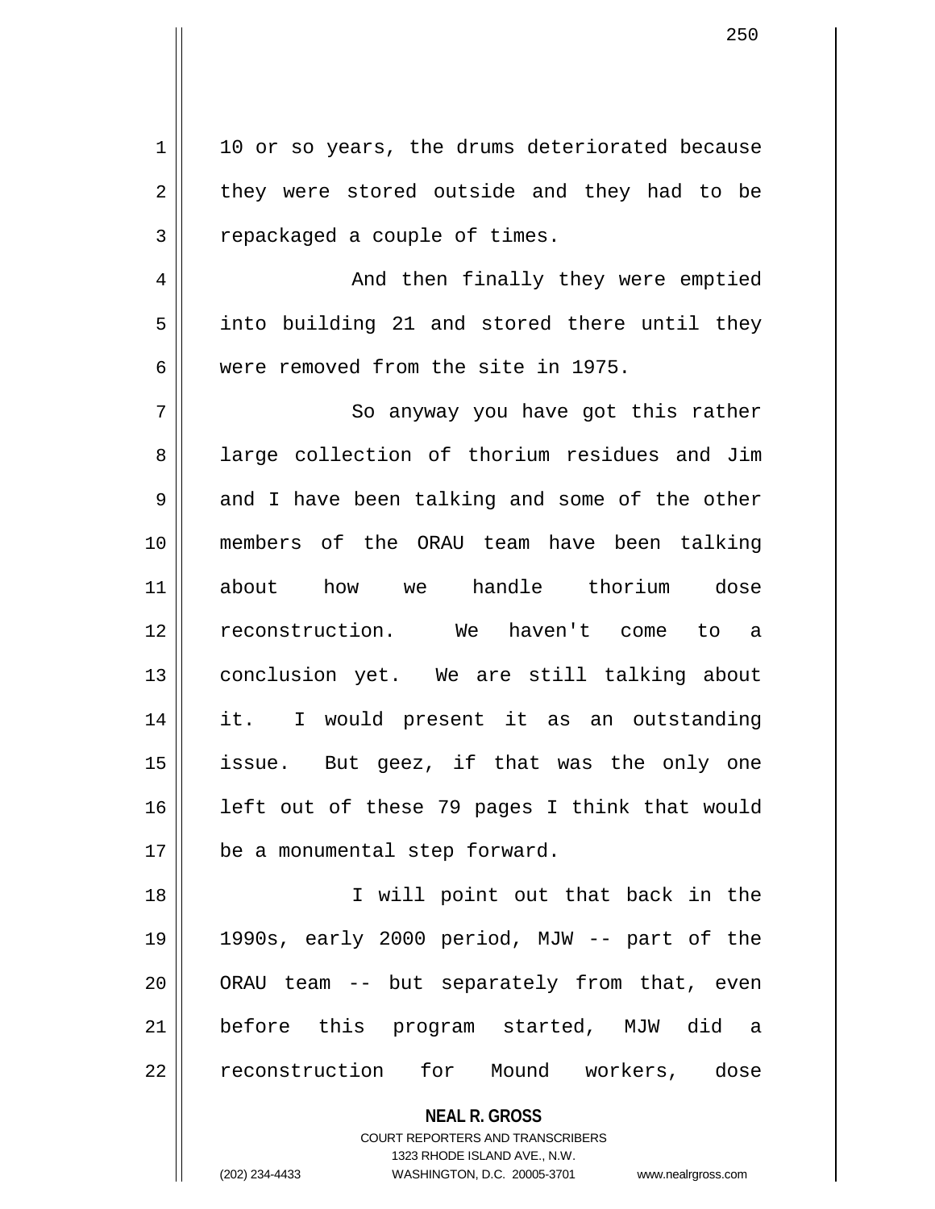10 or so years, the drums deteriorated because they were stored outside and they had to be repackaged a couple of times.

And then finally they were emptied into building 21 and stored there until they were removed from the site in 1975.

So anyway you have got this rather large collection of thorium residues and Jim and I have been talking and some of the other members of the ORAU team have been talking about how we handle thorium dose reconstruction. We haven't come to a conclusion yet. We are still talking about it. I would present it as an outstanding issue. But geez, if that was the only one left out of these 79 pages I think that would be a monumental step forward.

I will point out that back in the 1990s, early 2000 period, MJW -- part of the ORAU team -- but separately from that, even before this program started, MJW did a reconstruction for Mound workers, dose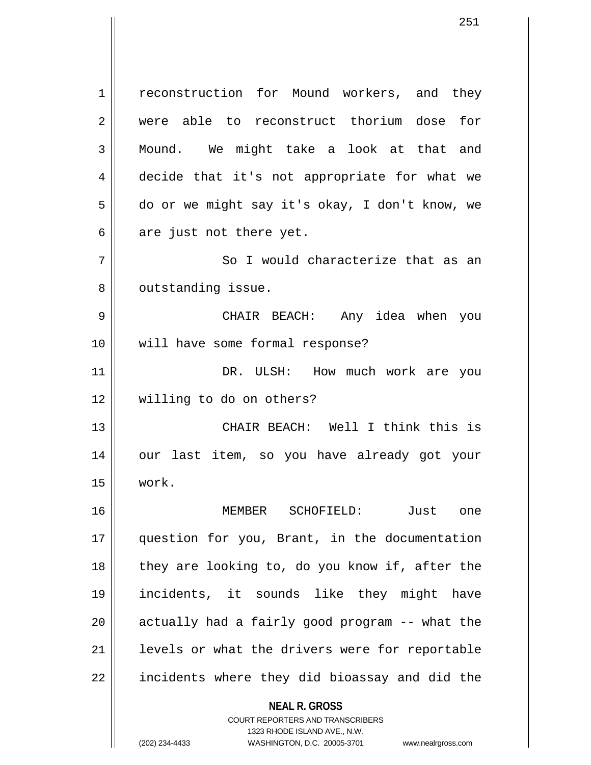reconstruction for Mound workers, and they were able to reconstruct thorium dose for Mound. We might take a look at that and decide that it's not appropriate for what we do or we might say it's okay, I don't know, we are just not there yet.

So I would characterize that as an outstanding issue.

CHAIR BEACH: Any idea when you will have some formal response?

DR. ULSH: How much work are you willing to do on others?

CHAIR BEACH: Well I think this is our last item, so you have already got your work.

MEMBER SCHOFIELD: Just one question for you, Brant, in the documentation they are looking to, do you know if, after the incidents, it sounds like they might have actually had a fairly good program -- what the levels or what the drivers were for reportable incidents where they did bioassay and did the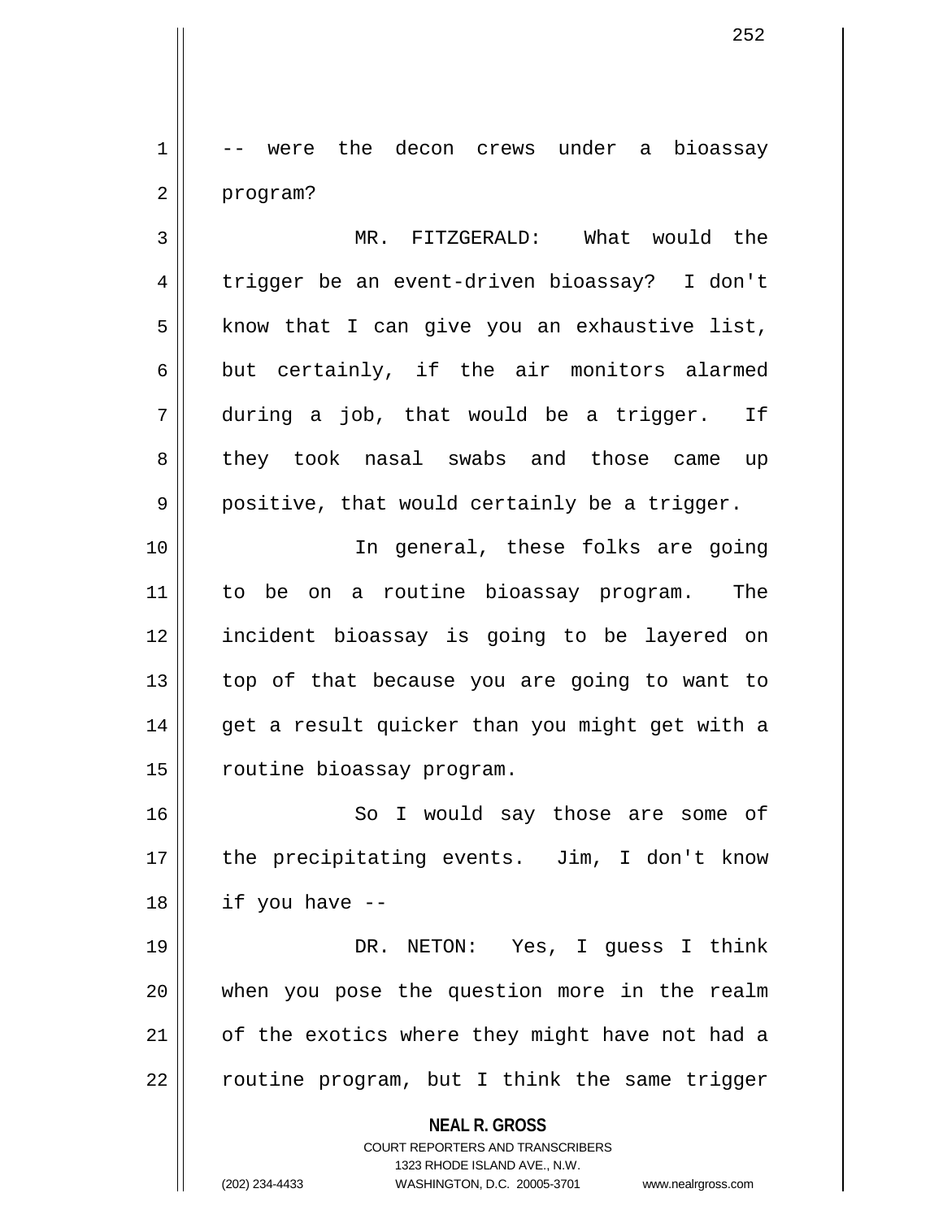-- were the decon crews under a bioassay program?

MR. FITZGERALD: What would the trigger be an event-driven bioassay? I don't know that I can give you an exhaustive list, but certainly, if the air monitors alarmed during a job, that would be a trigger. If they took nasal swabs and those came up positive, that would certainly be a trigger.

In general, these folks are going to be on a routine bioassay program. The incident bioassay is going to be layered on top of that because you are going to want to get a result quicker than you might get with a routine bioassay program.

So I would say those are some of the precipitating events. Jim, I don't know if you have --

DR. NETON: Yes, I guess I think when you pose the question more in the realm of the exotics where they might have not had a routine program, but I think the same trigger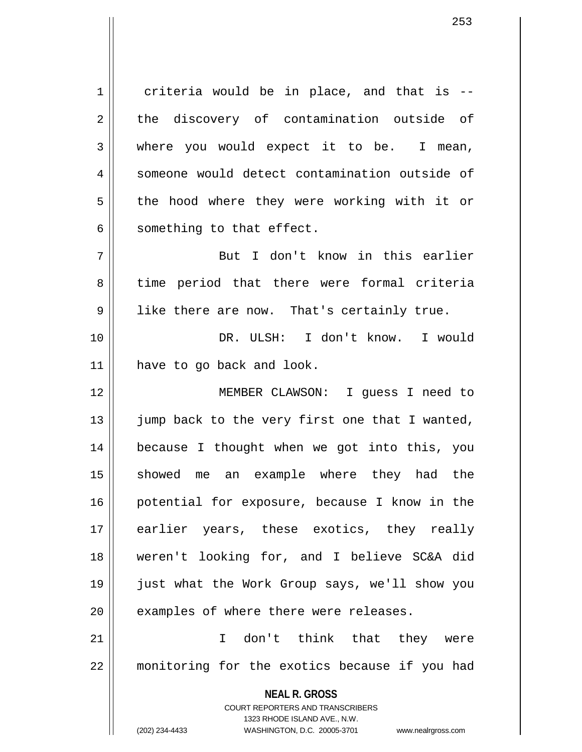criteria would be in place, and that is -- the discovery of contamination outside of where you would expect it to be. I mean, someone would detect contamination outside of the hood where they were working with it or something to that effect.

But I don't know in this earlier time period that there were formal criteria like there are now. That's certainly true.

DR. ULSH: I don't know. I would have to go back and look.

MEMBER CLAWSON: I guess I need to jump back to the very first one that I wanted, because I thought when we got into this, you showed me an example where they had the potential for exposure, because I know in the earlier years, these exotics, they really weren't looking for, and I believe SC&A did just what the Work Group says, we'll show you examples of where there were releases.

I don't think that they were monitoring for the exotics because if you had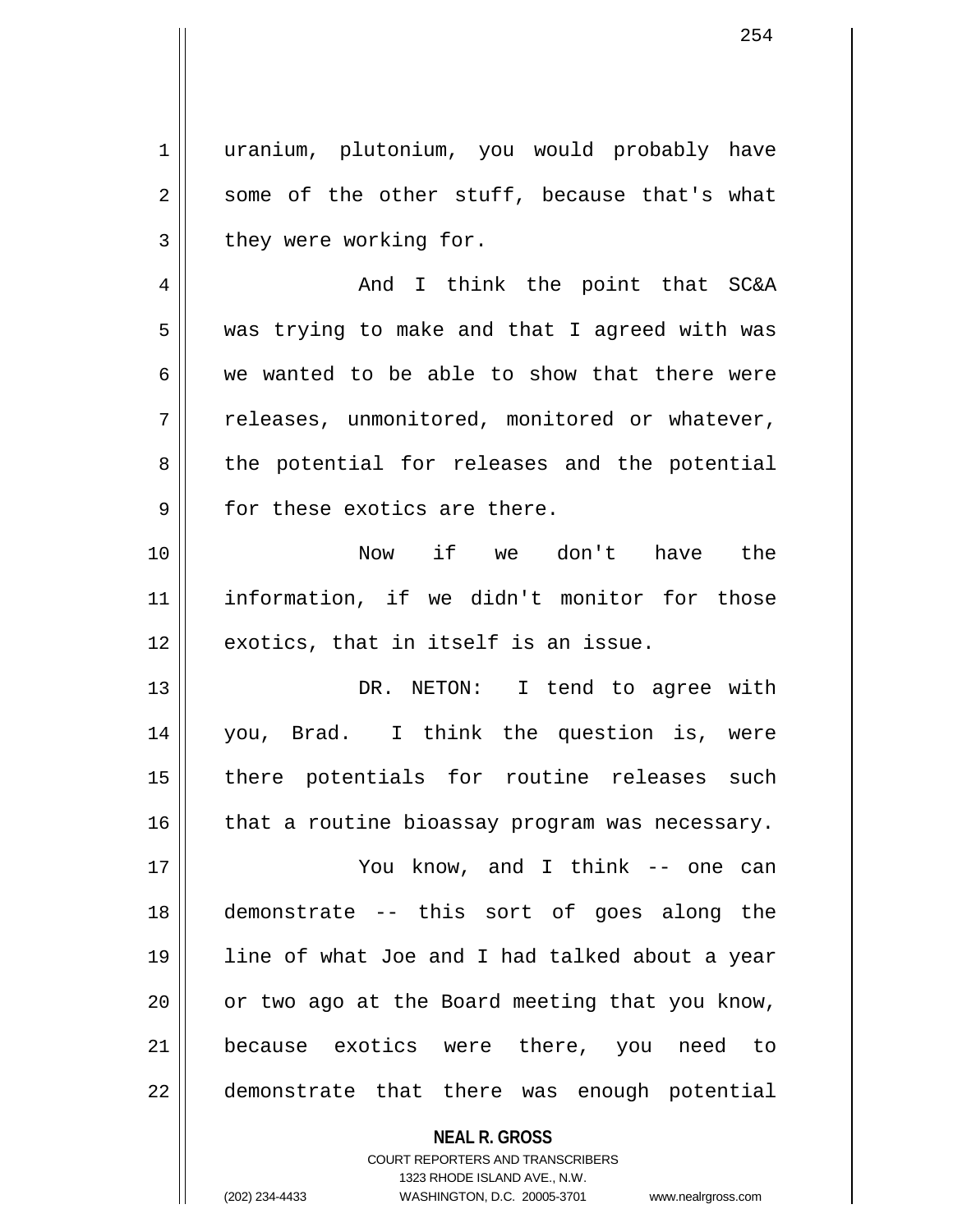uranium, plutonium, you would probably have some of the other stuff, because that's what they were working for.

And I think the point that SC&A was trying to make and that I agreed with was we wanted to be able to show that there were releases, unmonitored, monitored or whatever, the potential for releases and the potential for these exotics are there.

Now if we don't have the information, if we didn't monitor for those exotics, that in itself is an issue.

DR. NETON: I tend to agree with you, Brad. I think the question is, were there potentials for routine releases such that a routine bioassay program was necessary.

You know, and I think -- one can demonstrate -- this sort of goes along the line of what Joe and I had talked about a year or two ago at the Board meeting that you know, because exotics were there, you need to demonstrate that there was enough potential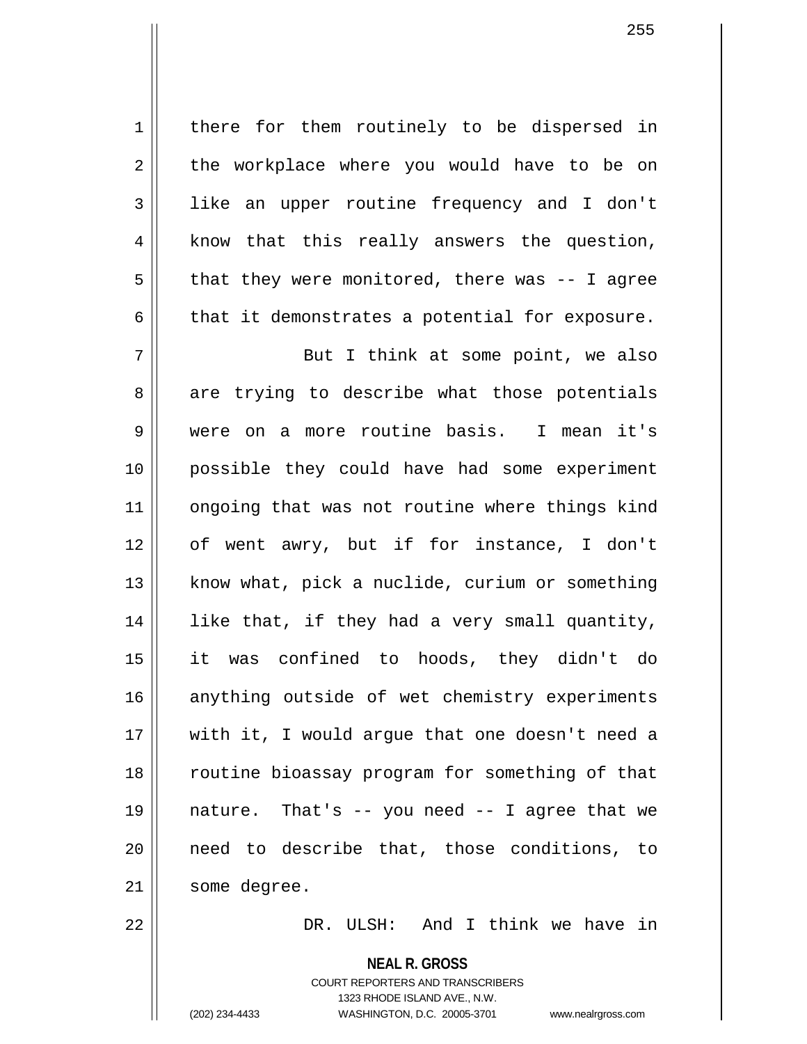there for them routinely to be dispersed in the workplace where you would have to be on like an upper routine frequency and I don't know that this really answers the question, that they were monitored, there was -- I agree that it demonstrates a potential for exposure.

But I think at some point, we also are trying to describe what those potentials were on a more routine basis. I mean it's possible they could have had some experiment ongoing that was not routine where things kind of went awry, but if for instance, I don't know what, pick a nuclide, curium or something like that, if they had a very small quantity, it was confined to hoods, they didn't do anything outside of wet chemistry experiments with it, I would argue that one doesn't need a routine bioassay program for something of that nature. That's -- you need -- I agree that we need to describe that, those conditions, to some degree.

DR. ULSH: And I think we have in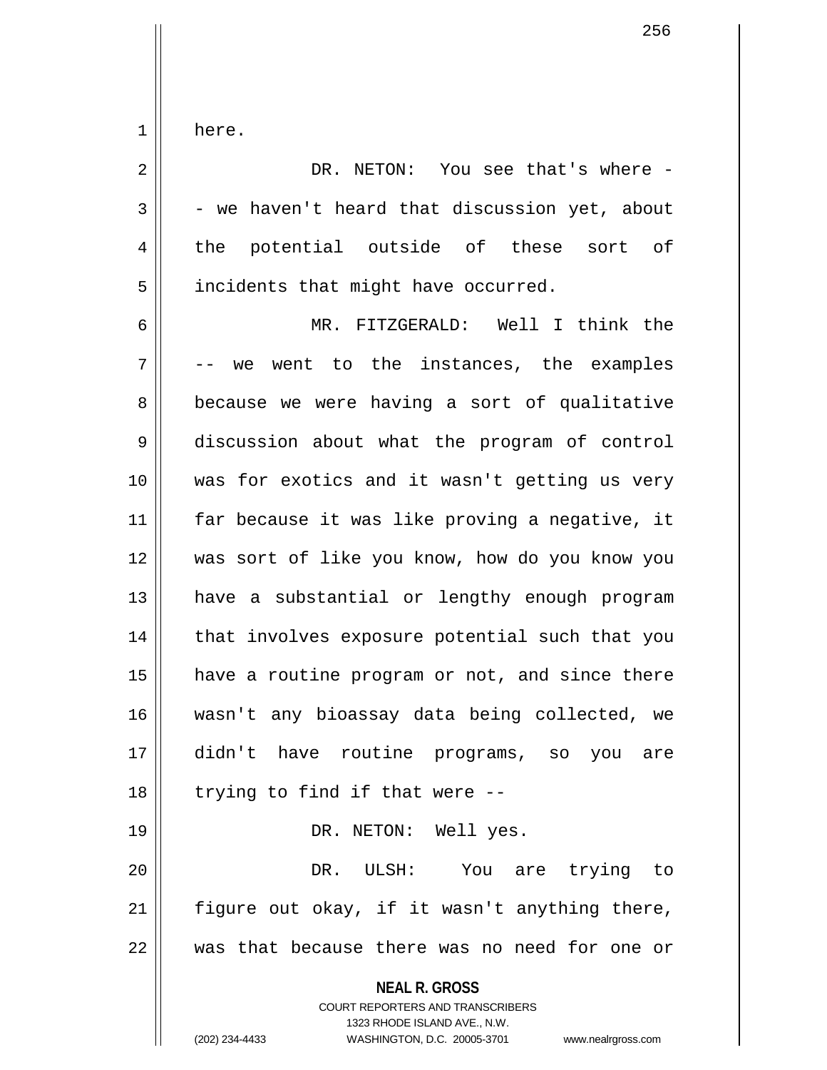here.

DR. NETON: You see that's where -- we haven't heard that discussion yet, about the potential outside of these sort of incidents that might have occurred.

MR. FITZGERALD: Well I think the -- we went to the instances, the examples because we were having a sort of qualitative discussion about what the program of control was for exotics and it wasn't getting us very far because it was like proving a negative, it was sort of like you know, how do you know you have a substantial or lengthy enough program that involves exposure potential such that you have a routine program or not, and since there wasn't any bioassay data being collected, we didn't have routine programs, so you are trying to find if that were --

DR. NETON: Well yes.

DR. ULSH: You are trying to figure out okay, if it wasn't anything there, was that because there was no need for one or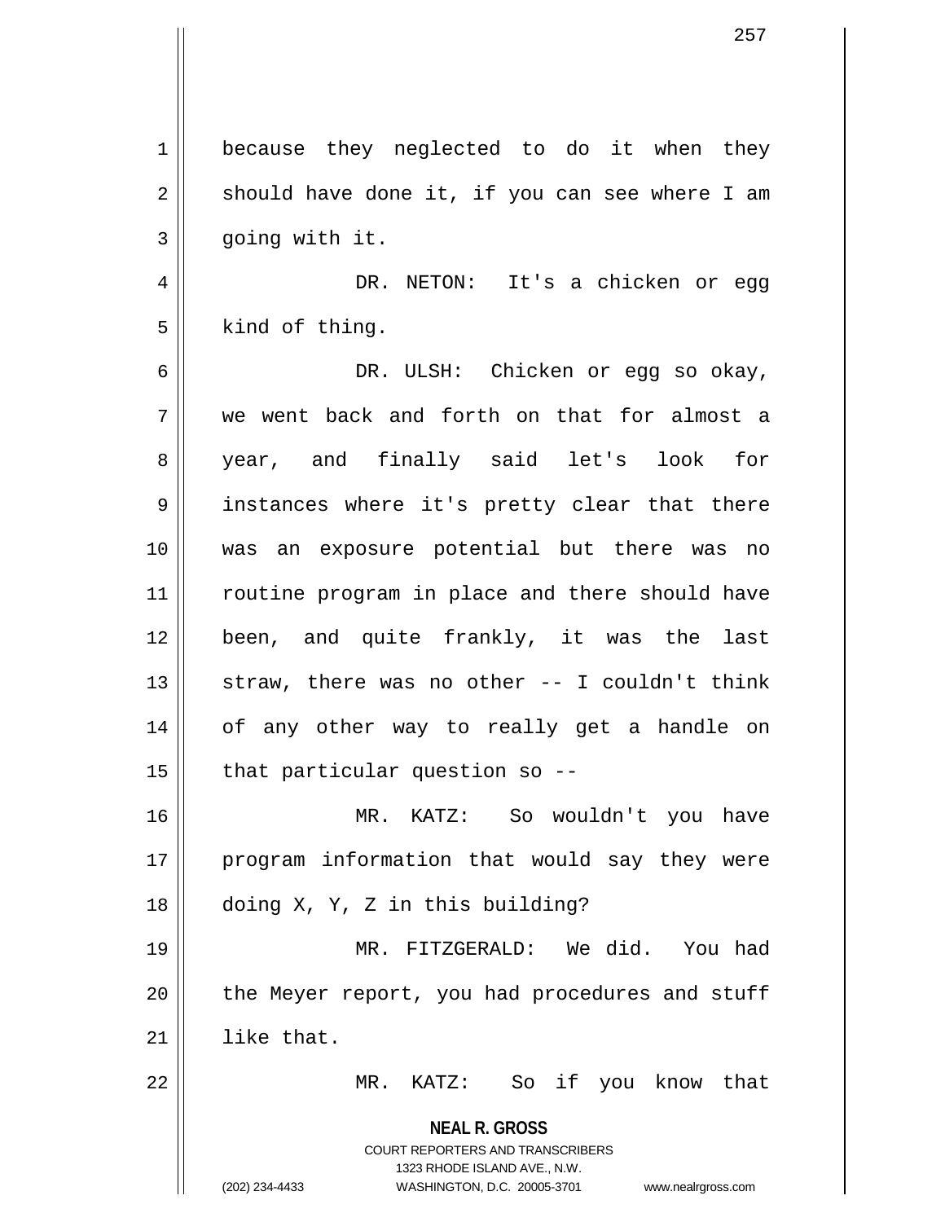because they neglected to do it when they should have done it, if you can see where I am going with it.

DR. NETON: It's a chicken or egg kind of thing.

DR. ULSH: Chicken or egg so okay, we went back and forth on that for almost a year, and finally said let's look for instances where it's pretty clear that there was an exposure potential but there was no routine program in place and there should have been, and quite frankly, it was the last straw, there was no other -- I couldn't think of any other way to really get a handle on that particular question so --

MR. KATZ: So wouldn't you have program information that would say they were doing X, Y, Z in this building?

MR. FITZGERALD: We did. You had the Meyer report, you had procedures and stuff like that.

MR. KATZ: So if you know that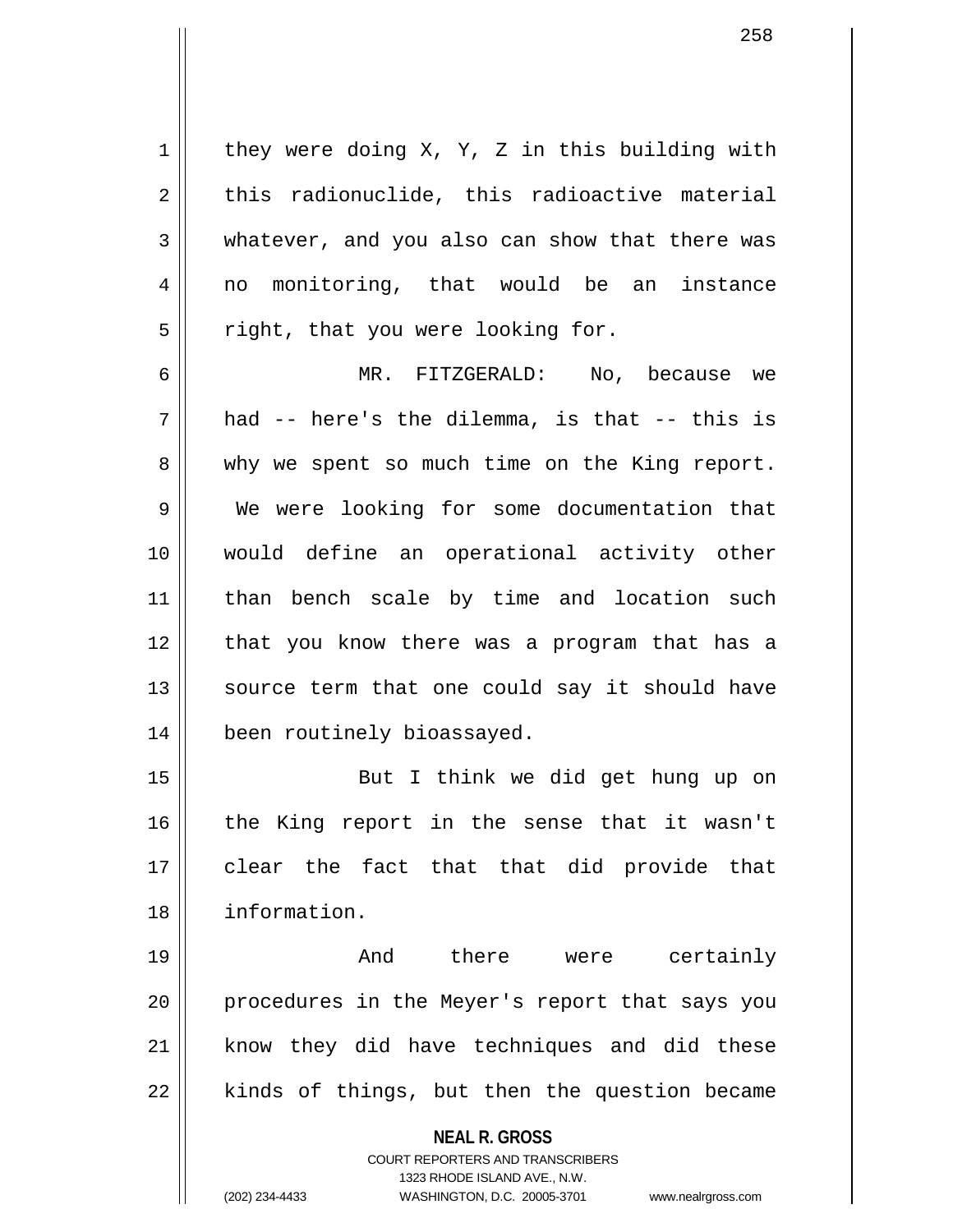they were doing X, Y, Z in this building with this radionuclide, this radioactive material whatever, and you also can show that there was no monitoring, that would be an instance right, that you were looking for.

MR. FITZGERALD: No, because we had -- here's the dilemma, is that -- this is why we spent so much time on the King report. We were looking for some documentation that would define an operational activity other than bench scale by time and location such that you know there was a program that has a source term that one could say it should have been routinely bioassayed.

But I think we did get hung up on the King report in the sense that it wasn't clear the fact that that did provide that information.

And there were certainly procedures in the Meyer's report that says you know they did have techniques and did these kinds of things, but then the question became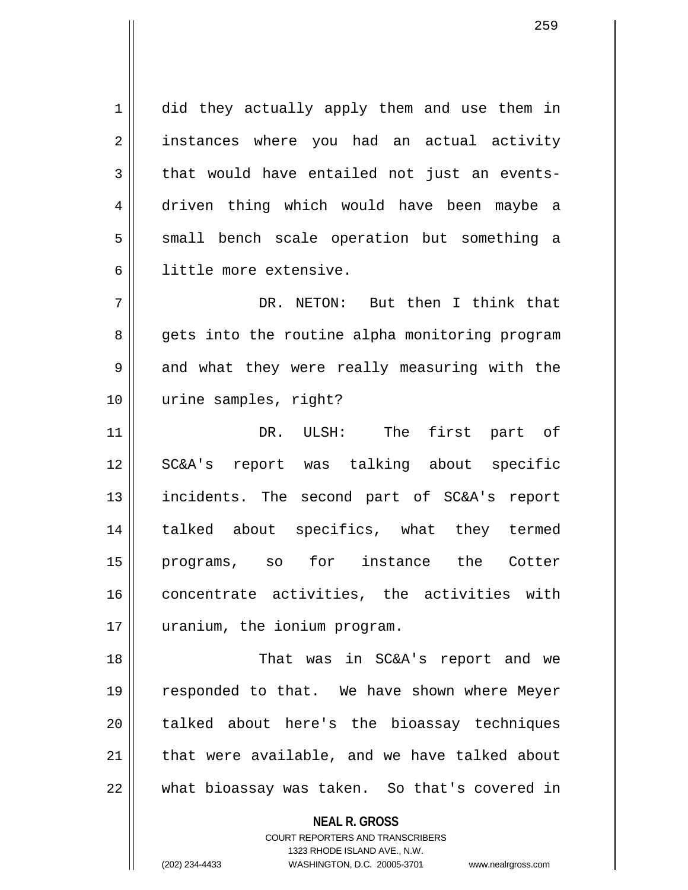did they actually apply them and use them in instances where you had an actual activity that would have entailed not just an events-driven thing which would have been maybe a small bench scale operation but something a little more extensive.

DR. NETON: But then I think that gets into the routine alpha monitoring program and what they were really measuring with the urine samples, right?

DR. ULSH: The first part of SC&A's report was talking about specific incidents. The second part of SC&A's report talked about specifics, what they termed programs, so for instance the Cotter concentrate activities, the activities with uranium, the ionium program.

That was in SC&A's report and we responded to that. We have shown where Meyer talked about here's the bioassay techniques that were available, and we have talked about what bioassay was taken. So that's covered in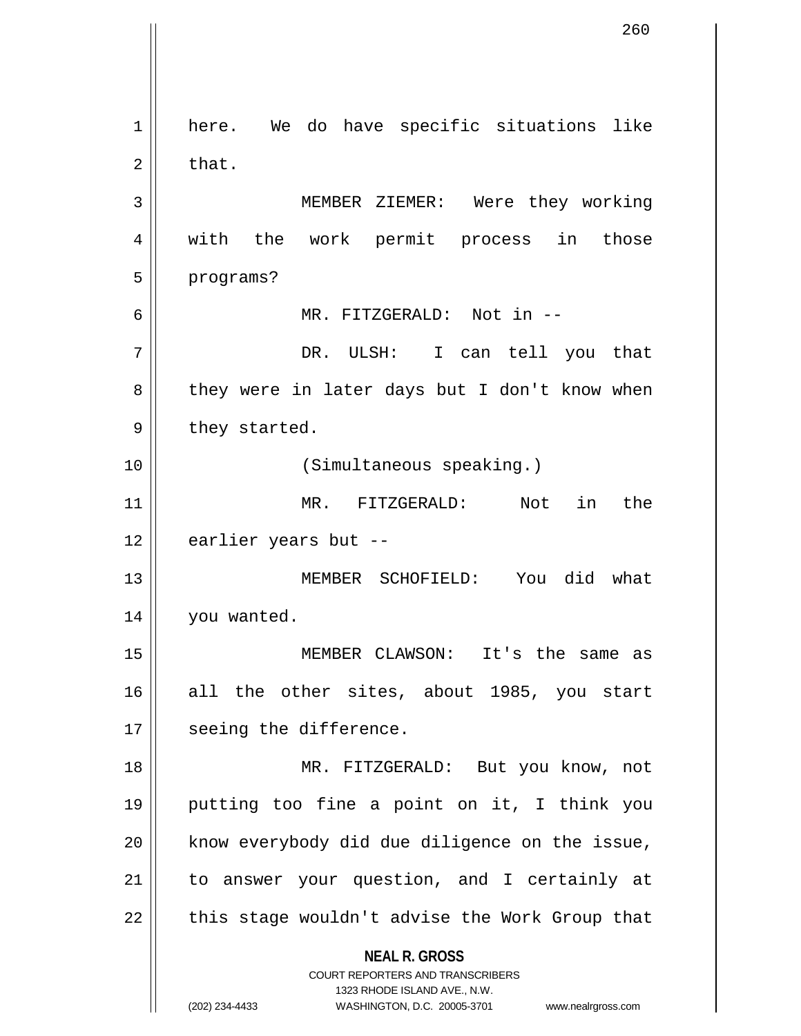here. We do have specific situations like that.

MEMBER ZIEMER: Were they working with the work permit process in those programs?

MR. FITZGERALD: Not in --

DR. ULSH: I can tell you that they were in later days but I don't know when they started.

(Simultaneous speaking.)

MR. FITZGERALD: Not in the earlier years but --

MEMBER SCHOFIELD: You did what you wanted.

MEMBER CLAWSON: It's the same as all the other sites, about 1985, you start seeing the difference.

MR. FITZGERALD: But you know, not putting too fine a point on it, I think you know everybody did due diligence on the issue, to answer your question, and I certainly at this stage wouldn't advise the Work Group that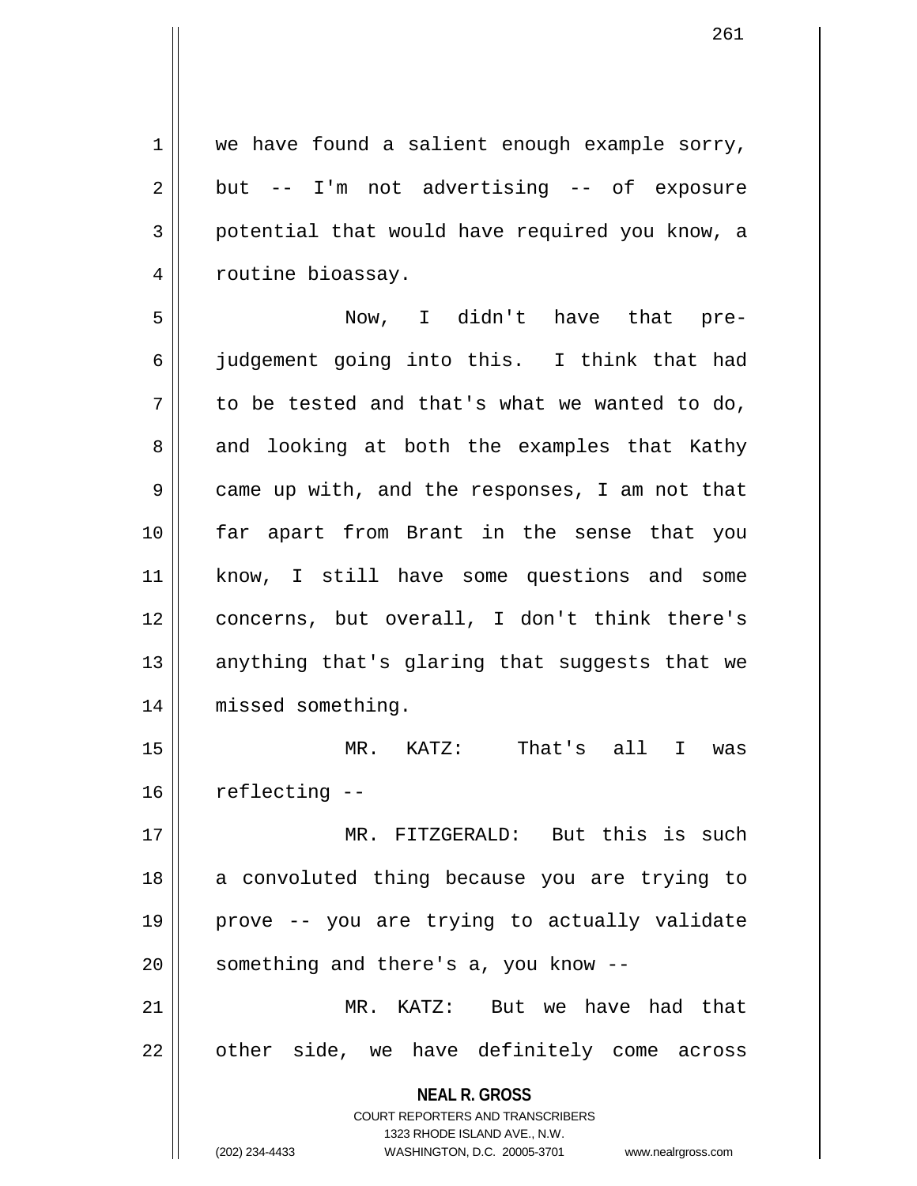we have found a salient enough example sorry, but -- I'm not advertising -- of exposure potential that would have required you know, a routine bioassay.

Now, I didn't have that pre-judgement going into this. I think that had to be tested and that's what we wanted to do, and looking at both the examples that Kathy came up with, and the responses, I am not that far apart from Brant in the sense that you know, I still have some questions and some concerns, but overall, I don't think there's anything that's glaring that suggests that we missed something.

MR. KATZ: That's all I was reflecting --

MR. FITZGERALD: But this is such a convoluted thing because you are trying to prove -- you are trying to actually validate something and there's a, you know --

MR. KATZ: But we have had that other side, we have definitely come across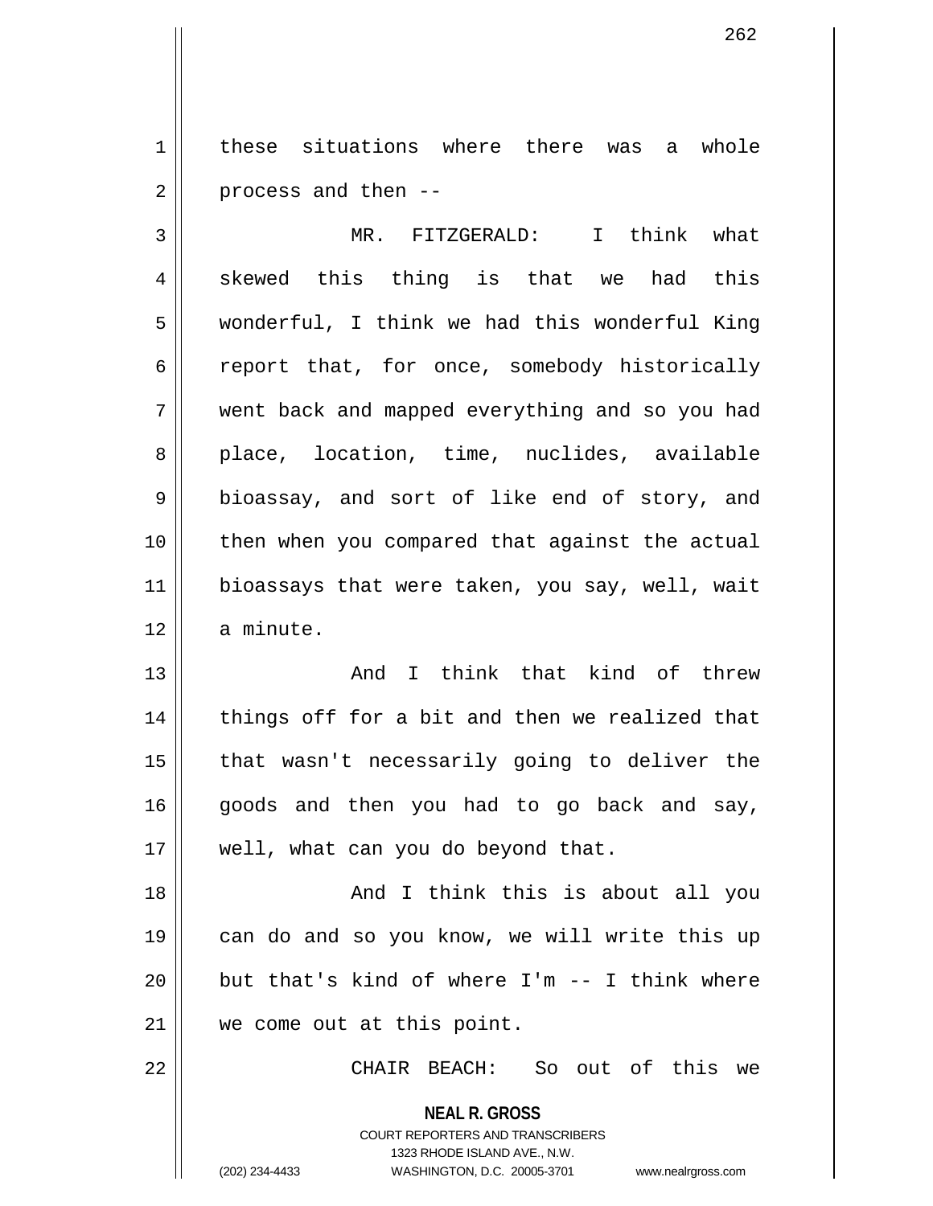these situations where there was a whole process and then --

MR. FITZGERALD: I think what skewed this thing is that we had this wonderful, I think we had this wonderful King report that, for once, somebody historically went back and mapped everything and so you had place, location, time, nuclides, available bioassay, and sort of like end of story, and then when you compared that against the actual bioassays that were taken, you say, well, wait a minute.

And I think that kind of threw things off for a bit and then we realized that that wasn't necessarily going to deliver the goods and then you had to go back and say, well, what can you do beyond that.

And I think this is about all you can do and so you know, we will write this up but that's kind of where I'm -- I think where we come out at this point.

CHAIR BEACH: So out of this we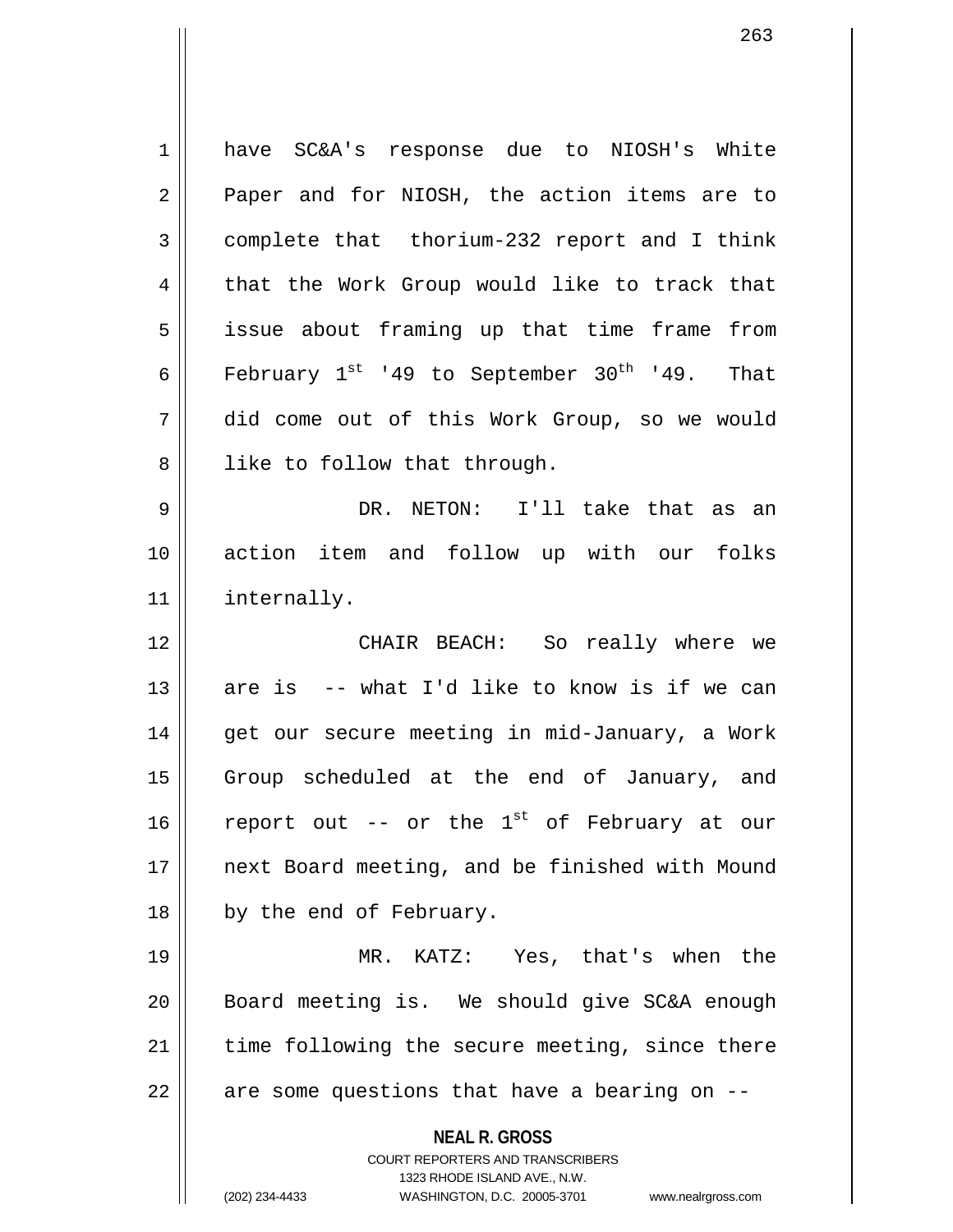have SC&A's response due to NIOSH's White Paper and for NIOSH, the action items are to complete that thorium-232 report and I think that the Work Group would like to track that issue about framing up that time frame from February 1st '49 to September 30th '49. That did come out of this Work Group, so we would like to follow that through.

DR. NETON: I'll take that as an action item and follow up with our folks internally.

CHAIR BEACH: So really where we are is -- what I'd like to know is if we can get our secure meeting in mid-January, a Work Group scheduled at the end of January, and report out -- or the 1st of February at our next Board meeting, and be finished with Mound by the end of February.

MR. KATZ: Yes, that's when the Board meeting is. We should give SC&A enough time following the secure meeting, since there are some questions that have a bearing on --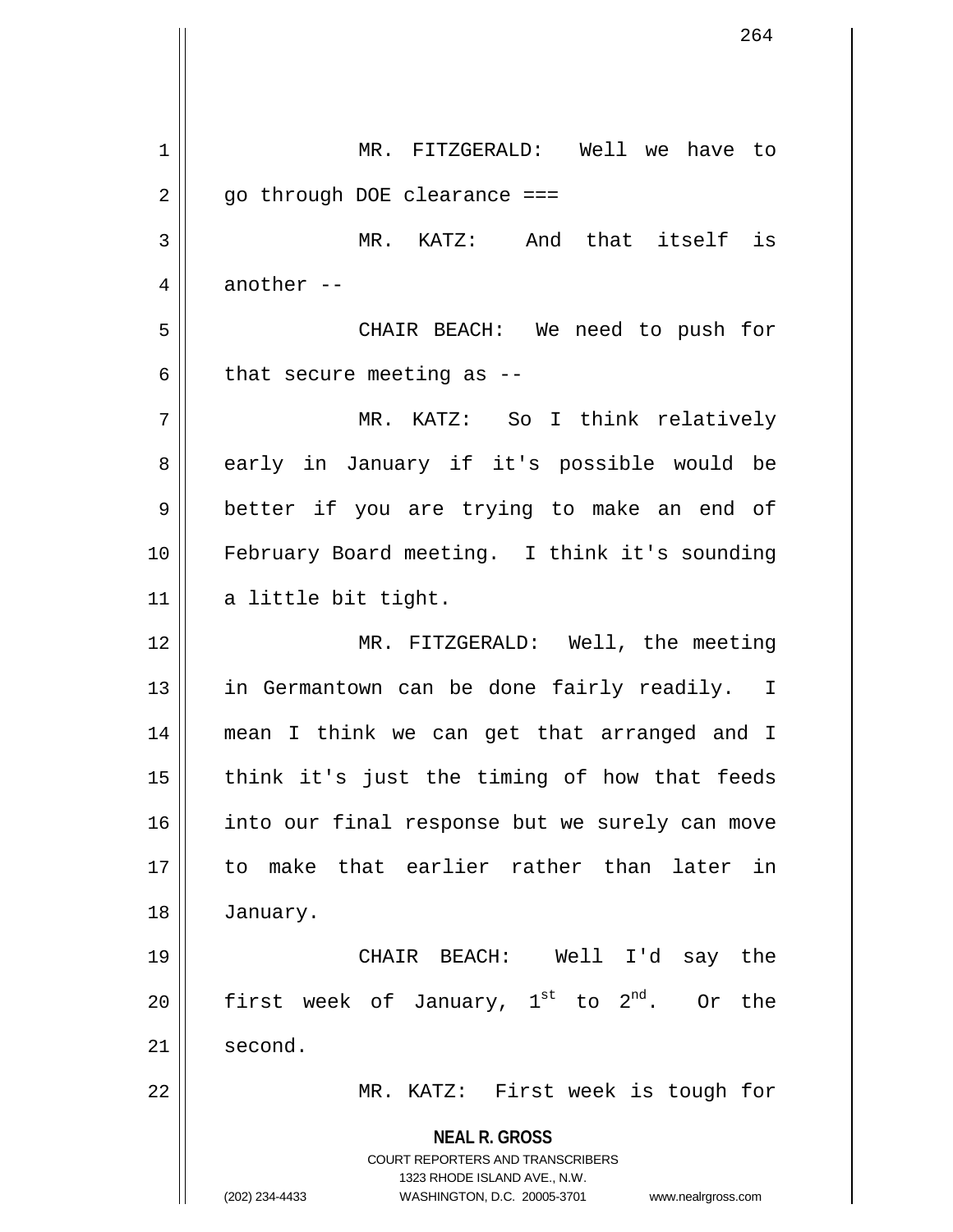MR. FITZGERALD: Well we have to go through DOE clearance ===

MR. KATZ: And that itself is another --

CHAIR BEACH: We need to push for that secure meeting as --

MR. KATZ: So I think relatively early in January if it's possible would be better if you are trying to make an end of February Board meeting. I think it's sounding a little bit tight.

MR. FITZGERALD: Well, the meeting in Germantown can be done fairly readily. I mean I think we can get that arranged and I think it's just the timing of how that feeds into our final response but we surely can move to make that earlier rather than later in January.

CHAIR BEACH: Well I'd say the first week of January, 1st to 2nd. Or the second.

MR. KATZ: First week is tough for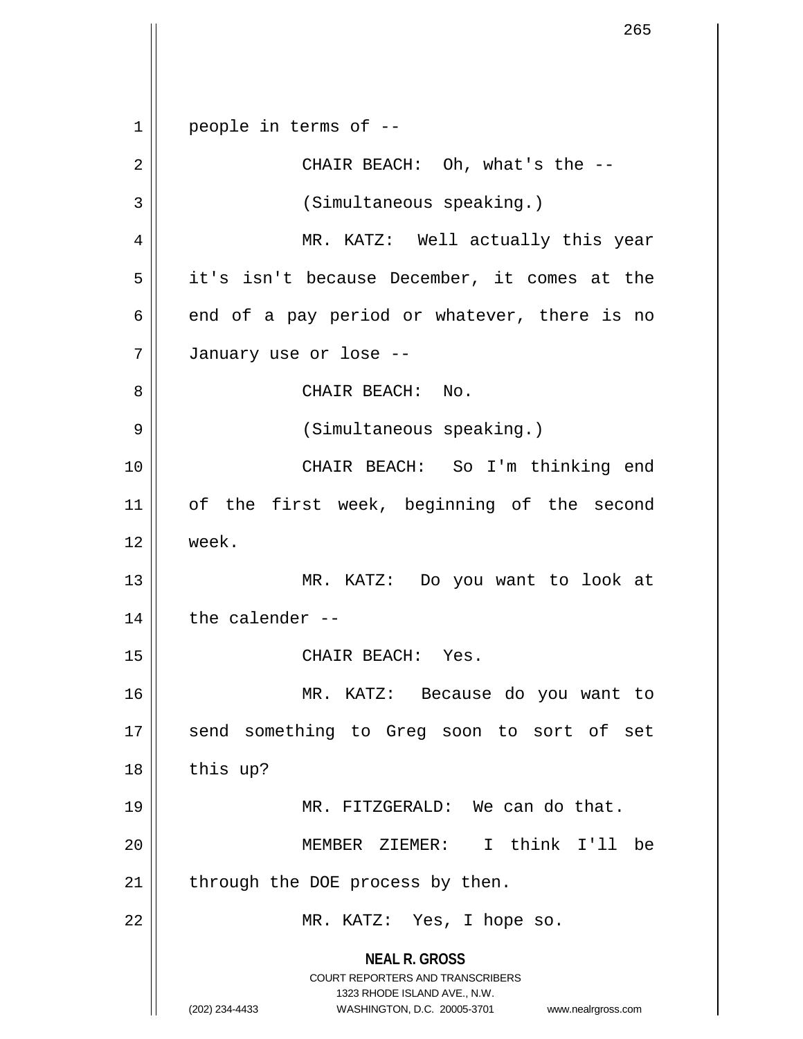people in terms of --

CHAIR BEACH: Oh, what's the --

(Simultaneous speaking.)

MR. KATZ: Well actually this year it's isn't because December, it comes at the end of a pay period or whatever, there is no January use or lose --

CHAIR BEACH: No.

(Simultaneous speaking.)

CHAIR BEACH: So I'm thinking end of the first week, beginning of the second week.

MR. KATZ: Do you want to look at the calender --

CHAIR BEACH: Yes.

MR. KATZ: Because do you want to send something to Greg soon to sort of set this up?

MR. FITZGERALD: We can do that.

MEMBER ZIEMER: I think I'll be through the DOE process by then.

MR. KATZ: Yes, I hope so.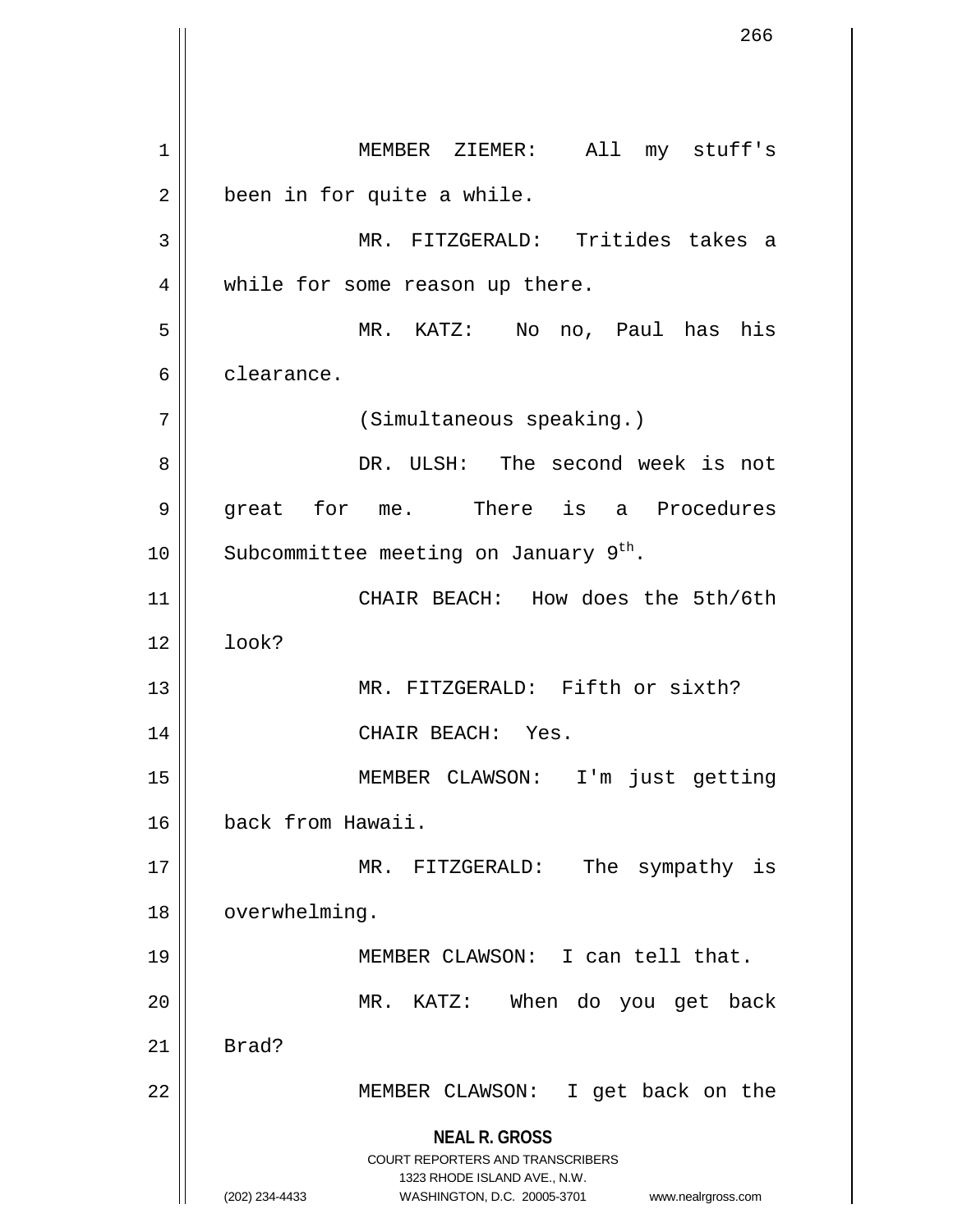MEMBER ZIEMER: All my stuff's been in for quite a while.

MR. FITZGERALD: Tritides takes a while for some reason up there.

MR. KATZ: No no, Paul has his clearance.

(Simultaneous speaking.)

DR. ULSH: The second week is not great for me. There is a Procedures Subcommittee meeting on January 9th.

CHAIR BEACH: How does the 5th/6th look?

MR. FITZGERALD: Fifth or sixth?

CHAIR BEACH: Yes.

MEMBER CLAWSON: I'm just getting back from Hawaii.

MR. FITZGERALD: The sympathy is overwhelming.

MEMBER CLAWSON: I can tell that.

MR. KATZ: When do you get back Brad?

MEMBER CLAWSON: I get back on the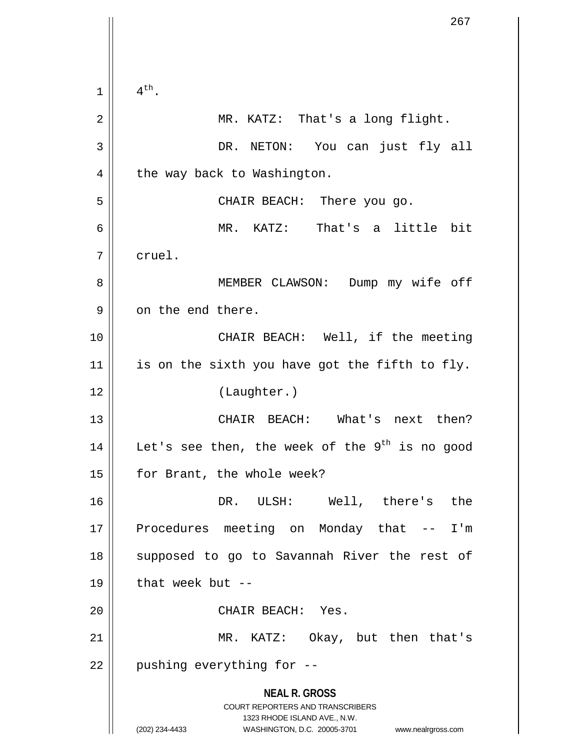4th.

MR. KATZ: That's a long flight.

DR. NETON: You can just fly all the way back to Washington.

CHAIR BEACH: There you go.

MR. KATZ: That's a little bit cruel.

MEMBER CLAWSON: Dump my wife off on the end there.

CHAIR BEACH: Well, if the meeting is on the sixth you have got the fifth to fly.

(Laughter.)

CHAIR BEACH: What's next then? Let's see then, the week of the 9th is no good for Brant, the whole week?

DR. ULSH: Well, there's the Procedures meeting on Monday that -- I'm supposed to go to Savannah River the rest of that week but --

CHAIR BEACH: Yes.

MR. KATZ: Okay, but then that's pushing everything for --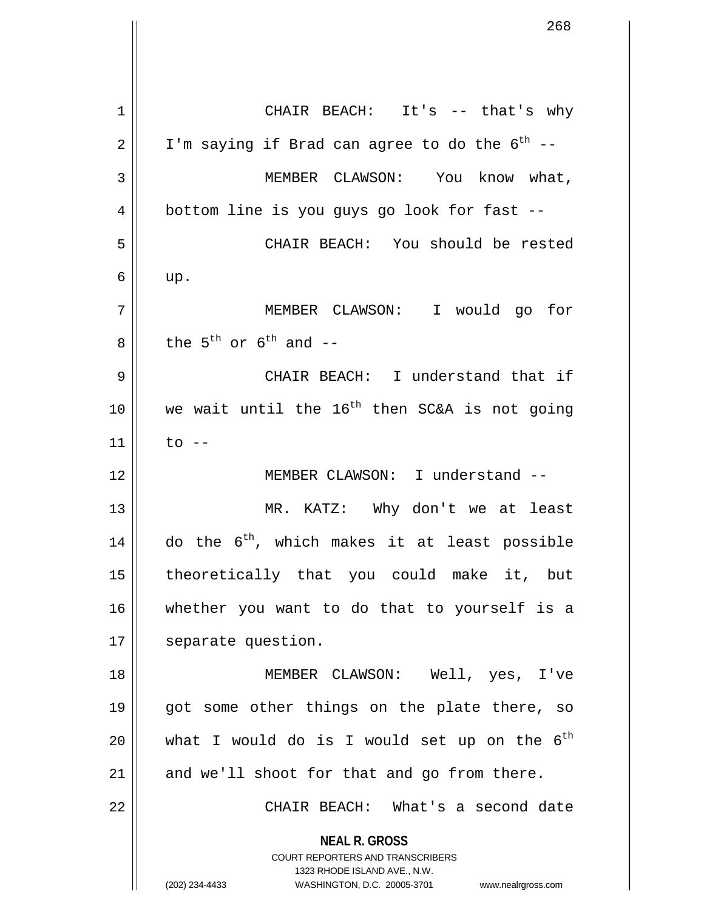CHAIR BEACH: It's -- that's why I'm saying if Brad can agree to do the 6th --

MEMBER CLAWSON: You know what, bottom line is you guys go look for fast --

CHAIR BEACH: You should be rested up.

MEMBER CLAWSON: I would go for the 5th or 6th and --

CHAIR BEACH: I understand that if we wait until the 16th then SC&A is not going to --

MEMBER CLAWSON: I understand --

MR. KATZ: Why don't we at least do the 6th, which makes it at least possible theoretically that you could make it, but whether you want to do that to yourself is a separate question.

MEMBER CLAWSON: Well, yes, I've got some other things on the plate there, so what I would do is I would set up on the 6th and we'll shoot for that and go from there.

CHAIR BEACH: What's a second date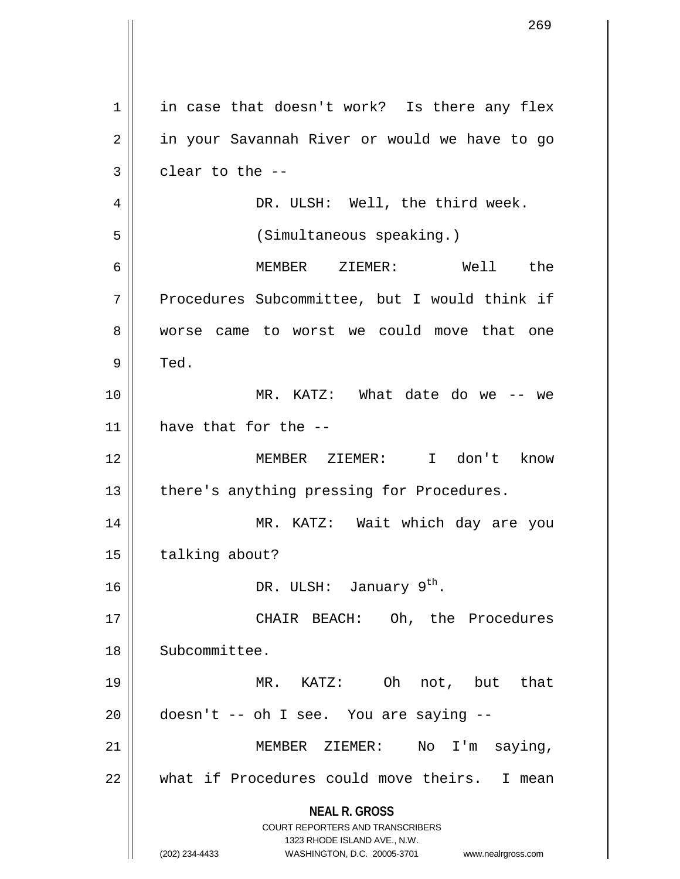in case that doesn't work? Is there any flex in your Savannah River or would we have to go clear to the --

DR. ULSH: Well, the third week.

(Simultaneous speaking.)

MEMBER ZIEMER: Well the Procedures Subcommittee, but I would think if worse came to worst we could move that one Ted.

MR. KATZ: What date do we -- we have that for the --

MEMBER ZIEMER: I don't know there's anything pressing for Procedures.

MR. KATZ: Wait which day are you talking about?

DR. ULSH: January 9th.

CHAIR BEACH: Oh, the Procedures Subcommittee.

MR. KATZ: Oh not, but that doesn't -- oh I see. You are saying --

MEMBER ZIEMER: No I'm saying, what if Procedures could move theirs. I mean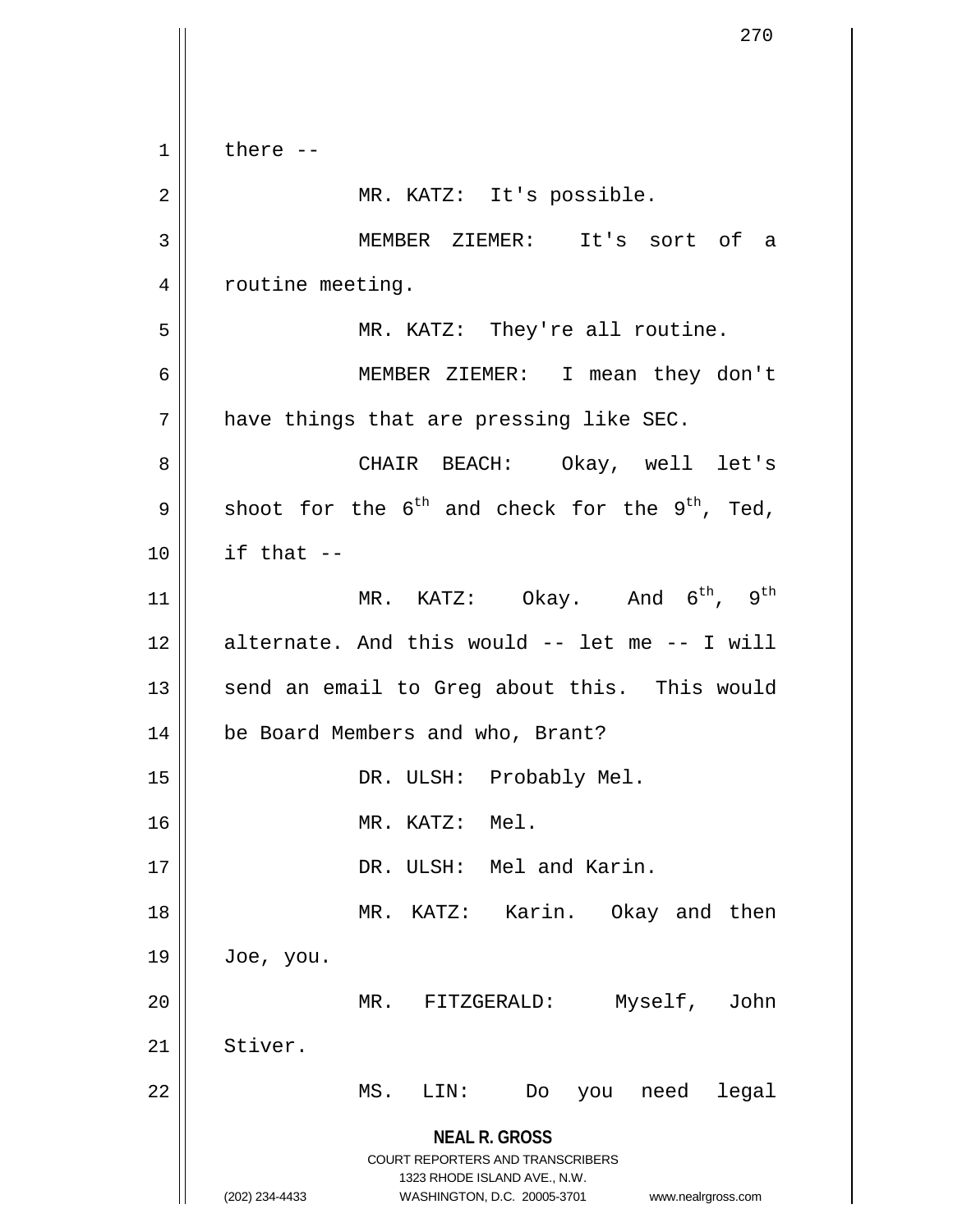there --

MR. KATZ: It's possible.

MEMBER ZIEMER: It's sort of a routine meeting.

MR. KATZ: They're all routine.

MEMBER ZIEMER: I mean they don't have things that are pressing like SEC.

CHAIR BEACH: Okay, well let's shoot for the $6^{th}$ and check for the $9^{th}$, Ted, if that --

MR. KATZ: Okay. And $6^{th}$, $9^{th}$ alternate. And this would -- let me -- I will send an email to Greg about this. This would be Board Members and who, Brant?

DR. ULSH: Probably Mel.

MR. KATZ: Mel.

DR. ULSH: Mel and Karin.

MR. KATZ: Karin. Okay and then Joe, you.

MR. FITZGERALD: Myself, John Stiver.

MS. LIN: Do you need legal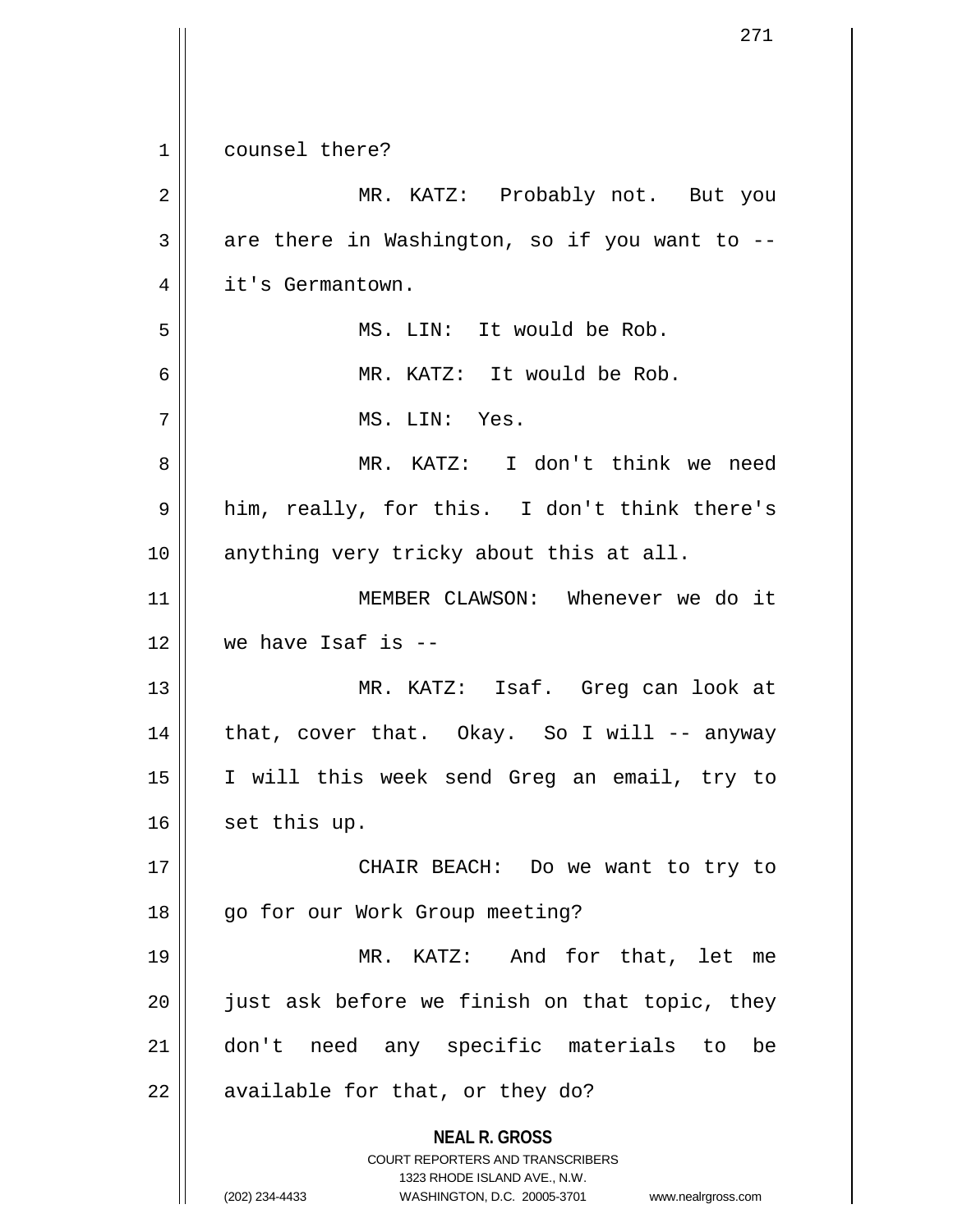counsel there?

MR. KATZ: Probably not. But you are there in Washington, so if you want to -- it's Germantown.

MS. LIN: It would be Rob.

MR. KATZ: It would be Rob.

MS. LIN: Yes.

MR. KATZ: I don't think we need him, really, for this. I don't think there's anything very tricky about this at all.

MEMBER CLAWSON: Whenever we do it we have Isaf is --

MR. KATZ: Isaf. Greg can look at that, cover that. Okay. So I will -- anyway I will this week send Greg an email, try to set this up.

CHAIR BEACH: Do we want to try to go for our Work Group meeting?

MR. KATZ: And for that, let me just ask before we finish on that topic, they don't need any specific materials to be available for that, or they do?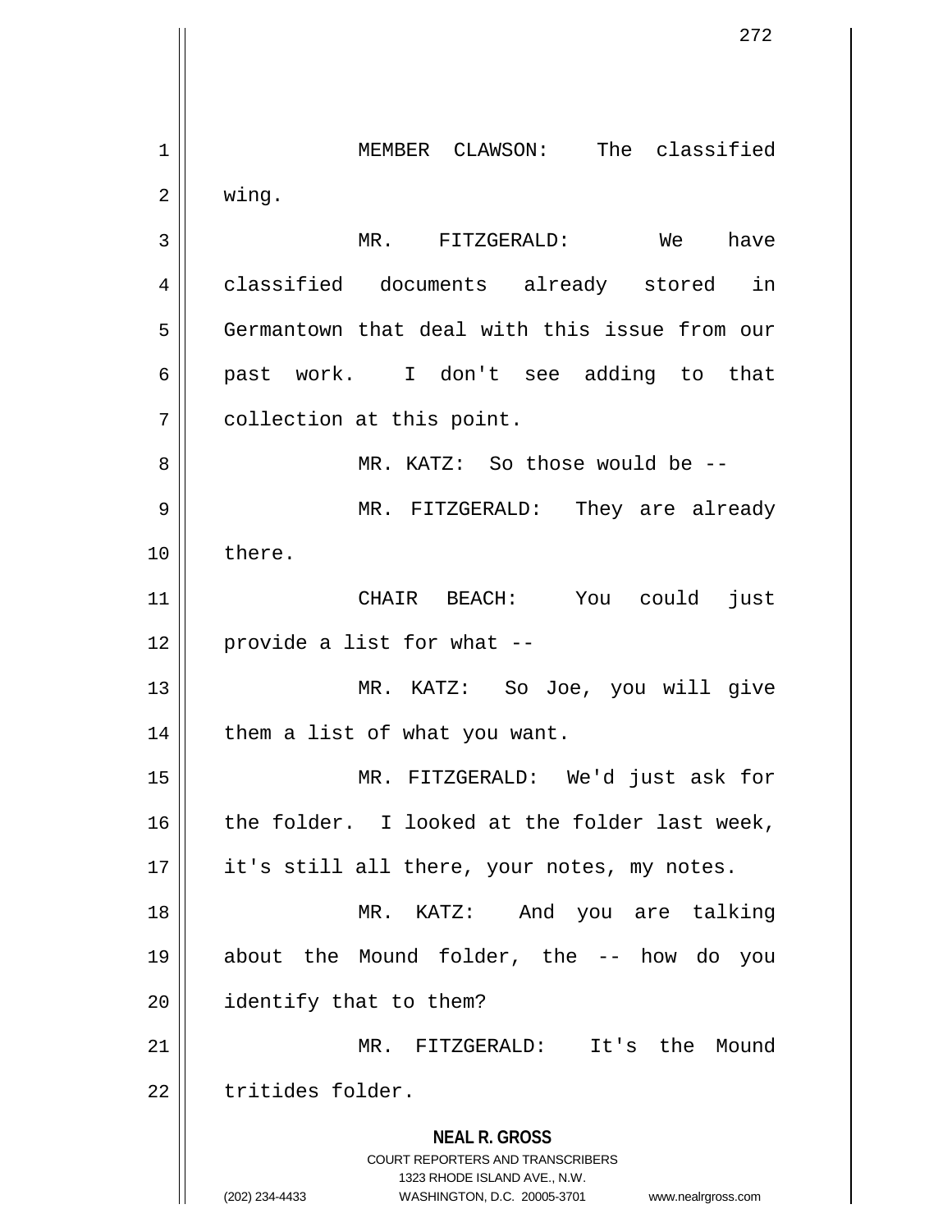MEMBER CLAWSON: The classified wing.

MR. FITZGERALD: We have classified documents already stored in Germantown that deal with this issue from our past work. I don't see adding to that collection at this point.

MR. KATZ: So those would be --

MR. FITZGERALD: They are already there.

CHAIR BEACH: You could just provide a list for what --

MR. KATZ: So Joe, you will give them a list of what you want.

MR. FITZGERALD: We'd just ask for the folder. I looked at the folder last week, it's still all there, your notes, my notes.

MR. KATZ: And you are talking about the Mound folder, the -- how do you identify that to them?

MR. FITZGERALD: It's the Mound tritides folder.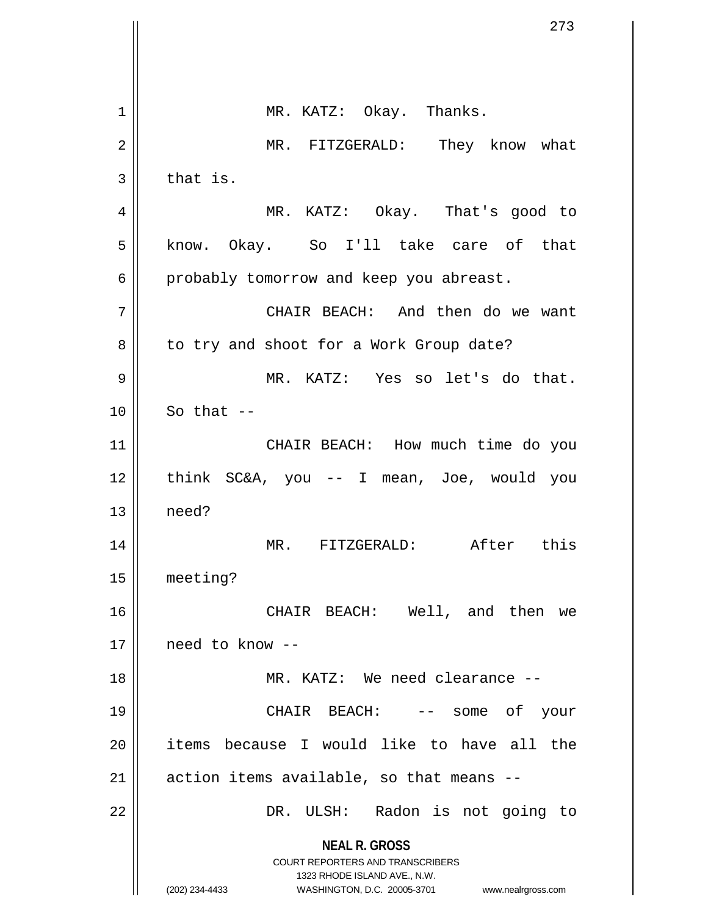MR. KATZ: Okay. Thanks.

MR. FITZGERALD: They know what that is.

MR. KATZ: Okay. That's good to know. Okay. So I'll take care of that probably tomorrow and keep you abreast.

CHAIR BEACH: And then do we want to try and shoot for a Work Group date?

MR. KATZ: Yes so let's do that. So that --

CHAIR BEACH: How much time do you think SC&A, you -- I mean, Joe, would you need?

MR. FITZGERALD: After this meeting?

CHAIR BEACH: Well, and then we need to know --

MR. KATZ: We need clearance --

CHAIR BEACH: -- some of your items because I would like to have all the action items available, so that means --

DR. ULSH: Radon is not going to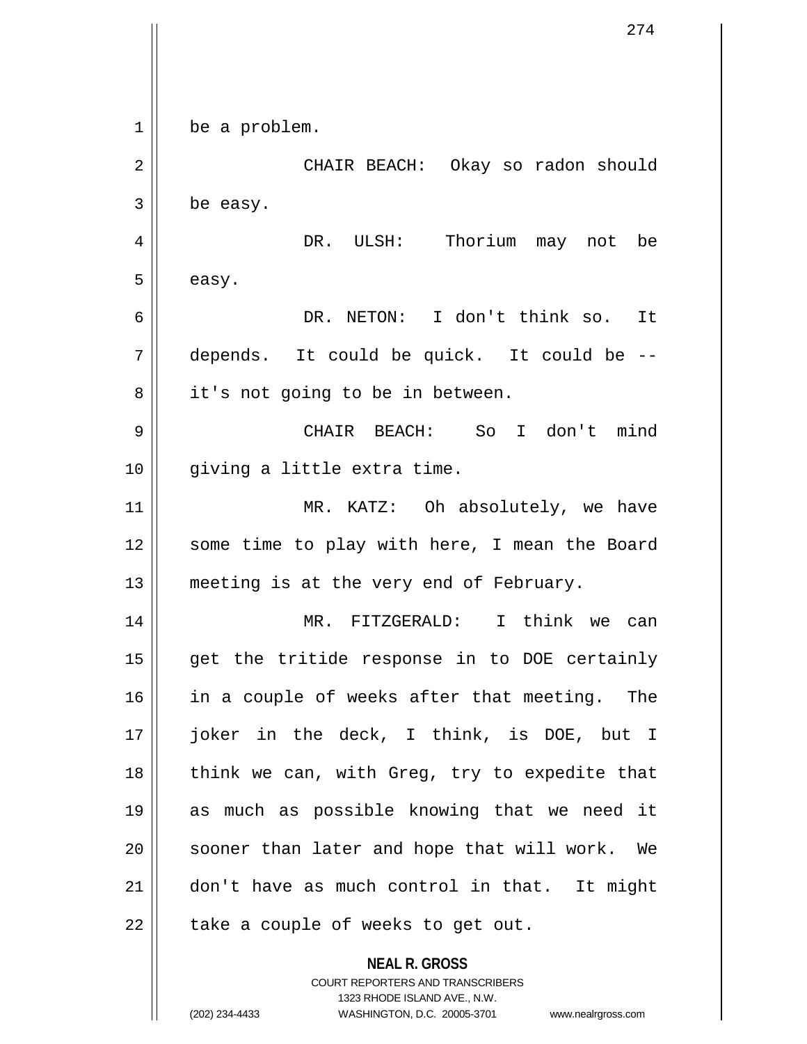be a problem.

CHAIR BEACH: Okay so radon should be easy.

DR. ULSH: Thorium may not be easy.

DR. NETON: I don't think so. It depends. It could be quick. It could be -- it's not going to be in between.

CHAIR BEACH: So I don't mind giving a little extra time.

MR. KATZ: Oh absolutely, we have some time to play with here, I mean the Board meeting is at the very end of February.

MR. FITZGERALD: I think we can get the tritide response in to DOE certainly in a couple of weeks after that meeting. The joker in the deck, I think, is DOE, but I think we can, with Greg, try to expedite that as much as possible knowing that we need it sooner than later and hope that will work. We don't have as much control in that. It might take a couple of weeks to get out.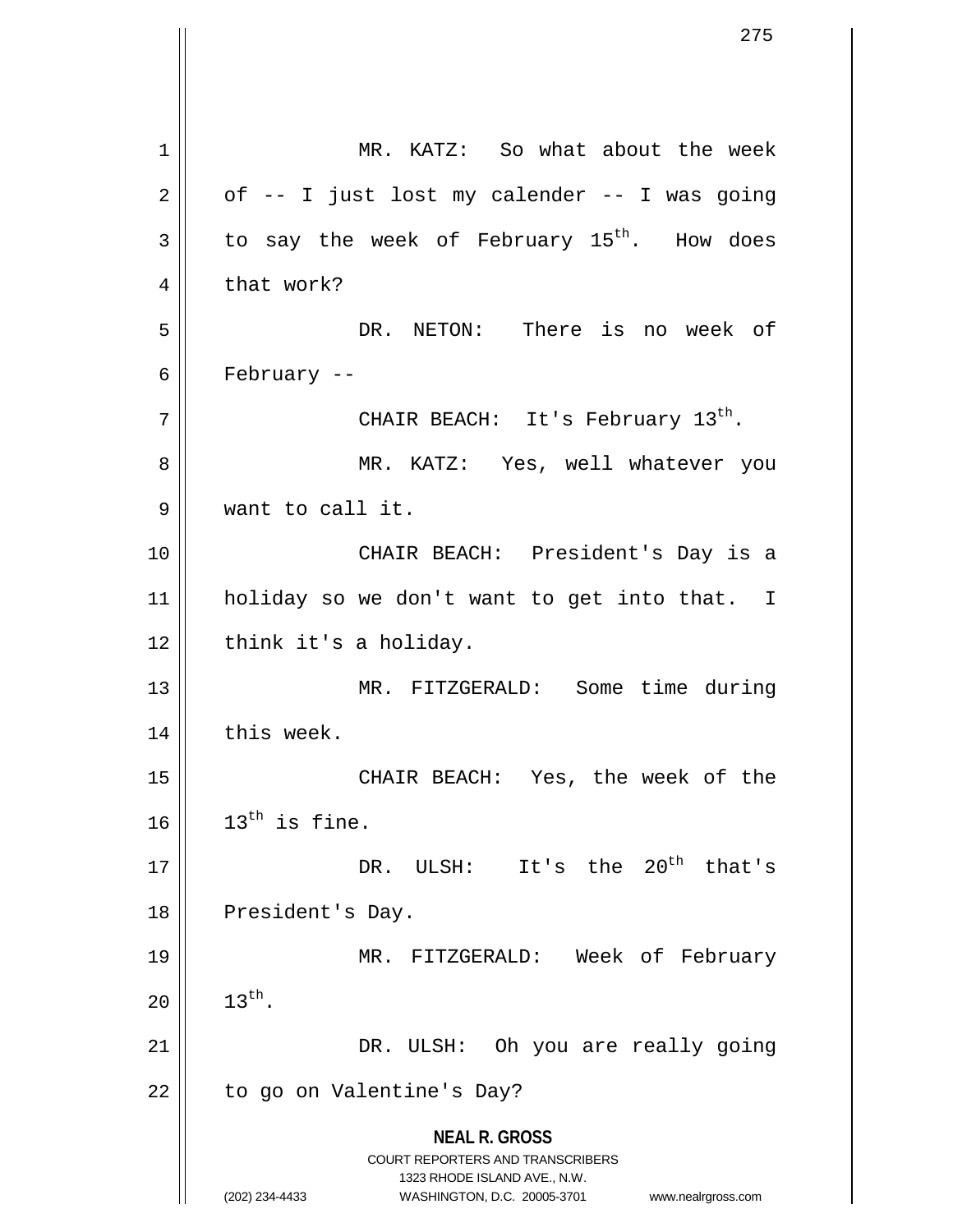MR. KATZ: So what about the week of -- I just lost my calender -- I was going to say the week of February 15th. How does that work?

DR. NETON: There is no week of February --

CHAIR BEACH: It's February 13th.

MR. KATZ: Yes, well whatever you want to call it.

CHAIR BEACH: President's Day is a holiday so we don't want to get into that. I think it's a holiday.

MR. FITZGERALD: Some time during this week.

CHAIR BEACH: Yes, the week of the 13th is fine.

DR. ULSH: It's the 20th that's President's Day.

MR. FITZGERALD: Week of February 13th.

DR. ULSH: Oh you are really going to go on Valentine's Day?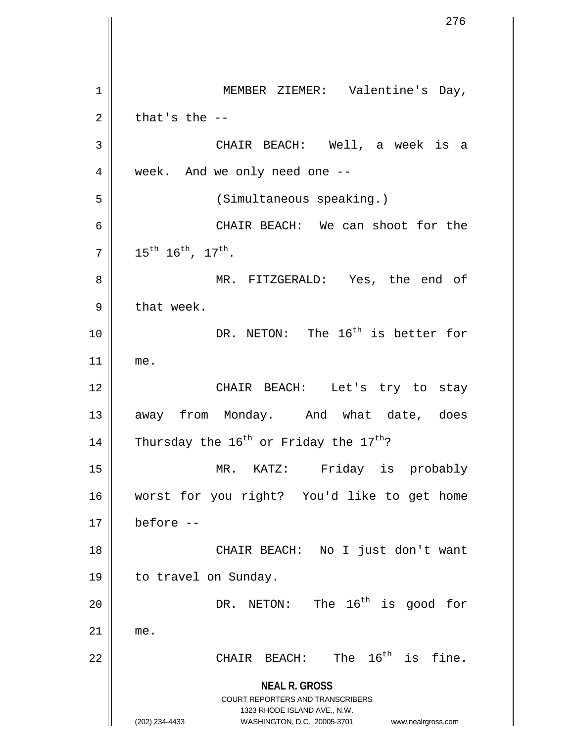MEMBER ZIEMER: Valentine's Day, that's the --

CHAIR BEACH: Well, a week is a week. And we only need one --

(Simultaneous speaking.)

CHAIR BEACH: We can shoot for the 15th 16th, 17th.

MR. FITZGERALD: Yes, the end of that week.

DR. NETON: The 16th is better for me.

CHAIR BEACH: Let's try to stay away from Monday. And what date, does Thursday the 16th or Friday the 17th?

MR. KATZ: Friday is probably worst for you right? You'd like to get home before --

CHAIR BEACH: No I just don't want to travel on Sunday.

DR. NETON: The 16th is good for me.

CHAIR BEACH: The 16th is fine.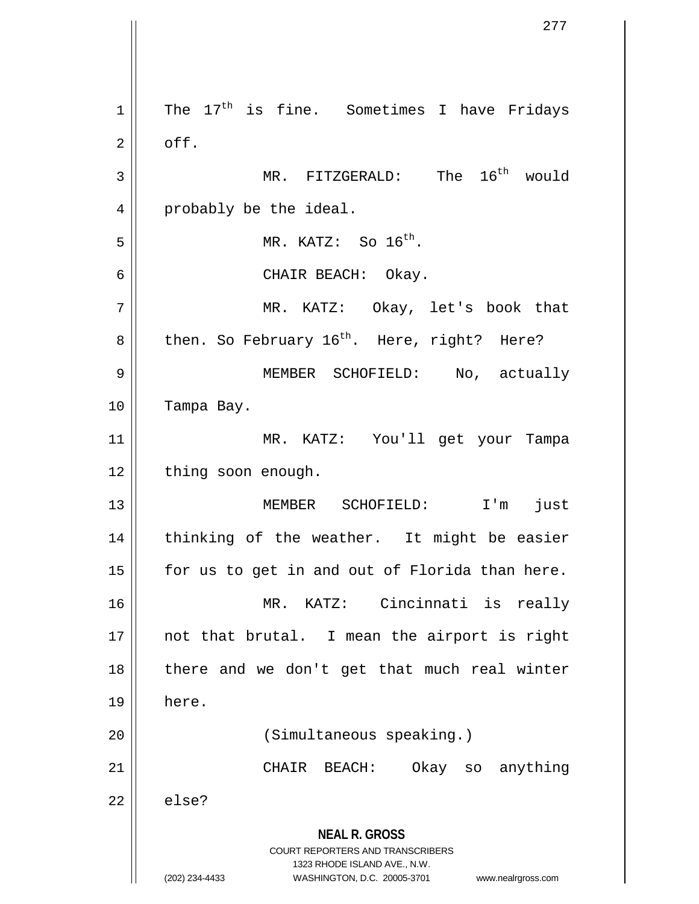The $17^{th}$ is fine. Sometimes I have Fridays off.

MR. FITZGERALD: The $16^{th}$ would probably be the ideal.

MR. KATZ: So $16^{th}$.

CHAIR BEACH: Okay.

MR. KATZ: Okay, let's book that then. So February $16^{th}$. Here, right? Here?

MEMBER SCHOFIELD: No, actually Tampa Bay.

MR. KATZ: You'll get your Tampa thing soon enough.

MEMBER SCHOFIELD: I'm just thinking of the weather. It might be easier for us to get in and out of Florida than here.

MR. KATZ: Cincinnati is really not that brutal. I mean the airport is right there and we don't get that much real winter here.

(Simultaneous speaking.)

CHAIR BEACH: Okay so anything else?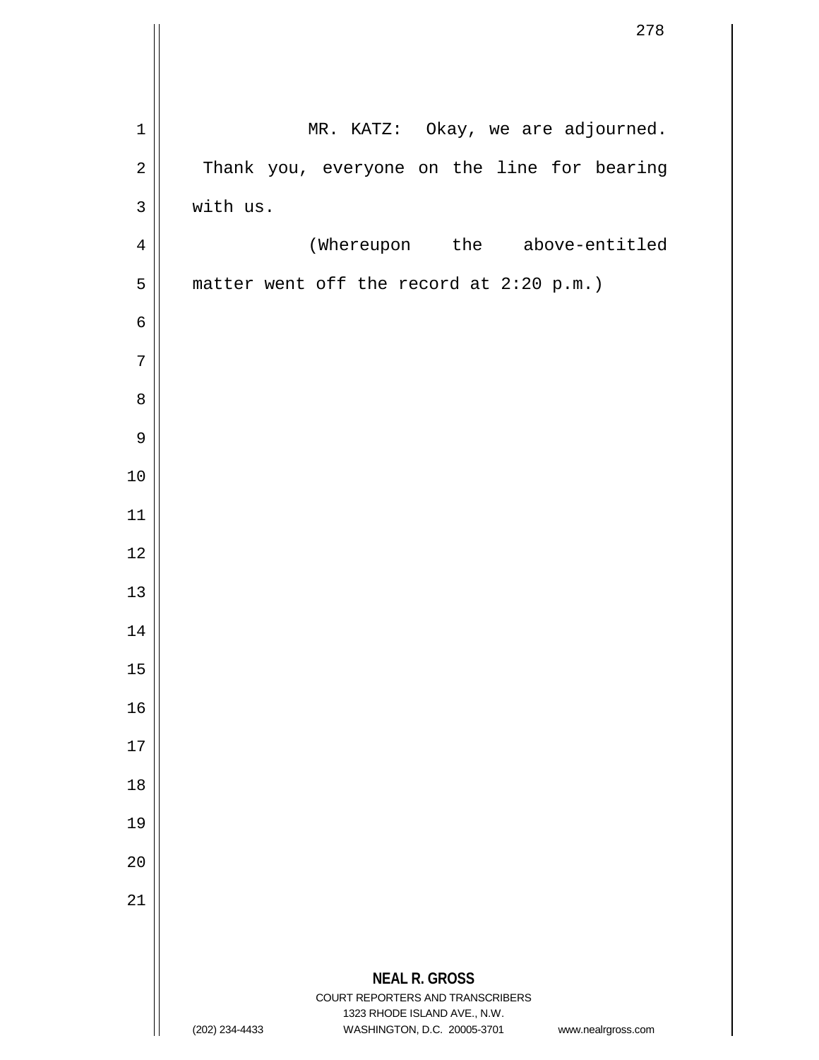MR. KATZ: Okay, we are adjourned. Thank you, everyone on the line for bearing with us.

(Whereupon the above-entitled matter went off the record at 2:20 p.m.)